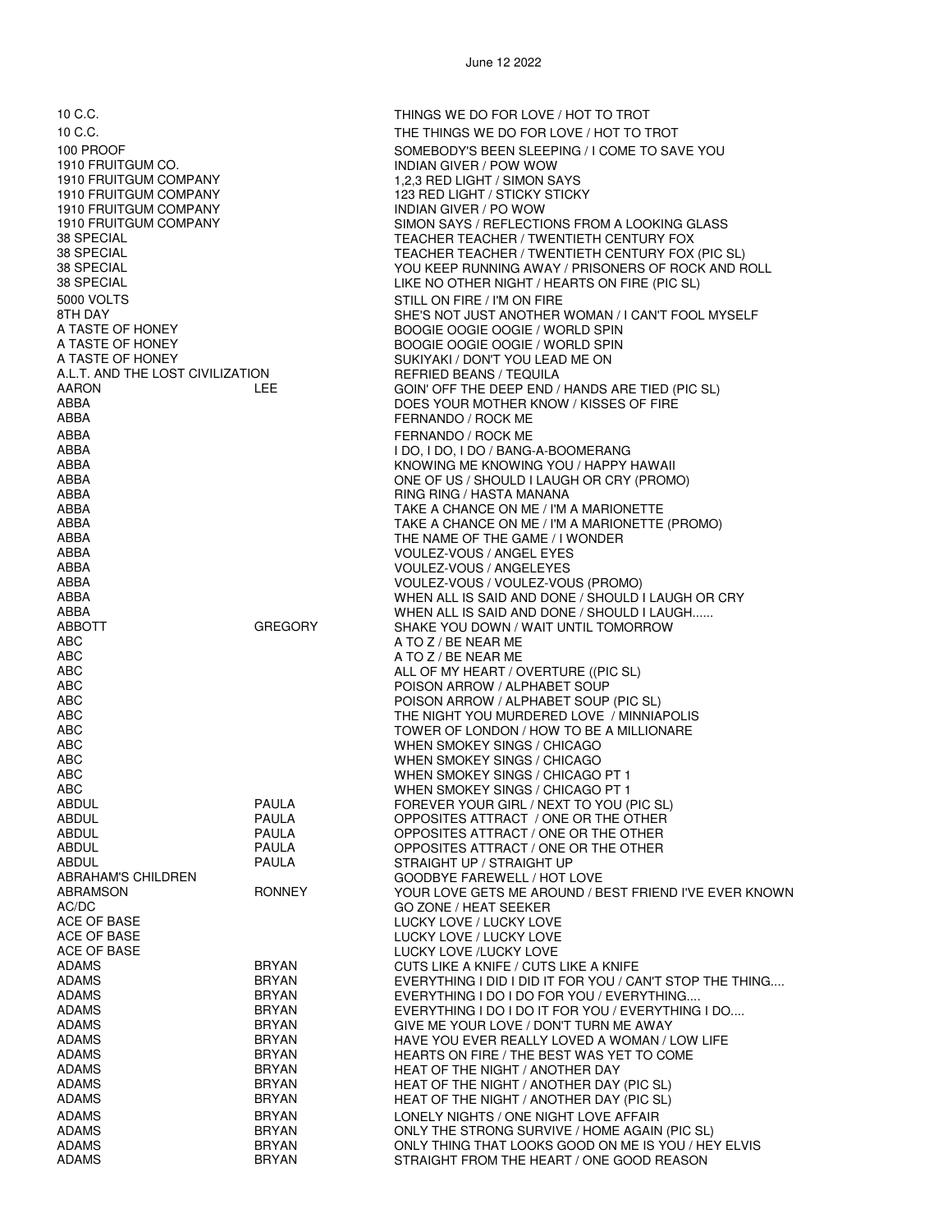June 12 2022

| | | |
|---|---|---|
| 10 C.C. | | THINGS WE DO FOR LOVE / HOT TO TROT |
| 10 C.C. | | THE THINGS WE DO FOR LOVE / HOT TO TROT |
| 100 PROOF | | SOMEBODY'S BEEN SLEEPING / I COME TO SAVE YOU |
| 1910 FRUITGUM CO. | | INDIAN GIVER / POW WOW |
| 1910 FRUITGUM COMPANY | | 1,2,3 RED LIGHT / SIMON SAYS |
| 1910 FRUITGUM COMPANY | | 123 RED LIGHT / STICKY STICKY |
| 1910 FRUITGUM COMPANY | | INDIAN GIVER / PO WOW |
| 1910 FRUITGUM COMPANY | | SIMON SAYS / REFLECTIONS FROM A LOOKING GLASS |
| 38 SPECIAL | | TEACHER TEACHER / TWENTIETH CENTURY FOX |
| 38 SPECIAL | | TEACHER TEACHER / TWENTIETH CENTURY FOX (PIC SL) |
| 38 SPECIAL | | YOU KEEP RUNNING AWAY / PRISONERS OF ROCK AND ROLL |
| 38 SPECIAL | | LIKE NO OTHER NIGHT / HEARTS ON FIRE (PIC SL) |
| 5000 VOLTS | | STILL ON FIRE / I'M ON FIRE |
| 8TH DAY | | SHE'S NOT JUST ANOTHER WOMAN / I CAN'T FOOL MYSELF |
| A TASTE OF HONEY | | BOOGIE OOGIE OOGIE / WORLD SPIN |
| A TASTE OF HONEY | | BOOGIE OOGIE OOGIE / WORLD SPIN |
| A TASTE OF HONEY | | SUKIYAKI / DON'T YOU LEAD ME ON |
| A.L.T. AND THE LOST CIVILIZATION | | REFRIED BEANS / TEQUILA |
| AARON | LEE | GOIN' OFF THE DEEP END / HANDS ARE TIED (PIC SL) |
| ABBA | | DOES YOUR MOTHER KNOW / KISSES OF FIRE |
| ABBA | | FERNANDO / ROCK ME |
| ABBA | | FERNANDO / ROCK ME |
| ABBA | | I DO, I DO, I DO / BANG-A-BOOMERANG |
| ABBA | | KNOWING ME KNOWING YOU / HAPPY HAWAII |
| ABBA | | ONE OF US / SHOULD I LAUGH OR CRY (PROMO) |
| ABBA | | RING RING / HASTA MANANA |
| ABBA | | TAKE A CHANCE ON ME / I'M A MARIONETTE |
| ABBA | | TAKE A CHANCE ON ME / I'M A MARIONETTE (PROMO) |
| ABBA | | THE NAME OF THE GAME / I WONDER |
| ABBA | | VOULEZ-VOUS / ANGEL EYES |
| ABBA | | VOULEZ-VOUS / ANGELEYES |
| ABBA | | VOULEZ-VOUS / VOULEZ-VOUS (PROMO) |
| ABBA | | WHEN ALL IS SAID AND DONE / SHOULD I LAUGH OR CRY |
| ABBA | | WHEN ALL IS SAID AND DONE / SHOULD I LAUGH...... |
| ABBOTT | GREGORY | SHAKE YOU DOWN / WAIT UNTIL TOMORROW |
| ABC | | A TO Z / BE NEAR ME |
| ABC | | A TO Z / BE NEAR ME |
| ABC | | ALL OF MY HEART / OVERTURE ((PIC SL) |
| ABC | | POISON ARROW / ALPHABET SOUP |
| ABC | | POISON ARROW / ALPHABET SOUP (PIC SL) |
| ABC | | THE NIGHT YOU MURDERED LOVE / MINNIAPOLIS |
| ABC | | TOWER OF LONDON / HOW TO BE A MILLIONARE |
| ABC | | WHEN SMOKEY SINGS / CHICAGO |
| ABC | | WHEN SMOKEY SINGS / CHICAGO |
| ABC | | WHEN SMOKEY SINGS / CHICAGO PT 1 |
| ABC | | WHEN SMOKEY SINGS / CHICAGO PT 1 |
| ABDUL | PAULA | FOREVER YOUR GIRL / NEXT TO YOU (PIC SL) |
| ABDUL | PAULA | OPPOSITES ATTRACT / ONE OR THE OTHER |
| ABDUL | PAULA | OPPOSITES ATTRACT / ONE OR THE OTHER |
| ABDUL | PAULA | OPPOSITES ATTRACT / ONE OR THE OTHER |
| ABDUL | PAULA | STRAIGHT UP / STRAIGHT UP |
| ABRAHAM'S CHILDREN | | GOODBYE FAREWELL / HOT LOVE |
| ABRAMSON | RONNEY | YOUR LOVE GETS ME AROUND / BEST FRIEND I'VE EVER KNOWN |
| AC/DC | | GO ZONE / HEAT SEEKER |
| ACE OF BASE | | LUCKY LOVE / LUCKY LOVE |
| ACE OF BASE | | LUCKY LOVE / LUCKY LOVE |
| ACE OF BASE | | LUCKY LOVE /LUCKY LOVE |
| ADAMS | BRYAN | CUTS LIKE A KNIFE / CUTS LIKE A KNIFE |
| ADAMS | BRYAN | EVERYTHING I DID I DID IT FOR YOU / CAN'T STOP THE THING.... |
| ADAMS | BRYAN | EVERYTHING I DO I DO FOR YOU / EVERYTHING.... |
| ADAMS | BRYAN | EVERYTHING I DO I DO IT FOR YOU / EVERYTHING I DO.... |
| ADAMS | BRYAN | GIVE ME YOUR LOVE / DON'T TURN ME AWAY |
| ADAMS | BRYAN | HAVE YOU EVER REALLY LOVED A WOMAN / LOW LIFE |
| ADAMS | BRYAN | HEARTS ON FIRE / THE BEST WAS YET TO COME |
| ADAMS | BRYAN | HEAT OF THE NIGHT / ANOTHER DAY |
| ADAMS | BRYAN | HEAT OF THE NIGHT / ANOTHER DAY (PIC SL) |
| ADAMS | BRYAN | HEAT OF THE NIGHT / ANOTHER DAY (PIC SL) |
| ADAMS | BRYAN | LONELY NIGHTS / ONE NIGHT LOVE AFFAIR |
| ADAMS | BRYAN | ONLY THE STRONG SURVIVE / HOME AGAIN (PIC SL) |
| ADAMS | BRYAN | ONLY THING THAT LOOKS GOOD ON ME IS YOU / HEY ELVIS |
| ADAMS | BRYAN | STRAIGHT FROM THE HEART / ONE GOOD REASON |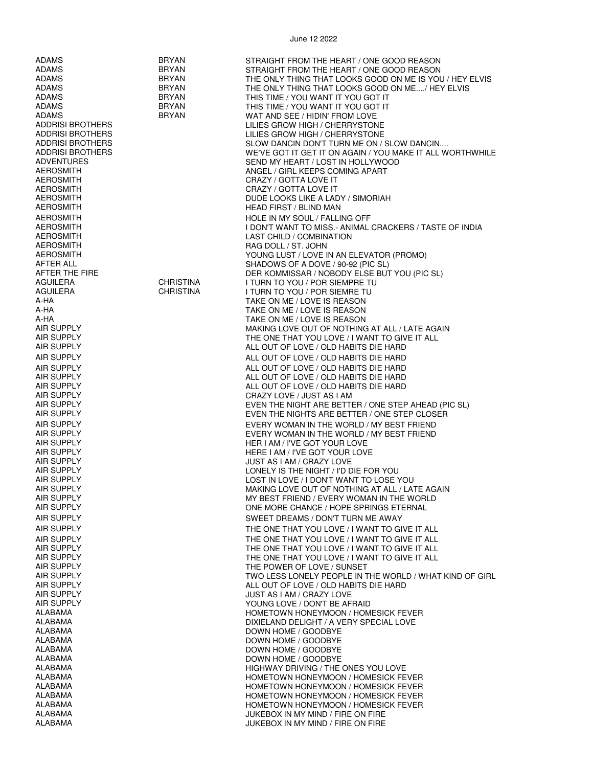June 12 2022

| | | |
|---|---|---|
| ADAMS | BRYAN | STRAIGHT FROM THE HEART / ONE GOOD REASON |
| ADAMS | BRYAN | STRAIGHT FROM THE HEART / ONE GOOD REASON |
| ADAMS | BRYAN | THE ONLY THING THAT LOOKS GOOD ON ME IS YOU / HEY ELVIS |
| ADAMS | BRYAN | THE ONLY THING THAT LOOKS GOOD ON ME..../ HEY ELVIS |
| ADAMS | BRYAN | THIS TIME / YOU WANT IT YOU GOT IT |
| ADAMS | BRYAN | THIS TIME / YOU WANT IT YOU GOT IT |
| ADAMS | BRYAN | WAT AND SEE / HIDIN' FROM LOVE |
| ADDRISI BROTHERS | | LILIES GROW HIGH / CHERRYSTONE |
| ADDRISI BROTHERS | | LILIES GROW HIGH / CHERRYSTONE |
| ADDRISI BROTHERS | | SLOW DANCIN DON'T TURN ME ON / SLOW DANCIN.... |
| ADDRISI BROTHERS | | WE'VE GOT IT GET IT ON AGAIN / YOU MAKE IT ALL WORTHWHILE |
| ADVENTURES | | SEND MY HEART / LOST IN HOLLYWOOD |
| AEROSMITH | | ANGEL / GIRL KEEPS COMING APART |
| AEROSMITH | | CRAZY / GOTTA LOVE IT |
| AEROSMITH | | CRAZY / GOTTA LOVE IT |
| AEROSMITH | | DUDE LOOKS LIKE A LADY / SIMORIAH |
| AEROSMITH | | HEAD FIRST / BLIND MAN |
| AEROSMITH | | HOLE IN MY SOUL / FALLING OFF |
| AEROSMITH | | I DON'T WANT TO MISS.- ANIMAL CRACKERS / TASTE OF INDIA |
| AEROSMITH | | LAST CHILD / COMBINATION |
| AEROSMITH | | RAG DOLL / ST. JOHN |
| AEROSMITH | | YOUNG LUST / LOVE IN AN ELEVATOR (PROMO) |
| AFTER ALL | | SHADOWS OF A DOVE / 90-92 (PIC SL) |
| AFTER THE FIRE | | DER KOMMISSAR / NOBODY ELSE BUT YOU (PIC SL) |
| AGUILERA | CHRISTINA | I TURN TO YOU / POR SIEMPRE TU |
| AGUILERA | CHRISTINA | I TURN TO YOU / POR SIEMRE TU |
| A-HA | | TAKE ON ME / LOVE IS REASON |
| A-HA | | TAKE ON ME / LOVE IS REASON |
| A-HA | | TAKE ON ME / LOVE IS REASON |
| AIR SUPPLY | | MAKING LOVE OUT OF NOTHING AT ALL / LATE AGAIN |
| AIR SUPPLY | | THE ONE THAT YOU LOVE / I WANT TO GIVE IT ALL |
| AIR SUPPLY | | ALL OUT OF LOVE / OLD HABITS DIE HARD |
| AIR SUPPLY | | ALL OUT OF LOVE / OLD HABITS DIE HARD |
| AIR SUPPLY | | ALL OUT OF LOVE / OLD HABITS DIE HARD |
| AIR SUPPLY | | ALL OUT OF LOVE / OLD HABITS DIE HARD |
| AIR SUPPLY | | ALL OUT OF LOVE / OLD HABITS DIE HARD |
| AIR SUPPLY | | CRAZY LOVE / JUST AS I AM |
| AIR SUPPLY | | EVEN THE NIGHT ARE BETTER / ONE STEP AHEAD (PIC SL) |
| AIR SUPPLY | | EVEN THE NIGHTS ARE BETTER / ONE STEP CLOSER |
| AIR SUPPLY | | EVERY WOMAN IN THE WORLD / MY BEST FRIEND |
| AIR SUPPLY | | EVERY WOMAN IN THE WORLD / MY BEST FRIEND |
| AIR SUPPLY | | HER I AM / I'VE GOT YOUR LOVE |
| AIR SUPPLY | | HERE I AM / I'VE GOT YOUR LOVE |
| AIR SUPPLY | | JUST AS I AM / CRAZY LOVE |
| AIR SUPPLY | | LONELY IS THE NIGHT / I'D DIE FOR YOU |
| AIR SUPPLY | | LOST IN LOVE / I DON'T WANT TO LOSE YOU |
| AIR SUPPLY | | MAKING LOVE OUT OF NOTHING AT ALL / LATE AGAIN |
| AIR SUPPLY | | MY BEST FRIEND / EVERY WOMAN IN THE WORLD |
| AIR SUPPLY | | ONE MORE CHANCE / HOPE SPRINGS ETERNAL |
| AIR SUPPLY | | SWEET DREAMS / DON'T TURN ME AWAY |
| AIR SUPPLY | | THE ONE THAT YOU LOVE / I WANT TO GIVE IT ALL |
| AIR SUPPLY | | THE ONE THAT YOU LOVE / I WANT TO GIVE IT ALL |
| AIR SUPPLY | | THE ONE THAT YOU LOVE / I WANT TO GIVE IT ALL |
| AIR SUPPLY | | THE ONE THAT YOU LOVE / I WANT TO GIVE IT ALL |
| AIR SUPPLY | | THE POWER OF LOVE / SUNSET |
| AIR SUPPLY | | TWO LESS LONELY PEOPLE IN THE WORLD / WHAT KIND OF GIRL |
| AIR SUPPLY | | ALL OUT OF LOVE / OLD HABITS DIE HARD |
| AIR SUPPLY | | JUST AS I AM / CRAZY LOVE |
| AIR SUPPLY | | YOUNG LOVE / DON'T BE AFRAID |
| ALABAMA | | HOMETOWN HONEYMOON / HOMESICK FEVER |
| ALABAMA | | DIXIELAND DELIGHT / A VERY SPECIAL LOVE |
| ALABAMA | | DOWN HOME / GOODBYE |
| ALABAMA | | DOWN HOME / GOODBYE |
| ALABAMA | | DOWN HOME / GOODBYE |
| ALABAMA | | DOWN HOME / GOODBYE |
| ALABAMA | | HIGHWAY DRIVING / THE ONES YOU LOVE |
| ALABAMA | | HOMETOWN HONEYMOON / HOMESICK FEVER |
| ALABAMA | | HOMETOWN HONEYMOON / HOMESICK FEVER |
| ALABAMA | | HOMETOWN HONEYMOON / HOMESICK FEVER |
| ALABAMA | | HOMETOWN HONEYMOON / HOMESICK FEVER |
| ALABAMA | | JUKEBOX IN MY MIND / FIRE ON FIRE |
| ALABAMA | | JUKEBOX IN MY MIND / FIRE ON FIRE |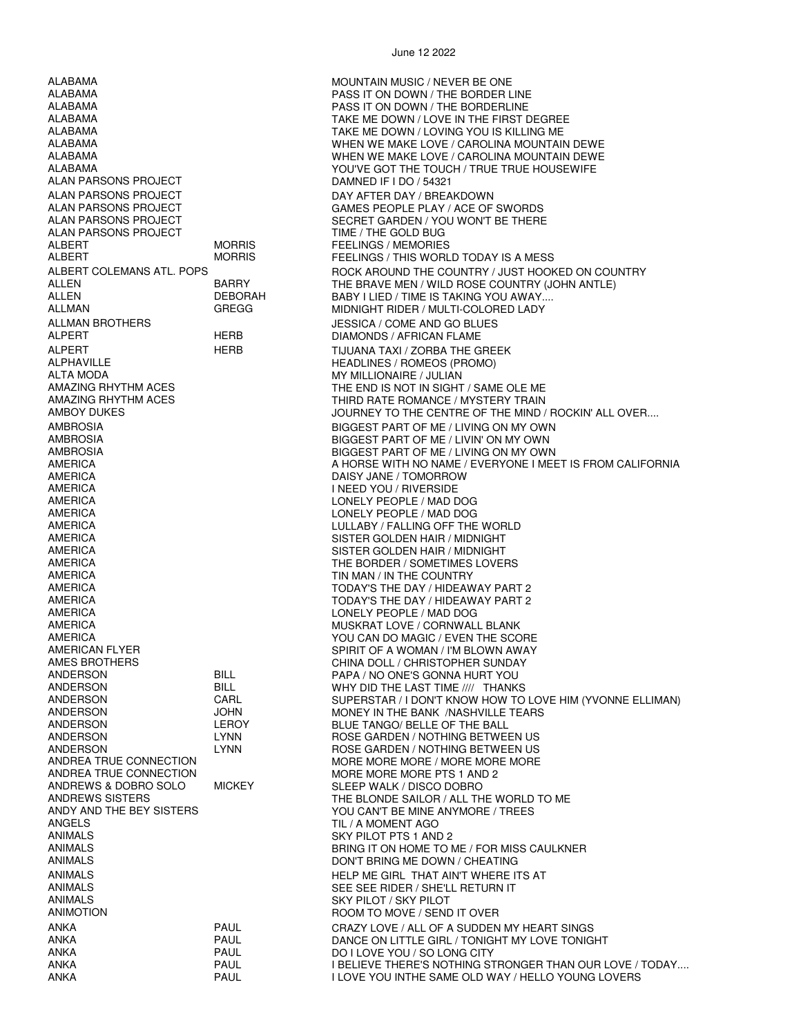June 12 2022

| | | |
|---|---|---|
| ALABAMA | | MOUNTAIN MUSIC / NEVER BE ONE |
| ALABAMA | | PASS IT ON DOWN / THE BORDER LINE |
| ALABAMA | | PASS IT ON DOWN / THE BORDERLINE |
| ALABAMA | | TAKE ME DOWN / LOVE IN THE FIRST DEGREE |
| ALABAMA | | TAKE ME DOWN / LOVING YOU IS KILLING ME |
| ALABAMA | | WHEN WE MAKE LOVE / CAROLINA MOUNTAIN DEWE |
| ALABAMA | | WHEN WE MAKE LOVE / CAROLINA MOUNTAIN DEWE |
| ALABAMA | | YOU'VE GOT THE TOUCH / TRUE TRUE HOUSEWIFE |
| ALAN PARSONS PROJECT | | DAMNED IF I DO / 54321 |
| ALAN PARSONS PROJECT | | DAY AFTER DAY / BREAKDOWN |
| ALAN PARSONS PROJECT | | GAMES PEOPLE PLAY / ACE OF SWORDS |
| ALAN PARSONS PROJECT | | SECRET GARDEN / YOU WON'T BE THERE |
| ALAN PARSONS PROJECT | | TIME / THE GOLD BUG |
| ALBERT | MORRIS | FEELINGS / MEMORIES |
| ALBERT | MORRIS | FEELINGS / THIS WORLD TODAY IS A MESS |
| ALBERT COLEMANS ATL. POPS | | ROCK AROUND THE COUNTRY / JUST HOOKED ON COUNTRY |
| ALLEN | BARRY | THE BRAVE MEN / WILD ROSE COUNTRY (JOHN ANTLE) |
| ALLEN | DEBORAH | BABY I LIED / TIME IS TAKING YOU AWAY.... |
| ALLMAN | GREGG | MIDNIGHT RIDER / MULTI-COLORED LADY |
| ALLMAN BROTHERS | | JESSICA / COME AND GO BLUES |
| ALPERT | HERB | DIAMONDS / AFRICAN FLAME |
| ALPERT | HERB | TIJUANA TAXI / ZORBA THE GREEK |
| ALPHAVILLE | | HEADLINES / ROMEOS (PROMO) |
| ALTA MODA | | MY MILLIONAIRE / JULIAN |
| AMAZING RHYTHM ACES | | THE END IS NOT IN SIGHT / SAME OLE ME |
| AMAZING RHYTHM ACES | | THIRD RATE ROMANCE / MYSTERY TRAIN |
| AMBOY DUKES | | JOURNEY TO THE CENTRE OF THE MIND / ROCKIN' ALL OVER.... |
| AMBROSIA | | BIGGEST PART OF ME / LIVING ON MY OWN |
| AMBROSIA | | BIGGEST PART OF ME / LIVIN' ON MY OWN |
| AMBROSIA | | BIGGEST PART OF ME / LIVING ON MY OWN |
| AMERICA | | A HORSE WITH NO NAME / EVERYONE I MEET IS FROM CALIFORNIA |
| AMERICA | | DAISY JANE / TOMORROW |
| AMERICA | | I NEED YOU / RIVERSIDE |
| AMERICA | | LONELY PEOPLE / MAD DOG |
| AMERICA | | LONELY PEOPLE / MAD DOG |
| AMERICA | | LULLABY / FALLING OFF THE WORLD |
| AMERICA | | SISTER GOLDEN HAIR / MIDNIGHT |
| AMERICA | | SISTER GOLDEN HAIR / MIDNIGHT |
| AMERICA | | THE BORDER / SOMETIMES LOVERS |
| AMERICA | | TIN MAN / IN THE COUNTRY |
| AMERICA | | TODAY'S THE DAY / HIDEAWAY PART 2 |
| AMERICA | | TODAY'S THE DAY / HIDEAWAY PART 2 |
| AMERICA | | LONELY PEOPLE / MAD DOG |
| AMERICA | | MUSKRAT LOVE / CORNWALL BLANK |
| AMERICA | | YOU CAN DO MAGIC / EVEN THE SCORE |
| AMERICAN FLYER | | SPIRIT OF A WOMAN / I'M BLOWN AWAY |
| AMES BROTHERS | | CHINA DOLL / CHRISTOPHER SUNDAY |
| ANDERSON | BILL | PAPA / NO ONE'S GONNA HURT YOU |
| ANDERSON | BILL | WHY DID THE LAST TIME //// THANKS |
| ANDERSON | CARL | SUPERSTAR / I DON'T KNOW HOW TO LOVE HIM (YVONNE ELLIMAN) |
| ANDERSON | JOHN | MONEY IN THE BANK /NASHVILLE TEARS |
| ANDERSON | LEROY | BLUE TANGO/ BELLE OF THE BALL |
| ANDERSON | LYNN | ROSE GARDEN / NOTHING BETWEEN US |
| ANDERSON | LYNN | ROSE GARDEN / NOTHING BETWEEN US |
| ANDREA TRUE CONNECTION | | MORE MORE MORE / MORE MORE MORE |
| ANDREA TRUE CONNECTION | | MORE MORE MORE PTS 1 AND 2 |
| ANDREWS & DOBRO SOLO | MICKEY | SLEEP WALK / DISCO DOBRO |
| ANDREWS SISTERS | | THE BLONDE SAILOR / ALL THE WORLD TO ME |
| ANDY AND THE BEY SISTERS | | YOU CAN'T BE MINE ANYMORE / TREES |
| ANGELS | | TIL / A MOMENT AGO |
| ANIMALS | | SKY PILOT PTS 1 AND 2 |
| ANIMALS | | BRING IT ON HOME TO ME / FOR MISS CAULKNER |
| ANIMALS | | DON'T BRING ME DOWN / CHEATING |
| ANIMALS | | HELP ME GIRL THAT AIN'T WHERE ITS AT |
| ANIMALS | | SEE SEE RIDER / SHE'LL RETURN IT |
| ANIMALS | | SKY PILOT / SKY PILOT |
| ANIMOTION | | ROOM TO MOVE / SEND IT OVER |
| ANKA | PAUL | CRAZY LOVE / ALL OF A SUDDEN MY HEART SINGS |
| ANKA | PAUL | DANCE ON LITTLE GIRL / TONIGHT MY LOVE TONIGHT |
| ANKA | PAUL | DO I LOVE YOU / SO LONG CITY |
| ANKA | PAUL | I BELIEVE THERE'S NOTHING STRONGER THAN OUR LOVE / TODAY.... |
| ANKA | PAUL | I LOVE YOU INTHE SAME OLD WAY / HELLO YOUNG LOVERS |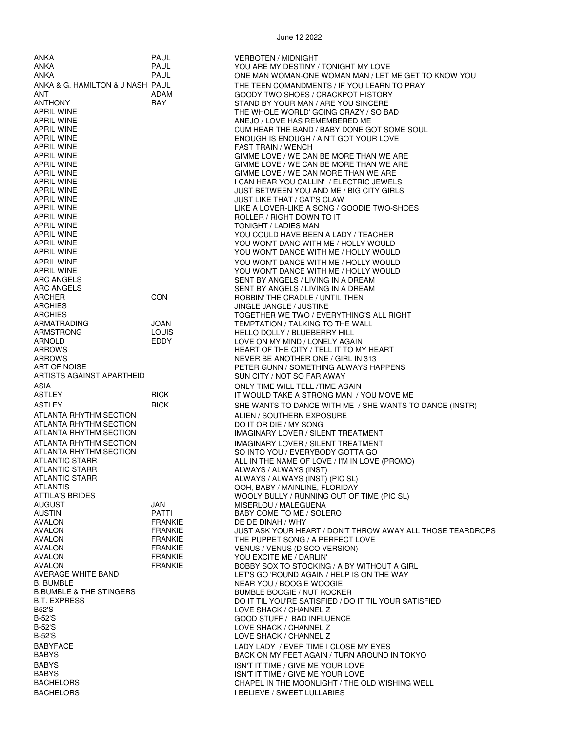| | | |
|---|---|---|
| ANKA | PAUL | VERBOTEN / MIDNIGHT |
| ANKA | PAUL | YOU ARE MY DESTINY / TONIGHT MY LOVE |
| ANKA | PAUL | ONE MAN WOMAN-ONE WOMAN MAN / LET ME GET TO KNOW YOU |
| ANKA & G. HAMILTON & J NASH | PAUL | THE TEEN COMANDMENTS / IF YOU LEARN TO PRAY |
| ANT | ADAM | GOODY TWO SHOES / CRACKPOT HISTORY |
| ANTHONY | RAY | STAND BY YOUR MAN / ARE YOU SINCERE |
| APRIL WINE | | THE WHOLE WORLD' GOING CRAZY / SO BAD |
| APRIL WINE | | ANEJO / LOVE HAS REMEMBERED ME |
| APRIL WINE | | CUM HEAR THE BAND / BABY DONE GOT SOME SOUL |
| APRIL WINE | | ENOUGH IS ENOUGH / AIN'T GOT YOUR LOVE |
| APRIL WINE | | FAST TRAIN / WENCH |
| APRIL WINE | | GIMME LOVE / WE CAN BE MORE THAN WE ARE |
| APRIL WINE | | GIMME LOVE / WE CAN BE MORE THAN WE ARE |
| APRIL WINE | | GIMME LOVE / WE CAN MORE THAN WE ARE |
| APRIL WINE | | I CAN HEAR YOU CALLIN' / ELECTRIC JEWELS |
| APRIL WINE | | JUST BETWEEN YOU AND ME / BIG CITY GIRLS |
| APRIL WINE | | JUST LIKE THAT / CAT'S CLAW |
| APRIL WINE | | LIKE A LOVER-LIKE A SONG / GOODIE TWO-SHOES |
| APRIL WINE | | ROLLER / RIGHT DOWN TO IT |
| APRIL WINE | | TONIGHT / LADIES MAN |
| APRIL WINE | | YOU COULD HAVE BEEN A LADY / TEACHER |
| APRIL WINE | | YOU WON'T DANC WITH ME / HOLLY WOULD |
| APRIL WINE | | YOU WON'T DANCE WITH ME / HOLLY WOULD |
| APRIL WINE | | YOU WON'T DANCE WITH ME / HOLLY WOULD |
| APRIL WINE | | YOU WON'T DANCE WITH ME / HOLLY WOULD |
| ARC ANGELS | | SENT BY ANGELS / LIVING IN A DREAM |
| ARC ANGELS | | SENT BY ANGELS / LIVING IN A DREAM |
| ARCHER | CON | ROBBIN' THE CRADLE / UNTIL THEN |
| ARCHIES | | JINGLE JANGLE / JUSTINE |
| ARCHIES | | TOGETHER WE TWO / EVERYTHING'S ALL RIGHT |
| ARMATRADING | JOAN | TEMPTATION / TALKING TO THE WALL |
| ARMSTRONG | LOUIS | HELLO DOLLY / BLUEBERRY HILL |
| ARNOLD | EDDY | LOVE ON MY MIND / LONELY AGAIN |
| ARROWS | | HEART OF THE CITY / TELL IT TO MY HEART |
| ARROWS | | NEVER BE ANOTHER ONE / GIRL IN 313 |
| ART OF NOISE | | PETER GUNN / SOMETHING ALWAYS HAPPENS |
| ARTISTS AGAINST APARTHEID | | SUN CITY / NOT SO FAR AWAY |
| ASIA | | ONLY TIME WILL TELL /TIME AGAIN |
| ASTLEY | RICK | IT WOULD TAKE A STRONG MAN / YOU MOVE ME |
| ASTLEY | RICK | SHE WANTS TO DANCE WITH ME / SHE WANTS TO DANCE (INSTR) |
| ATLANTA RHYTHM SECTION | | ALIEN / SOUTHERN EXPOSURE |
| ATLANTA RHYTHM SECTION | | DO IT OR DIE / MY SONG |
| ATLANTA RHYTHM SECTION | | IMAGINARY LOVER / SILENT TREATMENT |
| ATLANTA RHYTHM SECTION | | IMAGINARY LOVER / SILENT TREATMENT |
| ATLANTA RHYTHM SECTION | | SO INTO YOU / EVERYBODY GOTTA GO |
| ATLANTIC STARR | | ALL IN THE NAME OF LOVE / I'M IN LOVE (PROMO) |
| ATLANTIC STARR | | ALWAYS / ALWAYS (INST) |
| ATLANTIC STARR | | ALWAYS / ALWAYS (INST) (PIC SL) |
| ATLANTIS | | OOH, BABY / MAINLINE, FLORIDAY |
| ATTILA'S BRIDES | | WOOLY BULLY / RUNNING OUT OF TIME (PIC SL) |
| AUGUST | JAN | MISERLOU / MALEGUENA |
| AUSTIN | PATTI | BABY COME TO ME / SOLERO |
| AVALON | FRANKIE | DE DE DINAH / WHY |
| AVALON | FRANKIE | JUST ASK YOUR HEART / DON'T THROW AWAY ALL THOSE TEARDROPS |
| AVALON | FRANKIE | THE PUPPET SONG / A PERFECT LOVE |
| AVALON | FRANKIE | VENUS / VENUS (DISCO VERSION) |
| AVALON | FRANKIE | YOU EXCITE ME / DARLIN' |
| AVALON | FRANKIE | BOBBY SOX TO STOCKING / A BY WITHOUT A GIRL |
| AVERAGE WHITE BAND | | LET'S GO 'ROUND AGAIN / HELP IS ON THE WAY |
| B. BUMBLE | | NEAR YOU / BOOGIE WOOGIE |
| B.BUMBLE & THE STINGERS | | BUMBLE BOOGIE / NUT ROCKER |
| B.T. EXPRESS | | DO IT TIL YOU'RE SATISFIED / DO IT TIL YOUR SATISFIED |
| B52'S | | LOVE SHACK / CHANNEL Z |
| B-52'S | | GOOD STUFF / BAD INFLUENCE |
| B-52'S | | LOVE SHACK / CHANNEL Z |
| B-52'S | | LOVE SHACK / CHANNEL Z |
| BABYFACE | | LADY LADY / EVER TIME I CLOSE MY EYES |
| BABYS | | BACK ON MY FEET AGAIN / TURN AROUND IN TOKYO |
| BABYS | | ISN'T IT TIME / GIVE ME YOUR LOVE |
| BABYS | | ISN'T IT TIME / GIVE ME YOUR LOVE |
| BACHELORS | | CHAPEL IN THE MOONLIGHT / THE OLD WISHING WELL |
| BACHELORS | | I BELIEVE / SWEET LULLABIES |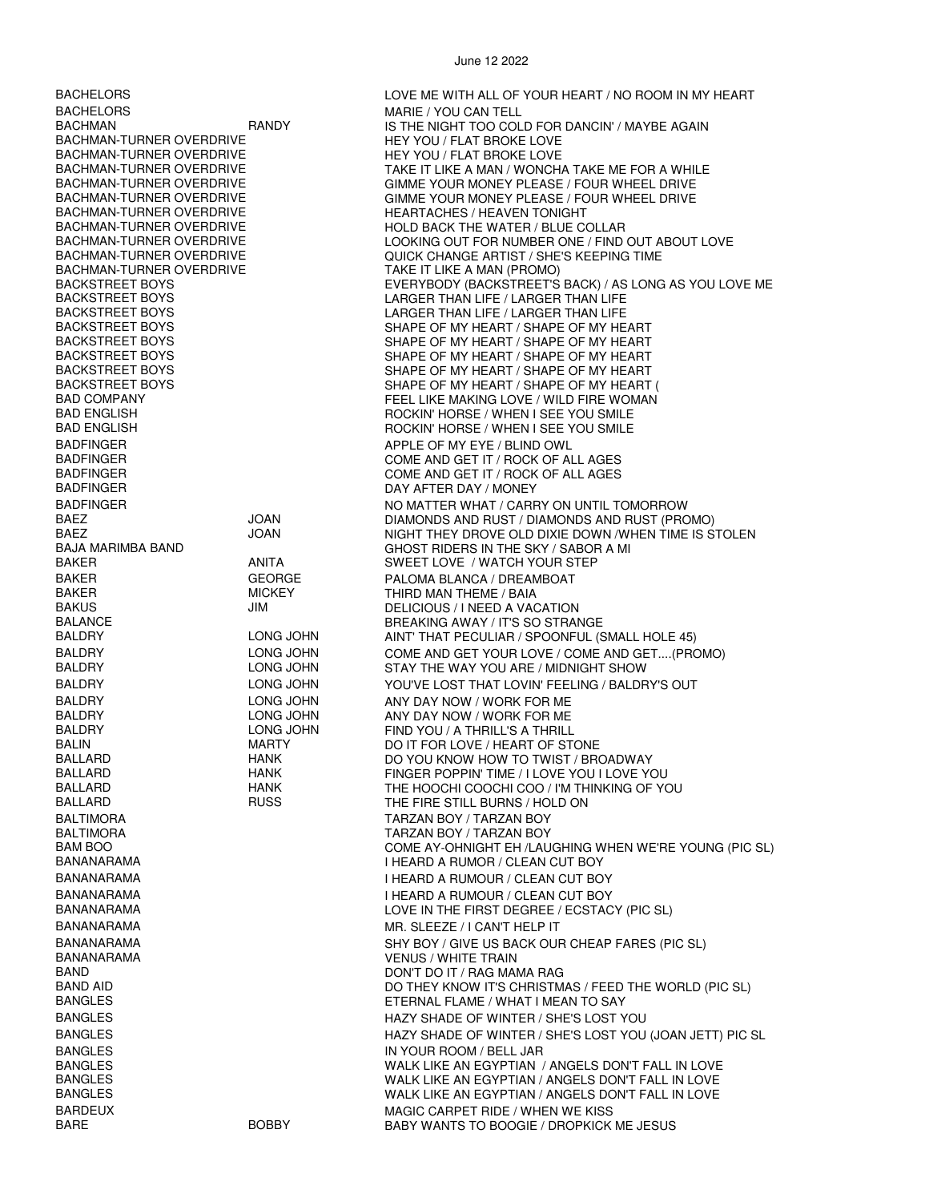June 12 2022

| | | |
|---|---|---|
| BACHELORS | | LOVE ME WITH ALL OF YOUR HEART / NO ROOM IN MY HEART |
| BACHELORS | | MARIE / YOU CAN TELL |
| BACHMAN | RANDY | IS THE NIGHT TOO COLD FOR DANCIN' / MAYBE AGAIN |
| BACHMAN-TURNER OVERDRIVE | | HEY YOU / FLAT BROKE LOVE |
| BACHMAN-TURNER OVERDRIVE | | HEY YOU / FLAT BROKE LOVE |
| BACHMAN-TURNER OVERDRIVE | | TAKE IT LIKE A MAN / WONCHA TAKE ME FOR A WHILE |
| BACHMAN-TURNER OVERDRIVE | | GIMME YOUR MONEY PLEASE / FOUR WHEEL DRIVE |
| BACHMAN-TURNER OVERDRIVE | | GIMME YOUR MONEY PLEASE / FOUR WHEEL DRIVE |
| BACHMAN-TURNER OVERDRIVE | | HEARTACHES / HEAVEN TONIGHT |
| BACHMAN-TURNER OVERDRIVE | | HOLD BACK THE WATER / BLUE COLLAR |
| BACHMAN-TURNER OVERDRIVE | | LOOKING OUT FOR NUMBER ONE / FIND OUT ABOUT LOVE |
| BACHMAN-TURNER OVERDRIVE | | QUICK CHANGE ARTIST / SHE'S KEEPING TIME |
| BACHMAN-TURNER OVERDRIVE | | TAKE IT LIKE A MAN (PROMO) |
| BACKSTREET BOYS | | EVERYBODY (BACKSTREET'S BACK) / AS LONG AS YOU LOVE ME |
| BACKSTREET BOYS | | LARGER THAN LIFE / LARGER THAN LIFE |
| BACKSTREET BOYS | | LARGER THAN LIFE / LARGER THAN LIFE |
| BACKSTREET BOYS | | SHAPE OF MY HEART / SHAPE OF MY HEART |
| BACKSTREET BOYS | | SHAPE OF MY HEART / SHAPE OF MY HEART |
| BACKSTREET BOYS | | SHAPE OF MY HEART / SHAPE OF MY HEART |
| BACKSTREET BOYS | | SHAPE OF MY HEART / SHAPE OF MY HEART |
| BACKSTREET BOYS | | SHAPE OF MY HEART / SHAPE OF MY HEART ( |
| BAD COMPANY | | FEEL LIKE MAKING LOVE / WILD FIRE WOMAN |
| BAD ENGLISH | | ROCKIN' HORSE / WHEN I SEE YOU SMILE |
| BAD ENGLISH | | ROCKIN' HORSE / WHEN I SEE YOU SMILE |
| BADFINGER | | APPLE OF MY EYE / BLIND OWL |
| BADFINGER | | COME AND GET IT / ROCK OF ALL AGES |
| BADFINGER | | COME AND GET IT / ROCK OF ALL AGES |
| BADFINGER | | DAY AFTER DAY / MONEY |
| BADFINGER | | NO MATTER WHAT / CARRY ON UNTIL TOMORROW |
| BAEZ | JOAN | DIAMONDS AND RUST / DIAMONDS AND RUST (PROMO) |
| BAEZ | JOAN | NIGHT THEY DROVE OLD DIXIE DOWN /WHEN TIME IS STOLEN |
| BAJA MARIMBA BAND | | GHOST RIDERS IN THE SKY / SABOR A MI |
| BAKER | ANITA | SWEET LOVE / WATCH YOUR STEP |
| BAKER | GEORGE | PALOMA BLANCA / DREAMBOAT |
| BAKER | MICKEY | THIRD MAN THEME / BAIA |
| BAKUS | JIM | DELICIOUS / I NEED A VACATION |
| BALANCE | | BREAKING AWAY / IT'S SO STRANGE |
| BALDRY | LONG JOHN | AINT' THAT PECULIAR / SPOONFUL (SMALL HOLE 45) |
| BALDRY | LONG JOHN | COME AND GET YOUR LOVE / COME AND GET....(PROMO) |
| BALDRY | LONG JOHN | STAY THE WAY YOU ARE / MIDNIGHT SHOW |
| BALDRY | LONG JOHN | YOU'VE LOST THAT LOVIN' FEELING / BALDRY'S OUT |
| BALDRY | LONG JOHN | ANY DAY NOW / WORK FOR ME |
| BALDRY | LONG JOHN | ANY DAY NOW / WORK FOR ME |
| BALDRY | LONG JOHN | FIND YOU / A THRILL'S A THRILL |
| BALIN | MARTY | DO IT FOR LOVE / HEART OF STONE |
| BALLARD | HANK | DO YOU KNOW HOW TO TWIST / BROADWAY |
| BALLARD | HANK | FINGER POPPIN' TIME / I LOVE YOU I LOVE YOU |
| BALLARD | HANK | THE HOOCHI COOCHI COO / I'M THINKING OF YOU |
| BALLARD | RUSS | THE FIRE STILL BURNS / HOLD ON |
| BALTIMORA | | TARZAN BOY / TARZAN BOY |
| BALTIMORA | | TARZAN BOY / TARZAN BOY |
| BAM BOO | | COME AY-OHNIGHT EH /LAUGHING WHEN WE'RE YOUNG (PIC SL) |
| BANANARAMA | | I HEARD A RUMOR / CLEAN CUT BOY |
| BANANARAMA | | I HEARD A RUMOUR / CLEAN CUT BOY |
| BANANARAMA | | I HEARD A RUMOUR / CLEAN CUT BOY |
| BANANARAMA | | LOVE IN THE FIRST DEGREE / ECSTACY (PIC SL) |
| BANANARAMA | | MR. SLEEZE / I CAN'T HELP IT |
| BANANARAMA | | SHY BOY / GIVE US BACK OUR CHEAP FARES (PIC SL) |
| BANANARAMA | | VENUS / WHITE TRAIN |
| BAND | | DON'T DO IT / RAG MAMA RAG |
| BAND AID | | DO THEY KNOW IT'S CHRISTMAS / FEED THE WORLD (PIC SL) |
| BANGLES | | ETERNAL FLAME / WHAT I MEAN TO SAY |
| BANGLES | | HAZY SHADE OF WINTER / SHE'S LOST YOU |
| BANGLES | | HAZY SHADE OF WINTER / SHE'S LOST YOU (JOAN JETT) PIC SL |
| BANGLES | | IN YOUR ROOM / BELL JAR |
| BANGLES | | WALK LIKE AN EGYPTIAN / ANGELS DON'T FALL IN LOVE |
| BANGLES | | WALK LIKE AN EGYPTIAN / ANGELS DON'T FALL IN LOVE |
| BANGLES | | WALK LIKE AN EGYPTIAN / ANGELS DON'T FALL IN LOVE |
| BARDEUX | | MAGIC CARPET RIDE / WHEN WE KISS |
| BARE | BOBBY | BABY WANTS TO BOOGIE / DROPKICK ME JESUS |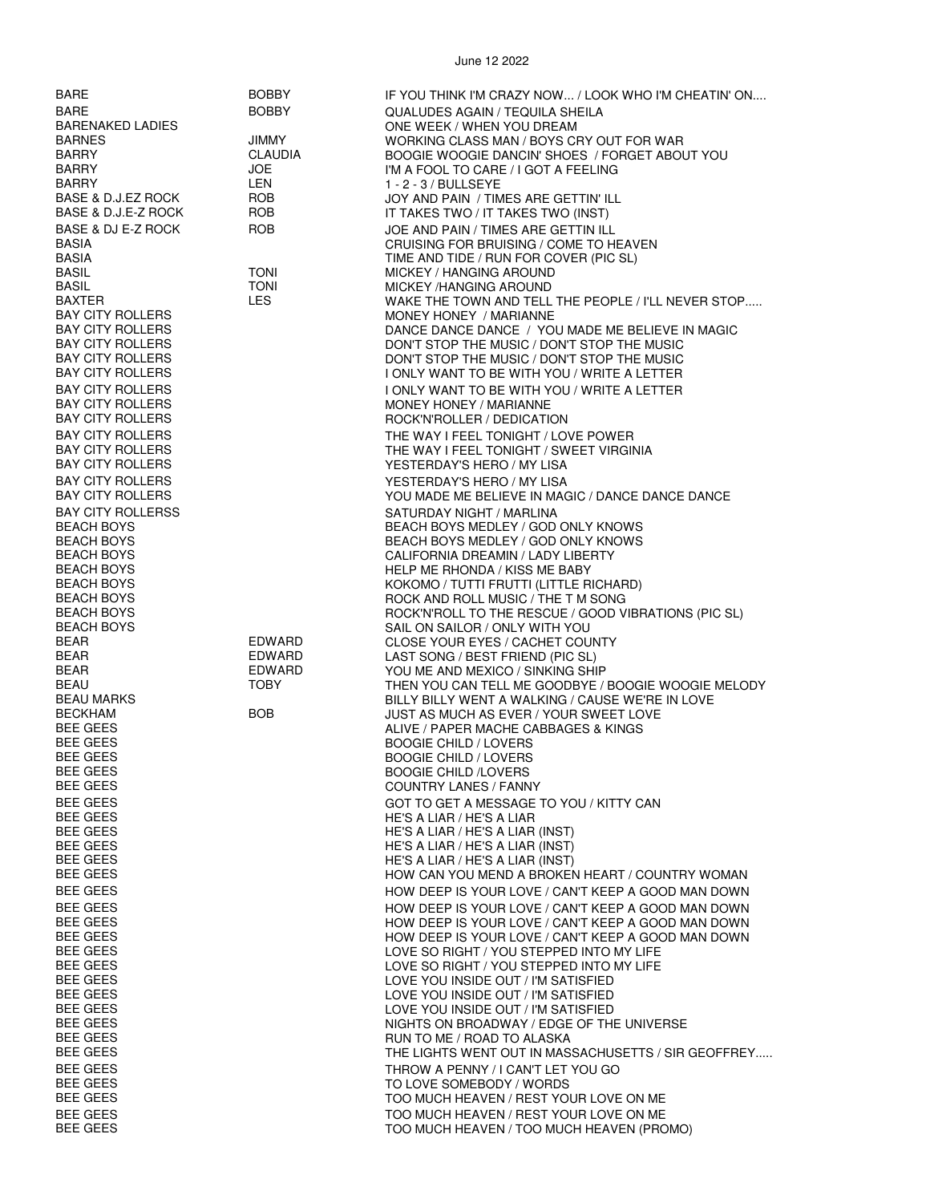| | | |
|---|---|---|
| BARE | BOBBY | IF YOU THINK I'M CRAZY NOW... / LOOK WHO I'M CHEATIN' ON.... |
| BARE | BOBBY | QUALUDES AGAIN / TEQUILA SHEILA |
| BARENAKED LADIES | | ONE WEEK / WHEN YOU DREAM |
| BARNES | JIMMY | WORKING CLASS MAN / BOYS CRY OUT FOR WAR |
| BARRY | CLAUDIA | BOOGIE WOOGIE DANCIN' SHOES / FORGET ABOUT YOU |
| BARRY | JOE | I'M A FOOL TO CARE / I GOT A FEELING |
| BARRY | LEN | 1 - 2 - 3 / BULLSEYE |
| BASE & D.J.EZ ROCK | ROB | JOY AND PAIN / TIMES ARE GETTIN' ILL |
| BASE & D.J.E-Z ROCK | ROB | IT TAKES TWO / IT TAKES TWO (INST) |
| BASE & DJ E-Z ROCK | ROB | JOE AND PAIN / TIMES ARE GETTIN ILL |
| BASIA | | CRUISING FOR BRUISING / COME TO HEAVEN |
| BASIA | | TIME AND TIDE / RUN FOR COVER (PIC SL) |
| BASIL | TONI | MICKEY / HANGING AROUND |
| BASIL | TONI | MICKEY /HANGING AROUND |
| BAXTER | LES | WAKE THE TOWN AND TELL THE PEOPLE / I'LL NEVER STOP..... |
| BAY CITY ROLLERS | | MONEY HONEY / MARIANNE |
| BAY CITY ROLLERS | | DANCE DANCE DANCE / YOU MADE ME BELIEVE IN MAGIC |
| BAY CITY ROLLERS | | DON'T STOP THE MUSIC / DON'T STOP THE MUSIC |
| BAY CITY ROLLERS | | DON'T STOP THE MUSIC / DON'T STOP THE MUSIC |
| BAY CITY ROLLERS | | I ONLY WANT TO BE WITH YOU / WRITE A LETTER |
| BAY CITY ROLLERS | | I ONLY WANT TO BE WITH YOU / WRITE A LETTER |
| BAY CITY ROLLERS | | MONEY HONEY / MARIANNE |
| BAY CITY ROLLERS | | ROCK'N'ROLLER / DEDICATION |
| BAY CITY ROLLERS | | THE WAY I FEEL TONIGHT / LOVE POWER |
| BAY CITY ROLLERS | | THE WAY I FEEL TONIGHT / SWEET VIRGINIA |
| BAY CITY ROLLERS | | YESTERDAY'S HERO / MY LISA |
| BAY CITY ROLLERS | | YESTERDAY'S HERO / MY LISA |
| BAY CITY ROLLERS | | YOU MADE ME BELIEVE IN MAGIC / DANCE DANCE DANCE |
| BAY CITY ROLLERSS | | SATURDAY NIGHT / MARLINA |
| BEACH BOYS | | BEACH BOYS MEDLEY / GOD ONLY KNOWS |
| BEACH BOYS | | BEACH BOYS MEDLEY / GOD ONLY KNOWS |
| BEACH BOYS | | CALIFORNIA DREAMIN / LADY LIBERTY |
| BEACH BOYS | | HELP ME RHONDA / KISS ME BABY |
| BEACH BOYS | | KOKOMO / TUTTI FRUTTI (LITTLE RICHARD) |
| BEACH BOYS | | ROCK AND ROLL MUSIC / THE T M SONG |
| BEACH BOYS | | ROCK'N'ROLL TO THE RESCUE / GOOD VIBRATIONS (PIC SL) |
| BEACH BOYS | | SAIL ON SAILOR / ONLY WITH YOU |
| BEAR | EDWARD | CLOSE YOUR EYES / CACHET COUNTY |
| BEAR | EDWARD | LAST SONG / BEST FRIEND (PIC SL) |
| BEAR | EDWARD | YOU ME AND MEXICO / SINKING SHIP |
| BEAU | TOBY | THEN YOU CAN TELL ME GOODBYE / BOOGIE WOOGIE MELODY |
| BEAU MARKS | | BILLY BILLY WENT A WALKING / CAUSE WE'RE IN LOVE |
| BECKHAM | BOB | JUST AS MUCH AS EVER / YOUR SWEET LOVE |
| BEE GEES | | ALIVE / PAPER MACHE CABBAGES & KINGS |
| BEE GEES | | BOOGIE CHILD / LOVERS |
| BEE GEES | | BOOGIE CHILD / LOVERS |
| BEE GEES | | BOOGIE CHILD /LOVERS |
| BEE GEES | | COUNTRY LANES / FANNY |
| BEE GEES | | GOT TO GET A MESSAGE TO YOU / KITTY CAN |
| BEE GEES | | HE'S A LIAR / HE'S A LIAR |
| BEE GEES | | HE'S A LIAR / HE'S A LIAR (INST) |
| BEE GEES | | HE'S A LIAR / HE'S A LIAR (INST) |
| BEE GEES | | HE'S A LIAR / HE'S A LIAR (INST) |
| BEE GEES | | HOW CAN YOU MEND A BROKEN HEART / COUNTRY WOMAN |
| BEE GEES | | HOW DEEP IS YOUR LOVE / CAN'T KEEP A GOOD MAN DOWN |
| BEE GEES | | HOW DEEP IS YOUR LOVE / CAN'T KEEP A GOOD MAN DOWN |
| BEE GEES | | HOW DEEP IS YOUR LOVE / CAN'T KEEP A GOOD MAN DOWN |
| BEE GEES | | HOW DEEP IS YOUR LOVE / CAN'T KEEP A GOOD MAN DOWN |
| BEE GEES | | LOVE SO RIGHT / YOU STEPPED INTO MY LIFE |
| BEE GEES | | LOVE SO RIGHT / YOU STEPPED INTO MY LIFE |
| BEE GEES | | LOVE YOU INSIDE OUT / I'M SATISFIED |
| BEE GEES | | LOVE YOU INSIDE OUT / I'M SATISFIED |
| BEE GEES | | LOVE YOU INSIDE OUT / I'M SATISFIED |
| BEE GEES | | NIGHTS ON BROADWAY / EDGE OF THE UNIVERSE |
| BEE GEES | | RUN TO ME / ROAD TO ALASKA |
| BEE GEES | | THE LIGHTS WENT OUT IN MASSACHUSETTS / SIR GEOFFREY..... |
| BEE GEES | | THROW A PENNY / I CAN'T LET YOU GO |
| BEE GEES | | TO LOVE SOMEBODY / WORDS |
| BEE GEES | | TOO MUCH HEAVEN / REST YOUR LOVE ON ME |
| BEE GEES | | TOO MUCH HEAVEN / REST YOUR LOVE ON ME |
| BEE GEES | | TOO MUCH HEAVEN / TOO MUCH HEAVEN (PROMO) |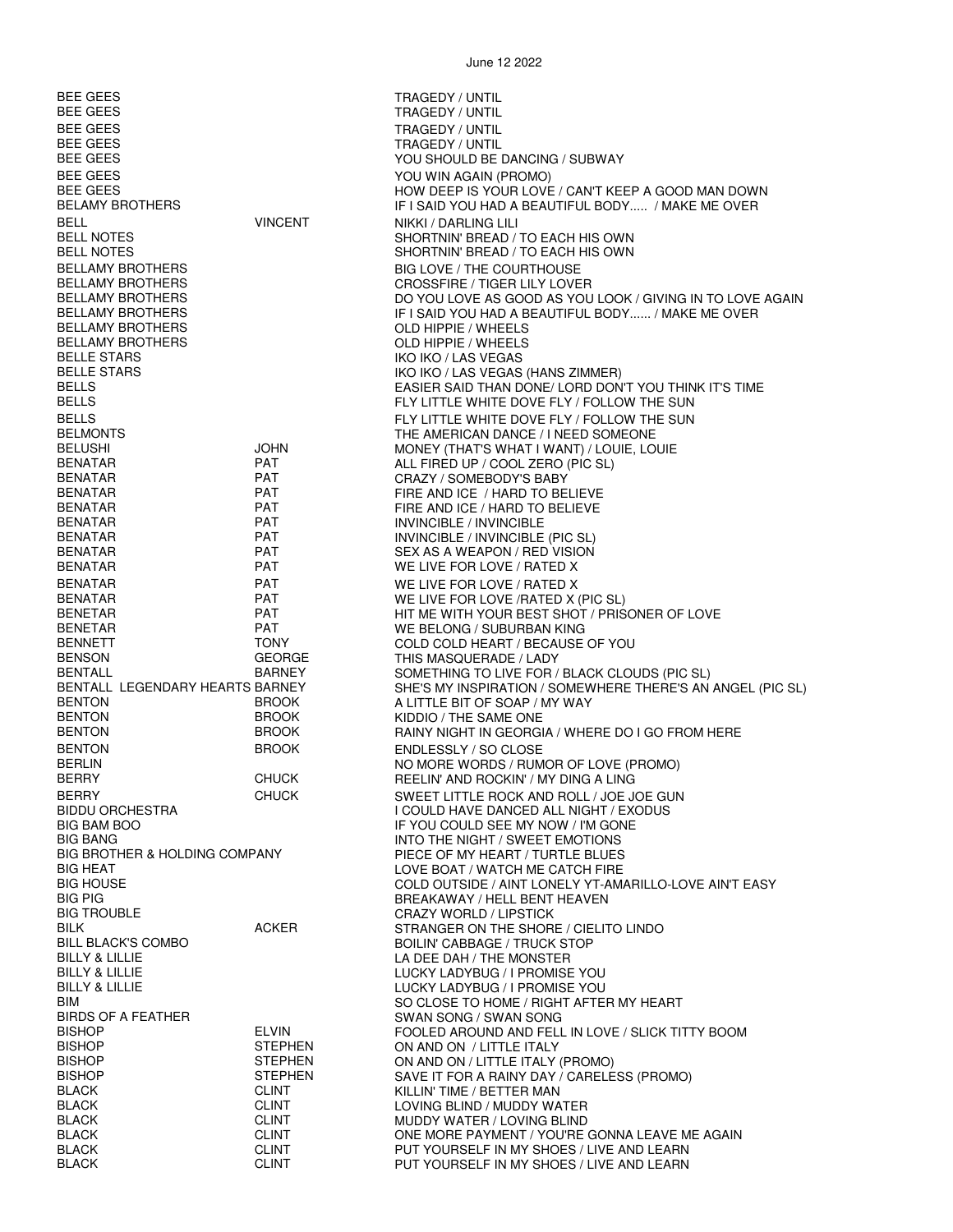June 12 2022

| | | |
|---|---|---|
| BEE GEES | | TRAGEDY / UNTIL |
| BEE GEES | | TRAGEDY / UNTIL |
| BEE GEES | | TRAGEDY / UNTIL |
| BEE GEES | | TRAGEDY / UNTIL |
| BEE GEES | | YOU SHOULD BE DANCING / SUBWAY |
| BEE GEES | | YOU WIN AGAIN (PROMO) |
| BEE GEES | | HOW DEEP IS YOUR LOVE / CAN'T KEEP A GOOD MAN DOWN |
| BELAMY BROTHERS | | IF I SAID YOU HAD A BEAUTIFUL BODY..... / MAKE ME OVER |
| BELL | VINCENT | NIKKI / DARLING LILI |
| BELL NOTES | | SHORTNIN' BREAD / TO EACH HIS OWN |
| BELL NOTES | | SHORTNIN' BREAD / TO EACH HIS OWN |
| BELLAMY BROTHERS | | BIG LOVE / THE COURTHOUSE |
| BELLAMY BROTHERS | | CROSSFIRE / TIGER LILY LOVER |
| BELLAMY BROTHERS | | DO YOU LOVE AS GOOD AS YOU LOOK / GIVING IN TO LOVE AGAIN |
| BELLAMY BROTHERS | | IF I SAID YOU HAD A BEAUTIFUL BODY...... / MAKE ME OVER |
| BELLAMY BROTHERS | | OLD HIPPIE / WHEELS |
| BELLAMY BROTHERS | | OLD HIPPIE / WHEELS |
| BELLE STARS | | IKO IKO / LAS VEGAS |
| BELLE STARS | | IKO IKO / LAS VEGAS (HANS ZIMMER) |
| BELLS | | EASIER SAID THAN DONE/ LORD DON'T YOU THINK IT'S TIME |
| BELLS | | FLY LITTLE WHITE DOVE FLY / FOLLOW THE SUN |
| BELLS | | FLY LITTLE WHITE DOVE FLY / FOLLOW THE SUN |
| BELMONTS | | THE AMERICAN DANCE / I NEED SOMEONE |
| BELUSHI | JOHN | MONEY (THAT'S WHAT I WANT) / LOUIE, LOUIE |
| BENATAR | PAT | ALL FIRED UP / COOL ZERO (PIC SL) |
| BENATAR | PAT | CRAZY / SOMEBODY'S BABY |
| BENATAR | PAT | FIRE AND ICE / HARD TO BELIEVE |
| BENATAR | PAT | FIRE AND ICE / HARD TO BELIEVE |
| BENATAR | PAT | INVINCIBLE / INVINCIBLE |
| BENATAR | PAT | INVINCIBLE / INVINCIBLE (PIC SL) |
| BENATAR | PAT | SEX AS A WEAPON / RED VISION |
| BENATAR | PAT | WE LIVE FOR LOVE / RATED X |
| BENATAR | PAT | WE LIVE FOR LOVE / RATED X |
| BENATAR | PAT | WE LIVE FOR LOVE /RATED X (PIC SL) |
| BENETAR | PAT | HIT ME WITH YOUR BEST SHOT / PRISONER OF LOVE |
| BENETAR | PAT | WE BELONG / SUBURBAN KING |
| BENNETT | TONY | COLD COLD HEART / BECAUSE OF YOU |
| BENSON | GEORGE | THIS MASQUERADE / LADY |
| BENTALL | BARNEY | SOMETHING TO LIVE FOR / BLACK CLOUDS (PIC SL) |
| BENTALL LEGENDARY HEARTS | BARNEY | SHE'S MY INSPIRATION / SOMEWHERE THERE'S AN ANGEL (PIC SL) |
| BENTON | BROOK | A LITTLE BIT OF SOAP / MY WAY |
| BENTON | BROOK | KIDDIO / THE SAME ONE |
| BENTON | BROOK | RAINY NIGHT IN GEORGIA / WHERE DO I GO FROM HERE |
| BENTON | BROOK | ENDLESSLY / SO CLOSE |
| BERLIN | | NO MORE WORDS / RUMOR OF LOVE (PROMO) |
| BERRY | CHUCK | REELIN' AND ROCKIN' / MY DING A LING |
| BERRY | CHUCK | SWEET LITTLE ROCK AND ROLL / JOE JOE GUN |
| BIDDU ORCHESTRA | | I COULD HAVE DANCED ALL NIGHT / EXODUS |
| BIG BAM BOO | | IF YOU COULD SEE MY NOW / I'M GONE |
| BIG BANG | | INTO THE NIGHT / SWEET EMOTIONS |
| BIG BROTHER & HOLDING COMPANY | | PIECE OF MY HEART / TURTLE BLUES |
| BIG HEAT | | LOVE BOAT / WATCH ME CATCH FIRE |
| BIG HOUSE | | COLD OUTSIDE / AINT LONELY YT-AMARILLO-LOVE AIN'T EASY |
| BIG PIG | | BREAKAWAY / HELL BENT HEAVEN |
| BIG TROUBLE | | CRAZY WORLD / LIPSTICK |
| BILK | ACKER | STRANGER ON THE SHORE / CIELITO LINDO |
| BILL BLACK'S COMBO | | BOILIN' CABBAGE / TRUCK STOP |
| BILLY & LILLIE | | LA DEE DAH / THE MONSTER |
| BILLY & LILLIE | | LUCKY LADYBUG / I PROMISE YOU |
| BILLY & LILLIE | | LUCKY LADYBUG / I PROMISE YOU |
| BIM | | SO CLOSE TO HOME / RIGHT AFTER MY HEART |
| BIRDS OF A FEATHER | | SWAN SONG / SWAN SONG |
| BISHOP | ELVIN | FOOLED AROUND AND FELL IN LOVE / SLICK TITTY BOOM |
| BISHOP | STEPHEN | ON AND ON / LITTLE ITALY |
| BISHOP | STEPHEN | ON AND ON / LITTLE ITALY (PROMO) |
| BISHOP | STEPHEN | SAVE IT FOR A RAINY DAY / CARELESS (PROMO) |
| BLACK | CLINT | KILLIN' TIME / BETTER MAN |
| BLACK | CLINT | LOVING BLIND / MUDDY WATER |
| BLACK | CLINT | MUDDY WATER / LOVING BLIND |
| BLACK | CLINT | ONE MORE PAYMENT / YOU'RE GONNA LEAVE ME AGAIN |
| BLACK | CLINT | PUT YOURSELF IN MY SHOES / LIVE AND LEARN |
| BLACK | CLINT | PUT YOURSELF IN MY SHOES / LIVE AND LEARN |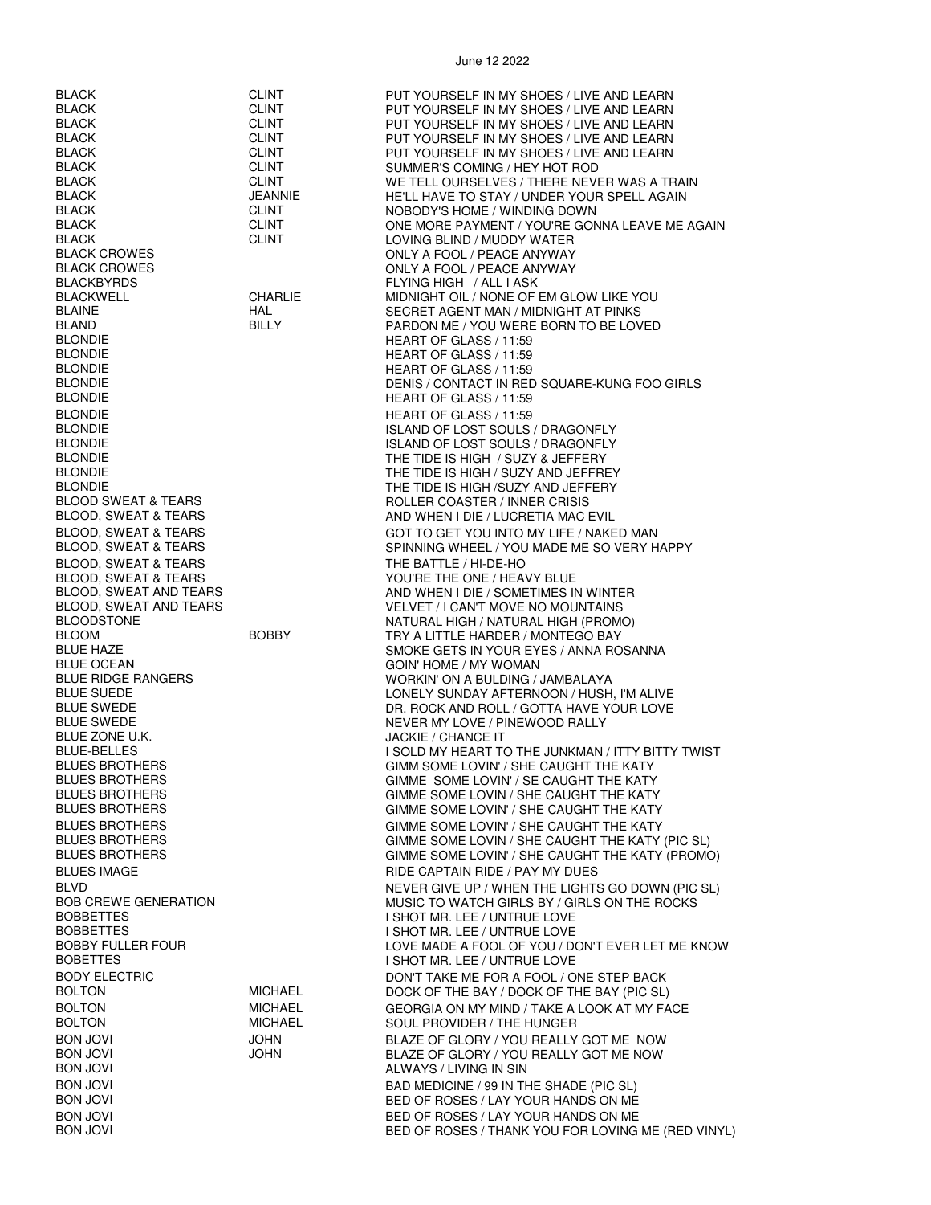| | | |
|---|---|---|
| BLACK | CLINT | PUT YOURSELF IN MY SHOES / LIVE AND LEARN |
| BLACK | CLINT | PUT YOURSELF IN MY SHOES / LIVE AND LEARN |
| BLACK | CLINT | PUT YOURSELF IN MY SHOES / LIVE AND LEARN |
| BLACK | CLINT | PUT YOURSELF IN MY SHOES / LIVE AND LEARN |
| BLACK | CLINT | PUT YOURSELF IN MY SHOES / LIVE AND LEARN |
| BLACK | CLINT | SUMMER'S COMING / HEY HOT ROD |
| BLACK | CLINT | WE TELL OURSELVES / THERE NEVER WAS A TRAIN |
| BLACK | JEANNIE | HE'LL HAVE TO STAY / UNDER YOUR SPELL AGAIN |
| BLACK | CLINT | NOBODY'S HOME / WINDING DOWN |
| BLACK | CLINT | ONE MORE PAYMENT / YOU'RE GONNA LEAVE ME AGAIN |
| BLACK | CLINT | LOVING BLIND / MUDDY WATER |
| BLACK CROWES | | ONLY A FOOL / PEACE ANYWAY |
| BLACK CROWES | | ONLY A FOOL / PEACE ANYWAY |
| BLACKBYRDS | | FLYING HIGH / ALL I ASK |
| BLACKWELL | CHARLIE | MIDNIGHT OIL / NONE OF EM GLOW LIKE YOU |
| BLAINE | HAL | SECRET AGENT MAN / MIDNIGHT AT PINKS |
| BLAND | BILLY | PARDON ME / YOU WERE BORN TO BE LOVED |
| BLONDIE | | HEART OF GLASS / 11:59 |
| BLONDIE | | HEART OF GLASS / 11:59 |
| BLONDIE | | HEART OF GLASS / 11:59 |
| BLONDIE | | DENIS / CONTACT IN RED SQUARE-KUNG FOO GIRLS |
| BLONDIE | | HEART OF GLASS / 11:59 |
| BLONDIE | | HEART OF GLASS / 11:59 |
| BLONDIE | | ISLAND OF LOST SOULS / DRAGONFLY |
| BLONDIE | | ISLAND OF LOST SOULS / DRAGONFLY |
| BLONDIE | | THE TIDE IS HIGH / SUZY & JEFFERY |
| BLONDIE | | THE TIDE IS HIGH / SUZY AND JEFFREY |
| BLONDIE | | THE TIDE IS HIGH /SUZY AND JEFFERY |
| BLOOD SWEAT & TEARS | | ROLLER COASTER / INNER CRISIS |
| BLOOD, SWEAT & TEARS | | AND WHEN I DIE / LUCRETIA MAC EVIL |
| BLOOD, SWEAT & TEARS | | GOT TO GET YOU INTO MY LIFE / NAKED MAN |
| BLOOD, SWEAT & TEARS | | SPINNING WHEEL / YOU MADE ME SO VERY HAPPY |
| BLOOD, SWEAT & TEARS | | THE BATTLE / HI-DE-HO |
| BLOOD, SWEAT & TEARS | | YOU'RE THE ONE / HEAVY BLUE |
| BLOOD, SWEAT AND TEARS | | AND WHEN I DIE / SOMETIMES IN WINTER |
| BLOOD, SWEAT AND TEARS | | VELVET / I CAN'T MOVE NO MOUNTAINS |
| BLOODSTONE | | NATURAL HIGH / NATURAL HIGH (PROMO) |
| BLOOM | BOBBY | TRY A LITTLE HARDER / MONTEGO BAY |
| BLUE HAZE | | SMOKE GETS IN YOUR EYES / ANNA ROSANNA |
| BLUE OCEAN | | GOIN' HOME / MY WOMAN |
| BLUE RIDGE RANGERS | | WORKIN' ON A BULDING / JAMBALAYA |
| BLUE SUEDE | | LONELY SUNDAY AFTERNOON / HUSH, I'M ALIVE |
| BLUE SWEDE | | DR. ROCK AND ROLL / GOTTA HAVE YOUR LOVE |
| BLUE SWEDE | | NEVER MY LOVE / PINEWOOD RALLY |
| BLUE ZONE U.K. | | JACKIE / CHANCE IT |
| BLUE-BELLES | | I SOLD MY HEART TO THE JUNKMAN / ITTY BITTY TWIST |
| BLUES BROTHERS | | GIMM SOME LOVIN' / SHE CAUGHT THE KATY |
| BLUES BROTHERS | | GIMME SOME LOVIN' / SE CAUGHT THE KATY |
| BLUES BROTHERS | | GIMME SOME LOVIN / SHE CAUGHT THE KATY |
| BLUES BROTHERS | | GIMME SOME LOVIN' / SHE CAUGHT THE KATY |
| BLUES BROTHERS | | GIMME SOME LOVIN' / SHE CAUGHT THE KATY |
| BLUES BROTHERS | | GIMME SOME LOVIN / SHE CAUGHT THE KATY (PIC SL) |
| BLUES BROTHERS | | GIMME SOME LOVIN' / SHE CAUGHT THE KATY (PROMO) |
| BLUES IMAGE | | RIDE CAPTAIN RIDE / PAY MY DUES |
| BLVD | | NEVER GIVE UP / WHEN THE LIGHTS GO DOWN (PIC SL) |
| BOB CREWE GENERATION | | MUSIC TO WATCH GIRLS BY / GIRLS ON THE ROCKS |
| BOBBETTES | | I SHOT MR. LEE / UNTRUE LOVE |
| BOBBETTES | | I SHOT MR. LEE / UNTRUE LOVE |
| BOBBY FULLER FOUR | | LOVE MADE A FOOL OF YOU / DON'T EVER LET ME KNOW |
| BOBETTES | | I SHOT MR. LEE / UNTRUE LOVE |
| BODY ELECTRIC | | DON'T TAKE ME FOR A FOOL / ONE STEP BACK |
| BOLTON | MICHAEL | DOCK OF THE BAY / DOCK OF THE BAY (PIC SL) |
| BOLTON | MICHAEL | GEORGIA ON MY MIND / TAKE A LOOK AT MY FACE |
| BOLTON | MICHAEL | SOUL PROVIDER / THE HUNGER |
| BON JOVI | JOHN | BLAZE OF GLORY / YOU REALLY GOT ME NOW |
| BON JOVI | JOHN | BLAZE OF GLORY / YOU REALLY GOT ME NOW |
| BON JOVI | | ALWAYS / LIVING IN SIN |
| BON JOVI | | BAD MEDICINE / 99 IN THE SHADE (PIC SL) |
| BON JOVI | | BED OF ROSES / LAY YOUR HANDS ON ME |
| BON JOVI | | BED OF ROSES / LAY YOUR HANDS ON ME |
| BON JOVI | | BED OF ROSES / THANK YOU FOR LOVING ME (RED VINYL) |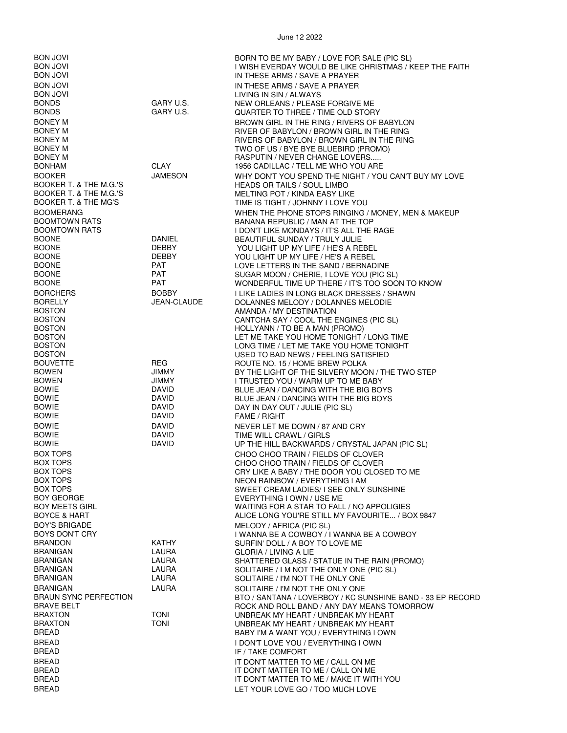| | | |
|---|---|---|
| BON JOVI | | BORN TO BE MY BABY / LOVE FOR SALE (PIC SL) |
| BON JOVI | | I WISH EVERDAY WOULD BE LIKE CHRISTMAS / KEEP THE FAITH |
| BON JOVI | | IN THESE ARMS / SAVE A PRAYER |
| BON JOVI | | IN THESE ARMS / SAVE A PRAYER |
| BON JOVI | | LIVING IN SIN / ALWAYS |
| BONDS | GARY U.S. | NEW ORLEANS / PLEASE FORGIVE ME |
| BONDS | GARY U.S. | QUARTER TO THREE / TIME OLD STORY |
| BONEY M | | BROWN GIRL IN THE RING / RIVERS OF BABYLON |
| BONEY M | | RIVER OF BABYLON / BROWN GIRL IN THE RING |
| BONEY M | | RIVERS OF BABYLON / BROWN GIRL IN THE RING |
| BONEY M | | TWO OF US / BYE BYE BLUEBIRD (PROMO) |
| BONEY M | | RASPUTIN / NEVER CHANGE LOVERS..... |
| BONHAM | CLAY | 1956 CADILLAC / TELL ME WHO YOU ARE |
| BOOKER | JAMESON | WHY DON'T YOU SPEND THE NIGHT / YOU CAN'T BUY MY LOVE |
| BOOKER T. & THE M.G.'S | | HEADS OR TAILS / SOUL LIMBO |
| BOOKER T. & THE M.G.'S | | MELTING POT / KINDA EASY LIKE |
| BOOKER T. & THE MG'S | | TIME IS TIGHT / JOHNNY I LOVE YOU |
| BOOMERANG | | WHEN THE PHONE STOPS RINGING / MONEY, MEN & MAKEUP |
| BOOMTOWN RATS | | BANANA REPUBLIC / MAN AT THE TOP |
| BOOMTOWN RATS | | I DON'T LIKE MONDAYS / IT'S ALL THE RAGE |
| BOONE | DANIEL | BEAUTIFUL SUNDAY / TRULY JULIE |
| BOONE | DEBBY | YOU LIGHT UP MY LIFE / HE'S A REBEL |
| BOONE | DEBBY | YOU LIGHT UP MY LIFE / HE'S A REBEL |
| BOONE | PAT | LOVE LETTERS IN THE SAND / BERNADINE |
| BOONE | PAT | SUGAR MOON / CHERIE, I LOVE YOU (PIC SL) |
| BOONE | PAT | WONDERFUL TIME UP THERE / IT'S TOO SOON TO KNOW |
| BORCHERS | BOBBY | I LIKE LADIES IN LONG BLACK DRESSES / SHAWN |
| BORELLY | JEAN-CLAUDE | DOLANNES MELODY / DOLANNES MELODIE |
| BOSTON | | AMANDA / MY DESTINATION |
| BOSTON | | CANTCHA SAY / COOL THE ENGINES (PIC SL) |
| BOSTON | | HOLLYANN / TO BE A MAN (PROMO) |
| BOSTON | | LET ME TAKE YOU HOME TONIGHT / LONG TIME |
| BOSTON | | LONG TIME / LET ME TAKE YOU HOME TONIGHT |
| BOSTON | | USED TO BAD NEWS / FEELING SATISFIED |
| BOUVETTE | REG | ROUTE NO. 15 / HOME BREW POLKA |
| BOWEN | JIMMY | BY THE LIGHT OF THE SILVERY MOON / THE TWO STEP |
| BOWEN | JIMMY | I TRUSTED YOU / WARM UP TO ME BABY |
| BOWIE | DAVID | BLUE JEAN / DANCING WITH THE BIG BOYS |
| BOWIE | DAVID | BLUE JEAN / DANCING WITH THE BIG BOYS |
| BOWIE | DAVID | DAY IN DAY OUT / JULIE (PIC SL) |
| BOWIE | DAVID | FAME / RIGHT |
| BOWIE | DAVID | NEVER LET ME DOWN / 87 AND CRY |
| BOWIE | DAVID | TIME WILL CRAWL / GIRLS |
| BOWIE | DAVID | UP THE HILL BACKWARDS / CRYSTAL JAPAN (PIC SL) |
| BOX TOPS | | CHOO CHOO TRAIN / FIELDS OF CLOVER |
| BOX TOPS | | CHOO CHOO TRAIN / FIELDS OF CLOVER |
| BOX TOPS | | CRY LIKE A BABY / THE DOOR YOU CLOSED TO ME |
| BOX TOPS | | NEON RAINBOW / EVERYTHING I AM |
| BOX TOPS | | SWEET CREAM LADIES/ I SEE ONLY SUNSHINE |
| BOY GEORGE | | EVERYTHING I OWN / USE ME |
| BOY MEETS GIRL | | WAITING FOR A STAR TO FALL / NO APPOLIGIES |
| BOYCE & HART | | ALICE LONG YOU'RE STILL MY FAVOURITE... / BOX 9847 |
| BOY'S BRIGADE | | MELODY / AFRICA (PIC SL) |
| BOYS DON'T CRY | | I WANNA BE A COWBOY / I WANNA BE A COWBOY |
| BRANDON | KATHY | SURFIN' DOLL / A BOY TO LOVE ME |
| BRANIGAN | LAURA | GLORIA / LIVING A LIE |
| BRANIGAN | LAURA | SHATTERED GLASS / STATUE IN THE RAIN (PROMO) |
| BRANIGAN | LAURA | SOLITAIRE / I M NOT THE ONLY ONE (PIC SL) |
| BRANIGAN | LAURA | SOLITAIRE / I'M NOT THE ONLY ONE |
| BRANIGAN | LAURA | SOLITAIRE / I'M NOT THE ONLY ONE |
| BRAUN SYNC PERFECTION | | BTO / SANTANA / LOVERBOY / KC SUNSHINE BAND - 33 EP RECORD |
| BRAVE BELT | | ROCK AND ROLL BAND / ANY DAY MEANS TOMORROW |
| BRAXTON | TONI | UNBREAK MY HEART / UNBREAK MY HEART |
| BRAXTON | TONI | UNBREAK MY HEART / UNBREAK MY HEART |
| BREAD | | BABY I'M A WANT YOU / EVERYTHING I OWN |
| BREAD | | I DON'T LOVE YOU / EVERYTHING I OWN |
| BREAD | | IF / TAKE COMFORT |
| BREAD | | IT DON'T MATTER TO ME / CALL ON ME |
| BREAD | | IT DON'T MATTER TO ME / CALL ON ME |
| BREAD | | IT DON'T MATTER TO ME / MAKE IT WITH YOU |
| BREAD | | LET YOUR LOVE GO / TOO MUCH LOVE |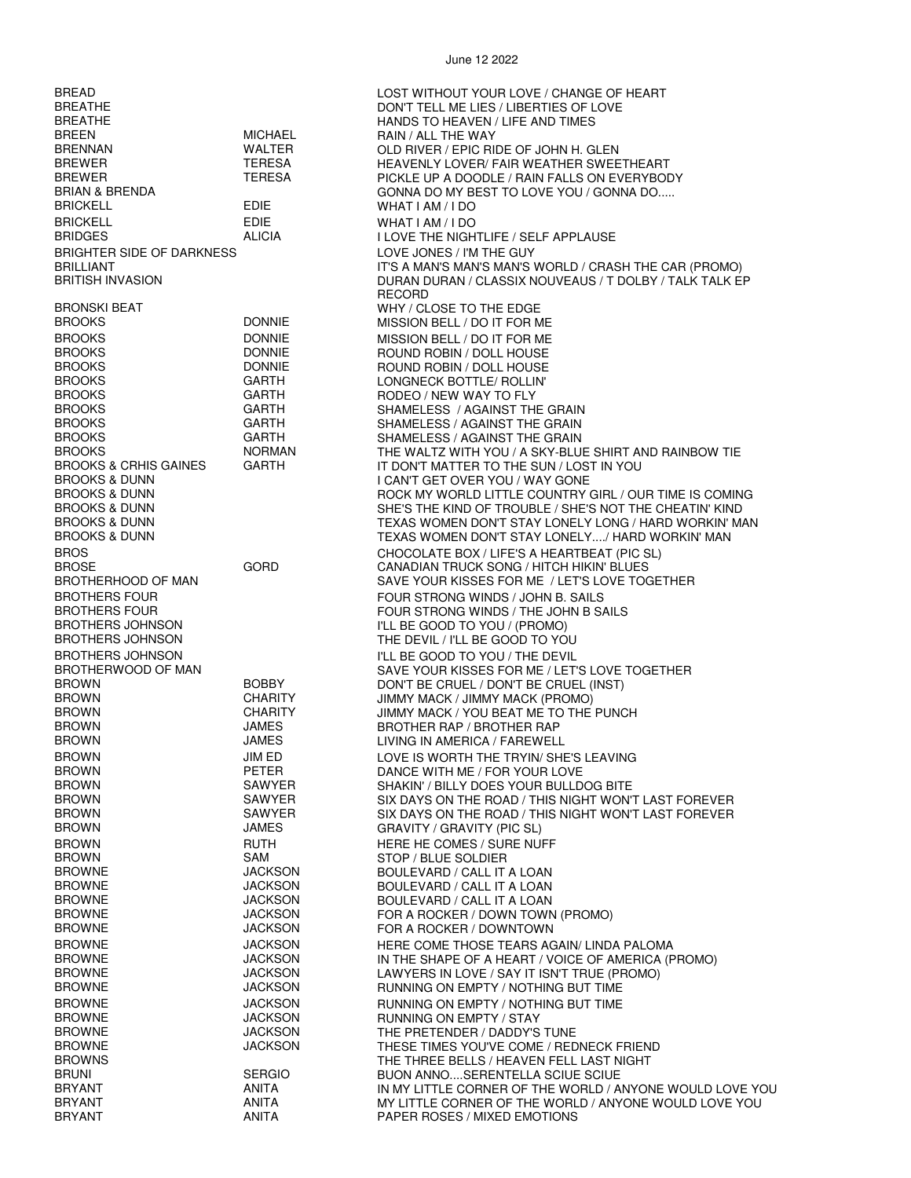June 12 2022

| | | |
|---|---|---|
| BREAD | | LOST WITHOUT YOUR LOVE / CHANGE OF HEART |
| BREATHE | | DON'T TELL ME LIES / LIBERTIES OF LOVE |
| BREATHE | | HANDS TO HEAVEN / LIFE AND TIMES |
| BREEN | MICHAEL | RAIN / ALL THE WAY |
| BRENNAN | WALTER | OLD RIVER / EPIC RIDE OF JOHN H. GLEN |
| BREWER | TERESA | HEAVENLY LOVER/ FAIR WEATHER SWEETHEART |
| BREWER | TERESA | PICKLE UP A DOODLE / RAIN FALLS ON EVERYBODY |
| BRIAN & BRENDA | | GONNA DO MY BEST TO LOVE YOU / GONNA DO..... |
| BRICKELL | EDIE | WHAT I AM / I DO |
| BRICKELL | EDIE | WHAT I AM / I DO |
| BRIDGES | ALICIA | I LOVE THE NIGHTLIFE / SELF APPLAUSE |
| BRIGHTER SIDE OF DARKNESS | | LOVE JONES / I'M THE GUY |
| BRILLIANT | | IT'S A MAN'S MAN'S MAN'S WORLD / CRASH THE CAR (PROMO) |
| BRITISH INVASION | | DURAN DURAN / CLASSIX NOUVEAUS / T DOLBY / TALK TALK EP RECORD |
| BRONSKI BEAT | | WHY / CLOSE TO THE EDGE |
| BROOKS | DONNIE | MISSION BELL / DO IT FOR ME |
| BROOKS | DONNIE | MISSION BELL / DO IT FOR ME |
| BROOKS | DONNIE | ROUND ROBIN / DOLL HOUSE |
| BROOKS | DONNIE | ROUND ROBIN / DOLL HOUSE |
| BROOKS | GARTH | LONGNECK BOTTLE/ ROLLIN' |
| BROOKS | GARTH | RODEO / NEW WAY TO FLY |
| BROOKS | GARTH | SHAMELESS / AGAINST THE GRAIN |
| BROOKS | GARTH | SHAMELESS / AGAINST THE GRAIN |
| BROOKS | GARTH | SHAMELESS / AGAINST THE GRAIN |
| BROOKS | NORMAN | THE WALTZ WITH YOU / A SKY-BLUE SHIRT AND RAINBOW TIE |
| BROOKS & CRHIS GAINES | GARTH | IT DON'T MATTER TO THE SUN / LOST IN YOU |
| BROOKS & DUNN | | I CAN'T GET OVER YOU / WAY GONE |
| BROOKS & DUNN | | ROCK MY WORLD LITTLE COUNTRY GIRL / OUR TIME IS COMING |
| BROOKS & DUNN | | SHE'S THE KIND OF TROUBLE / SHE'S NOT THE CHEATIN' KIND |
| BROOKS & DUNN | | TEXAS WOMEN DON'T STAY LONELY LONG / HARD WORKIN' MAN |
| BROOKS & DUNN | | TEXAS WOMEN DON'T STAY LONELY..../ HARD WORKIN' MAN |
| BROS | | CHOCOLATE BOX / LIFE'S A HEARTBEAT (PIC SL) |
| BROSE | GORD | CANADIAN TRUCK SONG / HITCH HIKIN' BLUES |
| BROTHERHOOD OF MAN | | SAVE YOUR KISSES FOR ME / LET'S LOVE TOGETHER |
| BROTHERS FOUR | | FOUR STRONG WINDS / JOHN B. SAILS |
| BROTHERS FOUR | | FOUR STRONG WINDS / THE JOHN B SAILS |
| BROTHERS JOHNSON | | I'LL BE GOOD TO YOU / (PROMO) |
| BROTHERS JOHNSON | | THE DEVIL / I'LL BE GOOD TO YOU |
| BROTHERS JOHNSON | | I'LL BE GOOD TO YOU / THE DEVIL |
| BROTHERWOOD OF MAN | | SAVE YOUR KISSES FOR ME / LET'S LOVE TOGETHER |
| BROWN | BOBBY | DON'T BE CRUEL / DON'T BE CRUEL (INST) |
| BROWN | CHARITY | JIMMY MACK / JIMMY MACK (PROMO) |
| BROWN | CHARITY | JIMMY MACK / YOU BEAT ME TO THE PUNCH |
| BROWN | JAMES | BROTHER RAP / BROTHER RAP |
| BROWN | JAMES | LIVING IN AMERICA / FAREWELL |
| BROWN | JIM ED | LOVE IS WORTH THE TRYIN/ SHE'S LEAVING |
| BROWN | PETER | DANCE WITH ME / FOR YOUR LOVE |
| BROWN | SAWYER | SHAKIN' / BILLY DOES YOUR BULLDOG BITE |
| BROWN | SAWYER | SIX DAYS ON THE ROAD / THIS NIGHT WON'T LAST FOREVER |
| BROWN | SAWYER | SIX DAYS ON THE ROAD / THIS NIGHT WON'T LAST FOREVER |
| BROWN | JAMES | GRAVITY / GRAVITY (PIC SL) |
| BROWN | RUTH | HERE HE COMES / SURE NUFF |
| BROWN | SAM | STOP / BLUE SOLDIER |
| BROWNE | JACKSON | BOULEVARD / CALL IT A LOAN |
| BROWNE | JACKSON | BOULEVARD / CALL IT A LOAN |
| BROWNE | JACKSON | BOULEVARD / CALL IT A LOAN |
| BROWNE | JACKSON | FOR A ROCKER / DOWN TOWN (PROMO) |
| BROWNE | JACKSON | FOR A ROCKER / DOWNTOWN |
| BROWNE | JACKSON | HERE COME THOSE TEARS AGAIN/ LINDA PALOMA |
| BROWNE | JACKSON | IN THE SHAPE OF A HEART / VOICE OF AMERICA (PROMO) |
| BROWNE | JACKSON | LAWYERS IN LOVE / SAY IT ISN'T TRUE (PROMO) |
| BROWNE | JACKSON | RUNNING ON EMPTY / NOTHING BUT TIME |
| BROWNE | JACKSON | RUNNING ON EMPTY / NOTHING BUT TIME |
| BROWNE | JACKSON | RUNNING ON EMPTY / STAY |
| BROWNE | JACKSON | THE PRETENDER / DADDY'S TUNE |
| BROWNE | JACKSON | THESE TIMES YOU'VE COME / REDNECK FRIEND |
| BROWNS | | THE THREE BELLS / HEAVEN FELL LAST NIGHT |
| BRUNI | SERGIO | BUON ANNO....SERENTELLA SCIUE SCIUE |
| BRYANT | ANITA | IN MY LITTLE CORNER OF THE WORLD / ANYONE WOULD LOVE YOU |
| BRYANT | ANITA | MY LITTLE CORNER OF THE WORLD / ANYONE WOULD LOVE YOU |
| BRYANT | ANITA | PAPER ROSES / MIXED EMOTIONS |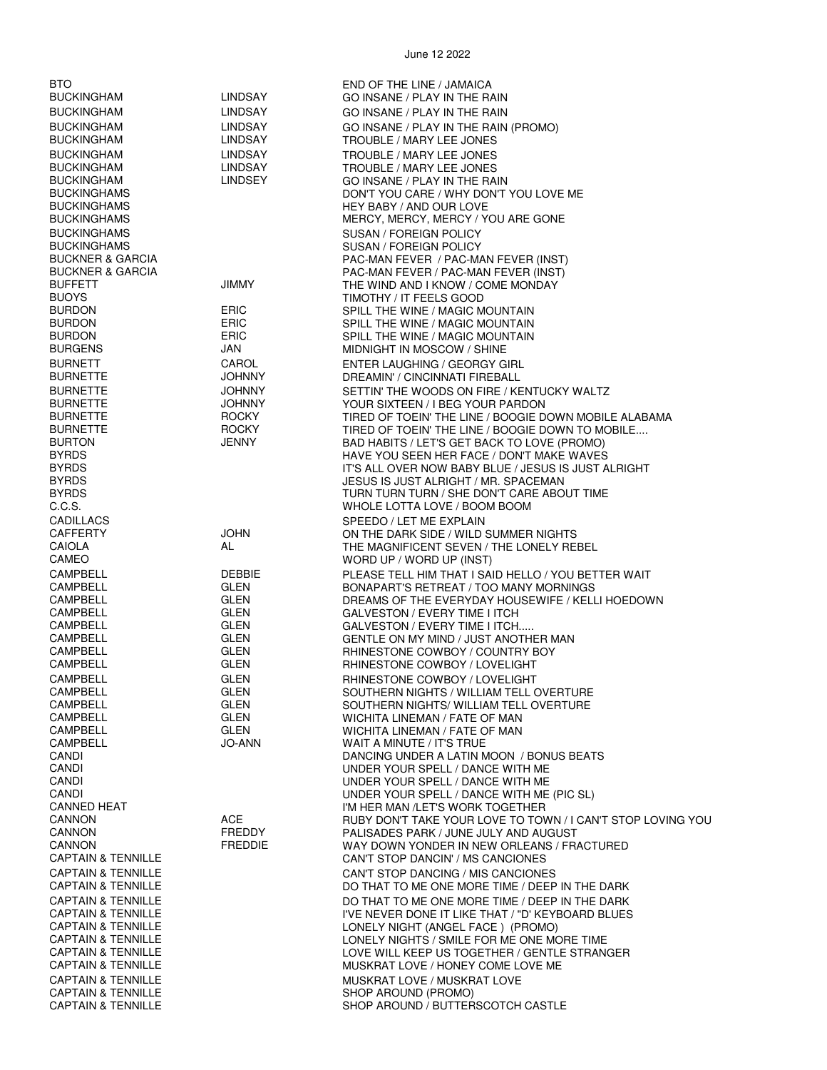June 12 2022

| | | |
|---|---|---|
| BTO | | END OF THE LINE / JAMAICA |
| BUCKINGHAM | LINDSAY | GO INSANE / PLAY IN THE RAIN |
| BUCKINGHAM | LINDSAY | GO INSANE / PLAY IN THE RAIN |
| BUCKINGHAM | LINDSAY | GO INSANE / PLAY IN THE RAIN (PROMO) |
| BUCKINGHAM | LINDSAY | TROUBLE / MARY LEE JONES |
| BUCKINGHAM | LINDSAY | TROUBLE / MARY LEE JONES |
| BUCKINGHAM | LINDSAY | TROUBLE / MARY LEE JONES |
| BUCKINGHAM | LINDSEY | GO INSANE / PLAY IN THE RAIN |
| BUCKINGHAMS | | DON'T YOU CARE / WHY DON'T YOU LOVE ME |
| BUCKINGHAMS | | HEY BABY / AND OUR LOVE |
| BUCKINGHAMS | | MERCY, MERCY, MERCY / YOU ARE GONE |
| BUCKINGHAMS | | SUSAN / FOREIGN POLICY |
| BUCKINGHAMS | | SUSAN / FOREIGN POLICY |
| BUCKNER & GARCIA | | PAC-MAN FEVER / PAC-MAN FEVER (INST) |
| BUCKNER & GARCIA | | PAC-MAN FEVER / PAC-MAN FEVER (INST) |
| BUFFETT | JIMMY | THE WIND AND I KNOW / COME MONDAY |
| BUOYS | | TIMOTHY / IT FEELS GOOD |
| BURDON | ERIC | SPILL THE WINE / MAGIC MOUNTAIN |
| BURDON | ERIC | SPILL THE WINE / MAGIC MOUNTAIN |
| BURDON | ERIC | SPILL THE WINE / MAGIC MOUNTAIN |
| BURGENS | JAN | MIDNIGHT IN MOSCOW / SHINE |
| BURNETT | CAROL | ENTER LAUGHING / GEORGY GIRL |
| BURNETTE | JOHNNY | DREAMIN' / CINCINNATI FIREBALL |
| BURNETTE | JOHNNY | SETTIN' THE WOODS ON FIRE / KENTUCKY WALTZ |
| BURNETTE | JOHNNY | YOUR SIXTEEN / I BEG YOUR PARDON |
| BURNETTE | ROCKY | TIRED OF TOEIN' THE LINE / BOOGIE DOWN MOBILE ALABAMA |
| BURNETTE | ROCKY | TIRED OF TOEIN' THE LINE / BOOGIE DOWN TO MOBILE.... |
| BURTON | JENNY | BAD HABITS / LET'S GET BACK TO LOVE (PROMO) |
| BYRDS | | HAVE YOU SEEN HER FACE / DON'T MAKE WAVES |
| BYRDS | | IT'S ALL OVER NOW BABY BLUE / JESUS IS JUST ALRIGHT |
| BYRDS | | JESUS IS JUST ALRIGHT / MR. SPACEMAN |
| BYRDS | | TURN TURN TURN / SHE DON'T CARE ABOUT TIME |
| C.C.S. | | WHOLE LOTTA LOVE / BOOM BOOM |
| CADILLACS | | SPEEDO / LET ME EXPLAIN |
| CAFFERTY | JOHN | ON THE DARK SIDE / WILD SUMMER NIGHTS |
| CAIOLA | AL | THE MAGNIFICENT SEVEN / THE LONELY REBEL |
| CAMEO | | WORD UP / WORD UP (INST) |
| CAMPBELL | DEBBIE | PLEASE TELL HIM THAT I SAID HELLO / YOU BETTER WAIT |
| CAMPBELL | GLEN | BONAPART'S RETREAT / TOO MANY MORNINGS |
| CAMPBELL | GLEN | DREAMS OF THE EVERYDAY HOUSEWIFE / KELLI HOEDOWN |
| CAMPBELL | GLEN | GALVESTON / EVERY TIME I ITCH |
| CAMPBELL | GLEN | GALVESTON / EVERY TIME I ITCH..... |
| CAMPBELL | GLEN | GENTLE ON MY MIND / JUST ANOTHER MAN |
| CAMPBELL | GLEN | RHINESTONE COWBOY / COUNTRY BOY |
| CAMPBELL | GLEN | RHINESTONE COWBOY / LOVELIGHT |
| CAMPBELL | GLEN | RHINESTONE COWBOY / LOVELIGHT |
| CAMPBELL | GLEN | SOUTHERN NIGHTS / WILLIAM TELL OVERTURE |
| CAMPBELL | GLEN | SOUTHERN NIGHTS/ WILLIAM TELL OVERTURE |
| CAMPBELL | GLEN | WICHITA LINEMAN / FATE OF MAN |
| CAMPBELL | GLEN | WICHITA LINEMAN / FATE OF MAN |
| CAMPBELL | JO-ANN | WAIT A MINUTE / IT'S TRUE |
| CANDI | | DANCING UNDER A LATIN MOON / BONUS BEATS |
| CANDI | | UNDER YOUR SPELL / DANCE WITH ME |
| CANDI | | UNDER YOUR SPELL / DANCE WITH ME |
| CANDI | | UNDER YOUR SPELL / DANCE WITH ME (PIC SL) |
| CANNED HEAT | | I'M HER MAN /LET'S WORK TOGETHER |
| CANNON | ACE | RUBY DON'T TAKE YOUR LOVE TO TOWN / I CAN'T STOP LOVING YOU |
| CANNON | FREDDY | PALISADES PARK / JUNE JULY AND AUGUST |
| CANNON | FREDDIE | WAY DOWN YONDER IN NEW ORLEANS / FRACTURED |
| CAPTAIN & TENNILLE | | CAN'T STOP DANCIN' / MS CANCIONES |
| CAPTAIN & TENNILLE | | CAN'T STOP DANCING / MIS CANCIONES |
| CAPTAIN & TENNILLE | | DO THAT TO ME ONE MORE TIME / DEEP IN THE DARK |
| CAPTAIN & TENNILLE | | DO THAT TO ME ONE MORE TIME / DEEP IN THE DARK |
| CAPTAIN & TENNILLE | | I'VE NEVER DONE IT LIKE THAT / "D' KEYBOARD BLUES |
| CAPTAIN & TENNILLE | | LONELY NIGHT (ANGEL FACE ) (PROMO) |
| CAPTAIN & TENNILLE | | LONELY NIGHTS / SMILE FOR ME ONE MORE TIME |
| CAPTAIN & TENNILLE | | LOVE WILL KEEP US TOGETHER / GENTLE STRANGER |
| CAPTAIN & TENNILLE | | MUSKRAT LOVE / HONEY COME LOVE ME |
| CAPTAIN & TENNILLE | | MUSKRAT LOVE / MUSKRAT LOVE |
| CAPTAIN & TENNILLE | | SHOP AROUND (PROMO) |
| CAPTAIN & TENNILLE | | SHOP AROUND / BUTTERSCOTCH CASTLE |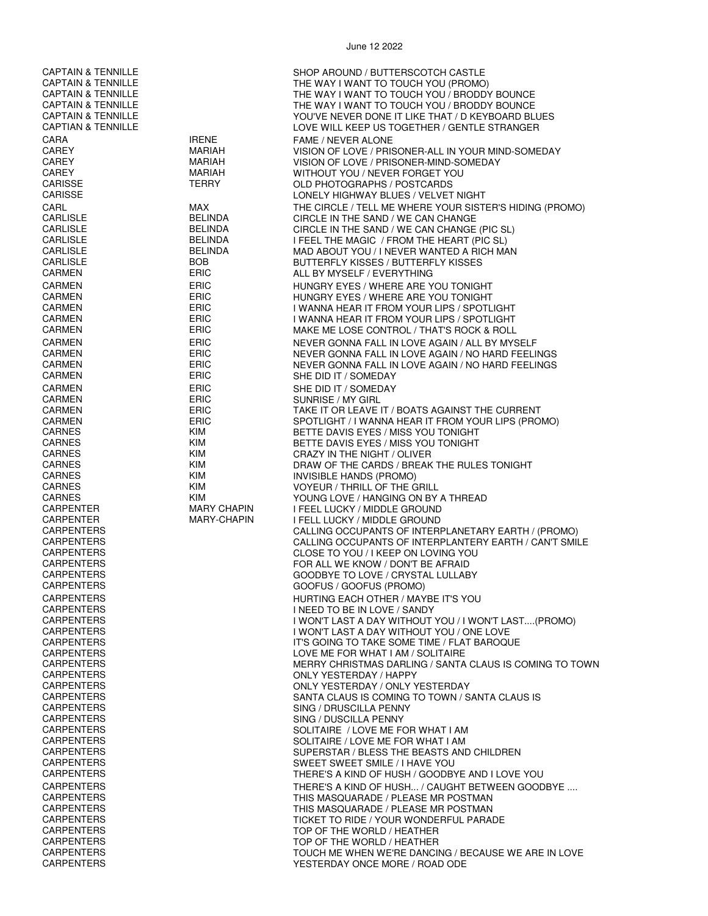June 12 2022

| Artist | First Name | Title |
|---|---|---|
| CAPTAIN & TENNILLE | | SHOP AROUND / BUTTERSCOTCH CASTLE |
| CAPTAIN & TENNILLE | | THE WAY I WANT TO TOUCH YOU (PROMO) |
| CAPTAIN & TENNILLE | | THE WAY I WANT TO TOUCH YOU / BRODDY BOUNCE |
| CAPTAIN & TENNILLE | | THE WAY I WANT TO TOUCH YOU / BRODDY BOUNCE |
| CAPTAIN & TENNILLE | | YOU'VE NEVER DONE IT LIKE THAT / D KEYBOARD BLUES |
| CAPTIAN & TENNILLE | | LOVE WILL KEEP US TOGETHER / GENTLE STRANGER |
| CARA | IRENE | FAME / NEVER ALONE |
| CAREY | MARIAH | VISION OF LOVE / PRISONER-ALL IN YOUR MIND-SOMEDAY |
| CAREY | MARIAH | VISION OF LOVE / PRISONER-MIND-SOMEDAY |
| CAREY | MARIAH | WITHOUT YOU / NEVER FORGET YOU |
| CARISSE | TERRY | OLD PHOTOGRAPHS / POSTCARDS |
| CARISSE | | LONELY HIGHWAY BLUES / VELVET NIGHT |
| CARL | MAX | THE CIRCLE / TELL ME WHERE YOUR SISTER'S HIDING (PROMO) |
| CARLISLE | BELINDA | CIRCLE IN THE SAND / WE CAN CHANGE |
| CARLISLE | BELINDA | CIRCLE IN THE SAND / WE CAN CHANGE (PIC SL) |
| CARLISLE | BELINDA | I FEEL THE MAGIC / FROM THE HEART (PIC SL) |
| CARLISLE | BELINDA | MAD ABOUT YOU / I NEVER WANTED A RICH MAN |
| CARLISLE | BOB | BUTTERFLY KISSES / BUTTERFLY KISSES |
| CARMEN | ERIC | ALL BY MYSELF / EVERYTHING |
| CARMEN | ERIC | HUNGRY EYES / WHERE ARE YOU TONIGHT |
| CARMEN | ERIC | HUNGRY EYES / WHERE ARE YOU TONIGHT |
| CARMEN | ERIC | I WANNA HEAR IT FROM YOUR LIPS / SPOTLIGHT |
| CARMEN | ERIC | I WANNA HEAR IT FROM YOUR LIPS / SPOTLIGHT |
| CARMEN | ERIC | MAKE ME LOSE CONTROL / THAT'S ROCK & ROLL |
| CARMEN | ERIC | NEVER GONNA FALL IN LOVE AGAIN / ALL BY MYSELF |
| CARMEN | ERIC | NEVER GONNA FALL IN LOVE AGAIN / NO HARD FEELINGS |
| CARMEN | ERIC | NEVER GONNA FALL IN LOVE AGAIN / NO HARD FEELINGS |
| CARMEN | ERIC | SHE DID IT / SOMEDAY |
| CARMEN | ERIC | SHE DID IT / SOMEDAY |
| CARMEN | ERIC | SUNRISE / MY GIRL |
| CARMEN | ERIC | TAKE IT OR LEAVE IT / BOATS AGAINST THE CURRENT |
| CARMEN | ERIC | SPOTLIGHT / I WANNA HEAR IT FROM YOUR LIPS (PROMO) |
| CARNES | KIM | BETTE DAVIS EYES / MISS YOU TONIGHT |
| CARNES | KIM | BETTE DAVIS EYES / MISS YOU TONIGHT |
| CARNES | KIM | CRAZY IN THE NIGHT / OLIVER |
| CARNES | KIM | DRAW OF THE CARDS / BREAK THE RULES TONIGHT |
| CARNES | KIM | INVISIBLE HANDS (PROMO) |
| CARNES | KIM | VOYEUR / THRILL OF THE GRILL |
| CARNES | KIM | YOUNG LOVE / HANGING ON BY A THREAD |
| CARPENTER | MARY CHAPIN | I FEEL LUCKY / MIDDLE GROUND |
| CARPENTER | MARY-CHAPIN | I FELL LUCKY / MIDDLE GROUND |
| CARPENTERS | | CALLING OCCUPANTS OF INTERPLANETARY EARTH / (PROMO) |
| CARPENTERS | | CALLING OCCUPANTS OF INTERPLANTERY EARTH / CAN'T SMILE |
| CARPENTERS | | CLOSE TO YOU / I KEEP ON LOVING YOU |
| CARPENTERS | | FOR ALL WE KNOW / DON'T BE AFRAID |
| CARPENTERS | | GOODBYE TO LOVE / CRYSTAL LULLABY |
| CARPENTERS | | GOOFUS / GOOFUS (PROMO) |
| CARPENTERS | | HURTING EACH OTHER / MAYBE IT'S YOU |
| CARPENTERS | | I NEED TO BE IN LOVE / SANDY |
| CARPENTERS | | I WON'T LAST A DAY WITHOUT YOU / I WON'T LAST....(PROMO) |
| CARPENTERS | | I WON'T LAST A DAY WITHOUT YOU / ONE LOVE |
| CARPENTERS | | IT'S GOING TO TAKE SOME TIME / FLAT BAROQUE |
| CARPENTERS | | LOVE ME FOR WHAT I AM / SOLITAIRE |
| CARPENTERS | | MERRY CHRISTMAS DARLING / SANTA CLAUS IS COMING TO TOWN |
| CARPENTERS | | ONLY YESTERDAY / HAPPY |
| CARPENTERS | | ONLY YESTERDAY / ONLY YESTERDAY |
| CARPENTERS | | SANTA CLAUS IS COMING TO TOWN / SANTA CLAUS IS |
| CARPENTERS | | SING / DRUSCILLA PENNY |
| CARPENTERS | | SING / DUSCILLA PENNY |
| CARPENTERS | | SOLITAIRE / LOVE ME FOR WHAT I AM |
| CARPENTERS | | SOLITAIRE / LOVE ME FOR WHAT I AM |
| CARPENTERS | | SUPERSTAR / BLESS THE BEASTS AND CHILDREN |
| CARPENTERS | | SWEET SWEET SMILE / I HAVE YOU |
| CARPENTERS | | THERE'S A KIND OF HUSH / GOODBYE AND I LOVE YOU |
| CARPENTERS | | THERE'S A KIND OF HUSH... / CAUGHT BETWEEN GOODBYE .... |
| CARPENTERS | | THIS MASQUARADE / PLEASE MR POSTMAN |
| CARPENTERS | | THIS MASQUARADE / PLEASE MR POSTMAN |
| CARPENTERS | | TICKET TO RIDE / YOUR WONDERFUL PARADE |
| CARPENTERS | | TOP OF THE WORLD / HEATHER |
| CARPENTERS | | TOP OF THE WORLD / HEATHER |
| CARPENTERS | | TOUCH ME WHEN WE'RE DANCING / BECAUSE WE ARE IN LOVE |
| CARPENTERS | | YESTERDAY ONCE MORE / ROAD ODE |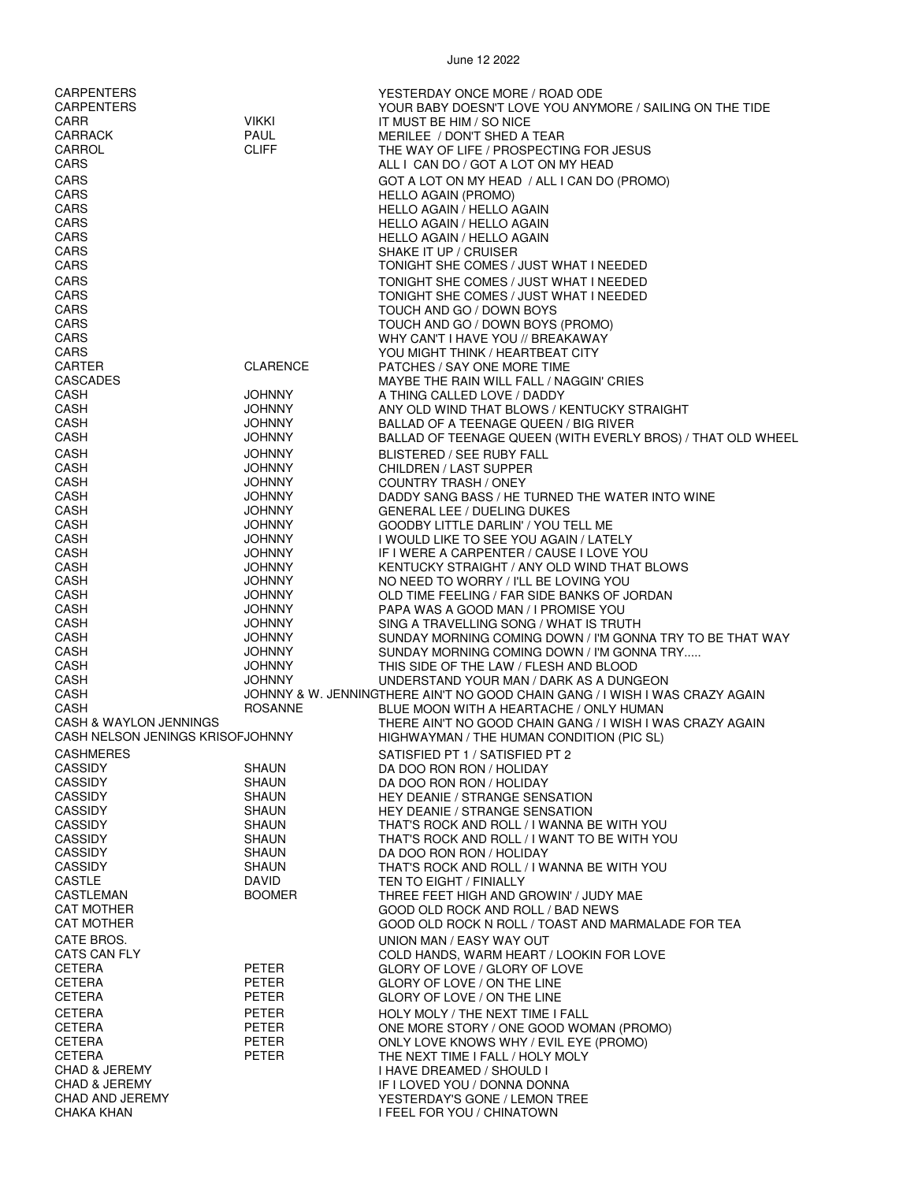| | | |
|---|---|---|
| CARPENTERS | | YESTERDAY ONCE MORE / ROAD ODE |
| CARPENTERS | | YOUR BABY DOESN'T LOVE YOU ANYMORE / SAILING ON THE TIDE |
| CARR | VIKKI | IT MUST BE HIM / SO NICE |
| CARRACK | PAUL | MERILEE / DON'T SHED A TEAR |
| CARROL | CLIFF | THE WAY OF LIFE / PROSPECTING FOR JESUS |
| CARS | | ALL I CAN DO / GOT A LOT ON MY HEAD |
| CARS | | GOT A LOT ON MY HEAD / ALL I CAN DO (PROMO) |
| CARS | | HELLO AGAIN (PROMO) |
| CARS | | HELLO AGAIN / HELLO AGAIN |
| CARS | | HELLO AGAIN / HELLO AGAIN |
| CARS | | HELLO AGAIN / HELLO AGAIN |
| CARS | | SHAKE IT UP / CRUISER |
| CARS | | TONIGHT SHE COMES / JUST WHAT I NEEDED |
| CARS | | TONIGHT SHE COMES / JUST WHAT I NEEDED |
| CARS | | TONIGHT SHE COMES / JUST WHAT I NEEDED |
| CARS | | TOUCH AND GO / DOWN BOYS |
| CARS | | TOUCH AND GO / DOWN BOYS (PROMO) |
| CARS | | WHY CAN'T I HAVE YOU // BREAKAWAY |
| CARS | | YOU MIGHT THINK / HEARTBEAT CITY |
| CARTER | CLARENCE | PATCHES / SAY ONE MORE TIME |
| CASCADES | | MAYBE THE RAIN WILL FALL / NAGGIN' CRIES |
| CASH | JOHNNY | A THING CALLED LOVE / DADDY |
| CASH | JOHNNY | ANY OLD WIND THAT BLOWS / KENTUCKY STRAIGHT |
| CASH | JOHNNY | BALLAD OF A TEENAGE QUEEN / BIG RIVER |
| CASH | JOHNNY | BALLAD OF TEENAGE QUEEN (WITH EVERLY BROS) / THAT OLD WHEEL |
| CASH | JOHNNY | BLISTERED / SEE RUBY FALL |
| CASH | JOHNNY | CHILDREN / LAST SUPPER |
| CASH | JOHNNY | COUNTRY TRASH / ONEY |
| CASH | JOHNNY | DADDY SANG BASS / HE TURNED THE WATER INTO WINE |
| CASH | JOHNNY | GENERAL LEE / DUELING DUKES |
| CASH | JOHNNY | GOODBY LITTLE DARLIN' / YOU TELL ME |
| CASH | JOHNNY | I WOULD LIKE TO SEE YOU AGAIN / LATELY |
| CASH | JOHNNY | IF I WERE A CARPENTER / CAUSE I LOVE YOU |
| CASH | JOHNNY | KENTUCKY STRAIGHT / ANY OLD WIND THAT BLOWS |
| CASH | JOHNNY | NO NEED TO WORRY / I'LL BE LOVING YOU |
| CASH | JOHNNY | OLD TIME FEELING / FAR SIDE BANKS OF JORDAN |
| CASH | JOHNNY | PAPA WAS A GOOD MAN / I PROMISE YOU |
| CASH | JOHNNY | SING A TRAVELLING SONG / WHAT IS TRUTH |
| CASH | JOHNNY | SUNDAY MORNING COMING DOWN / I'M GONNA TRY TO BE THAT WAY |
| CASH | JOHNNY | SUNDAY MORNING COMING DOWN / I'M GONNA TRY..... |
| CASH | JOHNNY | THIS SIDE OF THE LAW / FLESH AND BLOOD |
| CASH | JOHNNY | UNDERSTAND YOUR MAN / DARK AS A DUNGEON |
| CASH | JOHNNY & W. JENNING | THERE AIN'T NO GOOD CHAIN GANG / I WISH I WAS CRAZY AGAIN |
| CASH | ROSANNE | BLUE MOON WITH A HEARTACHE / ONLY HUMAN |
| CASH & WAYLON JENNINGS | | THERE AIN'T NO GOOD CHAIN GANG / I WISH I WAS CRAZY AGAIN |
| CASH NELSON JENINGS KRISOF | JOHNNY | HIGHWAYMAN / THE HUMAN CONDITION (PIC SL) |
| CASHMERES | | SATISFIED PT 1 / SATISFIED PT 2 |
| CASSIDY | SHAUN | DA DOO RON RON / HOLIDAY |
| CASSIDY | SHAUN | DA DOO RON RON / HOLIDAY |
| CASSIDY | SHAUN | HEY DEANIE / STRANGE SENSATION |
| CASSIDY | SHAUN | HEY DEANIE / STRANGE SENSATION |
| CASSIDY | SHAUN | THAT'S ROCK AND ROLL / I WANNA BE WITH YOU |
| CASSIDY | SHAUN | THAT'S ROCK AND ROLL / I WANT TO BE WITH YOU |
| CASSIDY | SHAUN | DA DOO RON RON / HOLIDAY |
| CASSIDY | SHAUN | THAT'S ROCK AND ROLL / I WANNA BE WITH YOU |
| CASTLE | DAVID | TEN TO EIGHT / FINIALLY |
| CASTLEMAN | BOOMER | THREE FEET HIGH AND GROWIN' / JUDY MAE |
| CAT MOTHER | | GOOD OLD ROCK AND ROLL / BAD NEWS |
| CAT MOTHER | | GOOD OLD ROCK N ROLL / TOAST AND MARMALADE FOR TEA |
| CATE BROS. | | UNION MAN / EASY WAY OUT |
| CATS CAN FLY | | COLD HANDS, WARM HEART / LOOKIN FOR LOVE |
| CETERA | PETER | GLORY OF LOVE / GLORY OF LOVE |
| CETERA | PETER | GLORY OF LOVE / ON THE LINE |
| CETERA | PETER | GLORY OF LOVE / ON THE LINE |
| CETERA | PETER | HOLY MOLY / THE NEXT TIME I FALL |
| CETERA | PETER | ONE MORE STORY / ONE GOOD WOMAN (PROMO) |
| CETERA | PETER | ONLY LOVE KNOWS WHY / EVIL EYE (PROMO) |
| CETERA | PETER | THE NEXT TIME I FALL / HOLY MOLY |
| CHAD & JEREMY | | I HAVE DREAMED / SHOULD I |
| CHAD & JEREMY | | IF I LOVED YOU / DONNA DONNA |
| CHAD AND JEREMY | | YESTERDAY'S GONE / LEMON TREE |
| CHAKA KHAN | | I FEEL FOR YOU / CHINATOWN |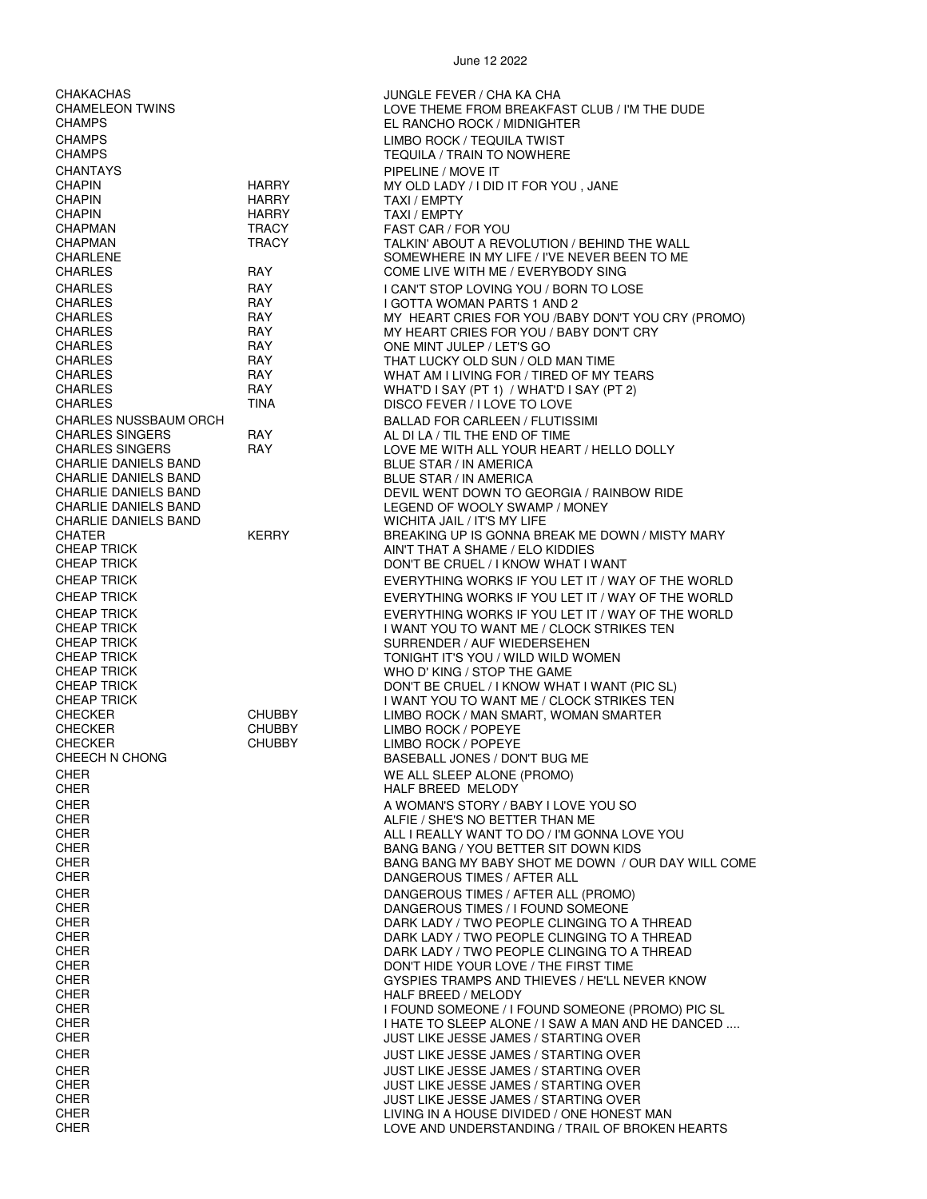June 12 2022

| | | |
|---|---|---|
| CHAKACHAS | | JUNGLE FEVER / CHA KA CHA |
| CHAMELEON TWINS | | LOVE THEME FROM BREAKFAST CLUB / I'M THE DUDE |
| CHAMPS | | EL RANCHO ROCK / MIDNIGHTER |
| CHAMPS | | LIMBO ROCK / TEQUILA TWIST |
| CHAMPS | | TEQUILA / TRAIN TO NOWHERE |
| CHANTAYS | | PIPELINE / MOVE IT |
| CHAPIN | HARRY | MY OLD LADY / I DID IT FOR YOU , JANE |
| CHAPIN | HARRY | TAXI / EMPTY |
| CHAPIN | HARRY | TAXI / EMPTY |
| CHAPMAN | TRACY | FAST CAR / FOR YOU |
| CHAPMAN | TRACY | TALKIN' ABOUT A REVOLUTION / BEHIND THE WALL |
| CHARLENE | | SOMEWHERE IN MY LIFE / I'VE NEVER BEEN TO ME |
| CHARLES | RAY | COME LIVE WITH ME / EVERYBODY SING |
| CHARLES | RAY | I CAN'T STOP LOVING YOU / BORN TO LOSE |
| CHARLES | RAY | I GOTTA WOMAN PARTS 1 AND 2 |
| CHARLES | RAY | MY HEART CRIES FOR YOU /BABY DON'T YOU CRY (PROMO) |
| CHARLES | RAY | MY HEART CRIES FOR YOU / BABY DON'T CRY |
| CHARLES | RAY | ONE MINT JULEP / LET'S GO |
| CHARLES | RAY | THAT LUCKY OLD SUN / OLD MAN TIME |
| CHARLES | RAY | WHAT AM I LIVING FOR / TIRED OF MY TEARS |
| CHARLES | RAY | WHAT'D I SAY (PT 1) / WHAT'D I SAY (PT 2) |
| CHARLES | TINA | DISCO FEVER / I LOVE TO LOVE |
| CHARLES NUSSBAUM ORCH | | BALLAD FOR CARLEEN / FLUTISSIMI |
| CHARLES SINGERS | RAY | AL DI LA / TIL THE END OF TIME |
| CHARLES SINGERS | RAY | LOVE ME WITH ALL YOUR HEART / HELLO DOLLY |
| CHARLIE DANIELS BAND | | BLUE STAR / IN AMERICA |
| CHARLIE DANIELS BAND | | BLUE STAR / IN AMERICA |
| CHARLIE DANIELS BAND | | DEVIL WENT DOWN TO GEORGIA / RAINBOW RIDE |
| CHARLIE DANIELS BAND | | LEGEND OF WOOLY SWAMP / MONEY |
| CHARLIE DANIELS BAND | | WICHITA JAIL / IT'S MY LIFE |
| CHATER | KERRY | BREAKING UP IS GONNA BREAK ME DOWN / MISTY MARY |
| CHEAP TRICK | | AIN'T THAT A SHAME / ELO KIDDIES |
| CHEAP TRICK | | DON'T BE CRUEL / I KNOW WHAT I WANT |
| CHEAP TRICK | | EVERYTHING WORKS IF YOU LET IT / WAY OF THE WORLD |
| CHEAP TRICK | | EVERYTHING WORKS IF YOU LET IT / WAY OF THE WORLD |
| CHEAP TRICK | | EVERYTHING WORKS IF YOU LET IT / WAY OF THE WORLD |
| CHEAP TRICK | | I WANT YOU TO WANT ME / CLOCK STRIKES TEN |
| CHEAP TRICK | | SURRENDER / AUF WIEDERSEHEN |
| CHEAP TRICK | | TONIGHT IT'S YOU / WILD WILD WOMEN |
| CHEAP TRICK | | WHO D' KING / STOP THE GAME |
| CHEAP TRICK | | DON'T BE CRUEL / I KNOW WHAT I WANT (PIC SL) |
| CHEAP TRICK | | I WANT YOU TO WANT ME / CLOCK STRIKES TEN |
| CHECKER | CHUBBY | LIMBO ROCK / MAN SMART, WOMAN SMARTER |
| CHECKER | CHUBBY | LIMBO ROCK / POPEYE |
| CHECKER | CHUBBY | LIMBO ROCK / POPEYE |
| CHEECH N CHONG | | BASEBALL JONES / DON'T BUG ME |
| CHER | | WE ALL SLEEP ALONE (PROMO) |
| CHER | | HALF BREED MELODY |
| CHER | | A WOMAN'S STORY / BABY I LOVE YOU SO |
| CHER | | ALFIE / SHE'S NO BETTER THAN ME |
| CHER | | ALL I REALLY WANT TO DO / I'M GONNA LOVE YOU |
| CHER | | BANG BANG / YOU BETTER SIT DOWN KIDS |
| CHER | | BANG BANG MY BABY SHOT ME DOWN / OUR DAY WILL COME |
| CHER | | DANGEROUS TIMES / AFTER ALL |
| CHER | | DANGEROUS TIMES / AFTER ALL (PROMO) |
| CHER | | DANGEROUS TIMES / I FOUND SOMEONE |
| CHER | | DARK LADY / TWO PEOPLE CLINGING TO A THREAD |
| CHER | | DARK LADY / TWO PEOPLE CLINGING TO A THREAD |
| CHER | | DARK LADY / TWO PEOPLE CLINGING TO A THREAD |
| CHER | | DON'T HIDE YOUR LOVE / THE FIRST TIME |
| CHER | | GYSPIES TRAMPS AND THIEVES / HE'LL NEVER KNOW |
| CHER | | HALF BREED / MELODY |
| CHER | | I FOUND SOMEONE / I FOUND SOMEONE (PROMO) PIC SL |
| CHER | | I HATE TO SLEEP ALONE / I SAW A MAN AND HE DANCED .... |
| CHER | | JUST LIKE JESSE JAMES / STARTING OVER |
| CHER | | JUST LIKE JESSE JAMES / STARTING OVER |
| CHER | | JUST LIKE JESSE JAMES / STARTING OVER |
| CHER | | JUST LIKE JESSE JAMES / STARTING OVER |
| CHER | | JUST LIKE JESSE JAMES / STARTING OVER |
| CHER | | LIVING IN A HOUSE DIVIDED / ONE HONEST MAN |
| CHER | | LOVE AND UNDERSTANDING / TRAIL OF BROKEN HEARTS |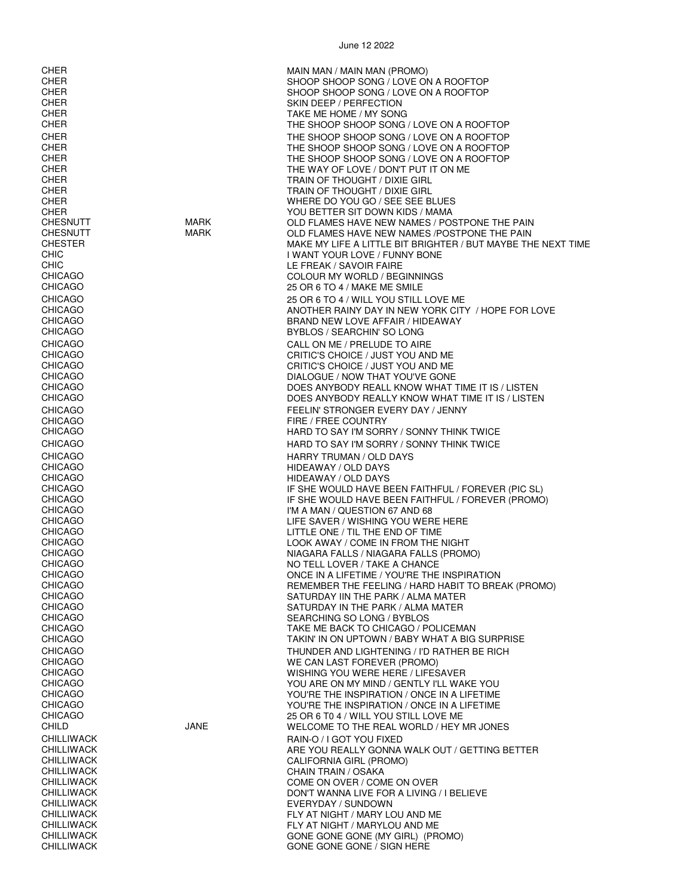| | | |
|---|---|---|
| CHER | | MAIN MAN / MAIN MAN (PROMO) |
| CHER | | SHOOP SHOOP SONG / LOVE ON A ROOFTOP |
| CHER | | SHOOP SHOOP SONG / LOVE ON A ROOFTOP |
| CHER | | SKIN DEEP / PERFECTION |
| CHER | | TAKE ME HOME / MY SONG |
| CHER | | THE SHOOP SHOOP SONG / LOVE ON A ROOFTOP |
| CHER | | THE SHOOP SHOOP SONG / LOVE ON A ROOFTOP |
| CHER | | THE SHOOP SHOOP SONG / LOVE ON A ROOFTOP |
| CHER | | THE SHOOP SHOOP SONG / LOVE ON A ROOFTOP |
| CHER | | THE WAY OF LOVE / DON'T PUT IT ON ME |
| CHER | | TRAIN OF THOUGHT / DIXIE GIRL |
| CHER | | TRAIN OF THOUGHT / DIXIE GIRL |
| CHER | | WHERE DO YOU GO / SEE SEE BLUES |
| CHER | | YOU BETTER SIT DOWN KIDS / MAMA |
| CHESNUTT | MARK | OLD FLAMES HAVE NEW NAMES / POSTPONE THE PAIN |
| CHESNUTT | MARK | OLD FLAMES HAVE NEW NAMES /POSTPONE THE PAIN |
| CHESTER | | MAKE MY LIFE A LITTLE BIT BRIGHTER / BUT MAYBE THE NEXT TIME |
| CHIC | | I WANT YOUR LOVE / FUNNY BONE |
| CHIC | | LE FREAK / SAVOIR FAIRE |
| CHICAGO | | COLOUR MY WORLD / BEGINNINGS |
| CHICAGO | | 25 OR 6 TO 4 / MAKE ME SMILE |
| CHICAGO | | 25 OR 6 TO 4 / WILL YOU STILL LOVE ME |
| CHICAGO | | ANOTHER RAINY DAY IN NEW YORK CITY / HOPE FOR LOVE |
| CHICAGO | | BRAND NEW LOVE AFFAIR / HIDEAWAY |
| CHICAGO | | BYBLOS / SEARCHIN' SO LONG |
| CHICAGO | | CALL ON ME / PRELUDE TO AIRE |
| CHICAGO | | CRITIC'S CHOICE / JUST YOU AND ME |
| CHICAGO | | CRITIC'S CHOICE / JUST YOU AND ME |
| CHICAGO | | DIALOGUE / NOW THAT YOU'VE GONE |
| CHICAGO | | DOES ANYBODY REALL KNOW WHAT TIME IT IS / LISTEN |
| CHICAGO | | DOES ANYBODY REALLY KNOW WHAT TIME IT IS / LISTEN |
| CHICAGO | | FEELIN' STRONGER EVERY DAY / JENNY |
| CHICAGO | | FIRE / FREE COUNTRY |
| CHICAGO | | HARD TO SAY I'M SORRY / SONNY THINK TWICE |
| CHICAGO | | HARD TO SAY I'M SORRY / SONNY THINK TWICE |
| CHICAGO | | HARRY TRUMAN / OLD DAYS |
| CHICAGO | | HIDEAWAY / OLD DAYS |
| CHICAGO | | HIDEAWAY / OLD DAYS |
| CHICAGO | | IF SHE WOULD HAVE BEEN FAITHFUL / FOREVER (PIC SL) |
| CHICAGO | | IF SHE WOULD HAVE BEEN FAITHFUL / FOREVER (PROMO) |
| CHICAGO | | I'M A MAN / QUESTION 67 AND 68 |
| CHICAGO | | LIFE SAVER / WISHING YOU WERE HERE |
| CHICAGO | | LITTLE ONE / TIL THE END OF TIME |
| CHICAGO | | LOOK AWAY / COME IN FROM THE NIGHT |
| CHICAGO | | NIAGARA FALLS / NIAGARA FALLS (PROMO) |
| CHICAGO | | NO TELL LOVER / TAKE A CHANCE |
| CHICAGO | | ONCE IN A LIFETIME / YOU'RE THE INSPIRATION |
| CHICAGO | | REMEMBER THE FEELING / HARD HABIT TO BREAK (PROMO) |
| CHICAGO | | SATURDAY IIN THE PARK / ALMA MATER |
| CHICAGO | | SATURDAY IN THE PARK / ALMA MATER |
| CHICAGO | | SEARCHING SO LONG / BYBLOS |
| CHICAGO | | TAKE ME BACK TO CHICAGO / POLICEMAN |
| CHICAGO | | TAKIN' IN ON UPTOWN / BABY WHAT A BIG SURPRISE |
| CHICAGO | | THUNDER AND LIGHTENING / I'D RATHER BE RICH |
| CHICAGO | | WE CAN LAST FOREVER (PROMO) |
| CHICAGO | | WISHING YOU WERE HERE / LIFESAVER |
| CHICAGO | | YOU ARE ON MY MIND / GENTLY I'LL WAKE YOU |
| CHICAGO | | YOU'RE THE INSPIRATION / ONCE IN A LIFETIME |
| CHICAGO | | YOU'RE THE INSPIRATION / ONCE IN A LIFETIME |
| CHICAGO | | 25 OR 6 T0 4 / WILL YOU STILL LOVE ME |
| CHILD | JANE | WELCOME TO THE REAL WORLD / HEY MR JONES |
| CHILLIWACK | | RAIN-O / I GOT YOU FIXED |
| CHILLIWACK | | ARE YOU REALLY GONNA WALK OUT / GETTING BETTER |
| CHILLIWACK | | CALIFORNIA GIRL (PROMO) |
| CHILLIWACK | | CHAIN TRAIN / OSAKA |
| CHILLIWACK | | COME ON OVER / COME ON OVER |
| CHILLIWACK | | DON'T WANNA LIVE FOR A LIVING / I BELIEVE |
| CHILLIWACK | | EVERYDAY / SUNDOWN |
| CHILLIWACK | | FLY AT NIGHT / MARY LOU AND ME |
| CHILLIWACK | | FLY AT NIGHT / MARYLOU AND ME |
| CHILLIWACK | | GONE GONE GONE (MY GIRL) (PROMO) |
| CHILLIWACK | | GONE GONE GONE / SIGN HERE |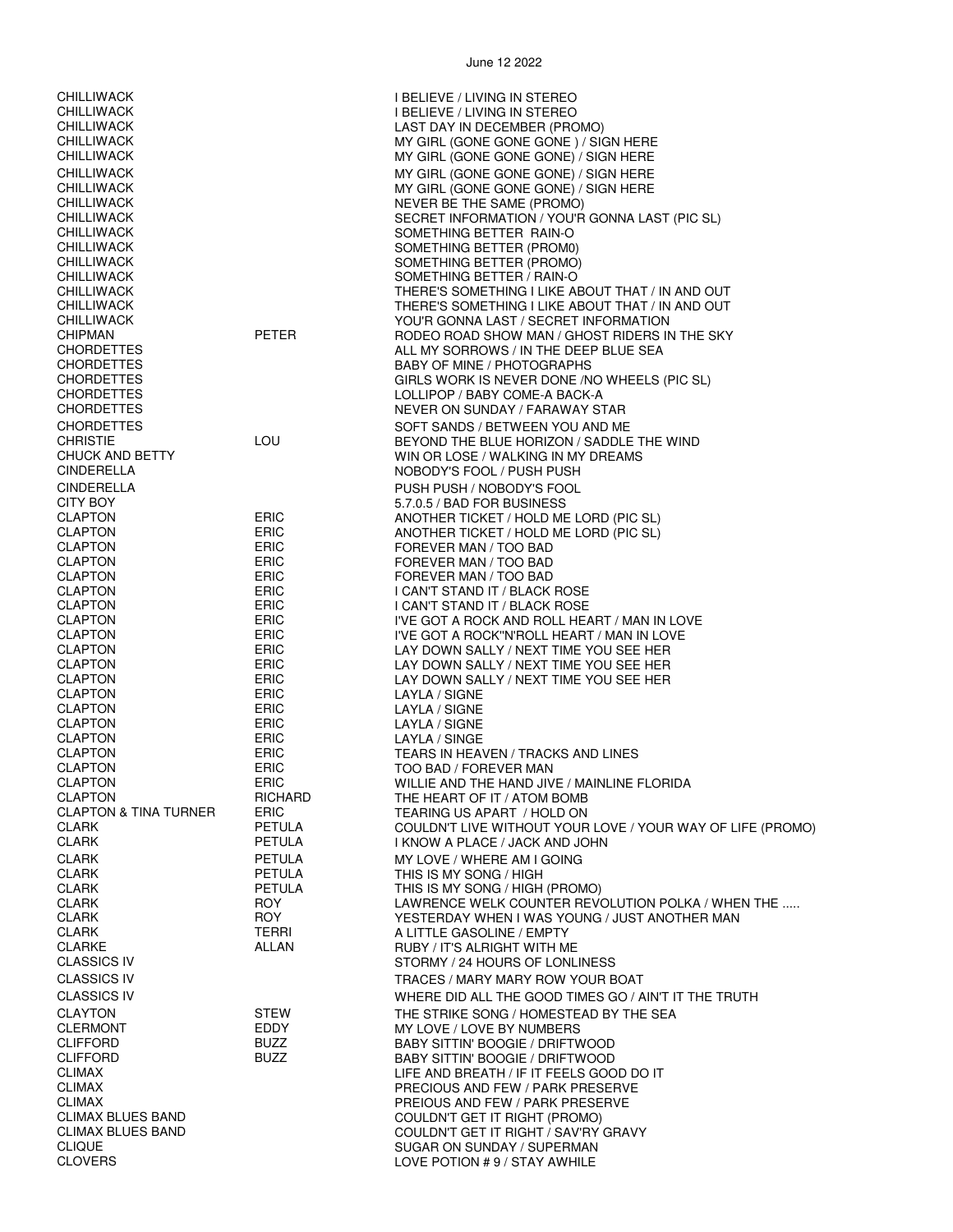| | | |
|---|---|---|
| CHILLIWACK | | I BELIEVE / LIVING IN STEREO |
| CHILLIWACK | | I BELIEVE / LIVING IN STEREO |
| CHILLIWACK | | LAST DAY IN DECEMBER (PROMO) |
| CHILLIWACK | | MY GIRL (GONE GONE GONE ) / SIGN HERE |
| CHILLIWACK | | MY GIRL (GONE GONE GONE) / SIGN HERE |
| CHILLIWACK | | MY GIRL (GONE GONE GONE) / SIGN HERE |
| CHILLIWACK | | MY GIRL (GONE GONE GONE) / SIGN HERE |
| CHILLIWACK | | NEVER BE THE SAME (PROMO) |
| CHILLIWACK | | SECRET INFORMATION / YOU'R GONNA LAST (PIC SL) |
| CHILLIWACK | | SOMETHING BETTER RAIN-O |
| CHILLIWACK | | SOMETHING BETTER (PROM0) |
| CHILLIWACK | | SOMETHING BETTER (PROMO) |
| CHILLIWACK | | SOMETHING BETTER / RAIN-O |
| CHILLIWACK | | THERE'S SOMETHING I LIKE ABOUT THAT / IN AND OUT |
| CHILLIWACK | | THERE'S SOMETHING I LIKE ABOUT THAT / IN AND OUT |
| CHILLIWACK | | YOU'R GONNA LAST / SECRET INFORMATION |
| CHIPMAN | PETER | RODEO ROAD SHOW MAN / GHOST RIDERS IN THE SKY |
| CHORDETTES | | ALL MY SORROWS / IN THE DEEP BLUE SEA |
| CHORDETTES | | BABY OF MINE / PHOTOGRAPHS |
| CHORDETTES | | GIRLS WORK IS NEVER DONE /NO WHEELS (PIC SL) |
| CHORDETTES | | LOLLIPOP / BABY COME-A BACK-A |
| CHORDETTES | | NEVER ON SUNDAY / FARAWAY STAR |
| CHORDETTES | | SOFT SANDS / BETWEEN YOU AND ME |
| CHRISTIE | LOU | BEYOND THE BLUE HORIZON / SADDLE THE WIND |
| CHUCK AND BETTY | | WIN OR LOSE / WALKING IN MY DREAMS |
| CINDERELLA | | NOBODY'S FOOL / PUSH PUSH |
| CINDERELLA | | PUSH PUSH / NOBODY'S FOOL |
| CITY BOY | | 5.7.0.5 / BAD FOR BUSINESS |
| CLAPTON | ERIC | ANOTHER TICKET / HOLD ME LORD (PIC SL) |
| CLAPTON | ERIC | ANOTHER TICKET / HOLD ME LORD (PIC SL) |
| CLAPTON | ERIC | FOREVER MAN / TOO BAD |
| CLAPTON | ERIC | FOREVER MAN / TOO BAD |
| CLAPTON | ERIC | FOREVER MAN / TOO BAD |
| CLAPTON | ERIC | I CAN'T STAND IT / BLACK ROSE |
| CLAPTON | ERIC | I CAN'T STAND IT / BLACK ROSE |
| CLAPTON | ERIC | I'VE GOT A ROCK AND ROLL HEART / MAN IN LOVE |
| CLAPTON | ERIC | I'VE GOT A ROCK"N'ROLL HEART / MAN IN LOVE |
| CLAPTON | ERIC | LAY DOWN SALLY / NEXT TIME YOU SEE HER |
| CLAPTON | ERIC | LAY DOWN SALLY / NEXT TIME YOU SEE HER |
| CLAPTON | ERIC | LAY DOWN SALLY / NEXT TIME YOU SEE HER |
| CLAPTON | ERIC | LAYLA / SIGNE |
| CLAPTON | ERIC | LAYLA / SIGNE |
| CLAPTON | ERIC | LAYLA / SIGNE |
| CLAPTON | ERIC | LAYLA / SINGE |
| CLAPTON | ERIC | TEARS IN HEAVEN / TRACKS AND LINES |
| CLAPTON | ERIC | TOO BAD / FOREVER MAN |
| CLAPTON | ERIC | WILLIE AND THE HAND JIVE / MAINLINE FLORIDA |
| CLAPTON | RICHARD | THE HEART OF IT / ATOM BOMB |
| CLAPTON & TINA TURNER | ERIC | TEARING US APART / HOLD ON |
| CLARK | PETULA | COULDN'T LIVE WITHOUT YOUR LOVE / YOUR WAY OF LIFE (PROMO) |
| CLARK | PETULA | I KNOW A PLACE / JACK AND JOHN |
| CLARK | PETULA | MY LOVE / WHERE AM I GOING |
| CLARK | PETULA | THIS IS MY SONG / HIGH |
| CLARK | PETULA | THIS IS MY SONG / HIGH (PROMO) |
| CLARK | ROY | LAWRENCE WELK COUNTER REVOLUTION POLKA / WHEN THE ..... |
| CLARK | ROY | YESTERDAY WHEN I WAS YOUNG / JUST ANOTHER MAN |
| CLARK | TERRI | A LITTLE GASOLINE / EMPTY |
| CLARKE | ALLAN | RUBY / IT'S ALRIGHT WITH ME |
| CLASSICS IV | | STORMY / 24 HOURS OF LONLINESS |
| CLASSICS IV | | TRACES / MARY MARY ROW YOUR BOAT |
| CLASSICS IV | | WHERE DID ALL THE GOOD TIMES GO / AIN'T IT THE TRUTH |
| CLAYTON | STEW | THE STRIKE SONG / HOMESTEAD BY THE SEA |
| CLERMONT | EDDY | MY LOVE / LOVE BY NUMBERS |
| CLIFFORD | BUZZ | BABY SITTIN' BOOGIE / DRIFTWOOD |
| CLIFFORD | BUZZ | BABY SITTIN' BOOGIE / DRIFTWOOD |
| CLIMAX | | LIFE AND BREATH / IF IT FEELS GOOD DO IT |
| CLIMAX | | PRECIOUS AND FEW / PARK PRESERVE |
| CLIMAX | | PREIOUS AND FEW / PARK PRESERVE |
| CLIMAX BLUES BAND | | COULDN'T GET IT RIGHT (PROMO) |
| CLIMAX BLUES BAND | | COULDN'T GET IT RIGHT / SAV'RY GRAVY |
| CLIQUE | | SUGAR ON SUNDAY / SUPERMAN |
| CLOVERS | | LOVE POTION # 9 / STAY AWHILE |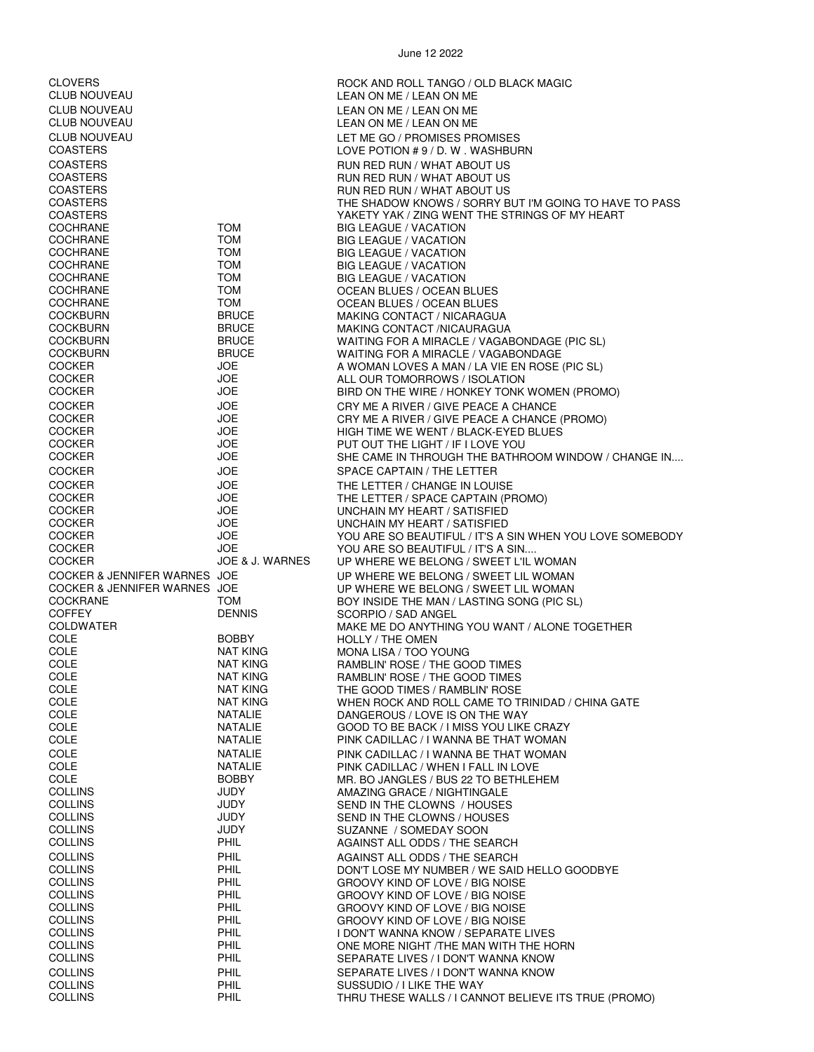June 12 2022

| | | |
|---|---|---|
| CLOVERS | | ROCK AND ROLL TANGO / OLD BLACK MAGIC |
| CLUB NOUVEAU | | LEAN ON ME / LEAN ON ME |
| CLUB NOUVEAU | | LEAN ON ME / LEAN ON ME |
| CLUB NOUVEAU | | LEAN ON ME / LEAN ON ME |
| CLUB NOUVEAU | | LET ME GO / PROMISES PROMISES |
| COASTERS | | LOVE POTION # 9 / D. W . WASHBURN |
| COASTERS | | RUN RED RUN / WHAT ABOUT US |
| COASTERS | | RUN RED RUN / WHAT ABOUT US |
| COASTERS | | RUN RED RUN / WHAT ABOUT US |
| COASTERS | | THE SHADOW KNOWS / SORRY BUT I'M GOING TO HAVE TO PASS |
| COASTERS | | YAKETY YAK / ZING WENT THE STRINGS OF MY HEART |
| COCHRANE | TOM | BIG LEAGUE / VACATION |
| COCHRANE | TOM | BIG LEAGUE / VACATION |
| COCHRANE | TOM | BIG LEAGUE / VACATION |
| COCHRANE | TOM | BIG LEAGUE / VACATION |
| COCHRANE | TOM | BIG LEAGUE / VACATION |
| COCHRANE | TOM | OCEAN BLUES / OCEAN BLUES |
| COCHRANE | TOM | OCEAN BLUES / OCEAN BLUES |
| COCKBURN | BRUCE | MAKING CONTACT / NICARAGUA |
| COCKBURN | BRUCE | MAKING CONTACT /NICAURAGUA |
| COCKBURN | BRUCE | WAITING FOR A MIRACLE / VAGABONDAGE (PIC SL) |
| COCKBURN | BRUCE | WAITING FOR A MIRACLE / VAGABONDAGE |
| COCKER | JOE | A WOMAN LOVES A MAN / LA VIE EN ROSE (PIC SL) |
| COCKER | JOE | ALL OUR TOMORROWS / ISOLATION |
| COCKER | JOE | BIRD ON THE WIRE / HONKEY TONK WOMEN (PROMO) |
| COCKER | JOE | CRY ME A RIVER / GIVE PEACE A CHANCE |
| COCKER | JOE | CRY ME A RIVER / GIVE PEACE A CHANCE (PROMO) |
| COCKER | JOE | HIGH TIME WE WENT / BLACK-EYED BLUES |
| COCKER | JOE | PUT OUT THE LIGHT / IF I LOVE YOU |
| COCKER | JOE | SHE CAME IN THROUGH THE BATHROOM WINDOW / CHANGE IN.... |
| COCKER | JOE | SPACE CAPTAIN / THE LETTER |
| COCKER | JOE | THE LETTER / CHANGE IN LOUISE |
| COCKER | JOE | THE LETTER / SPACE CAPTAIN (PROMO) |
| COCKER | JOE | UNCHAIN MY HEART / SATISFIED |
| COCKER | JOE | UNCHAIN MY HEART / SATISFIED |
| COCKER | JOE | YOU ARE SO BEAUTIFUL / IT'S A SIN WHEN YOU LOVE SOMEBODY |
| COCKER | JOE | YOU ARE SO BEAUTIFUL / IT'S A SIN.... |
| COCKER | JOE & J. WARNES | UP WHERE WE BELONG / SWEET L'IL WOMAN |
| COCKER & JENNIFER WARNES | JOE | UP WHERE WE BELONG / SWEET LIL WOMAN |
| COCKER & JENNIFER WARNES | JOE | UP WHERE WE BELONG / SWEET LIL WOMAN |
| COCKRANE | TOM | BOY INSIDE THE MAN / LASTING SONG (PIC SL) |
| COFFEY | DENNIS | SCORPIO / SAD ANGEL |
| COLDWATER | | MAKE ME DO ANYTHING YOU WANT / ALONE TOGETHER |
| COLE | BOBBY | HOLLY / THE OMEN |
| COLE | NAT KING | MONA LISA / TOO YOUNG |
| COLE | NAT KING | RAMBLIN' ROSE / THE GOOD TIMES |
| COLE | NAT KING | RAMBLIN' ROSE / THE GOOD TIMES |
| COLE | NAT KING | THE GOOD TIMES / RAMBLIN' ROSE |
| COLE | NAT KING | WHEN ROCK AND ROLL CAME TO TRINIDAD / CHINA GATE |
| COLE | NATALIE | DANGEROUS / LOVE IS ON THE WAY |
| COLE | NATALIE | GOOD TO BE BACK / I MISS YOU LIKE CRAZY |
| COLE | NATALIE | PINK CADILLAC / I WANNA BE THAT WOMAN |
| COLE | NATALIE | PINK CADILLAC / I WANNA BE THAT WOMAN |
| COLE | NATALIE | PINK CADILLAC / WHEN I FALL IN LOVE |
| COLE | BOBBY | MR. BO JANGLES / BUS 22 TO BETHLEHEM |
| COLLINS | JUDY | AMAZING GRACE / NIGHTINGALE |
| COLLINS | JUDY | SEND IN THE CLOWNS / HOUSES |
| COLLINS | JUDY | SEND IN THE CLOWNS / HOUSES |
| COLLINS | JUDY | SUZANNE / SOMEDAY SOON |
| COLLINS | PHIL | AGAINST ALL ODDS / THE SEARCH |
| COLLINS | PHIL | AGAINST ALL ODDS / THE SEARCH |
| COLLINS | PHIL | DON'T LOSE MY NUMBER / WE SAID HELLO GOODBYE |
| COLLINS | PHIL | GROOVY KIND OF LOVE / BIG NOISE |
| COLLINS | PHIL | GROOVY KIND OF LOVE / BIG NOISE |
| COLLINS | PHIL | GROOVY KIND OF LOVE / BIG NOISE |
| COLLINS | PHIL | GROOVY KIND OF LOVE / BIG NOISE |
| COLLINS | PHIL | I DON'T WANNA KNOW / SEPARATE LIVES |
| COLLINS | PHIL | ONE MORE NIGHT /THE MAN WITH THE HORN |
| COLLINS | PHIL | SEPARATE LIVES / I DON'T WANNA KNOW |
| COLLINS | PHIL | SEPARATE LIVES / I DON'T WANNA KNOW |
| COLLINS | PHIL | SUSSUDIO / I LIKE THE WAY |
| COLLINS | PHIL | THRU THESE WALLS / I CANNOT BELIEVE ITS TRUE (PROMO) |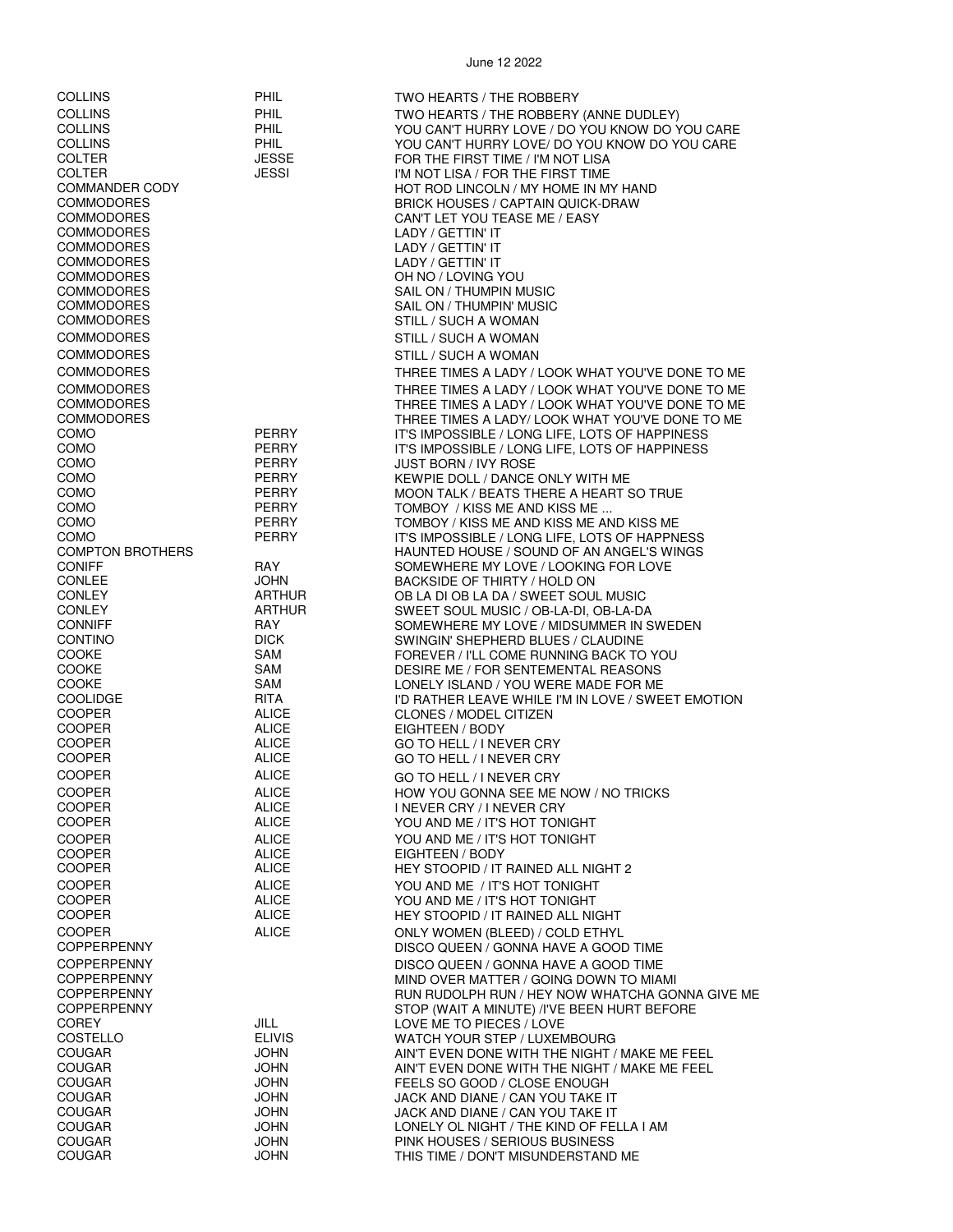| | | |
|---|---|---|
| COLLINS | PHIL | TWO HEARTS / THE ROBBERY |
| COLLINS | PHIL | TWO HEARTS / THE ROBBERY (ANNE DUDLEY) |
| COLLINS | PHIL | YOU CAN'T HURRY LOVE / DO YOU KNOW DO YOU CARE |
| COLLINS | PHIL | YOU CAN'T HURRY LOVE/ DO YOU KNOW DO YOU CARE |
| COLTER | JESSE | FOR THE FIRST TIME / I'M NOT LISA |
| COLTER | JESSI | I'M NOT LISA / FOR THE FIRST TIME |
| COMMANDER CODY | | HOT ROD LINCOLN / MY HOME IN MY HAND |
| COMMODORES | | BRICK HOUSES / CAPTAIN QUICK-DRAW |
| COMMODORES | | CAN'T LET YOU TEASE ME / EASY |
| COMMODORES | | LADY / GETTIN' IT |
| COMMODORES | | LADY / GETTIN' IT |
| COMMODORES | | LADY / GETTIN' IT |
| COMMODORES | | OH NO / LOVING YOU |
| COMMODORES | | SAIL ON / THUMPIN MUSIC |
| COMMODORES | | SAIL ON / THUMPIN' MUSIC |
| COMMODORES | | STILL / SUCH A WOMAN |
| COMMODORES | | STILL / SUCH A WOMAN |
| COMMODORES | | STILL / SUCH A WOMAN |
| COMMODORES | | THREE TIMES A LADY / LOOK WHAT YOU'VE DONE TO ME |
| COMMODORES | | THREE TIMES A LADY / LOOK WHAT YOU'VE DONE TO ME |
| COMMODORES | | THREE TIMES A LADY / LOOK WHAT YOU'VE DONE TO ME |
| COMMODORES | | THREE TIMES A LADY/ LOOK WHAT YOU'VE DONE TO ME |
| COMO | PERRY | IT'S IMPOSSIBLE / LONG LIFE, LOTS OF HAPPINESS |
| COMO | PERRY | IT'S IMPOSSIBLE / LONG LIFE, LOTS OF HAPPINESS |
| COMO | PERRY | JUST BORN / IVY ROSE |
| COMO | PERRY | KEWPIE DOLL / DANCE ONLY WITH ME |
| COMO | PERRY | MOON TALK / BEATS THERE A HEART SO TRUE |
| COMO | PERRY | TOMBOY / KISS ME AND KISS ME ... |
| COMO | PERRY | TOMBOY / KISS ME AND KISS ME AND KISS ME |
| COMO | PERRY | IT'S IMPOSSIBLE / LONG LIFE, LOTS OF HAPPNESS |
| COMPTON BROTHERS | | HAUNTED HOUSE / SOUND OF AN ANGEL'S WINGS |
| CONIFF | RAY | SOMEWHERE MY LOVE / LOOKING FOR LOVE |
| CONLEE | JOHN | BACKSIDE OF THIRTY / HOLD ON |
| CONLEY | ARTHUR | OB LA DI OB LA DA / SWEET SOUL MUSIC |
| CONLEY | ARTHUR | SWEET SOUL MUSIC / OB-LA-DI, OB-LA-DA |
| CONNIFF | RAY | SOMEWHERE MY LOVE / MIDSUMMER IN SWEDEN |
| CONTINO | DICK | SWINGIN' SHEPHERD BLUES / CLAUDINE |
| COOKE | SAM | FOREVER / I'LL COME RUNNING BACK TO YOU |
| COOKE | SAM | DESIRE ME / FOR SENTEMENTAL REASONS |
| COOKE | SAM | LONELY ISLAND / YOU WERE MADE FOR ME |
| COOLIDGE | RITA | I'D RATHER LEAVE WHILE I'M IN LOVE / SWEET EMOTION |
| COOPER | ALICE | CLONES / MODEL CITIZEN |
| COOPER | ALICE | EIGHTEEN / BODY |
| COOPER | ALICE | GO TO HELL / I NEVER CRY |
| COOPER | ALICE | GO TO HELL / I NEVER CRY |
| COOPER | ALICE | GO TO HELL / I NEVER CRY |
| COOPER | ALICE | HOW YOU GONNA SEE ME NOW / NO TRICKS |
| COOPER | ALICE | I NEVER CRY / I NEVER CRY |
| COOPER | ALICE | YOU AND ME / IT'S HOT TONIGHT |
| COOPER | ALICE | YOU AND ME / IT'S HOT TONIGHT |
| COOPER | ALICE | EIGHTEEN / BODY |
| COOPER | ALICE | HEY STOOPID / IT RAINED ALL NIGHT 2 |
| COOPER | ALICE | YOU AND ME / IT'S HOT TONIGHT |
| COOPER | ALICE | YOU AND ME / IT'S HOT TONIGHT |
| COOPER | ALICE | HEY STOOPID / IT RAINED ALL NIGHT |
| COOPER | ALICE | ONLY WOMEN (BLEED) / COLD ETHYL |
| COPPERPENNY | | DISCO QUEEN / GONNA HAVE A GOOD TIME |
| COPPERPENNY | | DISCO QUEEN / GONNA HAVE A GOOD TIME |
| COPPERPENNY | | MIND OVER MATTER / GOING DOWN TO MIAMI |
| COPPERPENNY | | RUN RUDOLPH RUN / HEY NOW WHATCHA GONNA GIVE ME |
| COPPERPENNY | | STOP (WAIT A MINUTE) /I'VE BEEN HURT BEFORE |
| COREY | JILL | LOVE ME TO PIECES / LOVE |
| COSTELLO | ELIVIS | WATCH YOUR STEP / LUXEMBOURG |
| COUGAR | JOHN | AIN'T EVEN DONE WITH THE NIGHT / MAKE ME FEEL |
| COUGAR | JOHN | AIN'T EVEN DONE WITH THE NIGHT / MAKE ME FEEL |
| COUGAR | JOHN | FEELS SO GOOD / CLOSE ENOUGH |
| COUGAR | JOHN | JACK AND DIANE / CAN YOU TAKE IT |
| COUGAR | JOHN | JACK AND DIANE / CAN YOU TAKE IT |
| COUGAR | JOHN | LONELY OL NIGHT / THE KIND OF FELLA I AM |
| COUGAR | JOHN | PINK HOUSES / SERIOUS BUSINESS |
| COUGAR | JOHN | THIS TIME / DON'T MISUNDERSTAND ME |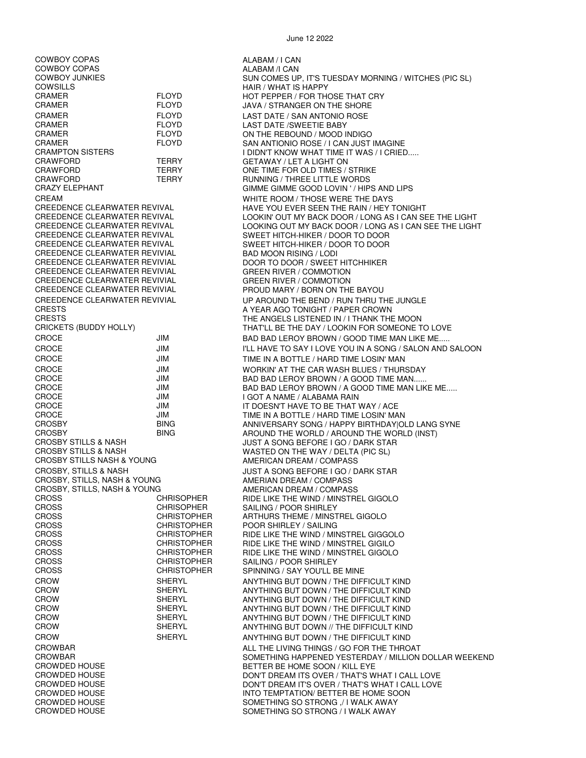June 12 2022

| | | |
|---|---|---|
| COWBOY COPAS | | ALABAM / I CAN |
| COWBOY COPAS | | ALABAM /I CAN |
| COWBOY JUNKIES | | SUN COMES UP, IT'S TUESDAY MORNING / WITCHES (PIC SL) |
| COWSILLS | | HAIR / WHAT IS HAPPY |
| CRAMER | FLOYD | HOT PEPPER / FOR THOSE THAT CRY |
| CRAMER | FLOYD | JAVA / STRANGER ON THE SHORE |
| CRAMER | FLOYD | LAST DATE / SAN ANTONIO ROSE |
| CRAMER | FLOYD | LAST DATE /SWEETIE BABY |
| CRAMER | FLOYD | ON THE REBOUND / MOOD INDIGO |
| CRAMER | FLOYD | SAN ANTONIO ROSE / I CAN JUST IMAGINE |
| CRAMPTON SISTERS | | I DIDN'T KNOW WHAT TIME IT WAS / I CRIED..... |
| CRAWFORD | TERRY | GETAWAY / LET A LIGHT ON |
| CRAWFORD | TERRY | ONE TIME FOR OLD TIMES / STRIKE |
| CRAWFORD | TERRY | RUNNING / THREE LITTLE WORDS |
| CRAZY ELEPHANT | | GIMME GIMME GOOD LOVIN ' / HIPS AND LIPS |
| CREAM | | WHITE ROOM / THOSE WERE THE DAYS |
| CREEDENCE CLEARWATER REVIVAL | | HAVE YOU EVER SEEN THE RAIN / HEY TONIGHT |
| CREEDENCE CLEARWATER REVIVAL | | LOOKIN' OUT MY BACK DOOR / LONG AS I CAN SEE THE LIGHT |
| CREEDENCE CLEARWATER REVIVAL | | LOOKING OUT MY BACK DOOR / LONG AS I CAN SEE THE LIGHT |
| CREEDENCE CLEARWATER REVIVAL | | SWEET HITCH-HIKER / DOOR TO DOOR |
| CREEDENCE CLEARWATER REVIVAL | | SWEET HITCH-HIKER / DOOR TO DOOR |
| CREEDENCE CLEARWATER REVIVIAL | | BAD MOON RISING / LODI |
| CREEDENCE CLEARWATER REVIVIAL | | DOOR TO DOOR / SWEET HITCHHIKER |
| CREEDENCE CLEARWATER REVIVIAL | | GREEN RIVER / COMMOTION |
| CREEDENCE CLEARWATER REVIVIAL | | GREEN RIVER / COMMOTION |
| CREEDENCE CLEARWATER REVIVIAL | | PROUD MARY / BORN ON THE BAYOU |
| CREEDENCE CLEARWATER REVIVIAL | | UP AROUND THE BEND / RUN THRU THE JUNGLE |
| CRESTS | | A YEAR AGO TONIGHT / PAPER CROWN |
| CRESTS | | THE ANGELS LISTENED IN / I THANK THE MOON |
| CRICKETS (BUDDY HOLLY) | | THAT'LL BE THE DAY / LOOKIN FOR SOMEONE TO LOVE |
| CROCE | JIM | BAD BAD LEROY BROWN / GOOD TIME MAN LIKE ME..... |
| CROCE | JIM | I'LL HAVE TO SAY I LOVE YOU IN A SONG / SALON AND SALOON |
| CROCE | JIM | TIME IN A BOTTLE / HARD TIME LOSIN' MAN |
| CROCE | JIM | WORKIN' AT THE CAR WASH BLUES / THURSDAY |
| CROCE | JIM | BAD BAD LEROY BROWN / A GOOD TIME MAN...... |
| CROCE | JIM | BAD BAD LEROY BROWN / A GOOD TIME MAN LIKE ME..... |
| CROCE | JIM | I GOT A NAME / ALABAMA RAIN |
| CROCE | JIM | IT DOESN'T HAVE TO BE THAT WAY / ACE |
| CROCE | JIM | TIME IN A BOTTLE / HARD TIME LOSIN' MAN |
| CROSBY | BING | ANNIVERSARY SONG / HAPPY BIRTHDAY\|OLD LANG SYNE |
| CROSBY | BING | AROUND THE WORLD / AROUND THE WORLD (INST) |
| CROSBY STILLS & NASH | | JUST A SONG BEFORE I GO / DARK STAR |
| CROSBY STILLS & NASH | | WASTED ON THE WAY / DELTA (PIC SL) |
| CROSBY STILLS NASH & YOUNG | | AMERICAN DREAM / COMPASS |
| CROSBY, STILLS & NASH | | JUST A SONG BEFORE I GO / DARK STAR |
| CROSBY, STILLS, NASH & YOUNG | | AMERIAN DREAM / COMPASS |
| CROSBY, STILLS, NASH & YOUNG | | AMERICAN DREAM / COMPASS |
| CROSS | CHRISOPHER | RIDE LIKE THE WIND / MINSTREL GIGOLO |
| CROSS | CHRISOPHER | SAILING / POOR SHIRLEY |
| CROSS | CHRISTOPHER | ARTHURS THEME / MINSTREL GIGOLO |
| CROSS | CHRISTOPHER | POOR SHIRLEY / SAILING |
| CROSS | CHRISTOPHER | RIDE LIKE THE WIND / MINSTREL GIGGOLO |
| CROSS | CHRISTOPHER | RIDE LIKE THE WIND / MINSTREL GIGILO |
| CROSS | CHRISTOPHER | RIDE LIKE THE WIND / MINSTREL GIGOLO |
| CROSS | CHRISTOPHER | SAILING / POOR SHIRLEY |
| CROSS | CHRISTOPHER | SPINNING / SAY YOU'LL BE MINE |
| CROW | SHERYL | ANYTHING BUT DOWN / THE DIFFICULT KIND |
| CROW | SHERYL | ANYTHING BUT DOWN / THE DIFFICULT KIND |
| CROW | SHERYL | ANYTHING BUT DOWN / THE DIFFICULT KIND |
| CROW | SHERYL | ANYTHING BUT DOWN / THE DIFFICULT KIND |
| CROW | SHERYL | ANYTHING BUT DOWN / THE DIFFICULT KIND |
| CROW | SHERYL | ANYTHING BUT DOWN // THE DIFFICULT KIND |
| CROW | SHERYL | ANYTHING BUT DOWN / THE DIFFICULT KIND |
| CROWBAR | | ALL THE LIVING THINGS / GO FOR THE THROAT |
| CROWBAR | | SOMETHING HAPPENED YESTERDAY / MILLION DOLLAR WEEKEND |
| CROWDED HOUSE | | BETTER BE HOME SOON / KILL EYE |
| CROWDED HOUSE | | DON'T DREAM ITS OVER / THAT'S WHAT I CALL LOVE |
| CROWDED HOUSE | | DON'T DREAM IT'S OVER / THAT'S WHAT I CALL LOVE |
| CROWDED HOUSE | | INTO TEMPTATION/ BETTER BE HOME SOON |
| CROWDED HOUSE | | SOMETHING SO STRONG ,/ I WALK AWAY |
| CROWDED HOUSE | | SOMETHING SO STRONG / I WALK AWAY |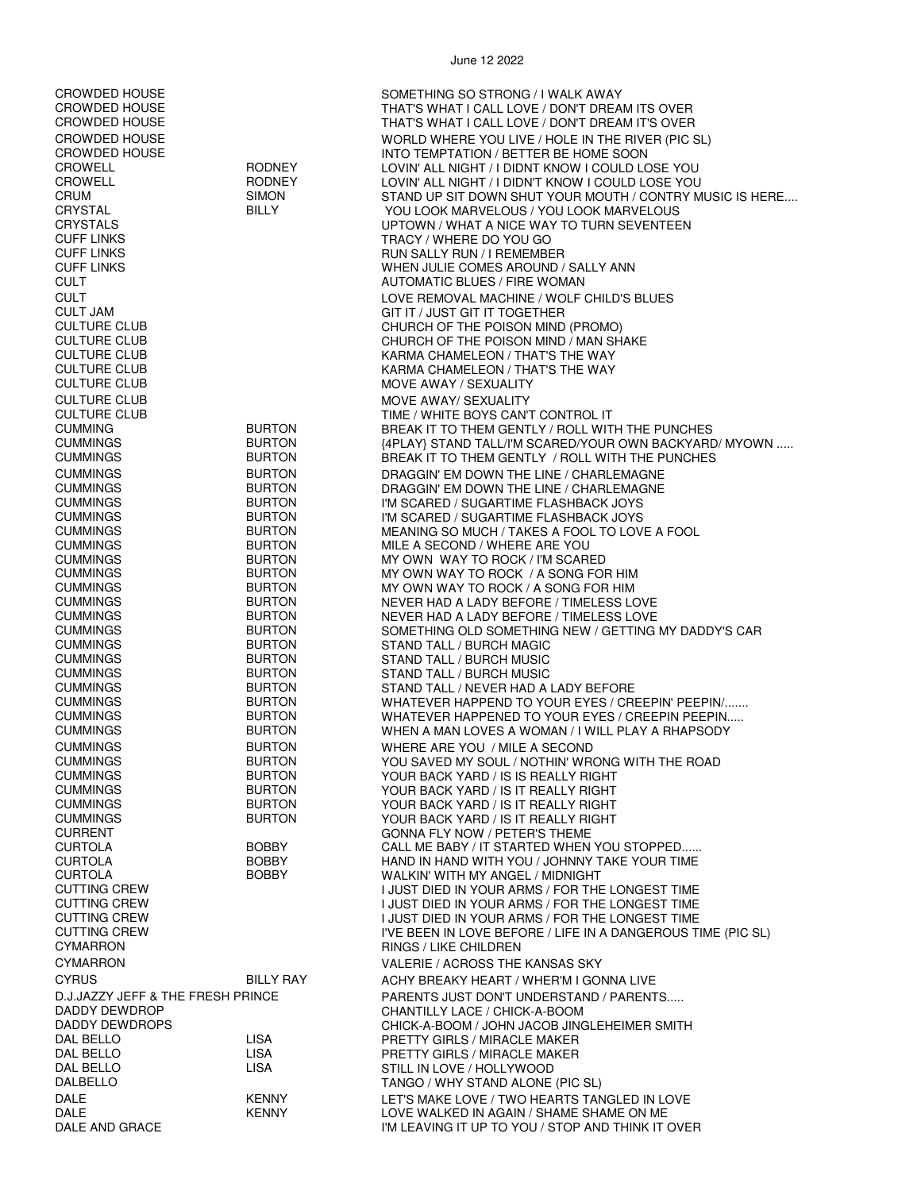| | | |
|---|---|---|
| CROWDED HOUSE | | SOMETHING SO STRONG / I WALK AWAY |
| CROWDED HOUSE | | THAT'S WHAT I CALL LOVE / DON'T DREAM ITS OVER |
| CROWDED HOUSE | | THAT'S WHAT I CALL LOVE / DON'T DREAM IT'S OVER |
| CROWDED HOUSE | | WORLD WHERE YOU LIVE / HOLE IN THE RIVER (PIC SL) |
| CROWDED HOUSE | | INTO TEMPTATION / BETTER BE HOME SOON |
| CROWELL | RODNEY | LOVIN' ALL NIGHT / I DIDNT KNOW I COULD LOSE YOU |
| CROWELL | RODNEY | LOVIN' ALL NIGHT / I DIDN'T KNOW I COULD LOSE YOU |
| CRUM | SIMON | STAND UP SIT DOWN SHUT YOUR MOUTH / CONTRY MUSIC IS HERE.... |
| CRYSTAL | BILLY | YOU LOOK MARVELOUS / YOU LOOK MARVELOUS |
| CRYSTALS | | UPTOWN / WHAT A NICE WAY TO TURN SEVENTEEN |
| CUFF LINKS | | TRACY / WHERE DO YOU GO |
| CUFF LINKS | | RUN SALLY RUN / I REMEMBER |
| CUFF LINKS | | WHEN JULIE COMES AROUND / SALLY ANN |
| CULT | | AUTOMATIC BLUES / FIRE WOMAN |
| CULT | | LOVE REMOVAL MACHINE / WOLF CHILD'S BLUES |
| CULT JAM | | GIT IT / JUST GIT IT TOGETHER |
| CULTURE CLUB | | CHURCH OF THE POISON MIND (PROMO) |
| CULTURE CLUB | | CHURCH OF THE POISON MIND / MAN SHAKE |
| CULTURE CLUB | | KARMA CHAMELEON / THAT'S THE WAY |
| CULTURE CLUB | | KARMA CHAMELEON / THAT'S THE WAY |
| CULTURE CLUB | | MOVE AWAY / SEXUALITY |
| CULTURE CLUB | | MOVE AWAY/ SEXUALITY |
| CULTURE CLUB | | TIME / WHITE BOYS CAN'T CONTROL IT |
| CUMMING | BURTON | BREAK IT TO THEM GENTLY / ROLL WITH THE PUNCHES |
| CUMMINGS | BURTON | {4PLAY} STAND TALL/I'M SCARED/YOUR OWN BACKYARD/ MYOWN ..... |
| CUMMINGS | BURTON | BREAK IT TO THEM GENTLY / ROLL WITH THE PUNCHES |
| CUMMINGS | BURTON | DRAGGIN' EM DOWN THE LINE / CHARLEMAGNE |
| CUMMINGS | BURTON | DRAGGIN' EM DOWN THE LINE / CHARLEMAGNE |
| CUMMINGS | BURTON | I'M SCARED / SUGARTIME FLASHBACK JOYS |
| CUMMINGS | BURTON | I'M SCARED / SUGARTIME FLASHBACK JOYS |
| CUMMINGS | BURTON | MEANING SO MUCH / TAKES A FOOL TO LOVE A FOOL |
| CUMMINGS | BURTON | MILE A SECOND / WHERE ARE YOU |
| CUMMINGS | BURTON | MY OWN WAY TO ROCK / I'M SCARED |
| CUMMINGS | BURTON | MY OWN WAY TO ROCK / A SONG FOR HIM |
| CUMMINGS | BURTON | MY OWN WAY TO ROCK / A SONG FOR HIM |
| CUMMINGS | BURTON | NEVER HAD A LADY BEFORE / TIMELESS LOVE |
| CUMMINGS | BURTON | NEVER HAD A LADY BEFORE / TIMELESS LOVE |
| CUMMINGS | BURTON | SOMETHING OLD SOMETHING NEW / GETTING MY DADDY'S CAR |
| CUMMINGS | BURTON | STAND TALL / BURCH MAGIC |
| CUMMINGS | BURTON | STAND TALL / BURCH MUSIC |
| CUMMINGS | BURTON | STAND TALL / BURCH MUSIC |
| CUMMINGS | BURTON | STAND TALL / NEVER HAD A LADY BEFORE |
| CUMMINGS | BURTON | WHATEVER HAPPEND TO YOUR EYES / CREEPIN' PEEPIN/....... |
| CUMMINGS | BURTON | WHATEVER HAPPENED TO YOUR EYES / CREEPIN PEEPIN..... |
| CUMMINGS | BURTON | WHEN A MAN LOVES A WOMAN / I WILL PLAY A RHAPSODY |
| CUMMINGS | BURTON | WHERE ARE YOU / MILE A SECOND |
| CUMMINGS | BURTON | YOU SAVED MY SOUL / NOTHIN' WRONG WITH THE ROAD |
| CUMMINGS | BURTON | YOUR BACK YARD / IS IS REALLY RIGHT |
| CUMMINGS | BURTON | YOUR BACK YARD / IS IT REALLY RIGHT |
| CUMMINGS | BURTON | YOUR BACK YARD / IS IT REALLY RIGHT |
| CUMMINGS | BURTON | YOUR BACK YARD / IS IT REALLY RIGHT |
| CURRENT | | GONNA FLY NOW / PETER'S THEME |
| CURTOLA | BOBBY | CALL ME BABY / IT STARTED WHEN YOU STOPPED...... |
| CURTOLA | BOBBY | HAND IN HAND WITH YOU / JOHNNY TAKE YOUR TIME |
| CURTOLA | BOBBY | WALKIN' WITH MY ANGEL / MIDNIGHT |
| CUTTING CREW | | I JUST DIED IN YOUR ARMS / FOR THE LONGEST TIME |
| CUTTING CREW | | I JUST DIED IN YOUR ARMS / FOR THE LONGEST TIME |
| CUTTING CREW | | I JUST DIED IN YOUR ARMS / FOR THE LONGEST TIME |
| CUTTING CREW | | I'VE BEEN IN LOVE BEFORE / LIFE IN A DANGEROUS TIME (PIC SL) |
| CYMARRON | | RINGS / LIKE CHILDREN |
| CYMARRON | | VALERIE / ACROSS THE KANSAS SKY |
| CYRUS | BILLY RAY | ACHY BREAKY HEART / WHER'M I GONNA LIVE |
| D.J.JAZZY JEFF & THE FRESH PRINCE | | PARENTS JUST DON'T UNDERSTAND / PARENTS..... |
| DADDY DEWDROP | | CHANTILLY LACE / CHICK-A-BOOM |
| DADDY DEWDROPS | | CHICK-A-BOOM / JOHN JACOB JINGLEHEIMER SMITH |
| DAL BELLO | LISA | PRETTY GIRLS / MIRACLE MAKER |
| DAL BELLO | LISA | PRETTY GIRLS / MIRACLE MAKER |
| DAL BELLO | LISA | STILL IN LOVE / HOLLYWOOD |
| DALBELLO | | TANGO / WHY STAND ALONE (PIC SL) |
| DALE | KENNY | LET'S MAKE LOVE / TWO HEARTS TANGLED IN LOVE |
| DALE | KENNY | LOVE WALKED IN AGAIN / SHAME SHAME ON ME |
| DALE AND GRACE | | I'M LEAVING IT UP TO YOU / STOP AND THINK IT OVER |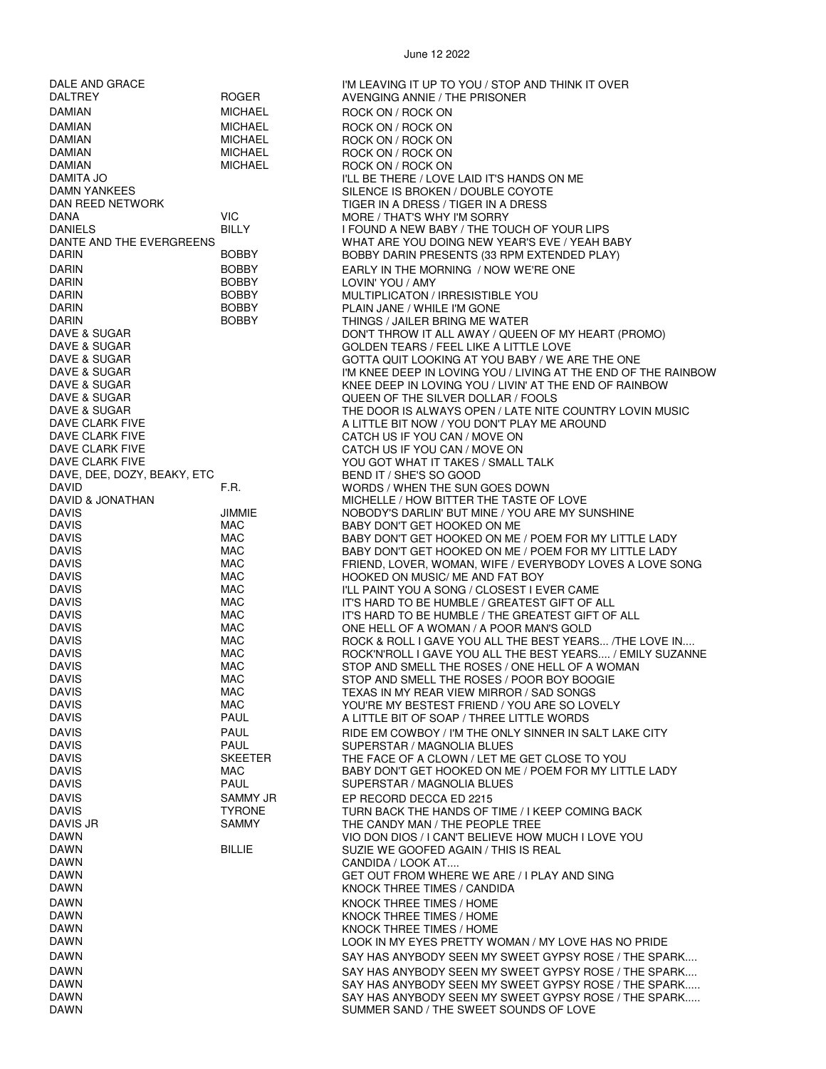June 12 2022

| | | |
|---|---|---|
| DALE AND GRACE | | I'M LEAVING IT UP TO YOU / STOP AND THINK IT OVER |
| DALTREY | ROGER | AVENGING ANNIE / THE PRISONER |
| DAMIAN | MICHAEL | ROCK ON / ROCK ON |
| DAMIAN | MICHAEL | ROCK ON / ROCK ON |
| DAMIAN | MICHAEL | ROCK ON / ROCK ON |
| DAMIAN | MICHAEL | ROCK ON / ROCK ON |
| DAMIAN | MICHAEL | ROCK ON / ROCK ON |
| DAMITA JO | | I'LL BE THERE / LOVE LAID IT'S HANDS ON ME |
| DAMN YANKEES | | SILENCE IS BROKEN / DOUBLE COYOTE |
| DAN REED NETWORK | | TIGER IN A DRESS / TIGER IN A DRESS |
| DANA | VIC | MORE / THAT'S WHY I'M SORRY |
| DANIELS | BILLY | I FOUND A NEW BABY / THE TOUCH OF YOUR LIPS |
| DANTE AND THE EVERGREENS | | WHAT ARE YOU DOING NEW YEAR'S EVE / YEAH BABY |
| DARIN | BOBBY | BOBBY DARIN PRESENTS (33 RPM EXTENDED PLAY) |
| DARIN | BOBBY | EARLY IN THE MORNING / NOW WE'RE ONE |
| DARIN | BOBBY | LOVIN' YOU / AMY |
| DARIN | BOBBY | MULTIPLICATON / IRRESISTIBLE YOU |
| DARIN | BOBBY | PLAIN JANE / WHILE I'M GONE |
| DARIN | BOBBY | THINGS / JAILER BRING ME WATER |
| DAVE & SUGAR | | DON'T THROW IT ALL AWAY / QUEEN OF MY HEART (PROMO) |
| DAVE & SUGAR | | GOLDEN TEARS / FEEL LIKE A LITTLE LOVE |
| DAVE & SUGAR | | GOTTA QUIT LOOKING AT YOU BABY / WE ARE THE ONE |
| DAVE & SUGAR | | I'M KNEE DEEP IN LOVING YOU / LIVING AT THE END OF THE RAINBOW |
| DAVE & SUGAR | | KNEE DEEP IN LOVING YOU / LIVIN' AT THE END OF RAINBOW |
| DAVE & SUGAR | | QUEEN OF THE SILVER DOLLAR / FOOLS |
| DAVE & SUGAR | | THE DOOR IS ALWAYS OPEN / LATE NITE COUNTRY LOVIN MUSIC |
| DAVE CLARK FIVE | | A LITTLE BIT NOW / YOU DON'T PLAY ME AROUND |
| DAVE CLARK FIVE | | CATCH US IF YOU CAN / MOVE ON |
| DAVE CLARK FIVE | | CATCH US IF YOU CAN / MOVE ON |
| DAVE CLARK FIVE | | YOU GOT WHAT IT TAKES / SMALL TALK |
| DAVE, DEE, DOZY, BEAKY, ETC | | BEND IT / SHE'S SO GOOD |
| DAVID | F.R. | WORDS / WHEN THE SUN GOES DOWN |
| DAVID & JONATHAN | | MICHELLE / HOW BITTER THE TASTE OF LOVE |
| DAVIS | JIMMIE | NOBODY'S DARLIN' BUT MINE / YOU ARE MY SUNSHINE |
| DAVIS | MAC | BABY DON'T GET HOOKED ON ME |
| DAVIS | MAC | BABY DON'T GET HOOKED ON ME / POEM FOR MY LITTLE LADY |
| DAVIS | MAC | BABY DON'T GET HOOKED ON ME / POEM FOR MY LITTLE LADY |
| DAVIS | MAC | FRIEND, LOVER, WOMAN, WIFE / EVERYBODY LOVES A LOVE SONG |
| DAVIS | MAC | HOOKED ON MUSIC/ ME AND FAT BOY |
| DAVIS | MAC | I'LL PAINT YOU A SONG / CLOSEST I EVER CAME |
| DAVIS | MAC | IT'S HARD TO BE HUMBLE / GREATEST GIFT OF ALL |
| DAVIS | MAC | IT'S HARD TO BE HUMBLE / THE GREATEST GIFT OF ALL |
| DAVIS | MAC | ONE HELL OF A WOMAN / A POOR MAN'S GOLD |
| DAVIS | MAC | ROCK & ROLL I GAVE YOU ALL THE BEST YEARS... /THE LOVE IN.... |
| DAVIS | MAC | ROCK'N'ROLL I GAVE YOU ALL THE BEST YEARS.... / EMILY SUZANNE |
| DAVIS | MAC | STOP AND SMELL THE ROSES / ONE HELL OF A WOMAN |
| DAVIS | MAC | STOP AND SMELL THE ROSES / POOR BOY BOOGIE |
| DAVIS | MAC | TEXAS IN MY REAR VIEW MIRROR / SAD SONGS |
| DAVIS | MAC | YOU'RE MY BESTEST FRIEND / YOU ARE SO LOVELY |
| DAVIS | PAUL | A LITTLE BIT OF SOAP / THREE LITTLE WORDS |
| DAVIS | PAUL | RIDE EM COWBOY / I'M THE ONLY SINNER IN SALT LAKE CITY |
| DAVIS | PAUL | SUPERSTAR / MAGNOLIA BLUES |
| DAVIS | SKEETER | THE FACE OF A CLOWN / LET ME GET CLOSE TO YOU |
| DAVIS | MAC | BABY DON'T GET HOOKED ON ME / POEM FOR MY LITTLE LADY |
| DAVIS | PAUL | SUPERSTAR / MAGNOLIA BLUES |
| DAVIS | SAMMY JR | EP RECORD DECCA ED 2215 |
| DAVIS | TYRONE | TURN BACK THE HANDS OF TIME / I KEEP COMING BACK |
| DAVIS JR | SAMMY | THE CANDY MAN / THE PEOPLE TREE |
| DAWN | | VIO DON DIOS / I CAN'T BELIEVE HOW MUCH I LOVE YOU |
| DAWN | BILLIE | SUZIE WE GOOFED AGAIN / THIS IS REAL |
| DAWN | | CANDIDA / LOOK AT.... |
| DAWN | | GET OUT FROM WHERE WE ARE / I PLAY AND SING |
| DAWN | | KNOCK THREE TIMES / CANDIDA |
| DAWN | | KNOCK THREE TIMES / HOME |
| DAWN | | KNOCK THREE TIMES / HOME |
| DAWN | | KNOCK THREE TIMES / HOME |
| DAWN | | LOOK IN MY EYES PRETTY WOMAN / MY LOVE HAS NO PRIDE |
| DAWN | | SAY HAS ANYBODY SEEN MY SWEET GYPSY ROSE / THE SPARK.... |
| DAWN | | SAY HAS ANYBODY SEEN MY SWEET GYPSY ROSE / THE SPARK.... |
| DAWN | | SAY HAS ANYBODY SEEN MY SWEET GYPSY ROSE / THE SPARK..... |
| DAWN | | SAY HAS ANYBODY SEEN MY SWEET GYPSY ROSE / THE SPARK..... |
| DAWN | | SUMMER SAND / THE SWEET SOUNDS OF LOVE |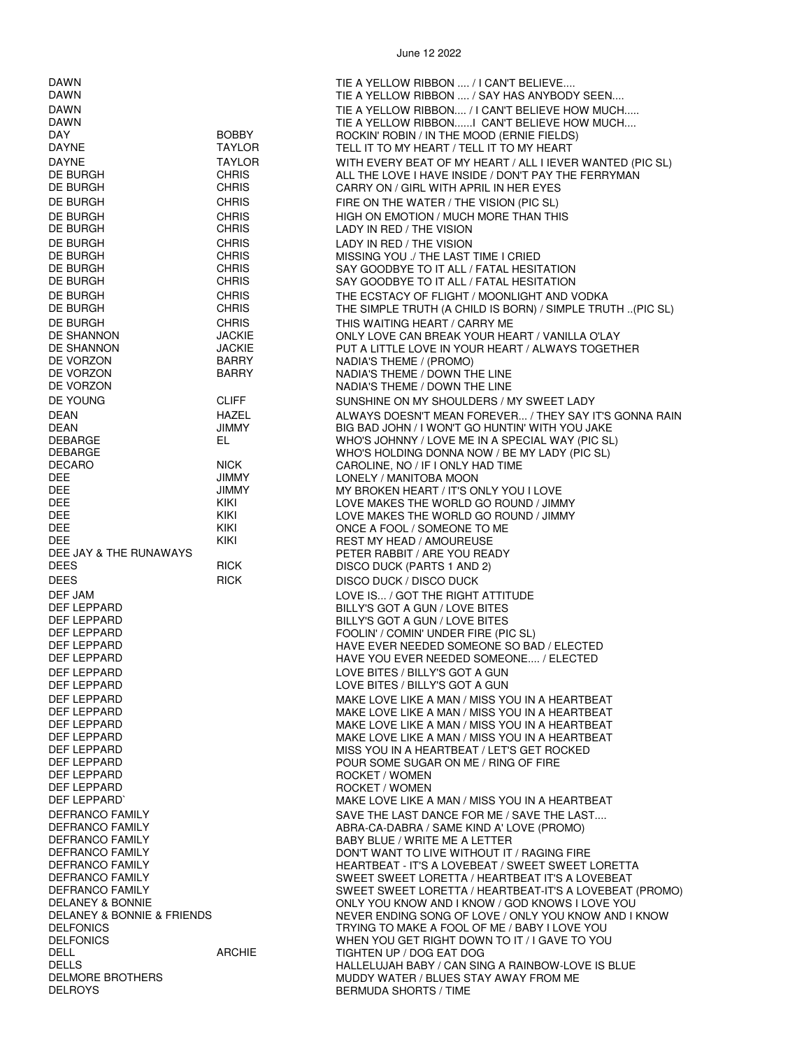June 12 2022

| | | |
|---|---|---|
| DAWN | | TIE A YELLOW RIBBON .... / I CAN'T BELIEVE.... |
| DAWN | | TIE A YELLOW RIBBON .... / SAY HAS ANYBODY SEEN.... |
| DAWN | | TIE A YELLOW RIBBON.... / I CAN'T BELIEVE HOW MUCH..... |
| DAWN | | TIE A YELLOW RIBBON......I CAN'T BELIEVE HOW MUCH.... |
| DAY | BOBBY | ROCKIN' ROBIN / IN THE MOOD (ERNIE FIELDS) |
| DAYNE | TAYLOR | TELL IT TO MY HEART / TELL IT TO MY HEART |
| DAYNE | TAYLOR | WITH EVERY BEAT OF MY HEART / ALL I IEVER WANTED (PIC SL) |
| DE BURGH | CHRIS | ALL THE LOVE I HAVE INSIDE / DON'T PAY THE FERRYMAN |
| DE BURGH | CHRIS | CARRY ON / GIRL WITH APRIL IN HER EYES |
| DE BURGH | CHRIS | FIRE ON THE WATER / THE VISION (PIC SL) |
| DE BURGH | CHRIS | HIGH ON EMOTION / MUCH MORE THAN THIS |
| DE BURGH | CHRIS | LADY IN RED / THE VISION |
| DE BURGH | CHRIS | LADY IN RED / THE VISION |
| DE BURGH | CHRIS | MISSING YOU ./ THE LAST TIME I CRIED |
| DE BURGH | CHRIS | SAY GOODBYE TO IT ALL / FATAL HESITATION |
| DE BURGH | CHRIS | SAY GOODBYE TO IT ALL / FATAL HESITATION |
| DE BURGH | CHRIS | THE ECSTACY OF FLIGHT / MOONLIGHT AND VODKA |
| DE BURGH | CHRIS | THE SIMPLE TRUTH (A CHILD IS BORN) / SIMPLE TRUTH ..(PIC SL) |
| DE BURGH | CHRIS | THIS WAITING HEART / CARRY ME |
| DE SHANNON | JACKIE | ONLY LOVE CAN BREAK YOUR HEART / VANILLA O'LAY |
| DE SHANNON | JACKIE | PUT A LITTLE LOVE IN YOUR HEART / ALWAYS TOGETHER |
| DE VORZON | BARRY | NADIA'S THEME / (PROMO) |
| DE VORZON | BARRY | NADIA'S THEME / DOWN THE LINE |
| DE VORZON | | NADIA'S THEME / DOWN THE LINE |
| DE YOUNG | CLIFF | SUNSHINE ON MY SHOULDERS / MY SWEET LADY |
| DEAN | HAZEL | ALWAYS DOESN'T MEAN FOREVER... / THEY SAY IT'S GONNA RAIN |
| DEAN | JIMMY | BIG BAD JOHN / I WON'T GO HUNTIN' WITH YOU JAKE |
| DEBARGE | EL | WHO'S JOHNNY / LOVE ME IN A SPECIAL WAY (PIC SL) |
| DEBARGE | | WHO'S HOLDING DONNA NOW / BE MY LADY (PIC SL) |
| DECARO | NICK | CAROLINE, NO / IF I ONLY HAD TIME |
| DEE | JIMMY | LONELY / MANITOBA MOON |
| DEE | JIMMY | MY BROKEN HEART / IT'S ONLY YOU I LOVE |
| DEE | KIKI | LOVE MAKES THE WORLD GO ROUND / JIMMY |
| DEE | KIKI | LOVE MAKES THE WORLD GO ROUND / JIMMY |
| DEE | KIKI | ONCE A FOOL / SOMEONE TO ME |
| DEE | KIKI | REST MY HEAD / AMOUREUSE |
| DEE JAY & THE RUNAWAYS | | PETER RABBIT / ARE YOU READY |
| DEES | RICK | DISCO DUCK (PARTS 1 AND 2) |
| DEES | RICK | DISCO DUCK / DISCO DUCK |
| DEF JAM | | LOVE IS... / GOT THE RIGHT ATTITUDE |
| DEF LEPPARD | | BILLY'S GOT A GUN / LOVE BITES |
| DEF LEPPARD | | BILLY'S GOT A GUN / LOVE BITES |
| DEF LEPPARD | | FOOLIN' / COMIN' UNDER FIRE (PIC SL) |
| DEF LEPPARD | | HAVE EVER NEEDED SOMEONE SO BAD / ELECTED |
| DEF LEPPARD | | HAVE YOU EVER NEEDED SOMEONE.... / ELECTED |
| DEF LEPPARD | | LOVE BITES / BILLY'S GOT A GUN |
| DEF LEPPARD | | LOVE BITES / BILLY'S GOT A GUN |
| DEF LEPPARD | | MAKE LOVE LIKE A MAN / MISS YOU IN A HEARTBEAT |
| DEF LEPPARD | | MAKE LOVE LIKE A MAN / MISS YOU IN A HEARTBEAT |
| DEF LEPPARD | | MAKE LOVE LIKE A MAN / MISS YOU IN A HEARTBEAT |
| DEF LEPPARD | | MAKE LOVE LIKE A MAN / MISS YOU IN A HEARTBEAT |
| DEF LEPPARD | | MISS YOU IN A HEARTBEAT / LET'S GET ROCKED |
| DEF LEPPARD | | POUR SOME SUGAR ON ME / RING OF FIRE |
| DEF LEPPARD | | ROCKET / WOMEN |
| DEF LEPPARD | | ROCKET / WOMEN |
| DEF LEPPARD` | | MAKE LOVE LIKE A MAN / MISS YOU IN A HEARTBEAT |
| DEFRANCO FAMILY | | SAVE THE LAST DANCE FOR ME / SAVE THE LAST.... |
| DEFRANCO FAMILY | | ABRA-CA-DABRA / SAME KIND A' LOVE (PROMO) |
| DEFRANCO FAMILY | | BABY BLUE / WRITE ME A LETTER |
| DEFRANCO FAMILY | | DON'T WANT TO LIVE WITHOUT IT / RAGING FIRE |
| DEFRANCO FAMILY | | HEARTBEAT - IT'S A LOVEBEAT / SWEET SWEET LORETTA |
| DEFRANCO FAMILY | | SWEET SWEET LORETTA / HEARTBEAT IT'S A LOVEBEAT |
| DEFRANCO FAMILY | | SWEET SWEET LORETTA / HEARTBEAT-IT'S A LOVEBEAT (PROMO) |
| DELANEY & BONNIE | | ONLY YOU KNOW AND I KNOW / GOD KNOWS I LOVE YOU |
| DELANEY & BONNIE & FRIENDS | | NEVER ENDING SONG OF LOVE / ONLY YOU KNOW AND I KNOW |
| DELFONICS | | TRYING TO MAKE A FOOL OF ME / BABY I LOVE YOU |
| DELFONICS | | WHEN YOU GET RIGHT DOWN TO IT / I GAVE TO YOU |
| DELL | ARCHIE | TIGHTEN UP / DOG EAT DOG |
| DELLS | | HALLELUJAH BABY / CAN SING A RAINBOW-LOVE IS BLUE |
| DELMORE BROTHERS | | MUDDY WATER / BLUES STAY AWAY FROM ME |
| DELROYS | | BERMUDA SHORTS / TIME |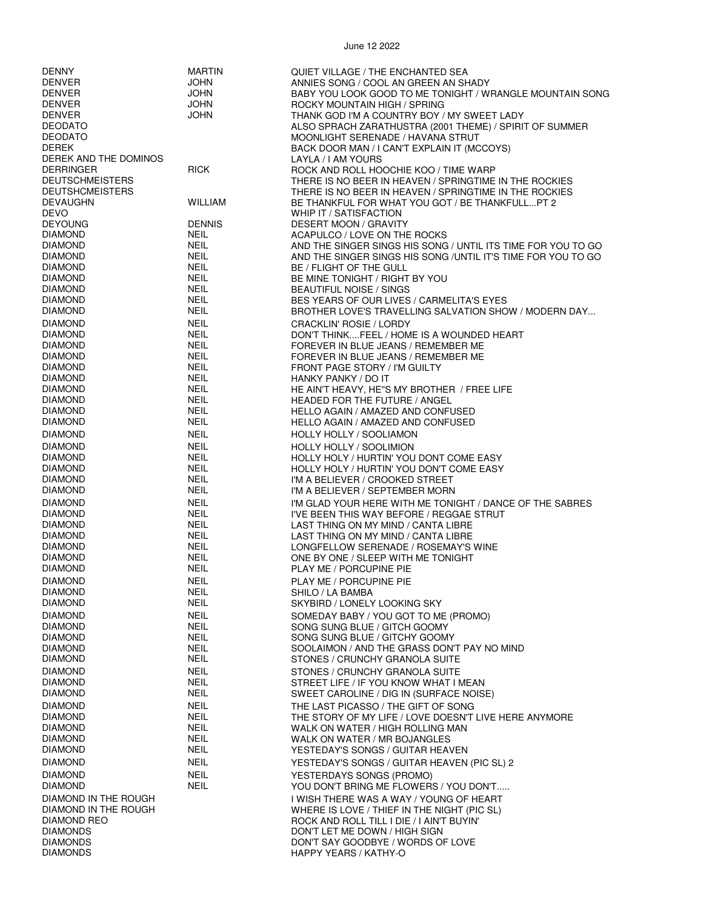| | | |
|---|---|---|
| DENNY | MARTIN | QUIET VILLAGE / THE ENCHANTED SEA |
| DENVER | JOHN | ANNIES SONG / COOL AN GREEN AN SHADY |
| DENVER | JOHN | BABY YOU LOOK GOOD TO ME TONIGHT / WRANGLE MOUNTAIN SONG |
| DENVER | JOHN | ROCKY MOUNTAIN HIGH / SPRING |
| DENVER | JOHN | THANK GOD I'M A COUNTRY BOY / MY SWEET LADY |
| DEODATO | | ALSO SPRACH ZARATHUSTRA (2001 THEME) / SPIRIT OF SUMMER |
| DEODATO | | MOONLIGHT SERENADE / HAVANA STRUT |
| DEREK | | BACK DOOR MAN / I CAN'T EXPLAIN IT (MCCOYS) |
| DEREK AND THE DOMINOS | | LAYLA / I AM YOURS |
| DERRINGER | RICK | ROCK AND ROLL HOOCHIE KOO / TIME WARP |
| DEUTSCHMEISTERS | | THERE IS NO BEER IN HEAVEN / SPRINGTIME IN THE ROCKIES |
| DEUTSHCMEISTERS | | THERE IS NO BEER IN HEAVEN / SPRINGTIME IN THE ROCKIES |
| DEVAUGHN | WILLIAM | BE THANKFUL FOR WHAT YOU GOT / BE THANKFULL...PT 2 |
| DEVO | | WHIP IT / SATISFACTION |
| DEYOUNG | DENNIS | DESERT MOON / GRAVITY |
| DIAMOND | NEIL | ACAPULCO / LOVE ON THE ROCKS |
| DIAMOND | NEIL | AND THE SINGER SINGS HIS SONG / UNTIL ITS TIME FOR YOU TO GO |
| DIAMOND | NEIL | AND THE SINGER SINGS HIS SONG /UNTIL IT'S TIME FOR YOU TO GO |
| DIAMOND | NEIL | BE / FLIGHT OF THE GULL |
| DIAMOND | NEIL | BE MINE TONIGHT / RIGHT BY YOU |
| DIAMOND | NEIL | BEAUTIFUL NOISE / SINGS |
| DIAMOND | NEIL | BES YEARS OF OUR LIVES / CARMELITA'S EYES |
| DIAMOND | NEIL | BROTHER LOVE'S TRAVELLING SALVATION SHOW / MODERN DAY... |
| DIAMOND | NEIL | CRACKLIN' ROSIE / LORDY |
| DIAMOND | NEIL | DON'T THINK....FEEL / HOME IS A WOUNDED HEART |
| DIAMOND | NEIL | FOREVER IN BLUE JEANS / REMEMBER ME |
| DIAMOND | NEIL | FOREVER IN BLUE JEANS / REMEMBER ME |
| DIAMOND | NEIL | FRONT PAGE STORY / I'M GUILTY |
| DIAMOND | NEIL | HANKY PANKY / DO IT |
| DIAMOND | NEIL | HE AIN'T HEAVY, HE"S MY BROTHER / FREE LIFE |
| DIAMOND | NEIL | HEADED FOR THE FUTURE / ANGEL |
| DIAMOND | NEIL | HELLO AGAIN / AMAZED AND CONFUSED |
| DIAMOND | NEIL | HELLO AGAIN / AMAZED AND CONFUSED |
| DIAMOND | NEIL | HOLLY HOLLY / SOOLIAMON |
| DIAMOND | NEIL | HOLLY HOLLY / SOOLIMION |
| DIAMOND | NEIL | HOLLY HOLY / HURTIN' YOU DONT COME EASY |
| DIAMOND | NEIL | HOLLY HOLY / HURTIN' YOU DON'T COME EASY |
| DIAMOND | NEIL | I'M A BELIEVER / CROOKED STREET |
| DIAMOND | NEIL | I'M A BELIEVER / SEPTEMBER MORN |
| DIAMOND | NEIL | I'M GLAD YOUR HERE WITH ME TONIGHT / DANCE OF THE SABRES |
| DIAMOND | NEIL | I'VE BEEN THIS WAY BEFORE / REGGAE STRUT |
| DIAMOND | NEIL | LAST THING ON MY MIND / CANTA LIBRE |
| DIAMOND | NEIL | LAST THING ON MY MIND / CANTA LIBRE |
| DIAMOND | NEIL | LONGFELLOW SERENADE / ROSEMAY'S WINE |
| DIAMOND | NEIL | ONE BY ONE / SLEEP WITH ME TONIGHT |
| DIAMOND | NEIL | PLAY ME / PORCUPINE PIE |
| DIAMOND | NEIL | PLAY ME / PORCUPINE PIE |
| DIAMOND | NEIL | SHILO / LA BAMBA |
| DIAMOND | NEIL | SKYBIRD / LONELY LOOKING SKY |
| DIAMOND | NEIL | SOMEDAY BABY / YOU GOT TO ME (PROMO) |
| DIAMOND | NEIL | SONG SUNG BLUE / GITCH GOOMY |
| DIAMOND | NEIL | SONG SUNG BLUE / GITCHY GOOMY |
| DIAMOND | NEIL | SOOLAIMON / AND THE GRASS DON'T PAY NO MIND |
| DIAMOND | NEIL | STONES / CRUNCHY GRANOLA SUITE |
| DIAMOND | NEIL | STONES / CRUNCHY GRANOLA SUITE |
| DIAMOND | NEIL | STREET LIFE / IF YOU KNOW WHAT I MEAN |
| DIAMOND | NEIL | SWEET CAROLINE / DIG IN (SURFACE NOISE) |
| DIAMOND | NEIL | THE LAST PICASSO / THE GIFT OF SONG |
| DIAMOND | NEIL | THE STORY OF MY LIFE / LOVE DOESN'T LIVE HERE ANYMORE |
| DIAMOND | NEIL | WALK ON WATER / HIGH ROLLING MAN |
| DIAMOND | NEIL | WALK ON WATER / MR BOJANGLES |
| DIAMOND | NEIL | YESTEDAY'S SONGS / GUITAR HEAVEN |
| DIAMOND | NEIL | YESTEDAY'S SONGS / GUITAR HEAVEN (PIC SL) 2 |
| DIAMOND | NEIL | YESTERDAYS SONGS (PROMO) |
| DIAMOND | NEIL | YOU DON'T BRING ME FLOWERS / YOU DON'T..... |
| DIAMOND IN THE ROUGH | | I WISH THERE WAS A WAY / YOUNG OF HEART |
| DIAMOND IN THE ROUGH | | WHERE IS LOVE / THIEF IN THE NIGHT (PIC SL) |
| DIAMOND REO | | ROCK AND ROLL TILL I DIE / I AIN'T BUYIN' |
| DIAMONDS | | DON'T LET ME DOWN / HIGH SIGN |
| DIAMONDS | | DON'T SAY GOODBYE / WORDS OF LOVE |
| DIAMONDS | | HAPPY YEARS / KATHY-O |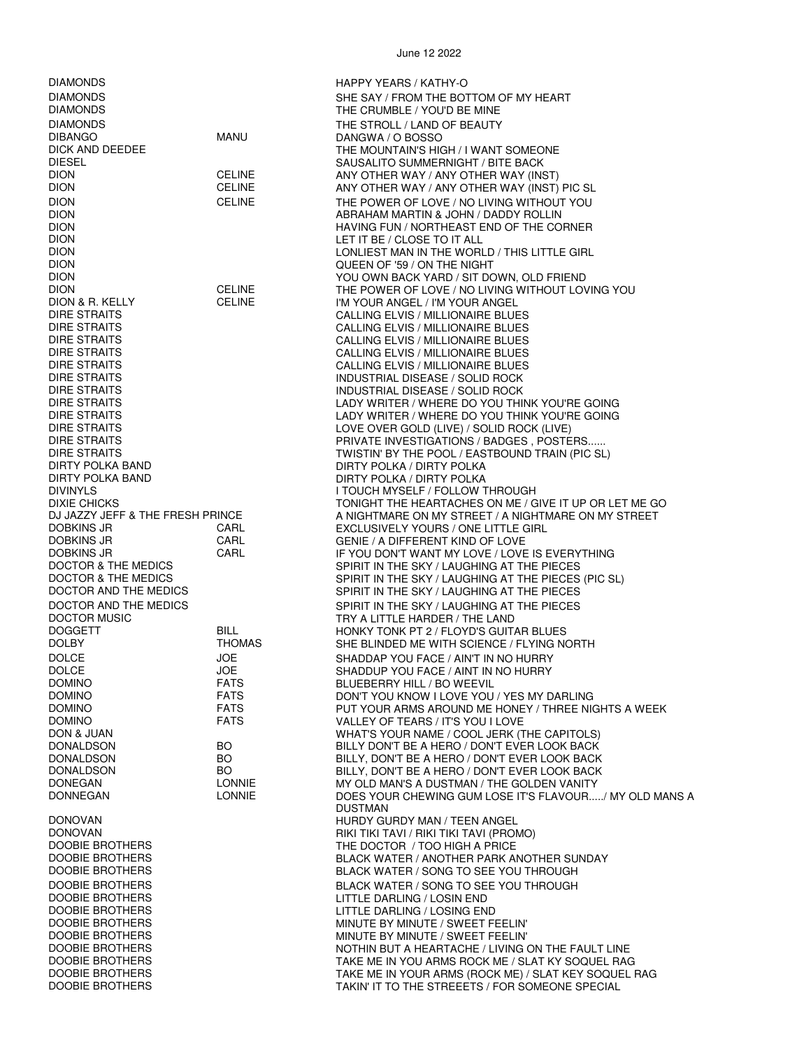June 12 2022

| | | |
|---|---|---|
| DIAMONDS | | HAPPY YEARS / KATHY-O |
| DIAMONDS | | SHE SAY / FROM THE BOTTOM OF MY HEART |
| DIAMONDS | | THE CRUMBLE / YOU'D BE MINE |
| DIAMONDS | | THE STROLL / LAND OF BEAUTY |
| DIBANGO | MANU | DANGWA / O BOSSO |
| DICK AND DEEDEE | | THE MOUNTAIN'S HIGH / I WANT SOMEONE |
| DIESEL | | SAUSALITO SUMMERNIGHT / BITE BACK |
| DION | CELINE | ANY OTHER WAY / ANY OTHER WAY (INST) |
| DION | CELINE | ANY OTHER WAY / ANY OTHER WAY (INST) PIC SL |
| DION | CELINE | THE POWER OF LOVE / NO LIVING WITHOUT YOU |
| DION | | ABRAHAM MARTIN & JOHN / DADDY ROLLIN |
| DION | | HAVING FUN / NORTHEAST END OF THE CORNER |
| DION | | LET IT BE / CLOSE TO IT ALL |
| DION | | LONLIEST MAN IN THE WORLD / THIS LITTLE GIRL |
| DION | | QUEEN OF '59 / ON THE NIGHT |
| DION | | YOU OWN BACK YARD / SIT DOWN, OLD FRIEND |
| DION | CELINE | THE POWER OF LOVE / NO LIVING WITHOUT LOVING YOU |
| DION & R. KELLY | CELINE | I'M YOUR ANGEL / I'M YOUR ANGEL |
| DIRE STRAITS | | CALLING ELVIS / MILLIONAIRE BLUES |
| DIRE STRAITS | | CALLING ELVIS / MILLIONAIRE BLUES |
| DIRE STRAITS | | CALLING ELVIS / MILLIONAIRE BLUES |
| DIRE STRAITS | | CALLING ELVIS / MILLIONAIRE BLUES |
| DIRE STRAITS | | CALLING ELVIS / MILLIONAIRE BLUES |
| DIRE STRAITS | | INDUSTRIAL DISEASE / SOLID ROCK |
| DIRE STRAITS | | INDUSTRIAL DISEASE / SOLID ROCK |
| DIRE STRAITS | | LADY WRITER / WHERE DO YOU THINK YOU'RE GOING |
| DIRE STRAITS | | LADY WRITER / WHERE DO YOU THINK YOU'RE GOING |
| DIRE STRAITS | | LOVE OVER GOLD (LIVE) / SOLID ROCK (LIVE) |
| DIRE STRAITS | | PRIVATE INVESTIGATIONS / BADGES , POSTERS...... |
| DIRE STRAITS | | TWISTIN' BY THE POOL / EASTBOUND TRAIN (PIC SL) |
| DIRTY POLKA BAND | | DIRTY POLKA / DIRTY POLKA |
| DIRTY POLKA BAND | | DIRTY POLKA / DIRTY POLKA |
| DIVINYLS | | I TOUCH MYSELF / FOLLOW THROUGH |
| DIXIE CHICKS | | TONIGHT THE HEARTACHES ON ME / GIVE IT UP OR LET ME GO |
| DJ JAZZY JEFF & THE FRESH PRINCE | | A NIGHTMARE ON MY STREET / A NIGHTMARE ON MY STREET |
| DOBKINS JR | CARL | EXCLUSIVELY YOURS / ONE LITTLE GIRL |
| DOBKINS JR | CARL | GENIE / A DIFFERENT KIND OF LOVE |
| DOBKINS JR | CARL | IF YOU DON'T WANT MY LOVE / LOVE IS EVERYTHING |
| DOCTOR & THE MEDICS | | SPIRIT IN THE SKY / LAUGHING AT THE PIECES |
| DOCTOR & THE MEDICS | | SPIRIT IN THE SKY / LAUGHING AT THE PIECES (PIC SL) |
| DOCTOR AND THE MEDICS | | SPIRIT IN THE SKY / LAUGHING AT THE PIECES |
| DOCTOR AND THE MEDICS | | SPIRIT IN THE SKY / LAUGHING AT THE PIECES |
| DOCTOR MUSIC | | TRY A LITTLE HARDER / THE LAND |
| DOGGETT | BILL | HONKY TONK PT 2 / FLOYD'S GUITAR BLUES |
| DOLBY | THOMAS | SHE BLINDED ME WITH SCIENCE / FLYING NORTH |
| DOLCE | JOE | SHADDAP YOU FACE / AIN'T IN NO HURRY |
| DOLCE | JOE | SHADDUP YOU FACE / AINT IN NO HURRY |
| DOMINO | FATS | BLUEBERRY HILL / BO WEEVIL |
| DOMINO | FATS | DON'T YOU KNOW I LOVE YOU / YES MY DARLING |
| DOMINO | FATS | PUT YOUR ARMS AROUND ME HONEY / THREE NIGHTS A WEEK |
| DOMINO | FATS | VALLEY OF TEARS / IT'S YOU I LOVE |
| DON & JUAN | | WHAT'S YOUR NAME / COOL JERK (THE CAPITOLS) |
| DONALDSON | BO | BILLY DON'T BE A HERO / DON'T EVER LOOK BACK |
| DONALDSON | BO | BILLY, DON'T BE A HERO / DON'T EVER LOOK BACK |
| DONALDSON | BO | BILLY, DON'T BE A HERO / DON'T EVER LOOK BACK |
| DONEGAN | LONNIE | MY OLD MAN'S A DUSTMAN / THE GOLDEN VANITY |
| DONNEGAN | LONNIE | DOES YOUR CHEWING GUM LOSE IT'S FLAVOUR...../ MY OLD MANS A DUSTMAN |
| DONOVAN | | HURDY GURDY MAN / TEEN ANGEL |
| DONOVAN | | RIKI TIKI TAVI / RIKI TIKI TAVI (PROMO) |
| DOOBIE BROTHERS | | THE DOCTOR / TOO HIGH A PRICE |
| DOOBIE BROTHERS | | BLACK WATER / ANOTHER PARK ANOTHER SUNDAY |
| DOOBIE BROTHERS | | BLACK WATER / SONG TO SEE YOU THROUGH |
| DOOBIE BROTHERS | | BLACK WATER / SONG TO SEE YOU THROUGH |
| DOOBIE BROTHERS | | LITTLE DARLING / LOSIN END |
| DOOBIE BROTHERS | | LITTLE DARLING / LOSING END |
| DOOBIE BROTHERS | | MINUTE BY MINUTE / SWEET FEELIN' |
| DOOBIE BROTHERS | | MINUTE BY MINUTE / SWEET FEELIN' |
| DOOBIE BROTHERS | | NOTHIN BUT A HEARTACHE / LIVING ON THE FAULT LINE |
| DOOBIE BROTHERS | | TAKE ME IN YOU ARMS ROCK ME / SLAT KY SOQUEL RAG |
| DOOBIE BROTHERS | | TAKE ME IN YOUR ARMS (ROCK ME) / SLAT KEY SOQUEL RAG |
| DOOBIE BROTHERS | | TAKIN' IT TO THE STREEETS / FOR SOMEONE SPECIAL |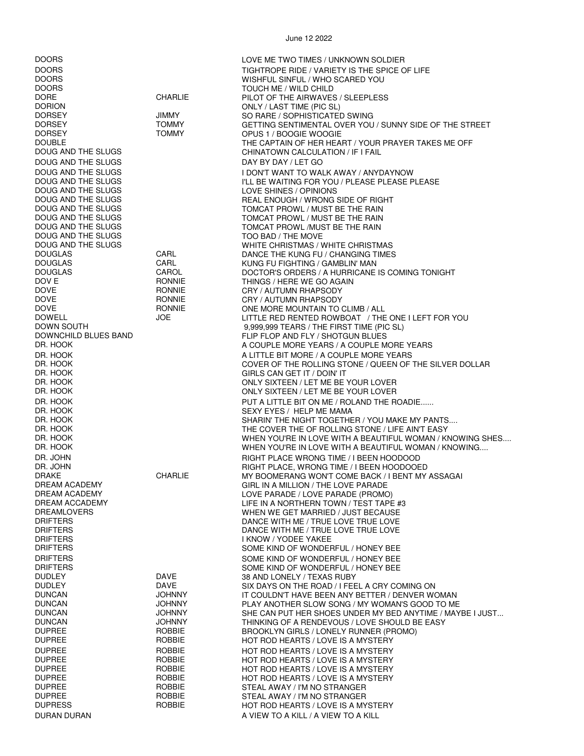June 12 2022

| | | |
|---|---|---|
| DOORS | | LOVE ME TWO TIMES / UNKNOWN SOLDIER |
| DOORS | | TIGHTROPE RIDE / VARIETY IS THE SPICE OF LIFE |
| DOORS | | WISHFUL SINFUL / WHO SCARED YOU |
| DOORS | | TOUCH ME / WILD CHILD |
| DORE | CHARLIE | PILOT OF THE AIRWAVES / SLEEPLESS |
| DORION | | ONLY / LAST TIME (PIC SL) |
| DORSEY | JIMMY | SO RARE / SOPHISTICATED SWING |
| DORSEY | TOMMY | GETTING SENTIMENTAL OVER YOU / SUNNY SIDE OF THE STREET |
| DORSEY | TOMMY | OPUS 1 / BOOGIE WOOGIE |
| DOUBLE | | THE CAPTAIN OF HER HEART / YOUR PRAYER TAKES ME OFF |
| DOUG AND THE SLUGS | | CHINATOWN CALCULATION / IF I FAIL |
| DOUG AND THE SLUGS | | DAY BY DAY / LET GO |
| DOUG AND THE SLUGS | | I DON'T WANT TO WALK AWAY / ANYDAYNOW |
| DOUG AND THE SLUGS | | I'LL BE WAITING FOR YOU / PLEASE PLEASE PLEASE |
| DOUG AND THE SLUGS | | LOVE SHINES / OPINIONS |
| DOUG AND THE SLUGS | | REAL ENOUGH / WRONG SIDE OF RIGHT |
| DOUG AND THE SLUGS | | TOMCAT PROWL / MUST BE THE RAIN |
| DOUG AND THE SLUGS | | TOMCAT PROWL / MUST BE THE RAIN |
| DOUG AND THE SLUGS | | TOMCAT PROWL /MUST BE THE RAIN |
| DOUG AND THE SLUGS | | TOO BAD / THE MOVE |
| DOUG AND THE SLUGS | | WHITE CHRISTMAS / WHITE CHRISTMAS |
| DOUGLAS | CARL | DANCE THE KUNG FU / CHANGING TIMES |
| DOUGLAS | CARL | KUNG FU FIGHTING / GAMBLIN' MAN |
| DOUGLAS | CAROL | DOCTOR'S ORDERS / A HURRICANE IS COMING TONIGHT |
| DOV E | RONNIE | THINGS / HERE WE GO AGAIN |
| DOVE | RONNIE | CRY / AUTUMN RHAPSODY |
| DOVE | RONNIE | CRY / AUTUMN RHAPSODY |
| DOVE | RONNIE | ONE MORE MOUNTAIN TO CLIMB / ALL |
| DOWELL | JOE | LITTLE RED RENTED ROWBOAT / THE ONE I LEFT FOR YOU |
| DOWN SOUTH | | 9,999,999 TEARS / THE FIRST TIME (PIC SL) |
| DOWNCHILD BLUES BAND | | FLIP FLOP AND FLY / SHOTGUN BLUES |
| DR. HOOK | | A COUPLE MORE YEARS / A COUPLE MORE YEARS |
| DR. HOOK | | A LITTLE BIT MORE / A COUPLE MORE YEARS |
| DR. HOOK | | COVER OF THE ROLLING STONE / QUEEN OF THE SILVER DOLLAR |
| DR. HOOK | | GIRLS CAN GET IT / DOIN' IT |
| DR. HOOK | | ONLY SIXTEEN / LET ME BE YOUR LOVER |
| DR. HOOK | | ONLY SIXTEEN / LET ME BE YOUR LOVER |
| DR. HOOK | | PUT A LITTLE BIT ON ME / ROLAND THE ROADIE...... |
| DR. HOOK | | SEXY EYES / HELP ME MAMA |
| DR. HOOK | | SHARIN' THE NIGHT TOGETHER / YOU MAKE MY PANTS.... |
| DR. HOOK | | THE COVER THE OF ROLLING STONE / LIFE AIN'T EASY |
| DR. HOOK | | WHEN YOU'RE IN LOVE WITH A BEAUTIFUL WOMAN / KNOWING SHES.... |
| DR. HOOK | | WHEN YOU'RE IN LOVE WITH A BEAUTIFUL WOMAN / KNOWING.... |
| DR. JOHN | | RIGHT PLACE WRONG TIME / I BEEN HOODOOD |
| DR. JOHN | | RIGHT PLACE, WRONG TIME / I BEEN HOODOOED |
| DRAKE | CHARLIE | MY BOOMERANG WON'T COME BACK / I BENT MY ASSAGAI |
| DREAM ACADEMY | | GIRL IN A MILLION / THE LOVE PARADE |
| DREAM ACADEMY | | LOVE PARADE / LOVE PARADE (PROMO) |
| DREAM ACCADEMY | | LIFE IN A NORTHERN TOWN / TEST TAPE #3 |
| DREAMLOVERS | | WHEN WE GET MARRIED / JUST BECAUSE |
| DRIFTERS | | DANCE WITH ME / TRUE LOVE TRUE LOVE |
| DRIFTERS | | DANCE WITH ME / TRUE LOVE TRUE LOVE |
| DRIFTERS | | I KNOW / YODEE YAKEE |
| DRIFTERS | | SOME KIND OF WONDERFUL / HONEY BEE |
| DRIFTERS | | SOME KIND OF WONDERFUL / HONEY BEE |
| DRIFTERS | | SOME KIND OF WONDERFUL / HONEY BEE |
| DUDLEY | DAVE | 38 AND LONELY / TEXAS RUBY |
| DUDLEY | DAVE | SIX DAYS ON THE ROAD / I FEEL A CRY COMING ON |
| DUNCAN | JOHNNY | IT COULDN'T HAVE BEEN ANY BETTER / DENVER WOMAN |
| DUNCAN | JOHNNY | PLAY ANOTHER SLOW SONG / MY WOMAN'S GOOD TO ME |
| DUNCAN | JOHNNY | SHE CAN PUT HER SHOES UNDER MY BED ANYTIME / MAYBE I JUST... |
| DUNCAN | JOHNNY | THINKING OF A RENDEVOUS / LOVE SHOULD BE EASY |
| DUPREE | ROBBIE | BROOKLYN GIRLS / LONELY RUNNER (PROMO) |
| DUPREE | ROBBIE | HOT ROD HEARTS / LOVE IS A MYSTERY |
| DUPREE | ROBBIE | HOT ROD HEARTS / LOVE IS A MYSTERY |
| DUPREE | ROBBIE | HOT ROD HEARTS / LOVE IS A MYSTERY |
| DUPREE | ROBBIE | HOT ROD HEARTS / LOVE IS A MYSTERY |
| DUPREE | ROBBIE | HOT ROD HEARTS / LOVE IS A MYSTERY |
| DUPREE | ROBBIE | STEAL AWAY / I'M NO STRANGER |
| DUPREE | ROBBIE | STEAL AWAY / I'M NO STRANGER |
| DUPRESS | ROBBIE | HOT ROD HEARTS / LOVE IS A MYSTERY |
| DURAN DURAN | | A VIEW TO A KILL / A VIEW TO A KILL |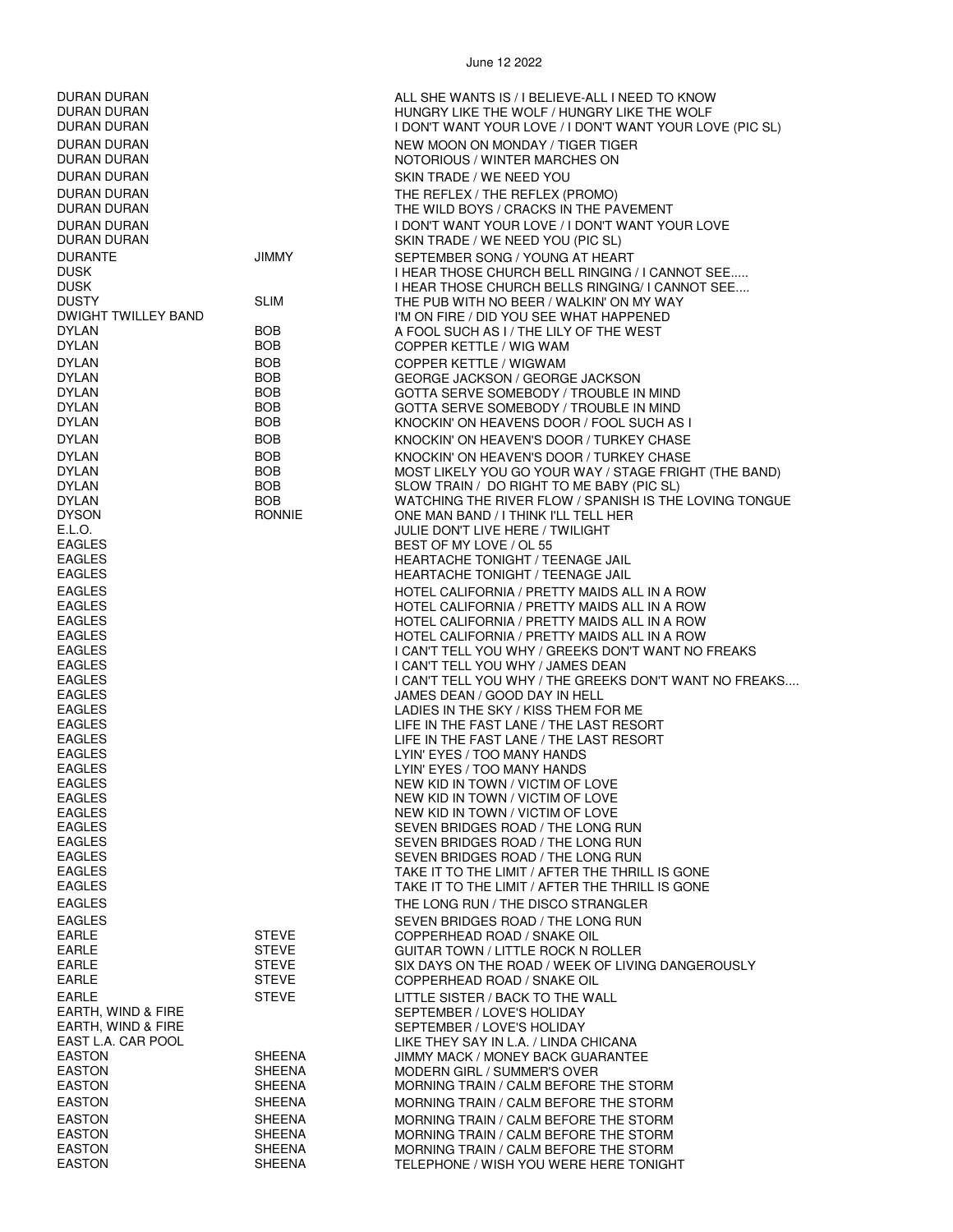June 12 2022

| Artist | First Name | Title |
|---|---|---|
| DURAN DURAN | | ALL SHE WANTS IS / I BELIEVE-ALL I NEED TO KNOW |
| DURAN DURAN | | HUNGRY LIKE THE WOLF / HUNGRY LIKE THE WOLF |
| DURAN DURAN | | I DON'T WANT YOUR LOVE / I DON'T WANT YOUR LOVE (PIC SL) |
| DURAN DURAN | | NEW MOON ON MONDAY / TIGER TIGER |
| DURAN DURAN | | NOTORIOUS / WINTER MARCHES ON |
| DURAN DURAN | | SKIN TRADE / WE NEED YOU |
| DURAN DURAN | | THE REFLEX / THE REFLEX (PROMO) |
| DURAN DURAN | | THE WILD BOYS / CRACKS IN THE PAVEMENT |
| DURAN DURAN | | I DON'T WANT YOUR LOVE / I DON'T WANT YOUR LOVE |
| DURAN DURAN | | SKIN TRADE / WE NEED YOU (PIC SL) |
| DURANTE | JIMMY | SEPTEMBER SONG / YOUNG AT HEART |
| DUSK | | I HEAR THOSE CHURCH BELL RINGING / I CANNOT SEE..... |
| DUSK | | I HEAR THOSE CHURCH BELLS RINGING/ I CANNOT SEE.... |
| DUSTY | SLIM | THE PUB WITH NO BEER / WALKIN' ON MY WAY |
| DWIGHT TWILLEY BAND | | I'M ON FIRE / DID YOU SEE WHAT HAPPENED |
| DYLAN | BOB | A FOOL SUCH AS I / THE LILY OF THE WEST |
| DYLAN | BOB | COPPER KETTLE / WIG WAM |
| DYLAN | BOB | COPPER KETTLE / WIGWAM |
| DYLAN | BOB | GEORGE JACKSON / GEORGE JACKSON |
| DYLAN | BOB | GOTTA SERVE SOMEBODY / TROUBLE IN MIND |
| DYLAN | BOB | GOTTA SERVE SOMEBODY / TROUBLE IN MIND |
| DYLAN | BOB | KNOCKIN' ON HEAVENS DOOR / FOOL SUCH AS I |
| DYLAN | BOB | KNOCKIN' ON HEAVEN'S DOOR / TURKEY CHASE |
| DYLAN | BOB | KNOCKIN' ON HEAVEN'S DOOR / TURKEY CHASE |
| DYLAN | BOB | MOST LIKELY YOU GO YOUR WAY / STAGE FRIGHT (THE BAND) |
| DYLAN | BOB | SLOW TRAIN / DO RIGHT TO ME BABY (PIC SL) |
| DYLAN | BOB | WATCHING THE RIVER FLOW / SPANISH IS THE LOVING TONGUE |
| DYSON | RONNIE | ONE MAN BAND / I THINK I'LL TELL HER |
| E.L.O. | | JULIE DON'T LIVE HERE / TWILIGHT |
| EAGLES | | BEST OF MY LOVE / OL 55 |
| EAGLES | | HEARTACHE TONIGHT / TEENAGE JAIL |
| EAGLES | | HEARTACHE TONIGHT / TEENAGE JAIL |
| EAGLES | | HOTEL CALIFORNIA / PRETTY MAIDS ALL IN A ROW |
| EAGLES | | HOTEL CALIFORNIA / PRETTY MAIDS ALL IN A ROW |
| EAGLES | | HOTEL CALIFORNIA / PRETTY MAIDS ALL IN A ROW |
| EAGLES | | HOTEL CALIFORNIA / PRETTY MAIDS ALL IN A ROW |
| EAGLES | | I CAN'T TELL YOU WHY / GREEKS DON'T WANT NO FREAKS |
| EAGLES | | I CAN'T TELL YOU WHY / JAMES DEAN |
| EAGLES | | I CAN'T TELL YOU WHY / THE GREEKS DON'T WANT NO FREAKS.... |
| EAGLES | | JAMES DEAN / GOOD DAY IN HELL |
| EAGLES | | LADIES IN THE SKY / KISS THEM FOR ME |
| EAGLES | | LIFE IN THE FAST LANE / THE LAST RESORT |
| EAGLES | | LIFE IN THE FAST LANE / THE LAST RESORT |
| EAGLES | | LYIN' EYES / TOO MANY HANDS |
| EAGLES | | LYIN' EYES / TOO MANY HANDS |
| EAGLES | | NEW KID IN TOWN / VICTIM OF LOVE |
| EAGLES | | NEW KID IN TOWN / VICTIM OF LOVE |
| EAGLES | | NEW KID IN TOWN / VICTIM OF LOVE |
| EAGLES | | SEVEN BRIDGES ROAD / THE LONG RUN |
| EAGLES | | SEVEN BRIDGES ROAD / THE LONG RUN |
| EAGLES | | SEVEN BRIDGES ROAD / THE LONG RUN |
| EAGLES | | TAKE IT TO THE LIMIT / AFTER THE THRILL IS GONE |
| EAGLES | | TAKE IT TO THE LIMIT / AFTER THE THRILL IS GONE |
| EAGLES | | THE LONG RUN / THE DISCO STRANGLER |
| EAGLES | | SEVEN BRIDGES ROAD / THE LONG RUN |
| EARLE | STEVE | COPPERHEAD ROAD / SNAKE OIL |
| EARLE | STEVE | GUITAR TOWN / LITTLE ROCK N ROLLER |
| EARLE | STEVE | SIX DAYS ON THE ROAD / WEEK OF LIVING DANGEROUSLY |
| EARLE | STEVE | COPPERHEAD ROAD / SNAKE OIL |
| EARLE | STEVE | LITTLE SISTER / BACK TO THE WALL |
| EARTH, WIND & FIRE | | SEPTEMBER / LOVE'S HOLIDAY |
| EARTH, WIND & FIRE | | SEPTEMBER / LOVE'S HOLIDAY |
| EAST L.A. CAR POOL | | LIKE THEY SAY IN L.A. / LINDA CHICANA |
| EASTON | SHEENA | JIMMY MACK / MONEY BACK GUARANTEE |
| EASTON | SHEENA | MODERN GIRL / SUMMER'S OVER |
| EASTON | SHEENA | MORNING TRAIN / CALM BEFORE THE STORM |
| EASTON | SHEENA | MORNING TRAIN / CALM BEFORE THE STORM |
| EASTON | SHEENA | MORNING TRAIN / CALM BEFORE THE STORM |
| EASTON | SHEENA | MORNING TRAIN / CALM BEFORE THE STORM |
| EASTON | SHEENA | MORNING TRAIN / CALM BEFORE THE STORM |
| EASTON | SHEENA | TELEPHONE / WISH YOU WERE HERE TONIGHT |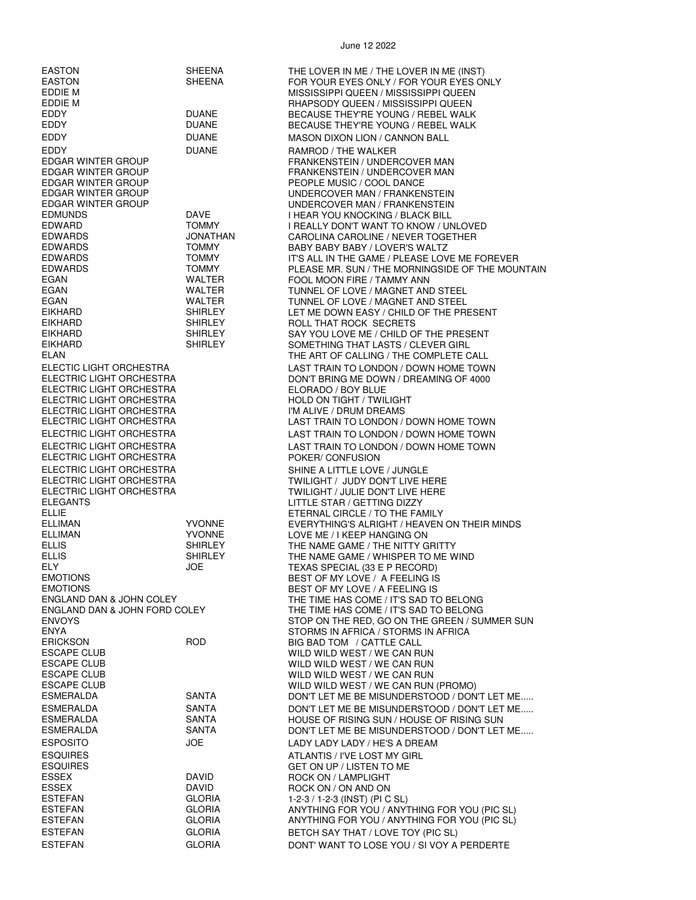| | | |
|---|---|---|
| EASTON | SHEENA | THE LOVER IN ME / THE LOVER IN ME (INST) |
| EASTON | SHEENA | FOR YOUR EYES ONLY / FOR YOUR EYES ONLY |
| EDDIE M | | MISSISSIPPI QUEEN / MISSISSIPPI QUEEN |
| EDDIE M | | RHAPSODY QUEEN / MISSISSIPPI QUEEN |
| EDDY | DUANE | BECAUSE THEY'RE YOUNG / REBEL WALK |
| EDDY | DUANE | BECAUSE THEY'RE YOUNG / REBEL WALK |
| EDDY | DUANE | MASON DIXON LION / CANNON BALL |
| EDDY | DUANE | RAMROD / THE WALKER |
| EDGAR WINTER GROUP | | FRANKENSTEIN / UNDERCOVER MAN |
| EDGAR WINTER GROUP | | FRANKENSTEIN / UNDERCOVER MAN |
| EDGAR WINTER GROUP | | PEOPLE MUSIC / COOL DANCE |
| EDGAR WINTER GROUP | | UNDERCOVER MAN / FRANKENSTEIN |
| EDGAR WINTER GROUP | | UNDERCOVER MAN / FRANKENSTEIN |
| EDMUNDS | DAVE | I HEAR YOU KNOCKING / BLACK BILL |
| EDWARD | TOMMY | I REALLY DON'T WANT TO KNOW / UNLOVED |
| EDWARDS | JONATHAN | CAROLINA CAROLINE / NEVER TOGETHER |
| EDWARDS | TOMMY | BABY BABY BABY / LOVER'S WALTZ |
| EDWARDS | TOMMY | IT'S ALL IN THE GAME / PLEASE LOVE ME FOREVER |
| EDWARDS | TOMMY | PLEASE MR. SUN / THE MORNINGSIDE OF THE MOUNTAIN |
| EGAN | WALTER | FOOL MOON FIRE / TAMMY ANN |
| EGAN | WALTER | TUNNEL OF LOVE / MAGNET AND STEEL |
| EGAN | WALTER | TUNNEL OF LOVE / MAGNET AND STEEL |
| EIKHARD | SHIRLEY | LET ME DOWN EASY / CHILD OF THE PRESENT |
| EIKHARD | SHIRLEY | ROLL THAT ROCK SECRETS |
| EIKHARD | SHIRLEY | SAY YOU LOVE ME / CHILD OF THE PRESENT |
| EIKHARD | SHIRLEY | SOMETHING THAT LASTS / CLEVER GIRL |
| ELAN | | THE ART OF CALLING / THE COMPLETE CALL |
| ELECTIC LIGHT ORCHESTRA | | LAST TRAIN TO LONDON / DOWN HOME TOWN |
| ELECTRIC LIGHT ORCHESTRA | | DON'T BRING ME DOWN / DREAMING OF 4000 |
| ELECTRIC LIGHT ORCHESTRA | | ELORADO / BOY BLUE |
| ELECTRIC LIGHT ORCHESTRA | | HOLD ON TIGHT / TWILIGHT |
| ELECTRIC LIGHT ORCHESTRA | | I'M ALIVE / DRUM DREAMS |
| ELECTRIC LIGHT ORCHESTRA | | LAST TRAIN TO LONDON / DOWN HOME TOWN |
| ELECTRIC LIGHT ORCHESTRA | | LAST TRAIN TO LONDON / DOWN HOME TOWN |
| ELECTRIC LIGHT ORCHESTRA | | LAST TRAIN TO LONDON / DOWN HOME TOWN |
| ELECTRIC LIGHT ORCHESTRA | | POKER/ CONFUSION |
| ELECTRIC LIGHT ORCHESTRA | | SHINE A LITTLE LOVE / JUNGLE |
| ELECTRIC LIGHT ORCHESTRA | | TWILIGHT / JUDY DON'T LIVE HERE |
| ELECTRIC LIGHT ORCHESTRA | | TWILIGHT / JULIE DON'T LIVE HERE |
| ELEGANTS | | LITTLE STAR / GETTING DIZZY |
| ELLIE | | ETERNAL CIRCLE / TO THE FAMILY |
| ELLIMAN | YVONNE | EVERYTHING'S ALRIGHT / HEAVEN ON THEIR MINDS |
| ELLIMAN | YVONNE | LOVE ME / I KEEP HANGING ON |
| ELLIS | SHIRLEY | THE NAME GAME / THE NITTY GRITTY |
| ELLIS | SHIRLEY | THE NAME GAME / WHISPER TO ME WIND |
| ELY | JOE | TEXAS SPECIAL (33 E P RECORD) |
| EMOTIONS | | BEST OF MY LOVE / A FEELING IS |
| EMOTIONS | | BEST OF MY LOVE / A FEELING IS |
| ENGLAND DAN & JOHN COLEY | | THE TIME HAS COME / IT'S SAD TO BELONG |
| ENGLAND DAN & JOHN FORD COLEY | | THE TIME HAS COME / IT'S SAD TO BELONG |
| ENVOYS | | STOP ON THE RED, GO ON THE GREEN / SUMMER SUN |
| ENYA | | STORMS IN AFRICA / STORMS IN AFRICA |
| ERICKSON | ROD | BIG BAD TOM / CATTLE CALL |
| ESCAPE CLUB | | WILD WILD WEST / WE CAN RUN |
| ESCAPE CLUB | | WILD WILD WEST / WE CAN RUN |
| ESCAPE CLUB | | WILD WILD WEST / WE CAN RUN |
| ESCAPE CLUB | | WILD WILD WEST / WE CAN RUN (PROMO) |
| ESMERALDA | SANTA | DON'T LET ME BE MISUNDERSTOOD / DON'T LET ME..... |
| ESMERALDA | SANTA | DON'T LET ME BE MISUNDERSTOOD / DON'T LET ME..... |
| ESMERALDA | SANTA | HOUSE OF RISING SUN / HOUSE OF RISING SUN |
| ESMERALDA | SANTA | DON'T LET ME BE MISUNDERSTOOD / DON'T LET ME..... |
| ESPOSITO | JOE | LADY LADY LADY / HE'S A DREAM |
| ESQUIRES | | ATLANTIS / I'VE LOST MY GIRL |
| ESQUIRES | | GET ON UP / LISTEN TO ME |
| ESSEX | DAVID | ROCK ON / LAMPLIGHT |
| ESSEX | DAVID | ROCK ON / ON AND ON |
| ESTEFAN | GLORIA | 1-2-3 / 1-2-3 (INST) (PI C SL) |
| ESTEFAN | GLORIA | ANYTHING FOR YOU / ANYTHING FOR YOU (PIC SL) |
| ESTEFAN | GLORIA | ANYTHING FOR YOU / ANYTHING FOR YOU (PIC SL) |
| ESTEFAN | GLORIA | BETCH SAY THAT / LOVE TOY (PIC SL) |
| ESTEFAN | GLORIA | DONT' WANT TO LOSE YOU / SI VOY A PERDERTE |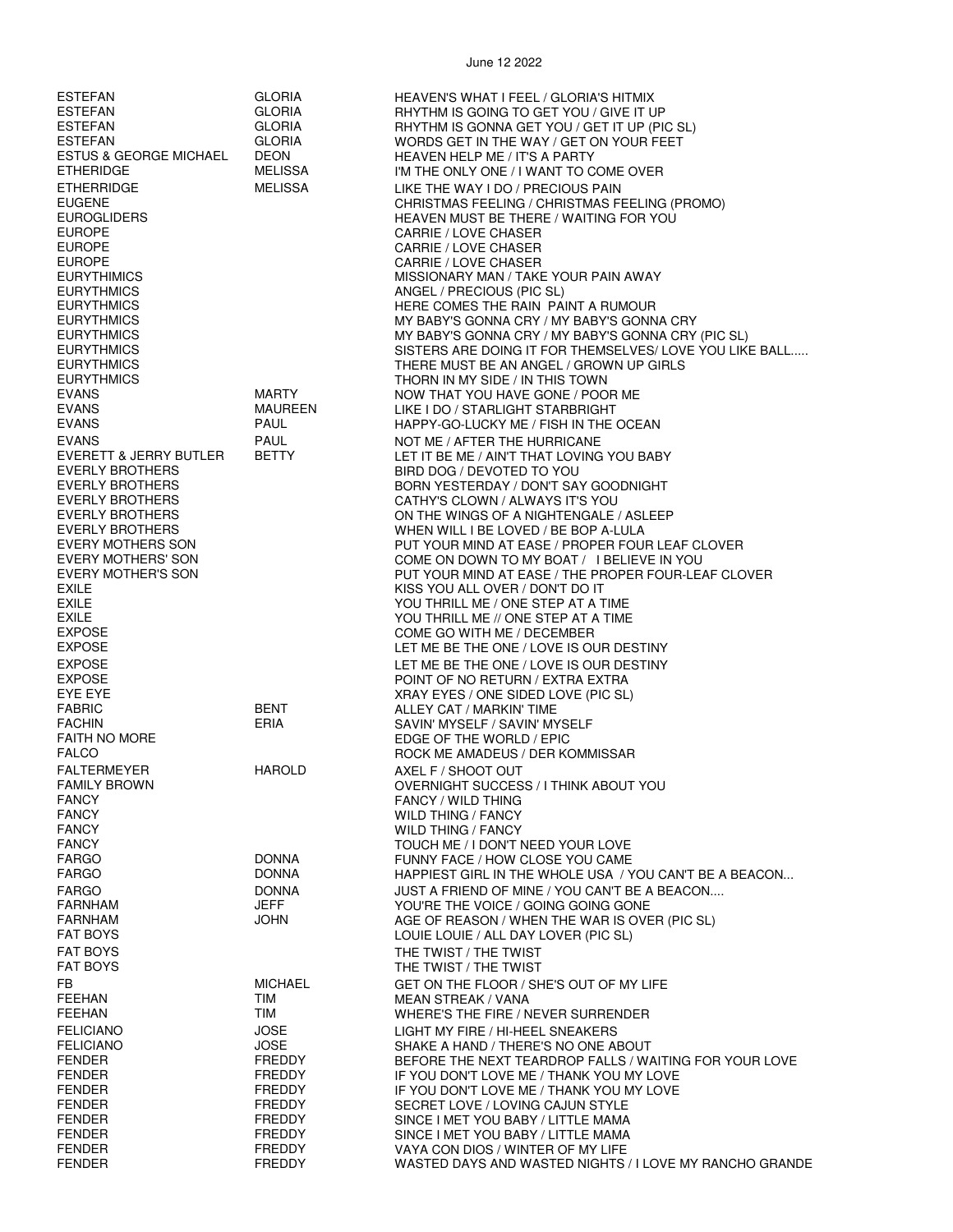| | | |
|---|---|---|
| ESTEFAN | GLORIA | HEAVEN'S WHAT I FEEL / GLORIA'S HITMIX |
| ESTEFAN | GLORIA | RHYTHM IS GOING TO GET YOU / GIVE IT UP |
| ESTEFAN | GLORIA | RHYTHM IS GONNA GET YOU / GET IT UP (PIC SL) |
| ESTEFAN | GLORIA | WORDS GET IN THE WAY / GET ON YOUR FEET |
| ESTUS & GEORGE MICHAEL | DEON | HEAVEN HELP ME / IT'S A PARTY |
| ETHERIDGE | MELISSA | I'M THE ONLY ONE / I WANT TO COME OVER |
| ETHERRIDGE | MELISSA | LIKE THE WAY I DO / PRECIOUS PAIN |
| EUGENE | | CHRISTMAS FEELING / CHRISTMAS FEELING (PROMO) |
| EUROGLIDERS | | HEAVEN MUST BE THERE / WAITING FOR YOU |
| EUROPE | | CARRIE / LOVE CHASER |
| EUROPE | | CARRIE / LOVE CHASER |
| EUROPE | | CARRIE / LOVE CHASER |
| EURYTHIMICS | | MISSIONARY MAN / TAKE YOUR PAIN AWAY |
| EURYTHMICS | | ANGEL / PRECIOUS (PIC SL) |
| EURYTHMICS | | HERE COMES THE RAIN PAINT A RUMOUR |
| EURYTHMICS | | MY BABY'S GONNA CRY / MY BABY'S GONNA CRY |
| EURYTHMICS | | MY BABY'S GONNA CRY / MY BABY'S GONNA CRY (PIC SL) |
| EURYTHMICS | | SISTERS ARE DOING IT FOR THEMSELVES/ LOVE YOU LIKE BALL..... |
| EURYTHMICS | | THERE MUST BE AN ANGEL / GROWN UP GIRLS |
| EURYTHMICS | | THORN IN MY SIDE / IN THIS TOWN |
| EVANS | MARTY | NOW THAT YOU HAVE GONE / POOR ME |
| EVANS | MAUREEN | LIKE I DO / STARLIGHT STARBRIGHT |
| EVANS | PAUL | HAPPY-GO-LUCKY ME / FISH IN THE OCEAN |
| EVANS | PAUL | NOT ME / AFTER THE HURRICANE |
| EVERETT & JERRY BUTLER | BETTY | LET IT BE ME / AIN'T THAT LOVING YOU BABY |
| EVERLY BROTHERS | | BIRD DOG / DEVOTED TO YOU |
| EVERLY BROTHERS | | BORN YESTERDAY / DON'T SAY GOODNIGHT |
| EVERLY BROTHERS | | CATHY'S CLOWN / ALWAYS IT'S YOU |
| EVERLY BROTHERS | | ON THE WINGS OF A NIGHTENGALE / ASLEEP |
| EVERLY BROTHERS | | WHEN WILL I BE LOVED / BE BOP A-LULA |
| EVERY MOTHERS SON | | PUT YOUR MIND AT EASE / PROPER FOUR LEAF CLOVER |
| EVERY MOTHERS' SON | | COME ON DOWN TO MY BOAT / I BELIEVE IN YOU |
| EVERY MOTHER'S SON | | PUT YOUR MIND AT EASE / THE PROPER FOUR-LEAF CLOVER |
| EXILE | | KISS YOU ALL OVER / DON'T DO IT |
| EXILE | | YOU THRILL ME / ONE STEP AT A TIME |
| EXILE | | YOU THRILL ME // ONE STEP AT A TIME |
| EXPOSE | | COME GO WITH ME / DECEMBER |
| EXPOSE | | LET ME BE THE ONE / LOVE IS OUR DESTINY |
| EXPOSE | | LET ME BE THE ONE / LOVE IS OUR DESTINY |
| EXPOSE | | POINT OF NO RETURN / EXTRA EXTRA |
| EYE EYE | | XRAY EYES / ONE SIDED LOVE (PIC SL) |
| FABRIC | BENT | ALLEY CAT / MARKIN' TIME |
| FACHIN | ERIA | SAVIN' MYSELF / SAVIN' MYSELF |
| FAITH NO MORE | | EDGE OF THE WORLD / EPIC |
| FALCO | | ROCK ME AMADEUS / DER KOMMISSAR |
| FALTERMEYER | HAROLD | AXEL F / SHOOT OUT |
| FAMILY BROWN | | OVERNIGHT SUCCESS / I THINK ABOUT YOU |
| FANCY | | FANCY / WILD THING |
| FANCY | | WILD THING / FANCY |
| FANCY | | WILD THING / FANCY |
| FANCY | | TOUCH ME / I DON'T NEED YOUR LOVE |
| FARGO | DONNA | FUNNY FACE / HOW CLOSE YOU CAME |
| FARGO | DONNA | HAPPIEST GIRL IN THE WHOLE USA / YOU CAN'T BE A BEACON... |
| FARGO | DONNA | JUST A FRIEND OF MINE / YOU CAN'T BE A BEACON.... |
| FARNHAM | JEFF | YOU'RE THE VOICE / GOING GOING GONE |
| FARNHAM | JOHN | AGE OF REASON / WHEN THE WAR IS OVER (PIC SL) |
| FAT BOYS | | LOUIE LOUIE / ALL DAY LOVER (PIC SL) |
| FAT BOYS | | THE TWIST / THE TWIST |
| FAT BOYS | | THE TWIST / THE TWIST |
| FB | MICHAEL | GET ON THE FLOOR / SHE'S OUT OF MY LIFE |
| FEEHAN | TIM | MEAN STREAK / VANA |
| FEEHAN | TIM | WHERE'S THE FIRE / NEVER SURRENDER |
| FELICIANO | JOSE | LIGHT MY FIRE / HI-HEEL SNEAKERS |
| FELICIANO | JOSE | SHAKE A HAND / THERE'S NO ONE ABOUT |
| FENDER | FREDDY | BEFORE THE NEXT TEARDROP FALLS / WAITING FOR YOUR LOVE |
| FENDER | FREDDY | IF YOU DON'T LOVE ME / THANK YOU MY LOVE |
| FENDER | FREDDY | IF YOU DON'T LOVE ME / THANK YOU MY LOVE |
| FENDER | FREDDY | SECRET LOVE / LOVING CAJUN STYLE |
| FENDER | FREDDY | SINCE I MET YOU BABY / LITTLE MAMA |
| FENDER | FREDDY | SINCE I MET YOU BABY / LITTLE MAMA |
| FENDER | FREDDY | VAYA CON DIOS / WINTER OF MY LIFE |
| FENDER | FREDDY | WASTED DAYS AND WASTED NIGHTS / I LOVE MY RANCHO GRANDE |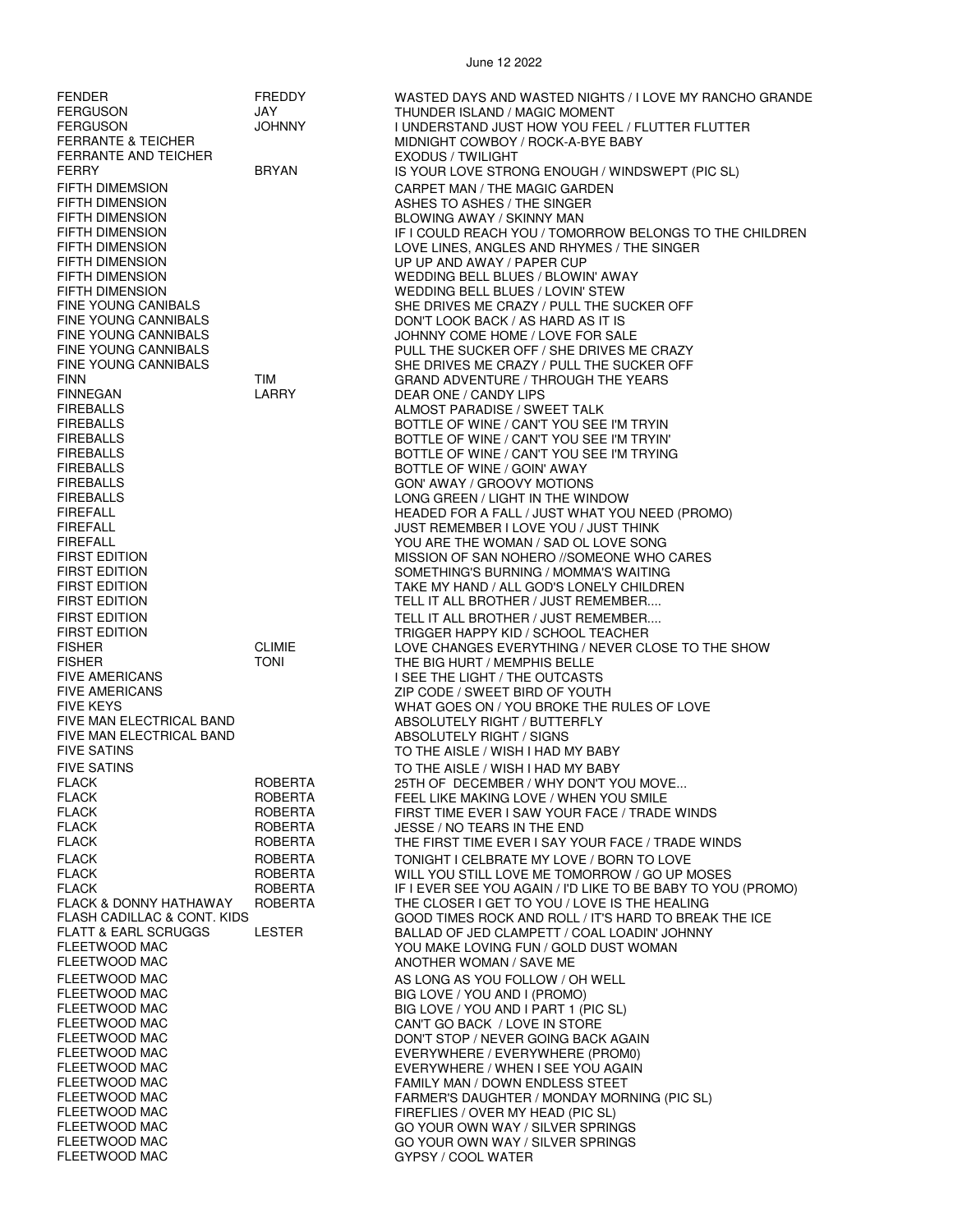June 12 2022

| | | |
|---|---|---|
| FENDER | FREDDY | WASTED DAYS AND WASTED NIGHTS / I LOVE MY RANCHO GRANDE |
| FERGUSON | JAY | THUNDER ISLAND / MAGIC MOMENT |
| FERGUSON | JOHNNY | I UNDERSTAND JUST HOW YOU FEEL / FLUTTER FLUTTER |
| FERRANTE & TEICHER | | MIDNIGHT COWBOY / ROCK-A-BYE BABY |
| FERRANTE AND TEICHER | | EXODUS / TWILIGHT |
| FERRY | BRYAN | IS YOUR LOVE STRONG ENOUGH / WINDSWEPT (PIC SL) |
| FIFTH DIMEMSION | | CARPET MAN / THE MAGIC GARDEN |
| FIFTH DIMENSION | | ASHES TO ASHES / THE SINGER |
| FIFTH DIMENSION | | BLOWING AWAY / SKINNY MAN |
| FIFTH DIMENSION | | IF I COULD REACH YOU / TOMORROW BELONGS TO THE CHILDREN |
| FIFTH DIMENSION | | LOVE LINES, ANGLES AND RHYMES / THE SINGER |
| FIFTH DIMENSION | | UP UP AND AWAY / PAPER CUP |
| FIFTH DIMENSION | | WEDDING BELL BLUES / BLOWIN' AWAY |
| FIFTH DIMENSION | | WEDDING BELL BLUES / LOVIN' STEW |
| FINE YOUNG CANIBALS | | SHE DRIVES ME CRAZY / PULL THE SUCKER OFF |
| FINE YOUNG CANNIBALS | | DON'T LOOK BACK / AS HARD AS IT IS |
| FINE YOUNG CANNIBALS | | JOHNNY COME HOME / LOVE FOR SALE |
| FINE YOUNG CANNIBALS | | PULL THE SUCKER OFF / SHE DRIVES ME CRAZY |
| FINE YOUNG CANNIBALS | | SHE DRIVES ME CRAZY / PULL THE SUCKER OFF |
| FINN | TIM | GRAND ADVENTURE / THROUGH THE YEARS |
| FINNEGAN | LARRY | DEAR ONE / CANDY LIPS |
| FIREBALLS | | ALMOST PARADISE / SWEET TALK |
| FIREBALLS | | BOTTLE OF WINE / CAN'T YOU SEE I'M TRYIN |
| FIREBALLS | | BOTTLE OF WINE / CAN'T YOU SEE I'M TRYIN' |
| FIREBALLS | | BOTTLE OF WINE / CAN'T YOU SEE I'M TRYING |
| FIREBALLS | | BOTTLE OF WINE / GOIN' AWAY |
| FIREBALLS | | GON' AWAY / GROOVY MOTIONS |
| FIREBALLS | | LONG GREEN / LIGHT IN THE WINDOW |
| FIREFALL | | HEADED FOR A FALL / JUST WHAT YOU NEED (PROMO) |
| FIREFALL | | JUST REMEMBER I LOVE YOU / JUST THINK |
| FIREFALL | | YOU ARE THE WOMAN / SAD OL LOVE SONG |
| FIRST EDITION | | MISSION OF SAN NOHERO //SOMEONE WHO CARES |
| FIRST EDITION | | SOMETHING'S BURNING / MOMMA'S WAITING |
| FIRST EDITION | | TAKE MY HAND / ALL GOD'S LONELY CHILDREN |
| FIRST EDITION | | TELL IT ALL BROTHER / JUST REMEMBER.... |
| FIRST EDITION | | TELL IT ALL BROTHER / JUST REMEMBER.... |
| FIRST EDITION | | TRIGGER HAPPY KID / SCHOOL TEACHER |
| FISHER | CLIMIE | LOVE CHANGES EVERYTHING / NEVER CLOSE TO THE SHOW |
| FISHER | TONI | THE BIG HURT / MEMPHIS BELLE |
| FIVE AMERICANS | | I SEE THE LIGHT / THE OUTCASTS |
| FIVE AMERICANS | | ZIP CODE / SWEET BIRD OF YOUTH |
| FIVE KEYS | | WHAT GOES ON / YOU BROKE THE RULES OF LOVE |
| FIVE MAN ELECTRICAL BAND | | ABSOLUTELY RIGHT / BUTTERFLY |
| FIVE MAN ELECTRICAL BAND | | ABSOLUTELY RIGHT / SIGNS |
| FIVE SATINS | | TO THE AISLE / WISH I HAD MY BABY |
| FIVE SATINS | | TO THE AISLE / WISH I HAD MY BABY |
| FLACK | ROBERTA | 25TH OF DECEMBER / WHY DON'T YOU MOVE... |
| FLACK | ROBERTA | FEEL LIKE MAKING LOVE / WHEN YOU SMILE |
| FLACK | ROBERTA | FIRST TIME EVER I SAW YOUR FACE / TRADE WINDS |
| FLACK | ROBERTA | JESSE / NO TEARS IN THE END |
| FLACK | ROBERTA | THE FIRST TIME EVER I SAY YOUR FACE / TRADE WINDS |
| FLACK | ROBERTA | TONIGHT I CELBRATE MY LOVE / BORN TO LOVE |
| FLACK | ROBERTA | WILL YOU STILL LOVE ME TOMORROW / GO UP MOSES |
| FLACK | ROBERTA | IF I EVER SEE YOU AGAIN / I'D LIKE TO BE BABY TO YOU (PROMO) |
| FLACK & DONNY HATHAWAY | ROBERTA | THE CLOSER I GET TO YOU / LOVE IS THE HEALING |
| FLASH CADILLAC & CONT. KIDS | | GOOD TIMES ROCK AND ROLL / IT'S HARD TO BREAK THE ICE |
| FLATT & EARL SCRUGGS | LESTER | BALLAD OF JED CLAMPETT / COAL LOADIN' JOHNNY |
| FLEETWOOD MAC | | YOU MAKE LOVING FUN / GOLD DUST WOMAN |
| FLEETWOOD MAC | | ANOTHER WOMAN / SAVE ME |
| FLEETWOOD MAC | | AS LONG AS YOU FOLLOW / OH WELL |
| FLEETWOOD MAC | | BIG LOVE / YOU AND I (PROMO) |
| FLEETWOOD MAC | | BIG LOVE / YOU AND I PART 1 (PIC SL) |
| FLEETWOOD MAC | | CAN'T GO BACK / LOVE IN STORE |
| FLEETWOOD MAC | | DON'T STOP / NEVER GOING BACK AGAIN |
| FLEETWOOD MAC | | EVERYWHERE / EVERYWHERE (PROM0) |
| FLEETWOOD MAC | | EVERYWHERE / WHEN I SEE YOU AGAIN |
| FLEETWOOD MAC | | FAMILY MAN / DOWN ENDLESS STEET |
| FLEETWOOD MAC | | FARMER'S DAUGHTER / MONDAY MORNING (PIC SL) |
| FLEETWOOD MAC | | FIREFLIES / OVER MY HEAD (PIC SL) |
| FLEETWOOD MAC | | GO YOUR OWN WAY / SILVER SPRINGS |
| FLEETWOOD MAC | | GO YOUR OWN WAY / SILVER SPRINGS |
| FLEETWOOD MAC | | GYPSY / COOL WATER |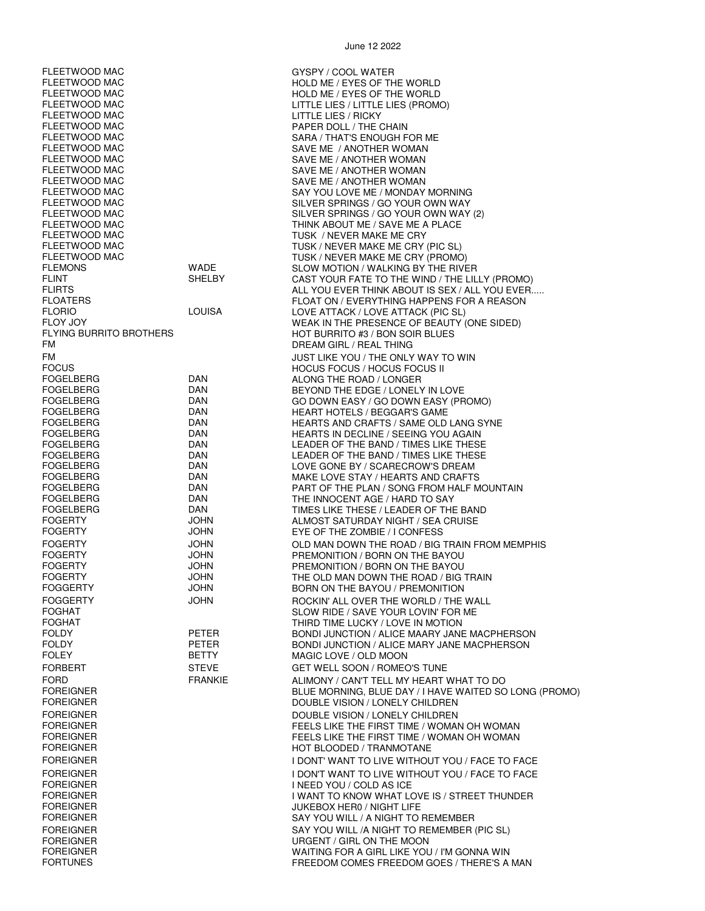June 12 2022

| | | |
|---|---|---|
| FLEETWOOD MAC | | GYSPY / COOL WATER |
| FLEETWOOD MAC | | HOLD ME / EYES OF THE WORLD |
| FLEETWOOD MAC | | HOLD ME / EYES OF THE WORLD |
| FLEETWOOD MAC | | LITTLE LIES / LITTLE LIES (PROMO) |
| FLEETWOOD MAC | | LITTLE LIES / RICKY |
| FLEETWOOD MAC | | PAPER DOLL / THE CHAIN |
| FLEETWOOD MAC | | SARA / THAT'S ENOUGH FOR ME |
| FLEETWOOD MAC | | SAVE ME / ANOTHER WOMAN |
| FLEETWOOD MAC | | SAVE ME / ANOTHER WOMAN |
| FLEETWOOD MAC | | SAVE ME / ANOTHER WOMAN |
| FLEETWOOD MAC | | SAVE ME / ANOTHER WOMAN |
| FLEETWOOD MAC | | SAY YOU LOVE ME / MONDAY MORNING |
| FLEETWOOD MAC | | SILVER SPRINGS / GO YOUR OWN WAY |
| FLEETWOOD MAC | | SILVER SPRINGS / GO YOUR OWN WAY (2) |
| FLEETWOOD MAC | | THINK ABOUT ME / SAVE ME A PLACE |
| FLEETWOOD MAC | | TUSK / NEVER MAKE ME CRY |
| FLEETWOOD MAC | | TUSK / NEVER MAKE ME CRY (PIC SL) |
| FLEETWOOD MAC | | TUSK / NEVER MAKE ME CRY (PROMO) |
| FLEMONS | WADE | SLOW MOTION / WALKING BY THE RIVER |
| FLINT | SHELBY | CAST YOUR FATE TO THE WIND / THE LILLY (PROMO) |
| FLIRTS | | ALL YOU EVER THINK ABOUT IS SEX / ALL YOU EVER..... |
| FLOATERS | | FLOAT ON / EVERYTHING HAPPENS FOR A REASON |
| FLORIO | LOUISA | LOVE ATTACK / LOVE ATTACK (PIC SL) |
| FLOY JOY | | WEAK IN THE PRESENCE OF BEAUTY (ONE SIDED) |
| FLYING BURRITO BROTHERS | | HOT BURRITO #3 / BON SOIR BLUES |
| FM | | DREAM GIRL / REAL THING |
| FM | | JUST LIKE YOU / THE ONLY WAY TO WIN |
| FOCUS | | HOCUS FOCUS / HOCUS FOCUS II |
| FOGELBERG | DAN | ALONG THE ROAD / LONGER |
| FOGELBERG | DAN | BEYOND THE EDGE / LONELY IN LOVE |
| FOGELBERG | DAN | GO DOWN EASY / GO DOWN EASY (PROMO) |
| FOGELBERG | DAN | HEART HOTELS / BEGGAR'S GAME |
| FOGELBERG | DAN | HEARTS AND CRAFTS / SAME OLD LANG SYNE |
| FOGELBERG | DAN | HEARTS IN DECLINE / SEEING YOU AGAIN |
| FOGELBERG | DAN | LEADER OF THE BAND / TIMES LIKE THESE |
| FOGELBERG | DAN | LEADER OF THE BAND / TIMES LIKE THESE |
| FOGELBERG | DAN | LOVE GONE BY / SCARECROW'S DREAM |
| FOGELBERG | DAN | MAKE LOVE STAY / HEARTS AND CRAFTS |
| FOGELBERG | DAN | PART OF THE PLAN / SONG FROM HALF MOUNTAIN |
| FOGELBERG | DAN | THE INNOCENT AGE / HARD TO SAY |
| FOGELBERG | DAN | TIMES LIKE THESE / LEADER OF THE BAND |
| FOGERTY | JOHN | ALMOST SATURDAY NIGHT / SEA CRUISE |
| FOGERTY | JOHN | EYE OF THE ZOMBIE / I CONFESS |
| FOGERTY | JOHN | OLD MAN DOWN THE ROAD / BIG TRAIN FROM MEMPHIS |
| FOGERTY | JOHN | PREMONITION / BORN ON THE BAYOU |
| FOGERTY | JOHN | PREMONITION / BORN ON THE BAYOU |
| FOGERTY | JOHN | THE OLD MAN DOWN THE ROAD / BIG TRAIN |
| FOGGERTY | JOHN | BORN ON THE BAYOU / PREMONITION |
| FOGGERTY | JOHN | ROCKIN' ALL OVER THE WORLD / THE WALL |
| FOGHAT | | SLOW RIDE / SAVE YOUR LOVIN' FOR ME |
| FOGHAT | | THIRD TIME LUCKY / LOVE IN MOTION |
| FOLDY | PETER | BONDI JUNCTION / ALICE MAARY JANE MACPHERSON |
| FOLDY | PETER | BONDI JUNCTION / ALICE MARY JANE MACPHERSON |
| FOLEY | BETTY | MAGIC LOVE / OLD MOON |
| FORBERT | STEVE | GET WELL SOON / ROMEO'S TUNE |
| FORD | FRANKIE | ALIMONY / CAN'T TELL MY HEART WHAT TO DO |
| FOREIGNER | | BLUE MORNING, BLUE DAY / I HAVE WAITED SO LONG (PROMO) |
| FOREIGNER | | DOUBLE VISION / LONELY CHILDREN |
| FOREIGNER | | DOUBLE VISION / LONELY CHILDREN |
| FOREIGNER | | FEELS LIKE THE FIRST TIME / WOMAN OH WOMAN |
| FOREIGNER | | FEELS LIKE THE FIRST TIME / WOMAN OH WOMAN |
| FOREIGNER | | HOT BLOODED / TRANMOTANE |
| FOREIGNER | | I DONT' WANT TO LIVE WITHOUT YOU / FACE TO FACE |
| FOREIGNER | | I DON'T WANT TO LIVE WITHOUT YOU / FACE TO FACE |
| FOREIGNER | | I NEED YOU / COLD AS ICE |
| FOREIGNER | | I WANT TO KNOW WHAT LOVE IS / STREET THUNDER |
| FOREIGNER | | JUKEBOX HER0 / NIGHT LIFE |
| FOREIGNER | | SAY YOU WILL / A NIGHT TO REMEMBER |
| FOREIGNER | | SAY YOU WILL /A NIGHT TO REMEMBER (PIC SL) |
| FOREIGNER | | URGENT / GIRL ON THE MOON |
| FOREIGNER | | WAITING FOR A GIRL LIKE YOU / I'M GONNA WIN |
| FORTUNES | | FREEDOM COMES FREEDOM GOES / THERE'S A MAN |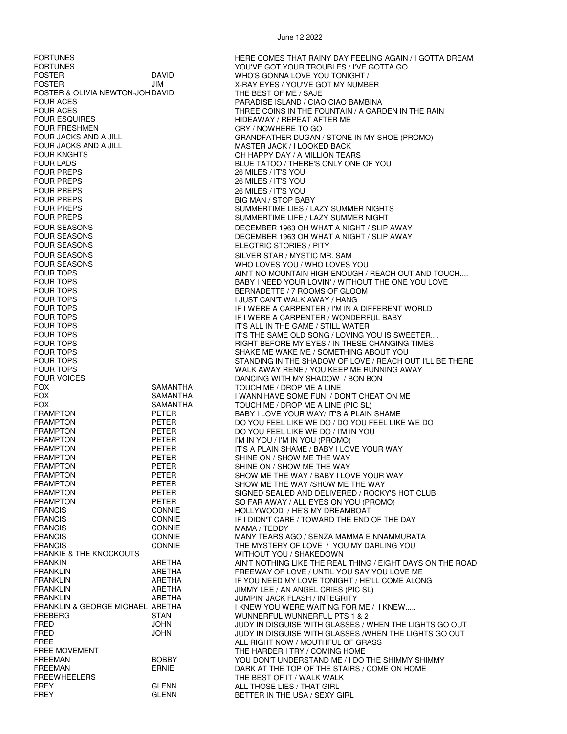June 12 2022

| Artist | First Name | Title |
|---|---|---|
| FORTUNES | | HERE COMES THAT RAINY DAY FEELING AGAIN / I GOTTA DREAM |
| FORTUNES | | YOU'VE GOT YOUR TROUBLES / I'VE GOTTA GO |
| FOSTER | DAVID | WHO'S GONNA LOVE YOU TONIGHT / |
| FOSTER | JIM | X-RAY EYES / YOU'VE GOT MY NUMBER |
| FOSTER & OLIVIA NEWTON-JOHI | DAVID | THE BEST OF ME / SAJE |
| FOUR ACES | | PARADISE ISLAND / CIAO CIAO BAMBINA |
| FOUR ACES | | THREE COINS IN THE FOUNTAIN / A GARDEN IN THE RAIN |
| FOUR ESQUIRES | | HIDEAWAY / REPEAT AFTER ME |
| FOUR FRESHMEN | | CRY / NOWHERE TO GO |
| FOUR JACKS AND A JILL | | GRANDFATHER DUGAN / STONE IN MY SHOE (PROMO) |
| FOUR JACKS AND A JILL | | MASTER JACK / I LOOKED BACK |
| FOUR KNGHTS | | OH HAPPY DAY / A MILLION TEARS |
| FOUR LADS | | BLUE TATOO / THERE'S ONLY ONE OF YOU |
| FOUR PREPS | | 26 MILES / IT'S YOU |
| FOUR PREPS | | 26 MILES / IT'S YOU |
| FOUR PREPS | | 26 MILES / IT'S YOU |
| FOUR PREPS | | BIG MAN / STOP BABY |
| FOUR PREPS | | SUMMERTIME LIES / LAZY SUMMER NIGHTS |
| FOUR PREPS | | SUMMERTIME LIFE / LAZY SUMMER NIGHT |
| FOUR SEASONS | | DECEMBER 1963 OH WHAT A NIGHT / SLIP AWAY |
| FOUR SEASONS | | DECEMBER 1963 OH WHAT A NIGHT / SLIP AWAY |
| FOUR SEASONS | | ELECTRIC STORIES / PITY |
| FOUR SEASONS | | SILVER STAR / MYSTIC MR. SAM |
| FOUR SEASONS | | WHO LOVES YOU / WHO LOVES YOU |
| FOUR TOPS | | AIN'T NO MOUNTAIN HIGH ENOUGH / REACH OUT AND TOUCH.... |
| FOUR TOPS | | BABY I NEED YOUR LOVIN' / WITHOUT THE ONE YOU LOVE |
| FOUR TOPS | | BERNADETTE / 7 ROOMS OF GLOOM |
| FOUR TOPS | | I JUST CAN'T WALK AWAY / HANG |
| FOUR TOPS | | IF I WERE A CARPENTER / I'M IN A DIFFERENT WORLD |
| FOUR TOPS | | IF I WERE A CARPENTER / WONDERFUL BABY |
| FOUR TOPS | | IT'S ALL IN THE GAME / STILL WATER |
| FOUR TOPS | | IT'S THE SAME OLD SONG / LOVING YOU IS SWEETER.... |
| FOUR TOPS | | RIGHT BEFORE MY EYES / IN THESE CHANGING TIMES |
| FOUR TOPS | | SHAKE ME WAKE ME / SOMETHING ABOUT YOU |
| FOUR TOPS | | STANDING IN THE SHADOW OF LOVE / REACH OUT I'LL BE THERE |
| FOUR TOPS | | WALK AWAY RENE / YOU KEEP ME RUNNING AWAY |
| FOUR VOICES | | DANCING WITH MY SHADOW / BON BON |
| FOX | SAMANTHA | TOUCH ME / DROP ME A LINE |
| FOX | SAMANTHA | I WANN HAVE SOME FUN / DON'T CHEAT ON ME |
| FOX | SAMANTHA | TOUCH ME / DROP ME A LINE (PIC SL) |
| FRAMPTON | PETER | BABY I LOVE YOUR WAY/ IT'S A PLAIN SHAME |
| FRAMPTON | PETER | DO YOU FEEL LIKE WE DO / DO YOU FEEL LIKE WE DO |
| FRAMPTON | PETER | DO YOU FEEL LIKE WE DO / I'M IN YOU |
| FRAMPTON | PETER | I'M IN YOU / I'M IN YOU (PROMO) |
| FRAMPTON | PETER | IT'S A PLAIN SHAME / BABY I LOVE YOUR WAY |
| FRAMPTON | PETER | SHINE ON / SHOW ME THE WAY |
| FRAMPTON | PETER | SHINE ON / SHOW ME THE WAY |
| FRAMPTON | PETER | SHOW ME THE WAY / BABY I LOVE YOUR WAY |
| FRAMPTON | PETER | SHOW ME THE WAY /SHOW ME THE WAY |
| FRAMPTON | PETER | SIGNED SEALED AND DELIVERED / ROCKY'S HOT CLUB |
| FRAMPTON | PETER | SO FAR AWAY / ALL EYES ON YOU (PROMO) |
| FRANCIS | CONNIE | HOLLYWOOD / HE'S MY DREAMBOAT |
| FRANCIS | CONNIE | IF I DIDN'T CARE / TOWARD THE END OF THE DAY |
| FRANCIS | CONNIE | MAMA / TEDDY |
| FRANCIS | CONNIE | MANY TEARS AGO / SENZA MAMMA E NNAMMURATA |
| FRANCIS | CONNIE | THE MYSTERY OF LOVE / YOU MY DARLING YOU |
| FRANKIE & THE KNOCKOUTS | | WITHOUT YOU / SHAKEDOWN |
| FRANKIN | ARETHA | AIN'T NOTHING LIKE THE REAL THING / EIGHT DAYS ON THE ROAD |
| FRANKLIN | ARETHA | FREEWAY OF LOVE / UNTIL YOU SAY YOU LOVE ME |
| FRANKLIN | ARETHA | IF YOU NEED MY LOVE TONIGHT / HE'LL COME ALONG |
| FRANKLIN | ARETHA | JIMMY LEE / AN ANGEL CRIES (PIC SL) |
| FRANKLIN | ARETHA | JUMPIN' JACK FLASH / INTEGRITY |
| FRANKLIN & GEORGE MICHAEL | ARETHA | I KNEW YOU WERE WAITING FOR ME / I KNEW..... |
| FREBERG | STAN | WUNNERFUL WUNNERFUL PTS 1 & 2 |
| FRED | JOHN | JUDY IN DISGUISE WITH GLASSES / WHEN THE LIGHTS GO OUT |
| FRED | JOHN | JUDY IN DISGUISE WITH GLASSES /WHEN THE LIGHTS GO OUT |
| FREE | | ALL RIGHT NOW / MOUTHFUL OF GRASS |
| FREE MOVEMENT | | THE HARDER I TRY / COMING HOME |
| FREEMAN | BOBBY | YOU DON'T UNDERSTAND ME / I DO THE SHIMMY SHIMMY |
| FREEMAN | ERNIE | DARK AT THE TOP OF THE STAIRS / COME ON HOME |
| FREEWHEELERS | | THE BEST OF IT / WALK WALK |
| FREY | GLENN | ALL THOSE LIES / THAT GIRL |
| FREY | GLENN | BETTER IN THE USA / SEXY GIRL |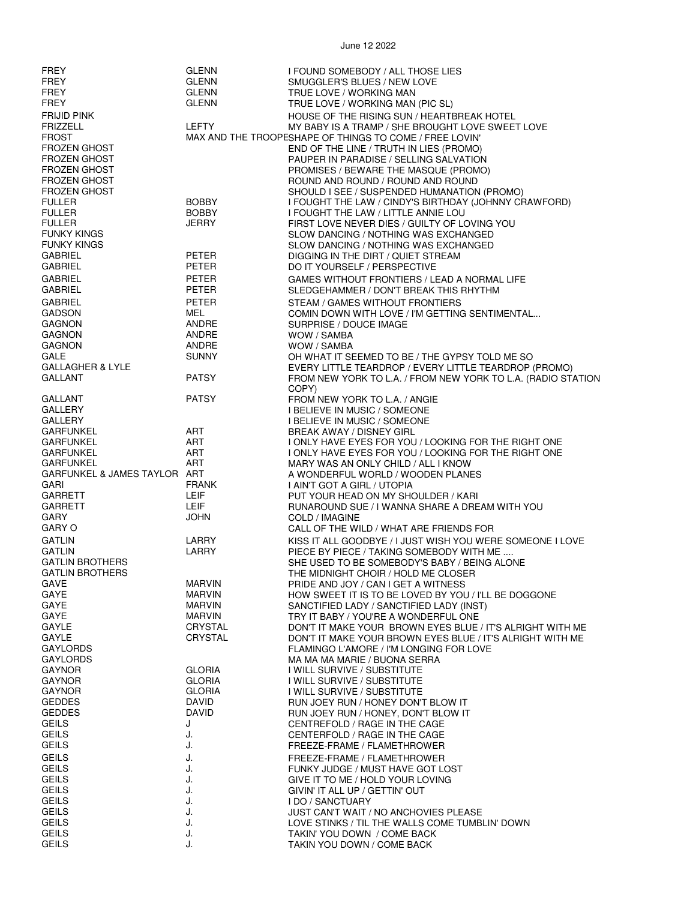June 12 2022

| | | |
|---|---|---|
| FREY | GLENN | I FOUND SOMEBODY / ALL THOSE LIES |
| FREY | GLENN | SMUGGLER'S BLUES / NEW LOVE |
| FREY | GLENN | TRUE LOVE / WORKING MAN |
| FREY | GLENN | TRUE LOVE / WORKING MAN (PIC SL) |
| FRIJID PINK | | HOUSE OF THE RISING SUN / HEARTBREAK HOTEL |
| FRIZZELL | LEFTY | MY BABY IS A TRAMP / SHE BROUGHT LOVE SWEET LOVE |
| FROST | MAX AND THE TROOPE | SHAPE OF THINGS TO COME / FREE LOVIN' |
| FROZEN GHOST | | END OF THE LINE / TRUTH IN LIES (PROMO) |
| FROZEN GHOST | | PAUPER IN PARADISE / SELLING SALVATION |
| FROZEN GHOST | | PROMISES / BEWARE THE MASQUE (PROMO) |
| FROZEN GHOST | | ROUND AND ROUND / ROUND AND ROUND |
| FROZEN GHOST | | SHOULD I SEE / SUSPENDED HUMANATION (PROMO) |
| FULLER | BOBBY | I FOUGHT THE LAW / CINDY'S BIRTHDAY (JOHNNY CRAWFORD) |
| FULLER | BOBBY | I FOUGHT THE LAW / LITTLE ANNIE LOU |
| FULLER | JERRY | FIRST LOVE NEVER DIES / GUILTY OF LOVING YOU |
| FUNKY KINGS | | SLOW DANCING / NOTHING WAS EXCHANGED |
| FUNKY KINGS | | SLOW DANCING / NOTHING WAS EXCHANGED |
| GABRIEL | PETER | DIGGING IN THE DIRT / QUIET STREAM |
| GABRIEL | PETER | DO IT YOURSELF / PERSPECTIVE |
| GABRIEL | PETER | GAMES WITHOUT FRONTIERS / LEAD A NORMAL LIFE |
| GABRIEL | PETER | SLEDGEHAMMER / DON'T BREAK THIS RHYTHM |
| GABRIEL | PETER | STEAM / GAMES WITHOUT FRONTIERS |
| GADSON | MEL | COMIN DOWN WITH LOVE / I'M GETTING SENTIMENTAL... |
| GAGNON | ANDRE | SURPRISE / DOUCE IMAGE |
| GAGNON | ANDRE | WOW / SAMBA |
| GAGNON | ANDRE | WOW / SAMBA |
| GALE | SUNNY | OH WHAT IT SEEMED TO BE / THE GYPSY TOLD ME SO |
| GALLAGHER & LYLE | | EVERY LITTLE TEARDROP / EVERY LITTLE TEARDROP (PROMO) |
| GALLANT | PATSY | FROM NEW YORK TO L.A. / FROM NEW YORK TO L.A. (RADIO STATION COPY) |
| GALLANT | PATSY | FROM NEW YORK TO L.A. / ANGIE |
| GALLERY | | I BELIEVE IN MUSIC / SOMEONE |
| GALLERY | | I BELIEVE IN MUSIC / SOMEONE |
| GARFUNKEL | ART | BREAK AWAY / DISNEY GIRL |
| GARFUNKEL | ART | I ONLY HAVE EYES FOR YOU / LOOKING FOR THE RIGHT ONE |
| GARFUNKEL | ART | I ONLY HAVE EYES FOR YOU / LOOKING FOR THE RIGHT ONE |
| GARFUNKEL | ART | MARY WAS AN ONLY CHILD / ALL I KNOW |
| GARFUNKEL & JAMES TAYLOR | ART | A WONDERFUL WORLD / WOODEN PLANES |
| GARI | FRANK | I AIN'T GOT A GIRL / UTOPIA |
| GARRETT | LEIF | PUT YOUR HEAD ON MY SHOULDER / KARI |
| GARRETT | LEIF | RUNAROUND SUE / I WANNA SHARE A DREAM WITH YOU |
| GARY | JOHN | COLD / IMAGINE |
| GARY O | | CALL OF THE WILD / WHAT ARE FRIENDS FOR |
| GATLIN | LARRY | KISS IT ALL GOODBYE / I JUST WISH YOU WERE SOMEONE I LOVE |
| GATLIN | LARRY | PIECE BY PIECE / TAKING SOMEBODY WITH ME .... |
| GATLIN BROTHERS | | SHE USED TO BE SOMEBODY'S BABY / BEING ALONE |
| GATLIN BROTHERS | | THE MIDNIGHT CHOIR / HOLD ME CLOSER |
| GAVE | MARVIN | PRIDE AND JOY / CAN I GET A WITNESS |
| GAYE | MARVIN | HOW SWEET IT IS TO BE LOVED BY YOU / I'LL BE DOGGONE |
| GAYE | MARVIN | SANCTIFIED LADY / SANCTIFIED LADY (INST) |
| GAYE | MARVIN | TRY IT BABY / YOU'RE A WONDERFUL ONE |
| GAYLE | CRYSTAL | DON'T IT MAKE YOUR BROWN EYES BLUE / IT'S ALRIGHT WITH ME |
| GAYLE | CRYSTAL | DON'T IT MAKE YOUR BROWN EYES BLUE / IT'S ALRIGHT WITH ME |
| GAYLORDS | | FLAMINGO L'AMORE / I'M LONGING FOR LOVE |
| GAYLORDS | | MA MA MA MARIE / BUONA SERRA |
| GAYNOR | GLORIA | I WILL SURVIVE / SUBSTITUTE |
| GAYNOR | GLORIA | I WILL SURVIVE / SUBSTITUTE |
| GAYNOR | GLORIA | I WILL SURVIVE / SUBSTITUTE |
| GEDDES | DAVID | RUN JOEY RUN / HONEY DON'T BLOW IT |
| GEDDES | DAVID | RUN JOEY RUN / HONEY, DON'T BLOW IT |
| GEILS | J | CENTREFOLD / RAGE IN THE CAGE |
| GEILS | J. | CENTERFOLD / RAGE IN THE CAGE |
| GEILS | J. | FREEZE-FRAME / FLAMETHROWER |
| GEILS | J. | FREEZE-FRAME / FLAMETHROWER |
| GEILS | J. | FUNKY JUDGE / MUST HAVE GOT LOST |
| GEILS | J. | GIVE IT TO ME / HOLD YOUR LOVING |
| GEILS | J. | GIVIN' IT ALL UP / GETTIN' OUT |
| GEILS | J. | I DO / SANCTUARY |
| GEILS | J. | JUST CAN'T WAIT / NO ANCHOVIES PLEASE |
| GEILS | J. | LOVE STINKS / TIL THE WALLS COME TUMBLIN' DOWN |
| GEILS | J. | TAKIN' YOU DOWN / COME BACK |
| GEILS | J. | TAKIN YOU DOWN / COME BACK |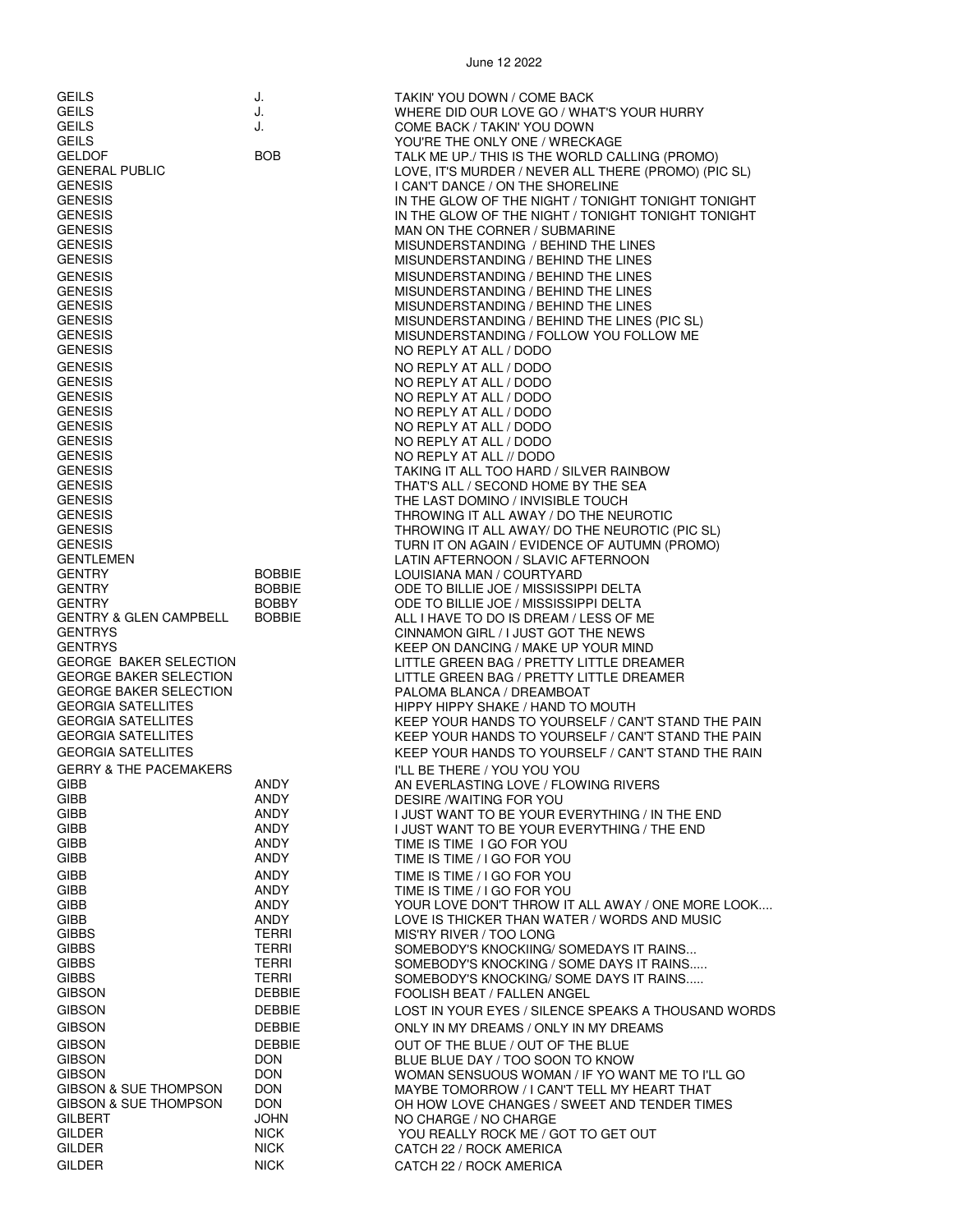June 12 2022

| Artist | First Name | Title |
|---|---|---|
| GEILS | J. | TAKIN' YOU DOWN / COME BACK |
| GEILS | J. | WHERE DID OUR LOVE GO / WHAT'S YOUR HURRY |
| GEILS | J. | COME BACK / TAKIN' YOU DOWN |
| GEILS | | YOU'RE THE ONLY ONE / WRECKAGE |
| GELDOF | BOB | TALK ME UP./ THIS IS THE WORLD CALLING (PROMO) |
| GENERAL PUBLIC | | LOVE, IT'S MURDER / NEVER ALL THERE (PROMO) (PIC SL) |
| GENESIS | | I CAN'T DANCE / ON THE SHORELINE |
| GENESIS | | IN THE GLOW OF THE NIGHT / TONIGHT TONIGHT TONIGHT |
| GENESIS | | IN THE GLOW OF THE NIGHT / TONIGHT TONIGHT TONIGHT |
| GENESIS | | MAN ON THE CORNER / SUBMARINE |
| GENESIS | | MISUNDERSTANDING / BEHIND THE LINES |
| GENESIS | | MISUNDERSTANDING / BEHIND THE LINES |
| GENESIS | | MISUNDERSTANDING / BEHIND THE LINES |
| GENESIS | | MISUNDERSTANDING / BEHIND THE LINES |
| GENESIS | | MISUNDERSTANDING / BEHIND THE LINES |
| GENESIS | | MISUNDERSTANDING / BEHIND THE LINES (PIC SL) |
| GENESIS | | MISUNDERSTANDING / FOLLOW YOU FOLLOW ME |
| GENESIS | | NO REPLY AT ALL / DODO |
| GENESIS | | NO REPLY AT ALL / DODO |
| GENESIS | | NO REPLY AT ALL / DODO |
| GENESIS | | NO REPLY AT ALL / DODO |
| GENESIS | | NO REPLY AT ALL / DODO |
| GENESIS | | NO REPLY AT ALL / DODO |
| GENESIS | | NO REPLY AT ALL / DODO |
| GENESIS | | NO REPLY AT ALL // DODO |
| GENESIS | | TAKING IT ALL TOO HARD / SILVER RAINBOW |
| GENESIS | | THAT'S ALL / SECOND HOME BY THE SEA |
| GENESIS | | THE LAST DOMINO / INVISIBLE TOUCH |
| GENESIS | | THROWING IT ALL AWAY / DO THE NEUROTIC |
| GENESIS | | THROWING IT ALL AWAY/ DO THE NEUROTIC (PIC SL) |
| GENESIS | | TURN IT ON AGAIN / EVIDENCE OF AUTUMN (PROMO) |
| GENTLEMEN | | LATIN AFTERNOON / SLAVIC AFTERNOON |
| GENTRY | BOBBIE | LOUISIANA MAN / COURTYARD |
| GENTRY | BOBBIE | ODE TO BILLIE JOE / MISSISSIPPI DELTA |
| GENTRY | BOBBY | ODE TO BILLIE JOE / MISSISSIPPI DELTA |
| GENTRY & GLEN CAMPBELL | BOBBIE | ALL I HAVE TO DO IS DREAM / LESS OF ME |
| GENTRYS | | CINNAMON GIRL / I JUST GOT THE NEWS |
| GENTRYS | | KEEP ON DANCING / MAKE UP YOUR MIND |
| GEORGE BAKER SELECTION | | LITTLE GREEN BAG / PRETTY LITTLE DREAMER |
| GEORGE BAKER SELECTION | | LITTLE GREEN BAG / PRETTY LITTLE DREAMER |
| GEORGE BAKER SELECTION | | PALOMA BLANCA / DREAMBOAT |
| GEORGIA SATELLITES | | HIPPY HIPPY SHAKE / HAND TO MOUTH |
| GEORGIA SATELLITES | | KEEP YOUR HANDS TO YOURSELF / CAN'T STAND THE PAIN |
| GEORGIA SATELLITES | | KEEP YOUR HANDS TO YOURSELF / CAN'T STAND THE PAIN |
| GEORGIA SATELLITES | | KEEP YOUR HANDS TO YOURSELF / CAN'T STAND THE RAIN |
| GERRY & THE PACEMAKERS | | I'LL BE THERE / YOU YOU YOU |
| GIBB | ANDY | AN EVERLASTING LOVE / FLOWING RIVERS |
| GIBB | ANDY | DESIRE /WAITING FOR YOU |
| GIBB | ANDY | I JUST WANT TO BE YOUR EVERYTHING / IN THE END |
| GIBB | ANDY | I JUST WANT TO BE YOUR EVERYTHING / THE END |
| GIBB | ANDY | TIME IS TIME I GO FOR YOU |
| GIBB | ANDY | TIME IS TIME / I GO FOR YOU |
| GIBB | ANDY | TIME IS TIME / I GO FOR YOU |
| GIBB | ANDY | TIME IS TIME / I GO FOR YOU |
| GIBB | ANDY | YOUR LOVE DON'T THROW IT ALL AWAY / ONE MORE LOOK.... |
| GIBB | ANDY | LOVE IS THICKER THAN WATER / WORDS AND MUSIC |
| GIBBS | TERRI | MIS'RY RIVER / TOO LONG |
| GIBBS | TERRI | SOMEBODY'S KNOCKIING/ SOMEDAYS IT RAINS... |
| GIBBS | TERRI | SOMEBODY'S KNOCKING / SOME DAYS IT RAINS..... |
| GIBBS | TERRI | SOMEBODY'S KNOCKING/ SOME DAYS IT RAINS..... |
| GIBSON | DEBBIE | FOOLISH BEAT / FALLEN ANGEL |
| GIBSON | DEBBIE | LOST IN YOUR EYES / SILENCE SPEAKS A THOUSAND WORDS |
| GIBSON | DEBBIE | ONLY IN MY DREAMS / ONLY IN MY DREAMS |
| GIBSON | DEBBIE | OUT OF THE BLUE / OUT OF THE BLUE |
| GIBSON | DON | BLUE BLUE DAY / TOO SOON TO KNOW |
| GIBSON | DON | WOMAN SENSUOUS WOMAN / IF YO WANT ME TO I'LL GO |
| GIBSON & SUE THOMPSON | DON | MAYBE TOMORROW / I CAN'T TELL MY HEART THAT |
| GIBSON & SUE THOMPSON | DON | OH HOW LOVE CHANGES / SWEET AND TENDER TIMES |
| GILBERT | JOHN | NO CHARGE / NO CHARGE |
| GILDER | NICK | YOU REALLY ROCK ME / GOT TO GET OUT |
| GILDER | NICK | CATCH 22 / ROCK AMERICA |
| GILDER | NICK | CATCH 22 / ROCK AMERICA |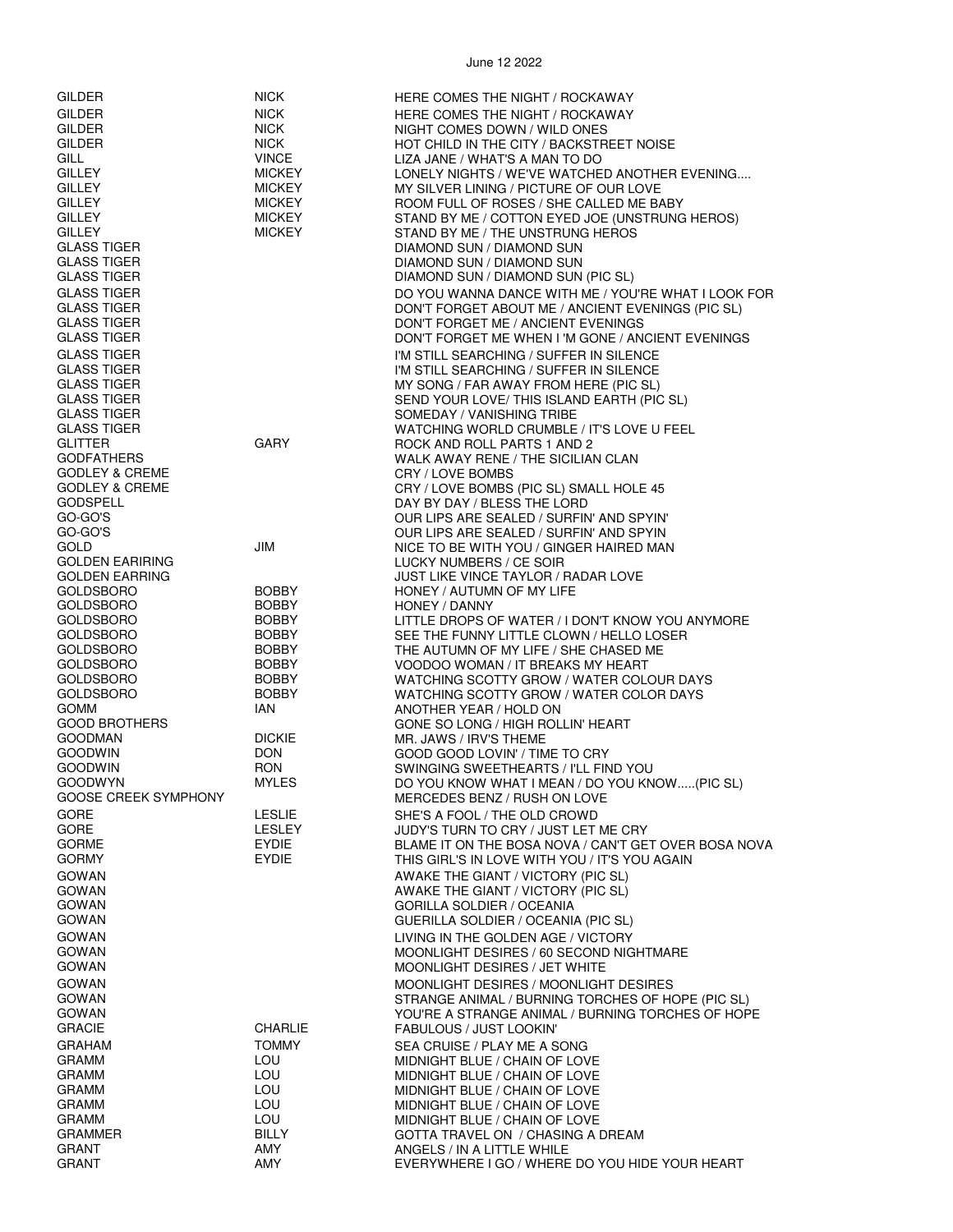| | | |
|---|---|---|
| GILDER | NICK | HERE COMES THE NIGHT / ROCKAWAY |
| GILDER | NICK | HERE COMES THE NIGHT / ROCKAWAY |
| GILDER | NICK | NIGHT COMES DOWN / WILD ONES |
| GILDER | NICK | HOT CHILD IN THE CITY / BACKSTREET NOISE |
| GILL | VINCE | LIZA JANE / WHAT'S A MAN TO DO |
| GILLEY | MICKEY | LONELY NIGHTS / WE'VE WATCHED ANOTHER EVENING.... |
| GILLEY | MICKEY | MY SILVER LINING / PICTURE OF OUR LOVE |
| GILLEY | MICKEY | ROOM FULL OF ROSES / SHE CALLED ME BABY |
| GILLEY | MICKEY | STAND BY ME / COTTON EYED JOE (UNSTRUNG HEROS) |
| GILLEY | MICKEY | STAND BY ME / THE UNSTRUNG HEROS |
| GLASS TIGER | | DIAMOND SUN / DIAMOND SUN |
| GLASS TIGER | | DIAMOND SUN / DIAMOND SUN |
| GLASS TIGER | | DIAMOND SUN / DIAMOND SUN (PIC SL) |
| GLASS TIGER | | DO YOU WANNA DANCE WITH ME / YOU'RE WHAT I LOOK FOR |
| GLASS TIGER | | DON'T FORGET ABOUT ME / ANCIENT EVENINGS (PIC SL) |
| GLASS TIGER | | DON'T FORGET ME / ANCIENT EVENINGS |
| GLASS TIGER | | DON'T FORGET ME WHEN I 'M GONE / ANCIENT EVENINGS |
| GLASS TIGER | | I'M STILL SEARCHING / SUFFER IN SILENCE |
| GLASS TIGER | | I'M STILL SEARCHING / SUFFER IN SILENCE |
| GLASS TIGER | | MY SONG / FAR AWAY FROM HERE (PIC SL) |
| GLASS TIGER | | SEND YOUR LOVE/ THIS ISLAND EARTH (PIC SL) |
| GLASS TIGER | | SOMEDAY / VANISHING TRIBE |
| GLASS TIGER | | WATCHING WORLD CRUMBLE / IT'S LOVE U FEEL |
| GLITTER | GARY | ROCK AND ROLL PARTS 1 AND 2 |
| GODFATHERS | | WALK AWAY RENE / THE SICILIAN CLAN |
| GODLEY & CREME | | CRY / LOVE BOMBS |
| GODLEY & CREME | | CRY / LOVE BOMBS (PIC SL) SMALL HOLE 45 |
| GODSPELL | | DAY BY DAY / BLESS THE LORD |
| GO-GO'S | | OUR LIPS ARE SEALED / SURFIN' AND SPYIN' |
| GO-GO'S | | OUR LIPS ARE SEALED / SURFIN' AND SPYIN |
| GOLD | JIM | NICE TO BE WITH YOU / GINGER HAIRED MAN |
| GOLDEN EARIRING | | LUCKY NUMBERS / CE SOIR |
| GOLDEN EARRING | | JUST LIKE VINCE TAYLOR / RADAR LOVE |
| GOLDSBORO | BOBBY | HONEY / AUTUMN OF MY LIFE |
| GOLDSBORO | BOBBY | HONEY / DANNY |
| GOLDSBORO | BOBBY | LITTLE DROPS OF WATER / I DON'T KNOW YOU ANYMORE |
| GOLDSBORO | BOBBY | SEE THE FUNNY LITTLE CLOWN / HELLO LOSER |
| GOLDSBORO | BOBBY | THE AUTUMN OF MY LIFE / SHE CHASED ME |
| GOLDSBORO | BOBBY | VOODOO WOMAN / IT BREAKS MY HEART |
| GOLDSBORO | BOBBY | WATCHING SCOTTY GROW / WATER COLOUR DAYS |
| GOLDSBORO | BOBBY | WATCHING SCOTTY GROW / WATER COLOR DAYS |
| GOMM | IAN | ANOTHER YEAR / HOLD ON |
| GOOD BROTHERS | | GONE SO LONG / HIGH ROLLIN' HEART |
| GOODMAN | DICKIE | MR. JAWS / IRV'S THEME |
| GOODWIN | DON | GOOD GOOD LOVIN' / TIME TO CRY |
| GOODWIN | RON | SWINGING SWEETHEARTS / I'LL FIND YOU |
| GOODWYN | MYLES | DO YOU KNOW WHAT I MEAN / DO YOU KNOW.....(PIC SL) |
| GOOSE CREEK SYMPHONY | | MERCEDES BENZ / RUSH ON LOVE |
| GORE | LESLIE | SHE'S A FOOL / THE OLD CROWD |
| GORE | LESLEY | JUDY'S TURN TO CRY / JUST LET ME CRY |
| GORME | EYDIE | BLAME IT ON THE BOSA NOVA / CAN'T GET OVER BOSA NOVA |
| GORMY | EYDIE | THIS GIRL'S IN LOVE WITH YOU / IT'S YOU AGAIN |
| GOWAN | | AWAKE THE GIANT / VICTORY (PIC SL) |
| GOWAN | | AWAKE THE GIANT / VICTORY (PIC SL) |
| GOWAN | | GORILLA SOLDIER / OCEANIA |
| GOWAN | | GUERILLA SOLDIER / OCEANIA (PIC SL) |
| GOWAN | | LIVING IN THE GOLDEN AGE / VICTORY |
| GOWAN | | MOONLIGHT DESIRES / 60 SECOND NIGHTMARE |
| GOWAN | | MOONLIGHT DESIRES / JET WHITE |
| GOWAN | | MOONLIGHT DESIRES / MOONLIGHT DESIRES |
| GOWAN | | STRANGE ANIMAL / BURNING TORCHES OF HOPE (PIC SL) |
| GOWAN | | YOU'RE A STRANGE ANIMAL / BURNING TORCHES OF HOPE |
| GRACIE | CHARLIE | FABULOUS / JUST LOOKIN' |
| GRAHAM | TOMMY | SEA CRUISE / PLAY ME A SONG |
| GRAMM | LOU | MIDNIGHT BLUE / CHAIN OF LOVE |
| GRAMM | LOU | MIDNIGHT BLUE / CHAIN OF LOVE |
| GRAMM | LOU | MIDNIGHT BLUE / CHAIN OF LOVE |
| GRAMM | LOU | MIDNIGHT BLUE / CHAIN OF LOVE |
| GRAMM | LOU | MIDNIGHT BLUE / CHAIN OF LOVE |
| GRAMMER | BILLY | GOTTA TRAVEL ON / CHASING A DREAM |
| GRANT | AMY | ANGELS / IN A LITTLE WHILE |
| GRANT | AMY | EVERYWHERE I GO / WHERE DO YOU HIDE YOUR HEART |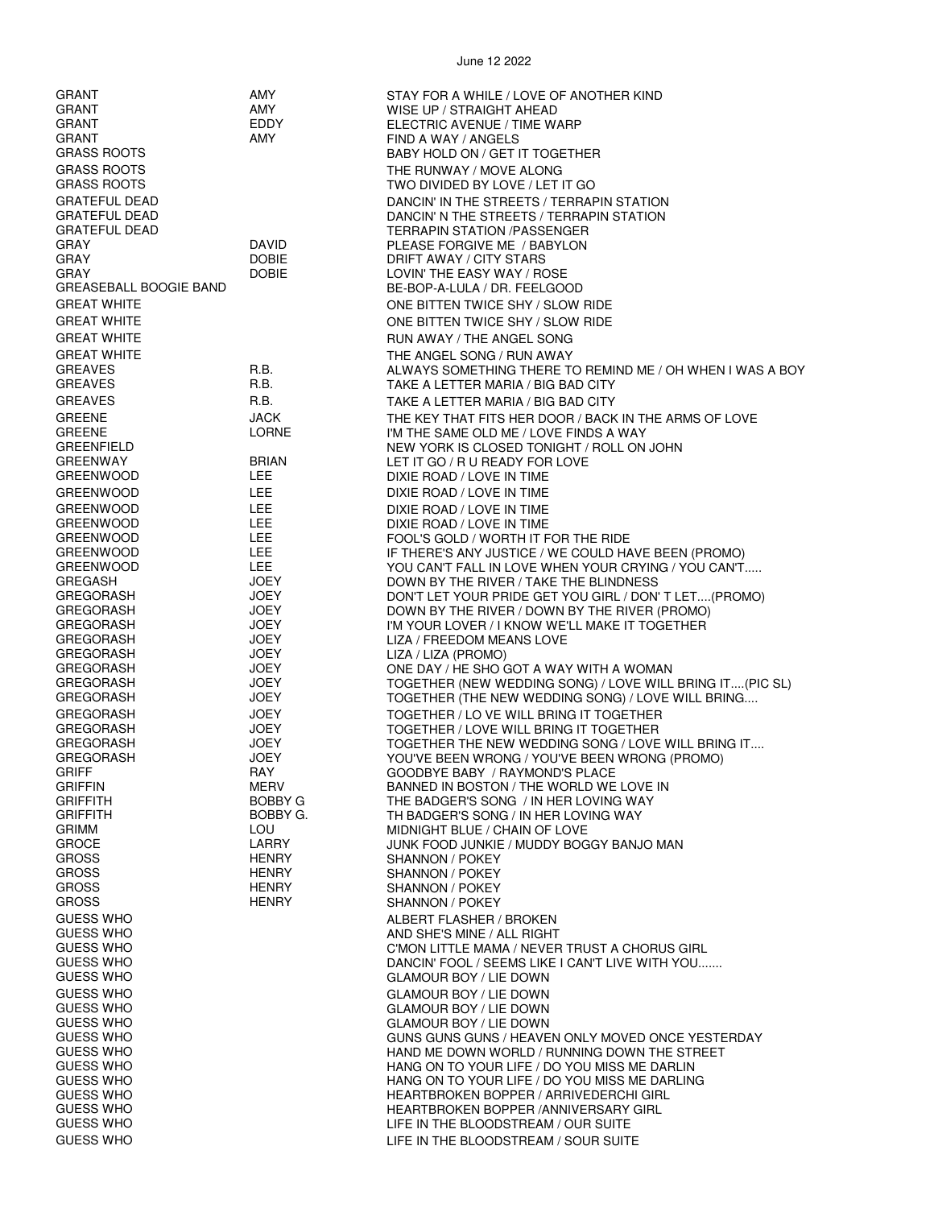June 12 2022

| | | |
|---|---|---|
| GRANT | AMY | STAY FOR A WHILE / LOVE OF ANOTHER KIND |
| GRANT | AMY | WISE UP / STRAIGHT AHEAD |
| GRANT | EDDY | ELECTRIC AVENUE / TIME WARP |
| GRANT | AMY | FIND A WAY / ANGELS |
| GRASS ROOTS | | BABY HOLD ON / GET IT TOGETHER |
| GRASS ROOTS | | THE RUNWAY / MOVE ALONG |
| GRASS ROOTS | | TWO DIVIDED BY LOVE / LET IT GO |
| GRATEFUL DEAD | | DANCIN' IN THE STREETS / TERRAPIN STATION |
| GRATEFUL DEAD | | DANCIN' N THE STREETS / TERRAPIN STATION |
| GRATEFUL DEAD | | TERRAPIN STATION /PASSENGER |
| GRAY | DAVID | PLEASE FORGIVE ME / BABYLON |
| GRAY | DOBIE | DRIFT AWAY / CITY STARS |
| GRAY | DOBIE | LOVIN' THE EASY WAY / ROSE |
| GREASEBALL BOOGIE BAND | | BE-BOP-A-LULA / DR. FEELGOOD |
| GREAT WHITE | | ONE BITTEN TWICE SHY / SLOW RIDE |
| GREAT WHITE | | ONE BITTEN TWICE SHY / SLOW RIDE |
| GREAT WHITE | | RUN AWAY / THE ANGEL SONG |
| GREAT WHITE | | THE ANGEL SONG / RUN AWAY |
| GREAVES | R.B. | ALWAYS SOMETHING THERE TO REMIND ME / OH WHEN I WAS A BOY |
| GREAVES | R.B. | TAKE A LETTER MARIA / BIG BAD CITY |
| GREAVES | R.B. | TAKE A LETTER MARIA / BIG BAD CITY |
| GREENE | JACK | THE KEY THAT FITS HER DOOR / BACK IN THE ARMS OF LOVE |
| GREENE | LORNE | I'M THE SAME OLD ME / LOVE FINDS A WAY |
| GREENFIELD | | NEW YORK IS CLOSED TONIGHT / ROLL ON JOHN |
| GREENWAY | BRIAN | LET IT GO / R U READY FOR LOVE |
| GREENWOOD | LEE | DIXIE ROAD / LOVE IN TIME |
| GREENWOOD | LEE | DIXIE ROAD / LOVE IN TIME |
| GREENWOOD | LEE | DIXIE ROAD / LOVE IN TIME |
| GREENWOOD | LEE | DIXIE ROAD / LOVE IN TIME |
| GREENWOOD | LEE | FOOL'S GOLD / WORTH IT FOR THE RIDE |
| GREENWOOD | LEE | IF THERE'S ANY JUSTICE / WE COULD HAVE BEEN (PROMO) |
| GREENWOOD | LEE | YOU CAN'T FALL IN LOVE WHEN YOUR CRYING / YOU CAN'T..... |
| GREGASH | JOEY | DOWN BY THE RIVER / TAKE THE BLINDNESS |
| GREGORASH | JOEY | DON'T LET YOUR PRIDE GET YOU GIRL / DON' T LET....(PROMO) |
| GREGORASH | JOEY | DOWN BY THE RIVER / DOWN BY THE RIVER (PROMO) |
| GREGORASH | JOEY | I'M YOUR LOVER / I KNOW WE'LL MAKE IT TOGETHER |
| GREGORASH | JOEY | LIZA / FREEDOM MEANS LOVE |
| GREGORASH | JOEY | LIZA / LIZA (PROMO) |
| GREGORASH | JOEY | ONE DAY / HE SHO GOT A WAY WITH A WOMAN |
| GREGORASH | JOEY | TOGETHER (NEW WEDDING SONG) / LOVE WILL BRING IT....(PIC SL) |
| GREGORASH | JOEY | TOGETHER (THE NEW WEDDING SONG) / LOVE WILL BRING.... |
| GREGORASH | JOEY | TOGETHER / LO VE WILL BRING IT TOGETHER |
| GREGORASH | JOEY | TOGETHER / LOVE WILL BRING IT TOGETHER |
| GREGORASH | JOEY | TOGETHER THE NEW WEDDING SONG / LOVE WILL BRING IT.... |
| GREGORASH | JOEY | YOU'VE BEEN WRONG / YOU'VE BEEN WRONG (PROMO) |
| GRIFF | RAY | GOODBYE BABY / RAYMOND'S PLACE |
| GRIFFIN | MERV | BANNED IN BOSTON / THE WORLD WE LOVE IN |
| GRIFFITH | BOBBY G | THE BADGER'S SONG / IN HER LOVING WAY |
| GRIFFITH | BOBBY G. | TH BADGER'S SONG / IN HER LOVING WAY |
| GRIMM | LOU | MIDNIGHT BLUE / CHAIN OF LOVE |
| GROCE | LARRY | JUNK FOOD JUNKIE / MUDDY BOGGY BANJO MAN |
| GROSS | HENRY | SHANNON / POKEY |
| GROSS | HENRY | SHANNON / POKEY |
| GROSS | HENRY | SHANNON / POKEY |
| GROSS | HENRY | SHANNON / POKEY |
| GUESS WHO | | ALBERT FLASHER / BROKEN |
| GUESS WHO | | AND SHE'S MINE / ALL RIGHT |
| GUESS WHO | | C'MON LITTLE MAMA / NEVER TRUST A CHORUS GIRL |
| GUESS WHO | | DANCIN' FOOL / SEEMS LIKE I CAN'T LIVE WITH YOU....... |
| GUESS WHO | | GLAMOUR BOY / LIE DOWN |
| GUESS WHO | | GLAMOUR BOY / LIE DOWN |
| GUESS WHO | | GLAMOUR BOY / LIE DOWN |
| GUESS WHO | | GLAMOUR BOY / LIE DOWN |
| GUESS WHO | | GUNS GUNS GUNS / HEAVEN ONLY MOVED ONCE YESTERDAY |
| GUESS WHO | | HAND ME DOWN WORLD / RUNNING DOWN THE STREET |
| GUESS WHO | | HANG ON TO YOUR LIFE / DO YOU MISS ME DARLIN |
| GUESS WHO | | HANG ON TO YOUR LIFE / DO YOU MISS ME DARLING |
| GUESS WHO | | HEARTBROKEN BOPPER / ARRIVEDERCHI GIRL |
| GUESS WHO | | HEARTBROKEN BOPPER /ANNIVERSARY GIRL |
| GUESS WHO | | LIFE IN THE BLOODSTREAM / OUR SUITE |
| GUESS WHO | | LIFE IN THE BLOODSTREAM / SOUR SUITE |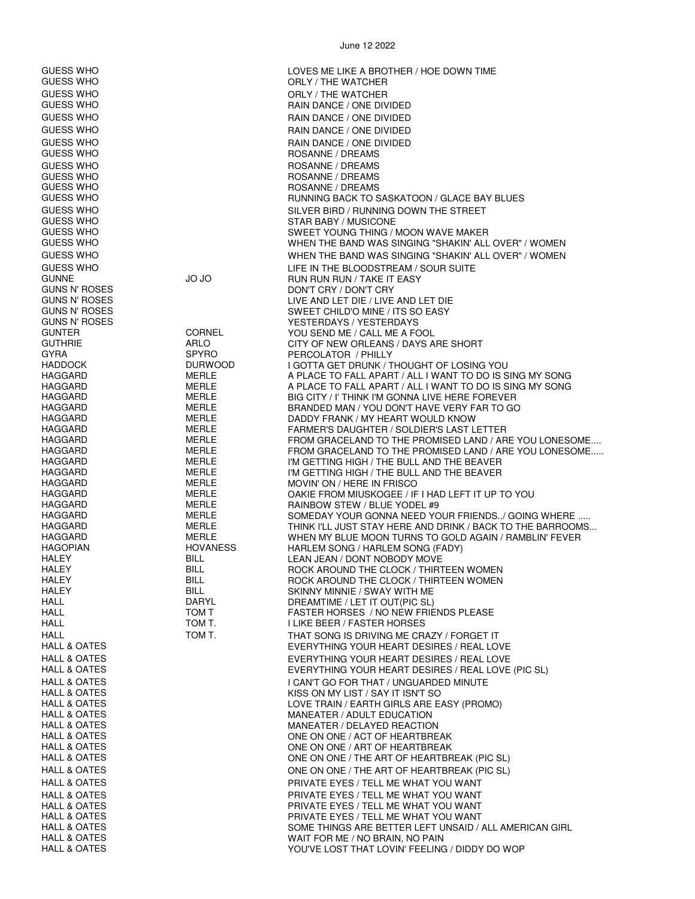June 12 2022

| | | |
|---|---|---|
| GUESS WHO | | LOVES ME LIKE A BROTHER / HOE DOWN TIME |
| GUESS WHO | | ORLY / THE WATCHER |
| GUESS WHO | | ORLY / THE WATCHER |
| GUESS WHO | | RAIN DANCE / ONE DIVIDED |
| GUESS WHO | | RAIN DANCE / ONE DIVIDED |
| GUESS WHO | | RAIN DANCE / ONE DIVIDED |
| GUESS WHO | | RAIN DANCE / ONE DIVIDED |
| GUESS WHO | | ROSANNE / DREAMS |
| GUESS WHO | | ROSANNE / DREAMS |
| GUESS WHO | | ROSANNE / DREAMS |
| GUESS WHO | | ROSANNE / DREAMS |
| GUESS WHO | | RUNNING BACK TO SASKATOON / GLACE BAY BLUES |
| GUESS WHO | | SILVER BIRD / RUNNING DOWN THE STREET |
| GUESS WHO | | STAR BABY / MUSICONE |
| GUESS WHO | | SWEET YOUNG THING / MOON WAVE MAKER |
| GUESS WHO | | WHEN THE BAND WAS SINGING "SHAKIN' ALL OVER" / WOMEN |
| GUESS WHO | | WHEN THE BAND WAS SINGING "SHAKIN' ALL OVER" / WOMEN |
| GUESS WHO | | LIFE IN THE BLOODSTREAM / SOUR SUITE |
| GUNNE | JO JO | RUN RUN RUN / TAKE IT EASY |
| GUNS N' ROSES | | DON'T CRY / DON'T CRY |
| GUNS N' ROSES | | LIVE AND LET DIE / LIVE AND LET DIE |
| GUNS N' ROSES | | SWEET CHILD'O MINE / ITS SO EASY |
| GUNS N' ROSES | | YESTERDAYS / YESTERDAYS |
| GUNTER | CORNEL | YOU SEND ME / CALL ME A FOOL |
| GUTHRIE | ARLO | CITY OF NEW ORLEANS / DAYS ARE SHORT |
| GYRA | SPYRO | PERCOLATOR / PHILLY |
| HADDOCK | DURWOOD | I GOTTA GET DRUNK / THOUGHT OF LOSING YOU |
| HAGGARD | MERLE | A PLACE TO FALL APART / ALL I WANT TO DO IS SING MY SONG |
| HAGGARD | MERLE | A PLACE TO FALL APART / ALL I WANT TO DO IS SING MY SONG |
| HAGGARD | MERLE | BIG CITY / I' THINK I'M GONNA LIVE HERE FOREVER |
| HAGGARD | MERLE | BRANDED MAN / YOU DON'T HAVE VERY FAR TO GO |
| HAGGARD | MERLE | DADDY FRANK / MY HEART WOULD KNOW |
| HAGGARD | MERLE | FARMER'S DAUGHTER / SOLDIER'S LAST LETTER |
| HAGGARD | MERLE | FROM GRACELAND TO THE PROMISED LAND / ARE YOU LONESOME.... |
| HAGGARD | MERLE | FROM GRACELAND TO THE PROMISED LAND / ARE YOU LONESOME..... |
| HAGGARD | MERLE | I'M GETTING HIGH / THE BULL AND THE BEAVER |
| HAGGARD | MERLE | I'M GETTING HIGH / THE BULL AND THE BEAVER |
| HAGGARD | MERLE | MOVIN' ON / HERE IN FRISCO |
| HAGGARD | MERLE | OAKIE FROM MIUSKOGEE / IF I HAD LEFT IT UP TO YOU |
| HAGGARD | MERLE | RAINBOW STEW / BLUE YODEL #9 |
| HAGGARD | MERLE | SOMEDAY YOUR GONNA NEED YOUR FRIENDS../ GOING WHERE ..... |
| HAGGARD | MERLE | THINK I'LL JUST STAY HERE AND DRINK / BACK TO THE BARROOMS... |
| HAGGARD | MERLE | WHEN MY BLUE MOON TURNS TO GOLD AGAIN / RAMBLIN' FEVER |
| HAGOPIAN | HOVANESS | HARLEM SONG / HARLEM SONG (FADY) |
| HALEY | BILL | LEAN JEAN / DONT NOBODY MOVE |
| HALEY | BILL | ROCK AROUND THE CLOCK / THIRTEEN WOMEN |
| HALEY | BILL | ROCK AROUND THE CLOCK / THIRTEEN WOMEN |
| HALEY | BILL | SKINNY MINNIE / SWAY WITH ME |
| HALL | DARYL | DREAMTIME / LET IT OUT(PIC SL) |
| HALL | TOM T | FASTER HORSES / NO NEW FRIENDS PLEASE |
| HALL | TOM T. | I LIKE BEER / FASTER HORSES |
| HALL | TOM T. | THAT SONG IS DRIVING ME CRAZY / FORGET IT |
| HALL & OATES | | EVERYTHING YOUR HEART DESIRES / REAL LOVE |
| HALL & OATES | | EVERYTHING YOUR HEART DESIRES / REAL LOVE |
| HALL & OATES | | EVERYTHING YOUR HEART DESIRES / REAL LOVE (PIC SL) |
| HALL & OATES | | I CAN'T GO FOR THAT / UNGUARDED MINUTE |
| HALL & OATES | | KISS ON MY LIST / SAY IT ISN'T SO |
| HALL & OATES | | LOVE TRAIN / EARTH GIRLS ARE EASY (PROMO) |
| HALL & OATES | | MANEATER / ADULT EDUCATION |
| HALL & OATES | | MANEATER / DELAYED REACTION |
| HALL & OATES | | ONE ON ONE / ACT OF HEARTBREAK |
| HALL & OATES | | ONE ON ONE / ART OF HEARTBREAK |
| HALL & OATES | | ONE ON ONE / THE ART OF HEARTBREAK (PIC SL) |
| HALL & OATES | | ONE ON ONE / THE ART OF HEARTBREAK (PIC SL) |
| HALL & OATES | | PRIVATE EYES / TELL ME WHAT YOU WANT |
| HALL & OATES | | PRIVATE EYES / TELL ME WHAT YOU WANT |
| HALL & OATES | | PRIVATE EYES / TELL ME WHAT YOU WANT |
| HALL & OATES | | PRIVATE EYES / TELL ME WHAT YOU WANT |
| HALL & OATES | | SOME THINGS ARE BETTER LEFT UNSAID / ALL AMERICAN GIRL |
| HALL & OATES | | WAIT FOR ME / NO BRAIN, NO PAIN |
| HALL & OATES | | YOU'VE LOST THAT LOVIN' FEELING / DIDDY DO WOP |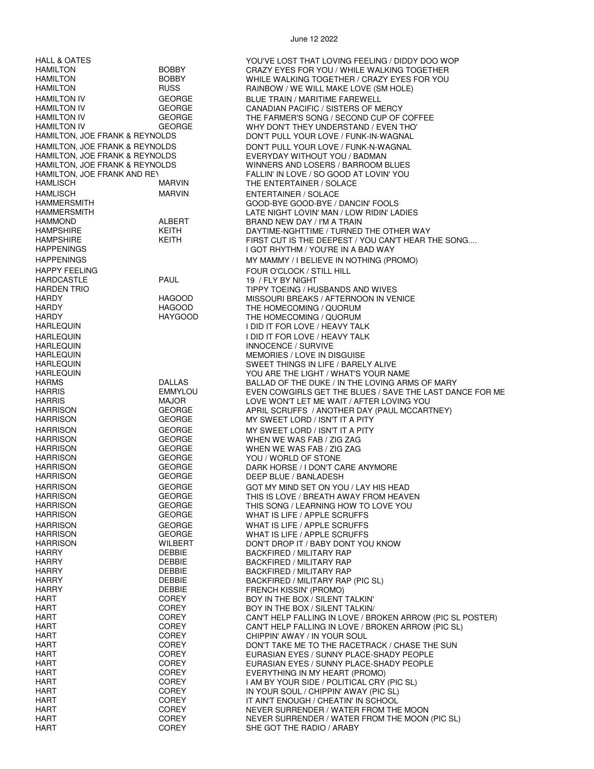| | | |
|---|---|---|
| HALL & OATES | | YOU'VE LOST THAT LOVING FEELING / DIDDY DOO WOP |
| HAMILTON | BOBBY | CRAZY EYES FOR YOU / WHILE WALKING TOGETHER |
| HAMILTON | BOBBY | WHILE WALKING TOGETHER / CRAZY EYES FOR YOU |
| HAMILTON | RUSS | RAINBOW / WE WILL MAKE LOVE (SM HOLE) |
| HAMILTON IV | GEORGE | BLUE TRAIN / MARITIME FAREWELL |
| HAMILTON IV | GEORGE | CANADIAN PACIFIC / SISTERS OF MERCY |
| HAMILTON IV | GEORGE | THE FARMER'S SONG / SECOND CUP OF COFFEE |
| HAMILTON IV | GEORGE | WHY DON'T THEY UNDERSTAND / EVEN THO' |
| HAMILTON, JOE FRANK & REYNOLDS | | DON'T PULL YOUR LOVE / FUNK-IN-WAGNAL |
| HAMILTON, JOE FRANK & REYNOLDS | | DON'T PULL YOUR LOVE / FUNK-N-WAGNAL |
| HAMILTON, JOE FRANK & REYNOLDS | | EVERYDAY WITHOUT YOU / BADMAN |
| HAMILTON, JOE FRANK & REYNOLDS | | WINNERS AND LOSERS / BARROOM BLUES |
| HAMILTON, JOE FRANK AND REY | | FALLIN' IN LOVE / SO GOOD AT LOVIN' YOU |
| HAMLISCH | MARVIN | THE ENTERTAINER / SOLACE |
| HAMLISCH | MARVIN | ENTERTAINER / SOLACE |
| HAMMERSMITH | | GOOD-BYE GOOD-BYE / DANCIN' FOOLS |
| HAMMERSMITH | | LATE NIGHT LOVIN' MAN / LOW RIDIN' LADIES |
| HAMMOND | ALBERT | BRAND NEW DAY / I'M A TRAIN |
| HAMPSHIRE | KEITH | DAYTIME-NGHTTIME / TURNED THE OTHER WAY |
| HAMPSHIRE | KEITH | FIRST CUT IS THE DEEPEST / YOU CAN'T HEAR THE SONG.... |
| HAPPENINGS | | I GOT RHYTHM / YOU'RE IN A BAD WAY |
| HAPPENINGS | | MY MAMMY / I BELIEVE IN NOTHING (PROMO) |
| HAPPY FEELING | | FOUR O'CLOCK / STILL HILL |
| HARDCASTLE | PAUL | 19 / FLY BY NIGHT |
| HARDEN TRIO | | TIPPY TOEING / HUSBANDS AND WIVES |
| HARDY | HAGOOD | MISSOURI BREAKS / AFTERNOON IN VENICE |
| HARDY | HAGOOD | THE HOMECOMING / QUORUM |
| HARDY | HAYGOOD | THE HOMECOMING / QUORUM |
| HARLEQUIN | | I DID IT FOR LOVE / HEAVY TALK |
| HARLEQUIN | | I DID IT FOR LOVE / HEAVY TALK |
| HARLEQUIN | | INNOCENCE / SURVIVE |
| HARLEQUIN | | MEMORIES / LOVE IN DISGUISE |
| HARLEQUIN | | SWEET THINGS IN LIFE / BARELY ALIVE |
| HARLEQUIN | | YOU ARE THE LIGHT / WHAT'S YOUR NAME |
| HARMS | DALLAS | BALLAD OF THE DUKE / IN THE LOVING ARMS OF MARY |
| HARRIS | EMMYLOU | EVEN COWGIRLS GET THE BLUES / SAVE THE LAST DANCE FOR ME |
| HARRIS | MAJOR | LOVE WON'T LET ME WAIT / AFTER LOVING YOU |
| HARRISON | GEORGE | APRIL SCRUFFS / ANOTHER DAY (PAUL MCCARTNEY) |
| HARRISON | GEORGE | MY SWEET LORD / ISN'T IT A PITY |
| HARRISON | GEORGE | MY SWEET LORD / ISN'T IT A PITY |
| HARRISON | GEORGE | WHEN WE WAS FAB / ZIG ZAG |
| HARRISON | GEORGE | WHEN WE WAS FAB / ZIG ZAG |
| HARRISON | GEORGE | YOU / WORLD OF STONE |
| HARRISON | GEORGE | DARK HORSE / I DON'T CARE ANYMORE |
| HARRISON | GEORGE | DEEP BLUE / BANLADESH |
| HARRISON | GEORGE | GOT MY MIND SET ON YOU / LAY HIS HEAD |
| HARRISON | GEORGE | THIS IS LOVE / BREATH AWAY FROM HEAVEN |
| HARRISON | GEORGE | THIS SONG / LEARNING HOW TO LOVE YOU |
| HARRISON | GEORGE | WHAT IS LIFE / APPLE SCRUFFS |
| HARRISON | GEORGE | WHAT IS LIFE / APPLE SCRUFFS |
| HARRISON | GEORGE | WHAT IS LIFE / APPLE SCRUFFS |
| HARRISON | WILBERT | DON'T DROP IT / BABY DONT YOU KNOW |
| HARRY | DEBBIE | BACKFIRED / MILITARY RAP |
| HARRY | DEBBIE | BACKFIRED / MILITARY RAP |
| HARRY | DEBBIE | BACKFIRED / MILITARY RAP |
| HARRY | DEBBIE | BACKFIRED / MILITARY RAP (PIC SL) |
| HARRY | DEBBIE | FRENCH KISSIN' (PROMO) |
| HART | COREY | BOY IN THE BOX / SILENT TALKIN' |
| HART | COREY | BOY IN THE BOX / SILENT TALKIN/ |
| HART | COREY | CAN'T HELP FALLING IN LOVE / BROKEN ARROW (PIC SL POSTER) |
| HART | COREY | CAN'T HELP FALLING IN LOVE / BROKEN ARROW (PIC SL) |
| HART | COREY | CHIPPIN' AWAY / IN YOUR SOUL |
| HART | COREY | DON'T TAKE ME TO THE RACETRACK / CHASE THE SUN |
| HART | COREY | EURASIAN EYES / SUNNY PLACE-SHADY PEOPLE |
| HART | COREY | EURASIAN EYES / SUNNY PLACE-SHADY PEOPLE |
| HART | COREY | EVERYTHING IN MY HEART (PROMO) |
| HART | COREY | I AM BY YOUR SIDE / POLITICAL CRY (PIC SL) |
| HART | COREY | IN YOUR SOUL / CHIPPIN' AWAY (PIC SL) |
| HART | COREY | IT AIN'T ENOUGH / CHEATIN' IN SCHOOL |
| HART | COREY | NEVER SURRENDER / WATER FROM THE MOON |
| HART | COREY | NEVER SURRENDER / WATER FROM THE MOON (PIC SL) |
| HART | COREY | SHE GOT THE RADIO / ARABY |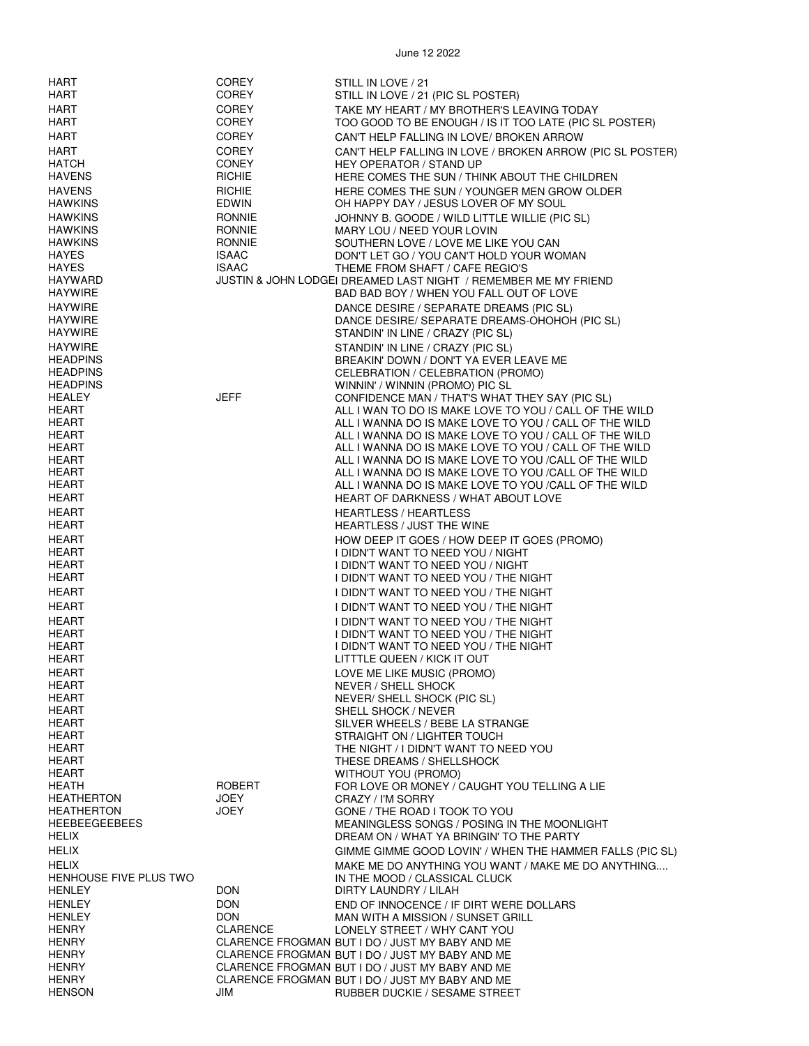| | | |
|---|---|---|
| HART | COREY | STILL IN LOVE / 21 |
| HART | COREY | STILL IN LOVE / 21 (PIC SL POSTER) |
| HART | COREY | TAKE MY HEART / MY BROTHER'S LEAVING TODAY |
| HART | COREY | TOO GOOD TO BE ENOUGH / IS IT TOO LATE (PIC SL POSTER) |
| HART | COREY | CAN'T HELP FALLING IN LOVE/ BROKEN ARROW |
| HART | COREY | CAN'T HELP FALLING IN LOVE / BROKEN ARROW (PIC SL POSTER) |
| HATCH | CONEY | HEY OPERATOR / STAND UP |
| HAVENS | RICHIE | HERE COMES THE SUN / THINK ABOUT THE CHILDREN |
| HAVENS | RICHIE | HERE COMES THE SUN / YOUNGER MEN GROW OLDER |
| HAWKINS | EDWIN | OH HAPPY DAY / JESUS LOVER OF MY SOUL |
| HAWKINS | RONNIE | JOHNNY B. GOODE / WILD LITTLE WILLIE (PIC SL) |
| HAWKINS | RONNIE | MARY LOU / NEED YOUR LOVIN |
| HAWKINS | RONNIE | SOUTHERN LOVE / LOVE ME LIKE YOU CAN |
| HAYES | ISAAC | DON'T LET GO / YOU CAN'T HOLD YOUR WOMAN |
| HAYES | ISAAC | THEME FROM SHAFT / CAFE REGIO'S |
| HAYWARD | JUSTIN & JOHN LODGE | I DREAMED LAST NIGHT / REMEMBER ME MY FRIEND |
| HAYWIRE | | BAD BAD BOY / WHEN YOU FALL OUT OF LOVE |
| HAYWIRE | | DANCE DESIRE / SEPARATE DREAMS (PIC SL) |
| HAYWIRE | | DANCE DESIRE/ SEPARATE DREAMS-OHOHOH (PIC SL) |
| HAYWIRE | | STANDIN' IN LINE / CRAZY (PIC SL) |
| HAYWIRE | | STANDIN' IN LINE / CRAZY (PIC SL) |
| HEADPINS | | BREAKIN' DOWN / DON'T YA EVER LEAVE ME |
| HEADPINS | | CELEBRATION / CELEBRATION (PROMO) |
| HEADPINS | | WINNIN' / WINNIN (PROMO) PIC SL |
| HEALEY | JEFF | CONFIDENCE MAN / THAT'S WHAT THEY SAY (PIC SL) |
| HEART | | ALL I WAN TO DO IS MAKE LOVE TO YOU / CALL OF THE WILD |
| HEART | | ALL I WANNA DO IS MAKE LOVE TO YOU / CALL OF THE WILD |
| HEART | | ALL I WANNA DO IS MAKE LOVE TO YOU / CALL OF THE WILD |
| HEART | | ALL I WANNA DO IS MAKE LOVE TO YOU / CALL OF THE WILD |
| HEART | | ALL I WANNA DO IS MAKE LOVE TO YOU /CALL OF THE WILD |
| HEART | | ALL I WANNA DO IS MAKE LOVE TO YOU /CALL OF THE WILD |
| HEART | | ALL I WANNA DO IS MAKE LOVE TO YOU /CALL OF THE WILD |
| HEART | | HEART OF DARKNESS / WHAT ABOUT LOVE |
| HEART | | HEARTLESS / HEARTLESS |
| HEART | | HEARTLESS / JUST THE WINE |
| HEART | | HOW DEEP IT GOES / HOW DEEP IT GOES (PROMO) |
| HEART | | I DIDN'T WANT TO NEED YOU / NIGHT |
| HEART | | I DIDN'T WANT TO NEED YOU / NIGHT |
| HEART | | I DIDN'T WANT TO NEED YOU / THE NIGHT |
| HEART | | I DIDN'T WANT TO NEED YOU / THE NIGHT |
| HEART | | I DIDN'T WANT TO NEED YOU / THE NIGHT |
| HEART | | I DIDN'T WANT TO NEED YOU / THE NIGHT |
| HEART | | I DIDN'T WANT TO NEED YOU / THE NIGHT |
| HEART | | I DIDN'T WANT TO NEED YOU / THE NIGHT |
| HEART | | LITTTLE QUEEN / KICK IT OUT |
| HEART | | LOVE ME LIKE MUSIC (PROMO) |
| HEART | | NEVER / SHELL SHOCK |
| HEART | | NEVER/ SHELL SHOCK (PIC SL) |
| HEART | | SHELL SHOCK / NEVER |
| HEART | | SILVER WHEELS / BEBE LA STRANGE |
| HEART | | STRAIGHT ON / LIGHTER TOUCH |
| HEART | | THE NIGHT / I DIDN'T WANT TO NEED YOU |
| HEART | | THESE DREAMS / SHELLSHOCK |
| HEART | | WITHOUT YOU (PROMO) |
| HEATH | ROBERT | FOR LOVE OR MONEY / CAUGHT YOU TELLING A LIE |
| HEATHERTON | JOEY | CRAZY / I'M SORRY |
| HEATHERTON | JOEY | GONE / THE ROAD I TOOK TO YOU |
| HEEBEEGEEBEES | | MEANINGLESS SONGS / POSING IN THE MOONLIGHT |
| HELIX | | DREAM ON / WHAT YA BRINGIN' TO THE PARTY |
| HELIX | | GIMME GIMME GOOD LOVIN' / WHEN THE HAMMER FALLS (PIC SL) |
| HELIX | | MAKE ME DO ANYTHING YOU WANT / MAKE ME DO ANYTHING.... |
| HENHOUSE FIVE PLUS TWO | | IN THE MOOD / CLASSICAL CLUCK |
| HENLEY | DON | DIRTY LAUNDRY / LILAH |
| HENLEY | DON | END OF INNOCENCE / IF DIRT WERE DOLLARS |
| HENLEY | DON | MAN WITH A MISSION / SUNSET GRILL |
| HENRY | CLARENCE | LONELY STREET / WHY CANT YOU |
| HENRY | CLARENCE FROGMAN | BUT I DO / JUST MY BABY AND ME |
| HENRY | CLARENCE FROGMAN | BUT I DO / JUST MY BABY AND ME |
| HENRY | CLARENCE FROGMAN | BUT I DO / JUST MY BABY AND ME |
| HENRY | CLARENCE FROGMAN | BUT I DO / JUST MY BABY AND ME |
| HENSON | JIM | RUBBER DUCKIE / SESAME STREET |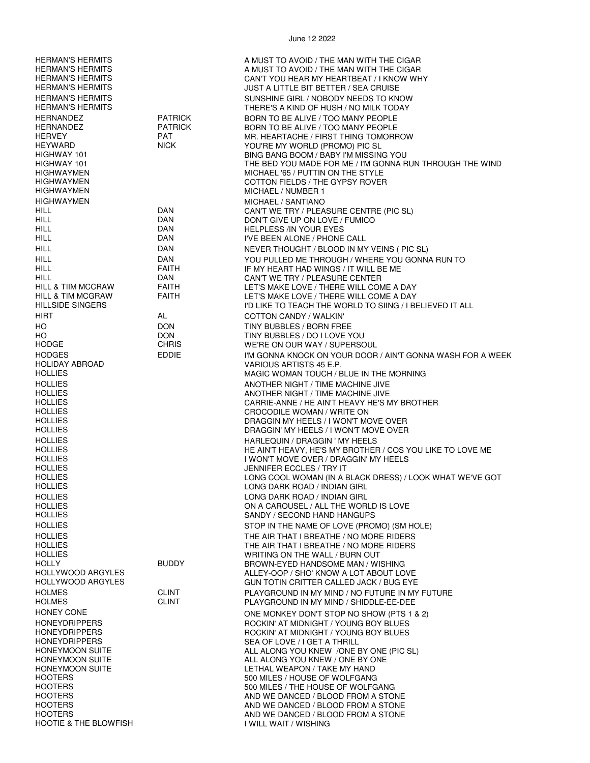June 12 2022

| Artist | First Name | Title |
|---|---|---|
| HERMAN'S HERMITS | | A MUST TO AVOID / THE MAN WITH THE CIGAR |
| HERMAN'S HERMITS | | A MUST TO AVOID / THE MAN WITH THE CIGAR |
| HERMAN'S HERMITS | | CAN'T YOU HEAR MY HEARTBEAT / I KNOW WHY |
| HERMAN'S HERMITS | | JUST A LITTLE BIT BETTER / SEA CRUISE |
| HERMAN'S HERMITS | | SUNSHINE GIRL / NOBODY NEEDS TO KNOW |
| HERMAN'S HERMITS | | THERE'S A KIND OF HUSH / NO MILK TODAY |
| HERNANDEZ | PATRICK | BORN TO BE ALIVE / TOO MANY PEOPLE |
| HERNANDEZ | PATRICK | BORN TO BE ALIVE / TOO MANY PEOPLE |
| HERVEY | PAT | MR. HEARTACHE / FIRST THING TOMORROW |
| HEYWARD | NICK | YOU'RE MY WORLD (PROMO) PIC SL |
| HIGHWAY 101 | | BING BANG BOOM / BABY I'M MISSING YOU |
| HIGHWAY 101 | | THE BED YOU MADE FOR ME / I'M GONNA RUN THROUGH THE WIND |
| HIGHWAYMEN | | MICHAEL '65 / PUTTIN ON THE STYLE |
| HIGHWAYMEN | | COTTON FIELDS / THE GYPSY ROVER |
| HIGHWAYMEN | | MICHAEL / NUMBER 1 |
| HIGHWAYMEN | | MICHAEL / SANTIANO |
| HILL | DAN | CAN'T WE TRY / PLEASURE CENTRE (PIC SL) |
| HILL | DAN | DON'T GIVE UP ON LOVE / FUMICO |
| HILL | DAN | HELPLESS /IN YOUR EYES |
| HILL | DAN | I'VE BEEN ALONE / PHONE CALL |
| HILL | DAN | NEVER THOUGHT / BLOOD IN MY VEINS ( PIC SL) |
| HILL | DAN | YOU PULLED ME THROUGH / WHERE YOU GONNA RUN TO |
| HILL | FAITH | IF MY HEART HAD WINGS / IT WILL BE ME |
| HILL | DAN | CAN'T WE TRY / PLEASURE CENTER |
| HILL & TIIM MCCRAW | FAITH | LET'S MAKE LOVE / THERE WILL COME A DAY |
| HILL & TIM MCGRAW | FAITH | LET'S MAKE LOVE / THERE WILL COME A DAY |
| HILLSIDE SINGERS | | I'D LIKE TO TEACH THE WORLD TO SIING / I BELIEVED IT ALL |
| HIRT | AL | COTTON CANDY / WALKIN' |
| HO | DON | TINY BUBBLES / BORN FREE |
| HO | DON | TINY BUBBLES / DO I LOVE YOU |
| HODGE | CHRIS | WE'RE ON OUR WAY / SUPERSOUL |
| HODGES | EDDIE | I'M GONNA KNOCK ON YOUR DOOR / AIN'T GONNA WASH FOR A WEEK |
| HOLIDAY ABROAD | | VARIOUS ARTISTS 45 E.P. |
| HOLLIES | | MAGIC WOMAN TOUCH / BLUE IN THE MORNING |
| HOLLIES | | ANOTHER NIGHT / TIME MACHINE JIVE |
| HOLLIES | | ANOTHER NIGHT / TIME MACHINE JIVE |
| HOLLIES | | CARRIE-ANNE / HE AIN'T HEAVY HE'S MY BROTHER |
| HOLLIES | | CROCODILE WOMAN / WRITE ON |
| HOLLIES | | DRAGGIN MY HEELS / I WON'T MOVE OVER |
| HOLLIES | | DRAGGIN' MY HEELS / I WON'T MOVE OVER |
| HOLLIES | | HARLEQUIN / DRAGGIN ' MY HEELS |
| HOLLIES | | HE AIN'T HEAVY, HE'S MY BROTHER / COS YOU LIKE TO LOVE ME |
| HOLLIES | | I WON'T MOVE OVER / DRAGGIN' MY HEELS |
| HOLLIES | | JENNIFER ECCLES / TRY IT |
| HOLLIES | | LONG COOL WOMAN (IN A BLACK DRESS) / LOOK WHAT WE'VE GOT |
| HOLLIES | | LONG DARK ROAD / INDIAN GIRL |
| HOLLIES | | LONG DARK ROAD / INDIAN GIRL |
| HOLLIES | | ON A CAROUSEL / ALL THE WORLD IS LOVE |
| HOLLIES | | SANDY / SECOND HAND HANGUPS |
| HOLLIES | | STOP IN THE NAME OF LOVE (PROMO) (SM HOLE) |
| HOLLIES | | THE AIR THAT I BREATHE / NO MORE RIDERS |
| HOLLIES | | THE AIR THAT I BREATHE / NO MORE RIDERS |
| HOLLIES | | WRITING ON THE WALL / BURN OUT |
| HOLLY | BUDDY | BROWN-EYED HANDSOME MAN / WISHING |
| HOLLYWOOD ARGYLES | | ALLEY-OOP / SHO' KNOW A LOT ABOUT LOVE |
| HOLLYWOOD ARGYLES | | GUN TOTIN CRITTER CALLED JACK / BUG EYE |
| HOLMES | CLINT | PLAYGROUND IN MY MIND / NO FUTURE IN MY FUTURE |
| HOLMES | CLINT | PLAYGROUND IN MY MIND / SHIDDLE-EE-DEE |
| HONEY CONE | | ONE MONKEY DON'T STOP NO SHOW (PTS 1 & 2) |
| HONEYDRIPPERS | | ROCKIN' AT MIDNIGHT / YOUNG BOY BLUES |
| HONEYDRIPPERS | | ROCKIN' AT MIDNIGHT / YOUNG BOY BLUES |
| HONEYDRIPPERS | | SEA OF LOVE / I GET A THRILL |
| HONEYMOON SUITE | | ALL ALONG YOU KNEW /ONE BY ONE (PIC SL) |
| HONEYMOON SUITE | | ALL ALONG YOU KNEW / ONE BY ONE |
| HONEYMOON SUITE | | LETHAL WEAPON / TAKE MY HAND |
| HOOTERS | | 500 MILES / HOUSE OF WOLFGANG |
| HOOTERS | | 500 MILES / THE HOUSE OF WOLFGANG |
| HOOTERS | | AND WE DANCED / BLOOD FROM A STONE |
| HOOTERS | | AND WE DANCED / BLOOD FROM A STONE |
| HOOTERS | | AND WE DANCED / BLOOD FROM A STONE |
| HOOTIE & THE BLOWFISH | | I WILL WAIT / WISHING |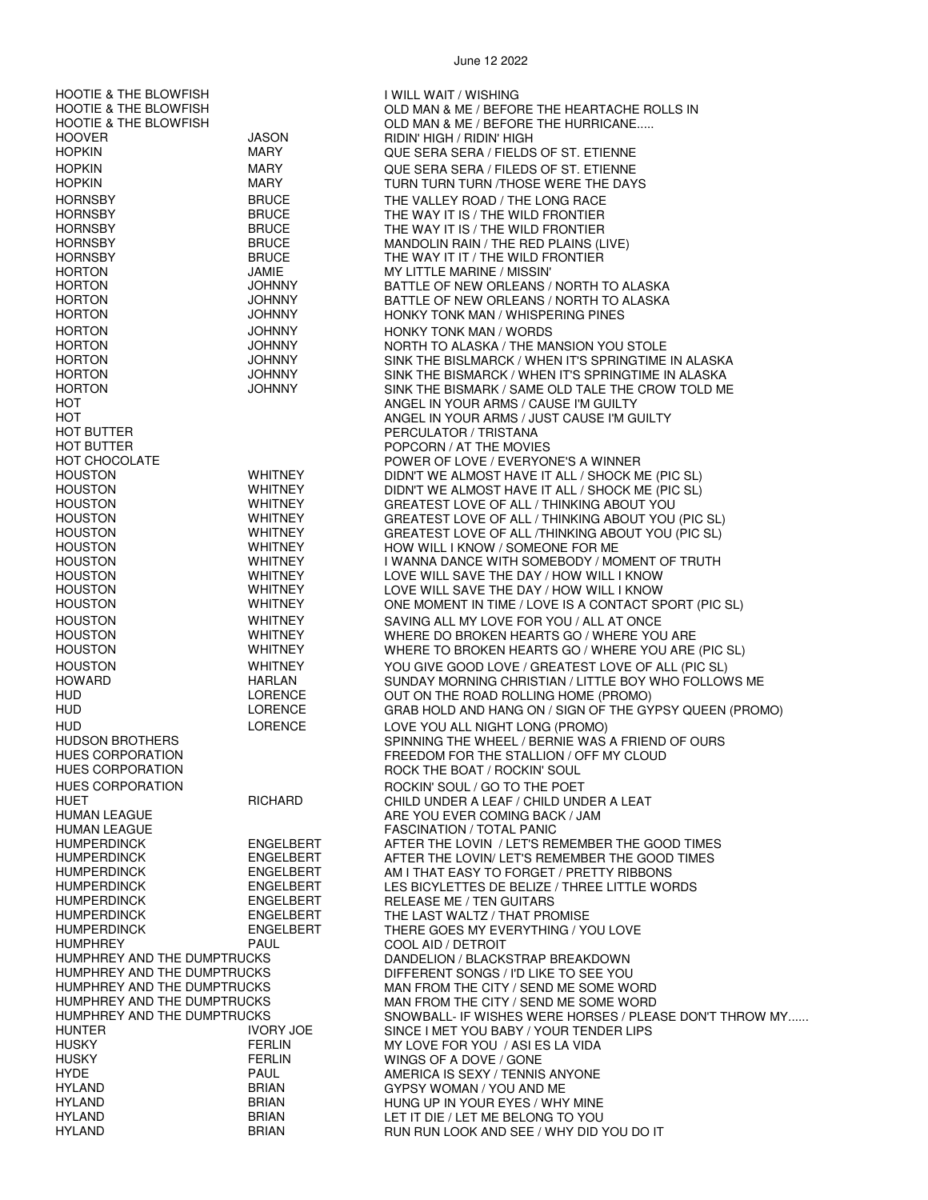| | | |
|---|---|---|
| HOOTIE & THE BLOWFISH | | I WILL WAIT / WISHING |
| HOOTIE & THE BLOWFISH | | OLD MAN & ME / BEFORE THE HEARTACHE ROLLS IN |
| HOOTIE & THE BLOWFISH | | OLD MAN & ME / BEFORE THE HURRICANE..... |
| HOOVER | JASON | RIDIN' HIGH / RIDIN' HIGH |
| HOPKIN | MARY | QUE SERA SERA / FIELDS OF ST. ETIENNE |
| HOPKIN | MARY | QUE SERA SERA / FILEDS OF ST. ETIENNE |
| HOPKIN | MARY | TURN TURN TURN /THOSE WERE THE DAYS |
| HORNSBY | BRUCE | THE VALLEY ROAD / THE LONG RACE |
| HORNSBY | BRUCE | THE WAY IT IS / THE WILD FRONTIER |
| HORNSBY | BRUCE | THE WAY IT IS / THE WILD FRONTIER |
| HORNSBY | BRUCE | MANDOLIN RAIN / THE RED PLAINS (LIVE) |
| HORNSBY | BRUCE | THE WAY IT IT / THE WILD FRONTIER |
| HORTON | JAMIE | MY LITTLE MARINE / MISSIN' |
| HORTON | JOHNNY | BATTLE OF NEW ORLEANS / NORTH TO ALASKA |
| HORTON | JOHNNY | BATTLE OF NEW ORLEANS / NORTH TO ALASKA |
| HORTON | JOHNNY | HONKY TONK MAN / WHISPERING PINES |
| HORTON | JOHNNY | HONKY TONK MAN / WORDS |
| HORTON | JOHNNY | NORTH TO ALASKA / THE MANSION YOU STOLE |
| HORTON | JOHNNY | SINK THE BISLMARCK / WHEN IT'S SPRINGTIME IN ALASKA |
| HORTON | JOHNNY | SINK THE BISMARCK / WHEN IT'S SPRINGTIME IN ALASKA |
| HORTON | JOHNNY | SINK THE BISMARK / SAME OLD TALE THE CROW TOLD ME |
| HOT | | ANGEL IN YOUR ARMS / CAUSE I'M GUILTY |
| HOT | | ANGEL IN YOUR ARMS / JUST CAUSE I'M GUILTY |
| HOT BUTTER | | PERCULATOR / TRISTANA |
| HOT BUTTER | | POPCORN / AT THE MOVIES |
| HOT CHOCOLATE | | POWER OF LOVE / EVERYONE'S A WINNER |
| HOUSTON | WHITNEY | DIDN'T WE ALMOST HAVE IT ALL / SHOCK ME (PIC SL) |
| HOUSTON | WHITNEY | DIDN'T WE ALMOST HAVE IT ALL / SHOCK ME (PIC SL) |
| HOUSTON | WHITNEY | GREATEST LOVE OF ALL / THINKING ABOUT YOU |
| HOUSTON | WHITNEY | GREATEST LOVE OF ALL / THINKING ABOUT YOU (PIC SL) |
| HOUSTON | WHITNEY | GREATEST LOVE OF ALL /THINKING ABOUT YOU (PIC SL) |
| HOUSTON | WHITNEY | HOW WILL I KNOW / SOMEONE FOR ME |
| HOUSTON | WHITNEY | I WANNA DANCE WITH SOMEBODY / MOMENT OF TRUTH |
| HOUSTON | WHITNEY | LOVE WILL SAVE THE DAY / HOW WILL I KNOW |
| HOUSTON | WHITNEY | LOVE WILL SAVE THE DAY / HOW WILL I KNOW |
| HOUSTON | WHITNEY | ONE MOMENT IN TIME / LOVE IS A CONTACT SPORT (PIC SL) |
| HOUSTON | WHITNEY | SAVING ALL MY LOVE FOR YOU / ALL AT ONCE |
| HOUSTON | WHITNEY | WHERE DO BROKEN HEARTS GO / WHERE YOU ARE |
| HOUSTON | WHITNEY | WHERE TO BROKEN HEARTS GO / WHERE YOU ARE (PIC SL) |
| HOUSTON | WHITNEY | YOU GIVE GOOD LOVE / GREATEST LOVE OF ALL (PIC SL) |
| HOWARD | HARLAN | SUNDAY MORNING CHRISTIAN / LITTLE BOY WHO FOLLOWS ME |
| HUD | LORENCE | OUT ON THE ROAD ROLLING HOME (PROMO) |
| HUD | LORENCE | GRAB HOLD AND HANG ON / SIGN OF THE GYPSY QUEEN (PROMO) |
| HUD | LORENCE | LOVE YOU ALL NIGHT LONG (PROMO) |
| HUDSON BROTHERS | | SPINNING THE WHEEL / BERNIE WAS A FRIEND OF OURS |
| HUES CORPORATION | | FREEDOM FOR THE STALLION / OFF MY CLOUD |
| HUES CORPORATION | | ROCKIN THE BOAT / ROCKIN' SOUL |
| HUES CORPORATION | | ROCKIN' SOUL / GO TO THE POET |
| HUET | RICHARD | CHILD UNDER A LEAF / CHILD UNDER A LEAT |
| HUMAN LEAGUE | | ARE YOU EVER COMING BACK / JAM |
| HUMAN LEAGUE | | FASCINATION / TOTAL PANIC |
| HUMPERDINCK | ENGELBERT | AFTER THE LOVIN / LET'S REMEMBER THE GOOD TIMES |
| HUMPERDINCK | ENGELBERT | AFTER THE LOVIN/ LET'S REMEMBER THE GOOD TIMES |
| HUMPERDINCK | ENGELBERT | AM I THAT EASY TO FORGET / PRETTY RIBBONS |
| HUMPERDINCK | ENGELBERT | LES BICYLETTES DE BELIZE / THREE LITTLE WORDS |
| HUMPERDINCK | ENGELBERT | RELEASE ME / TEN GUITARS |
| HUMPERDINCK | ENGELBERT | THE LAST WALTZ / THAT PROMISE |
| HUMPERDINCK | ENGELBERT | THERE GOES MY EVERYTHING / YOU LOVE |
| HUMPHREY | PAUL | COOL AID / DETROIT |
| HUMPHREY AND THE DUMPTRUCKS | | DANDELION / BLACKSTRAP BREAKDOWN |
| HUMPHREY AND THE DUMPTRUCKS | | DIFFERENT SONGS / I'D LIKE TO SEE YOU |
| HUMPHREY AND THE DUMPTRUCKS | | MAN FROM THE CITY / SEND ME SOME WORD |
| HUMPHREY AND THE DUMPTRUCKS | | MAN FROM THE CITY / SEND ME SOME WORD |
| HUMPHREY AND THE DUMPTRUCKS | | SNOWBALL- IF WISHES WERE HORSES / PLEASE DON'T THROW MY...... |
| HUNTER | IVORY JOE | SINCE I MET YOU BABY / YOUR TENDER LIPS |
| HUSKY | FERLIN | MY LOVE FOR YOU / ASI ES LA VIDA |
| HUSKY | FERLIN | WINGS OF A DOVE / GONE |
| HYDE | PAUL | AMERICA IS SEXY / TENNIS ANYONE |
| HYLAND | BRIAN | GYPSY WOMAN / YOU AND ME |
| HYLAND | BRIAN | HUNG UP IN YOUR EYES / WHY MINE |
| HYLAND | BRIAN | LET IT DIE / LET ME BELONG TO YOU |
| HYLAND | BRIAN | RUN RUN LOOK AND SEE / WHY DID YOU DO IT |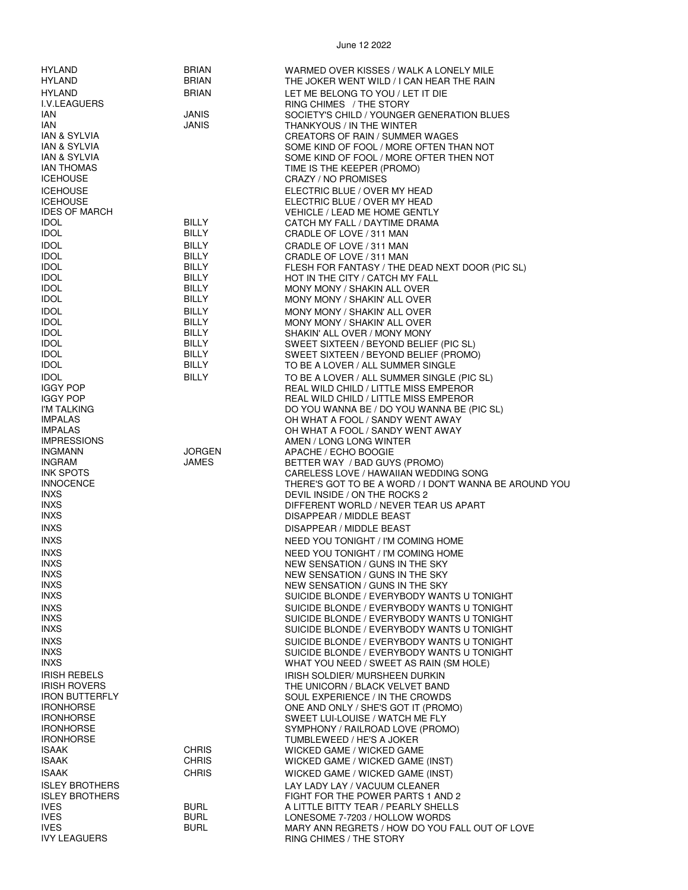June 12 2022

| | | |
|---|---|---|
| HYLAND | BRIAN | WARMED OVER KISSES / WALK A LONELY MILE |
| HYLAND | BRIAN | THE JOKER WENT WILD / I CAN HEAR THE RAIN |
| HYLAND | BRIAN | LET ME BELONG TO YOU / LET IT DIE |
| I.V.LEAGUERS | | RING CHIMES / THE STORY |
| IAN | JANIS | SOCIETY'S CHILD / YOUNGER GENERATION BLUES |
| IAN | JANIS | THANKYOUS / IN THE WINTER |
| IAN & SYLVIA | | CREATORS OF RAIN / SUMMER WAGES |
| IAN & SYLVIA | | SOME KIND OF FOOL / MORE OFTEN THAN NOT |
| IAN & SYLVIA | | SOME KIND OF FOOL / MORE OFTER THEN NOT |
| IAN THOMAS | | TIME IS THE KEEPER (PROMO) |
| ICEHOUSE | | CRAZY / NO PROMISES |
| ICEHOUSE | | ELECTRIC BLUE / OVER MY HEAD |
| ICEHOUSE | | ELECTRIC BLUE / OVER MY HEAD |
| IDES OF MARCH | | VEHICLE / LEAD ME HOME GENTLY |
| IDOL | BILLY | CATCH MY FALL / DAYTIME DRAMA |
| IDOL | BILLY | CRADLE OF LOVE / 311 MAN |
| IDOL | BILLY | CRADLE OF LOVE / 311 MAN |
| IDOL | BILLY | CRADLE OF LOVE / 311 MAN |
| IDOL | BILLY | FLESH FOR FANTASY / THE DEAD NEXT DOOR (PIC SL) |
| IDOL | BILLY | HOT IN THE CITY / CATCH MY FALL |
| IDOL | BILLY | MONY MONY / SHAKIN ALL OVER |
| IDOL | BILLY | MONY MONY / SHAKIN' ALL OVER |
| IDOL | BILLY | MONY MONY / SHAKIN' ALL OVER |
| IDOL | BILLY | MONY MONY / SHAKIN' ALL OVER |
| IDOL | BILLY | SHAKIN' ALL OVER / MONY MONY |
| IDOL | BILLY | SWEET SIXTEEN / BEYOND BELIEF (PIC SL) |
| IDOL | BILLY | SWEET SIXTEEN / BEYOND BELIEF (PROMO) |
| IDOL | BILLY | TO BE A LOVER / ALL SUMMER SINGLE |
| IDOL | BILLY | TO BE A LOVER / ALL SUMMER SINGLE (PIC SL) |
| IGGY POP | | REAL WILD CHILD / LITTLE MISS EMPEROR |
| IGGY POP | | REAL WILD CHILD / LITTLE MISS EMPEROR |
| I'M TALKING | | DO YOU WANNA BE / DO YOU WANNA BE (PIC SL) |
| IMPALAS | | OH WHAT A FOOL / SANDY WENT AWAY |
| IMPALAS | | OH WHAT A FOOL / SANDY WENT AWAY |
| IMPRESSIONS | | AMEN / LONG LONG WINTER |
| INGMANN | JORGEN | APACHE / ECHO BOOGIE |
| INGRAM | JAMES | BETTER WAY / BAD GUYS (PROMO) |
| INK SPOTS | | CARELESS LOVE / HAWAIIAN WEDDING SONG |
| INNOCENCE | | THERE'S GOT TO BE A WORD / I DON'T WANNA BE AROUND YOU |
| INXS | | DEVIL INSIDE / ON THE ROCKS 2 |
| INXS | | DIFFERENT WORLD / NEVER TEAR US APART |
| INXS | | DISAPPEAR / MIDDLE BEAST |
| INXS | | DISAPPEAR / MIDDLE BEAST |
| INXS | | NEED YOU TONIGHT / I'M COMING HOME |
| INXS | | NEED YOU TONIGHT / I'M COMING HOME |
| INXS | | NEW SENSATION / GUNS IN THE SKY |
| INXS | | NEW SENSATION / GUNS IN THE SKY |
| INXS | | NEW SENSATION / GUNS IN THE SKY |
| INXS | | SUICIDE BLONDE / EVERYBODY WANTS U TONIGHT |
| INXS | | SUICIDE BLONDE / EVERYBODY WANTS U TONIGHT |
| INXS | | SUICIDE BLONDE / EVERYBODY WANTS U TONIGHT |
| INXS | | SUICIDE BLONDE / EVERYBODY WANTS U TONIGHT |
| INXS | | SUICIDE BLONDE / EVERYBODY WANTS U TONIGHT |
| INXS | | SUICIDE BLONDE / EVERYBODY WANTS U TONIGHT |
| INXS | | WHAT YOU NEED / SWEET AS RAIN (SM HOLE) |
| IRISH REBELS | | IRISH SOLDIER/ MURSHEEN DURKIN |
| IRISH ROVERS | | THE UNICORN / BLACK VELVET BAND |
| IRON BUTTERFLY | | SOUL EXPERIENCE / IN THE CROWDS |
| IRONHORSE | | ONE AND ONLY / SHE'S GOT IT (PROMO) |
| IRONHORSE | | SWEET LUI-LOUISE / WATCH ME FLY |
| IRONHORSE | | SYMPHONY / RAILROAD LOVE (PROMO) |
| IRONHORSE | | TUMBLEWEED / HE'S A JOKER |
| ISAAK | CHRIS | WICKED GAME / WICKED GAME |
| ISAAK | CHRIS | WICKED GAME / WICKED GAME (INST) |
| ISAAK | CHRIS | WICKED GAME / WICKED GAME (INST) |
| ISLEY BROTHERS | | LAY LADY LAY / VACUUM CLEANER |
| ISLEY BROTHERS | | FIGHT FOR THE POWER PARTS 1 AND 2 |
| IVES | BURL | A LITTLE BITTY TEAR / PEARLY SHELLS |
| IVES | BURL | LONESOME 7-7203 / HOLLOW WORDS |
| IVES | BURL | MARY ANN REGRETS / HOW DO YOU FALL OUT OF LOVE |
| IVY LEAGUERS | | RING CHIMES / THE STORY |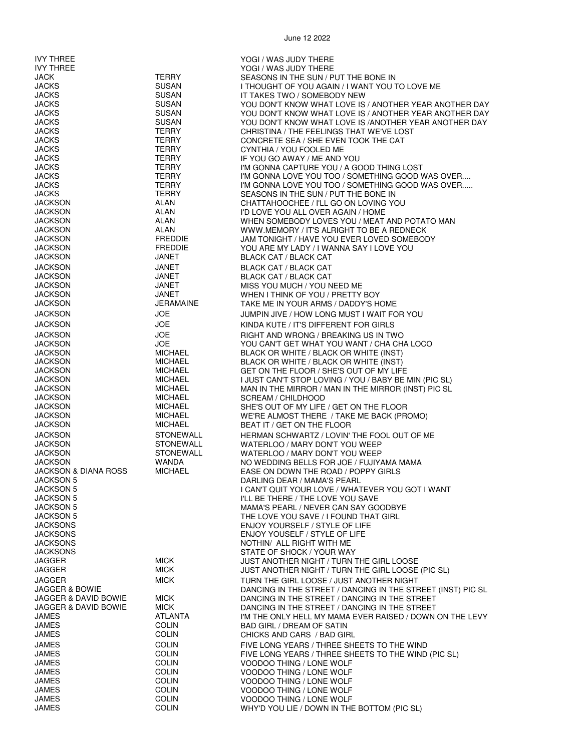June 12 2022

| | | |
|---|---|---|
| IVY THREE | | YOGI / WAS JUDY THERE |
| IVY THREE | | YOGI / WAS JUDY THERE |
| JACK | TERRY | SEASONS IN THE SUN / PUT THE BONE IN |
| JACKS | SUSAN | I THOUGHT OF YOU AGAIN / I WANT YOU TO LOVE ME |
| JACKS | SUSAN | IT TAKES TWO / SOMEBODY NEW |
| JACKS | SUSAN | YOU DON'T KNOW WHAT LOVE IS / ANOTHER YEAR ANOTHER DAY |
| JACKS | SUSAN | YOU DON'T KNOW WHAT LOVE IS / ANOTHER YEAR ANOTHER DAY |
| JACKS | SUSAN | YOU DON'T KNOW WHAT LOVE IS /ANOTHER YEAR ANOTHER DAY |
| JACKS | TERRY | CHRISTINA / THE FEELINGS THAT WE'VE LOST |
| JACKS | TERRY | CONCRETE SEA / SHE EVEN TOOK THE CAT |
| JACKS | TERRY | CYNTHIA / YOU FOOLED ME |
| JACKS | TERRY | IF YOU GO AWAY / ME AND YOU |
| JACKS | TERRY | I'M GONNA CAPTURE YOU / A GOOD THING LOST |
| JACKS | TERRY | I'M GONNA LOVE YOU TOO / SOMETHING GOOD WAS OVER.... |
| JACKS | TERRY | I'M GONNA LOVE YOU TOO / SOMETHING GOOD WAS OVER..... |
| JACKS | TERRY | SEASONS IN THE SUN / PUT THE BONE IN |
| JACKSON | ALAN | CHATTAHOOCHEE / I'LL GO ON LOVING YOU |
| JACKSON | ALAN | I'D LOVE YOU ALL OVER AGAIN / HOME |
| JACKSON | ALAN | WHEN SOMEBODY LOVES YOU / MEAT AND POTATO MAN |
| JACKSON | ALAN | WWW.MEMORY / IT'S ALRIGHT TO BE A REDNECK |
| JACKSON | FREDDIE | JAM TONIGHT / HAVE YOU EVER LOVED SOMEBODY |
| JACKSON | FREDDIE | YOU ARE MY LADY / I WANNA SAY I LOVE YOU |
| JACKSON | JANET | BLACK CAT / BLACK CAT |
| JACKSON | JANET | BLACK CAT / BLACK CAT |
| JACKSON | JANET | BLACK CAT / BLACK CAT |
| JACKSON | JANET | MISS YOU MUCH / YOU NEED ME |
| JACKSON | JANET | WHEN I THINK OF YOU / PRETTY BOY |
| JACKSON | JERAMAINE | TAKE ME IN YOUR ARMS / DADDY'S HOME |
| JACKSON | JOE | JUMPIN JIVE / HOW LONG MUST I WAIT FOR YOU |
| JACKSON | JOE | KINDA KUTE / IT'S DIFFERENT FOR GIRLS |
| JACKSON | JOE | RIGHT AND WRONG / BREAKING US IN TWO |
| JACKSON | JOE | YOU CAN'T GET WHAT YOU WANT / CHA CHA LOCO |
| JACKSON | MICHAEL | BLACK OR WHITE / BLACK OR WHITE (INST) |
| JACKSON | MICHAEL | BLACK OR WHITE / BLACK OR WHITE (INST) |
| JACKSON | MICHAEL | GET ON THE FLOOR / SHE'S OUT OF MY LIFE |
| JACKSON | MICHAEL | I JUST CAN'T STOP LOVING / YOU / BABY BE MIN (PIC SL) |
| JACKSON | MICHAEL | MAN IN THE MIRROR / MAN IN THE MIRROR (INST) PIC SL |
| JACKSON | MICHAEL | SCREAM / CHILDHOOD |
| JACKSON | MICHAEL | SHE'S OUT OF MY LIFE / GET ON THE FLOOR |
| JACKSON | MICHAEL | WE'RE ALMOST THERE / TAKE ME BACK (PROMO) |
| JACKSON | MICHAEL | BEAT IT / GET ON THE FLOOR |
| JACKSON | STONEWALL | HERMAN SCHWARTZ / LOVIN' THE FOOL OUT OF ME |
| JACKSON | STONEWALL | WATERLOO / MARY DON'T YOU WEEP |
| JACKSON | STONEWALL | WATERLOO / MARY DON'T YOU WEEP |
| JACKSON | WANDA | NO WEDDING BELLS FOR JOE / FUJIYAMA MAMA |
| JACKSON & DIANA ROSS | MICHAEL | EASE ON DOWN THE ROAD / POPPY GIRLS |
| JACKSON 5 | | DARLING DEAR / MAMA'S PEARL |
| JACKSON 5 | | I CAN'T QUIT YOUR LOVE / WHATEVER YOU GOT I WANT |
| JACKSON 5 | | I'LL BE THERE / THE LOVE YOU SAVE |
| JACKSON 5 | | MAMA'S PEARL / NEVER CAN SAY GOODBYE |
| JACKSON 5 | | THE LOVE YOU SAVE / I FOUND THAT GIRL |
| JACKSONS | | ENJOY YOURSELF / STYLE OF LIFE |
| JACKSONS | | ENJOY YOUSELF / STYLE OF LIFE |
| JACKSONS | | NOTHIN/ ALL RIGHT WITH ME |
| JACKSONS | | STATE OF SHOCK / YOUR WAY |
| JAGGER | MICK | JUST ANOTHER NIGHT / TURN THE GIRL LOOSE |
| JAGGER | MICK | JUST ANOTHER NIGHT / TURN THE GIRL LOOSE (PIC SL) |
| JAGGER | MICK | TURN THE GIRL LOOSE / JUST ANOTHER NIGHT |
| JAGGER & BOWIE | | DANCING IN THE STREET / DANCING IN THE STREET (INST) PIC SL |
| JAGGER & DAVID BOWIE | MICK | DANCING IN THE STREET / DANCING IN THE STREET |
| JAGGER & DAVID BOWIE | MICK | DANCING IN THE STREET / DANCING IN THE STREET |
| JAMES | ATLANTA | I'M THE ONLY HELL MY MAMA EVER RAISED / DOWN ON THE LEVY |
| JAMES | COLIN | BAD GIRL / DREAM OF SATIN |
| JAMES | COLIN | CHICKS AND CARS / BAD GIRL |
| JAMES | COLIN | FIVE LONG YEARS / THREE SHEETS TO THE WIND |
| JAMES | COLIN | FIVE LONG YEARS / THREE SHEETS TO THE WIND (PIC SL) |
| JAMES | COLIN | VOODOO THING / LONE WOLF |
| JAMES | COLIN | VOODOO THING / LONE WOLF |
| JAMES | COLIN | VOODOO THING / LONE WOLF |
| JAMES | COLIN | VOODOO THING / LONE WOLF |
| JAMES | COLIN | VOODOO THING / LONE WOLF |
| JAMES | COLIN | WHY'D YOU LIE / DOWN IN THE BOTTOM (PIC SL) |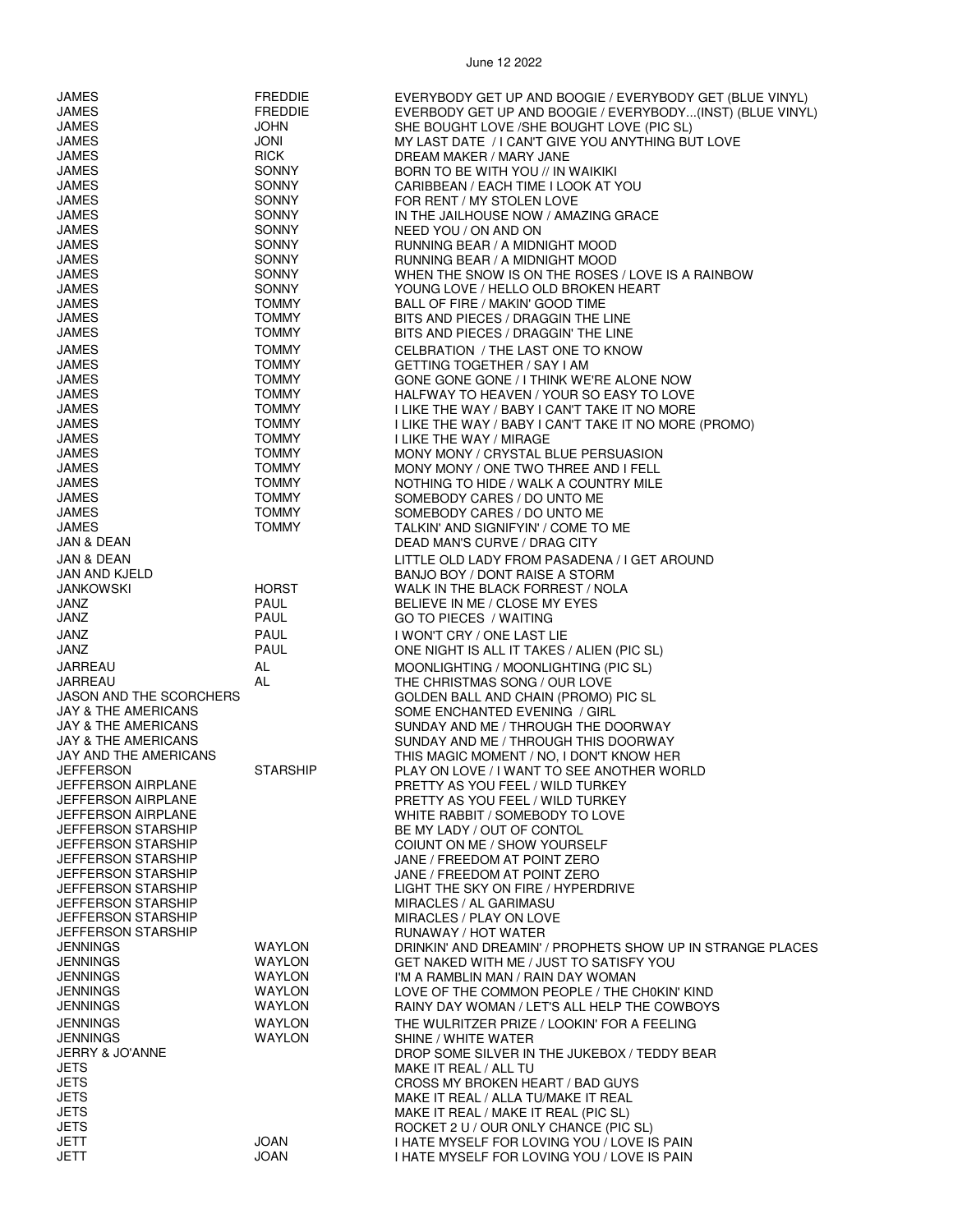| | | |
|---|---|---|
| JAMES | FREDDIE | EVERYBODY GET UP AND BOOGIE / EVERYBODY GET (BLUE VINYL) |
| JAMES | FREDDIE | EVERBODY GET UP AND BOOGIE / EVERYBODY...(INST) (BLUE VINYL) |
| JAMES | JOHN | SHE BOUGHT LOVE /SHE BOUGHT LOVE (PIC SL) |
| JAMES | JONI | MY LAST DATE / I CAN'T GIVE YOU ANYTHING BUT LOVE |
| JAMES | RICK | DREAM MAKER / MARY JANE |
| JAMES | SONNY | BORN TO BE WITH YOU // IN WAIKIKI |
| JAMES | SONNY | CARIBBEAN / EACH TIME I LOOK AT YOU |
| JAMES | SONNY | FOR RENT / MY STOLEN LOVE |
| JAMES | SONNY | IN THE JAILHOUSE NOW / AMAZING GRACE |
| JAMES | SONNY | NEED YOU / ON AND ON |
| JAMES | SONNY | RUNNING BEAR / A MIDNIGHT MOOD |
| JAMES | SONNY | RUNNING BEAR / A MIDNIGHT MOOD |
| JAMES | SONNY | WHEN THE SNOW IS ON THE ROSES / LOVE IS A RAINBOW |
| JAMES | SONNY | YOUNG LOVE / HELLO OLD BROKEN HEART |
| JAMES | TOMMY | BALL OF FIRE / MAKIN' GOOD TIME |
| JAMES | TOMMY | BITS AND PIECES / DRAGGIN THE LINE |
| JAMES | TOMMY | BITS AND PIECES / DRAGGIN' THE LINE |
| JAMES | TOMMY | CELBRATION / THE LAST ONE TO KNOW |
| JAMES | TOMMY | GETTING TOGETHER / SAY I AM |
| JAMES | TOMMY | GONE GONE GONE / I THINK WE'RE ALONE NOW |
| JAMES | TOMMY | HALFWAY TO HEAVEN / YOUR SO EASY TO LOVE |
| JAMES | TOMMY | I LIKE THE WAY / BABY I CAN'T TAKE IT NO MORE |
| JAMES | TOMMY | I LIKE THE WAY / BABY I CAN'T TAKE IT NO MORE (PROMO) |
| JAMES | TOMMY | I LIKE THE WAY / MIRAGE |
| JAMES | TOMMY | MONY MONY / CRYSTAL BLUE PERSUASION |
| JAMES | TOMMY | MONY MONY / ONE TWO THREE AND I FELL |
| JAMES | TOMMY | NOTHING TO HIDE / WALK A COUNTRY MILE |
| JAMES | TOMMY | SOMEBODY CARES / DO UNTO ME |
| JAMES | TOMMY | SOMEBODY CARES / DO UNTO ME |
| JAMES | TOMMY | TALKIN' AND SIGNIFYIN' / COME TO ME |
| JAN & DEAN | | DEAD MAN'S CURVE / DRAG CITY |
| JAN & DEAN | | LITTLE OLD LADY FROM PASADENA / I GET AROUND |
| JAN AND KJELD | | BANJO BOY / DONT RAISE A STORM |
| JANKOWSKI | HORST | WALK IN THE BLACK FORREST / NOLA |
| JANZ | PAUL | BELIEVE IN ME / CLOSE MY EYES |
| JANZ | PAUL | GO TO PIECES / WAITING |
| JANZ | PAUL | I WON'T CRY / ONE LAST LIE |
| JANZ | PAUL | ONE NIGHT IS ALL IT TAKES / ALIEN (PIC SL) |
| JARREAU | AL | MOONLIGHTING / MOONLIGHTING (PIC SL) |
| JARREAU | AL | THE CHRISTMAS SONG / OUR LOVE |
| JASON AND THE SCORCHERS | | GOLDEN BALL AND CHAIN (PROMO) PIC SL |
| JAY & THE AMERICANS | | SOME ENCHANTED EVENING / GIRL |
| JAY & THE AMERICANS | | SUNDAY AND ME / THROUGH THE DOORWAY |
| JAY & THE AMERICANS | | SUNDAY AND ME / THROUGH THIS DOORWAY |
| JAY AND THE AMERICANS | | THIS MAGIC MOMENT / NO, I DON'T KNOW HER |
| JEFFERSON | STARSHIP | PLAY ON LOVE / I WANT TO SEE ANOTHER WORLD |
| JEFFERSON AIRPLANE | | PRETTY AS YOU FEEL / WILD TURKEY |
| JEFFERSON AIRPLANE | | PRETTY AS YOU FEEL / WILD TURKEY |
| JEFFERSON AIRPLANE | | WHITE RABBIT / SOMEBODY TO LOVE |
| JEFFERSON STARSHIP | | BE MY LADY / OUT OF CONTOL |
| JEFFERSON STARSHIP | | COIUNT ON ME / SHOW YOURSELF |
| JEFFERSON STARSHIP | | JANE / FREEDOM AT POINT ZERO |
| JEFFERSON STARSHIP | | JANE / FREEDOM AT POINT ZERO |
| JEFFERSON STARSHIP | | LIGHT THE SKY ON FIRE / HYPERDRIVE |
| JEFFERSON STARSHIP | | MIRACLES / AL GARIMASU |
| JEFFERSON STARSHIP | | MIRACLES / PLAY ON LOVE |
| JEFFERSON STARSHIP | | RUNAWAY / HOT WATER |
| JENNINGS | WAYLON | DRINKIN' AND DREAMIN' / PROPHETS SHOW UP IN STRANGE PLACES |
| JENNINGS | WAYLON | GET NAKED WITH ME / JUST TO SATISFY YOU |
| JENNINGS | WAYLON | I'M A RAMBLIN MAN / RAIN DAY WOMAN |
| JENNINGS | WAYLON | LOVE OF THE COMMON PEOPLE / THE CH0KIN' KIND |
| JENNINGS | WAYLON | RAINY DAY WOMAN / LET'S ALL HELP THE COWBOYS |
| JENNINGS | WAYLON | THE WULRITZER PRIZE / LOOKIN' FOR A FEELING |
| JENNINGS | WAYLON | SHINE / WHITE WATER |
| JERRY & JO'ANNE | | DROP SOME SILVER IN THE JUKEBOX / TEDDY BEAR |
| JETS | | MAKE IT REAL / ALL TU |
| JETS | | CROSS MY BROKEN HEART / BAD GUYS |
| JETS | | MAKE IT REAL / ALLA TU/MAKE IT REAL |
| JETS | | MAKE IT REAL / MAKE IT REAL (PIC SL) |
| JETS | | ROCKET 2 U / OUR ONLY CHANCE (PIC SL) |
| JETT | JOAN | I HATE MYSELF FOR LOVING YOU / LOVE IS PAIN |
| JETT | JOAN | I HATE MYSELF FOR LOVING YOU / LOVE IS PAIN |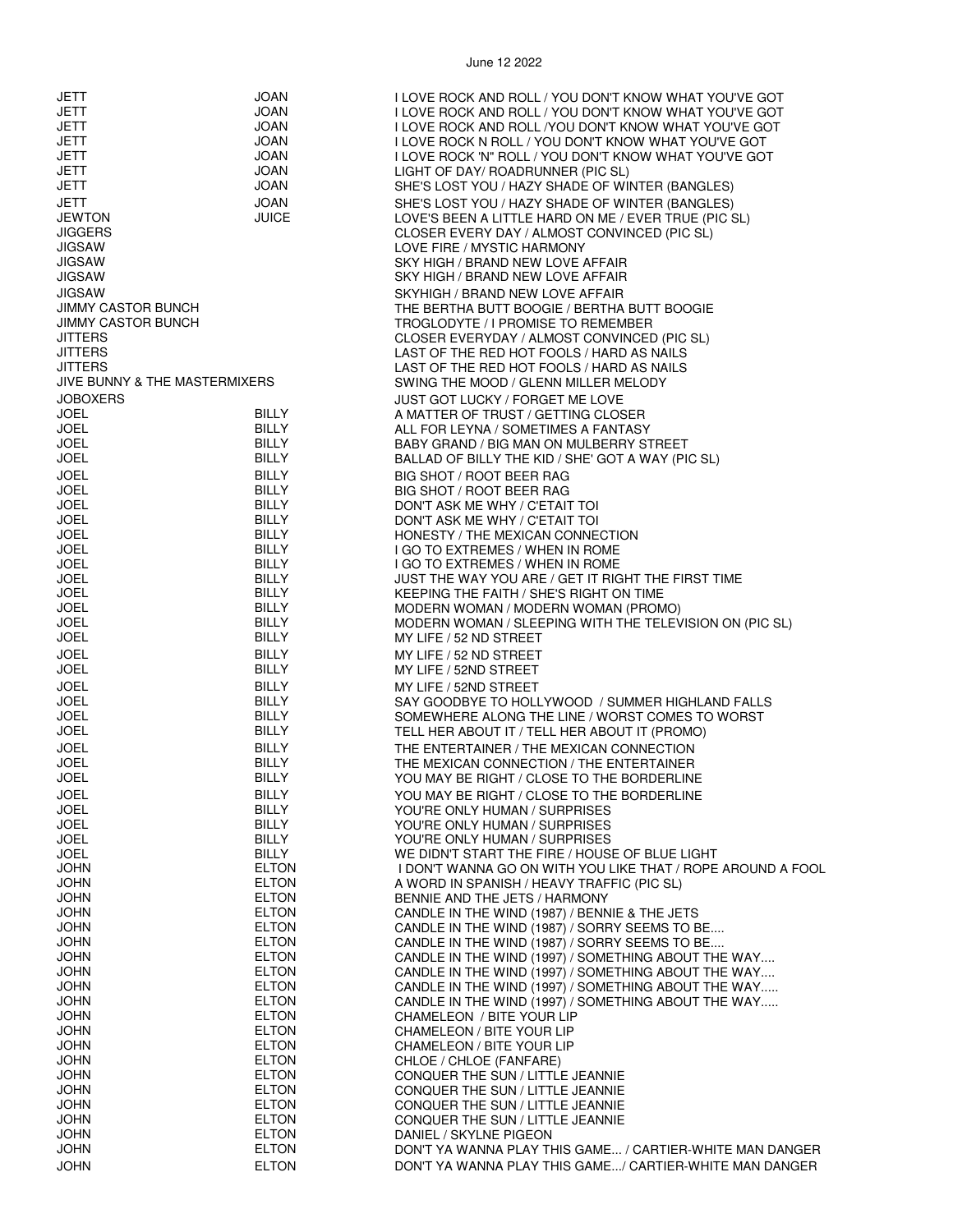| | | |
|---|---|---|
| JETT | JOAN | I LOVE ROCK AND ROLL / YOU DON'T KNOW WHAT YOU'VE GOT |
| JETT | JOAN | I LOVE ROCK AND ROLL / YOU DON'T KNOW WHAT YOU'VE GOT |
| JETT | JOAN | I LOVE ROCK AND ROLL /YOU DON'T KNOW WHAT YOU'VE GOT |
| JETT | JOAN | I LOVE ROCK N ROLL / YOU DON'T KNOW WHAT YOU'VE GOT |
| JETT | JOAN | I LOVE ROCK 'N" ROLL / YOU DON'T KNOW WHAT YOU'VE GOT |
| JETT | JOAN | LIGHT OF DAY/ ROADRUNNER (PIC SL) |
| JETT | JOAN | SHE'S LOST YOU / HAZY SHADE OF WINTER (BANGLES) |
| JETT | JOAN | SHE'S LOST YOU / HAZY SHADE OF WINTER (BANGLES) |
| JEWTON | JUICE | LOVE'S BEEN A LITTLE HARD ON ME / EVER TRUE (PIC SL) |
| JIGGERS | | CLOSER EVERY DAY / ALMOST CONVINCED (PIC SL) |
| JIGSAW | | LOVE FIRE / MYSTIC HARMONY |
| JIGSAW | | SKY HIGH / BRAND NEW LOVE AFFAIR |
| JIGSAW | | SKY HIGH / BRAND NEW LOVE AFFAIR |
| JIGSAW | | SKYHIGH / BRAND NEW LOVE AFFAIR |
| JIMMY CASTOR BUNCH | | THE BERTHA BUTT BOOGIE / BERTHA BUTT BOOGIE |
| JIMMY CASTOR BUNCH | | TROGLODYTE / I PROMISE TO REMEMBER |
| JITTERS | | CLOSER EVERYDAY / ALMOST CONVINCED (PIC SL) |
| JITTERS | | LAST OF THE RED HOT FOOLS / HARD AS NAILS |
| JITTERS | | LAST OF THE RED HOT FOOLS / HARD AS NAILS |
| JIVE BUNNY & THE MASTERMIXERS | | SWING THE MOOD / GLENN MILLER MELODY |
| JOBOXERS | | JUST GOT LUCKY / FORGET ME LOVE |
| JOEL | BILLY | A MATTER OF TRUST / GETTING CLOSER |
| JOEL | BILLY | ALL FOR LEYNA / SOMETIMES A FANTASY |
| JOEL | BILLY | BABY GRAND / BIG MAN ON MULBERRY STREET |
| JOEL | BILLY | BALLAD OF BILLY THE KID / SHE' GOT A WAY (PIC SL) |
| JOEL | BILLY | BIG SHOT / ROOT BEER RAG |
| JOEL | BILLY | BIG SHOT / ROOT BEER RAG |
| JOEL | BILLY | DON'T ASK ME WHY / C'ETAIT TOI |
| JOEL | BILLY | DON'T ASK ME WHY / C'ETAIT TOI |
| JOEL | BILLY | HONESTY / THE MEXICAN CONNECTION |
| JOEL | BILLY | I GO TO EXTREMES / WHEN IN ROME |
| JOEL | BILLY | I GO TO EXTREMES / WHEN IN ROME |
| JOEL | BILLY | JUST THE WAY YOU ARE / GET IT RIGHT THE FIRST TIME |
| JOEL | BILLY | KEEPING THE FAITH / SHE'S RIGHT ON TIME |
| JOEL | BILLY | MODERN WOMAN / MODERN WOMAN (PROMO) |
| JOEL | BILLY | MODERN WOMAN / SLEEPING WITH THE TELEVISION ON (PIC SL) |
| JOEL | BILLY | MY LIFE / 52 ND STREET |
| JOEL | BILLY | MY LIFE / 52 ND STREET |
| JOEL | BILLY | MY LIFE / 52ND STREET |
| JOEL | BILLY | MY LIFE / 52ND STREET |
| JOEL | BILLY | SAY GOODBYE TO HOLLYWOOD / SUMMER HIGHLAND FALLS |
| JOEL | BILLY | SOMEWHERE ALONG THE LINE / WORST COMES TO WORST |
| JOEL | BILLY | TELL HER ABOUT IT / TELL HER ABOUT IT (PROMO) |
| JOEL | BILLY | THE ENTERTAINER / THE MEXICAN CONNECTION |
| JOEL | BILLY | THE MEXICAN CONNECTION / THE ENTERTAINER |
| JOEL | BILLY | YOU MAY BE RIGHT / CLOSE TO THE BORDERLINE |
| JOEL | BILLY | YOU MAY BE RIGHT / CLOSE TO THE BORDERLINE |
| JOEL | BILLY | YOU'RE ONLY HUMAN / SURPRISES |
| JOEL | BILLY | YOU'RE ONLY HUMAN / SURPRISES |
| JOEL | BILLY | YOU'RE ONLY HUMAN / SURPRISES |
| JOEL | BILLY | WE DIDN'T START THE FIRE / HOUSE OF BLUE LIGHT |
| JOHN | ELTON | I DON'T WANNA GO ON WITH YOU LIKE THAT / ROPE AROUND A FOOL |
| JOHN | ELTON | A WORD IN SPANISH / HEAVY TRAFFIC (PIC SL) |
| JOHN | ELTON | BENNIE AND THE JETS / HARMONY |
| JOHN | ELTON | CANDLE IN THE WIND (1987) / BENNIE & THE JETS |
| JOHN | ELTON | CANDLE IN THE WIND (1987) / SORRY SEEMS TO BE.... |
| JOHN | ELTON | CANDLE IN THE WIND (1987) / SORRY SEEMS TO BE.... |
| JOHN | ELTON | CANDLE IN THE WIND (1997) / SOMETHING ABOUT THE WAY.... |
| JOHN | ELTON | CANDLE IN THE WIND (1997) / SOMETHING ABOUT THE WAY.... |
| JOHN | ELTON | CANDLE IN THE WIND (1997) / SOMETHING ABOUT THE WAY..... |
| JOHN | ELTON | CANDLE IN THE WIND (1997) / SOMETHING ABOUT THE WAY..... |
| JOHN | ELTON | CHAMELEON / BITE YOUR LIP |
| JOHN | ELTON | CHAMELEON / BITE YOUR LIP |
| JOHN | ELTON | CHAMELEON / BITE YOUR LIP |
| JOHN | ELTON | CHLOE / CHLOE (FANFARE) |
| JOHN | ELTON | CONQUER THE SUN / LITTLE JEANNIE |
| JOHN | ELTON | CONQUER THE SUN / LITTLE JEANNIE |
| JOHN | ELTON | CONQUER THE SUN / LITTLE JEANNIE |
| JOHN | ELTON | CONQUER THE SUN / LITTLE JEANNIE |
| JOHN | ELTON | DANIEL / SKYLNE PIGEON |
| JOHN | ELTON | DON'T YA WANNA PLAY THIS GAME... / CARTIER-WHITE MAN DANGER |
| JOHN | ELTON | DON'T YA WANNA PLAY THIS GAME.../ CARTIER-WHITE MAN DANGER |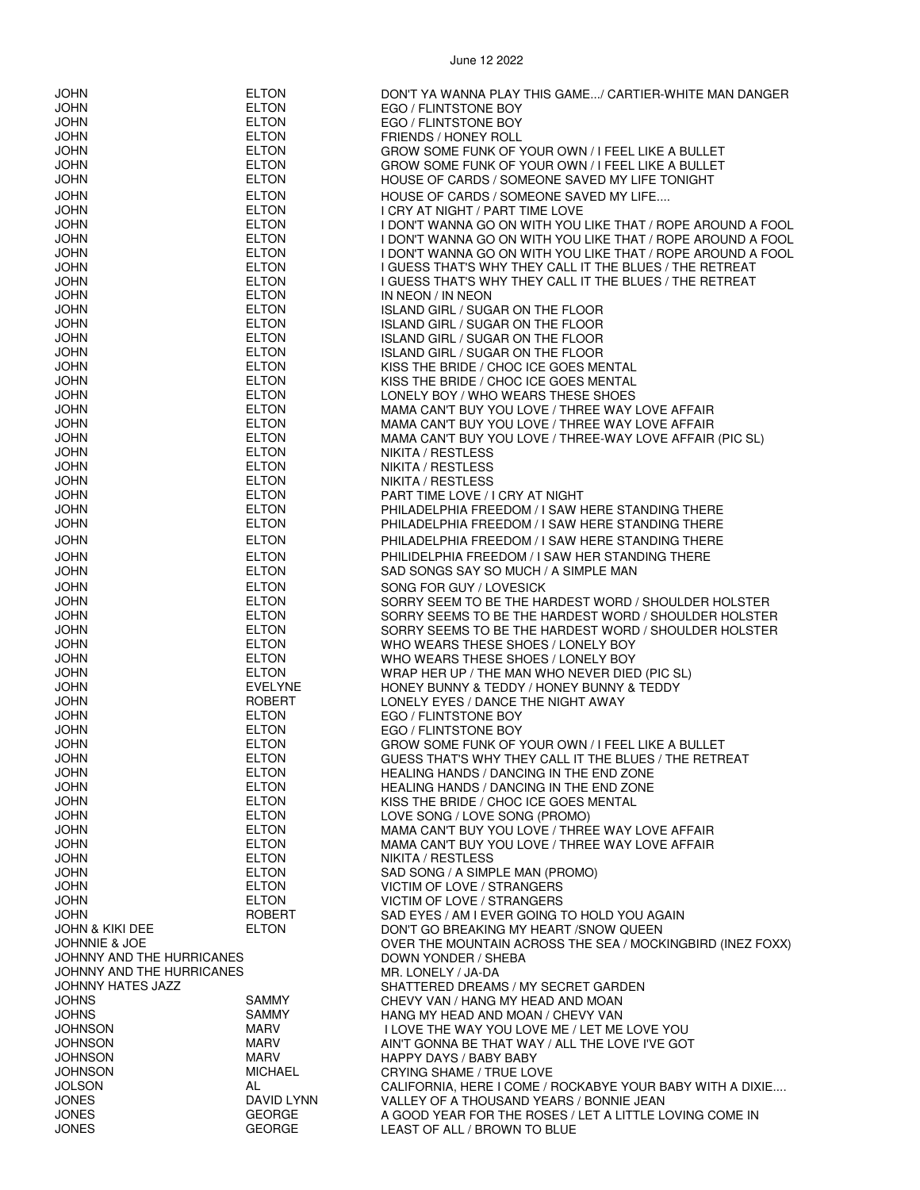| | | |
|---|---|---|
| JOHN | ELTON | DON'T YA WANNA PLAY THIS GAME.../ CARTIER-WHITE MAN DANGER |
| JOHN | ELTON | EGO / FLINTSTONE BOY |
| JOHN | ELTON | EGO / FLINTSTONE BOY |
| JOHN | ELTON | FRIENDS / HONEY ROLL |
| JOHN | ELTON | GROW SOME FUNK OF YOUR OWN / I FEEL LIKE A BULLET |
| JOHN | ELTON | GROW SOME FUNK OF YOUR OWN / I FEEL LIKE A BULLET |
| JOHN | ELTON | HOUSE OF CARDS / SOMEONE SAVED MY LIFE TONIGHT |
| JOHN | ELTON | HOUSE OF CARDS / SOMEONE SAVED MY LIFE.... |
| JOHN | ELTON | I CRY AT NIGHT / PART TIME LOVE |
| JOHN | ELTON | I DON'T WANNA GO ON WITH YOU LIKE THAT / ROPE AROUND A FOOL |
| JOHN | ELTON | I DON'T WANNA GO ON WITH YOU LIKE THAT / ROPE AROUND A FOOL |
| JOHN | ELTON | I DON'T WANNA GO ON WITH YOU LIKE THAT / ROPE AROUND A FOOL |
| JOHN | ELTON | I GUESS THAT'S WHY THEY CALL IT THE BLUES / THE RETREAT |
| JOHN | ELTON | I GUESS THAT'S WHY THEY CALL IT THE BLUES / THE RETREAT |
| JOHN | ELTON | IN NEON / IN NEON |
| JOHN | ELTON | ISLAND GIRL / SUGAR ON THE FLOOR |
| JOHN | ELTON | ISLAND GIRL / SUGAR ON THE FLOOR |
| JOHN | ELTON | ISLAND GIRL / SUGAR ON THE FLOOR |
| JOHN | ELTON | ISLAND GIRL / SUGAR ON THE FLOOR |
| JOHN | ELTON | KISS THE BRIDE / CHOC ICE GOES MENTAL |
| JOHN | ELTON | KISS THE BRIDE / CHOC ICE GOES MENTAL |
| JOHN | ELTON | LONELY BOY / WHO WEARS THESE SHOES |
| JOHN | ELTON | MAMA CAN'T BUY YOU LOVE / THREE WAY LOVE AFFAIR |
| JOHN | ELTON | MAMA CAN'T BUY YOU LOVE / THREE WAY LOVE AFFAIR |
| JOHN | ELTON | MAMA CAN'T BUY YOU LOVE / THREE-WAY LOVE AFFAIR (PIC SL) |
| JOHN | ELTON | NIKITA / RESTLESS |
| JOHN | ELTON | NIKITA / RESTLESS |
| JOHN | ELTON | NIKITA / RESTLESS |
| JOHN | ELTON | PART TIME LOVE / I CRY AT NIGHT |
| JOHN | ELTON | PHILADELPHIA FREEDOM / I SAW HERE STANDING THERE |
| JOHN | ELTON | PHILADELPHIA FREEDOM / I SAW HERE STANDING THERE |
| JOHN | ELTON | PHILADELPHIA FREEDOM / I SAW HERE STANDING THERE |
| JOHN | ELTON | PHILIDELPHIA FREEDOM / I SAW HER STANDING THERE |
| JOHN | ELTON | SAD SONGS SAY SO MUCH / A SIMPLE MAN |
| JOHN | ELTON | SONG FOR GUY / LOVESICK |
| JOHN | ELTON | SORRY SEEM TO BE THE HARDEST WORD / SHOULDER HOLSTER |
| JOHN | ELTON | SORRY SEEMS TO BE THE HARDEST WORD / SHOULDER HOLSTER |
| JOHN | ELTON | SORRY SEEMS TO BE THE HARDEST WORD / SHOULDER HOLSTER |
| JOHN | ELTON | WHO WEARS THESE SHOES / LONELY BOY |
| JOHN | ELTON | WHO WEARS THESE SHOES / LONELY BOY |
| JOHN | ELTON | WRAP HER UP / THE MAN WHO NEVER DIED (PIC SL) |
| JOHN | EVELYNE | HONEY BUNNY & TEDDY / HONEY BUNNY & TEDDY |
| JOHN | ROBERT | LONELY EYES / DANCE THE NIGHT AWAY |
| JOHN | ELTON | EGO / FLINTSTONE BOY |
| JOHN | ELTON | EGO / FLINTSTONE BOY |
| JOHN | ELTON | GROW SOME FUNK OF YOUR OWN / I FEEL LIKE A BULLET |
| JOHN | ELTON | GUESS THAT'S WHY THEY CALL IT THE BLUES / THE RETREAT |
| JOHN | ELTON | HEALING HANDS / DANCING IN THE END ZONE |
| JOHN | ELTON | HEALING HANDS / DANCING IN THE END ZONE |
| JOHN | ELTON | KISS THE BRIDE / CHOC ICE GOES MENTAL |
| JOHN | ELTON | LOVE SONG / LOVE SONG (PROMO) |
| JOHN | ELTON | MAMA CAN'T BUY YOU LOVE / THREE WAY LOVE AFFAIR |
| JOHN | ELTON | MAMA CAN'T BUY YOU LOVE / THREE WAY LOVE AFFAIR |
| JOHN | ELTON | NIKITA / RESTLESS |
| JOHN | ELTON | SAD SONG / A SIMPLE MAN (PROMO) |
| JOHN | ELTON | VICTIM OF LOVE / STRANGERS |
| JOHN | ELTON | VICTIM OF LOVE / STRANGERS |
| JOHN | ROBERT | SAD EYES / AM I EVER GOING TO HOLD YOU AGAIN |
| JOHN & KIKI DEE | ELTON | DON'T GO BREAKING MY HEART /SNOW QUEEN |
| JOHNNIE & JOE | | OVER THE MOUNTAIN ACROSS THE SEA / MOCKINGBIRD (INEZ FOXX) |
| JOHNNY AND THE HURRICANES | | DOWN YONDER / SHEBA |
| JOHNNY AND THE HURRICANES | | MR. LONELY / JA-DA |
| JOHNNY HATES JAZZ | | SHATTERED DREAMS / MY SECRET GARDEN |
| JOHNS | SAMMY | CHEVY VAN / HANG MY HEAD AND MOAN |
| JOHNS | SAMMY | HANG MY HEAD AND MOAN / CHEVY VAN |
| JOHNSON | MARV | I LOVE THE WAY YOU LOVE ME / LET ME LOVE YOU |
| JOHNSON | MARV | AIN'T GONNA BE THAT WAY / ALL THE LOVE I'VE GOT |
| JOHNSON | MARV | HAPPY DAYS / BABY BABY |
| JOHNSON | MICHAEL | CRYING SHAME / TRUE LOVE |
| JOLSON | AL | CALIFORNIA, HERE I COME / ROCKABYE YOUR BABY WITH A DIXIE.... |
| JONES | DAVID LYNN | VALLEY OF A THOUSAND YEARS / BONNIE JEAN |
| JONES | GEORGE | A GOOD YEAR FOR THE ROSES / LET A LITTLE LOVING COME IN |
| JONES | GEORGE | LEAST OF ALL / BROWN TO BLUE |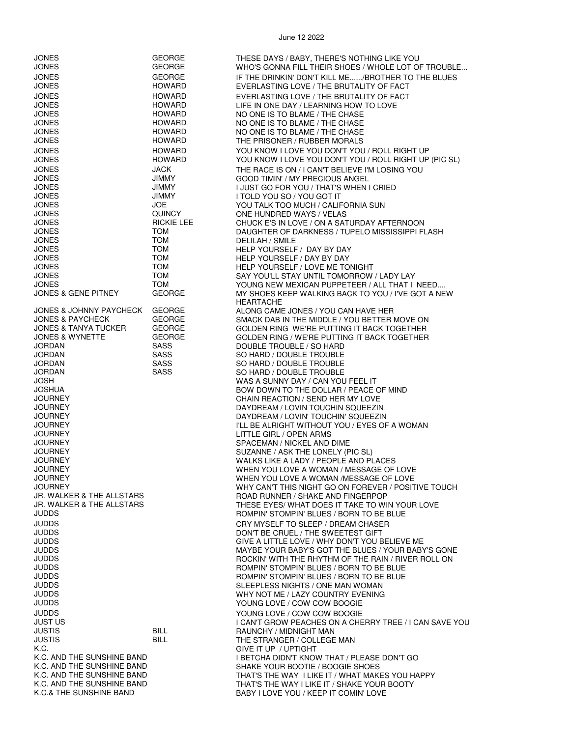| | | |
|---|---|---|
| JONES | GEORGE | THESE DAYS / BABY, THERE'S NOTHING LIKE YOU |
| JONES | GEORGE | WHO'S GONNA FILL THEIR SHOES / WHOLE LOT OF TROUBLE... |
| JONES | GEORGE | IF THE DRINKIN' DON'T KILL ME....../BROTHER TO THE BLUES |
| JONES | HOWARD | EVERLASTING LOVE / THE BRUTALITY OF FACT |
| JONES | HOWARD | EVERLASTING LOVE / THE BRUTALITY OF FACT |
| JONES | HOWARD | LIFE IN ONE DAY / LEARNING HOW TO LOVE |
| JONES | HOWARD | NO ONE IS TO BLAME / THE CHASE |
| JONES | HOWARD | NO ONE IS TO BLAME / THE CHASE |
| JONES | HOWARD | NO ONE IS TO BLAME / THE CHASE |
| JONES | HOWARD | THE PRISONER / RUBBER MORALS |
| JONES | HOWARD | YOU KNOW I LOVE YOU DON'T YOU / ROLL RIGHT UP |
| JONES | HOWARD | YOU KNOW I LOVE YOU DON'T YOU / ROLL RIGHT UP (PIC SL) |
| JONES | JACK | THE RACE IS ON / I CAN'T BELIEVE I'M LOSING YOU |
| JONES | JIMMY | GOOD TIMIN' / MY PRECIOUS ANGEL |
| JONES | JIMMY | I JUST GO FOR YOU / THAT'S WHEN I CRIED |
| JONES | JIMMY | I TOLD YOU SO / YOU GOT IT |
| JONES | JOE | YOU TALK TOO MUCH / CALIFORNIA SUN |
| JONES | QUINCY | ONE HUNDRED WAYS / VELAS |
| JONES | RICKIE LEE | CHUCK E'S IN LOVE / ON A SATURDAY AFTERNOON |
| JONES | TOM | DAUGHTER OF DARKNESS / TUPELO MISSISSIPPI FLASH |
| JONES | TOM | DELILAH / SMILE |
| JONES | TOM | HELP YOURSELF / DAY BY DAY |
| JONES | TOM | HELP YOURSELF / DAY BY DAY |
| JONES | TOM | HELP YOURSELF / LOVE ME TONIGHT |
| JONES | TOM | SAY YOU'LL STAY UNTIL TOMORROW / LADY LAY |
| JONES | TOM | YOUNG NEW MEXICAN PUPPETEER / ALL THAT I NEED.... |
| JONES & GENE PITNEY | GEORGE | MY SHOES KEEP WALKING BACK TO YOU / I'VE GOT A NEW HEARTACHE |
| JONES & JOHNNY PAYCHECK | GEORGE | ALONG CAME JONES / YOU CAN HAVE HER |
| JONES & PAYCHECK | GEORGE | SMACK DAB IN THE MIDDLE / YOU BETTER MOVE ON |
| JONES & TANYA TUCKER | GEORGE | GOLDEN RING WE'RE PUTTING IT BACK TOGETHER |
| JONES & WYNETTE | GEORGE | GOLDEN RING / WE'RE PUTTING IT BACK TOGETHER |
| JORDAN | SASS | DOUBLE TROUBLE / SO HARD |
| JORDAN | SASS | SO HARD / DOUBLE TROUBLE |
| JORDAN | SASS | SO HARD / DOUBLE TROUBLE |
| JORDAN | SASS | SO HARD / DOUBLE TROUBLE |
| JOSH | | WAS A SUNNY DAY / CAN YOU FEEL IT |
| JOSHUA | | BOW DOWN TO THE DOLLAR / PEACE OF MIND |
| JOURNEY | | CHAIN REACTION / SEND HER MY LOVE |
| JOURNEY | | DAYDREAM / LOVIN TOUCHIN SQUEEZIN |
| JOURNEY | | DAYDREAM / LOVIN' TOUCHIN' SQUEEZIN |
| JOURNEY | | I'LL BE ALRIGHT WITHOUT YOU / EYES OF A WOMAN |
| JOURNEY | | LITTLE GIRL / OPEN ARMS |
| JOURNEY | | SPACEMAN / NICKEL AND DIME |
| JOURNEY | | SUZANNE / ASK THE LONELY (PIC SL) |
| JOURNEY | | WALKS LIKE A LADY / PEOPLE AND PLACES |
| JOURNEY | | WHEN YOU LOVE A WOMAN / MESSAGE OF LOVE |
| JOURNEY | | WHEN YOU LOVE A WOMAN /MESSAGE OF LOVE |
| JOURNEY | | WHY CAN'T THIS NIGHT GO ON FOREVER / POSITIVE TOUCH |
| JR. WALKER & THE ALLSTARS | | ROAD RUNNER / SHAKE AND FINGERPOP |
| JR. WALKER & THE ALLSTARS | | THESE EYES/ WHAT DOES IT TAKE TO WIN YOUR LOVE |
| JUDDS | | ROMPIN' STOMPIN' BLUES / BORN TO BE BLUE |
| JUDDS | | CRY MYSELF TO SLEEP / DREAM CHASER |
| JUDDS | | DON'T BE CRUEL / THE SWEETEST GIFT |
| JUDDS | | GIVE A LITTLE LOVE / WHY DON'T YOU BELIEVE ME |
| JUDDS | | MAYBE YOUR BABY'S GOT THE BLUES / YOUR BABY'S GONE |
| JUDDS | | ROCKIN' WITH THE RHYTHM OF THE RAIN / RIVER ROLL ON |
| JUDDS | | ROMPIN' STOMPIN' BLUES / BORN TO BE BLUE |
| JUDDS | | ROMPIN' STOMPIN' BLUES / BORN TO BE BLUE |
| JUDDS | | SLEEPLESS NIGHTS / ONE MAN WOMAN |
| JUDDS | | WHY NOT ME / LAZY COUNTRY EVENING |
| JUDDS | | YOUNG LOVE / COW COW BOOGIE |
| JUDDS | | YOUNG LOVE / COW COW BOOGIE |
| JUST US | | I CAN'T GROW PEACHES ON A CHERRY TREE / I CAN SAVE YOU |
| JUSTIS | BILL | RAUNCHY / MIDNIGHT MAN |
| JUSTIS | BILL | THE STRANGER / COLLEGE MAN |
| K.C. | | GIVE IT UP / UPTIGHT |
| K.C. AND THE SUNSHINE BAND | | I BETCHA DIDN'T KNOW THAT / PLEASE DON'T GO |
| K.C. AND THE SUNSHINE BAND | | SHAKE YOUR BOOTIE / BOOGIE SHOES |
| K.C. AND THE SUNSHINE BAND | | THAT'S THE WAY I LIKE IT / WHAT MAKES YOU HAPPY |
| K.C. AND THE SUNSHINE BAND | | THAT'S THE WAY I LIKE IT / SHAKE YOUR BOOTY |
| K.C.& THE SUNSHINE BAND | | BABY I LOVE YOU / KEEP IT COMIN' LOVE |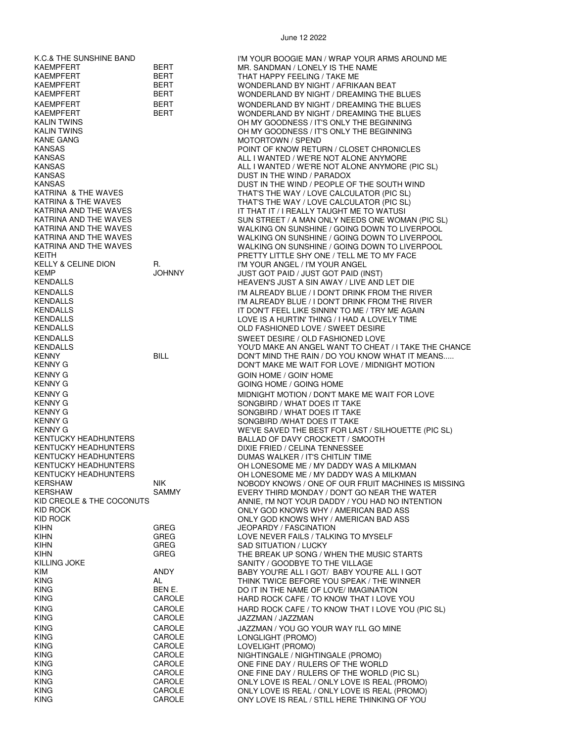June 12 2022

| | | |
|---|---|---|
| K.C.& THE SUNSHINE BAND | | I'M YOUR BOOGIE MAN / WRAP YOUR ARMS AROUND ME |
| KAEMPFERT | BERT | MR. SANDMAN / LONELY IS THE NAME |
| KAEMPFERT | BERT | THAT HAPPY FEELING / TAKE ME |
| KAEMPFERT | BERT | WONDERLAND BY NIGHT / AFRIKAAN BEAT |
| KAEMPFERT | BERT | WONDERLAND BY NIGHT / DREAMING THE BLUES |
| KAEMPFERT | BERT | WONDERLAND BY NIGHT / DREAMING THE BLUES |
| KAEMPFERT | BERT | WONDERLAND BY NIGHT / DREAMING THE BLUES |
| KALIN TWINS | | OH MY GOODNESS / IT'S ONLY THE BEGINNING |
| KALIN TWINS | | OH MY GOODNESS / IT'S ONLY THE BEGINNING |
| KANE GANG | | MOTORTOWN / SPEND |
| KANSAS | | POINT OF KNOW RETURN / CLOSET CHRONICLES |
| KANSAS | | ALL I WANTED / WE'RE NOT ALONE ANYMORE |
| KANSAS | | ALL I WANTED / WE'RE NOT ALONE ANYMORE (PIC SL) |
| KANSAS | | DUST IN THE WIND / PARADOX |
| KANSAS | | DUST IN THE WIND / PEOPLE OF THE SOUTH WIND |
| KATRINA & THE WAVES | | THAT'S THE WAY / LOVE CALCULATOR (PIC SL) |
| KATRINA & THE WAVES | | THAT'S THE WAY / LOVE CALCULATOR (PIC SL) |
| KATRINA AND THE WAVES | | IT THAT IT / I REALLY TAUGHT ME TO WATUSI |
| KATRINA AND THE WAVES | | SUN STREET / A MAN ONLY NEEDS ONE WOMAN (PIC SL) |
| KATRINA AND THE WAVES | | WALKING ON SUNSHINE / GOING DOWN TO LIVERPOOL |
| KATRINA AND THE WAVES | | WALKING ON SUNSHINE / GOING DOWN TO LIVERPOOL |
| KATRINA AND THE WAVES | | WALKING ON SUNSHINE / GOING DOWN TO LIVERPOOL |
| KEITH | | PRETTY LITTLE SHY ONE / TELL ME TO MY FACE |
| KELLY & CELINE DION | R. | I'M YOUR ANGEL / I'M YOUR ANGEL |
| KEMP | JOHNNY | JUST GOT PAID / JUST GOT PAID (INST) |
| KENDALLS | | HEAVEN'S JUST A SIN AWAY / LIVE AND LET DIE |
| KENDALLS | | I'M ALREADY BLUE / I DON'T DRINK FROM THE RIVER |
| KENDALLS | | I'M ALREADY BLUE / I DON'T DRINK FROM THE RIVER |
| KENDALLS | | IT DON'T FEEL LIKE SINNIN' TO ME / TRY ME AGAIN |
| KENDALLS | | LOVE IS A HURTIN' THING / I HAD A LOVELY TIME |
| KENDALLS | | OLD FASHIONED LOVE / SWEET DESIRE |
| KENDALLS | | SWEET DESIRE / OLD FASHIONED LOVE |
| KENDALLS | | YOU'D MAKE AN ANGEL WANT TO CHEAT / I TAKE THE CHANCE |
| KENNY | BILL | DON'T MIND THE RAIN / DO YOU KNOW WHAT IT MEANS..... |
| KENNY G | | DON'T MAKE ME WAIT FOR LOVE / MIDNIGHT MOTION |
| KENNY G | | GOIN HOME / GOIN' HOME |
| KENNY G | | GOING HOME / GOING HOME |
| KENNY G | | MIDNIGHT MOTION / DON'T MAKE ME WAIT FOR LOVE |
| KENNY G | | SONGBIRD / WHAT DOES IT TAKE |
| KENNY G | | SONGBIRD / WHAT DOES IT TAKE |
| KENNY G | | SONGBIRD /WHAT DOES IT TAKE |
| KENNY G | | WE'VE SAVED THE BEST FOR LAST / SILHOUETTE (PIC SL) |
| KENTUCKY HEADHUNTERS | | BALLAD OF DAVY CROCKETT / SMOOTH |
| KENTUCKY HEADHUNTERS | | DIXIE FRIED / CELINA TENNESSEE |
| KENTUCKY HEADHUNTERS | | DUMAS WALKER / IT'S CHITLIN' TIME |
| KENTUCKY HEADHUNTERS | | OH LONESOME ME / MY DADDY WAS A MILKMAN |
| KENTUCKY HEADHUNTERS | | OH LONESOME ME / MY DADDY WAS A MILKMAN |
| KERSHAW | NIK | NOBODY KNOWS / ONE OF OUR FRUIT MACHINES IS MISSING |
| KERSHAW | SAMMY | EVERY THIRD MONDAY / DON'T GO NEAR THE WATER |
| KID CREOLE & THE COCONUTS | | ANNIE, I'M NOT YOUR DADDY / YOU HAD NO INTENTION |
| KID ROCK | | ONLY GOD KNOWS WHY / AMERICAN BAD ASS |
| KID ROCK | | ONLY GOD KNOWS WHY / AMERICAN BAD ASS |
| KIHN | GREG | JEOPARDY / FASCINATION |
| KIHN | GREG | LOVE NEVER FAILS / TALKING TO MYSELF |
| KIHN | GREG | SAD SITUATION / LUCKY |
| KIHN | GREG | THE BREAK UP SONG / WHEN THE MUSIC STARTS |
| KILLING JOKE | | SANITY / GOODBYE TO THE VILLAGE |
| KIM | ANDY | BABY YOU'RE ALL I GOT/ BABY YOU'RE ALL I GOT |
| KING | AL | THINK TWICE BEFORE YOU SPEAK / THE WINNER |
| KING | BEN E. | DO IT IN THE NAME OF LOVE/ IMAGINATION |
| KING | CAROLE | HARD ROCK CAFE / TO KNOW THAT I LOVE YOU |
| KING | CAROLE | HARD ROCK CAFE / TO KNOW THAT I LOVE YOU (PIC SL) |
| KING | CAROLE | JAZZMAN / JAZZMAN |
| KING | CAROLE | JAZZMAN / YOU GO YOUR WAY I'LL GO MINE |
| KING | CAROLE | LONGLIGHT (PROMO) |
| KING | CAROLE | LOVELIGHT (PROMO) |
| KING | CAROLE | NIGHTINGALE / NIGHTINGALE (PROMO) |
| KING | CAROLE | ONE FINE DAY / RULERS OF THE WORLD |
| KING | CAROLE | ONE FINE DAY / RULERS OF THE WORLD (PIC SL) |
| KING | CAROLE | ONLY LOVE IS REAL / ONLY LOVE IS REAL (PROMO) |
| KING | CAROLE | ONLY LOVE IS REAL / ONLY LOVE IS REAL (PROMO) |
| KING | CAROLE | ONY LOVE IS REAL / STILL HERE THINKING OF YOU |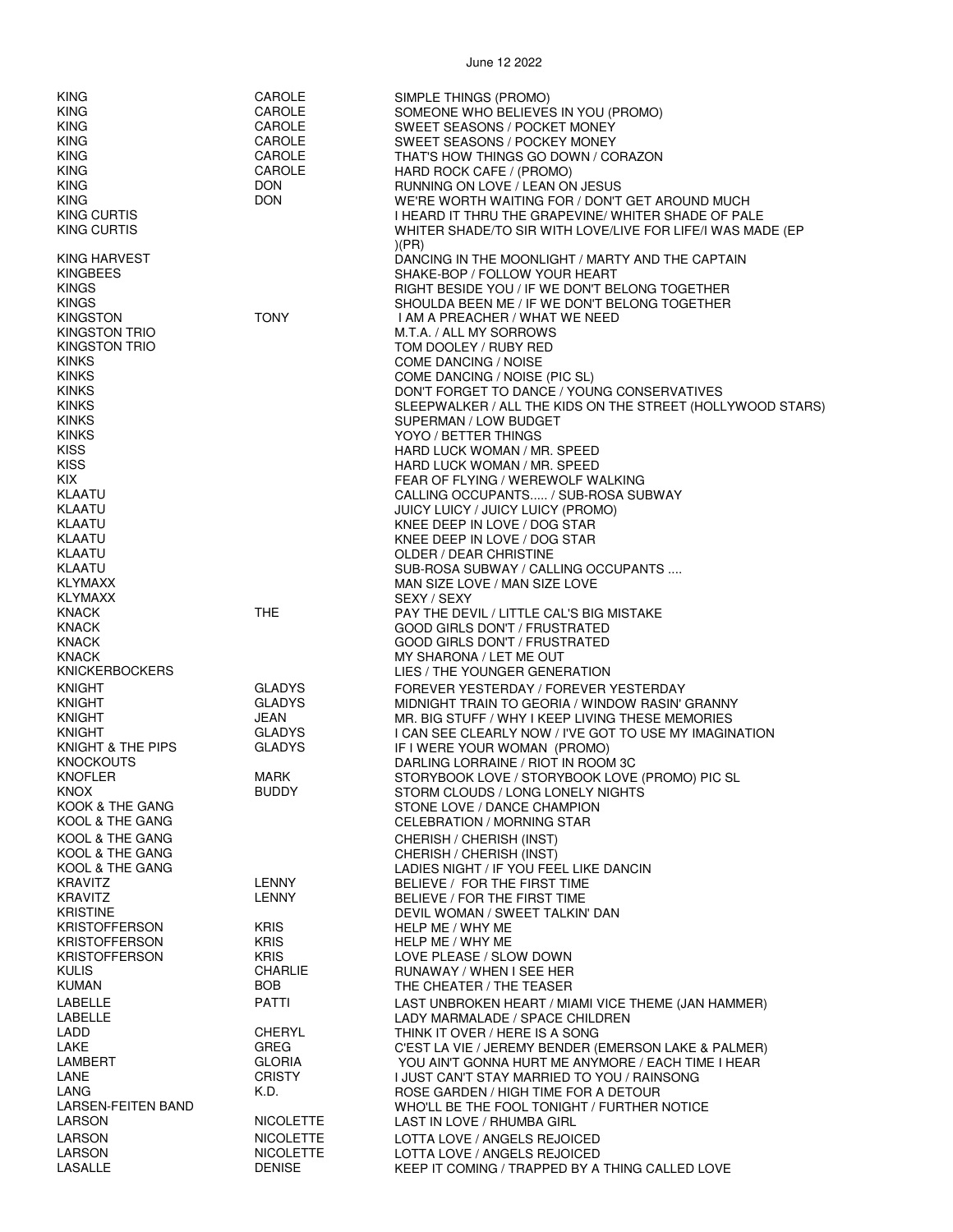June 12 2022

| | | |
|---|---|---|
| KING | CAROLE | SIMPLE THINGS (PROMO) |
| KING | CAROLE | SOMEONE WHO BELIEVES IN YOU (PROMO) |
| KING | CAROLE | SWEET SEASONS / POCKET MONEY |
| KING | CAROLE | SWEET SEASONS / POCKEY MONEY |
| KING | CAROLE | THAT'S HOW THINGS GO DOWN / CORAZON |
| KING | CAROLE | HARD ROCK CAFE / (PROMO) |
| KING | DON | RUNNING ON LOVE / LEAN ON JESUS |
| KING | DON | WE'RE WORTH WAITING FOR / DON'T GET AROUND MUCH |
| KING CURTIS | | I HEARD IT THRU THE GRAPEVINE/ WHITER SHADE OF PALE |
| KING CURTIS | | WHITER SHADE/TO SIR WITH LOVE/LIVE FOR LIFE/I WAS MADE (EP )(PR) |
| KING HARVEST | | DANCING IN THE MOONLIGHT / MARTY AND THE CAPTAIN |
| KINGBEES | | SHAKE-BOP / FOLLOW YOUR HEART |
| KINGS | | RIGHT BESIDE YOU / IF WE DON'T BELONG TOGETHER |
| KINGS | | SHOULDA BEEN ME / IF WE DON'T BELONG TOGETHER |
| KINGSTON | TONY | I AM A PREACHER / WHAT WE NEED |
| KINGSTON TRIO | | M.T.A. / ALL MY SORROWS |
| KINGSTON TRIO | | TOM DOOLEY / RUBY RED |
| KINKS | | COME DANCING / NOISE |
| KINKS | | COME DANCING / NOISE (PIC SL) |
| KINKS | | DON'T FORGET TO DANCE / YOUNG CONSERVATIVES |
| KINKS | | SLEEPWALKER / ALL THE KIDS ON THE STREET (HOLLYWOOD STARS) |
| KINKS | | SUPERMAN / LOW BUDGET |
| KINKS | | YOYO / BETTER THINGS |
| KISS | | HARD LUCK WOMAN / MR. SPEED |
| KISS | | HARD LUCK WOMAN / MR. SPEED |
| KIX | | FEAR OF FLYING / WEREWOLF WALKING |
| KLAATU | | CALLING OCCUPANTS..... / SUB-ROSA SUBWAY |
| KLAATU | | JUICY LUICY / JUICY LUICY (PROMO) |
| KLAATU | | KNEE DEEP IN LOVE / DOG STAR |
| KLAATU | | KNEE DEEP IN LOVE / DOG STAR |
| KLAATU | | OLDER / DEAR CHRISTINE |
| KLAATU | | SUB-ROSA SUBWAY / CALLING OCCUPANTS .... |
| KLYMAXX | | MAN SIZE LOVE / MAN SIZE LOVE |
| KLYMAXX | | SEXY / SEXY |
| KNACK | THE | PAY THE DEVIL / LITTLE CAL'S BIG MISTAKE |
| KNACK | | GOOD GIRLS DON'T / FRUSTRATED |
| KNACK | | GOOD GIRLS DON'T / FRUSTRATED |
| KNACK | | MY SHARONA / LET ME OUT |
| KNICKERBOCKERS | | LIES / THE YOUNGER GENERATION |
| KNIGHT | GLADYS | FOREVER YESTERDAY / FOREVER YESTERDAY |
| KNIGHT | GLADYS | MIDNIGHT TRAIN TO GEORIA / WINDOW RASIN' GRANNY |
| KNIGHT | JEAN | MR. BIG STUFF / WHY I KEEP LIVING THESE MEMORIES |
| KNIGHT | GLADYS | I CAN SEE CLEARLY NOW / I'VE GOT TO USE MY IMAGINATION |
| KNIGHT & THE PIPS | GLADYS | IF I WERE YOUR WOMAN (PROMO) |
| KNOCKOUTS | | DARLING LORRAINE / RIOT IN ROOM 3C |
| KNOFLER | MARK | STORYBOOK LOVE / STORYBOOK LOVE (PROMO) PIC SL |
| KNOX | BUDDY | STORM CLOUDS / LONG LONELY NIGHTS |
| KOOK & THE GANG | | STONE LOVE / DANCE CHAMPION |
| KOOL & THE GANG | | CELEBRATION / MORNING STAR |
| KOOL & THE GANG | | CHERISH / CHERISH (INST) |
| KOOL & THE GANG | | CHERISH / CHERISH (INST) |
| KOOL & THE GANG | | LADIES NIGHT / IF YOU FEEL LIKE DANCIN |
| KRAVITZ | LENNY | BELIEVE / FOR THE FIRST TIME |
| KRAVITZ | LENNY | BELIEVE / FOR THE FIRST TIME |
| KRISTINE | | DEVIL WOMAN / SWEET TALKIN' DAN |
| KRISTOFFERSON | KRIS | HELP ME / WHY ME |
| KRISTOFFERSON | KRIS | HELP ME / WHY ME |
| KRISTOFFERSON | KRIS | LOVE PLEASE / SLOW DOWN |
| KULIS | CHARLIE | RUNAWAY / WHEN I SEE HER |
| KUMAN | BOB | THE CHEATER / THE TEASER |
| LABELLE | PATTI | LAST UNBROKEN HEART / MIAMI VICE THEME (JAN HAMMER) |
| LABELLE | | LADY MARMALADE / SPACE CHILDREN |
| LADD | CHERYL | THINK IT OVER / HERE IS A SONG |
| LAKE | GREG | C'EST LA VIE / JEREMY BENDER (EMERSON LAKE & PALMER) |
| LAMBERT | GLORIA | YOU AIN'T GONNA HURT ME ANYMORE / EACH TIME I HEAR |
| LANE | CRISTY | I JUST CAN'T STAY MARRIED TO YOU / RAINSONG |
| LANG | K.D. | ROSE GARDEN / HIGH TIME FOR A DETOUR |
| LARSEN-FEITEN BAND | | WHO'LL BE THE FOOL TONIGHT / FURTHER NOTICE |
| LARSON | NICOLETTE | LAST IN LOVE / RHUMBA GIRL |
| LARSON | NICOLETTE | LOTTA LOVE / ANGELS REJOICED |
| LARSON | NICOLETTE | LOTTA LOVE / ANGELS REJOICED |
| LASALLE | DENISE | KEEP IT COMING / TRAPPED BY A THING CALLED LOVE |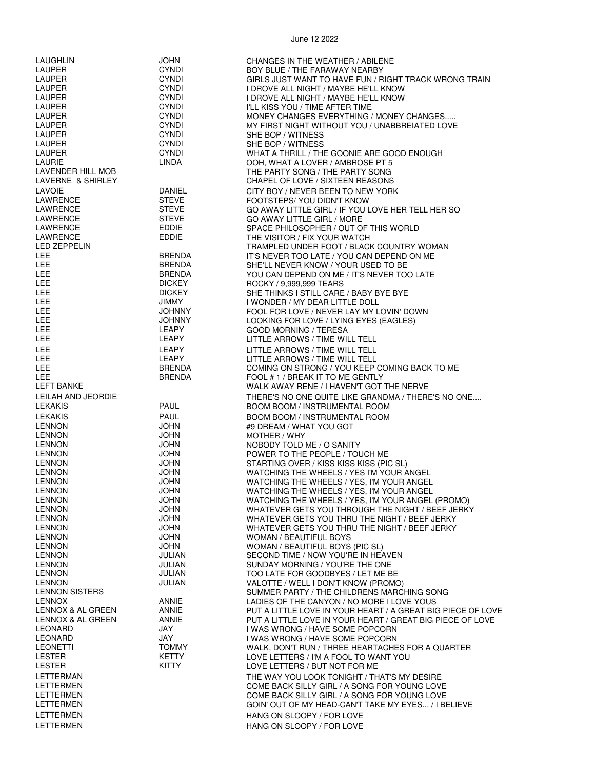| | | |
|---|---|---|
| LAUGHLIN | JOHN | CHANGES IN THE WEATHER / ABILENE |
| LAUPER | CYNDI | BOY BLUE / THE FARAWAY NEARBY |
| LAUPER | CYNDI | GIRLS JUST WANT TO HAVE FUN / RIGHT TRACK WRONG TRAIN |
| LAUPER | CYNDI | I DROVE ALL NIGHT / MAYBE HE'LL KNOW |
| LAUPER | CYNDI | I DROVE ALL NIGHT / MAYBE HE'LL KNOW |
| LAUPER | CYNDI | I'LL KISS YOU / TIME AFTER TIME |
| LAUPER | CYNDI | MONEY CHANGES EVERYTHING / MONEY CHANGES..... |
| LAUPER | CYNDI | MY FIRST NIGHT WITHOUT YOU / UNABBREIATED LOVE |
| LAUPER | CYNDI | SHE BOP / WITNESS |
| LAUPER | CYNDI | SHE BOP / WITNESS |
| LAUPER | CYNDI | WHAT A THRILL / THE GOONIE ARE GOOD ENOUGH |
| LAURIE | LINDA | OOH, WHAT A LOVER / AMBROSE PT 5 |
| LAVENDER HILL MOB | | THE PARTY SONG / THE PARTY SONG |
| LAVERNE & SHIRLEY | | CHAPEL OF LOVE / SIXTEEN REASONS |
| LAVOIE | DANIEL | CITY BOY / NEVER BEEN TO NEW YORK |
| LAWRENCE | STEVE | FOOTSTEPS/ YOU DIDN'T KNOW |
| LAWRENCE | STEVE | GO AWAY LITTLE GIRL / IF YOU LOVE HER TELL HER SO |
| LAWRENCE | STEVE | GO AWAY LITTLE GIRL / MORE |
| LAWRENCE | EDDIE | SPACE PHILOSOPHER / OUT OF THIS WORLD |
| LAWRENCE | EDDIE | THE VISITOR / FIX YOUR WATCH |
| LED ZEPPELIN | | TRAMPLED UNDER FOOT / BLACK COUNTRY WOMAN |
| LEE | BRENDA | IT'S NEVER TOO LATE / YOU CAN DEPEND ON ME |
| LEE | BRENDA | SHE'LL NEVER KNOW / YOUR USED TO BE |
| LEE | BRENDA | YOU CAN DEPEND ON ME / IT'S NEVER TOO LATE |
| LEE | DICKEY | ROCKY / 9,999,999 TEARS |
| LEE | DICKEY | SHE THINKS I STILL CARE / BABY BYE BYE |
| LEE | JIMMY | I WONDER / MY DEAR LITTLE DOLL |
| LEE | JOHNNY | FOOL FOR LOVE / NEVER LAY MY LOVIN' DOWN |
| LEE | JOHNNY | LOOKING FOR LOVE / LYING EYES (EAGLES) |
| LEE | LEAPY | GOOD MORNING / TERESA |
| LEE | LEAPY | LITTLE ARROWS / TIME WILL TELL |
| LEE | LEAPY | LITTLE ARROWS / TIME WILL TELL |
| LEE | LEAPY | LITTLE ARROWS / TIME WILL TELL |
| LEE | BRENDA | COMING ON STRONG / YOU KEEP COMING BACK TO ME |
| LEE | BRENDA | FOOL # 1 / BREAK IT TO ME GENTLY |
| LEFT BANKE | | WALK AWAY RENE / I HAVEN'T GOT THE NERVE |
| LEILAH AND JEORDIE | | THERE'S NO ONE QUITE LIKE GRANDMA / THERE'S NO ONE.... |
| LEKAKIS | PAUL | BOOM BOOM / INSTRUMENTAL ROOM |
| LEKAKIS | PAUL | BOOM BOOM / INSTRUMENTAL ROOM |
| LENNON | JOHN | #9 DREAM / WHAT YOU GOT |
| LENNON | JOHN | MOTHER / WHY |
| LENNON | JOHN | NOBODY TOLD ME / O SANITY |
| LENNON | JOHN | POWER TO THE PEOPLE / TOUCH ME |
| LENNON | JOHN | STARTING OVER / KISS KISS KISS (PIC SL) |
| LENNON | JOHN | WATCHING THE WHEELS / YES I'M YOUR ANGEL |
| LENNON | JOHN | WATCHING THE WHEELS / YES, I'M YOUR ANGEL |
| LENNON | JOHN | WATCHING THE WHEELS / YES, I'M YOUR ANGEL |
| LENNON | JOHN | WATCHING THE WHEELS / YES, I'M YOUR ANGEL (PROMO) |
| LENNON | JOHN | WHATEVER GETS YOU THROUGH THE NIGHT / BEEF JERKY |
| LENNON | JOHN | WHATEVER GETS YOU THRU THE NIGHT / BEEF JERKY |
| LENNON | JOHN | WHATEVER GETS YOU THRU THE NIGHT / BEEF JERKY |
| LENNON | JOHN | WOMAN / BEAUTIFUL BOYS |
| LENNON | JOHN | WOMAN / BEAUTIFUL BOYS (PIC SL) |
| LENNON | JULIAN | SECOND TIME / NOW YOU'RE IN HEAVEN |
| LENNON | JULIAN | SUNDAY MORNING / YOU'RE THE ONE |
| LENNON | JULIAN | TOO LATE FOR GOODBYES / LET ME BE |
| LENNON | JULIAN | VALOTTE / WELL I DON'T KNOW (PROMO) |
| LENNON SISTERS | | SUMMER PARTY / THE CHILDRENS MARCHING SONG |
| LENNOX | ANNIE | LADIES OF THE CANYON / NO MORE I LOVE YOUS |
| LENNOX & AL GREEN | ANNIE | PUT A LITTLE LOVE IN YOUR HEART / A GREAT BIG PIECE OF LOVE |
| LENNOX & AL GREEN | ANNIE | PUT A LITTLE LOVE IN YOUR HEART / GREAT BIG PIECE OF LOVE |
| LEONARD | JAY | I WAS WRONG / HAVE SOME POPCORN |
| LEONARD | JAY | I WAS WRONG / HAVE SOME POPCORN |
| LEONETTI | TOMMY | WALK, DON'T RUN / THREE HEARTACHES FOR A QUARTER |
| LESTER | KETTY | LOVE LETTERS / I'M A FOOL TO WANT YOU |
| LESTER | KITTY | LOVE LETTERS / BUT NOT FOR ME |
| LETTERMAN | | THE WAY YOU LOOK TONIGHT / THAT'S MY DESIRE |
| LETTERMEN | | COME BACK SILLY GIRL / A SONG FOR YOUNG LOVE |
| LETTERMEN | | COME BACK SILLY GIRL / A SONG FOR YOUNG LOVE |
| LETTERMEN | | GOIN' OUT OF MY HEAD-CAN'T TAKE MY EYES... / I BELIEVE |
| LETTERMEN | | HANG ON SLOOPY / FOR LOVE |
| LETTERMEN | | HANG ON SLOOPY / FOR LOVE |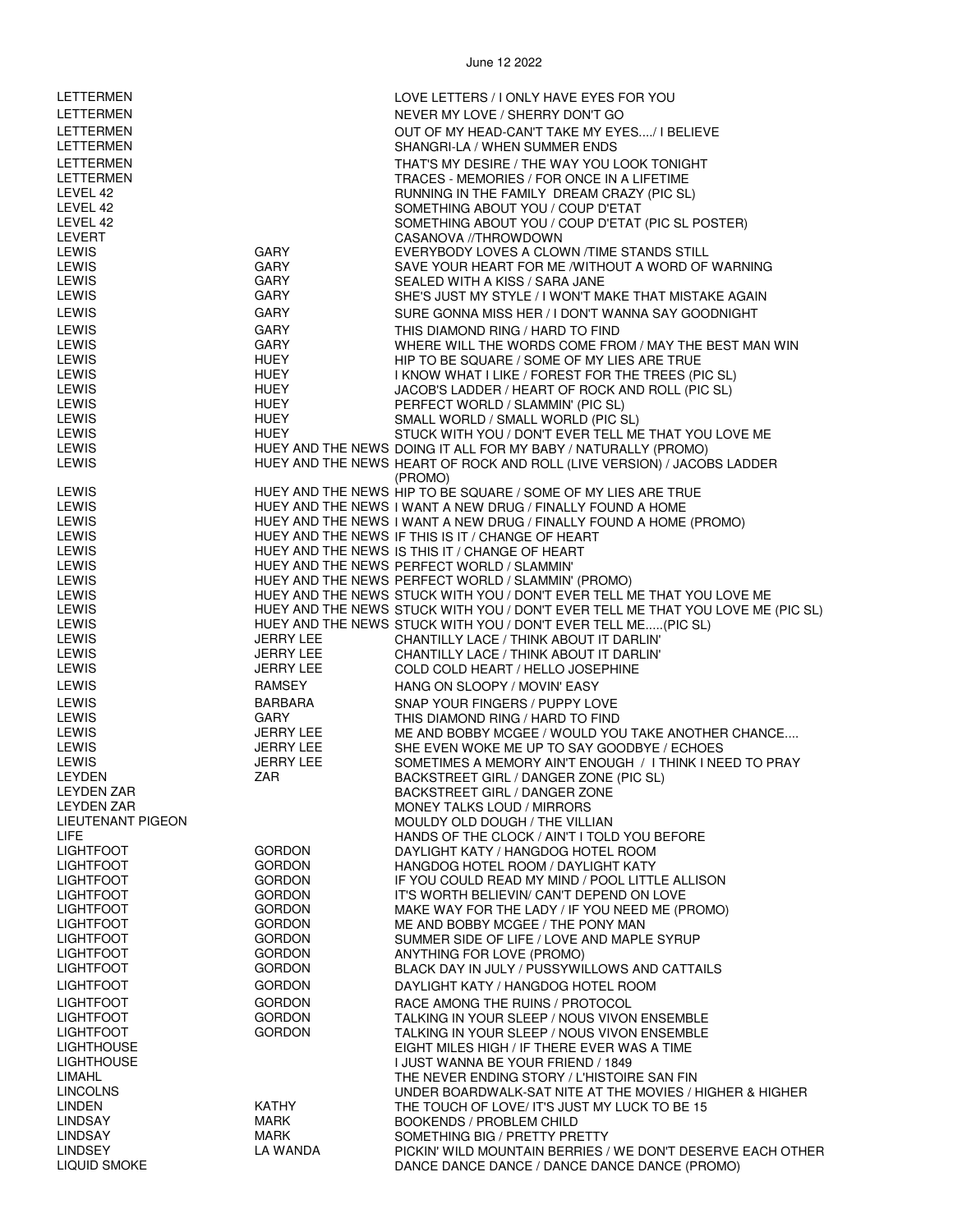| | | |
|---|---|---|
| LETTERMEN | | LOVE LETTERS / I ONLY HAVE EYES FOR YOU |
| LETTERMEN | | NEVER MY LOVE / SHERRY DON'T GO |
| LETTERMEN | | OUT OF MY HEAD-CAN'T TAKE MY EYES..../ I BELIEVE |
| LETTERMEN | | SHANGRI-LA / WHEN SUMMER ENDS |
| LETTERMEN | | THAT'S MY DESIRE / THE WAY YOU LOOK TONIGHT |
| LETTERMEN | | TRACES - MEMORIES / FOR ONCE IN A LIFETIME |
| LEVEL 42 | | RUNNING IN THE FAMILY DREAM CRAZY (PIC SL) |
| LEVEL 42 | | SOMETHING ABOUT YOU / COUP D'ETAT |
| LEVEL 42 | | SOMETHING ABOUT YOU / COUP D'ETAT (PIC SL POSTER) |
| LEVERT | | CASANOVA //THROWDOWN |
| LEWIS | GARY | EVERYBODY LOVES A CLOWN /TIME STANDS STILL |
| LEWIS | GARY | SAVE YOUR HEART FOR ME /WITHOUT A WORD OF WARNING |
| LEWIS | GARY | SEALED WITH A KISS / SARA JANE |
| LEWIS | GARY | SHE'S JUST MY STYLE / I WON'T MAKE THAT MISTAKE AGAIN |
| LEWIS | GARY | SURE GONNA MISS HER / I DON'T WANNA SAY GOODNIGHT |
| LEWIS | GARY | THIS DIAMOND RING / HARD TO FIND |
| LEWIS | GARY | WHERE WILL THE WORDS COME FROM / MAY THE BEST MAN WIN |
| LEWIS | HUEY | HIP TO BE SQUARE / SOME OF MY LIES ARE TRUE |
| LEWIS | HUEY | I KNOW WHAT I LIKE / FOREST FOR THE TREES (PIC SL) |
| LEWIS | HUEY | JACOB'S LADDER / HEART OF ROCK AND ROLL (PIC SL) |
| LEWIS | HUEY | PERFECT WORLD / SLAMMIN' (PIC SL) |
| LEWIS | HUEY | SMALL WORLD / SMALL WORLD (PIC SL) |
| LEWIS | HUEY | STUCK WITH YOU / DON'T EVER TELL ME THAT YOU LOVE ME |
| LEWIS | HUEY AND THE NEWS | DOING IT ALL FOR MY BABY / NATURALLY (PROMO) |
| LEWIS | HUEY AND THE NEWS | HEART OF ROCK AND ROLL (LIVE VERSION) / JACOBS LADDER (PROMO) |
| LEWIS | HUEY AND THE NEWS | HIP TO BE SQUARE / SOME OF MY LIES ARE TRUE |
| LEWIS | HUEY AND THE NEWS | I WANT A NEW DRUG / FINALLY FOUND A HOME |
| LEWIS | HUEY AND THE NEWS | I WANT A NEW DRUG / FINALLY FOUND A HOME (PROMO) |
| LEWIS | HUEY AND THE NEWS | IF THIS IS IT / CHANGE OF HEART |
| LEWIS | HUEY AND THE NEWS | IS THIS IT / CHANGE OF HEART |
| LEWIS | HUEY AND THE NEWS | PERFECT WORLD / SLAMMIN' |
| LEWIS | HUEY AND THE NEWS | PERFECT WORLD / SLAMMIN' (PROMO) |
| LEWIS | HUEY AND THE NEWS | STUCK WITH YOU / DON'T EVER TELL ME THAT YOU LOVE ME |
| LEWIS | HUEY AND THE NEWS | STUCK WITH YOU / DON'T EVER TELL ME THAT YOU LOVE ME (PIC SL) |
| LEWIS | HUEY AND THE NEWS | STUCK WITH YOU / DON'T EVER TELL ME.....(PIC SL) |
| LEWIS | JERRY LEE | CHANTILLY LACE / THINK ABOUT IT DARLIN' |
| LEWIS | JERRY LEE | CHANTILLY LACE / THINK ABOUT IT DARLIN' |
| LEWIS | JERRY LEE | COLD COLD HEART / HELLO JOSEPHINE |
| LEWIS | RAMSEY | HANG ON SLOOPY / MOVIN' EASY |
| LEWIS | BARBARA | SNAP YOUR FINGERS / PUPPY LOVE |
| LEWIS | GARY | THIS DIAMOND RING / HARD TO FIND |
| LEWIS | JERRY LEE | ME AND BOBBY MCGEE / WOULD YOU TAKE ANOTHER CHANCE.... |
| LEWIS | JERRY LEE | SHE EVEN WOKE ME UP TO SAY GOODBYE / ECHOES |
| LEWIS | JERRY LEE | SOMETIMES A MEMORY AIN'T ENOUGH / I THINK I NEED TO PRAY |
| LEYDEN | ZAR | BACKSTREET GIRL / DANGER ZONE (PIC SL) |
| LEYDEN ZAR | | BACKSTREET GIRL / DANGER ZONE |
| LEYDEN ZAR | | MONEY TALKS LOUD / MIRRORS |
| LIEUTENANT PIGEON | | MOULDY OLD DOUGH / THE VILLIAN |
| LIFE | | HANDS OF THE CLOCK / AIN'T I TOLD YOU BEFORE |
| LIGHTFOOT | GORDON | DAYLIGHT KATY / HANGDOG HOTEL ROOM |
| LIGHTFOOT | GORDON | HANGDOG HOTEL ROOM / DAYLIGHT KATY |
| LIGHTFOOT | GORDON | IF YOU COULD READ MY MIND / POOL LITTLE ALLISON |
| LIGHTFOOT | GORDON | IT'S WORTH BELIEVIN/ CAN'T DEPEND ON LOVE |
| LIGHTFOOT | GORDON | MAKE WAY FOR THE LADY / IF YOU NEED ME (PROMO) |
| LIGHTFOOT | GORDON | ME AND BOBBY MCGEE / THE PONY MAN |
| LIGHTFOOT | GORDON | SUMMER SIDE OF LIFE / LOVE AND MAPLE SYRUP |
| LIGHTFOOT | GORDON | ANYTHING FOR LOVE (PROMO) |
| LIGHTFOOT | GORDON | BLACK DAY IN JULY / PUSSYWILLOWS AND CATTAILS |
| LIGHTFOOT | GORDON | DAYLIGHT KATY / HANGDOG HOTEL ROOM |
| LIGHTFOOT | GORDON | RACE AMONG THE RUINS / PROTOCOL |
| LIGHTFOOT | GORDON | TALKING IN YOUR SLEEP / NOUS VIVON ENSEMBLE |
| LIGHTFOOT | GORDON | TALKING IN YOUR SLEEP / NOUS VIVON ENSEMBLE |
| LIGHTHOUSE | | EIGHT MILES HIGH / IF THERE EVER WAS A TIME |
| LIGHTHOUSE | | I JUST WANNA BE YOUR FRIEND / 1849 |
| LIMAHL | | THE NEVER ENDING STORY / L'HISTOIRE SAN FIN |
| LINCOLNS | | UNDER BOARDWALK-SAT NITE AT THE MOVIES / HIGHER & HIGHER |
| LINDEN | KATHY | THE TOUCH OF LOVE/ IT'S JUST MY LUCK TO BE 15 |
| LINDSAY | MARK | BOOKENDS / PROBLEM CHILD |
| LINDSAY | MARK | SOMETHING BIG / PRETTY PRETTY |
| LINDSEY | LA WANDA | PICKIN' WILD MOUNTAIN BERRIES / WE DON'T DESERVE EACH OTHER |
| LIQUID SMOKE | | DANCE DANCE DANCE / DANCE DANCE DANCE (PROMO) |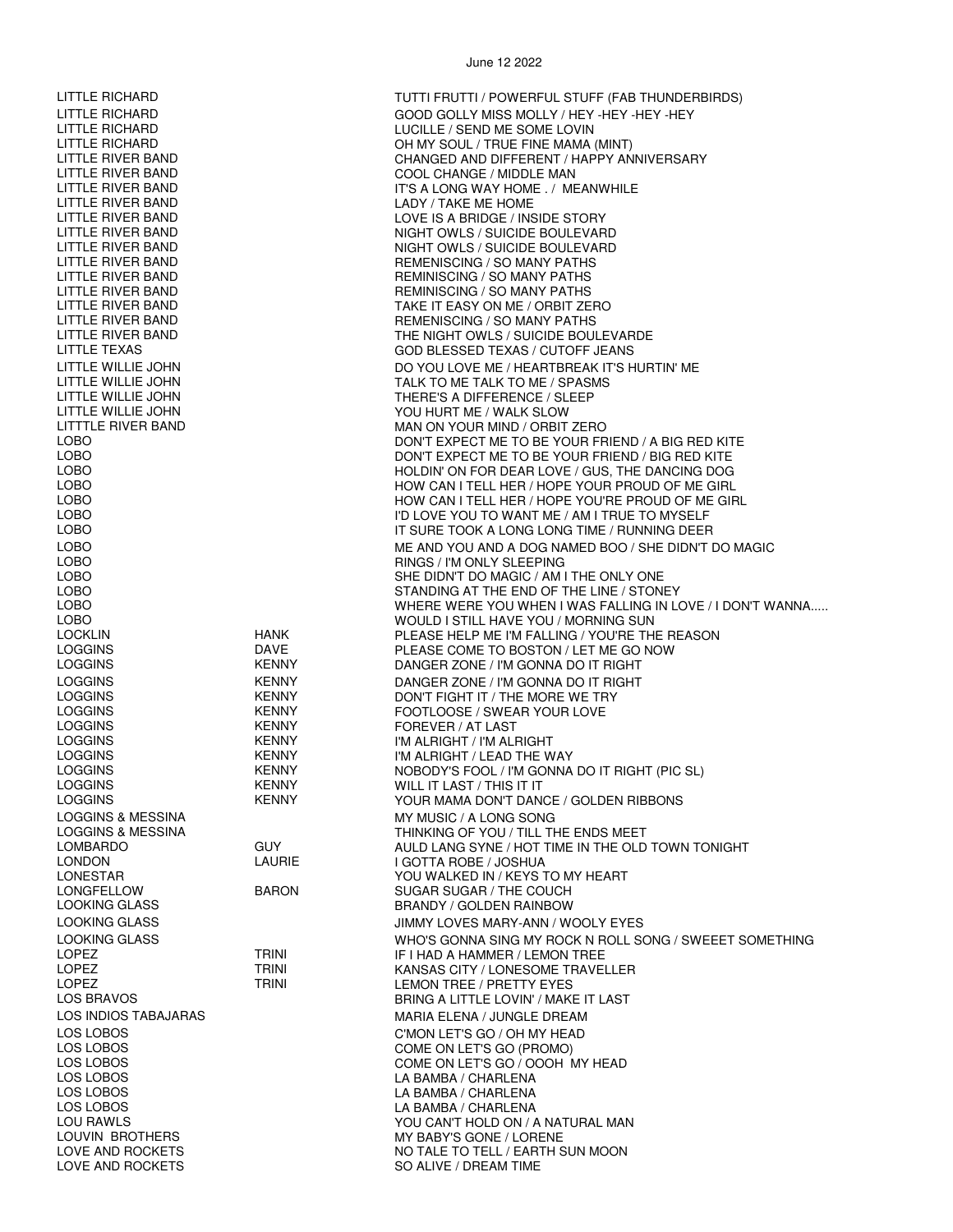June 12 2022

| | | |
|---|---|---|
| LITTLE RICHARD | | TUTTI FRUTTI / POWERFUL STUFF (FAB THUNDERBIRDS) |
| LITTLE RICHARD | | GOOD GOLLY MISS MOLLY / HEY -HEY -HEY -HEY |
| LITTLE RICHARD | | LUCILLE / SEND ME SOME LOVIN |
| LITTLE RICHARD | | OH MY SOUL / TRUE FINE MAMA (MINT) |
| LITTLE RIVER BAND | | CHANGED AND DIFFERENT / HAPPY ANNIVERSARY |
| LITTLE RIVER BAND | | COOL CHANGE / MIDDLE MAN |
| LITTLE RIVER BAND | | IT'S A LONG WAY HOME . / MEANWHILE |
| LITTLE RIVER BAND | | LADY / TAKE ME HOME |
| LITTLE RIVER BAND | | LOVE IS A BRIDGE / INSIDE STORY |
| LITTLE RIVER BAND | | NIGHT OWLS / SUICIDE BOULEVARD |
| LITTLE RIVER BAND | | NIGHT OWLS / SUICIDE BOULEVARD |
| LITTLE RIVER BAND | | REMENISCING / SO MANY PATHS |
| LITTLE RIVER BAND | | REMINISCING / SO MANY PATHS |
| LITTLE RIVER BAND | | REMINISCING / SO MANY PATHS |
| LITTLE RIVER BAND | | TAKE IT EASY ON ME / ORBIT ZERO |
| LITTLE RIVER BAND | | REMENISCING / SO MANY PATHS |
| LITTLE RIVER BAND | | THE NIGHT OWLS / SUICIDE BOULEVARDE |
| LITTLE TEXAS | | GOD BLESSED TEXAS / CUTOFF JEANS |
| LITTLE WILLIE JOHN | | DO YOU LOVE ME / HEARTBREAK IT'S HURTIN' ME |
| LITTLE WILLIE JOHN | | TALK TO ME TALK TO ME / SPASMS |
| LITTLE WILLIE JOHN | | THERE'S A DIFFERENCE / SLEEP |
| LITTLE WILLIE JOHN | | YOU HURT ME / WALK SLOW |
| LITTTLE RIVER BAND | | MAN ON YOUR MIND / ORBIT ZERO |
| LOBO | | DON'T EXPECT ME TO BE YOUR FRIEND / A BIG RED KITE |
| LOBO | | DON'T EXPECT ME TO BE YOUR FRIEND / BIG RED KITE |
| LOBO | | HOLDIN' ON FOR DEAR LOVE / GUS, THE DANCING DOG |
| LOBO | | HOW CAN I TELL HER / HOPE YOUR PROUD OF ME GIRL |
| LOBO | | HOW CAN I TELL HER / HOPE YOU'RE PROUD OF ME GIRL |
| LOBO | | I'D LOVE YOU TO WANT ME / AM I TRUE TO MYSELF |
| LOBO | | IT SURE TOOK A LONG LONG TIME / RUNNING DEER |
| LOBO | | ME AND YOU AND A DOG NAMED BOO / SHE DIDN'T DO MAGIC |
| LOBO | | RINGS / I'M ONLY SLEEPING |
| LOBO | | SHE DIDN'T DO MAGIC / AM I THE ONLY ONE |
| LOBO | | STANDING AT THE END OF THE LINE / STONEY |
| LOBO | | WHERE WERE YOU WHEN I WAS FALLING IN LOVE / I DON'T WANNA..... |
| LOBO | | WOULD I STILL HAVE YOU / MORNING SUN |
| LOCKLIN | HANK | PLEASE HELP ME I'M FALLING / YOU'RE THE REASON |
| LOGGINS | DAVE | PLEASE COME TO BOSTON / LET ME GO NOW |
| LOGGINS | KENNY | DANGER ZONE / I'M GONNA DO IT RIGHT |
| LOGGINS | KENNY | DANGER ZONE / I'M GONNA DO IT RIGHT |
| LOGGINS | KENNY | DON'T FIGHT IT / THE MORE WE TRY |
| LOGGINS | KENNY | FOOTLOOSE / SWEAR YOUR LOVE |
| LOGGINS | KENNY | FOREVER / AT LAST |
| LOGGINS | KENNY | I'M ALRIGHT / I'M ALRIGHT |
| LOGGINS | KENNY | I'M ALRIGHT / LEAD THE WAY |
| LOGGINS | KENNY | NOBODY'S FOOL / I'M GONNA DO IT RIGHT (PIC SL) |
| LOGGINS | KENNY | WILL IT LAST / THIS IT IT |
| LOGGINS | KENNY | YOUR MAMA DON'T DANCE / GOLDEN RIBBONS |
| LOGGINS & MESSINA | | MY MUSIC / A LONG SONG |
| LOGGINS & MESSINA | | THINKING OF YOU / TILL THE ENDS MEET |
| LOMBARDO | GUY | AULD LANG SYNE / HOT TIME IN THE OLD TOWN TONIGHT |
| LONDON | LAURIE | I GOTTA ROBE / JOSHUA |
| LONESTAR | | YOU WALKED IN / KEYS TO MY HEART |
| LONGFELLOW | BARON | SUGAR SUGAR / THE COUCH |
| LOOKING GLASS | | BRANDY / GOLDEN RAINBOW |
| LOOKING GLASS | | JIMMY LOVES MARY-ANN / WOOLY EYES |
| LOOKING GLASS | | WHO'S GONNA SING MY ROCK N ROLL SONG / SWEEET SOMETHING |
| LOPEZ | TRINI | IF I HAD A HAMMER / LEMON TREE |
| LOPEZ | TRINI | KANSAS CITY / LONESOME TRAVELLER |
| LOPEZ | TRINI | LEMON TREE / PRETTY EYES |
| LOS BRAVOS | | BRING A LITTLE LOVIN' / MAKE IT LAST |
| LOS INDIOS TABAJARAS | | MARIA ELENA / JUNGLE DREAM |
| LOS LOBOS | | C'MON LET'S GO / OH MY HEAD |
| LOS LOBOS | | COME ON LET'S GO (PROMO) |
| LOS LOBOS | | COME ON LET'S GO / OOOH MY HEAD |
| LOS LOBOS | | LA BAMBA / CHARLENA |
| LOS LOBOS | | LA BAMBA / CHARLENA |
| LOS LOBOS | | LA BAMBA / CHARLENA |
| LOU RAWLS | | YOU CAN'T HOLD ON / A NATURAL MAN |
| LOUVIN BROTHERS | | MY BABY'S GONE / LORENE |
| LOVE AND ROCKETS | | NO TALE TO TELL / EARTH SUN MOON |
| LOVE AND ROCKETS | | SO ALIVE / DREAM TIME |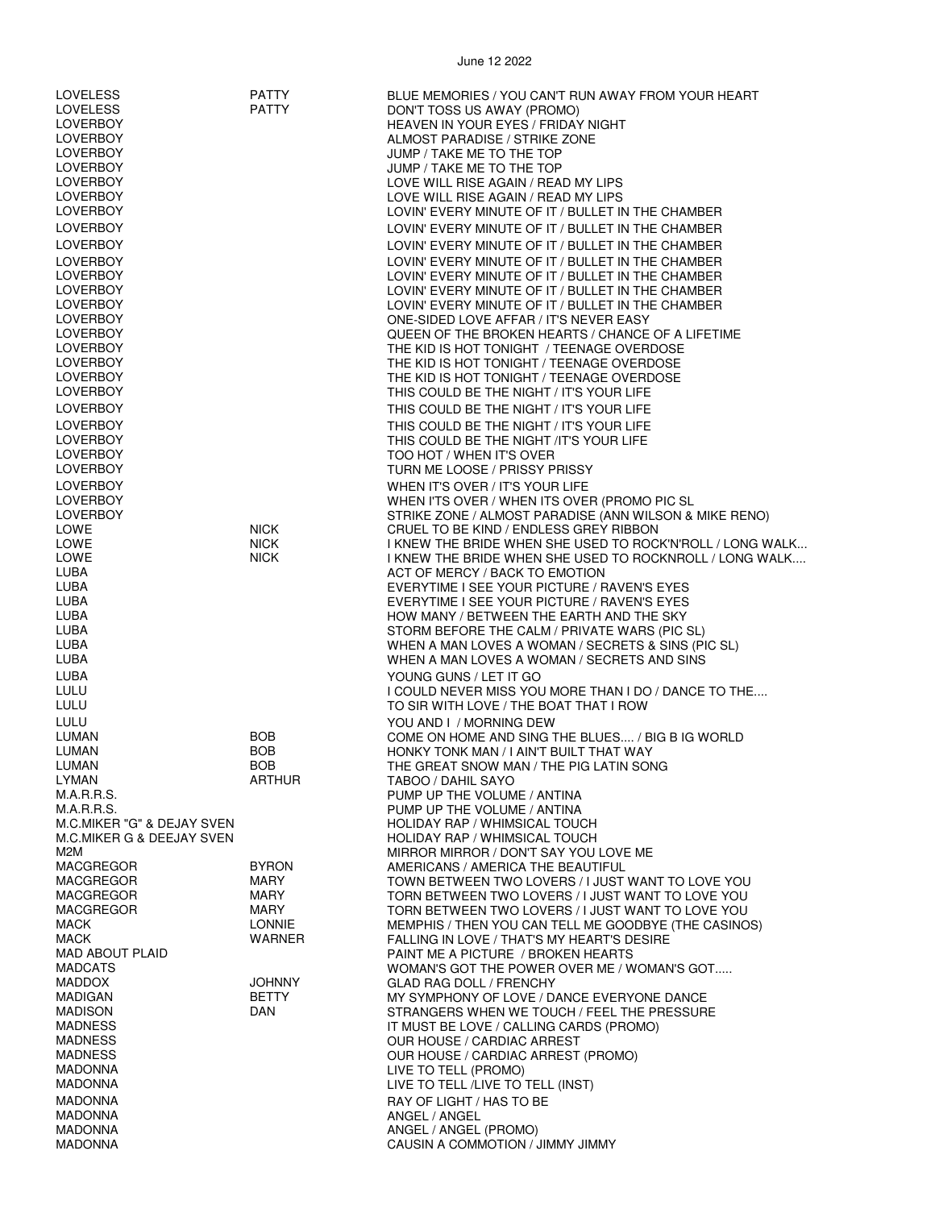| | | |
|---|---|---|
| LOVELESS | PATTY | BLUE MEMORIES / YOU CAN'T RUN AWAY FROM YOUR HEART |
| LOVELESS | PATTY | DON'T TOSS US AWAY (PROMO) |
| LOVERBOY | | HEAVEN IN YOUR EYES / FRIDAY NIGHT |
| LOVERBOY | | ALMOST PARADISE / STRIKE ZONE |
| LOVERBOY | | JUMP / TAKE ME TO THE TOP |
| LOVERBOY | | JUMP / TAKE ME TO THE TOP |
| LOVERBOY | | LOVE WILL RISE AGAIN / READ MY LIPS |
| LOVERBOY | | LOVE WILL RISE AGAIN / READ MY LIPS |
| LOVERBOY | | LOVIN' EVERY MINUTE OF IT / BULLET IN THE CHAMBER |
| LOVERBOY | | LOVIN' EVERY MINUTE OF IT / BULLET IN THE CHAMBER |
| LOVERBOY | | LOVIN' EVERY MINUTE OF IT / BULLET IN THE CHAMBER |
| LOVERBOY | | LOVIN' EVERY MINUTE OF IT / BULLET IN THE CHAMBER |
| LOVERBOY | | LOVIN' EVERY MINUTE OF IT / BULLET IN THE CHAMBER |
| LOVERBOY | | LOVIN' EVERY MINUTE OF IT / BULLET IN THE CHAMBER |
| LOVERBOY | | LOVIN' EVERY MINUTE OF IT / BULLET IN THE CHAMBER |
| LOVERBOY | | ONE-SIDED LOVE AFFAR / IT'S NEVER EASY |
| LOVERBOY | | QUEEN OF THE BROKEN HEARTS / CHANCE OF A LIFETIME |
| LOVERBOY | | THE KID IS HOT TONIGHT / TEENAGE OVERDOSE |
| LOVERBOY | | THE KID IS HOT TONIGHT / TEENAGE OVERDOSE |
| LOVERBOY | | THE KID IS HOT TONIGHT / TEENAGE OVERDOSE |
| LOVERBOY | | THIS COULD BE THE NIGHT / IT'S YOUR LIFE |
| LOVERBOY | | THIS COULD BE THE NIGHT / IT'S YOUR LIFE |
| LOVERBOY | | THIS COULD BE THE NIGHT / IT'S YOUR LIFE |
| LOVERBOY | | THIS COULD BE THE NIGHT /IT'S YOUR LIFE |
| LOVERBOY | | TOO HOT / WHEN IT'S OVER |
| LOVERBOY | | TURN ME LOOSE / PRISSY PRISSY |
| LOVERBOY | | WHEN IT'S OVER / IT'S YOUR LIFE |
| LOVERBOY | | WHEN I'TS OVER / WHEN ITS OVER (PROMO PIC SL |
| LOVERBOY | | STRIKE ZONE / ALMOST PARADISE (ANN WILSON & MIKE RENO) |
| LOWE | NICK | CRUEL TO BE KIND / ENDLESS GREY RIBBON |
| LOWE | NICK | I KNEW THE BRIDE WHEN SHE USED TO ROCK'N'ROLL / LONG WALK... |
| LOWE | NICK | I KNEW THE BRIDE WHEN SHE USED TO ROCKNROLL / LONG WALK.... |
| LUBA | | ACT OF MERCY / BACK TO EMOTION |
| LUBA | | EVERYTIME I SEE YOUR PICTURE / RAVEN'S EYES |
| LUBA | | EVERYTIME I SEE YOUR PICTURE / RAVEN'S EYES |
| LUBA | | HOW MANY / BETWEEN THE EARTH AND THE SKY |
| LUBA | | STORM BEFORE THE CALM / PRIVATE WARS (PIC SL) |
| LUBA | | WHEN A MAN LOVES A WOMAN / SECRETS & SINS (PIC SL) |
| LUBA | | WHEN A MAN LOVES A WOMAN / SECRETS AND SINS |
| LUBA | | YOUNG GUNS / LET IT GO |
| LULU | | I COULD NEVER MISS YOU MORE THAN I DO / DANCE TO THE.... |
| LULU | | TO SIR WITH LOVE / THE BOAT THAT I ROW |
| LULU | | YOU AND I / MORNING DEW |
| LUMAN | BOB | COME ON HOME AND SING THE BLUES.... / BIG B IG WORLD |
| LUMAN | BOB | HONKY TONK MAN / I AIN'T BUILT THAT WAY |
| LUMAN | BOB | THE GREAT SNOW MAN / THE PIG LATIN SONG |
| LYMAN | ARTHUR | TABOO / DAHIL SAYO |
| M.A.R.R.S. | | PUMP UP THE VOLUME / ANTINA |
| M.A.R.R.S. | | PUMP UP THE VOLUME / ANTINA |
| M.C.MIKER "G" & DEJAY SVEN | | HOLIDAY RAP / WHIMSICAL TOUCH |
| M.C.MIKER G & DEEJAY SVEN | | HOLIDAY RAP / WHIMSICAL TOUCH |
| M2M | | MIRROR MIRROR / DON'T SAY YOU LOVE ME |
| MACGREGOR | BYRON | AMERICANS / AMERICA THE BEAUTIFUL |
| MACGREGOR | MARY | TOWN BETWEEN TWO LOVERS / I JUST WANT TO LOVE YOU |
| MACGREGOR | MARY | TORN BETWEEN TWO LOVERS / I JUST WANT TO LOVE YOU |
| MACGREGOR | MARY | TORN BETWEEN TWO LOVERS / I JUST WANT TO LOVE YOU |
| MACK | LONNIE | MEMPHIS / THEN YOU CAN TELL ME GOODBYE (THE CASINOS) |
| MACK | WARNER | FALLING IN LOVE / THAT'S MY HEART'S DESIRE |
| MAD ABOUT PLAID | | PAINT ME A PICTURE / BROKEN HEARTS |
| MADCATS | | WOMAN'S GOT THE POWER OVER ME / WOMAN'S GOT..... |
| MADDOX | JOHNNY | GLAD RAG DOLL / FRENCHY |
| MADIGAN | BETTY | MY SYMPHONY OF LOVE / DANCE EVERYONE DANCE |
| MADISON | DAN | STRANGERS WHEN WE TOUCH / FEEL THE PRESSURE |
| MADNESS | | IT MUST BE LOVE / CALLING CARDS (PROMO) |
| MADNESS | | OUR HOUSE / CARDIAC ARREST |
| MADNESS | | OUR HOUSE / CARDIAC ARREST (PROMO) |
| MADONNA | | LIVE TO TELL (PROMO) |
| MADONNA | | LIVE TO TELL /LIVE TO TELL (INST) |
| MADONNA | | RAY OF LIGHT / HAS TO BE |
| MADONNA | | ANGEL / ANGEL |
| MADONNA | | ANGEL / ANGEL (PROMO) |
| MADONNA | | CAUSIN A COMMOTION / JIMMY JIMMY |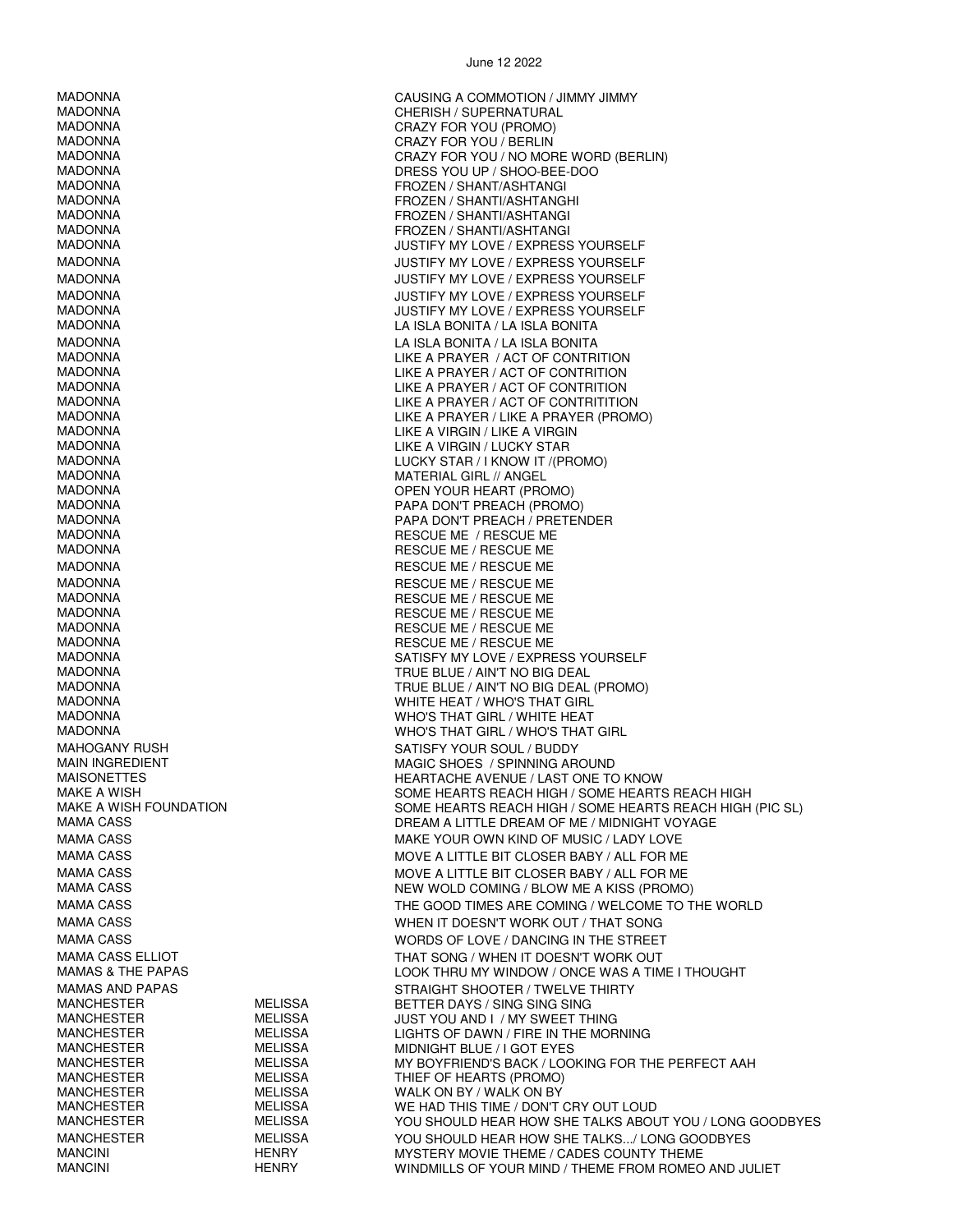June 12 2022

| | | |
|---|---|---|
| MADONNA | | CAUSING A COMMOTION / JIMMY JIMMY |
| MADONNA | | CHERISH / SUPERNATURAL |
| MADONNA | | CRAZY FOR YOU (PROMO) |
| MADONNA | | CRAZY FOR YOU / BERLIN |
| MADONNA | | CRAZY FOR YOU / NO MORE WORD (BERLIN) |
| MADONNA | | DRESS YOU UP / SHOO-BEE-DOO |
| MADONNA | | FROZEN / SHANT/ASHTANGI |
| MADONNA | | FROZEN / SHANTI/ASHTANGHI |
| MADONNA | | FROZEN / SHANTI/ASHTANGI |
| MADONNA | | FROZEN / SHANTI/ASHTANGI |
| MADONNA | | JUSTIFY MY LOVE / EXPRESS YOURSELF |
| MADONNA | | JUSTIFY MY LOVE / EXPRESS YOURSELF |
| MADONNA | | JUSTIFY MY LOVE / EXPRESS YOURSELF |
| MADONNA | | JUSTIFY MY LOVE / EXPRESS YOURSELF |
| MADONNA | | JUSTIFY MY LOVE / EXPRESS YOURSELF |
| MADONNA | | LA ISLA BONITA / LA ISLA BONITA |
| MADONNA | | LA ISLA BONITA / LA ISLA BONITA |
| MADONNA | | LIKE A PRAYER / ACT OF CONTRITION |
| MADONNA | | LIKE A PRAYER / ACT OF CONTRITION |
| MADONNA | | LIKE A PRAYER / ACT OF CONTRITION |
| MADONNA | | LIKE A PRAYER / ACT OF CONTRITITION |
| MADONNA | | LIKE A PRAYER / LIKE A PRAYER (PROMO) |
| MADONNA | | LIKE A VIRGIN / LIKE A VIRGIN |
| MADONNA | | LIKE A VIRGIN / LUCKY STAR |
| MADONNA | | LUCKY STAR / I KNOW IT /(PROMO) |
| MADONNA | | MATERIAL GIRL // ANGEL |
| MADONNA | | OPEN YOUR HEART (PROMO) |
| MADONNA | | PAPA DON'T PREACH (PROMO) |
| MADONNA | | PAPA DON'T PREACH / PRETENDER |
| MADONNA | | RESCUE ME / RESCUE ME |
| MADONNA | | RESCUE ME / RESCUE ME |
| MADONNA | | RESCUE ME / RESCUE ME |
| MADONNA | | RESCUE ME / RESCUE ME |
| MADONNA | | RESCUE ME / RESCUE ME |
| MADONNA | | RESCUE ME / RESCUE ME |
| MADONNA | | RESCUE ME / RESCUE ME |
| MADONNA | | RESCUE ME / RESCUE ME |
| MADONNA | | SATISFY MY LOVE / EXPRESS YOURSELF |
| MADONNA | | TRUE BLUE / AIN'T NO BIG DEAL |
| MADONNA | | TRUE BLUE / AIN'T NO BIG DEAL (PROMO) |
| MADONNA | | WHITE HEAT / WHO'S THAT GIRL |
| MADONNA | | WHO'S THAT GIRL / WHITE HEAT |
| MADONNA | | WHO'S THAT GIRL / WHO'S THAT GIRL |
| MAHOGANY RUSH | | SATISFY YOUR SOUL / BUDDY |
| MAIN INGREDIENT | | MAGIC SHOES / SPINNING AROUND |
| MAISONETTES | | HEARTACHE AVENUE / LAST ONE TO KNOW |
| MAKE A WISH | | SOME HEARTS REACH HIGH / SOME HEARTS REACH HIGH |
| MAKE A WISH FOUNDATION | | SOME HEARTS REACH HIGH / SOME HEARTS REACH HIGH (PIC SL) |
| MAMA CASS | | DREAM A LITTLE DREAM OF ME / MIDNIGHT VOYAGE |
| MAMA CASS | | MAKE YOUR OWN KIND OF MUSIC / LADY LOVE |
| MAMA CASS | | MOVE A LITTLE BIT CLOSER BABY / ALL FOR ME |
| MAMA CASS | | MOVE A LITTLE BIT CLOSER BABY / ALL FOR ME |
| MAMA CASS | | NEW WOLD COMING / BLOW ME A KISS (PROMO) |
| MAMA CASS | | THE GOOD TIMES ARE COMING / WELCOME TO THE WORLD |
| MAMA CASS | | WHEN IT DOESN'T WORK OUT / THAT SONG |
| MAMA CASS | | WORDS OF LOVE / DANCING IN THE STREET |
| MAMA CASS ELLIOT | | THAT SONG / WHEN IT DOESN'T WORK OUT |
| MAMAS & THE PAPAS | | LOOK THRU MY WINDOW / ONCE WAS A TIME I THOUGHT |
| MAMAS AND PAPAS | | STRAIGHT SHOOTER / TWELVE THIRTY |
| MANCHESTER | MELISSA | BETTER DAYS / SING SING SING |
| MANCHESTER | MELISSA | JUST YOU AND I / MY SWEET THING |
| MANCHESTER | MELISSA | LIGHTS OF DAWN / FIRE IN THE MORNING |
| MANCHESTER | MELISSA | MIDNIGHT BLUE / I GOT EYES |
| MANCHESTER | MELISSA | MY BOYFRIEND'S BACK / LOOKING FOR THE PERFECT AAH |
| MANCHESTER | MELISSA | THIEF OF HEARTS (PROMO) |
| MANCHESTER | MELISSA | WALK ON BY / WALK ON BY |
| MANCHESTER | MELISSA | WE HAD THIS TIME / DON'T CRY OUT LOUD |
| MANCHESTER | MELISSA | YOU SHOULD HEAR HOW SHE TALKS ABOUT YOU / LONG GOODBYES |
| MANCHESTER | MELISSA | YOU SHOULD HEAR HOW SHE TALKS.../ LONG GOODBYES |
| MANCINI | HENRY | MYSTERY MOVIE THEME / CADES COUNTY THEME |
| MANCINI | HENRY | WINDMILLS OF YOUR MIND / THEME FROM ROMEO AND JULIET |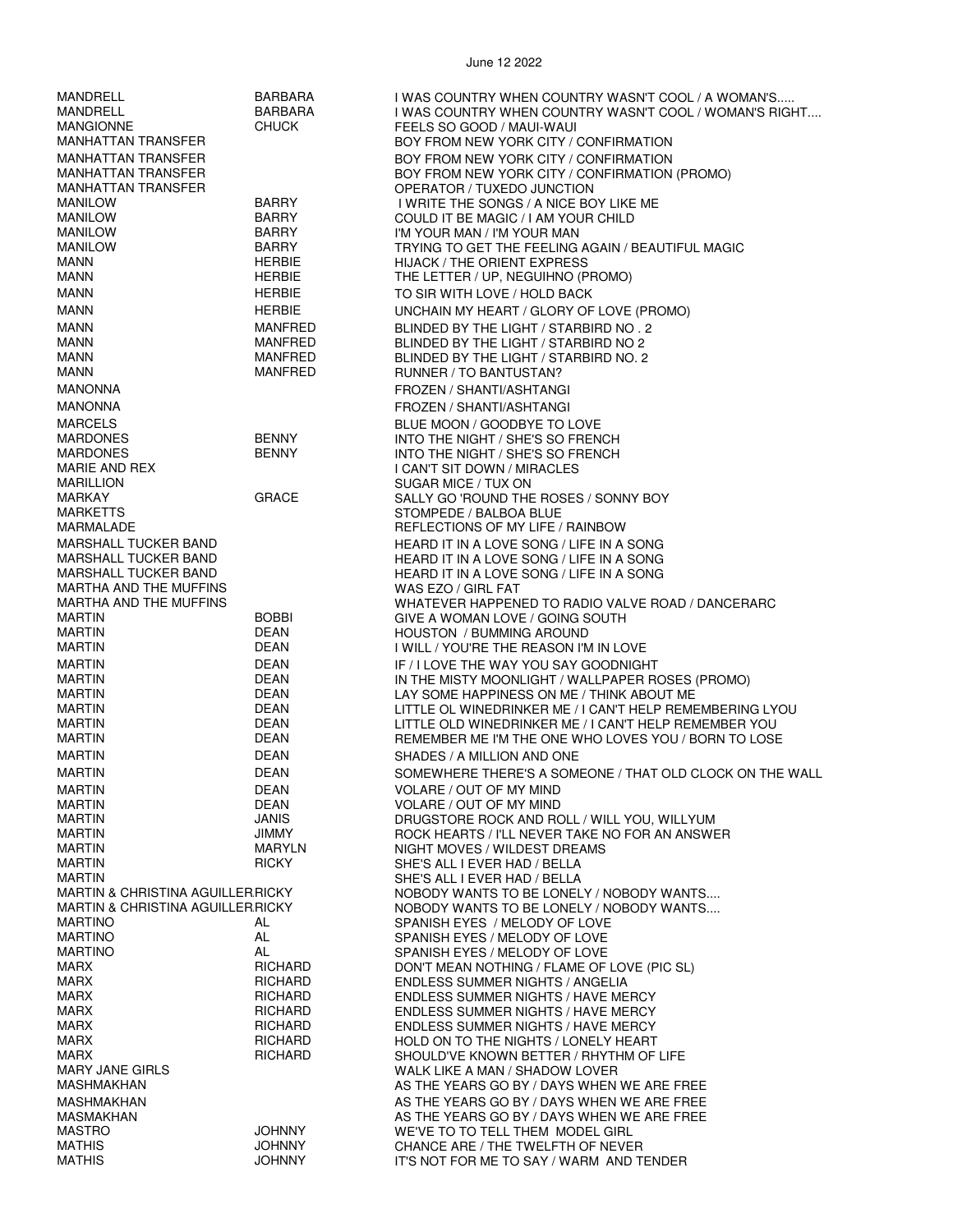June 12 2022

| | | |
|---|---|---|
| MANDRELL | BARBARA | I WAS COUNTRY WHEN COUNTRY WASN'T COOL / A WOMAN'S..... |
| MANDRELL | BARBARA | I WAS COUNTRY WHEN COUNTRY WASN'T COOL / WOMAN'S RIGHT.... |
| MANGIONNE | CHUCK | FEELS SO GOOD / MAUI-WAUI |
| MANHATTAN TRANSFER | | BOY FROM NEW YORK CITY / CONFIRMATION |
| MANHATTAN TRANSFER | | BOY FROM NEW YORK CITY / CONFIRMATION |
| MANHATTAN TRANSFER | | BOY FROM NEW YORK CITY / CONFIRMATION (PROMO) |
| MANHATTAN TRANSFER | | OPERATOR / TUXEDO JUNCTION |
| MANILOW | BARRY | I WRITE THE SONGS / A NICE BOY LIKE ME |
| MANILOW | BARRY | COULD IT BE MAGIC / I AM YOUR CHILD |
| MANILOW | BARRY | I'M YOUR MAN / I'M YOUR MAN |
| MANILOW | BARRY | TRYING TO GET THE FEELING AGAIN / BEAUTIFUL MAGIC |
| MANN | HERBIE | HIJACK / THE ORIENT EXPRESS |
| MANN | HERBIE | THE LETTER / UP, NEGUIHNO (PROMO) |
| MANN | HERBIE | TO SIR WITH LOVE / HOLD BACK |
| MANN | HERBIE | UNCHAIN MY HEART / GLORY OF LOVE (PROMO) |
| MANN | MANFRED | BLINDED BY THE LIGHT / STARBIRD NO . 2 |
| MANN | MANFRED | BLINDED BY THE LIGHT / STARBIRD NO 2 |
| MANN | MANFRED | BLINDED BY THE LIGHT / STARBIRD NO. 2 |
| MANN | MANFRED | RUNNER / TO BANTUSTAN? |
| MANONNA | | FROZEN / SHANTI/ASHTANGI |
| MANONNA | | FROZEN / SHANTI/ASHTANGI |
| MARCELS | | BLUE MOON / GOODBYE TO LOVE |
| MARDONES | BENNY | INTO THE NIGHT / SHE'S SO FRENCH |
| MARDONES | BENNY | INTO THE NIGHT / SHE'S SO FRENCH |
| MARIE AND REX | | I CAN'T SIT DOWN / MIRACLES |
| MARILLION | | SUGAR MICE / TUX ON |
| MARKAY | GRACE | SALLY GO 'ROUND THE ROSES / SONNY BOY |
| MARKETTS | | STOMPEDE / BALBOA BLUE |
| MARMALADE | | REFLECTIONS OF MY LIFE / RAINBOW |
| MARSHALL TUCKER BAND | | HEARD IT IN A LOVE SONG / LIFE IN A SONG |
| MARSHALL TUCKER BAND | | HEARD IT IN A LOVE SONG / LIFE IN A SONG |
| MARSHALL TUCKER BAND | | HEARD IT IN A LOVE SONG / LIFE IN A SONG |
| MARTHA AND THE MUFFINS | | WAS EZO / GIRL FAT |
| MARTHA AND THE MUFFINS | | WHATEVER HAPPENED TO RADIO VALVE ROAD / DANCERARC |
| MARTIN | BOBBI | GIVE A WOMAN LOVE / GOING SOUTH |
| MARTIN | DEAN | HOUSTON / BUMMING AROUND |
| MARTIN | DEAN | I WILL / YOU'RE THE REASON I'M IN LOVE |
| MARTIN | DEAN | IF / I LOVE THE WAY YOU SAY GOODNIGHT |
| MARTIN | DEAN | IN THE MISTY MOONLIGHT / WALLPAPER ROSES (PROMO) |
| MARTIN | DEAN | LAY SOME HAPPINESS ON ME / THINK ABOUT ME |
| MARTIN | DEAN | LITTLE OL WINEDRINKER ME / I CAN'T HELP REMEMBERING LYOU |
| MARTIN | DEAN | LITTLE OLD WINEDRINKER ME / I CAN'T HELP REMEMBER YOU |
| MARTIN | DEAN | REMEMBER ME I'M THE ONE WHO LOVES YOU / BORN TO LOSE |
| MARTIN | DEAN | SHADES / A MILLION AND ONE |
| MARTIN | DEAN | SOMEWHERE THERE'S A SOMEONE / THAT OLD CLOCK ON THE WALL |
| MARTIN | DEAN | VOLARE / OUT OF MY MIND |
| MARTIN | DEAN | VOLARE / OUT OF MY MIND |
| MARTIN | JANIS | DRUGSTORE ROCK AND ROLL / WILL YOU, WILLYUM |
| MARTIN | JIMMY | ROCK HEARTS / I'LL NEVER TAKE NO FOR AN ANSWER |
| MARTIN | MARYLN | NIGHT MOVES / WILDEST DREAMS |
| MARTIN | RICKY | SHE'S ALL I EVER HAD / BELLA |
| MARTIN | | SHE'S ALL I EVER HAD / BELLA |
| MARTIN & CHRISTINA AGUILLER | RICKY | NOBODY WANTS TO BE LONELY / NOBODY WANTS.... |
| MARTIN & CHRISTINA AGUILLER | RICKY | NOBODY WANTS TO BE LONELY / NOBODY WANTS.... |
| MARTINO | AL | SPANISH EYES / MELODY OF LOVE |
| MARTINO | AL | SPANISH EYES / MELODY OF LOVE |
| MARTINO | AL | SPANISH EYES / MELODY OF LOVE |
| MARX | RICHARD | DON'T MEAN NOTHING / FLAME OF LOVE (PIC SL) |
| MARX | RICHARD | ENDLESS SUMMER NIGHTS / ANGELIA |
| MARX | RICHARD | ENDLESS SUMMER NIGHTS / HAVE MERCY |
| MARX | RICHARD | ENDLESS SUMMER NIGHTS / HAVE MERCY |
| MARX | RICHARD | ENDLESS SUMMER NIGHTS / HAVE MERCY |
| MARX | RICHARD | HOLD ON TO THE NIGHTS / LONELY HEART |
| MARX | RICHARD | SHOULD'VE KNOWN BETTER / RHYTHM OF LIFE |
| MARY JANE GIRLS | | WALK LIKE A MAN / SHADOW LOVER |
| MASHMAKHAN | | AS THE YEARS GO BY / DAYS WHEN WE ARE FREE |
| MASHMAKHAN | | AS THE YEARS GO BY / DAYS WHEN WE ARE FREE |
| MASMAKHAN | | AS THE YEARS GO BY / DAYS WHEN WE ARE FREE |
| MASTRO | JOHNNY | WE'VE TO TO TELL THEM MODEL GIRL |
| MATHIS | JOHNNY | CHANCE ARE / THE TWELFTH OF NEVER |
| MATHIS | JOHNNY | IT'S NOT FOR ME TO SAY / WARM AND TENDER |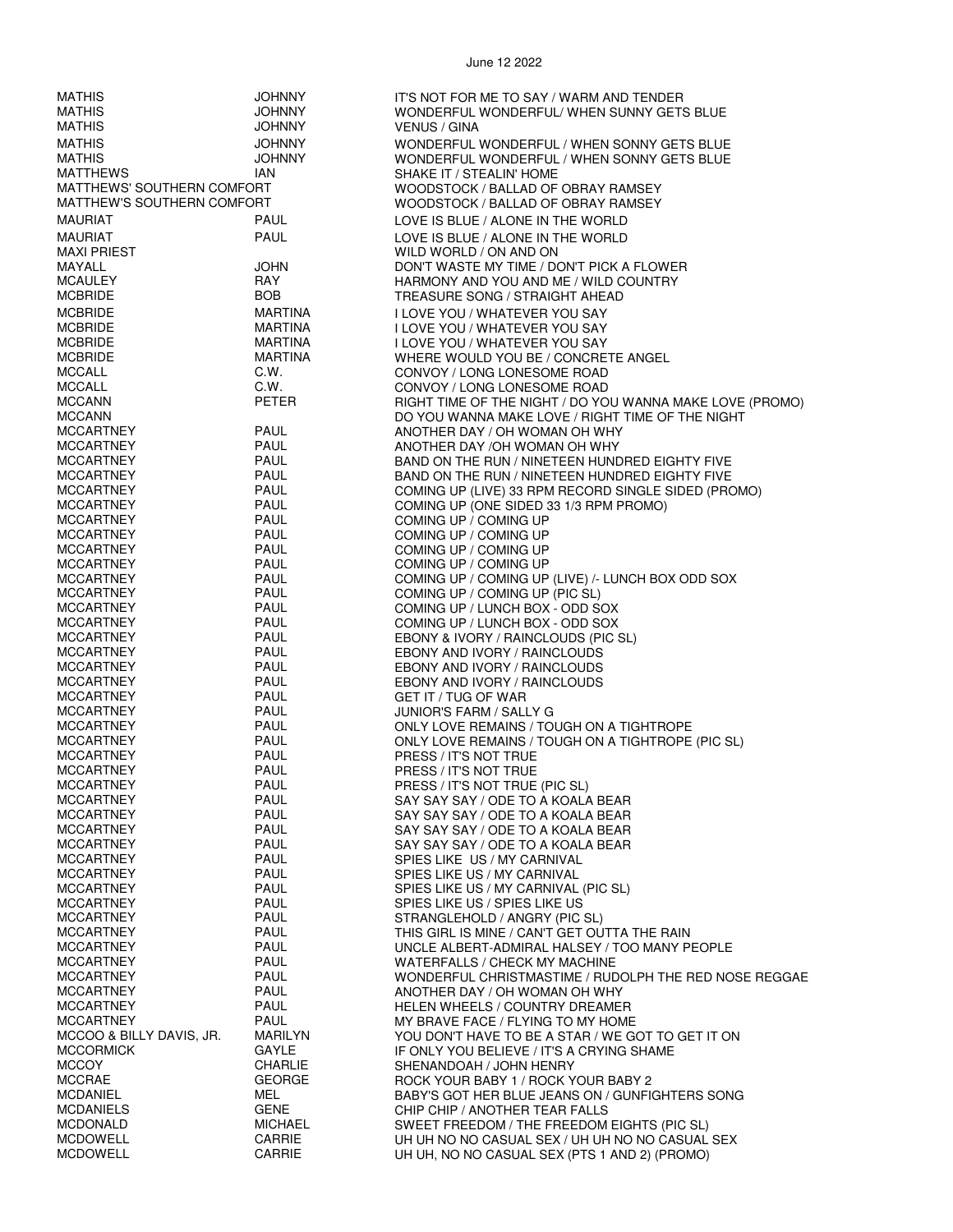June 12 2022

| | | |
|---|---|---|
| MATHIS | JOHNNY | IT'S NOT FOR ME TO SAY / WARM AND TENDER |
| MATHIS | JOHNNY | WONDERFUL WONDERFUL/ WHEN SUNNY GETS BLUE |
| MATHIS | JOHNNY | VENUS / GINA |
| MATHIS | JOHNNY | WONDERFUL WONDERFUL / WHEN SONNY GETS BLUE |
| MATHIS | JOHNNY | WONDERFUL WONDERFUL / WHEN SONNY GETS BLUE |
| MATTHEWS | IAN | SHAKE IT / STEALIN' HOME |
| MATTHEWS' SOUTHERN COMFORT | | WOODSTOCK / BALLAD OF OBRAY RAMSEY |
| MATTHEW'S SOUTHERN COMFORT | | WOODSTOCK / BALLAD OF OBRAY RAMSEY |
| MAURIAT | PAUL | LOVE IS BLUE / ALONE IN THE WORLD |
| MAURIAT | PAUL | LOVE IS BLUE / ALONE IN THE WORLD |
| MAXI PRIEST | | WILD WORLD / ON AND ON |
| MAYALL | JOHN | DON'T WASTE MY TIME / DON'T PICK A FLOWER |
| MCAULEY | RAY | HARMONY AND YOU AND ME / WILD COUNTRY |
| MCBRIDE | BOB | TREASURE SONG / STRAIGHT AHEAD |
| MCBRIDE | MARTINA | I LOVE YOU / WHATEVER YOU SAY |
| MCBRIDE | MARTINA | I LOVE YOU / WHATEVER YOU SAY |
| MCBRIDE | MARTINA | I LOVE YOU / WHATEVER YOU SAY |
| MCBRIDE | MARTINA | WHERE WOULD YOU BE / CONCRETE ANGEL |
| MCCALL | C.W. | CONVOY / LONG LONESOME ROAD |
| MCCALL | C.W. | CONVOY / LONG LONESOME ROAD |
| MCCANN | PETER | RIGHT TIME OF THE NIGHT / DO YOU WANNA MAKE LOVE (PROMO) |
| MCCANN | | DO YOU WANNA MAKE LOVE / RIGHT TIME OF THE NIGHT |
| MCCARTNEY | PAUL | ANOTHER DAY / OH WOMAN OH WHY |
| MCCARTNEY | PAUL | ANOTHER DAY /OH WOMAN OH WHY |
| MCCARTNEY | PAUL | BAND ON THE RUN / NINETEEN HUNDRED EIGHTY FIVE |
| MCCARTNEY | PAUL | BAND ON THE RUN / NINETEEN HUNDRED EIGHTY FIVE |
| MCCARTNEY | PAUL | COMING UP (LIVE) 33 RPM RECORD SINGLE SIDED (PROMO) |
| MCCARTNEY | PAUL | COMING UP (ONE SIDED 33 1/3 RPM PROMO) |
| MCCARTNEY | PAUL | COMING UP / COMING UP |
| MCCARTNEY | PAUL | COMING UP / COMING UP |
| MCCARTNEY | PAUL | COMING UP / COMING UP |
| MCCARTNEY | PAUL | COMING UP / COMING UP |
| MCCARTNEY | PAUL | COMING UP / COMING UP (LIVE) /- LUNCH BOX ODD SOX |
| MCCARTNEY | PAUL | COMING UP / COMING UP (PIC SL) |
| MCCARTNEY | PAUL | COMING UP / LUNCH BOX - ODD SOX |
| MCCARTNEY | PAUL | COMING UP / LUNCH BOX - ODD SOX |
| MCCARTNEY | PAUL | EBONY & IVORY / RAINCLOUDS (PIC SL) |
| MCCARTNEY | PAUL | EBONY AND IVORY / RAINCLOUDS |
| MCCARTNEY | PAUL | EBONY AND IVORY / RAINCLOUDS |
| MCCARTNEY | PAUL | EBONY AND IVORY / RAINCLOUDS |
| MCCARTNEY | PAUL | GET IT / TUG OF WAR |
| MCCARTNEY | PAUL | JUNIOR'S FARM / SALLY G |
| MCCARTNEY | PAUL | ONLY LOVE REMAINS / TOUGH ON A TIGHTROPE |
| MCCARTNEY | PAUL | ONLY LOVE REMAINS / TOUGH ON A TIGHTROPE (PIC SL) |
| MCCARTNEY | PAUL | PRESS / IT'S NOT TRUE |
| MCCARTNEY | PAUL | PRESS / IT'S NOT TRUE |
| MCCARTNEY | PAUL | PRESS / IT'S NOT TRUE (PIC SL) |
| MCCARTNEY | PAUL | SAY SAY SAY / ODE TO A KOALA BEAR |
| MCCARTNEY | PAUL | SAY SAY SAY / ODE TO A KOALA BEAR |
| MCCARTNEY | PAUL | SAY SAY SAY / ODE TO A KOALA BEAR |
| MCCARTNEY | PAUL | SAY SAY SAY / ODE TO A KOALA BEAR |
| MCCARTNEY | PAUL | SPIES LIKE US / MY CARNIVAL |
| MCCARTNEY | PAUL | SPIES LIKE US / MY CARNIVAL |
| MCCARTNEY | PAUL | SPIES LIKE US / MY CARNIVAL (PIC SL) |
| MCCARTNEY | PAUL | SPIES LIKE US / SPIES LIKE US |
| MCCARTNEY | PAUL | STRANGLEHOLD / ANGRY (PIC SL) |
| MCCARTNEY | PAUL | THIS GIRL IS MINE / CAN'T GET OUTTA THE RAIN |
| MCCARTNEY | PAUL | UNCLE ALBERT-ADMIRAL HALSEY / TOO MANY PEOPLE |
| MCCARTNEY | PAUL | WATERFALLS / CHECK MY MACHINE |
| MCCARTNEY | PAUL | WONDERFUL CHRISTMASTIME / RUDOLPH THE RED NOSE REGGAE |
| MCCARTNEY | PAUL | ANOTHER DAY / OH WOMAN OH WHY |
| MCCARTNEY | PAUL | HELEN WHEELS / COUNTRY DREAMER |
| MCCARTNEY | PAUL | MY BRAVE FACE / FLYING TO MY HOME |
| MCCOO & BILLY DAVIS, JR. | MARILYN | YOU DON'T HAVE TO BE A STAR / WE GOT TO GET IT ON |
| MCCORMICK | GAYLE | IF ONLY YOU BELIEVE / IT'S A CRYING SHAME |
| MCCOY | CHARLIE | SHENANDOAH / JOHN HENRY |
| MCCRAE | GEORGE | ROCK YOUR BABY 1 / ROCK YOUR BABY 2 |
| MCDANIEL | MEL | BABY'S GOT HER BLUE JEANS ON / GUNFIGHTERS SONG |
| MCDANIELS | GENE | CHIP CHIP / ANOTHER TEAR FALLS |
| MCDONALD | MICHAEL | SWEET FREEDOM / THE FREEDOM EIGHTS (PIC SL) |
| MCDOWELL | CARRIE | UH UH NO NO CASUAL SEX / UH UH NO NO CASUAL SEX |
| MCDOWELL | CARRIE | UH UH, NO NO CASUAL SEX (PTS 1 AND 2) (PROMO) |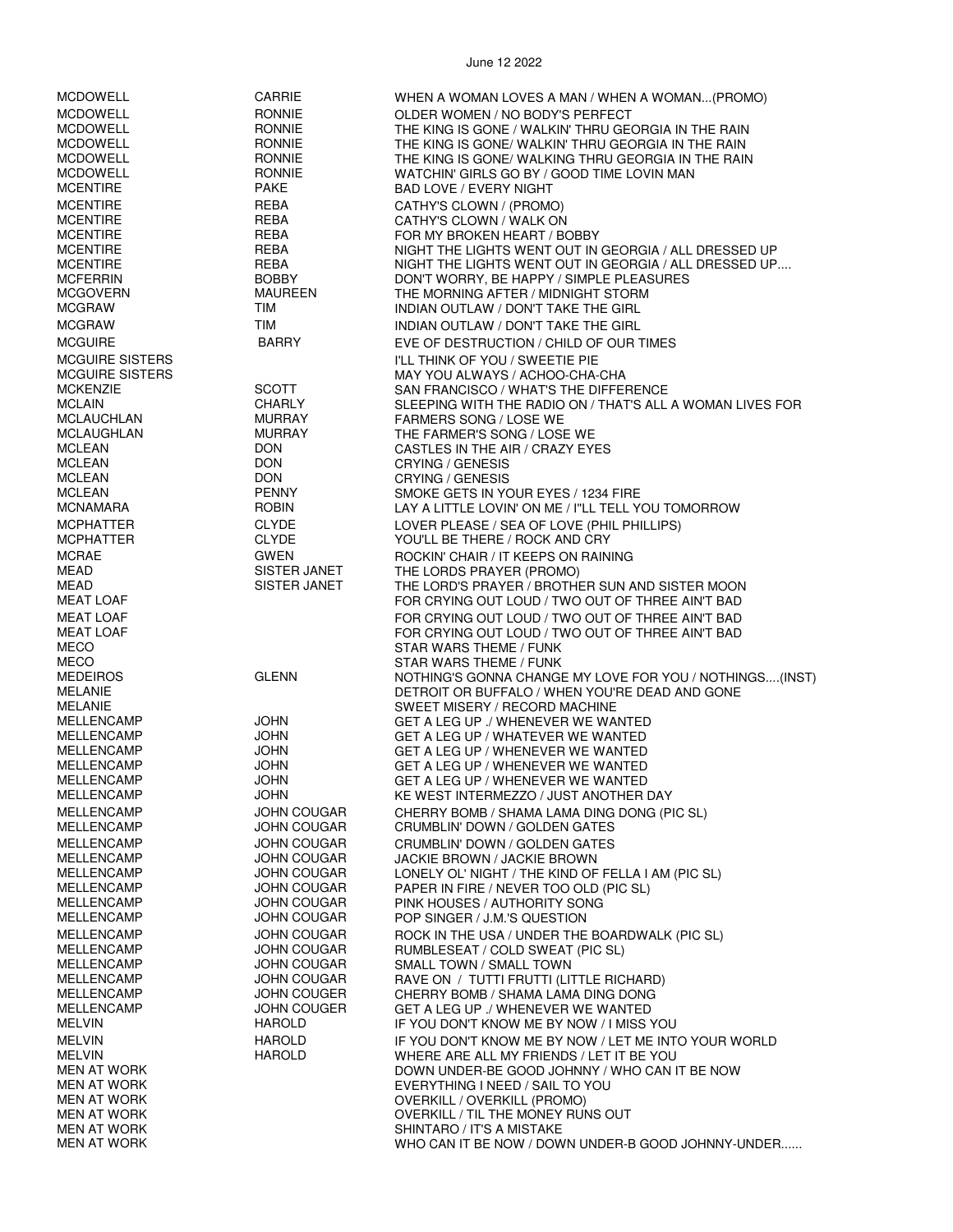| | | |
|---|---|---|
| MCDOWELL | CARRIE | WHEN A WOMAN LOVES A MAN / WHEN A WOMAN...(PROMO) |
| MCDOWELL | RONNIE | OLDER WOMEN / NO BODY'S PERFECT |
| MCDOWELL | RONNIE | THE KING IS GONE / WALKIN' THRU GEORGIA IN THE RAIN |
| MCDOWELL | RONNIE | THE KING IS GONE/ WALKIN' THRU GEORGIA IN THE RAIN |
| MCDOWELL | RONNIE | THE KING IS GONE/ WALKING THRU GEORGIA IN THE RAIN |
| MCDOWELL | RONNIE | WATCHIN' GIRLS GO BY / GOOD TIME LOVIN MAN |
| MCENTIRE | PAKE | BAD LOVE / EVERY NIGHT |
| MCENTIRE | REBA | CATHY'S CLOWN / (PROMO) |
| MCENTIRE | REBA | CATHY'S CLOWN / WALK ON |
| MCENTIRE | REBA | FOR MY BROKEN HEART / BOBBY |
| MCENTIRE | REBA | NIGHT THE LIGHTS WENT OUT IN GEORGIA / ALL DRESSED UP |
| MCENTIRE | REBA | NIGHT THE LIGHTS WENT OUT IN GEORGIA / ALL DRESSED UP.... |
| MCFERRIN | BOBBY | DON'T WORRY, BE HAPPY / SIMPLE PLEASURES |
| MCGOVERN | MAUREEN | THE MORNING AFTER / MIDNIGHT STORM |
| MCGRAW | TIM | INDIAN OUTLAW / DON'T TAKE THE GIRL |
| MCGRAW | TIM | INDIAN OUTLAW / DON'T TAKE THE GIRL |
| MCGUIRE | BARRY | EVE OF DESTRUCTION / CHILD OF OUR TIMES |
| MCGUIRE SISTERS | | I'LL THINK OF YOU / SWEETIE PIE |
| MCGUIRE SISTERS | | MAY YOU ALWAYS / ACHOO-CHA-CHA |
| MCKENZIE | SCOTT | SAN FRANCISCO / WHAT'S THE DIFFERENCE |
| MCLAIN | CHARLY | SLEEPING WITH THE RADIO ON / THAT'S ALL A WOMAN LIVES FOR |
| MCLAUCHLAN | MURRAY | FARMERS SONG / LOSE WE |
| MCLAUGHLAN | MURRAY | THE FARMER'S SONG / LOSE WE |
| MCLEAN | DON | CASTLES IN THE AIR / CRAZY EYES |
| MCLEAN | DON | CRYING / GENESIS |
| MCLEAN | DON | CRYING / GENESIS |
| MCLEAN | PENNY | SMOKE GETS IN YOUR EYES / 1234 FIRE |
| MCNAMARA | ROBIN | LAY A LITTLE LOVIN' ON ME / I"LL TELL YOU TOMORROW |
| MCPHATTER | CLYDE | LOVER PLEASE / SEA OF LOVE (PHIL PHILLIPS) |
| MCPHATTER | CLYDE | YOU'LL BE THERE / ROCK AND CRY |
| MCRAE | GWEN | ROCKIN' CHAIR / IT KEEPS ON RAINING |
| MEAD | SISTER JANET | THE LORDS PRAYER (PROMO) |
| MEAD | SISTER JANET | THE LORD'S PRAYER / BROTHER SUN AND SISTER MOON |
| MEAT LOAF | | FOR CRYING OUT LOUD / TWO OUT OF THREE AIN'T BAD |
| MEAT LOAF | | FOR CRYING OUT LOUD / TWO OUT OF THREE AIN'T BAD |
| MEAT LOAF | | FOR CRYING OUT LOUD / TWO OUT OF THREE AIN'T BAD |
| MECO | | STAR WARS THEME / FUNK |
| MECO | | STAR WARS THEME / FUNK |
| MEDEIROS | GLENN | NOTHING'S GONNA CHANGE MY LOVE FOR YOU / NOTHINGS....(INST) |
| MELANIE | | DETROIT OR BUFFALO / WHEN YOU'RE DEAD AND GONE |
| MELANIE | | SWEET MISERY / RECORD MACHINE |
| MELLENCAMP | JOHN | GET A LEG UP ./ WHENEVER WE WANTED |
| MELLENCAMP | JOHN | GET A LEG UP / WHATEVER WE WANTED |
| MELLENCAMP | JOHN | GET A LEG UP / WHENEVER WE WANTED |
| MELLENCAMP | JOHN | GET A LEG UP / WHENEVER WE WANTED |
| MELLENCAMP | JOHN | GET A LEG UP / WHENEVER WE WANTED |
| MELLENCAMP | JOHN | KE WEST INTERMEZZO / JUST ANOTHER DAY |
| MELLENCAMP | JOHN COUGAR | CHERRY BOMB / SHAMA LAMA DING DONG (PIC SL) |
| MELLENCAMP | JOHN COUGAR | CRUMBLIN' DOWN / GOLDEN GATES |
| MELLENCAMP | JOHN COUGAR | CRUMBLIN' DOWN / GOLDEN GATES |
| MELLENCAMP | JOHN COUGAR | JACKIE BROWN / JACKIE BROWN |
| MELLENCAMP | JOHN COUGAR | LONELY OL' NIGHT / THE KIND OF FELLA I AM (PIC SL) |
| MELLENCAMP | JOHN COUGAR | PAPER IN FIRE / NEVER TOO OLD (PIC SL) |
| MELLENCAMP | JOHN COUGAR | PINK HOUSES / AUTHORITY SONG |
| MELLENCAMP | JOHN COUGAR | POP SINGER / J.M.'S QUESTION |
| MELLENCAMP | JOHN COUGAR | ROCK IN THE USA / UNDER THE BOARDWALK (PIC SL) |
| MELLENCAMP | JOHN COUGAR | RUMBLESEAT / COLD SWEAT (PIC SL) |
| MELLENCAMP | JOHN COUGAR | SMALL TOWN / SMALL TOWN |
| MELLENCAMP | JOHN COUGAR | RAVE ON / TUTTI FRUTTI (LITTLE RICHARD) |
| MELLENCAMP | JOHN COUGER | CHERRY BOMB / SHAMA LAMA DING DONG |
| MELLENCAMP | JOHN COUGER | GET A LEG UP ./ WHENEVER WE WANTED |
| MELVIN | HAROLD | IF YOU DON'T KNOW ME BY NOW / I MISS YOU |
| MELVIN | HAROLD | IF YOU DON'T KNOW ME BY NOW / LET ME INTO YOUR WORLD |
| MELVIN | HAROLD | WHERE ARE ALL MY FRIENDS / LET IT BE YOU |
| MEN AT WORK | | DOWN UNDER-BE GOOD JOHNNY / WHO CAN IT BE NOW |
| MEN AT WORK | | EVERYTHING I NEED / SAIL TO YOU |
| MEN AT WORK | | OVERKILL / OVERKILL (PROMO) |
| MEN AT WORK | | OVERKILL / TIL THE MONEY RUNS OUT |
| MEN AT WORK | | SHINTARO / IT'S A MISTAKE |
| MEN AT WORK | | WHO CAN IT BE NOW / DOWN UNDER-B GOOD JOHNNY-UNDER...... |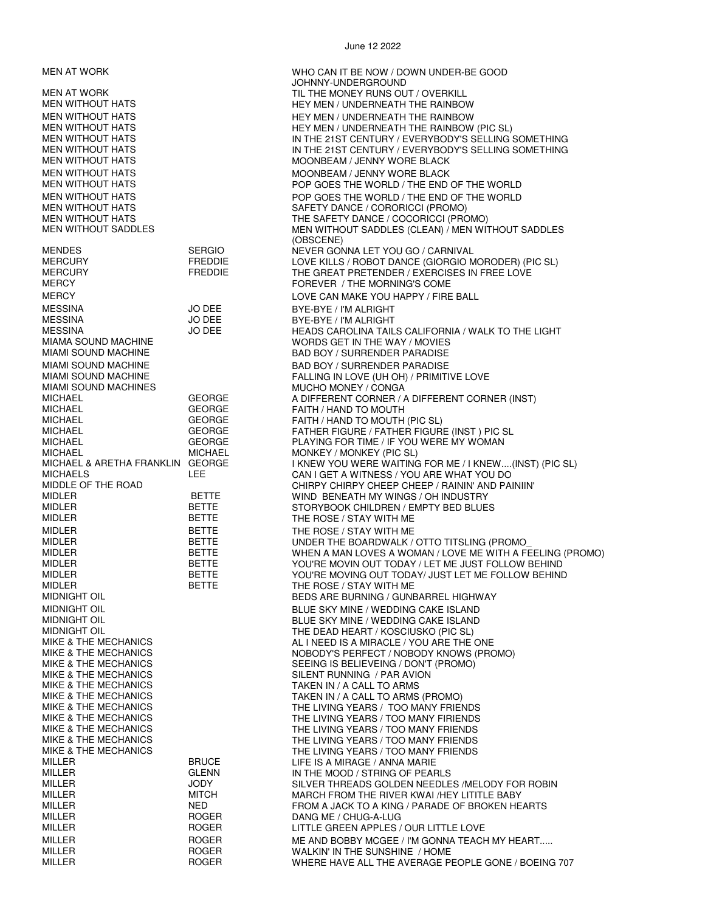June 12 2022

| | | |
|---|---|---|
| MEN AT WORK | | WHO CAN IT BE NOW / DOWN UNDER-BE GOOD JOHNNY-UNDERGROUND |
| MEN AT WORK | | TIL THE MONEY RUNS OUT / OVERKILL |
| MEN WITHOUT HATS | | HEY MEN / UNDERNEATH THE RAINBOW |
| MEN WITHOUT HATS | | HEY MEN / UNDERNEATH THE RAINBOW |
| MEN WITHOUT HATS | | HEY MEN / UNDERNEATH THE RAINBOW (PIC SL) |
| MEN WITHOUT HATS | | IN THE 21ST CENTURY / EVERYBODY'S SELLING SOMETHING |
| MEN WITHOUT HATS | | IN THE 21ST CENTURY / EVERYBODY'S SELLING SOMETHING |
| MEN WITHOUT HATS | | MOONBEAM / JENNY WORE BLACK |
| MEN WITHOUT HATS | | MOONBEAM / JENNY WORE BLACK |
| MEN WITHOUT HATS | | POP GOES THE WORLD / THE END OF THE WORLD |
| MEN WITHOUT HATS | | POP GOES THE WORLD / THE END OF THE WORLD |
| MEN WITHOUT HATS | | SAFETY DANCE / CORORICCI (PROMO) |
| MEN WITHOUT HATS | | THE SAFETY DANCE / COCORICCI (PROMO) |
| MEN WITHOUT SADDLES | | MEN WITHOUT SADDLES (CLEAN) / MEN WITHOUT SADDLES (OBSCENE) |
| MENDES | SERGIO | NEVER GONNA LET YOU GO / CARNIVAL |
| MERCURY | FREDDIE | LOVE KILLS / ROBOT DANCE (GIORGIO MORODER) (PIC SL) |
| MERCURY | FREDDIE | THE GREAT PRETENDER / EXERCISES IN FREE LOVE |
| MERCY | | FOREVER / THE MORNING'S COME |
| MERCY | | LOVE CAN MAKE YOU HAPPY / FIRE BALL |
| MESSINA | JO DEE | BYE-BYE / I'M ALRIGHT |
| MESSINA | JO DEE | BYE-BYE / I'M ALRIGHT |
| MESSINA | JO DEE | HEADS CAROLINA TAILS CALIFORNIA / WALK TO THE LIGHT |
| MIAMA SOUND MACHINE | | WORDS GET IN THE WAY / MOVIES |
| MIAMI SOUND MACHINE | | BAD BOY / SURRENDER PARADISE |
| MIAMI SOUND MACHINE | | BAD BOY / SURRENDER PARADISE |
| MIAMI SOUND MACHINE | | FALLING IN LOVE (UH OH) / PRIMITIVE LOVE |
| MIAMI SOUND MACHINES | | MUCHO MONEY / CONGA |
| MICHAEL | GEORGE | A DIFFERENT CORNER / A DIFFERENT CORNER (INST) |
| MICHAEL | GEORGE | FAITH / HAND TO MOUTH |
| MICHAEL | GEORGE | FAITH / HAND TO MOUTH (PIC SL) |
| MICHAEL | GEORGE | FATHER FIGURE / FATHER FIGURE (INST ) PIC SL |
| MICHAEL | GEORGE | PLAYING FOR TIME / IF YOU WERE MY WOMAN |
| MICHAEL | MICHAEL | MONKEY / MONKEY (PIC SL) |
| MICHAEL & ARETHA FRANKLIN | GEORGE | I KNEW YOU WERE WAITING FOR ME / I KNEW....(INST) (PIC SL) |
| MICHAELS | LEE | CAN I GET A WITNESS / YOU ARE WHAT YOU DO |
| MIDDLE OF THE ROAD | | CHIRPY CHIRPY CHEEP CHEEP / RAININ' AND PAINIIN' |
| MIDLER | BETTE | WIND BENEATH MY WINGS / OH INDUSTRY |
| MIDLER | BETTE | STORYBOOK CHILDREN / EMPTY BED BLUES |
| MIDLER | BETTE | THE ROSE / STAY WITH ME |
| MIDLER | BETTE | THE ROSE / STAY WITH ME |
| MIDLER | BETTE | UNDER THE BOARDWALK / OTTO TITSLING (PROMO_ |
| MIDLER | BETTE | WHEN A MAN LOVES A WOMAN / LOVE ME WITH A FEELING (PROMO) |
| MIDLER | BETTE | YOU'RE MOVIN OUT TODAY / LET ME JUST FOLLOW BEHIND |
| MIDLER | BETTE | YOU'RE MOVING OUT TODAY/ JUST LET ME FOLLOW BEHIND |
| MIDLER | BETTE | THE ROSE / STAY WITH ME |
| MIDNIGHT OIL | | BEDS ARE BURNING / GUNBARREL HIGHWAY |
| MIDNIGHT OIL | | BLUE SKY MINE / WEDDING CAKE ISLAND |
| MIDNIGHT OIL | | BLUE SKY MINE / WEDDING CAKE ISLAND |
| MIDNIGHT OIL | | THE DEAD HEART / KOSCIUSKO (PIC SL) |
| MIKE & THE MECHANICS | | AL I NEED IS A MIRACLE / YOU ARE THE ONE |
| MIKE & THE MECHANICS | | NOBODY'S PERFECT / NOBODY KNOWS (PROMO) |
| MIKE & THE MECHANICS | | SEEING IS BELIEVEING / DON'T (PROMO) |
| MIKE & THE MECHANICS | | SILENT RUNNING / PAR AVION |
| MIKE & THE MECHANICS | | TAKEN IN / A CALL TO ARMS |
| MIKE & THE MECHANICS | | TAKEN IN / A CALL TO ARMS (PROMO) |
| MIKE & THE MECHANICS | | THE LIVING YEARS / TOO MANY FRIENDS |
| MIKE & THE MECHANICS | | THE LIVING YEARS / TOO MANY FIRIENDS |
| MIKE & THE MECHANICS | | THE LIVING YEARS / TOO MANY FRIENDS |
| MIKE & THE MECHANICS | | THE LIVING YEARS / TOO MANY FRIENDS |
| MIKE & THE MECHANICS | | THE LIVING YEARS / TOO MANY FRIENDS |
| MILLER | BRUCE | LIFE IS A MIRAGE / ANNA MARIE |
| MILLER | GLENN | IN THE MOOD / STRING OF PEARLS |
| MILLER | JODY | SILVER THREADS GOLDEN NEEDLES /MELODY FOR ROBIN |
| MILLER | MITCH | MARCH FROM THE RIVER KWAI /HEY LITITLE BABY |
| MILLER | NED | FROM A JACK TO A KING / PARADE OF BROKEN HEARTS |
| MILLER | ROGER | DANG ME / CHUG-A-LUG |
| MILLER | ROGER | LITTLE GREEN APPLES / OUR LITTLE LOVE |
| MILLER | ROGER | ME AND BOBBY MCGEE / I'M GONNA TEACH MY HEART..... |
| MILLER | ROGER | WALKIN' IN THE SUNSHINE / HOME |
| MILLER | ROGER | WHERE HAVE ALL THE AVERAGE PEOPLE GONE / BOEING 707 |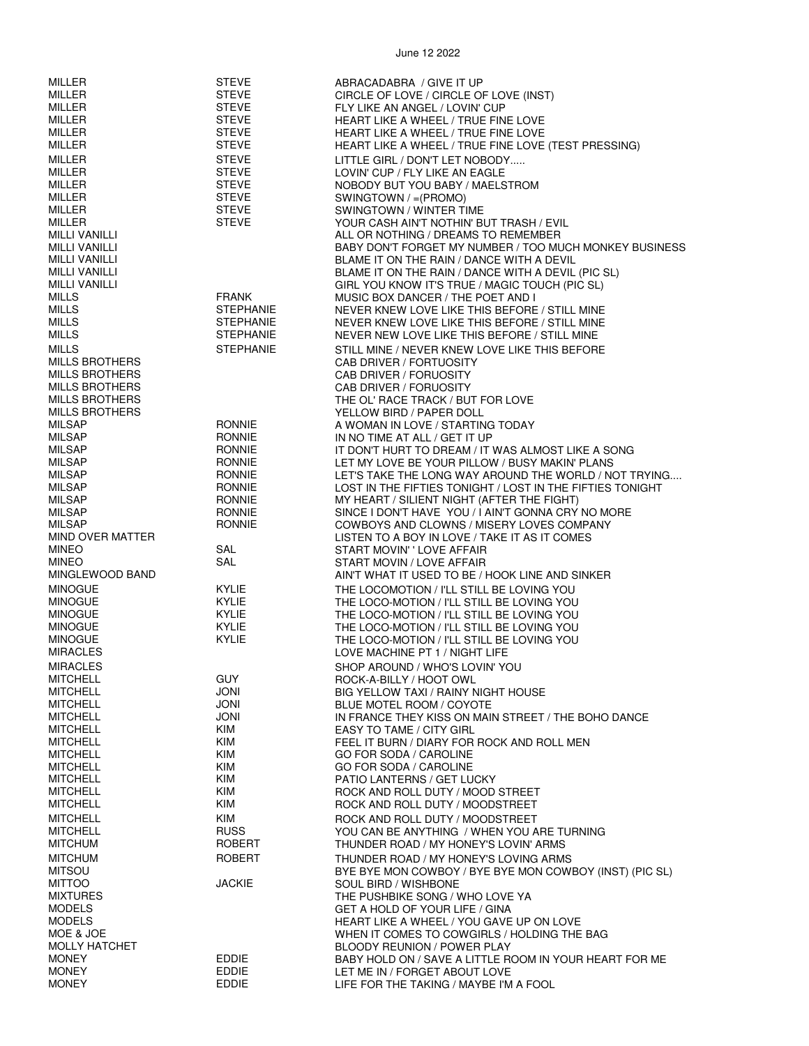| | | |
|---|---|---|
| MILLER | STEVE | ABRACADABRA / GIVE IT UP |
| MILLER | STEVE | CIRCLE OF LOVE / CIRCLE OF LOVE (INST) |
| MILLER | STEVE | FLY LIKE AN ANGEL / LOVIN' CUP |
| MILLER | STEVE | HEART LIKE A WHEEL / TRUE FINE LOVE |
| MILLER | STEVE | HEART LIKE A WHEEL / TRUE FINE LOVE |
| MILLER | STEVE | HEART LIKE A WHEEL / TRUE FINE LOVE (TEST PRESSING) |
| MILLER | STEVE | LITTLE GIRL / DON'T LET NOBODY..... |
| MILLER | STEVE | LOVIN' CUP / FLY LIKE AN EAGLE |
| MILLER | STEVE | NOBODY BUT YOU BABY / MAELSTROM |
| MILLER | STEVE | SWINGTOWN / =(PROMO) |
| MILLER | STEVE | SWINGTOWN / WINTER TIME |
| MILLER | STEVE | YOUR CASH AIN'T NOTHIN' BUT TRASH / EVIL |
| MILLI VANILLI | | ALL OR NOTHING / DREAMS TO REMEMBER |
| MILLI VANILLI | | BABY DON'T FORGET MY NUMBER / TOO MUCH MONKEY BUSINESS |
| MILLI VANILLI | | BLAME IT ON THE RAIN / DANCE WITH A DEVIL |
| MILLI VANILLI | | BLAME IT ON THE RAIN / DANCE WITH A DEVIL (PIC SL) |
| MILLI VANILLI | | GIRL YOU KNOW IT'S TRUE / MAGIC TOUCH (PIC SL) |
| MILLS | FRANK | MUSIC BOX DANCER / THE POET AND I |
| MILLS | STEPHANIE | NEVER KNEW LOVE LIKE THIS BEFORE / STILL MINE |
| MILLS | STEPHANIE | NEVER KNEW LOVE LIKE THIS BEFORE / STILL MINE |
| MILLS | STEPHANIE | NEVER NEW LOVE LIKE THIS BEFORE / STILL MINE |
| MILLS | STEPHANIE | STILL MINE / NEVER KNEW LOVE LIKE THIS BEFORE |
| MILLS BROTHERS | | CAB DRIVER / FORTUOSITY |
| MILLS BROTHERS | | CAB DRIVER / FORUOSITY |
| MILLS BROTHERS | | CAB DRIVER / FORUOSITY |
| MILLS BROTHERS | | THE OL' RACE TRACK / BUT FOR LOVE |
| MILLS BROTHERS | | YELLOW BIRD / PAPER DOLL |
| MILSAP | RONNIE | A WOMAN IN LOVE / STARTING TODAY |
| MILSAP | RONNIE | IN NO TIME AT ALL / GET IT UP |
| MILSAP | RONNIE | IT DON'T HURT TO DREAM / IT WAS ALMOST LIKE A SONG |
| MILSAP | RONNIE | LET MY LOVE BE YOUR PILLOW / BUSY MAKIN' PLANS |
| MILSAP | RONNIE | LET'S TAKE THE LONG WAY AROUND THE WORLD / NOT TRYING.... |
| MILSAP | RONNIE | LOST IN THE FIFTIES TONIGHT / LOST IN THE FIFTIES TONIGHT |
| MILSAP | RONNIE | MY HEART / SILIENT NIGHT (AFTER THE FIGHT) |
| MILSAP | RONNIE | SINCE I DON'T HAVE YOU / I AIN'T GONNA CRY NO MORE |
| MILSAP | RONNIE | COWBOYS AND CLOWNS / MISERY LOVES COMPANY |
| MIND OVER MATTER | | LISTEN TO A BOY IN LOVE / TAKE IT AS IT COMES |
| MINEO | SAL | START MOVIN' ' LOVE AFFAIR |
| MINEO | SAL | START MOVIN / LOVE AFFAIR |
| MINGLEWOOD BAND | | AIN'T WHAT IT USED TO BE / HOOK LINE AND SINKER |
| MINOGUE | KYLIE | THE LOCOMOTION / I'LL STILL BE LOVING YOU |
| MINOGUE | KYLIE | THE LOCO-MOTION / I'LL STILL BE LOVING YOU |
| MINOGUE | KYLIE | THE LOCO-MOTION / I'LL STILL BE LOVING YOU |
| MINOGUE | KYLIE | THE LOCO-MOTION / I'LL STILL BE LOVING YOU |
| MINOGUE | KYLIE | THE LOCO-MOTION / I'LL STILL BE LOVING YOU |
| MIRACLES | | LOVE MACHINE PT 1 / NIGHT LIFE |
| MIRACLES | | SHOP AROUND / WHO'S LOVIN' YOU |
| MITCHELL | GUY | ROCK-A-BILLY / HOOT OWL |
| MITCHELL | JONI | BIG YELLOW TAXI / RAINY NIGHT HOUSE |
| MITCHELL | JONI | BLUE MOTEL ROOM / COYOTE |
| MITCHELL | JONI | IN FRANCE THEY KISS ON MAIN STREET / THE BOHO DANCE |
| MITCHELL | KIM | EASY TO TAME / CITY GIRL |
| MITCHELL | KIM | FEEL IT BURN / DIARY FOR ROCK AND ROLL MEN |
| MITCHELL | KIM | GO FOR SODA / CAROLINE |
| MITCHELL | KIM | GO FOR SODA / CAROLINE |
| MITCHELL | KIM | PATIO LANTERNS / GET LUCKY |
| MITCHELL | KIM | ROCK AND ROLL DUTY / MOOD STREET |
| MITCHELL | KIM | ROCK AND ROLL DUTY / MOODSTREET |
| MITCHELL | KIM | ROCK AND ROLL DUTY / MOODSTREET |
| MITCHELL | RUSS | YOU CAN BE ANYTHING / WHEN YOU ARE TURNING |
| MITCHUM | ROBERT | THUNDER ROAD / MY HONEY'S LOVIN' ARMS |
| MITCHUM | ROBERT | THUNDER ROAD / MY HONEY'S LOVING ARMS |
| MITSOU | | BYE BYE MON COWBOY / BYE BYE MON COWBOY (INST) (PIC SL) |
| MITTOO | JACKIE | SOUL BIRD / WISHBONE |
| MIXTURES | | THE PUSHBIKE SONG / WHO LOVE YA |
| MODELS | | GET A HOLD OF YOUR LIFE / GINA |
| MODELS | | HEART LIKE A WHEEL / YOU GAVE UP ON LOVE |
| MOE & JOE | | WHEN IT COMES TO COWGIRLS / HOLDING THE BAG |
| MOLLY HATCHET | | BLOODY REUNION / POWER PLAY |
| MONEY | EDDIE | BABY HOLD ON / SAVE A LITTLE ROOM IN YOUR HEART FOR ME |
| MONEY | EDDIE | LET ME IN / FORGET ABOUT LOVE |
| MONEY | EDDIE | LIFE FOR THE TAKING / MAYBE I'M A FOOL |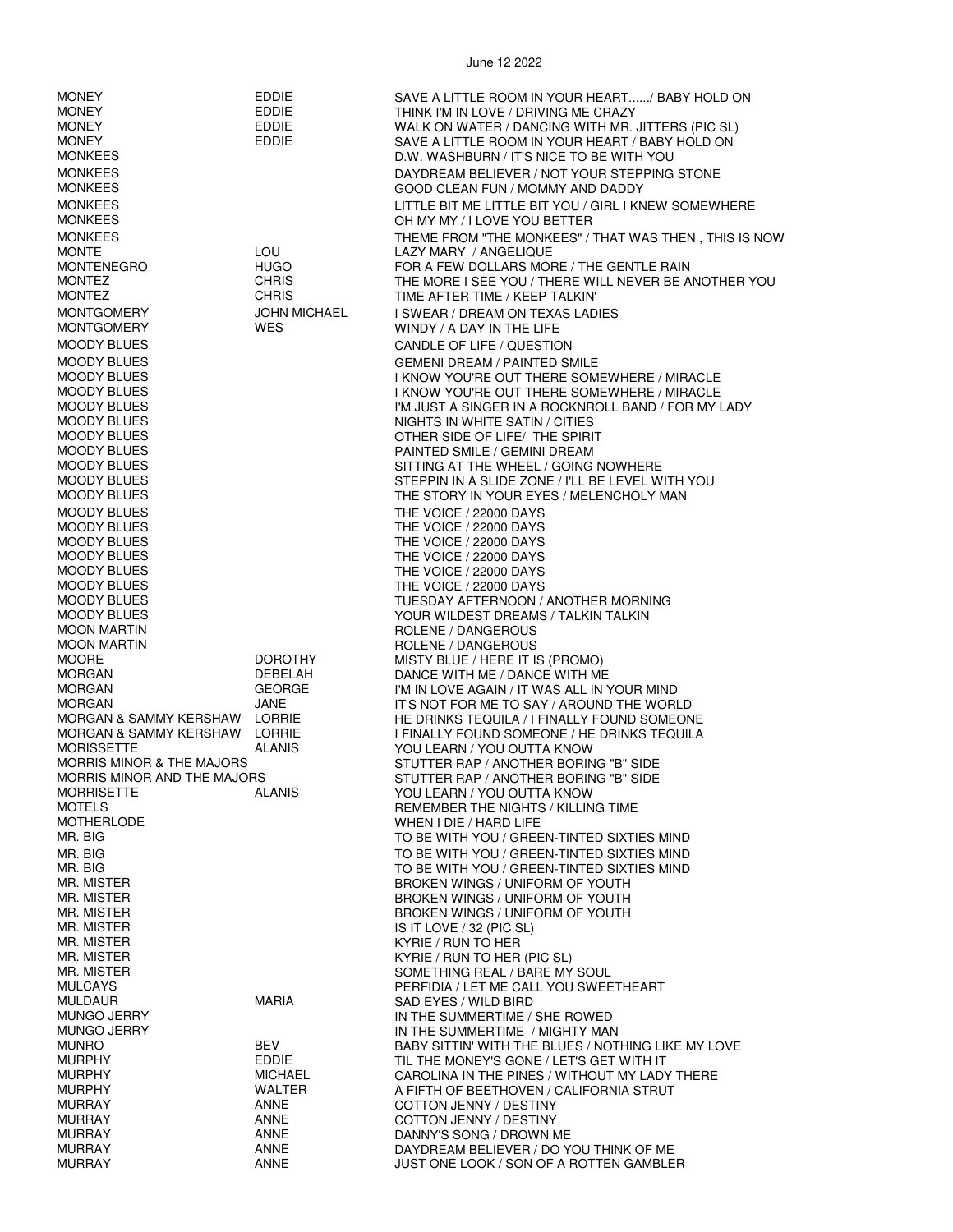June 12 2022

| | | |
|---|---|---|
| MONEY | EDDIE | SAVE A LITTLE ROOM IN YOUR HEART....../ BABY HOLD ON |
| MONEY | EDDIE | THINK I'M IN LOVE / DRIVING ME CRAZY |
| MONEY | EDDIE | WALK ON WATER / DANCING WITH MR. JITTERS (PIC SL) |
| MONEY | EDDIE | SAVE A LITTLE ROOM IN YOUR HEART / BABY HOLD ON |
| MONKEES | | D.W. WASHBURN / IT'S NICE TO BE WITH YOU |
| MONKEES | | DAYDREAM BELIEVER / NOT YOUR STEPPING STONE |
| MONKEES | | GOOD CLEAN FUN / MOMMY AND DADDY |
| MONKEES | | LITTLE BIT ME LITTLE BIT YOU / GIRL I KNEW SOMEWHERE |
| MONKEES | | OH MY MY / I LOVE YOU BETTER |
| MONKEES | | THEME FROM "THE MONKEES" / THAT WAS THEN , THIS IS NOW |
| MONTE | LOU | LAZY MARY / ANGELIQUE |
| MONTENEGRO | HUGO | FOR A FEW DOLLARS MORE / THE GENTLE RAIN |
| MONTEZ | CHRIS | THE MORE I SEE YOU / THERE WILL NEVER BE ANOTHER YOU |
| MONTEZ | CHRIS | TIME AFTER TIME / KEEP TALKIN' |
| MONTGOMERY | JOHN MICHAEL | I SWEAR / DREAM ON TEXAS LADIES |
| MONTGOMERY | WES | WINDY / A DAY IN THE LIFE |
| MOODY BLUES | | CANDLE OF LIFE / QUESTION |
| MOODY BLUES | | GEMENI DREAM / PAINTED SMILE |
| MOODY BLUES | | I KNOW YOU'RE OUT THERE SOMEWHERE / MIRACLE |
| MOODY BLUES | | I KNOW YOU'RE OUT THERE SOMEWHERE / MIRACLE |
| MOODY BLUES | | I'M JUST A SINGER IN A ROCKNROLL BAND / FOR MY LADY |
| MOODY BLUES | | NIGHTS IN WHITE SATIN / CITIES |
| MOODY BLUES | | OTHER SIDE OF LIFE/ THE SPIRIT |
| MOODY BLUES | | PAINTED SMILE / GEMINI DREAM |
| MOODY BLUES | | SITTING AT THE WHEEL / GOING NOWHERE |
| MOODY BLUES | | STEPPIN IN A SLIDE ZONE / I'LL BE LEVEL WITH YOU |
| MOODY BLUES | | THE STORY IN YOUR EYES / MELENCHOLY MAN |
| MOODY BLUES | | THE VOICE / 22000 DAYS |
| MOODY BLUES | | THE VOICE / 22000 DAYS |
| MOODY BLUES | | THE VOICE / 22000 DAYS |
| MOODY BLUES | | THE VOICE / 22000 DAYS |
| MOODY BLUES | | THE VOICE / 22000 DAYS |
| MOODY BLUES | | THE VOICE / 22000 DAYS |
| MOODY BLUES | | TUESDAY AFTERNOON / ANOTHER MORNING |
| MOODY BLUES | | YOUR WILDEST DREAMS / TALKIN TALKIN |
| MOON MARTIN | | ROLENE / DANGEROUS |
| MOON MARTIN | | ROLENE / DANGEROUS |
| MOORE | DOROTHY | MISTY BLUE / HERE IT IS (PROMO) |
| MORGAN | DEBELAH | DANCE WITH ME / DANCE WITH ME |
| MORGAN | GEORGE | I'M IN LOVE AGAIN / IT WAS ALL IN YOUR MIND |
| MORGAN | JANE | IT'S NOT FOR ME TO SAY / AROUND THE WORLD |
| MORGAN & SAMMY KERSHAW | LORRIE | HE DRINKS TEQUILA / I FINALLY FOUND SOMEONE |
| MORGAN & SAMMY KERSHAW | LORRIE | I FINALLY FOUND SOMEONE / HE DRINKS TEQUILA |
| MORISSETTE | ALANIS | YOU LEARN / YOU OUTTA KNOW |
| MORRIS MINOR & THE MAJORS | | STUTTER RAP / ANOTHER BORING "B" SIDE |
| MORRIS MINOR AND THE MAJORS | | STUTTER RAP / ANOTHER BORING "B" SIDE |
| MORRISETTE | ALANIS | YOU LEARN / YOU OUTTA KNOW |
| MOTELS | | REMEMBER THE NIGHTS / KILLING TIME |
| MOTHERLODE | | WHEN I DIE / HARD LIFE |
| MR. BIG | | TO BE WITH YOU / GREEN-TINTED SIXTIES MIND |
| MR. BIG | | TO BE WITH YOU / GREEN-TINTED SIXTIES MIND |
| MR. BIG | | TO BE WITH YOU / GREEN-TINTED SIXTIES MIND |
| MR. MISTER | | BROKEN WINGS / UNIFORM OF YOUTH |
| MR. MISTER | | BROKEN WINGS / UNIFORM OF YOUTH |
| MR. MISTER | | BROKEN WINGS / UNIFORM OF YOUTH |
| MR. MISTER | | IS IT LOVE / 32 (PIC SL) |
| MR. MISTER | | KYRIE / RUN TO HER |
| MR. MISTER | | KYRIE / RUN TO HER (PIC SL) |
| MR. MISTER | | SOMETHING REAL / BARE MY SOUL |
| MULCAYS | | PERFIDIA / LET ME CALL YOU SWEETHEART |
| MULDAUR | MARIA | SAD EYES / WILD BIRD |
| MUNGO JERRY | | IN THE SUMMERTIME / SHE ROWED |
| MUNGO JERRY | | IN THE SUMMERTIME / MIGHTY MAN |
| MUNRO | BEV | BABY SITTIN' WITH THE BLUES / NOTHING LIKE MY LOVE |
| MURPHY | EDDIE | TIL THE MONEY'S GONE / LET'S GET WITH IT |
| MURPHY | MICHAEL | CAROLINA IN THE PINES / WITHOUT MY LADY THERE |
| MURPHY | WALTER | A FIFTH OF BEETHOVEN / CALIFORNIA STRUT |
| MURRAY | ANNE | COTTON JENNY / DESTINY |
| MURRAY | ANNE | COTTON JENNY / DESTINY |
| MURRAY | ANNE | DANNY'S SONG / DROWN ME |
| MURRAY | ANNE | DAYDREAM BELIEVER / DO YOU THINK OF ME |
| MURRAY | ANNE | JUST ONE LOOK / SON OF A ROTTEN GAMBLER |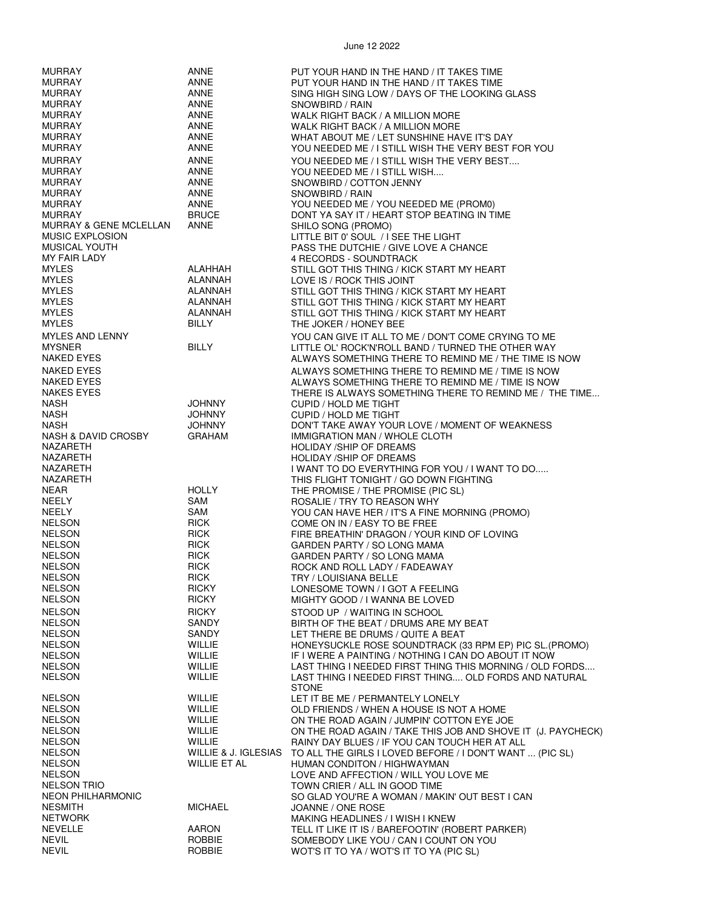| | | |
|---|---|---|
| MURRAY | ANNE | PUT YOUR HAND IN THE HAND / IT TAKES TIME |
| MURRAY | ANNE | PUT YOUR HAND IN THE HAND / IT TAKES TIME |
| MURRAY | ANNE | SING HIGH SING LOW / DAYS OF THE LOOKING GLASS |
| MURRAY | ANNE | SNOWBIRD / RAIN |
| MURRAY | ANNE | WALK RIGHT BACK / A MILLION MORE |
| MURRAY | ANNE | WALK RIGHT BACK / A MILLION MORE |
| MURRAY | ANNE | WHAT ABOUT ME / LET SUNSHINE HAVE IT'S DAY |
| MURRAY | ANNE | YOU NEEDED ME / I STILL WISH THE VERY BEST FOR YOU |
| MURRAY | ANNE | YOU NEEDED ME / I STILL WISH THE VERY BEST.... |
| MURRAY | ANNE | YOU NEEDED ME / I STILL WISH.... |
| MURRAY | ANNE | SNOWBIRD / COTTON JENNY |
| MURRAY | ANNE | SNOWBIRD / RAIN |
| MURRAY | ANNE | YOU NEEDED ME / YOU NEEDED ME (PROM0) |
| MURRAY | BRUCE | DONT YA SAY IT / HEART STOP BEATING IN TIME |
| MURRAY & GENE MCLELLAN | ANNE | SHILO SONG (PROMO) |
| MUSIC EXPLOSION | | LITTLE BIT 0' SOUL / I SEE THE LIGHT |
| MUSICAL YOUTH | | PASS THE DUTCHIE / GIVE LOVE A CHANCE |
| MY FAIR LADY | | 4 RECORDS - SOUNDTRACK |
| MYLES | ALAHHAH | STILL GOT THIS THING / KICK START MY HEART |
| MYLES | ALANNAH | LOVE IS / ROCK THIS JOINT |
| MYLES | ALANNAH | STILL GOT THIS THING / KICK START MY HEART |
| MYLES | ALANNAH | STILL GOT THIS THING / KICK START MY HEART |
| MYLES | ALANNAH | STILL GOT THIS THING / KICK START MY HEART |
| MYLES | BILLY | THE JOKER / HONEY BEE |
| MYLES AND LENNY | | YOU CAN GIVE IT ALL TO ME / DON'T COME CRYING TO ME |
| MYSNER | BILLY | LITTLE OL' ROCK'N'ROLL BAND / TURNED THE OTHER WAY |
| NAKED EYES | | ALWAYS SOMETHING THERE TO REMIND ME / THE TIME IS NOW |
| NAKED EYES | | ALWAYS SOMETHING THERE TO REMIND ME / TIME IS NOW |
| NAKED EYES | | ALWAYS SOMETHING THERE TO REMIND ME / TIME IS NOW |
| NAKES EYES | | THERE IS ALWAYS SOMETHING THERE TO REMIND ME / THE TIME... |
| NASH | JOHNNY | CUPID / HOLD ME TIGHT |
| NASH | JOHNNY | CUPID / HOLD ME TIGHT |
| NASH | JOHNNY | DON'T TAKE AWAY YOUR LOVE / MOMENT OF WEAKNESS |
| NASH & DAVID CROSBY | GRAHAM | IMMIGRATION MAN / WHOLE CLOTH |
| NAZARETH | | HOLIDAY /SHIP OF DREAMS |
| NAZARETH | | HOLIDAY /SHIP OF DREAMS |
| NAZARETH | | I WANT TO DO EVERYTHING FOR YOU / I WANT TO DO..... |
| NAZARETH | | THIS FLIGHT TONIGHT / GO DOWN FIGHTING |
| NEAR | HOLLY | THE PROMISE / THE PROMISE (PIC SL) |
| NEELY | SAM | ROSALIE / TRY TO REASON WHY |
| NEELY | SAM | YOU CAN HAVE HER / IT'S A FINE MORNING (PROMO) |
| NELSON | RICK | COME ON IN / EASY TO BE FREE |
| NELSON | RICK | FIRE BREATHIN' DRAGON / YOUR KIND OF LOVING |
| NELSON | RICK | GARDEN PARTY / SO LONG MAMA |
| NELSON | RICK | GARDEN PARTY / SO LONG MAMA |
| NELSON | RICK | ROCK AND ROLL LADY / FADEAWAY |
| NELSON | RICK | TRY / LOUISIANA BELLE |
| NELSON | RICKY | LONESOME TOWN / I GOT A FEELING |
| NELSON | RICKY | MIGHTY GOOD / I WANNA BE LOVED |
| NELSON | RICKY | STOOD UP / WAITING IN SCHOOL |
| NELSON | SANDY | BIRTH OF THE BEAT / DRUMS ARE MY BEAT |
| NELSON | SANDY | LET THERE BE DRUMS / QUITE A BEAT |
| NELSON | WILLIE | HONEYSUCKLE ROSE SOUNDTRACK (33 RPM EP) PIC SL.(PROMO) |
| NELSON | WILLIE | IF I WERE A PAINTING / NOTHING I CAN DO ABOUT IT NOW |
| NELSON | WILLIE | LAST THING I NEEDED FIRST THING THIS MORNING / OLD FORDS.... |
| NELSON | WILLIE | LAST THING I NEEDED FIRST THING.... OLD FORDS AND NATURAL STONE |
| NELSON | WILLIE | LET IT BE ME / PERMANTELY LONELY |
| NELSON | WILLIE | OLD FRIENDS / WHEN A HOUSE IS NOT A HOME |
| NELSON | WILLIE | ON THE ROAD AGAIN / JUMPIN' COTTON EYE JOE |
| NELSON | WILLIE | ON THE ROAD AGAIN / TAKE THIS JOB AND SHOVE IT (J. PAYCHECK) |
| NELSON | WILLIE | RAINY DAY BLUES / IF YOU CAN TOUCH HER AT ALL |
| NELSON | WILLIE & J. IGLESIAS | TO ALL THE GIRLS I LOVED BEFORE / I DON'T WANT ... (PIC SL) |
| NELSON | WILLIE ET AL | HUMAN CONDITON / HIGHWAYMAN |
| NELSON | | LOVE AND AFFECTION / WILL YOU LOVE ME |
| NELSON TRIO | | TOWN CRIER / ALL IN GOOD TIME |
| NEON PHILHARMONIC | | SO GLAD YOU'RE A WOMAN / MAKIN' OUT BEST I CAN |
| NESMITH | MICHAEL | JOANNE / ONE ROSE |
| NETWORK | | MAKING HEADLINES / I WISH I KNEW |
| NEVELLE | AARON | TELL IT LIKE IT IS / BAREFOOTIN' (ROBERT PARKER) |
| NEVIL | ROBBIE | SOMEBODY LIKE YOU / CAN I COUNT ON YOU |
| NEVIL | ROBBIE | WOT'S IT TO YA / WOT'S IT TO YA (PIC SL) |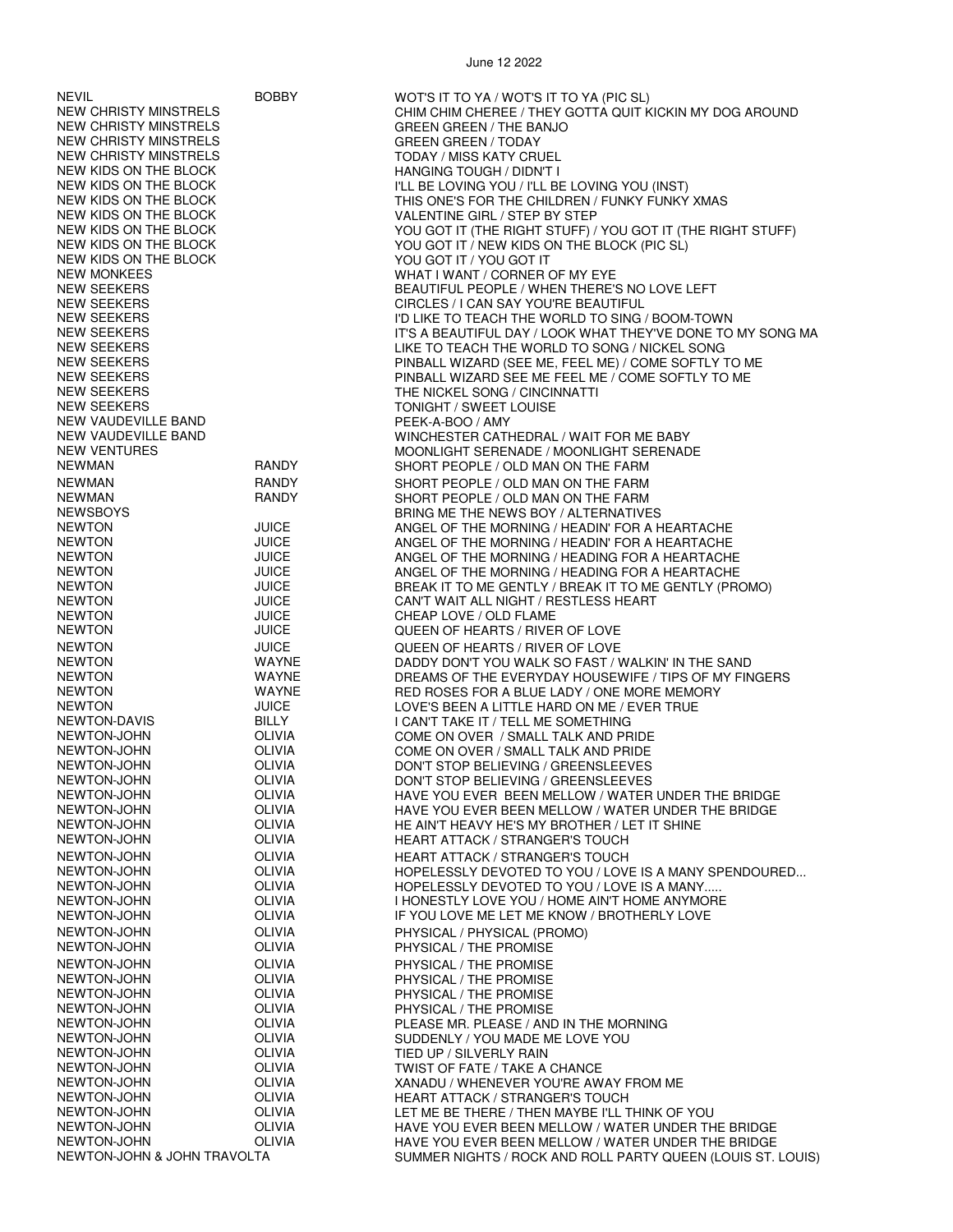| | | |
|---|---|---|
| NEVIL | BOBBY | WOT'S IT TO YA / WOT'S IT TO YA (PIC SL) |
| NEW CHRISTY MINSTRELS | | CHIM CHIM CHEREE / THEY GOTTA QUIT KICKIN MY DOG AROUND |
| NEW CHRISTY MINSTRELS | | GREEN GREEN / THE BANJO |
| NEW CHRISTY MINSTRELS | | GREEN GREEN / TODAY |
| NEW CHRISTY MINSTRELS | | TODAY / MISS KATY CRUEL |
| NEW KIDS ON THE BLOCK | | HANGING TOUGH / DIDN'T I |
| NEW KIDS ON THE BLOCK | | I'LL BE LOVING YOU / I'LL BE LOVING YOU (INST) |
| NEW KIDS ON THE BLOCK | | THIS ONE'S FOR THE CHILDREN / FUNKY FUNKY XMAS |
| NEW KIDS ON THE BLOCK | | VALENTINE GIRL / STEP BY STEP |
| NEW KIDS ON THE BLOCK | | YOU GOT IT (THE RIGHT STUFF) / YOU GOT IT (THE RIGHT STUFF) |
| NEW KIDS ON THE BLOCK | | YOU GOT IT / NEW KIDS ON THE BLOCK (PIC SL) |
| NEW KIDS ON THE BLOCK | | YOU GOT IT / YOU GOT IT |
| NEW MONKEES | | WHAT I WANT / CORNER OF MY EYE |
| NEW SEEKERS | | BEAUTIFUL PEOPLE / WHEN THERE'S NO LOVE LEFT |
| NEW SEEKERS | | CIRCLES / I CAN SAY YOU'RE BEAUTIFUL |
| NEW SEEKERS | | I'D LIKE TO TEACH THE WORLD TO SING / BOOM-TOWN |
| NEW SEEKERS | | IT'S A BEAUTIFUL DAY / LOOK WHAT THEY'VE DONE TO MY SONG MA |
| NEW SEEKERS | | LIKE TO TEACH THE WORLD TO SONG / NICKEL SONG |
| NEW SEEKERS | | PINBALL WIZARD (SEE ME, FEEL ME) / COME SOFTLY TO ME |
| NEW SEEKERS | | PINBALL WIZARD SEE ME FEEL ME / COME SOFTLY TO ME |
| NEW SEEKERS | | THE NICKEL SONG / CINCINNATTI |
| NEW SEEKERS | | TONIGHT / SWEET LOUISE |
| NEW VAUDEVILLE BAND | | PEEK-A-BOO / AMY |
| NEW VAUDEVILLE BAND | | WINCHESTER CATHEDRAL / WAIT FOR ME BABY |
| NEW VENTURES | | MOONLIGHT SERENADE / MOONLIGHT SERENADE |
| NEWMAN | RANDY | SHORT PEOPLE / OLD MAN ON THE FARM |
| NEWMAN | RANDY | SHORT PEOPLE / OLD MAN ON THE FARM |
| NEWMAN | RANDY | SHORT PEOPLE / OLD MAN ON THE FARM |
| NEWSBOYS | | BRING ME THE NEWS BOY / ALTERNATIVES |
| NEWTON | JUICE | ANGEL OF THE MORNING / HEADIN' FOR A HEARTACHE |
| NEWTON | JUICE | ANGEL OF THE MORNING / HEADIN' FOR A HEARTACHE |
| NEWTON | JUICE | ANGEL OF THE MORNING / HEADING FOR A HEARTACHE |
| NEWTON | JUICE | ANGEL OF THE MORNING / HEADING FOR A HEARTACHE |
| NEWTON | JUICE | BREAK IT TO ME GENTLY / BREAK IT TO ME GENTLY (PROMO) |
| NEWTON | JUICE | CAN'T WAIT ALL NIGHT / RESTLESS HEART |
| NEWTON | JUICE | CHEAP LOVE / OLD FLAME |
| NEWTON | JUICE | QUEEN OF HEARTS / RIVER OF LOVE |
| NEWTON | JUICE | QUEEN OF HEARTS / RIVER OF LOVE |
| NEWTON | WAYNE | DADDY DON'T YOU WALK SO FAST / WALKIN' IN THE SAND |
| NEWTON | WAYNE | DREAMS OF THE EVERYDAY HOUSEWIFE / TIPS OF MY FINGERS |
| NEWTON | WAYNE | RED ROSES FOR A BLUE LADY / ONE MORE MEMORY |
| NEWTON | JUICE | LOVE'S BEEN A LITTLE HARD ON ME / EVER TRUE |
| NEWTON-DAVIS | BILLY | I CAN'T TAKE IT / TELL ME SOMETHING |
| NEWTON-JOHN | OLIVIA | COME ON OVER / SMALL TALK AND PRIDE |
| NEWTON-JOHN | OLIVIA | COME ON OVER / SMALL TALK AND PRIDE |
| NEWTON-JOHN | OLIVIA | DON'T STOP BELIEVING / GREENSLEEVES |
| NEWTON-JOHN | OLIVIA | DON'T STOP BELIEVING / GREENSLEEVES |
| NEWTON-JOHN | OLIVIA | HAVE YOU EVER BEEN MELLOW / WATER UNDER THE BRIDGE |
| NEWTON-JOHN | OLIVIA | HAVE YOU EVER BEEN MELLOW / WATER UNDER THE BRIDGE |
| NEWTON-JOHN | OLIVIA | HE AIN'T HEAVY HE'S MY BROTHER / LET IT SHINE |
| NEWTON-JOHN | OLIVIA | HEART ATTACK / STRANGER'S TOUCH |
| NEWTON-JOHN | OLIVIA | HEART ATTACK / STRANGER'S TOUCH |
| NEWTON-JOHN | OLIVIA | HOPELESSLY DEVOTED TO YOU / LOVE IS A MANY SPENDOURED... |
| NEWTON-JOHN | OLIVIA | HOPELESSLY DEVOTED TO YOU / LOVE IS A MANY..... |
| NEWTON-JOHN | OLIVIA | I HONESTLY LOVE YOU / HOME AIN'T HOME ANYMORE |
| NEWTON-JOHN | OLIVIA | IF YOU LOVE ME LET ME KNOW / BROTHERLY LOVE |
| NEWTON-JOHN | OLIVIA | PHYSICAL / PHYSICAL (PROMO) |
| NEWTON-JOHN | OLIVIA | PHYSICAL / THE PROMISE |
| NEWTON-JOHN | OLIVIA | PHYSICAL / THE PROMISE |
| NEWTON-JOHN | OLIVIA | PHYSICAL / THE PROMISE |
| NEWTON-JOHN | OLIVIA | PHYSICAL / THE PROMISE |
| NEWTON-JOHN | OLIVIA | PHYSICAL / THE PROMISE |
| NEWTON-JOHN | OLIVIA | PLEASE MR. PLEASE / AND IN THE MORNING |
| NEWTON-JOHN | OLIVIA | SUDDENLY / YOU MADE ME LOVE YOU |
| NEWTON-JOHN | OLIVIA | TIED UP / SILVERLY RAIN |
| NEWTON-JOHN | OLIVIA | TWIST OF FATE / TAKE A CHANCE |
| NEWTON-JOHN | OLIVIA | XANADU / WHENEVER YOU'RE AWAY FROM ME |
| NEWTON-JOHN | OLIVIA | HEART ATTACK / STRANGER'S TOUCH |
| NEWTON-JOHN | OLIVIA | LET ME BE THERE / THEN MAYBE I'LL THINK OF YOU |
| NEWTON-JOHN | OLIVIA | HAVE YOU EVER BEEN MELLOW / WATER UNDER THE BRIDGE |
| NEWTON-JOHN | OLIVIA | HAVE YOU EVER BEEN MELLOW / WATER UNDER THE BRIDGE |
| NEWTON-JOHN & JOHN TRAVOLTA | | SUMMER NIGHTS / ROCK AND ROLL PARTY QUEEN (LOUIS ST. LOUIS) |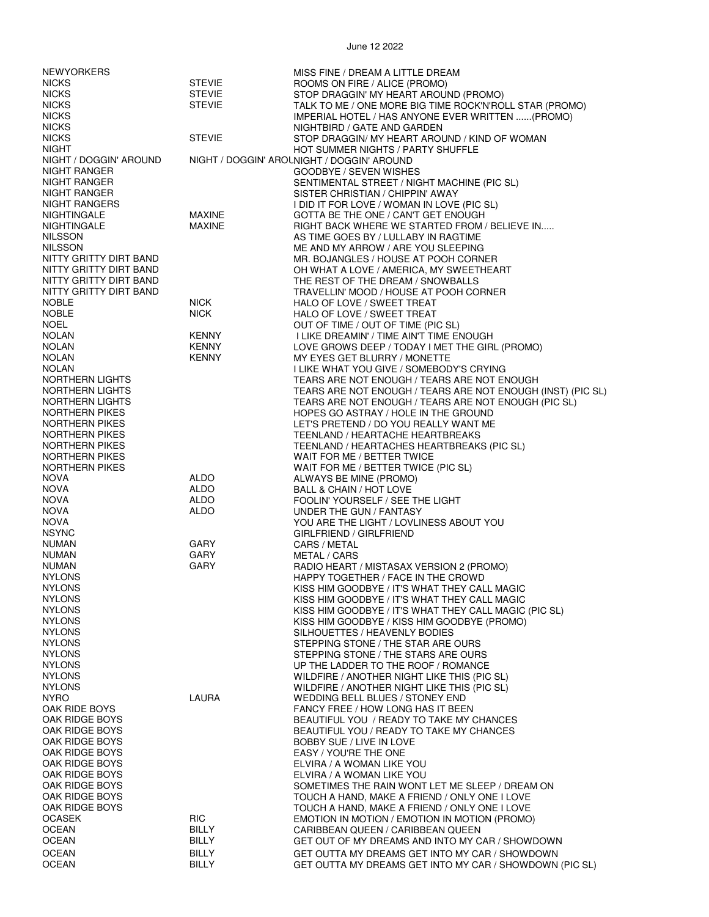June 12 2022

| | | |
|---|---|---|
| NEWYORKERS | | MISS FINE / DREAM A LITTLE DREAM |
| NICKS | STEVIE | ROOMS ON FIRE / ALICE (PROMO) |
| NICKS | STEVIE | STOP DRAGGIN' MY HEART AROUND (PROMO) |
| NICKS | STEVIE | TALK TO ME / ONE MORE BIG TIME ROCK'N'ROLL STAR (PROMO) |
| NICKS | | IMPERIAL HOTEL / HAS ANYONE EVER WRITTEN ......(PROMO) |
| NICKS | | NIGHTBIRD / GATE AND GARDEN |
| NICKS | STEVIE | STOP DRAGGIN/ MY HEART AROUND / KIND OF WOMAN |
| NIGHT | | HOT SUMMER NIGHTS / PARTY SHUFFLE |
| NIGHT / DOGGIN' AROUND | NIGHT / DOGGIN' AROUNIGHT / DOGGIN' AROUND | |
| NIGHT RANGER | | GOODBYE / SEVEN WISHES |
| NIGHT RANGER | | SENTIMENTAL STREET / NIGHT MACHINE (PIC SL) |
| NIGHT RANGER | | SISTER CHRISTIAN / CHIPPIN' AWAY |
| NIGHT RANGERS | | I DID IT FOR LOVE / WOMAN IN LOVE (PIC SL) |
| NIGHTINGALE | MAXINE | GOTTA BE THE ONE / CAN'T GET ENOUGH |
| NIGHTINGALE | MAXINE | RIGHT BACK WHERE WE STARTED FROM / BELIEVE IN..... |
| NILSSON | | AS TIME GOES BY / LULLABY IN RAGTIME |
| NILSSON | | ME AND MY ARROW / ARE YOU SLEEPING |
| NITTY GRITTY DIRT BAND | | MR. BOJANGLES / HOUSE AT POOH CORNER |
| NITTY GRITTY DIRT BAND | | OH WHAT A LOVE / AMERICA, MY SWEETHEART |
| NITTY GRITTY DIRT BAND | | THE REST OF THE DREAM / SNOWBALLS |
| NITTY GRITTY DIRT BAND | | TRAVELLIN' MOOD / HOUSE AT POOH CORNER |
| NOBLE | NICK | HALO OF LOVE / SWEET TREAT |
| NOBLE | NICK | HALO OF LOVE / SWEET TREAT |
| NOEL | | OUT OF TIME / OUT OF TIME (PIC SL) |
| NOLAN | KENNY | I LIKE DREAMIN' / TIME AIN'T TIME ENOUGH |
| NOLAN | KENNY | LOVE GROWS DEEP / TODAY I MET THE GIRL (PROMO) |
| NOLAN | KENNY | MY EYES GET BLURRY / MONETTE |
| NOLAN | | I LIKE WHAT YOU GIVE / SOMEBODY'S CRYING |
| NORTHERN LIGHTS | | TEARS ARE NOT ENOUGH / TEARS ARE NOT ENOUGH |
| NORTHERN LIGHTS | | TEARS ARE NOT ENOUGH / TEARS ARE NOT ENOUGH (INST) (PIC SL) |
| NORTHERN LIGHTS | | TEARS ARE NOT ENOUGH / TEARS ARE NOT ENOUGH (PIC SL) |
| NORTHERN PIKES | | HOPES GO ASTRAY / HOLE IN THE GROUND |
| NORTHERN PIKES | | LET'S PRETEND / DO YOU REALLY WANT ME |
| NORTHERN PIKES | | TEENLAND / HEARTACHE HEARTBREAKS |
| NORTHERN PIKES | | TEENLAND / HEARTACHES HEARTBREAKS (PIC SL) |
| NORTHERN PIKES | | WAIT FOR ME / BETTER TWICE |
| NORTHERN PIKES | | WAIT FOR ME / BETTER TWICE (PIC SL) |
| NOVA | ALDO | ALWAYS BE MINE (PROMO) |
| NOVA | ALDO | BALL & CHAIN / HOT LOVE |
| NOVA | ALDO | FOOLIN' YOURSELF / SEE THE LIGHT |
| NOVA | ALDO | UNDER THE GUN / FANTASY |
| NOVA | | YOU ARE THE LIGHT / LOVLINESS ABOUT YOU |
| NSYNC | | GIRLFRIEND / GIRLFRIEND |
| NUMAN | GARY | CARS / METAL |
| NUMAN | GARY | METAL / CARS |
| NUMAN | GARY | RADIO HEART / MISTASAX VERSION 2 (PROMO) |
| NYLONS | | HAPPY TOGETHER / FACE IN THE CROWD |
| NYLONS | | KISS HIM GOODBYE / IT'S WHAT THEY CALL MAGIC |
| NYLONS | | KISS HIM GOODBYE / IT'S WHAT THEY CALL MAGIC |
| NYLONS | | KISS HIM GOODBYE / IT'S WHAT THEY CALL MAGIC (PIC SL) |
| NYLONS | | KISS HIM GOODBYE / KISS HIM GOODBYE (PROMO) |
| NYLONS | | SILHOUETTES / HEAVENLY BODIES |
| NYLONS | | STEPPING STONE / THE STAR ARE OURS |
| NYLONS | | STEPPING STONE / THE STARS ARE OURS |
| NYLONS | | UP THE LADDER TO THE ROOF / ROMANCE |
| NYLONS | | WILDFIRE / ANOTHER NIGHT LIKE THIS (PIC SL) |
| NYLONS | | WILDFIRE / ANOTHER NIGHT LIKE THIS (PIC SL) |
| NYRO | LAURA | WEDDING BELL BLUES / STONEY END |
| OAK RIDE BOYS | | FANCY FREE / HOW LONG HAS IT BEEN |
| OAK RIDGE BOYS | | BEAUTIFUL YOU / READY TO TAKE MY CHANCES |
| OAK RIDGE BOYS | | BEAUTIFUL YOU / READY TO TAKE MY CHANCES |
| OAK RIDGE BOYS | | BOBBY SUE / LIVE IN LOVE |
| OAK RIDGE BOYS | | EASY / YOU'RE THE ONE |
| OAK RIDGE BOYS | | ELVIRA / A WOMAN LIKE YOU |
| OAK RIDGE BOYS | | ELVIRA / A WOMAN LIKE YOU |
| OAK RIDGE BOYS | | SOMETIMES THE RAIN WONT LET ME SLEEP / DREAM ON |
| OAK RIDGE BOYS | | TOUCH A HAND, MAKE A FRIEND / ONLY ONE I LOVE |
| OAK RIDGE BOYS | | TOUCH A HAND, MAKE A FRIEND / ONLY ONE I LOVE |
| OCASEK | RIC | EMOTION IN MOTION / EMOTION IN MOTION (PROMO) |
| OCEAN | BILLY | CARIBBEAN QUEEN / CARIBBEAN QUEEN |
| OCEAN | BILLY | GET OUT OF MY DREAMS AND INTO MY CAR / SHOWDOWN |
| OCEAN | BILLY | GET OUTTA MY DREAMS GET INTO MY CAR / SHOWDOWN |
| OCEAN | BILLY | GET OUTTA MY DREAMS GET INTO MY CAR / SHOWDOWN (PIC SL) |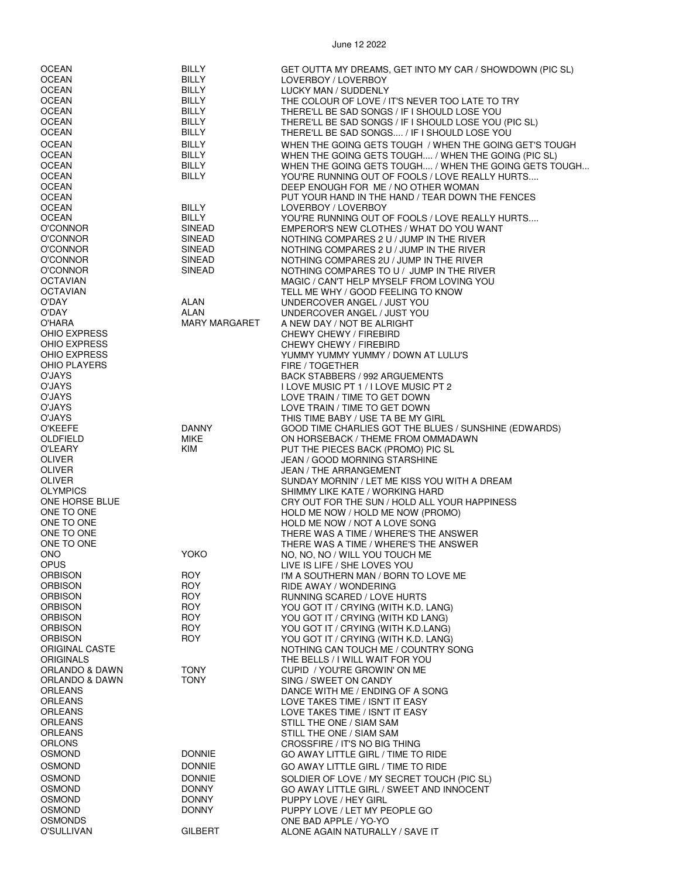June 12 2022

| | | |
|---|---|---|
| OCEAN | BILLY | GET OUTTA MY DREAMS, GET INTO MY CAR / SHOWDOWN (PIC SL) |
| OCEAN | BILLY | LOVERBOY / LOVERBOY |
| OCEAN | BILLY | LUCKY MAN / SUDDENLY |
| OCEAN | BILLY | THE COLOUR OF LOVE / IT'S NEVER TOO LATE TO TRY |
| OCEAN | BILLY | THERE'LL BE SAD SONGS / IF I SHOULD LOSE YOU |
| OCEAN | BILLY | THERE'LL BE SAD SONGS / IF I SHOULD LOSE YOU (PIC SL) |
| OCEAN | BILLY | THERE'LL BE SAD SONGS.... / IF I SHOULD LOSE YOU |
| OCEAN | BILLY | WHEN THE GOING GETS TOUGH / WHEN THE GOING GET'S TOUGH |
| OCEAN | BILLY | WHEN THE GOING GETS TOUGH.... / WHEN THE GOING (PIC SL) |
| OCEAN | BILLY | WHEN THE GOING GETS TOUGH.... / WHEN THE GOING GETS TOUGH... |
| OCEAN | BILLY | YOU'RE RUNNING OUT OF FOOLS / LOVE REALLY HURTS.... |
| OCEAN | | DEEP ENOUGH FOR ME / NO OTHER WOMAN |
| OCEAN | | PUT YOUR HAND IN THE HAND / TEAR DOWN THE FENCES |
| OCEAN | BILLY | LOVERBOY / LOVERBOY |
| OCEAN | BILLY | YOU'RE RUNNING OUT OF FOOLS / LOVE REALLY HURTS.... |
| O'CONNOR | SINEAD | EMPEROR'S NEW CLOTHES / WHAT DO YOU WANT |
| O'CONNOR | SINEAD | NOTHING COMPARES 2 U / JUMP IN THE RIVER |
| O'CONNOR | SINEAD | NOTHING COMPARES 2 U / JUMP IN THE RIVER |
| O'CONNOR | SINEAD | NOTHING COMPARES 2U / JUMP IN THE RIVER |
| O'CONNOR | SINEAD | NOTHING COMPARES TO U / JUMP IN THE RIVER |
| OCTAVIAN | | MAGIC / CAN'T HELP MYSELF FROM LOVING YOU |
| OCTAVIAN | | TELL ME WHY / GOOD FEELING TO KNOW |
| O'DAY | ALAN | UNDERCOVER ANGEL / JUST YOU |
| O'DAY | ALAN | UNDERCOVER ANGEL / JUST YOU |
| O'HARA | MARY MARGARET | A NEW DAY / NOT BE ALRIGHT |
| OHIO EXPRESS | | CHEWY CHEWY / FIREBIRD |
| OHIO EXPRESS | | CHEWY CHEWY / FIREBIRD |
| OHIO EXPRESS | | YUMMY YUMMY YUMMY / DOWN AT LULU'S |
| OHIO PLAYERS | | FIRE / TOGETHER |
| O'JAYS | | BACK STABBERS / 992 ARGUEMENTS |
| O'JAYS | | I LOVE MUSIC PT 1 / I LOVE MUSIC PT 2 |
| O'JAYS | | LOVE TRAIN / TIME TO GET DOWN |
| O'JAYS | | LOVE TRAIN / TIME TO GET DOWN |
| O'JAYS | | THIS TIME BABY / USE TA BE MY GIRL |
| O'KEEFE | DANNY | GOOD TIME CHARLIES GOT THE BLUES / SUNSHINE (EDWARDS) |
| OLDFIELD | MIKE | ON HORSEBACK / THEME FROM OMMADAWN |
| O'LEARY | KIM | PUT THE PIECES BACK (PROMO) PIC SL |
| OLIVER | | JEAN / GOOD MORNING STARSHINE |
| OLIVER | | JEAN / THE ARRANGEMENT |
| OLIVER | | SUNDAY MORNIN' / LET ME KISS YOU WITH A DREAM |
| OLYMPICS | | SHIMMY LIKE KATE / WORKING HARD |
| ONE HORSE BLUE | | CRY OUT FOR THE SUN / HOLD ALL YOUR HAPPINESS |
| ONE TO ONE | | HOLD ME NOW / HOLD ME NOW (PROMO) |
| ONE TO ONE | | HOLD ME NOW / NOT A LOVE SONG |
| ONE TO ONE | | THERE WAS A TIME / WHERE'S THE ANSWER |
| ONE TO ONE | | THERE WAS A TIME / WHERE'S THE ANSWER |
| ONO | YOKO | NO, NO, NO / WILL YOU TOUCH ME |
| OPUS | | LIVE IS LIFE / SHE LOVES YOU |
| ORBISON | ROY | I'M A SOUTHERN MAN / BORN TO LOVE ME |
| ORBISON | ROY | RIDE AWAY / WONDERING |
| ORBISON | ROY | RUNNING SCARED / LOVE HURTS |
| ORBISON | ROY | YOU GOT IT / CRYING (WITH K.D. LANG) |
| ORBISON | ROY | YOU GOT IT / CRYING (WITH KD LANG) |
| ORBISON | ROY | YOU GOT IT / CRYING (WITH K.D.LANG) |
| ORBISON | ROY | YOU GOT IT / CRYING (WITH K.D. LANG) |
| ORIGINAL CASTE | | NOTHING CAN TOUCH ME / COUNTRY SONG |
| ORIGINALS | | THE BELLS / I WILL WAIT FOR YOU |
| ORLANDO & DAWN | TONY | CUPID / YOU'RE GROWIN' ON ME |
| ORLANDO & DAWN | TONY | SING / SWEET ON CANDY |
| ORLEANS | | DANCE WITH ME / ENDING OF A SONG |
| ORLEANS | | LOVE TAKES TIME / ISN'T IT EASY |
| ORLEANS | | LOVE TAKES TIME / ISN'T IT EASY |
| ORLEANS | | STILL THE ONE / SIAM SAM |
| ORLEANS | | STILL THE ONE / SIAM SAM |
| ORLONS | | CROSSFIRE / IT'S NO BIG THING |
| OSMOND | DONNIE | GO AWAY LITTLE GIRL / TIME TO RIDE |
| OSMOND | DONNIE | GO AWAY LITTLE GIRL / TIME TO RIDE |
| OSMOND | DONNIE | SOLDIER OF LOVE / MY SECRET TOUCH (PIC SL) |
| OSMOND | DONNY | GO AWAY LITTLE GIRL / SWEET AND INNOCENT |
| OSMOND | DONNY | PUPPY LOVE / HEY GIRL |
| OSMOND | DONNY | PUPPY LOVE / LET MY PEOPLE GO |
| OSMONDS | | ONE BAD APPLE / YO-YO |
| O'SULLIVAN | GILBERT | ALONE AGAIN NATURALLY / SAVE IT |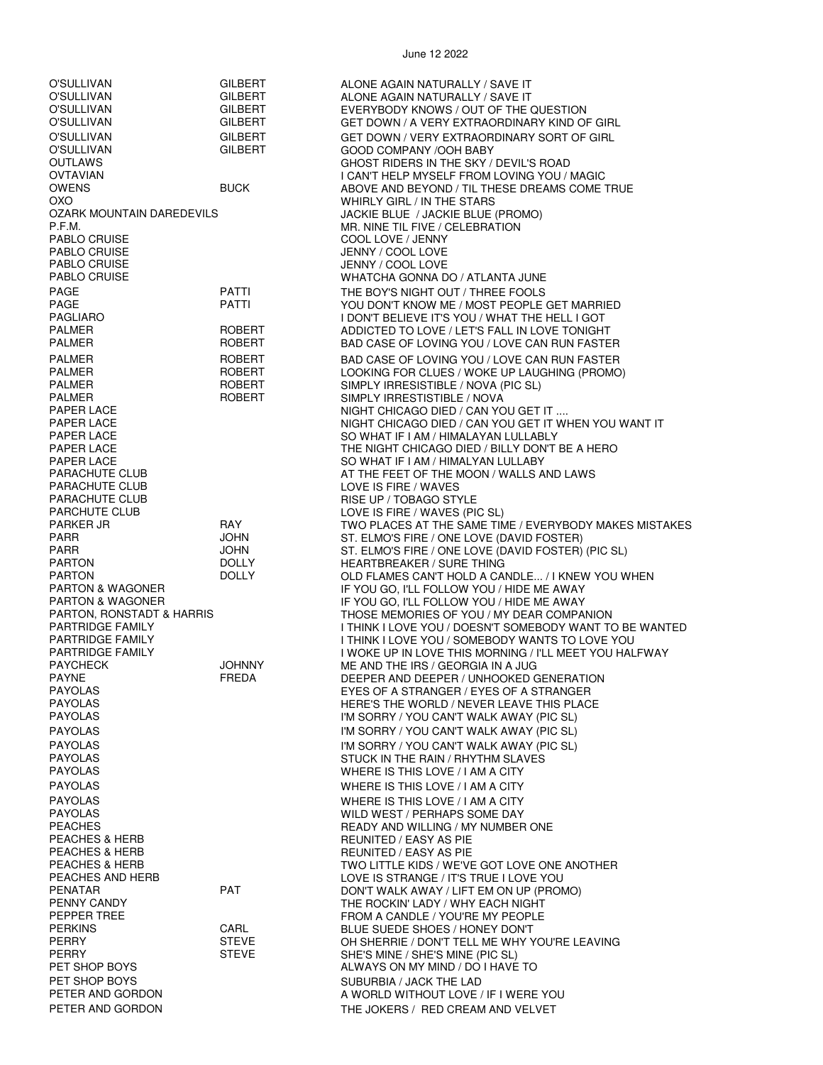June 12 2022

| | | |
|---|---|---|
| O'SULLIVAN | GILBERT | ALONE AGAIN NATURALLY / SAVE IT |
| O'SULLIVAN | GILBERT | ALONE AGAIN NATURALLY / SAVE IT |
| O'SULLIVAN | GILBERT | EVERYBODY KNOWS / OUT OF THE QUESTION |
| O'SULLIVAN | GILBERT | GET DOWN / A VERY EXTRAORDINARY KIND OF GIRL |
| O'SULLIVAN | GILBERT | GET DOWN / VERY EXTRAORDINARY SORT OF GIRL |
| O'SULLIVAN | GILBERT | GOOD COMPANY /OOH BABY |
| OUTLAWS | | GHOST RIDERS IN THE SKY / DEVIL'S ROAD |
| OVTAVIAN | | I CAN'T HELP MYSELF FROM LOVING YOU / MAGIC |
| OWENS | BUCK | ABOVE AND BEYOND / TIL THESE DREAMS COME TRUE |
| OXO | | WHIRLY GIRL / IN THE STARS |
| OZARK MOUNTAIN DAREDEVILS | | JACKIE BLUE / JACKIE BLUE (PROMO) |
| P.F.M. | | MR. NINE TIL FIVE / CELEBRATION |
| PABLO CRUISE | | COOL LOVE / JENNY |
| PABLO CRUISE | | JENNY / COOL LOVE |
| PABLO CRUISE | | JENNY / COOL LOVE |
| PABLO CRUISE | | WHATCHA GONNA DO / ATLANTA JUNE |
| PAGE | PATTI | THE BOY'S NIGHT OUT / THREE FOOLS |
| PAGE | PATTI | YOU DON'T KNOW ME / MOST PEOPLE GET MARRIED |
| PAGLIARO | | I DON'T BELIEVE IT'S YOU / WHAT THE HELL I GOT |
| PALMER | ROBERT | ADDICTED TO LOVE / LET'S FALL IN LOVE TONIGHT |
| PALMER | ROBERT | BAD CASE OF LOVING YOU / LOVE CAN RUN FASTER |
| PALMER | ROBERT | BAD CASE OF LOVING YOU / LOVE CAN RUN FASTER |
| PALMER | ROBERT | LOOKING FOR CLUES / WOKE UP LAUGHING (PROMO) |
| PALMER | ROBERT | SIMPLY IRRESISTIBLE / NOVA (PIC SL) |
| PALMER | ROBERT | SIMPLY IRRESISTIBLE / NOVA |
| PAPER LACE | | NIGHT CHICAGO DIED / CAN YOU GET IT .... |
| PAPER LACE | | NIGHT CHICAGO DIED / CAN YOU GET IT WHEN YOU WANT IT |
| PAPER LACE | | SO WHAT IF I AM / HIMALAYAN LULLABLY |
| PAPER LACE | | THE NIGHT CHICAGO DIED / BILLY DON'T BE A HERO |
| PAPER LACE | | SO WHAT IF I AM / HIMALYAN LULLABY |
| PARACHUTE CLUB | | AT THE FEET OF THE MOON / WALLS AND LAWS |
| PARACHUTE CLUB | | LOVE IS FIRE / WAVES |
| PARACHUTE CLUB | | RISE UP / TOBAGO STYLE |
| PARCHUTE CLUB | | LOVE IS FIRE / WAVES (PIC SL) |
| PARKER JR | RAY | TWO PLACES AT THE SAME TIME / EVERYBODY MAKES MISTAKES |
| PARR | JOHN | ST. ELMO'S FIRE / ONE LOVE (DAVID FOSTER) |
| PARR | JOHN | ST. ELMO'S FIRE / ONE LOVE (DAVID FOSTER) (PIC SL) |
| PARTON | DOLLY | HEARTBREAKER / SURE THING |
| PARTON | DOLLY | OLD FLAMES CAN'T HOLD A CANDLE... / I KNEW YOU WHEN |
| PARTON & WAGONER | | IF YOU GO, I'LL FOLLOW YOU / HIDE ME AWAY |
| PARTON & WAGONER | | IF YOU GO, I'LL FOLLOW YOU / HIDE ME AWAY |
| PARTON, RONSTADT & HARRIS | | THOSE MEMORIES OF YOU / MY DEAR COMPANION |
| PARTRIDGE FAMILY | | I THINK I LOVE YOU / DOESN'T SOMEBODY WANT TO BE WANTED |
| PARTRIDGE FAMILY | | I THINK I LOVE YOU / SOMEBODY WANTS TO LOVE YOU |
| PARTRIDGE FAMILY | | I WOKE UP IN LOVE THIS MORNING / I'LL MEET YOU HALFWAY |
| PAYCHECK | JOHNNY | ME AND THE IRS / GEORGIA IN A JUG |
| PAYNE | FREDA | DEEPER AND DEEPER / UNHOOKED GENERATION |
| PAYOLAS | | EYES OF A STRANGER / EYES OF A STRANGER |
| PAYOLAS | | HERE'S THE WORLD / NEVER LEAVE THIS PLACE |
| PAYOLAS | | I'M SORRY / YOU CAN'T WALK AWAY (PIC SL) |
| PAYOLAS | | I'M SORRY / YOU CAN'T WALK AWAY (PIC SL) |
| PAYOLAS | | I'M SORRY / YOU CAN'T WALK AWAY (PIC SL) |
| PAYOLAS | | STUCK IN THE RAIN / RHYTHM SLAVES |
| PAYOLAS | | WHERE IS THIS LOVE / I AM A CITY |
| PAYOLAS | | WHERE IS THIS LOVE / I AM A CITY |
| PAYOLAS | | WHERE IS THIS LOVE / I AM A CITY |
| PAYOLAS | | WILD WEST / PERHAPS SOME DAY |
| PEACHES | | READY AND WILLING / MY NUMBER ONE |
| PEACHES & HERB | | REUNITED / EASY AS PIE |
| PEACHES & HERB | | REUNITED / EASY AS PIE |
| PEACHES & HERB | | TWO LITTLE KIDS / WE'VE GOT LOVE ONE ANOTHER |
| PEACHES AND HERB | | LOVE IS STRANGE / IT'S TRUE I LOVE YOU |
| PENATAR | PAT | DON'T WALK AWAY / LIFT EM ON UP (PROMO) |
| PENNY CANDY | | THE ROCKIN' LADY / WHY EACH NIGHT |
| PEPPER TREE | | FROM A CANDLE / YOU'RE MY PEOPLE |
| PERKINS | CARL | BLUE SUEDE SHOES / HONEY DON'T |
| PERRY | STEVE | OH SHERRIE / DON'T TELL ME WHY YOU'RE LEAVING |
| PERRY | STEVE | SHE'S MINE / SHE'S MINE (PIC SL) |
| PET SHOP BOYS | | ALWAYS ON MY MIND / DO I HAVE TO |
| PET SHOP BOYS | | SUBURBIA / JACK THE LAD |
| PETER AND GORDON | | A WORLD WITHOUT LOVE / IF I WERE YOU |
| PETER AND GORDON | | THE JOKERS / RED CREAM AND VELVET |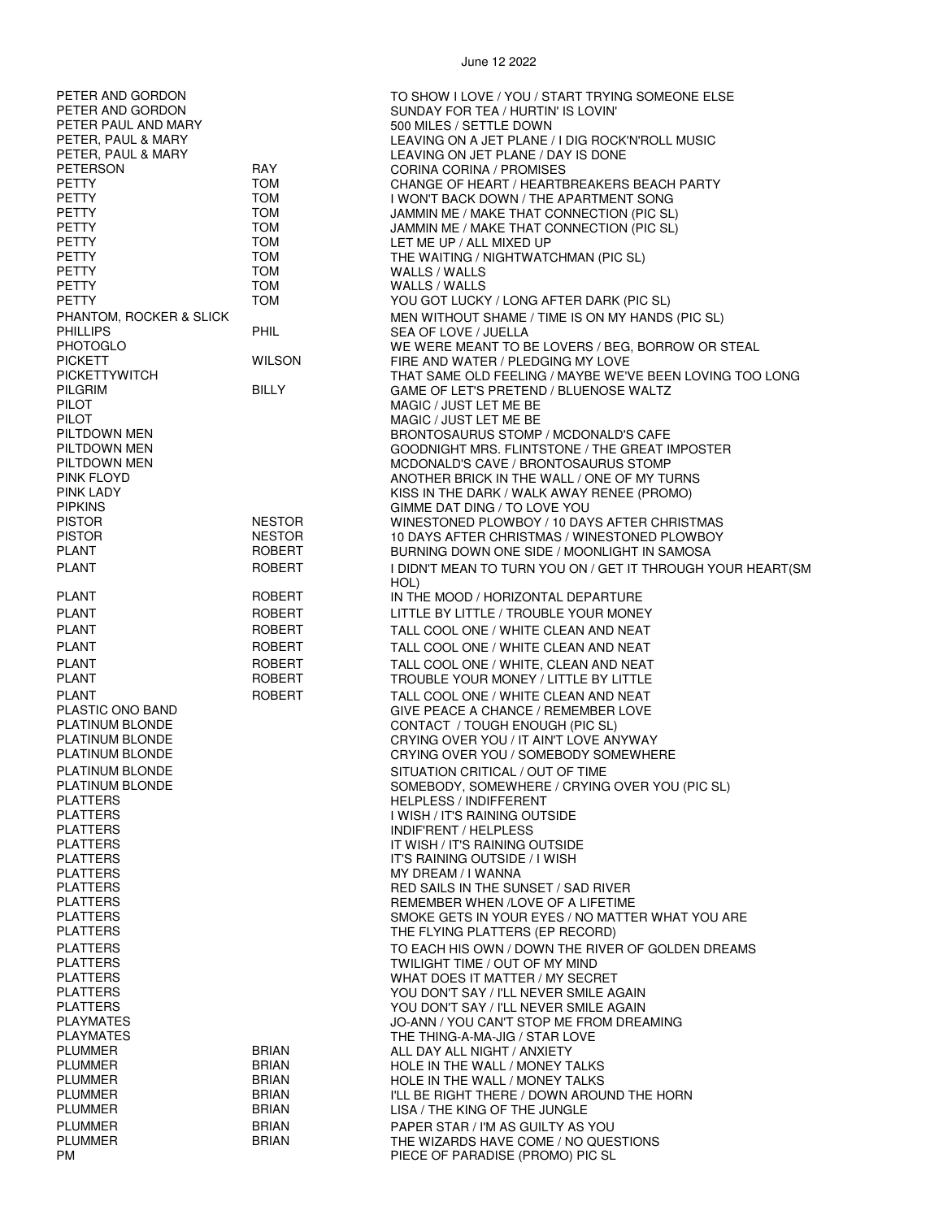June 12 2022

| | | |
|---|---|---|
| PETER AND GORDON | | TO SHOW I LOVE / YOU / START TRYING SOMEONE ELSE |
| PETER AND GORDON | | SUNDAY FOR TEA / HURTIN' IS LOVIN' |
| PETER PAUL AND MARY | | 500 MILES / SETTLE DOWN |
| PETER, PAUL & MARY | | LEAVING ON A JET PLANE / I DIG ROCK'N'ROLL MUSIC |
| PETER, PAUL & MARY | | LEAVING ON JET PLANE / DAY IS DONE |
| PETERSON | RAY | CORINA CORINA / PROMISES |
| PETTY | TOM | CHANGE OF HEART / HEARTBREAKERS BEACH PARTY |
| PETTY | TOM | I WON'T BACK DOWN / THE APARTMENT SONG |
| PETTY | TOM | JAMMIN ME / MAKE THAT CONNECTION (PIC SL) |
| PETTY | TOM | JAMMIN ME / MAKE THAT CONNECTION (PIC SL) |
| PETTY | TOM | LET ME UP / ALL MIXED UP |
| PETTY | TOM | THE WAITING / NIGHTWATCHMAN (PIC SL) |
| PETTY | TOM | WALLS / WALLS |
| PETTY | TOM | WALLS / WALLS |
| PETTY | TOM | YOU GOT LUCKY / LONG AFTER DARK (PIC SL) |
| PHANTOM, ROCKER & SLICK | | MEN WITHOUT SHAME / TIME IS ON MY HANDS (PIC SL) |
| PHILLIPS | PHIL | SEA OF LOVE / JUELLA |
| PHOTOGLO | | WE WERE MEANT TO BE LOVERS / BEG, BORROW OR STEAL |
| PICKETT | WILSON | FIRE AND WATER / PLEDGING MY LOVE |
| PICKETTYWITCH | | THAT SAME OLD FEELING / MAYBE WE'VE BEEN LOVING TOO LONG |
| PILGRIM | BILLY | GAME OF LET'S PRETEND / BLUENOSE WALTZ |
| PILOT | | MAGIC / JUST LET ME BE |
| PILOT | | MAGIC / JUST LET ME BE |
| PILTDOWN MEN | | BRONTOSAURUS STOMP / MCDONALD'S CAFE |
| PILTDOWN MEN | | GOODNIGHT MRS. FLINTSTONE / THE GREAT IMPOSTER |
| PILTDOWN MEN | | MCDONALD'S CAVE / BRONTOSAURUS STOMP |
| PINK FLOYD | | ANOTHER BRICK IN THE WALL / ONE OF MY TURNS |
| PINK LADY | | KISS IN THE DARK / WALK AWAY RENEE (PROMO) |
| PIPKINS | | GIMME DAT DING / TO LOVE YOU |
| PISTOR | NESTOR | WINESTONED PLOWBOY / 10 DAYS AFTER CHRISTMAS |
| PISTOR | NESTOR | 10 DAYS AFTER CHRISTMAS / WINESTONED PLOWBOY |
| PLANT | ROBERT | BURNING DOWN ONE SIDE / MOONLIGHT IN SAMOSA |
| PLANT | ROBERT | I DIDN'T MEAN TO TURN YOU ON / GET IT THROUGH YOUR HEART(SM HOL) |
| PLANT | ROBERT | IN THE MOOD / HORIZONTAL DEPARTURE |
| PLANT | ROBERT | LITTLE BY LITTLE / TROUBLE YOUR MONEY |
| PLANT | ROBERT | TALL COOL ONE / WHITE CLEAN AND NEAT |
| PLANT | ROBERT | TALL COOL ONE / WHITE CLEAN AND NEAT |
| PLANT | ROBERT | TALL COOL ONE / WHITE, CLEAN AND NEAT |
| PLANT | ROBERT | TROUBLE YOUR MONEY / LITTLE BY LITTLE |
| PLANT | ROBERT | TALL COOL ONE / WHITE CLEAN AND NEAT |
| PLASTIC ONO BAND | | GIVE PEACE A CHANCE / REMEMBER LOVE |
| PLATINUM BLONDE | | CONTACT / TOUGH ENOUGH (PIC SL) |
| PLATINUM BLONDE | | CRYING OVER YOU / IT AIN'T LOVE ANYWAY |
| PLATINUM BLONDE | | CRYING OVER YOU / SOMEBODY SOMEWHERE |
| PLATINUM BLONDE | | SITUATION CRITICAL / OUT OF TIME |
| PLATINUM BLONDE | | SOMEBODY, SOMEWHERE / CRYING OVER YOU (PIC SL) |
| PLATTERS | | HELPLESS / INDIFFERENT |
| PLATTERS | | I WISH / IT'S RAINING OUTSIDE |
| PLATTERS | | INDIF'RENT / HELPLESS |
| PLATTERS | | IT WISH / IT'S RAINING OUTSIDE |
| PLATTERS | | IT'S RAINING OUTSIDE / I WISH |
| PLATTERS | | MY DREAM / I WANNA |
| PLATTERS | | RED SAILS IN THE SUNSET / SAD RIVER |
| PLATTERS | | REMEMBER WHEN /LOVE OF A LIFETIME |
| PLATTERS | | SMOKE GETS IN YOUR EYES / NO MATTER WHAT YOU ARE |
| PLATTERS | | THE FLYING PLATTERS (EP RECORD) |
| PLATTERS | | TO EACH HIS OWN / DOWN THE RIVER OF GOLDEN DREAMS |
| PLATTERS | | TWILIGHT TIME / OUT OF MY MIND |
| PLATTERS | | WHAT DOES IT MATTER / MY SECRET |
| PLATTERS | | YOU DON'T SAY / I'LL NEVER SMILE AGAIN |
| PLATTERS | | YOU DON'T SAY / I'LL NEVER SMILE AGAIN |
| PLAYMATES | | JO-ANN / YOU CAN'T STOP ME FROM DREAMING |
| PLAYMATES | | THE THING-A-MA-JIG / STAR LOVE |
| PLUMMER | BRIAN | ALL DAY ALL NIGHT / ANXIETY |
| PLUMMER | BRIAN | HOLE IN THE WALL / MONEY TALKS |
| PLUMMER | BRIAN | HOLE IN THE WALL / MONEY TALKS |
| PLUMMER | BRIAN | I'LL BE RIGHT THERE / DOWN AROUND THE HORN |
| PLUMMER | BRIAN | LISA / THE KING OF THE JUNGLE |
| PLUMMER | BRIAN | PAPER STAR / I'M AS GUILTY AS YOU |
| PLUMMER | BRIAN | THE WIZARDS HAVE COME / NO QUESTIONS |
| PM | | PIECE OF PARADISE (PROMO) PIC SL |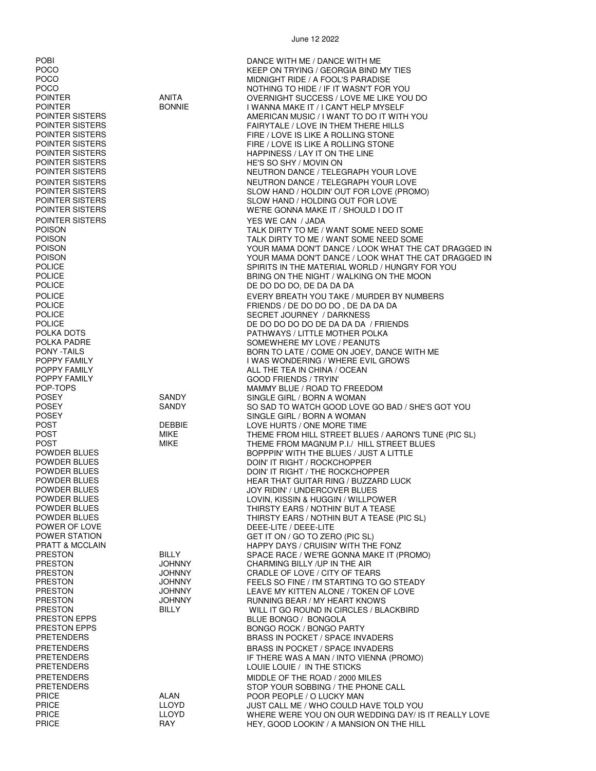June 12 2022

| | | |
|---|---|---|
| POBI | | DANCE WITH ME / DANCE WITH ME |
| POCO | | KEEP ON TRYING / GEORGIA BIND MY TIES |
| POCO | | MIDNIGHT RIDE / A FOOL'S PARADISE |
| POCO | | NOTHING TO HIDE / IF IT WASN'T FOR YOU |
| POINTER | ANITA | OVERNIGHT SUCCESS / LOVE ME LIKE YOU DO |
| POINTER | BONNIE | I WANNA MAKE IT / I CAN'T HELP MYSELF |
| POINTER SISTERS | | AMERICAN MUSIC / I WANT TO DO IT WITH YOU |
| POINTER SISTERS | | FAIRYTALE / LOVE IN THEM THERE HILLS |
| POINTER SISTERS | | FIRE / LOVE IS LIKE A ROLLING STONE |
| POINTER SISTERS | | FIRE / LOVE IS LIKE A ROLLING STONE |
| POINTER SISTERS | | HAPPINESS / LAY IT ON THE LINE |
| POINTER SISTERS | | HE'S SO SHY / MOVIN ON |
| POINTER SISTERS | | NEUTRON DANCE / TELEGRAPH YOUR LOVE |
| POINTER SISTERS | | NEUTRON DANCE / TELEGRAPH YOUR LOVE |
| POINTER SISTERS | | SLOW HAND / HOLDIN' OUT FOR LOVE (PROMO) |
| POINTER SISTERS | | SLOW HAND / HOLDING OUT FOR LOVE |
| POINTER SISTERS | | WE'RE GONNA MAKE IT / SHOULD I DO IT |
| POINTER SISTERS | | YES WE CAN / JADA |
| POISON | | TALK DIRTY TO ME / WANT SOME NEED SOME |
| POISON | | TALK DIRTY TO ME / WANT SOME NEED SOME |
| POISON | | YOUR MAMA DON'T DANCE / LOOK WHAT THE CAT DRAGGED IN |
| POISON | | YOUR MAMA DON'T DANCE / LOOK WHAT THE CAT DRAGGED IN |
| POLICE | | SPIRITS IN THE MATERIAL WORLD / HUNGRY FOR YOU |
| POLICE | | BRING ON THE NIGHT / WALKING ON THE MOON |
| POLICE | | DE DO DO DO, DE DA DA DA |
| POLICE | | EVERY BREATH YOU TAKE / MURDER BY NUMBERS |
| POLICE | | FRIENDS / DE DO DO DO , DE DA DA DA |
| POLICE | | SECRET JOURNEY / DARKNESS |
| POLICE | | DE DO DO DO DO DE DA DA DA / FRIENDS |
| POLKA DOTS | | PATHWAYS / LITTLE MOTHER POLKA |
| POLKA PADRE | | SOMEWHERE MY LOVE / PEANUTS |
| PONY -TAILS | | BORN TO LATE / COME ON JOEY, DANCE WITH ME |
| POPPY FAMILY | | I WAS WONDERING / WHERE EVIL GROWS |
| POPPY FAMILY | | ALL THE TEA IN CHINA / OCEAN |
| POPPY FAMILY | | GOOD FRIENDS / TRYIN' |
| POP-TOPS | | MAMMY BLUE / ROAD TO FREEDOM |
| POSEY | SANDY | SINGLE GIRL / BORN A WOMAN |
| POSEY | SANDY | SO SAD TO WATCH GOOD LOVE GO BAD / SHE'S GOT YOU |
| POSEY | | SINGLE GIRL / BORN A WOMAN |
| POST | DEBBIE | LOVE HURTS / ONE MORE TIME |
| POST | MIKE | THEME FROM HILL STREET BLUES / AARON'S TUNE (PIC SL) |
| POST | MIKE | THEME FROM MAGNUM P.I./ HILL STREET BLUES |
| POWDER BLUES | | BOPPPIN' WITH THE BLUES / JUST A LITTLE |
| POWDER BLUES | | DOIN' IT RIGHT / ROCKCHOPPER |
| POWDER BLUES | | DOIN' IT RIGHT / THE ROCKCHOPPER |
| POWDER BLUES | | HEAR THAT GUITAR RING / BUZZARD LUCK |
| POWDER BLUES | | JOY RIDIN' / UNDERCOVER BLUES |
| POWDER BLUES | | LOVIN, KISSIN & HUGGIN / WILLPOWER |
| POWDER BLUES | | THIRSTY EARS / NOTHIN' BUT A TEASE |
| POWDER BLUES | | THIRSTY EARS / NOTHIN BUT A TEASE (PIC SL) |
| POWER OF LOVE | | DEEE-LITE / DEEE-LITE |
| POWER STATION | | GET IT ON / GO TO ZERO (PIC SL) |
| PRATT & MCCLAIN | | HAPPY DAYS / CRUISIN' WITH THE FONZ |
| PRESTON | BILLY | SPACE RACE / WE'RE GONNA MAKE IT (PROMO) |
| PRESTON | JOHNNY | CHARMING BILLY /UP IN THE AIR |
| PRESTON | JOHNNY | CRADLE OF LOVE / CITY OF TEARS |
| PRESTON | JOHNNY | FEELS SO FINE / I'M STARTING TO GO STEADY |
| PRESTON | JOHNNY | LEAVE MY KITTEN ALONE / TOKEN OF LOVE |
| PRESTON | JOHNNY | RUNNING BEAR / MY HEART KNOWS |
| PRESTON | BILLY | WILL IT GO ROUND IN CIRCLES / BLACKBIRD |
| PRESTON EPPS | | BLUE BONGO / BONGOLA |
| PRESTON EPPS | | BONGO ROCK / BONGO PARTY |
| PRETENDERS | | BRASS IN POCKET / SPACE INVADERS |
| PRETENDERS | | BRASS IN POCKET / SPACE INVADERS |
| PRETENDERS | | IF THERE WAS A MAN / INTO VIENNA (PROMO) |
| PRETENDERS | | LOUIE LOUIE / IN THE STICKS |
| PRETENDERS | | MIDDLE OF THE ROAD / 2000 MILES |
| PRETENDERS | | STOP YOUR SOBBING / THE PHONE CALL |
| PRICE | ALAN | POOR PEOPLE / O LUCKY MAN |
| PRICE | LLOYD | JUST CALL ME / WHO COULD HAVE TOLD YOU |
| PRICE | LLOYD | WHERE WERE YOU ON OUR WEDDING DAY/ IS IT REALLY LOVE |
| PRICE | RAY | HEY, GOOD LOOKIN' / A MANSION ON THE HILL |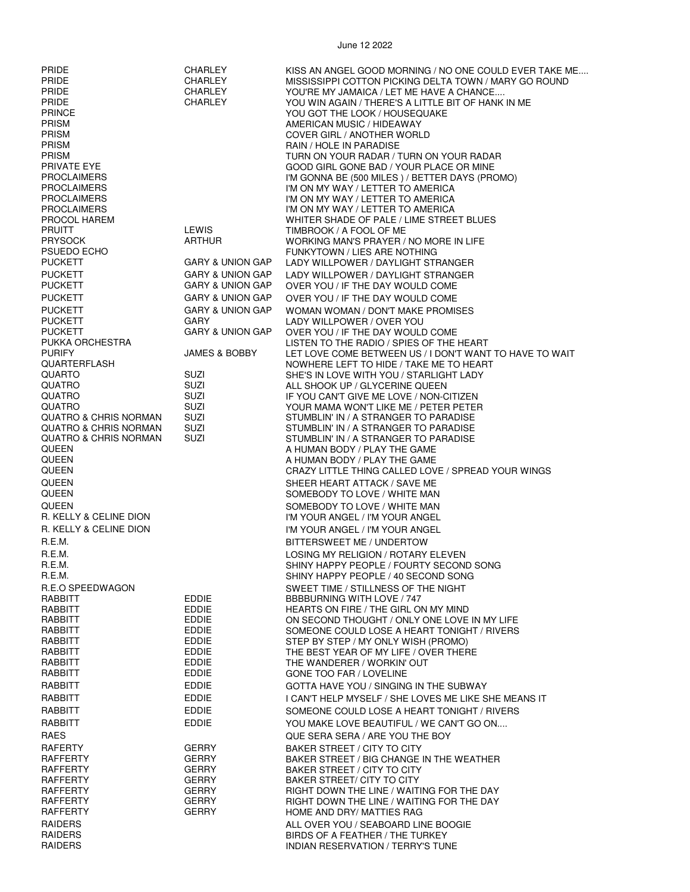June 12 2022

| | | |
|---|---|---|
| PRIDE | CHARLEY | KISS AN ANGEL GOOD MORNING / NO ONE COULD EVER TAKE ME.... |
| PRIDE | CHARLEY | MISSISSIPPI COTTON PICKING DELTA TOWN / MARY GO ROUND |
| PRIDE | CHARLEY | YOU'RE MY JAMAICA / LET ME HAVE A CHANCE.... |
| PRIDE | CHARLEY | YOU WIN AGAIN / THERE'S A LITTLE BIT OF HANK IN ME |
| PRINCE | | YOU GOT THE LOOK / HOUSEQUAKE |
| PRISM | | AMERICAN MUSIC / HIDEAWAY |
| PRISM | | COVER GIRL / ANOTHER WORLD |
| PRISM | | RAIN / HOLE IN PARADISE |
| PRISM | | TURN ON YOUR RADAR / TURN ON YOUR RADAR |
| PRIVATE EYE | | GOOD GIRL GONE BAD / YOUR PLACE OR MINE |
| PROCLAIMERS | | I'M GONNA BE (500 MILES ) / BETTER DAYS (PROMO) |
| PROCLAIMERS | | I'M ON MY WAY / LETTER TO AMERICA |
| PROCLAIMERS | | I'M ON MY WAY / LETTER TO AMERICA |
| PROCLAIMERS | | I'M ON MY WAY / LETTER TO AMERICA |
| PROCOL HAREM | | WHITER SHADE OF PALE / LIME STREET BLUES |
| PRUITT | LEWIS | TIMBROOK / A FOOL OF ME |
| PRYSOCK | ARTHUR | WORKING MAN'S PRAYER / NO MORE IN LIFE |
| PSUEDO ECHO | | FUNKYTOWN / LIES ARE NOTHING |
| PUCKETT | GARY & UNION GAP | LADY WILLPOWER / DAYLIGHT STRANGER |
| PUCKETT | GARY & UNION GAP | LADY WILLPOWER / DAYLIGHT STRANGER |
| PUCKETT | GARY & UNION GAP | OVER YOU / IF THE DAY WOULD COME |
| PUCKETT | GARY & UNION GAP | OVER YOU / IF THE DAY WOULD COME |
| PUCKETT | GARY & UNION GAP | WOMAN WOMAN / DON'T MAKE PROMISES |
| PUCKETT | GARY | LADY WILLPOWER / OVER YOU |
| PUCKETT | GARY & UNION GAP | OVER YOU / IF THE DAY WOULD COME |
| PUKKA ORCHESTRA | | LISTEN TO THE RADIO / SPIES OF THE HEART |
| PURIFY | JAMES & BOBBY | LET LOVE COME BETWEEN US / I DON'T WANT TO HAVE TO WAIT |
| QUARTERFLASH | | NOWHERE LEFT TO HIDE / TAKE ME TO HEART |
| QUARTO | SUZI | SHE'S IN LOVE WITH YOU / STARLIGHT LADY |
| QUATRO | SUZI | ALL SHOOK UP / GLYCERINE QUEEN |
| QUATRO | SUZI | IF YOU CAN'T GIVE ME LOVE / NON-CITIZEN |
| QUATRO | SUZI | YOUR MAMA WON'T LIKE ME / PETER PETER |
| QUATRO & CHRIS NORMAN | SUZI | STUMBLIN' IN / A STRANGER TO PARADISE |
| QUATRO & CHRIS NORMAN | SUZI | STUMBLIN' IN / A STRANGER TO PARADISE |
| QUATRO & CHRIS NORMAN | SUZI | STUMBLIN' IN / A STRANGER TO PARADISE |
| QUEEN | | A HUMAN BODY / PLAY THE GAME |
| QUEEN | | A HUMAN BODY / PLAY THE GAME |
| QUEEN | | CRAZY LITTLE THING CALLED LOVE / SPREAD YOUR WINGS |
| QUEEN | | SHEER HEART ATTACK / SAVE ME |
| QUEEN | | SOMEBODY TO LOVE / WHITE MAN |
| QUEEN | | SOMEBODY TO LOVE / WHITE MAN |
| R. KELLY & CELINE DION | | I'M YOUR ANGEL / I'M YOUR ANGEL |
| R. KELLY & CELINE DION | | I'M YOUR ANGEL / I'M YOUR ANGEL |
| R.E.M. | | BITTERSWEET ME / UNDERTOW |
| R.E.M. | | LOSING MY RELIGION / ROTARY ELEVEN |
| R.E.M. | | SHINY HAPPY PEOPLE / FOURTY SECOND SONG |
| R.E.M. | | SHINY HAPPY PEOPLE / 40 SECOND SONG |
| R.E.O SPEEDWAGON | | SWEET TIME / STILLNESS OF THE NIGHT |
| RABBITT | EDDIE | BBBBURNING WITH LOVE / 747 |
| RABBITT | EDDIE | HEARTS ON FIRE / THE GIRL ON MY MIND |
| RABBITT | EDDIE | ON SECOND THOUGHT / ONLY ONE LOVE IN MY LIFE |
| RABBITT | EDDIE | SOMEONE COULD LOSE A HEART TONIGHT / RIVERS |
| RABBITT | EDDIE | STEP BY STEP / MY ONLY WISH (PROMO) |
| RABBITT | EDDIE | THE BEST YEAR OF MY LIFE / OVER THERE |
| RABBITT | EDDIE | THE WANDERER / WORKIN' OUT |
| RABBITT | EDDIE | GONE TOO FAR / LOVELINE |
| RABBITT | EDDIE | GOTTA HAVE YOU / SINGING IN THE SUBWAY |
| RABBITT | EDDIE | I CAN'T HELP MYSELF / SHE LOVES ME LIKE SHE MEANS IT |
| RABBITT | EDDIE | SOMEONE COULD LOSE A HEART TONIGHT / RIVERS |
| RABBITT | EDDIE | YOU MAKE LOVE BEAUTIFUL / WE CAN'T GO ON.... |
| RAES | | QUE SERA SERA / ARE YOU THE BOY |
| RAFERTY | GERRY | BAKER STREET / CITY TO CITY |
| RAFFERTY | GERRY | BAKER STREET / BIG CHANGE IN THE WEATHER |
| RAFFERTY | GERRY | BAKER STREET / CITY TO CITY |
| RAFFERTY | GERRY | BAKER STREET/ CITY TO CITY |
| RAFFERTY | GERRY | RIGHT DOWN THE LINE / WAITING FOR THE DAY |
| RAFFERTY | GERRY | RIGHT DOWN THE LINE / WAITING FOR THE DAY |
| RAFFERTY | GERRY | HOME AND DRY/ MATTIES RAG |
| RAIDERS | | ALL OVER YOU / SEABOARD LINE BOOGIE |
| RAIDERS | | BIRDS OF A FEATHER / THE TURKEY |
| RAIDERS | | INDIAN RESERVATION / TERRY'S TUNE |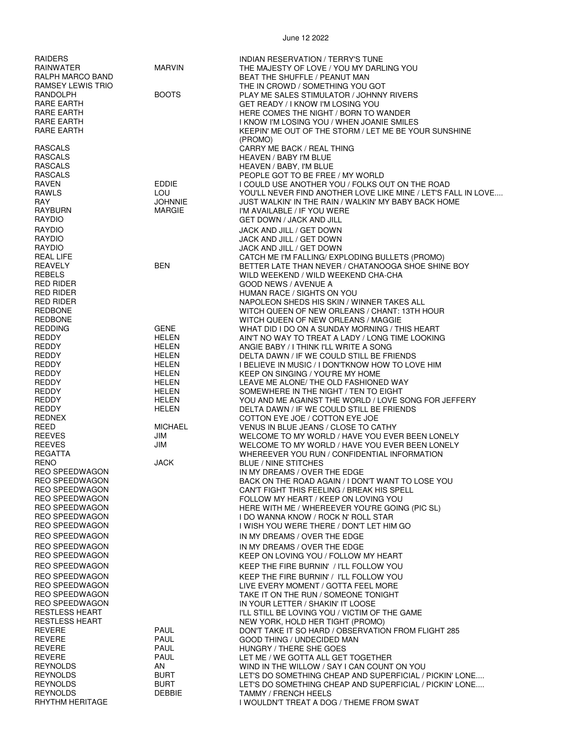June 12 2022

| | | |
|---|---|---|
| RAIDERS | | INDIAN RESERVATION / TERRY'S TUNE |
| RAINWATER | MARVIN | THE MAJESTY OF LOVE / YOU MY DARLING YOU |
| RALPH MARCO BAND | | BEAT THE SHUFFLE / PEANUT MAN |
| RAMSEY LEWIS TRIO | | THE IN CROWD / SOMETHING YOU GOT |
| RANDOLPH | BOOTS | PLAY ME SALES STIMULATOR / JOHNNY RIVERS |
| RARE EARTH | | GET READY / I KNOW I'M LOSING YOU |
| RARE EARTH | | HERE COMES THE NIGHT / BORN TO WANDER |
| RARE EARTH | | I KNOW I'M LOSING YOU / WHEN JOANIE SMILES |
| RARE EARTH | | KEEPIN' ME OUT OF THE STORM / LET ME BE YOUR SUNSHINE (PROMO) |
| RASCALS | | CARRY ME BACK / REAL THING |
| RASCALS | | HEAVEN / BABY I'M BLUE |
| RASCALS | | HEAVEN / BABY, I'M BLUE |
| RASCALS | | PEOPLE GOT TO BE FREE / MY WORLD |
| RAVEN | EDDIE | I COULD USE ANOTHER YOU / FOLKS OUT ON THE ROAD |
| RAWLS | LOU | YOU'LL NEVER FIND ANOTHER LOVE LIKE MINE / LET'S FALL IN LOVE.... |
| RAY | JOHNNIE | JUST WALKIN' IN THE RAIN / WALKIN' MY BABY BACK HOME |
| RAYBURN | MARGIE | I'M AVAILABLE / IF YOU WERE |
| RAYDIO | | GET DOWN / JACK AND JILL |
| RAYDIO | | JACK AND JILL / GET DOWN |
| RAYDIO | | JACK AND JILL / GET DOWN |
| RAYDIO | | JACK AND JILL / GET DOWN |
| REAL LIFE | | CATCH ME I'M FALLING/ EXPLODING BULLETS (PROMO) |
| REAVELY | BEN | BETTER LATE THAN NEVER / CHATANOOGA SHOE SHINE BOY |
| REBELS | | WILD WEEKEND / WILD WEEKEND CHA-CHA |
| RED RIDER | | GOOD NEWS / AVENUE A |
| RED RIDER | | HUMAN RACE / SIGHTS ON YOU |
| RED RIDER | | NAPOLEON SHEDS HIS SKIN / WINNER TAKES ALL |
| REDBONE | | WITCH QUEEN OF NEW ORLEANS / CHANT: 13TH HOUR |
| REDBONE | | WITCH QUEEN OF NEW ORLEANS / MAGGIE |
| REDDING | GENE | WHAT DID I DO ON A SUNDAY MORNING / THIS HEART |
| REDDY | HELEN | AIN'T NO WAY TO TREAT A LADY / LONG TIME LOOKING |
| REDDY | HELEN | ANGIE BABY / I THINK I'LL WRITE A SONG |
| REDDY | HELEN | DELTA DAWN / IF WE COULD STILL BE FRIENDS |
| REDDY | HELEN | I BELIEVE IN MUSIC / I DON'TKNOW HOW TO LOVE HIM |
| REDDY | HELEN | KEEP ON SINGING / YOU'RE MY HOME |
| REDDY | HELEN | LEAVE ME ALONE/ THE OLD FASHIONED WAY |
| REDDY | HELEN | SOMEWHERE IN THE NIGHT / TEN TO EIGHT |
| REDDY | HELEN | YOU AND ME AGAINST THE WORLD / LOVE SONG FOR JEFFERY |
| REDDY | HELEN | DELTA DAWN / IF WE COULD STILL BE FRIENDS |
| REDNEX | | COTTON EYE JOE / COTTON EYE JOE |
| REED | MICHAEL | VENUS IN BLUE JEANS / CLOSE TO CATHY |
| REEVES | JIM | WELCOME TO MY WORLD / HAVE YOU EVER BEEN LONELY |
| REEVES | JIM | WELCOME TO MY WORLD / HAVE YOU EVER BEEN LONELY |
| REGATTA | | WHEREEVER YOU RUN / CONFIDENTIAL INFORMATION |
| RENO | JACK | BLUE / NINE STITCHES |
| REO SPEEDWAGON | | IN MY DREAMS / OVER THE EDGE |
| REO SPEEDWAGON | | BACK ON THE ROAD AGAIN / I DON'T WANT TO LOSE YOU |
| REO SPEEDWAGON | | CAN'T FIGHT THIS FEELING / BREAK HIS SPELL |
| REO SPEEDWAGON | | FOLLOW MY HEART / KEEP ON LOVING YOU |
| REO SPEEDWAGON | | HERE WITH ME / WHEREEVER YOU'RE GOING (PIC SL) |
| REO SPEEDWAGON | | I DO WANNA KNOW / ROCK N' ROLL STAR |
| REO SPEEDWAGON | | I WISH YOU WERE THERE / DON'T LET HIM GO |
| REO SPEEDWAGON | | IN MY DREAMS / OVER THE EDGE |
| REO SPEEDWAGON | | IN MY DREAMS / OVER THE EDGE |
| REO SPEEDWAGON | | KEEP ON LOVING YOU / FOLLOW MY HEART |
| REO SPEEDWAGON | | KEEP THE FIRE BURNIN' / I'LL FOLLOW YOU |
| REO SPEEDWAGON | | KEEP THE FIRE BURNIN' / I'LL FOLLOW YOU |
| REO SPEEDWAGON | | LIVE EVERY MOMENT / GOTTA FEEL MORE |
| REO SPEEDWAGON | | TAKE IT ON THE RUN / SOMEONE TONIGHT |
| REO SPEEDWAGON | | IN YOUR LETTER / SHAKIN' IT LOOSE |
| RESTLESS HEART | | I'LL STILL BE LOVING YOU / VICTIM OF THE GAME |
| RESTLESS HEART | | NEW YORK, HOLD HER TIGHT (PROMO) |
| REVERE | PAUL | DON'T TAKE IT SO HARD / OBSERVATION FROM FLIGHT 285 |
| REVERE | PAUL | GOOD THING / UNDECIDED MAN |
| REVERE | PAUL | HUNGRY / THERE SHE GOES |
| REVERE | PAUL | LET ME / WE GOTTA ALL GET TOGETHER |
| REYNOLDS | AN | WIND IN THE WILLOW / SAY I CAN COUNT ON YOU |
| REYNOLDS | BURT | LET'S DO SOMETHING CHEAP AND SUPERFICIAL / PICKIN' LONE.... |
| REYNOLDS | BURT | LET'S DO SOMETHING CHEAP AND SUPERFICIAL / PICKIN' LONE.... |
| REYNOLDS | DEBBIE | TAMMY / FRENCH HEELS |
| RHYTHM HERITAGE | | I WOULDN'T TREAT A DOG / THEME FROM SWAT |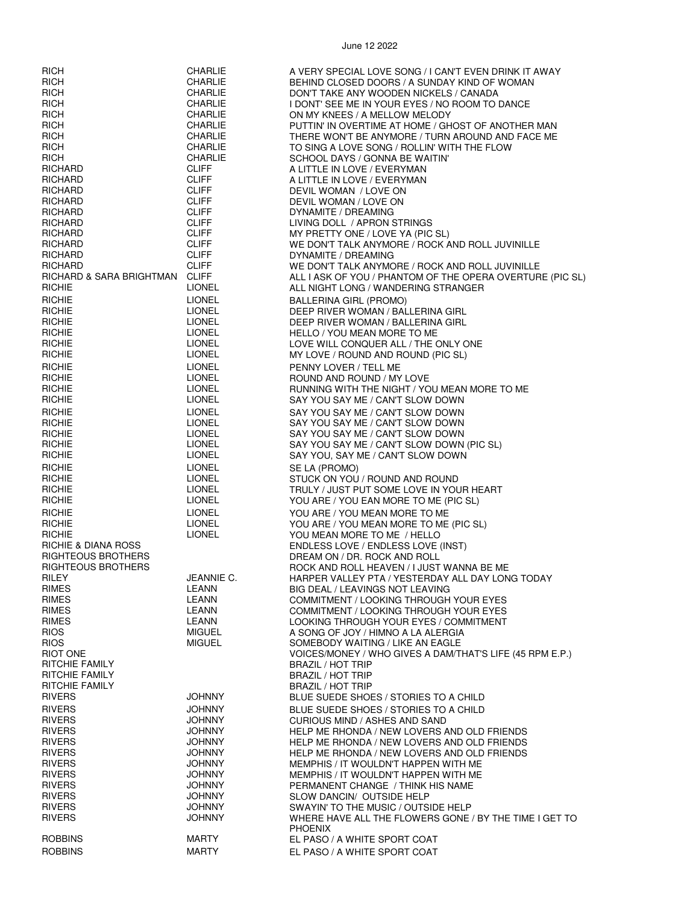June 12 2022

| | | |
|---|---|---|
| RICH | CHARLIE | A VERY SPECIAL LOVE SONG / I CAN'T EVEN DRINK IT AWAY |
| RICH | CHARLIE | BEHIND CLOSED DOORS / A SUNDAY KIND OF WOMAN |
| RICH | CHARLIE | DON'T TAKE ANY WOODEN NICKELS / CANADA |
| RICH | CHARLIE | I DONT' SEE ME IN YOUR EYES / NO ROOM TO DANCE |
| RICH | CHARLIE | ON MY KNEES / A MELLOW MELODY |
| RICH | CHARLIE | PUTTIN' IN OVERTIME AT HOME / GHOST OF ANOTHER MAN |
| RICH | CHARLIE | THERE WON'T BE ANYMORE / TURN AROUND AND FACE ME |
| RICH | CHARLIE | TO SING A LOVE SONG / ROLLIN' WITH THE FLOW |
| RICH | CHARLIE | SCHOOL DAYS / GONNA BE WAITIN' |
| RICHARD | CLIFF | A LITTLE IN LOVE / EVERYMAN |
| RICHARD | CLIFF | A LITTLE IN LOVE / EVERYMAN |
| RICHARD | CLIFF | DEVIL WOMAN / LOVE ON |
| RICHARD | CLIFF | DEVIL WOMAN / LOVE ON |
| RICHARD | CLIFF | DYNAMITE / DREAMING |
| RICHARD | CLIFF | LIVING DOLL / APRON STRINGS |
| RICHARD | CLIFF | MY PRETTY ONE / LOVE YA (PIC SL) |
| RICHARD | CLIFF | WE DON'T TALK ANYMORE / ROCK AND ROLL JUVINILLE |
| RICHARD | CLIFF | DYNAMITE / DREAMING |
| RICHARD | CLIFF | WE DON'T TALK ANYMORE / ROCK AND ROLL JUVINILLE |
| RICHARD & SARA BRIGHTMAN | CLIFF | ALL I ASK OF YOU / PHANTOM OF THE OPERA OVERTURE (PIC SL) |
| RICHIE | LIONEL | ALL NIGHT LONG / WANDERING STRANGER |
| RICHIE | LIONEL | BALLERINA GIRL (PROMO) |
| RICHIE | LIONEL | DEEP RIVER WOMAN / BALLERINA GIRL |
| RICHIE | LIONEL | DEEP RIVER WOMAN / BALLERINA GIRL |
| RICHIE | LIONEL | HELLO / YOU MEAN MORE TO ME |
| RICHIE | LIONEL | LOVE WILL CONQUER ALL / THE ONLY ONE |
| RICHIE | LIONEL | MY LOVE / ROUND AND ROUND (PIC SL) |
| RICHIE | LIONEL | PENNY LOVER / TELL ME |
| RICHIE | LIONEL | ROUND AND ROUND / MY LOVE |
| RICHIE | LIONEL | RUNNING WITH THE NIGHT / YOU MEAN MORE TO ME |
| RICHIE | LIONEL | SAY YOU SAY ME / CAN'T SLOW DOWN |
| RICHIE | LIONEL | SAY YOU SAY ME / CAN'T SLOW DOWN |
| RICHIE | LIONEL | SAY YOU SAY ME / CAN'T SLOW DOWN |
| RICHIE | LIONEL | SAY YOU SAY ME / CAN'T SLOW DOWN |
| RICHIE | LIONEL | SAY YOU SAY ME / CAN'T SLOW DOWN (PIC SL) |
| RICHIE | LIONEL | SAY YOU, SAY ME / CAN'T SLOW DOWN |
| RICHIE | LIONEL | SE LA (PROMO) |
| RICHIE | LIONEL | STUCK ON YOU / ROUND AND ROUND |
| RICHIE | LIONEL | TRULY / JUST PUT SOME LOVE IN YOUR HEART |
| RICHIE | LIONEL | YOU ARE / YOU EAN MORE TO ME (PIC SL) |
| RICHIE | LIONEL | YOU ARE / YOU MEAN MORE TO ME |
| RICHIE | LIONEL | YOU ARE / YOU MEAN MORE TO ME (PIC SL) |
| RICHIE | LIONEL | YOU MEAN MORE TO ME / HELLO |
| RICHIE & DIANA ROSS | | ENDLESS LOVE / ENDLESS LOVE (INST) |
| RIGHTEOUS BROTHERS | | DREAM ON / DR. ROCK AND ROLL |
| RIGHTEOUS BROTHERS | | ROCK AND ROLL HEAVEN / I JUST WANNA BE ME |
| RILEY | JEANNIE C. | HARPER VALLEY PTA / YESTERDAY ALL DAY LONG TODAY |
| RIMES | LEANN | BIG DEAL / LEAVINGS NOT LEAVING |
| RIMES | LEANN | COMMITMENT / LOOKING THROUGH YOUR EYES |
| RIMES | LEANN | COMMITMENT / LOOKING THROUGH YOUR EYES |
| RIMES | LEANN | LOOKING THROUGH YOUR EYES / COMMITMENT |
| RIOS | MIGUEL | A SONG OF JOY / HIMNO A LA ALERGIA |
| RIOS | MIGUEL | SOMEBODY WAITING / LIKE AN EAGLE |
| RIOT ONE | | VOICES/MONEY / WHO GIVES A DAM/THAT'S LIFE (45 RPM E.P.) |
| RITCHIE FAMILY | | BRAZIL / HOT TRIP |
| RITCHIE FAMILY | | BRAZIL / HOT TRIP |
| RITCHIE FAMILY | | BRAZIL / HOT TRIP |
| RIVERS | JOHNNY | BLUE SUEDE SHOES / STORIES TO A CHILD |
| RIVERS | JOHNNY | BLUE SUEDE SHOES / STORIES TO A CHILD |
| RIVERS | JOHNNY | CURIOUS MIND / ASHES AND SAND |
| RIVERS | JOHNNY | HELP ME RHONDA / NEW LOVERS AND OLD FRIENDS |
| RIVERS | JOHNNY | HELP ME RHONDA / NEW LOVERS AND OLD FRIENDS |
| RIVERS | JOHNNY | HELP ME RHONDA / NEW LOVERS AND OLD FRIENDS |
| RIVERS | JOHNNY | MEMPHIS / IT WOULDN'T HAPPEN WITH ME |
| RIVERS | JOHNNY | MEMPHIS / IT WOULDN'T HAPPEN WITH ME |
| RIVERS | JOHNNY | PERMANENT CHANGE / THINK HIS NAME |
| RIVERS | JOHNNY | SLOW DANCIN/ OUTSIDE HELP |
| RIVERS | JOHNNY | SWAYIN' TO THE MUSIC / OUTSIDE HELP |
| RIVERS | JOHNNY | WHERE HAVE ALL THE FLOWERS GONE / BY THE TIME I GET TO PHOENIX |
| ROBBINS | MARTY | EL PASO / A WHITE SPORT COAT |
| ROBBINS | MARTY | EL PASO / A WHITE SPORT COAT |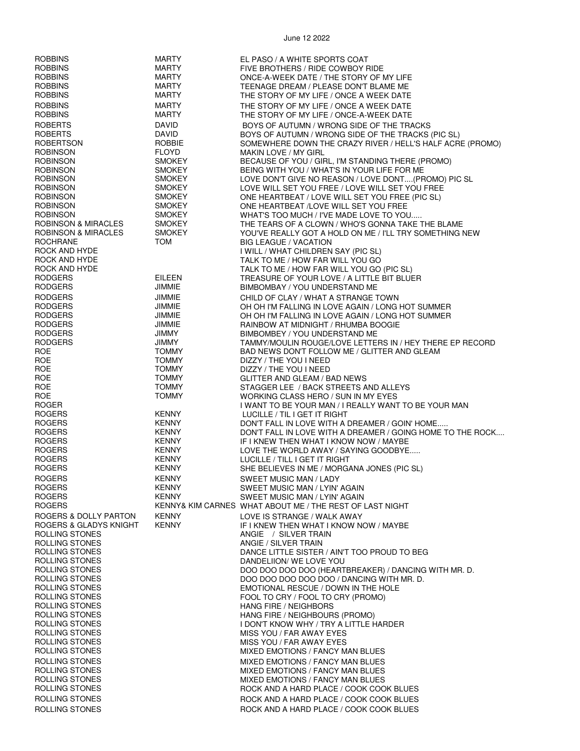| | | |
|---|---|---|
| ROBBINS | MARTY | EL PASO / A WHITE SPORTS COAT |
| ROBBINS | MARTY | FIVE BROTHERS / RIDE COWBOY RIDE |
| ROBBINS | MARTY | ONCE-A-WEEK DATE / THE STORY OF MY LIFE |
| ROBBINS | MARTY | TEENAGE DREAM / PLEASE DON'T BLAME ME |
| ROBBINS | MARTY | THE STORY OF MY LIFE / ONCE A WEEK DATE |
| ROBBINS | MARTY | THE STORY OF MY LIFE / ONCE A WEEK DATE |
| ROBBINS | MARTY | THE STORY OF MY LIFE / ONCE-A-WEEK DATE |
| ROBERTS | DAVID | BOYS OF AUTUMN / WRONG SIDE OF THE TRACKS |
| ROBERTS | DAVID | BOYS OF AUTUMN / WRONG SIDE OF THE TRACKS (PIC SL) |
| ROBERTSON | ROBBIE | SOMEWHERE DOWN THE CRAZY RIVER / HELL'S HALF ACRE (PROMO) |
| ROBINSON | FLOYD | MAKIN LOVE / MY GIRL |
| ROBINSON | SMOKEY | BECAUSE OF YOU / GIRL, I'M STANDING THERE (PROMO) |
| ROBINSON | SMOKEY | BEING WITH YOU / WHAT'S IN YOUR LIFE FOR ME |
| ROBINSON | SMOKEY | LOVE DON'T GIVE NO REASON / LOVE DONT....(PROMO) PIC SL |
| ROBINSON | SMOKEY | LOVE WILL SET YOU FREE / LOVE WILL SET YOU FREE |
| ROBINSON | SMOKEY | ONE HEARTBEAT / LOVE WILL SET YOU FREE (PIC SL) |
| ROBINSON | SMOKEY | ONE HEARTBEAT /LOVE WILL SET YOU FREE |
| ROBINSON | SMOKEY | WHAT'S TOO MUCH / I'VE MADE LOVE TO YOU..... |
| ROBINSON & MIRACLES | SMOKEY | THE TEARS OF A CLOWN / WHO'S GONNA TAKE THE BLAME |
| ROBINSON & MIRACLES | SMOKEY | YOU'VE REALLY GOT A HOLD ON ME / I'LL TRY SOMETHING NEW |
| ROCHRANE | TOM | BIG LEAGUE / VACATION |
| ROCK AND HYDE | | I WILL / WHAT CHILDREN SAY (PIC SL) |
| ROCK AND HYDE | | TALK TO ME / HOW FAR WILL YOU GO |
| ROCK AND HYDE | | TALK TO ME / HOW FAR WILL YOU GO (PIC SL) |
| RODGERS | EILEEN | TREASURE OF YOUR LOVE / A LITTLE BIT BLUER |
| RODGERS | JIMMIE | BIMBOMBAY / YOU UNDERSTAND ME |
| RODGERS | JIMMIE | CHILD OF CLAY / WHAT A STRANGE TOWN |
| RODGERS | JIMMIE | OH OH I'M FALLING IN LOVE AGAIN / LONG HOT SUMMER |
| RODGERS | JIMMIE | OH OH I'M FALLING IN LOVE AGAIN / LONG HOT SUMMER |
| RODGERS | JIMMIE | RAINBOW AT MIDNIGHT / RHUMBA BOOGIE |
| RODGERS | JIMMY | BIMBOMBEY / YOU UNDERSTAND ME |
| RODGERS | JIMMY | TAMMY/MOULIN ROUGE/LOVE LETTERS IN / HEY THERE EP RECORD |
| ROE | TOMMY | BAD NEWS DON'T FOLLOW ME / GLITTER AND GLEAM |
| ROE | TOMMY | DIZZY / THE YOU I NEED |
| ROE | TOMMY | DIZZY / THE YOU I NEED |
| ROE | TOMMY | GLITTER AND GLEAM / BAD NEWS |
| ROE | TOMMY | STAGGER LEE / BACK STREETS AND ALLEYS |
| ROE | TOMMY | WORKING CLASS HERO / SUN IN MY EYES |
| ROGER | | I WANT TO BE YOUR MAN / I REALLY WANT TO BE YOUR MAN |
| ROGERS | KENNY | LUCILLE / TIL I GET IT RIGHT |
| ROGERS | KENNY | DON'T FALL IN LOVE WITH A DREAMER / GOIN' HOME..... |
| ROGERS | KENNY | DON'T FALL IN LOVE WITH A DREAMER / GOING HOME TO THE ROCK.... |
| ROGERS | KENNY | IF I KNEW THEN WHAT I KNOW NOW / MAYBE |
| ROGERS | KENNY | LOVE THE WORLD AWAY / SAYING GOODBYE..... |
| ROGERS | KENNY | LUCILLE / TILL I GET IT RIGHT |
| ROGERS | KENNY | SHE BELIEVES IN ME / MORGANA JONES (PIC SL) |
| ROGERS | KENNY | SWEET MUSIC MAN / LADY |
| ROGERS | KENNY | SWEET MUSIC MAN / LYIN' AGAIN |
| ROGERS | KENNY | SWEET MUSIC MAN / LYIN' AGAIN |
| ROGERS | KENNY& KIM CARNES | WHAT ABOUT ME / THE REST OF LAST NIGHT |
| ROGERS & DOLLY PARTON | KENNY | LOVE IS STRANGE / WALK AWAY |
| ROGERS & GLADYS KNIGHT | KENNY | IF I KNEW THEN WHAT I KNOW NOW / MAYBE |
| ROLLING STONES | | ANGIE / SILVER TRAIN |
| ROLLING STONES | | ANGIE / SILVER TRAIN |
| ROLLING STONES | | DANCE LITTLE SISTER / AIN'T TOO PROUD TO BEG |
| ROLLING STONES | | DANDELIION/ WE LOVE YOU |
| ROLLING STONES | | DOO DOO DOO DOO (HEARTBREAKER) / DANCING WITH MR. D. |
| ROLLING STONES | | DOO DOO DOO DOO DOO / DANCING WITH MR. D. |
| ROLLING STONES | | EMOTIONAL RESCUE / DOWN IN THE HOLE |
| ROLLING STONES | | FOOL TO CRY / FOOL TO CRY (PROMO) |
| ROLLING STONES | | HANG FIRE / NEIGHBORS |
| ROLLING STONES | | HANG FIRE / NEIGHBOURS (PROMO) |
| ROLLING STONES | | I DON'T KNOW WHY / TRY A LITTLE HARDER |
| ROLLING STONES | | MISS YOU / FAR AWAY EYES |
| ROLLING STONES | | MISS YOU / FAR AWAY EYES |
| ROLLING STONES | | MIXED EMOTIONS / FANCY MAN BLUES |
| ROLLING STONES | | MIXED EMOTIONS / FANCY MAN BLUES |
| ROLLING STONES | | MIXED EMOTIONS / FANCY MAN BLUES |
| ROLLING STONES | | MIXED EMOTIONS / FANCY MAN BLUES |
| ROLLING STONES | | ROCK AND A HARD PLACE / COOK COOK BLUES |
| ROLLING STONES | | ROCK AND A HARD PLACE / COOK COOK BLUES |
| ROLLING STONES | | ROCK AND A HARD PLACE / COOK COOK BLUES |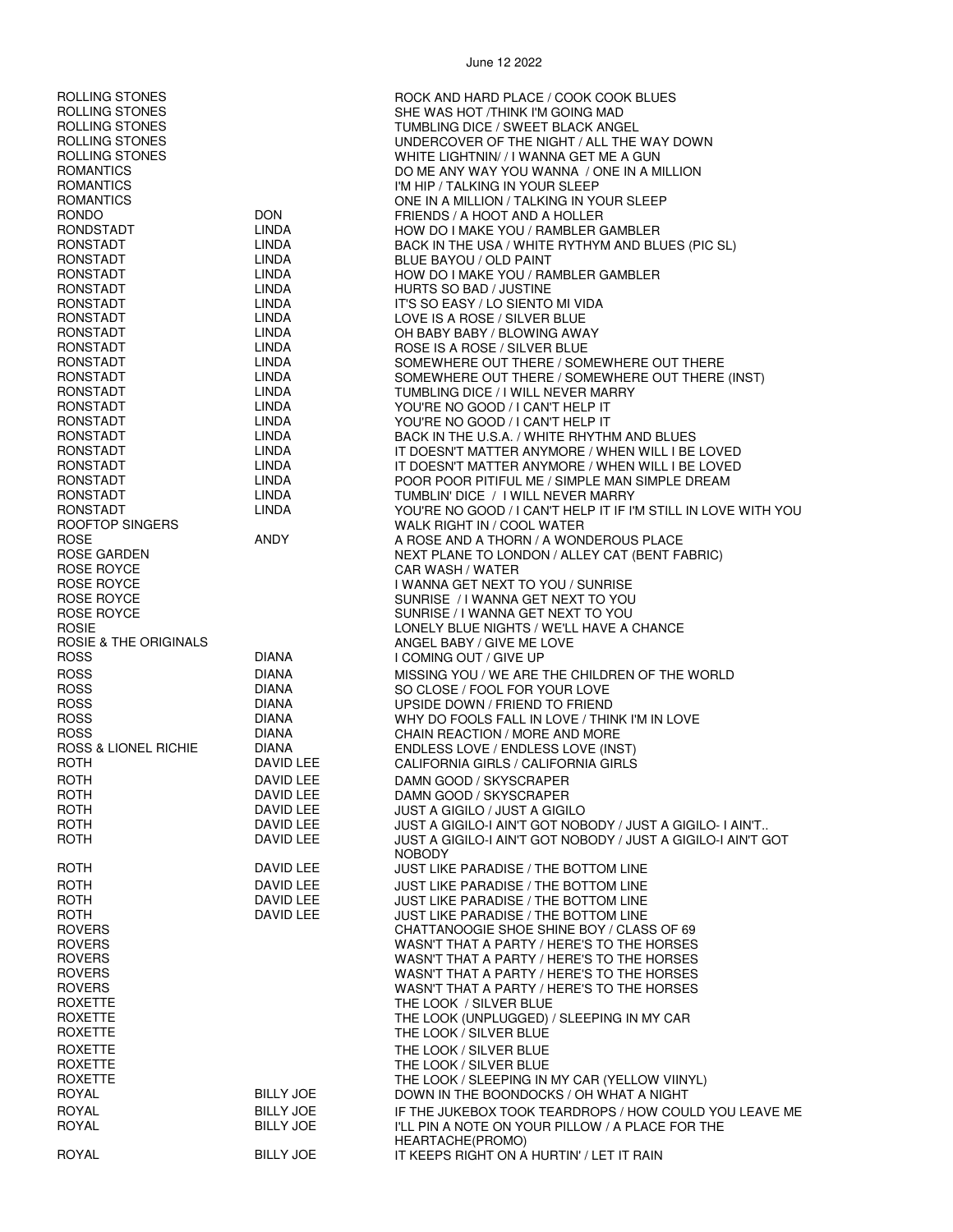| | | |
|---|---|---|
| ROLLING STONES | | ROCK AND HARD PLACE / COOK COOK BLUES |
| ROLLING STONES | | SHE WAS HOT /THINK I'M GOING MAD |
| ROLLING STONES | | TUMBLING DICE / SWEET BLACK ANGEL |
| ROLLING STONES | | UNDERCOVER OF THE NIGHT / ALL THE WAY DOWN |
| ROLLING STONES | | WHITE LIGHTNIN/ / I WANNA GET ME A GUN |
| ROMANTICS | | DO ME ANY WAY YOU WANNA / ONE IN A MILLION |
| ROMANTICS | | I'M HIP / TALKING IN YOUR SLEEP |
| ROMANTICS | | ONE IN A MILLION / TALKING IN YOUR SLEEP |
| RONDO | DON | FRIENDS / A HOOT AND A HOLLER |
| RONDSTADT | LINDA | HOW DO I MAKE YOU / RAMBLER GAMBLER |
| RONSTADT | LINDA | BACK IN THE USA / WHITE RYTHYM AND BLUES (PIC SL) |
| RONSTADT | LINDA | BLUE BAYOU / OLD PAINT |
| RONSTADT | LINDA | HOW DO I MAKE YOU / RAMBLER GAMBLER |
| RONSTADT | LINDA | HURTS SO BAD / JUSTINE |
| RONSTADT | LINDA | IT'S SO EASY / LO SIENTO MI VIDA |
| RONSTADT | LINDA | LOVE IS A ROSE / SILVER BLUE |
| RONSTADT | LINDA | OH BABY BABY / BLOWING AWAY |
| RONSTADT | LINDA | ROSE IS A ROSE / SILVER BLUE |
| RONSTADT | LINDA | SOMEWHERE OUT THERE / SOMEWHERE OUT THERE |
| RONSTADT | LINDA | SOMEWHERE OUT THERE / SOMEWHERE OUT THERE (INST) |
| RONSTADT | LINDA | TUMBLING DICE / I WILL NEVER MARRY |
| RONSTADT | LINDA | YOU'RE NO GOOD / I CAN'T HELP IT |
| RONSTADT | LINDA | YOU'RE NO GOOD / I CAN'T HELP IT |
| RONSTADT | LINDA | BACK IN THE U.S.A. / WHITE RHYTHM AND BLUES |
| RONSTADT | LINDA | IT DOESN'T MATTER ANYMORE / WHEN WILL I BE LOVED |
| RONSTADT | LINDA | IT DOESN'T MATTER ANYMORE / WHEN WILL I BE LOVED |
| RONSTADT | LINDA | POOR POOR PITIFUL ME / SIMPLE MAN SIMPLE DREAM |
| RONSTADT | LINDA | TUMBLIN' DICE / I WILL NEVER MARRY |
| RONSTADT | LINDA | YOU'RE NO GOOD / I CAN'T HELP IT IF I'M STILL IN LOVE WITH YOU |
| ROOFTOP SINGERS | | WALK RIGHT IN / COOL WATER |
| ROSE | ANDY | A ROSE AND A THORN / A WONDEROUS PLACE |
| ROSE GARDEN | | NEXT PLANE TO LONDON / ALLEY CAT (BENT FABRIC) |
| ROSE ROYCE | | CAR WASH / WATER |
| ROSE ROYCE | | I WANNA GET NEXT TO YOU / SUNRISE |
| ROSE ROYCE | | SUNRISE / I WANNA GET NEXT TO YOU |
| ROSE ROYCE | | SUNRISE / I WANNA GET NEXT TO YOU |
| ROSIE | | LONELY BLUE NIGHTS / WE'LL HAVE A CHANCE |
| ROSIE & THE ORIGINALS | | ANGEL BABY / GIVE ME LOVE |
| ROSS | DIANA | I COMING OUT / GIVE UP |
| ROSS | DIANA | MISSING YOU / WE ARE THE CHILDREN OF THE WORLD |
| ROSS | DIANA | SO CLOSE / FOOL FOR YOUR LOVE |
| ROSS | DIANA | UPSIDE DOWN / FRIEND TO FRIEND |
| ROSS | DIANA | WHY DO FOOLS FALL IN LOVE / THINK I'M IN LOVE |
| ROSS | DIANA | CHAIN REACTION / MORE AND MORE |
| ROSS & LIONEL RICHIE | DIANA | ENDLESS LOVE / ENDLESS LOVE (INST) |
| ROTH | DAVID LEE | CALIFORNIA GIRLS / CALIFORNIA GIRLS |
| ROTH | DAVID LEE | DAMN GOOD / SKYSCRAPER |
| ROTH | DAVID LEE | DAMN GOOD / SKYSCRAPER |
| ROTH | DAVID LEE | JUST A GIGILO / JUST A GIGILO |
| ROTH | DAVID LEE | JUST A GIGILO-I AIN'T GOT NOBODY / JUST A GIGILO- I AIN'T.. |
| ROTH | DAVID LEE | JUST A GIGILO-I AIN'T GOT NOBODY / JUST A GIGILO-I AIN'T GOT NOBODY |
| ROTH | DAVID LEE | JUST LIKE PARADISE / THE BOTTOM LINE |
| ROTH | DAVID LEE | JUST LIKE PARADISE / THE BOTTOM LINE |
| ROTH | DAVID LEE | JUST LIKE PARADISE / THE BOTTOM LINE |
| ROTH | DAVID LEE | JUST LIKE PARADISE / THE BOTTOM LINE |
| ROVERS | | CHATTANOOGIE SHOE SHINE BOY / CLASS OF 69 |
| ROVERS | | WASN'T THAT A PARTY / HERE'S TO THE HORSES |
| ROVERS | | WASN'T THAT A PARTY / HERE'S TO THE HORSES |
| ROVERS | | WASN'T THAT A PARTY / HERE'S TO THE HORSES |
| ROVERS | | WASN'T THAT A PARTY / HERE'S TO THE HORSES |
| ROXETTE | | THE LOOK / SILVER BLUE |
| ROXETTE | | THE LOOK (UNPLUGGED) / SLEEPING IN MY CAR |
| ROXETTE | | THE LOOK / SILVER BLUE |
| ROXETTE | | THE LOOK / SILVER BLUE |
| ROXETTE | | THE LOOK / SILVER BLUE |
| ROXETTE | | THE LOOK / SLEEPING IN MY CAR (YELLOW VIINYL) |
| ROYAL | BILLY JOE | DOWN IN THE BOONDOCKS / OH WHAT A NIGHT |
| ROYAL | BILLY JOE | IF THE JUKEBOX TOOK TEARDROPS / HOW COULD YOU LEAVE ME |
| ROYAL | BILLY JOE | I'LL PIN A NOTE ON YOUR PILLOW / A PLACE FOR THE HEARTACHE(PROMO) |
| ROYAL | BILLY JOE | IT KEEPS RIGHT ON A HURTIN' / LET IT RAIN |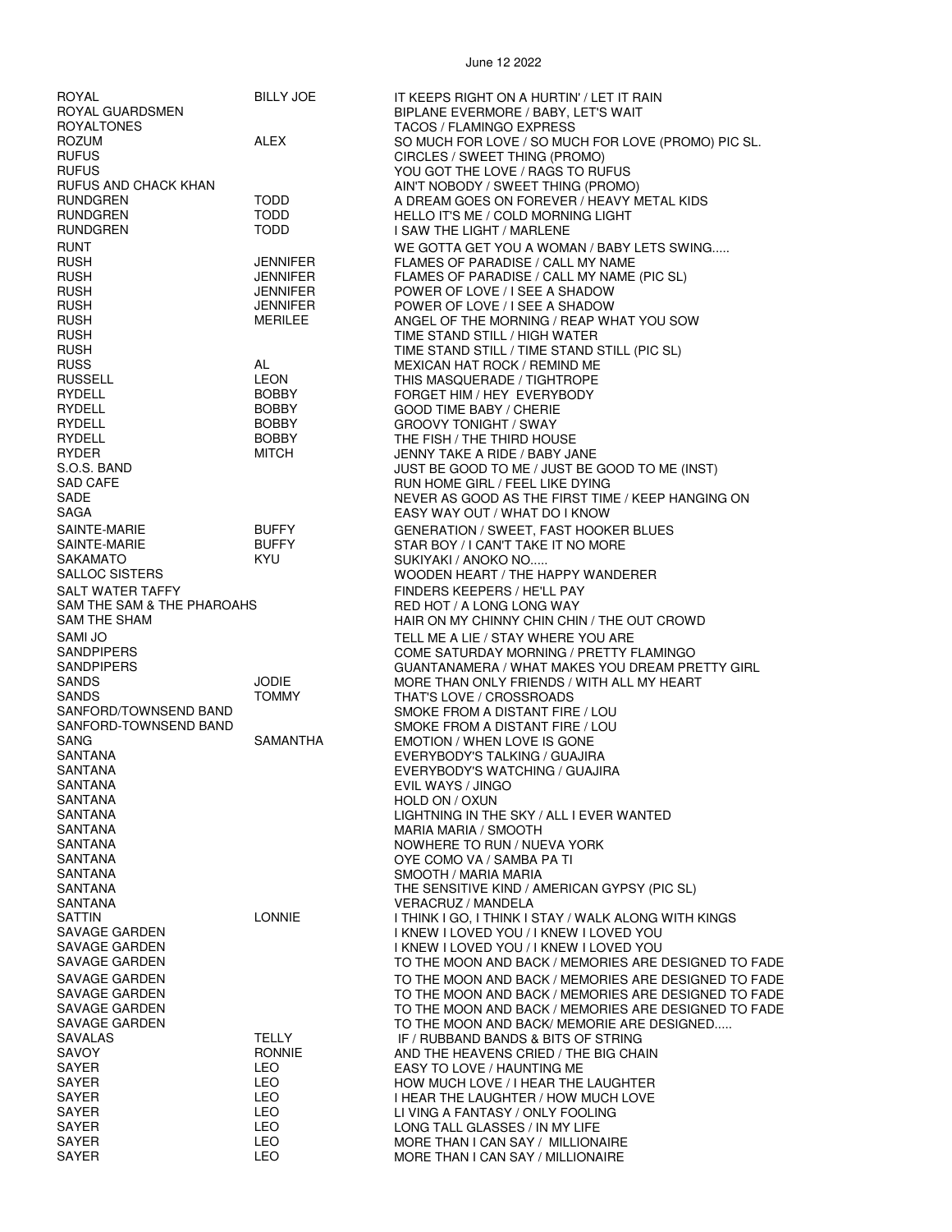| | | |
|---|---|---|
| ROYAL | BILLY JOE | IT KEEPS RIGHT ON A HURTIN' / LET IT RAIN |
| ROYAL GUARDSMEN | | BIPLANE EVERMORE / BABY, LET'S WAIT |
| ROYALTONES | | TACOS / FLAMINGO EXPRESS |
| ROZUM | ALEX | SO MUCH FOR LOVE / SO MUCH FOR LOVE (PROMO) PIC SL. |
| RUFUS | | CIRCLES / SWEET THING (PROMO) |
| RUFUS | | YOU GOT THE LOVE / RAGS TO RUFUS |
| RUFUS AND CHACK KHAN | | AIN'T NOBODY / SWEET THING (PROMO) |
| RUNDGREN | TODD | A DREAM GOES ON FOREVER / HEAVY METAL KIDS |
| RUNDGREN | TODD | HELLO IT'S ME / COLD MORNING LIGHT |
| RUNDGREN | TODD | I SAW THE LIGHT / MARLENE |
| RUNT | | WE GOTTA GET YOU A WOMAN / BABY LETS SWING..... |
| RUSH | JENNIFER | FLAMES OF PARADISE / CALL MY NAME |
| RUSH | JENNIFER | FLAMES OF PARADISE / CALL MY NAME (PIC SL) |
| RUSH | JENNIFER | POWER OF LOVE / I SEE A SHADOW |
| RUSH | JENNIFER | POWER OF LOVE / I SEE A SHADOW |
| RUSH | MERILEE | ANGEL OF THE MORNING / REAP WHAT YOU SOW |
| RUSH | | TIME STAND STILL / HIGH WATER |
| RUSH | | TIME STAND STILL / TIME STAND STILL (PIC SL) |
| RUSS | AL | MEXICAN HAT ROCK / REMIND ME |
| RUSSELL | LEON | THIS MASQUERADE / TIGHTROPE |
| RYDELL | BOBBY | FORGET HIM / HEY EVERYBODY |
| RYDELL | BOBBY | GOOD TIME BABY / CHERIE |
| RYDELL | BOBBY | GROOVY TONIGHT / SWAY |
| RYDELL | BOBBY | THE FISH / THE THIRD HOUSE |
| RYDER | MITCH | JENNY TAKE A RIDE / BABY JANE |
| S.O.S. BAND | | JUST BE GOOD TO ME / JUST BE GOOD TO ME (INST) |
| SAD CAFE | | RUN HOME GIRL / FEEL LIKE DYING |
| SADE | | NEVER AS GOOD AS THE FIRST TIME / KEEP HANGING ON |
| SAGA | | EASY WAY OUT / WHAT DO I KNOW |
| SAINTE-MARIE | BUFFY | GENERATION / SWEET, FAST HOOKER BLUES |
| SAINTE-MARIE | BUFFY | STAR BOY / I CAN'T TAKE IT NO MORE |
| SAKAMATO | KYU | SUKIYAKI / ANOKO NO..... |
| SALLOC SISTERS | | WOODEN HEART / THE HAPPY WANDERER |
| SALT WATER TAFFY | | FINDERS KEEPERS / HE'LL PAY |
| SAM THE SAM & THE PHAROAHS | | RED HOT / A LONG LONG WAY |
| SAM THE SHAM | | HAIR ON MY CHINNY CHIN CHIN / THE OUT CROWD |
| SAMI JO | | TELL ME A LIE / STAY WHERE YOU ARE |
| SANDPIPERS | | COME SATURDAY MORNING / PRETTY FLAMINGO |
| SANDPIPERS | | GUANTANAMERA / WHAT MAKES YOU DREAM PRETTY GIRL |
| SANDS | JODIE | MORE THAN ONLY FRIENDS / WITH ALL MY HEART |
| SANDS | TOMMY | THAT'S LOVE / CROSSROADS |
| SANFORD/TOWNSEND BAND | | SMOKE FROM A DISTANT FIRE / LOU |
| SANFORD-TOWNSEND BAND | | SMOKE FROM A DISTANT FIRE / LOU |
| SANG | SAMANTHA | EMOTION / WHEN LOVE IS GONE |
| SANTANA | | EVERYBODY'S TALKING / GUAJIRA |
| SANTANA | | EVERYBODY'S WATCHING / GUAJIRA |
| SANTANA | | EVIL WAYS / JINGO |
| SANTANA | | HOLD ON / OXUN |
| SANTANA | | LIGHTNING IN THE SKY / ALL I EVER WANTED |
| SANTANA | | MARIA MARIA / SMOOTH |
| SANTANA | | NOWHERE TO RUN / NUEVA YORK |
| SANTANA | | OYE COMO VA / SAMBA PA TI |
| SANTANA | | SMOOTH / MARIA MARIA |
| SANTANA | | THE SENSITIVE KIND / AMERICAN GYPSY (PIC SL) |
| SANTANA | | VERACRUZ / MANDELA |
| SATTIN | LONNIE | I THINK I GO, I THINK I STAY / WALK ALONG WITH KINGS |
| SAVAGE GARDEN | | I KNEW I LOVED YOU / I KNEW I LOVED YOU |
| SAVAGE GARDEN | | I KNEW I LOVED YOU / I KNEW I LOVED YOU |
| SAVAGE GARDEN | | TO THE MOON AND BACK / MEMORIES ARE DESIGNED TO FADE |
| SAVAGE GARDEN | | TO THE MOON AND BACK / MEMORIES ARE DESIGNED TO FADE |
| SAVAGE GARDEN | | TO THE MOON AND BACK / MEMORIES ARE DESIGNED TO FADE |
| SAVAGE GARDEN | | TO THE MOON AND BACK / MEMORIES ARE DESIGNED TO FADE |
| SAVAGE GARDEN | | TO THE MOON AND BACK/ MEMORIE ARE DESIGNED..... |
| SAVALAS | TELLY | IF / RUBBAND BANDS & BITS OF STRING |
| SAVOY | RONNIE | AND THE HEAVENS CRIED / THE BIG CHAIN |
| SAYER | LEO | EASY TO LOVE / HAUNTING ME |
| SAYER | LEO | HOW MUCH LOVE / I HEAR THE LAUGHTER |
| SAYER | LEO | I HEAR THE LAUGHTER / HOW MUCH LOVE |
| SAYER | LEO | LI VING A FANTASY / ONLY FOOLING |
| SAYER | LEO | LONG TALL GLASSES / IN MY LIFE |
| SAYER | LEO | MORE THAN I CAN SAY / MILLIONAIRE |
| SAYER | LEO | MORE THAN I CAN SAY / MILLIONAIRE |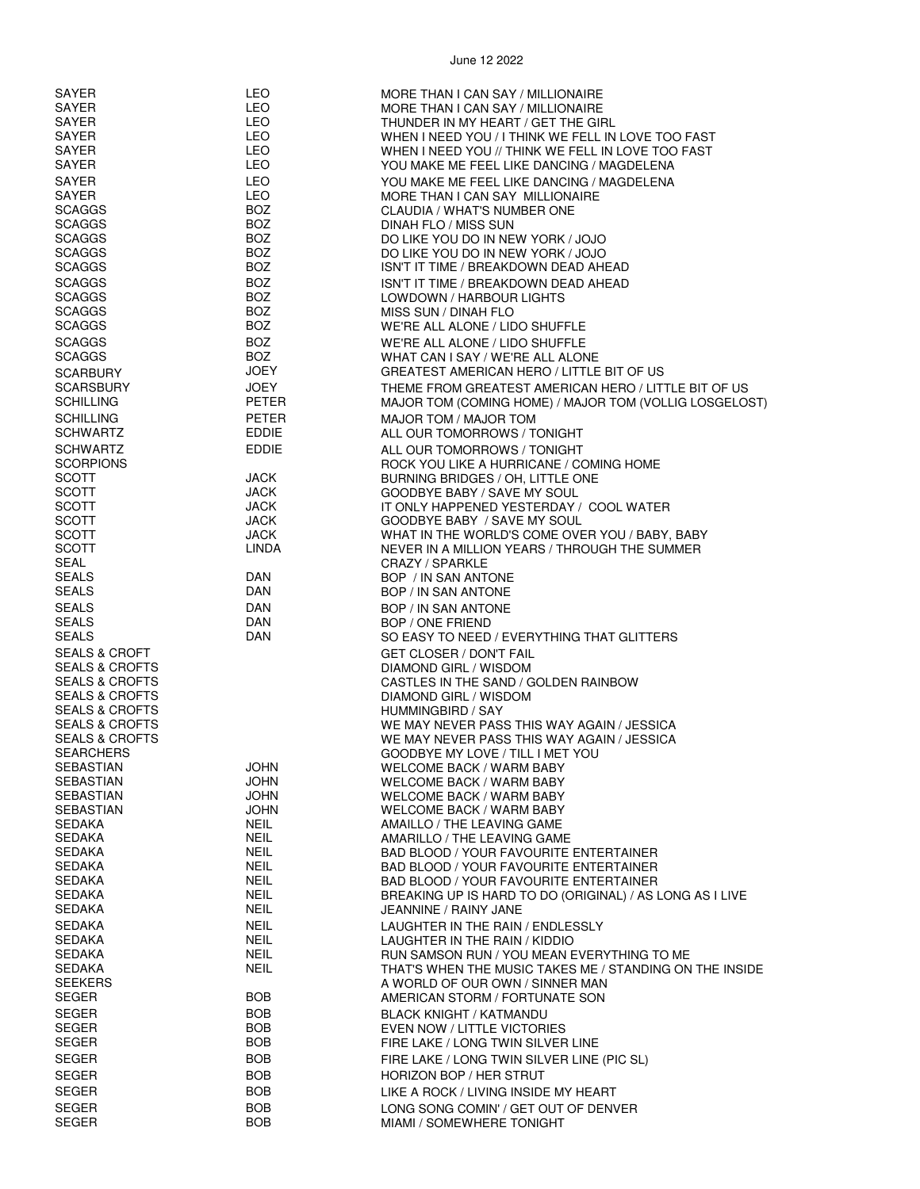| | | |
|---|---|---|
| SAYER | LEO | MORE THAN I CAN SAY / MILLIONAIRE |
| SAYER | LEO | MORE THAN I CAN SAY / MILLIONAIRE |
| SAYER | LEO | THUNDER IN MY HEART / GET THE GIRL |
| SAYER | LEO | WHEN I NEED YOU / I THINK WE FELL IN LOVE TOO FAST |
| SAYER | LEO | WHEN I NEED YOU // THINK WE FELL IN LOVE TOO FAST |
| SAYER | LEO | YOU MAKE ME FEEL LIKE DANCING / MAGDELENA |
| SAYER | LEO | YOU MAKE ME FEEL LIKE DANCING / MAGDELENA |
| SAYER | LEO | MORE THAN I CAN SAY MILLIONAIRE |
| SCAGGS | BOZ | CLAUDIA / WHAT'S NUMBER ONE |
| SCAGGS | BOZ | DINAH FLO / MISS SUN |
| SCAGGS | BOZ | DO LIKE YOU DO IN NEW YORK / JOJO |
| SCAGGS | BOZ | DO LIKE YOU DO IN NEW YORK / JOJO |
| SCAGGS | BOZ | ISN'T IT TIME / BREAKDOWN DEAD AHEAD |
| SCAGGS | BOZ | ISN'T IT TIME / BREAKDOWN DEAD AHEAD |
| SCAGGS | BOZ | LOWDOWN / HARBOUR LIGHTS |
| SCAGGS | BOZ | MISS SUN / DINAH FLO |
| SCAGGS | BOZ | WE'RE ALL ALONE / LIDO SHUFFLE |
| SCAGGS | BOZ | WE'RE ALL ALONE / LIDO SHUFFLE |
| SCAGGS | BOZ | WHAT CAN I SAY / WE'RE ALL ALONE |
| SCARBURY | JOEY | GREATEST AMERICAN HERO / LITTLE BIT OF US |
| SCARSBURY | JOEY | THEME FROM GREATEST AMERICAN HERO / LITTLE BIT OF US |
| SCHILLING | PETER | MAJOR TOM (COMING HOME) / MAJOR TOM (VOLLIG LOSGELOST) |
| SCHILLING | PETER | MAJOR TOM / MAJOR TOM |
| SCHWARTZ | EDDIE | ALL OUR TOMORROWS / TONIGHT |
| SCHWARTZ | EDDIE | ALL OUR TOMORROWS / TONIGHT |
| SCORPIONS | | ROCK YOU LIKE A HURRICANE / COMING HOME |
| SCOTT | JACK | BURNING BRIDGES / OH, LITTLE ONE |
| SCOTT | JACK | GOODBYE BABY / SAVE MY SOUL |
| SCOTT | JACK | IT ONLY HAPPENED YESTERDAY / COOL WATER |
| SCOTT | JACK | GOODBYE BABY / SAVE MY SOUL |
| SCOTT | JACK | WHAT IN THE WORLD'S COME OVER YOU / BABY, BABY |
| SCOTT | LINDA | NEVER IN A MILLION YEARS / THROUGH THE SUMMER |
| SEAL | | CRAZY / SPARKLE |
| SEALS | DAN | BOP / IN SAN ANTONE |
| SEALS | DAN | BOP / IN SAN ANTONE |
| SEALS | DAN | BOP / IN SAN ANTONE |
| SEALS | DAN | BOP / ONE FRIEND |
| SEALS | DAN | SO EASY TO NEED / EVERYTHING THAT GLITTERS |
| SEALS & CROFT | | GET CLOSER / DON'T FAIL |
| SEALS & CROFTS | | DIAMOND GIRL / WISDOM |
| SEALS & CROFTS | | CASTLES IN THE SAND / GOLDEN RAINBOW |
| SEALS & CROFTS | | DIAMOND GIRL / WISDOM |
| SEALS & CROFTS | | HUMMINGBIRD / SAY |
| SEALS & CROFTS | | WE MAY NEVER PASS THIS WAY AGAIN / JESSICA |
| SEALS & CROFTS | | WE MAY NEVER PASS THIS WAY AGAIN / JESSICA |
| SEARCHERS | | GOODBYE MY LOVE / TILL I MET YOU |
| SEBASTIAN | JOHN | WELCOME BACK / WARM BABY |
| SEBASTIAN | JOHN | WELCOME BACK / WARM BABY |
| SEBASTIAN | JOHN | WELCOME BACK / WARM BABY |
| SEBASTIAN | JOHN | WELCOME BACK / WARM BABY |
| SEDAKA | NEIL | AMAILLO / THE LEAVING GAME |
| SEDAKA | NEIL | AMARILLO / THE LEAVING GAME |
| SEDAKA | NEIL | BAD BLOOD / YOUR FAVOURITE ENTERTAINER |
| SEDAKA | NEIL | BAD BLOOD / YOUR FAVOURITE ENTERTAINER |
| SEDAKA | NEIL | BAD BLOOD / YOUR FAVOURITE ENTERTAINER |
| SEDAKA | NEIL | BREAKING UP IS HARD TO DO (ORIGINAL) / AS LONG AS I LIVE |
| SEDAKA | NEIL | JEANNINE / RAINY JANE |
| SEDAKA | NEIL | LAUGHTER IN THE RAIN / ENDLESSLY |
| SEDAKA | NEIL | LAUGHTER IN THE RAIN / KIDDIO |
| SEDAKA | NEIL | RUN SAMSON RUN / YOU MEAN EVERYTHING TO ME |
| SEDAKA | NEIL | THAT'S WHEN THE MUSIC TAKES ME / STANDING ON THE INSIDE |
| SEEKERS | | A WORLD OF OUR OWN / SINNER MAN |
| SEGER | BOB | AMERICAN STORM / FORTUNATE SON |
| SEGER | BOB | BLACK KNIGHT / KATMANDU |
| SEGER | BOB | EVEN NOW / LITTLE VICTORIES |
| SEGER | BOB | FIRE LAKE / LONG TWIN SILVER LINE |
| SEGER | BOB | FIRE LAKE / LONG TWIN SILVER LINE (PIC SL) |
| SEGER | BOB | HORIZON BOP / HER STRUT |
| SEGER | BOB | LIKE A ROCK / LIVING INSIDE MY HEART |
| SEGER | BOB | LONG SONG COMIN' / GET OUT OF DENVER |
| SEGER | BOB | MIAMI / SOMEWHERE TONIGHT |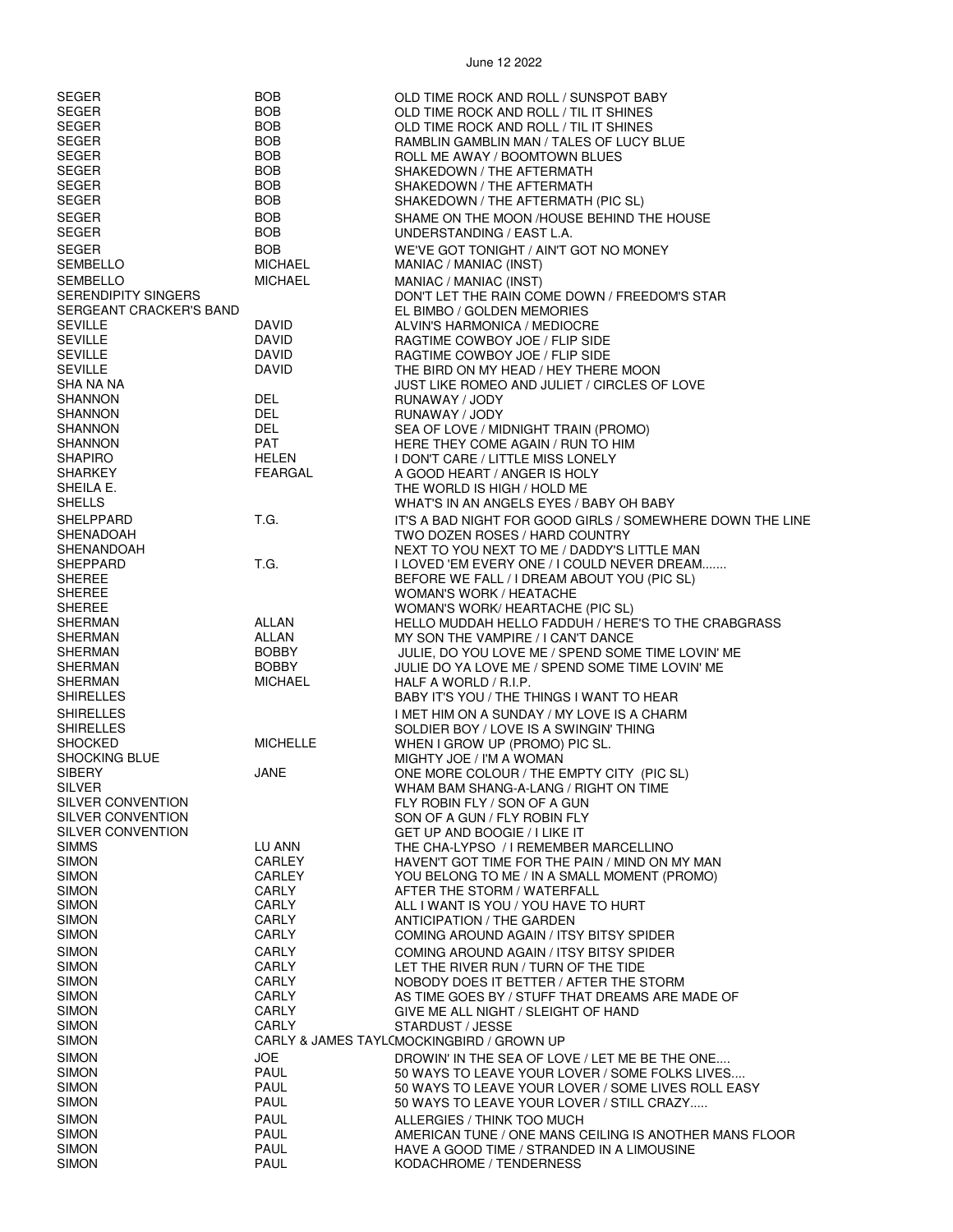| | | |
|---|---|---|
| SEGER | BOB | OLD TIME ROCK AND ROLL / SUNSPOT BABY |
| SEGER | BOB | OLD TIME ROCK AND ROLL / TIL IT SHINES |
| SEGER | BOB | OLD TIME ROCK AND ROLL / TIL IT SHINES |
| SEGER | BOB | RAMBLIN GAMBLIN MAN / TALES OF LUCY BLUE |
| SEGER | BOB | ROLL ME AWAY / BOOMTOWN BLUES |
| SEGER | BOB | SHAKEDOWN / THE AFTERMATH |
| SEGER | BOB | SHAKEDOWN / THE AFTERMATH |
| SEGER | BOB | SHAKEDOWN / THE AFTERMATH (PIC SL) |
| SEGER | BOB | SHAME ON THE MOON /HOUSE BEHIND THE HOUSE |
| SEGER | BOB | UNDERSTANDING / EAST L.A. |
| SEGER | BOB | WE'VE GOT TONIGHT / AIN'T GOT NO MONEY |
| SEMBELLO | MICHAEL | MANIAC / MANIAC (INST) |
| SEMBELLO | MICHAEL | MANIAC / MANIAC (INST) |
| SERENDIPITY SINGERS | | DON'T LET THE RAIN COME DOWN / FREEDOM'S STAR |
| SERGEANT CRACKER'S BAND | | EL BIMBO / GOLDEN MEMORIES |
| SEVILLE | DAVID | ALVIN'S HARMONICA / MEDIOCRE |
| SEVILLE | DAVID | RAGTIME COWBOY JOE / FLIP SIDE |
| SEVILLE | DAVID | RAGTIME COWBOY JOE / FLIP SIDE |
| SEVILLE | DAVID | THE BIRD ON MY HEAD / HEY THERE MOON |
| SHA NA NA | | JUST LIKE ROMEO AND JULIET / CIRCLES OF LOVE |
| SHANNON | DEL | RUNAWAY / JODY |
| SHANNON | DEL | RUNAWAY / JODY |
| SHANNON | DEL | SEA OF LOVE / MIDNIGHT TRAIN (PROMO) |
| SHANNON | PAT | HERE THEY COME AGAIN / RUN TO HIM |
| SHAPIRO | HELEN | I DON'T CARE / LITTLE MISS LONELY |
| SHARKEY | FEARGAL | A GOOD HEART / ANGER IS HOLY |
| SHEILA E. | | THE WORLD IS HIGH / HOLD ME |
| SHELLS | | WHAT'S IN AN ANGELS EYES / BABY OH BABY |
| SHELPPARD | T.G. | IT'S A BAD NIGHT FOR GOOD GIRLS / SOMEWHERE DOWN THE LINE |
| SHENADOAH | | TWO DOZEN ROSES / HARD COUNTRY |
| SHENANDOAH | | NEXT TO YOU NEXT TO ME / DADDY'S LITTLE MAN |
| SHEPPARD | T.G. | I LOVED 'EM EVERY ONE / I COULD NEVER DREAM....... |
| SHEREE | | BEFORE WE FALL / I DREAM ABOUT YOU (PIC SL) |
| SHEREE | | WOMAN'S WORK / HEATACHE |
| SHEREE | | WOMAN'S WORK/ HEARTACHE (PIC SL) |
| SHERMAN | ALLAN | HELLO MUDDAH HELLO FADDUH / HERE'S TO THE CRABGRASS |
| SHERMAN | ALLAN | MY SON THE VAMPIRE / I CAN'T DANCE |
| SHERMAN | BOBBY | JULIE, DO YOU LOVE ME / SPEND SOME TIME LOVIN' ME |
| SHERMAN | BOBBY | JULIE DO YA LOVE ME / SPEND SOME TIME LOVIN' ME |
| SHERMAN | MICHAEL | HALF A WORLD / R.I.P. |
| SHIRELLES | | BABY IT'S YOU / THE THINGS I WANT TO HEAR |
| SHIRELLES | | I MET HIM ON A SUNDAY / MY LOVE IS A CHARM |
| SHIRELLES | | SOLDIER BOY / LOVE IS A SWINGIN' THING |
| SHOCKED | MICHELLE | WHEN I GROW UP (PROMO) PIC SL. |
| SHOCKING BLUE | | MIGHTY JOE / I'M A WOMAN |
| SIBERY | JANE | ONE MORE COLOUR / THE EMPTY CITY (PIC SL) |
| SILVER | | WHAM BAM SHANG-A-LANG / RIGHT ON TIME |
| SILVER CONVENTION | | FLY ROBIN FLY / SON OF A GUN |
| SILVER CONVENTION | | SON OF A GUN / FLY ROBIN FLY |
| SILVER CONVENTION | | GET UP AND BOOGIE / I LIKE IT |
| SIMMS | LU ANN | THE CHA-LYPSO / I REMEMBER MARCELLINO |
| SIMON | CARLEY | HAVEN'T GOT TIME FOR THE PAIN / MIND ON MY MAN |
| SIMON | CARLEY | YOU BELONG TO ME / IN A SMALL MOMENT (PROMO) |
| SIMON | CARLY | AFTER THE STORM / WATERFALL |
| SIMON | CARLY | ALL I WANT IS YOU / YOU HAVE TO HURT |
| SIMON | CARLY | ANTICIPATION / THE GARDEN |
| SIMON | CARLY | COMING AROUND AGAIN / ITSY BITSY SPIDER |
| SIMON | CARLY | COMING AROUND AGAIN / ITSY BITSY SPIDER |
| SIMON | CARLY | LET THE RIVER RUN / TURN OF THE TIDE |
| SIMON | CARLY | NOBODY DOES IT BETTER / AFTER THE STORM |
| SIMON | CARLY | AS TIME GOES BY / STUFF THAT DREAMS ARE MADE OF |
| SIMON | CARLY | GIVE ME ALL NIGHT / SLEIGHT OF HAND |
| SIMON | CARLY | STARDUST / JESSE |
| SIMON | CARLY & JAMES TAYLO | MOCKINGBIRD / GROWN UP |
| SIMON | JOE | DROWIN' IN THE SEA OF LOVE / LET ME BE THE ONE.... |
| SIMON | PAUL | 50 WAYS TO LEAVE YOUR LOVER / SOME FOLKS LIVES.... |
| SIMON | PAUL | 50 WAYS TO LEAVE YOUR LOVER / SOME LIVES ROLL EASY |
| SIMON | PAUL | 50 WAYS TO LEAVE YOUR LOVER / STILL CRAZY..... |
| SIMON | PAUL | ALLERGIES / THINK TOO MUCH |
| SIMON | PAUL | AMERICAN TUNE / ONE MANS CEILING IS ANOTHER MANS FLOOR |
| SIMON | PAUL | HAVE A GOOD TIME / STRANDED IN A LIMOUSINE |
| SIMON | PAUL | KODACHROME / TENDERNESS |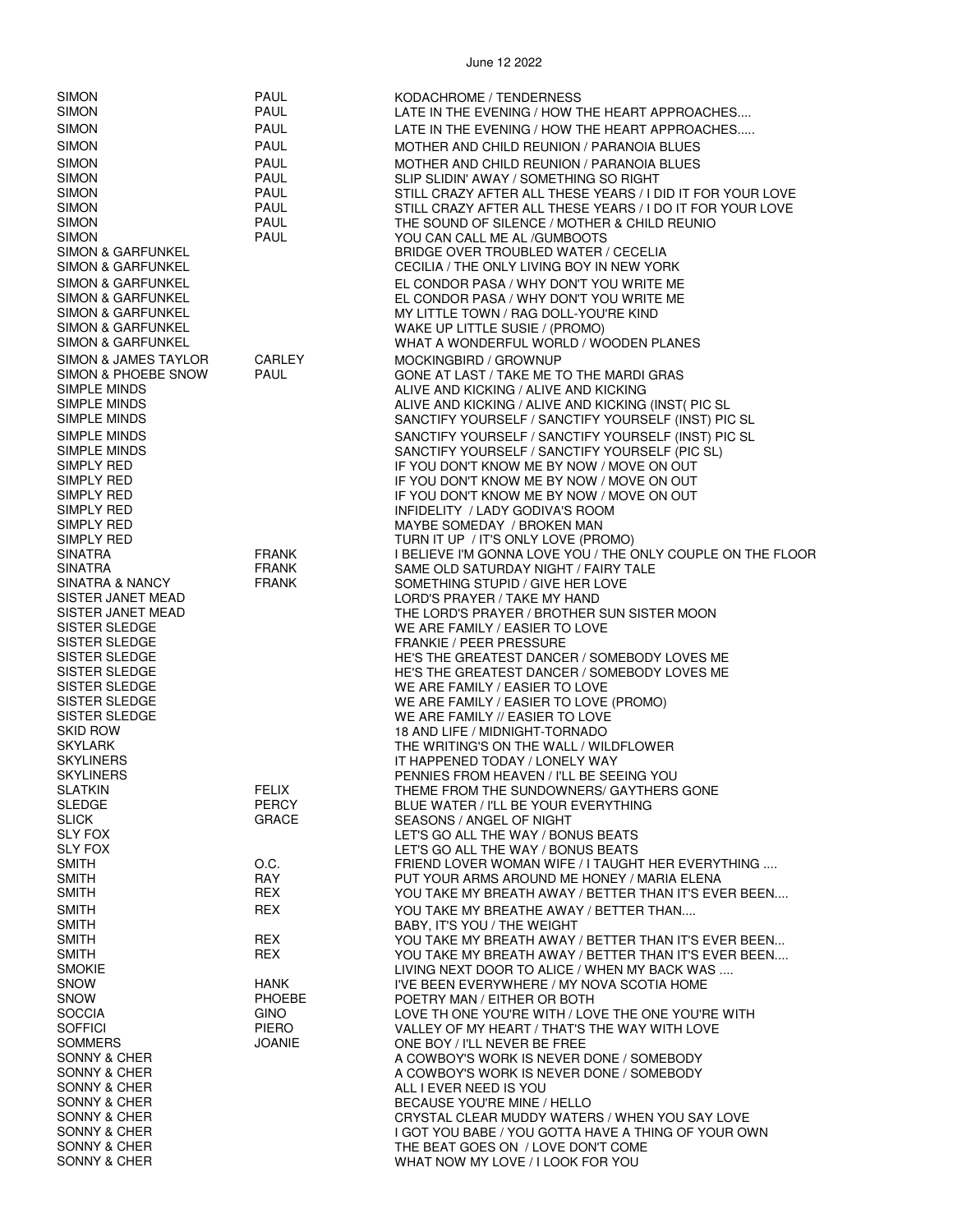June 12 2022

| | | |
|---|---|---|
| SIMON | PAUL | KODACHROME / TENDERNESS |
| SIMON | PAUL | LATE IN THE EVENING / HOW THE HEART APPROACHES.... |
| SIMON | PAUL | LATE IN THE EVENING / HOW THE HEART APPROACHES..... |
| SIMON | PAUL | MOTHER AND CHILD REUNION / PARANOIA BLUES |
| SIMON | PAUL | MOTHER AND CHILD REUNION / PARANOIA BLUES |
| SIMON | PAUL | SLIP SLIDIN' AWAY / SOMETHING SO RIGHT |
| SIMON | PAUL | STILL CRAZY AFTER ALL THESE YEARS / I DID IT FOR YOUR LOVE |
| SIMON | PAUL | STILL CRAZY AFTER ALL THESE YEARS / I DO IT FOR YOUR LOVE |
| SIMON | PAUL | THE SOUND OF SILENCE / MOTHER & CHILD REUNIO |
| SIMON | PAUL | YOU CAN CALL ME AL /GUMBOOTS |
| SIMON & GARFUNKEL | | BRIDGE OVER TROUBLED WATER / CECELIA |
| SIMON & GARFUNKEL | | CECILIA / THE ONLY LIVING BOY IN NEW YORK |
| SIMON & GARFUNKEL | | EL CONDOR PASA / WHY DON'T YOU WRITE ME |
| SIMON & GARFUNKEL | | EL CONDOR PASA / WHY DON'T YOU WRITE ME |
| SIMON & GARFUNKEL | | MY LITTLE TOWN / RAG DOLL-YOU'RE KIND |
| SIMON & GARFUNKEL | | WAKE UP LITTLE SUSIE / (PROMO) |
| SIMON & GARFUNKEL | | WHAT A WONDERFUL WORLD / WOODEN PLANES |
| SIMON & JAMES TAYLOR | CARLEY | MOCKINGBIRD / GROWNUP |
| SIMON & PHOEBE SNOW | PAUL | GONE AT LAST / TAKE ME TO THE MARDI GRAS |
| SIMPLE MINDS | | ALIVE AND KICKING / ALIVE AND KICKING |
| SIMPLE MINDS | | ALIVE AND KICKING / ALIVE AND KICKING (INST( PIC SL |
| SIMPLE MINDS | | SANCTIFY YOURSELF / SANCTIFY YOURSELF (INST) PIC SL |
| SIMPLE MINDS | | SANCTIFY YOURSELF / SANCTIFY YOURSELF (INST) PIC SL |
| SIMPLE MINDS | | SANCTIFY YOURSELF / SANCTIFY YOURSELF (PIC SL) |
| SIMPLY RED | | IF YOU DON'T KNOW ME BY NOW / MOVE ON OUT |
| SIMPLY RED | | IF YOU DON'T KNOW ME BY NOW / MOVE ON OUT |
| SIMPLY RED | | IF YOU DON'T KNOW ME BY NOW / MOVE ON OUT |
| SIMPLY RED | | INFIDELITY / LADY GODIVA'S ROOM |
| SIMPLY RED | | MAYBE SOMEDAY / BROKEN MAN |
| SIMPLY RED | | TURN IT UP / IT'S ONLY LOVE (PROMO) |
| SINATRA | FRANK | I BELIEVE I'M GONNA LOVE YOU / THE ONLY COUPLE ON THE FLOOR |
| SINATRA | FRANK | SAME OLD SATURDAY NIGHT / FAIRY TALE |
| SINATRA & NANCY | FRANK | SOMETHING STUPID / GIVE HER LOVE |
| SISTER JANET MEAD | | LORD'S PRAYER / TAKE MY HAND |
| SISTER JANET MEAD | | THE LORD'S PRAYER / BROTHER SUN SISTER MOON |
| SISTER SLEDGE | | WE ARE FAMILY / EASIER TO LOVE |
| SISTER SLEDGE | | FRANKIE / PEER PRESSURE |
| SISTER SLEDGE | | HE'S THE GREATEST DANCER / SOMEBODY LOVES ME |
| SISTER SLEDGE | | HE'S THE GREATEST DANCER / SOMEBODY LOVES ME |
| SISTER SLEDGE | | WE ARE FAMILY / EASIER TO LOVE |
| SISTER SLEDGE | | WE ARE FAMILY / EASIER TO LOVE (PROMO) |
| SISTER SLEDGE | | WE ARE FAMILY // EASIER TO LOVE |
| SKID ROW | | 18 AND LIFE / MIDNIGHT-TORNADO |
| SKYLARK | | THE WRITING'S ON THE WALL / WILDFLOWER |
| SKYLINERS | | IT HAPPENED TODAY / LONELY WAY |
| SKYLINERS | | PENNIES FROM HEAVEN / I'LL BE SEEING YOU |
| SLATKIN | FELIX | THEME FROM THE SUNDOWNERS/ GAYTHERS GONE |
| SLEDGE | PERCY | BLUE WATER / I'LL BE YOUR EVERYTHING |
| SLICK | GRACE | SEASONS / ANGEL OF NIGHT |
| SLY FOX | | LET'S GO ALL THE WAY / BONUS BEATS |
| SLY FOX | | LET'S GO ALL THE WAY / BONUS BEATS |
| SMITH | O.C. | FRIEND LOVER WOMAN WIFE / I TAUGHT HER EVERYTHING .... |
| SMITH | RAY | PUT YOUR ARMS AROUND ME HONEY / MARIA ELENA |
| SMITH | REX | YOU TAKE MY BREATH AWAY / BETTER THAN IT'S EVER BEEN.... |
| SMITH | REX | YOU TAKE MY BREATHE AWAY / BETTER THAN.... |
| SMITH | | BABY, IT'S YOU / THE WEIGHT |
| SMITH | REX | YOU TAKE MY BREATH AWAY / BETTER THAN IT'S EVER BEEN... |
| SMITH | REX | YOU TAKE MY BREATH AWAY / BETTER THAN IT'S EVER BEEN.... |
| SMOKIE | | LIVING NEXT DOOR TO ALICE / WHEN MY BACK WAS .... |
| SNOW | HANK | I'VE BEEN EVERYWHERE / MY NOVA SCOTIA HOME |
| SNOW | PHOEBE | POETRY MAN / EITHER OR BOTH |
| SOCCIA | GINO | LOVE TH ONE YOU'RE WITH / LOVE THE ONE YOU'RE WITH |
| SOFFICI | PIERO | VALLEY OF MY HEART / THAT'S THE WAY WITH LOVE |
| SOMMERS | JOANIE | ONE BOY / I'LL NEVER BE FREE |
| SONNY & CHER | | A COWBOY'S WORK IS NEVER DONE / SOMEBODY |
| SONNY & CHER | | A COWBOY'S WORK IS NEVER DONE / SOMEBODY |
| SONNY & CHER | | ALL I EVER NEED IS YOU |
| SONNY & CHER | | BECAUSE YOU'RE MINE / HELLO |
| SONNY & CHER | | CRYSTAL CLEAR MUDDY WATERS / WHEN YOU SAY LOVE |
| SONNY & CHER | | I GOT YOU BABE / YOU GOTTA HAVE A THING OF YOUR OWN |
| SONNY & CHER | | THE BEAT GOES ON / LOVE DON'T COME |
| SONNY & CHER | | WHAT NOW MY LOVE / I LOOK FOR YOU |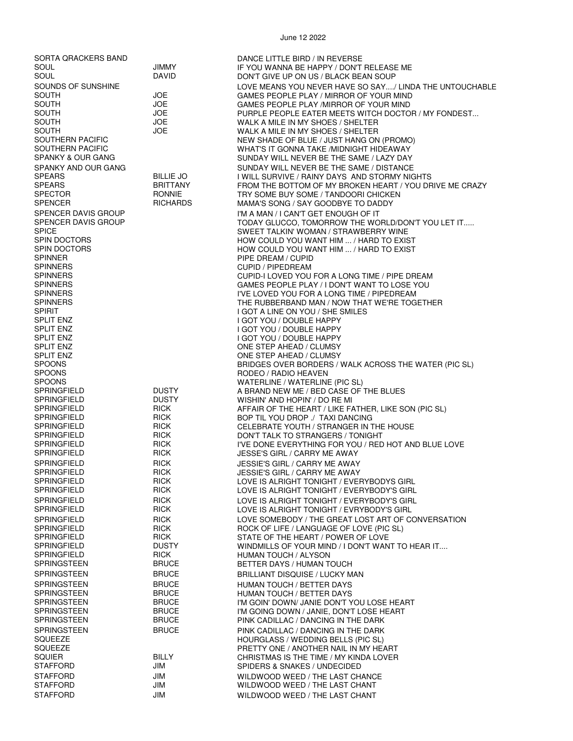June 12 2022

| | | |
|---|---|---|
| SORTA QRACKERS BAND | | DANCE LITTLE BIRD / IN REVERSE |
| SOUL | JIMMY | IF YOU WANNA BE HAPPY / DON'T RELEASE ME |
| SOUL | DAVID | DON'T GIVE UP ON US / BLACK BEAN SOUP |
| SOUNDS OF SUNSHINE | | LOVE MEANS YOU NEVER HAVE SO SAY..../ LINDA THE UNTOUCHABLE |
| SOUTH | JOE | GAMES PEOPLE PLAY / MIRROR OF YOUR MIND |
| SOUTH | JOE | GAMES PEOPLE PLAY /MIRROR OF YOUR MIND |
| SOUTH | JOE | PURPLE PEOPLE EATER MEETS WITCH DOCTOR / MY FONDEST... |
| SOUTH | JOE | WALK A MILE IN MY SHOES / SHELTER |
| SOUTH | JOE | WALK A MILE IN MY SHOES / SHELTER |
| SOUTHERN PACIFIC | | NEW SHADE OF BLUE / JUST HANG ON (PROMO) |
| SOUTHERN PACIFIC | | WHAT'S IT GONNA TAKE /MIDNIGHT HIDEAWAY |
| SPANKY & OUR GANG | | SUNDAY WILL NEVER BE THE SAME / LAZY DAY |
| SPANKY AND OUR GANG | | SUNDAY WILL NEVER BE THE SAME / DISTANCE |
| SPEARS | BILLIE JO | I WILL SURVIVE / RAINY DAYS AND STORMY NIGHTS |
| SPEARS | BRITTANY | FROM THE BOTTOM OF MY BROKEN HEART / YOU DRIVE ME CRAZY |
| SPECTOR | RONNIE | TRY SOME BUY SOME / TANDOORI CHICKEN |
| SPENCER | RICHARDS | MAMA'S SONG / SAY GOODBYE TO DADDY |
| SPENCER DAVIS GROUP | | I'M A MAN / I CAN'T GET ENOUGH OF IT |
| SPENCER DAVIS GROUP | | TODAY GLUCCO, TOMORROW THE WORLD/DON'T YOU LET IT..... |
| SPICE | | SWEET TALKIN' WOMAN / STRAWBERRY WINE |
| SPIN DOCTORS | | HOW COULD YOU WANT HIM ... / HARD TO EXIST |
| SPIN DOCTORS | | HOW COULD YOU WANT HIM ... / HARD TO EXIST |
| SPINNER | | PIPE DREAM / CUPID |
| SPINNERS | | CUPID / PIPEDREAM |
| SPINNERS | | CUPID-I LOVED YOU FOR A LONG TIME / PIPE DREAM |
| SPINNERS | | GAMES PEOPLE PLAY / I DON'T WANT TO LOSE YOU |
| SPINNERS | | I'VE LOVED YOU FOR A LONG TIME / PIPEDREAM |
| SPINNERS | | THE RUBBERBAND MAN / NOW THAT WE'RE TOGETHER |
| SPIRIT | | I GOT A LINE ON YOU / SHE SMILES |
| SPLIT ENZ | | I GOT YOU / DOUBLE HAPPY |
| SPLIT ENZ | | I GOT YOU / DOUBLE HAPPY |
| SPLIT ENZ | | I GOT YOU / DOUBLE HAPPY |
| SPLIT ENZ | | ONE STEP AHEAD / CLUMSY |
| SPLIT ENZ | | ONE STEP AHEAD / CLUMSY |
| SPOONS | | BRIDGES OVER BORDERS / WALK ACROSS THE WATER (PIC SL) |
| SPOONS | | RODEO / RADIO HEAVEN |
| SPOONS | | WATERLINE / WATERLINE (PIC SL) |
| SPRINGFIELD | DUSTY | A BRAND NEW ME / BED CASE OF THE BLUES |
| SPRINGFIELD | DUSTY | WISHIN' AND HOPIN' / DO RE MI |
| SPRINGFIELD | RICK | AFFAIR OF THE HEART / LIKE FATHER, LIKE SON (PIC SL) |
| SPRINGFIELD | RICK | BOP TIL YOU DROP ./ TAXI DANCING |
| SPRINGFIELD | RICK | CELEBRATE YOUTH / STRANGER IN THE HOUSE |
| SPRINGFIELD | RICK | DON'T TALK TO STRANGERS / TONIGHT |
| SPRINGFIELD | RICK | I'VE DONE EVERYTHING FOR YOU / RED HOT AND BLUE LOVE |
| SPRINGFIELD | RICK | JESSE'S GIRL / CARRY ME AWAY |
| SPRINGFIELD | RICK | JESSIE'S GIRL / CARRY ME AWAY |
| SPRINGFIELD | RICK | JESSIE'S GIRL / CARRY ME AWAY |
| SPRINGFIELD | RICK | LOVE IS ALRIGHT TONIGHT / EVERYBODYS GIRL |
| SPRINGFIELD | RICK | LOVE IS ALRIGHT TONIGHT / EVERYBODY'S GIRL |
| SPRINGFIELD | RICK | LOVE IS ALRIGHT TONIGHT / EVERYBODY'S GIRL |
| SPRINGFIELD | RICK | LOVE IS ALRIGHT TONIGHT / EVRYBODY'S GIRL |
| SPRINGFIELD | RICK | LOVE SOMEBODY / THE GREAT LOST ART OF CONVERSATION |
| SPRINGFIELD | RICK | ROCK OF LIFE / LANGUAGE OF LOVE (PIC SL) |
| SPRINGFIELD | RICK | STATE OF THE HEART / POWER OF LOVE |
| SPRINGFIELD | DUSTY | WINDMILLS OF YOUR MIND / I DON'T WANT TO HEAR IT.... |
| SPRINGFIELD | RICK | HUMAN TOUCH / ALYSON |
| SPRINGSTEEN | BRUCE | BETTER DAYS / HUMAN TOUCH |
| SPRINGSTEEN | BRUCE | BRILLIANT DISQUISE / LUCKY MAN |
| SPRINGSTEEN | BRUCE | HUMAN TOUCH / BETTER DAYS |
| SPRINGSTEEN | BRUCE | HUMAN TOUCH / BETTER DAYS |
| SPRINGSTEEN | BRUCE | I'M GOIN' DOWN/ JANIE DON'T YOU LOSE HEART |
| SPRINGSTEEN | BRUCE | I'M GOING DOWN / JANIE, DON'T LOSE HEART |
| SPRINGSTEEN | BRUCE | PINK CADILLAC / DANCING IN THE DARK |
| SPRINGSTEEN | BRUCE | PINK CADILLAC / DANCING IN THE DARK |
| SQUEEZE | | HOURGLASS / WEDDING BELLS (PIC SL) |
| SQUEEZE | | PRETTY ONE / ANOTHER NAIL IN MY HEART |
| SQUIER | BILLY | CHRISTMAS IS THE TIME / MY KINDA LOVER |
| STAFFORD | JIM | SPIDERS & SNAKES / UNDECIDED |
| STAFFORD | JIM | WILDWOOD WEED / THE LAST CHANCE |
| STAFFORD | JIM | WILDWOOD WEED / THE LAST CHANT |
| STAFFORD | JIM | WILDWOOD WEED / THE LAST CHANT |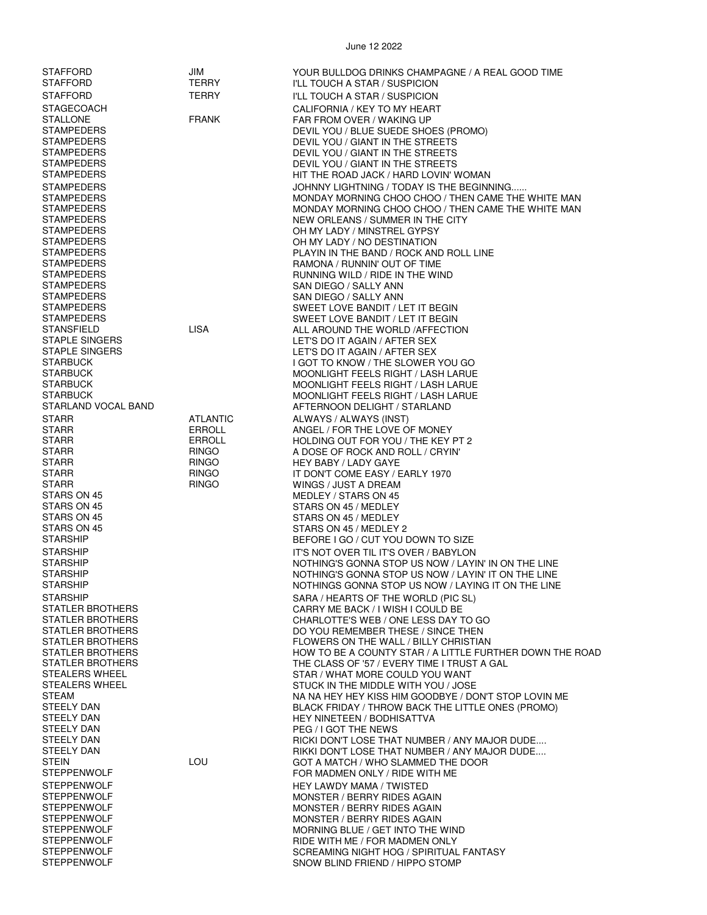June 12 2022

| | | |
|---|---|---|
| STAFFORD | JIM | YOUR BULLDOG DRINKS CHAMPAGNE / A REAL GOOD TIME |
| STAFFORD | TERRY | I'LL TOUCH A STAR / SUSPICION |
| STAFFORD | TERRY | I'LL TOUCH A STAR / SUSPICION |
| STAGECOACH | | CALIFORNIA / KEY TO MY HEART |
| STALLONE | FRANK | FAR FROM OVER / WAKING UP |
| STAMPEDERS | | DEVIL YOU / BLUE SUEDE SHOES (PROMO) |
| STAMPEDERS | | DEVIL YOU / GIANT IN THE STREETS |
| STAMPEDERS | | DEVIL YOU / GIANT IN THE STREETS |
| STAMPEDERS | | DEVIL YOU / GIANT IN THE STREETS |
| STAMPEDERS | | HIT THE ROAD JACK / HARD LOVIN' WOMAN |
| STAMPEDERS | | JOHNNY LIGHTNING / TODAY IS THE BEGINNING...... |
| STAMPEDERS | | MONDAY MORNING CHOO CHOO / THEN CAME THE WHITE MAN |
| STAMPEDERS | | MONDAY MORNING CHOO CHOO / THEN CAME THE WHITE MAN |
| STAMPEDERS | | NEW ORLEANS / SUMMER IN THE CITY |
| STAMPEDERS | | OH MY LADY / MINSTREL GYPSY |
| STAMPEDERS | | OH MY LADY / NO DESTINATION |
| STAMPEDERS | | PLAYIN IN THE BAND / ROCK AND ROLL LINE |
| STAMPEDERS | | RAMONA / RUNNIN' OUT OF TIME |
| STAMPEDERS | | RUNNING WILD / RIDE IN THE WIND |
| STAMPEDERS | | SAN DIEGO / SALLY ANN |
| STAMPEDERS | | SAN DIEGO / SALLY ANN |
| STAMPEDERS | | SWEET LOVE BANDIT / LET IT BEGIN |
| STAMPEDERS | | SWEET LOVE BANDIT / LET IT BEGIN |
| STANSFIELD | LISA | ALL AROUND THE WORLD /AFFECTION |
| STAPLE SINGERS | | LET'S DO IT AGAIN / AFTER SEX |
| STAPLE SINGERS | | LET'S DO IT AGAIN / AFTER SEX |
| STARBUCK | | I GOT TO KNOW / THE SLOWER YOU GO |
| STARBUCK | | MOONLIGHT FEELS RIGHT / LASH LARUE |
| STARBUCK | | MOONLIGHT FEELS RIGHT / LASH LARUE |
| STARBUCK | | MOONLIGHT FEELS RIGHT / LASH LARUE |
| STARLAND VOCAL BAND | | AFTERNOON DELIGHT / STARLAND |
| STARR | ATLANTIC | ALWAYS / ALWAYS (INST) |
| STARR | ERROLL | ANGEL / FOR THE LOVE OF MONEY |
| STARR | ERROLL | HOLDING OUT FOR YOU / THE KEY PT 2 |
| STARR | RINGO | A DOSE OF ROCK AND ROLL / CRYIN' |
| STARR | RINGO | HEY BABY / LADY GAYE |
| STARR | RINGO | IT DON'T COME EASY / EARLY 1970 |
| STARR | RINGO | WINGS / JUST A DREAM |
| STARS ON 45 | | MEDLEY / STARS ON 45 |
| STARS ON 45 | | STARS ON 45 / MEDLEY |
| STARS ON 45 | | STARS ON 45 / MEDLEY |
| STARS ON 45 | | STARS ON 45 / MEDLEY 2 |
| STARSHIP | | BEFORE I GO / CUT YOU DOWN TO SIZE |
| STARSHIP | | IT'S NOT OVER TIL IT'S OVER / BABYLON |
| STARSHIP | | NOTHING'S GONNA STOP US NOW / LAYIN' IN ON THE LINE |
| STARSHIP | | NOTHING'S GONNA STOP US NOW / LAYIN' IT ON THE LINE |
| STARSHIP | | NOTHINGS GONNA STOP US NOW / LAYING IT ON THE LINE |
| STARSHIP | | SARA / HEARTS OF THE WORLD (PIC SL) |
| STATLER BROTHERS | | CARRY ME BACK / I WISH I COULD BE |
| STATLER BROTHERS | | CHARLOTTE'S WEB / ONE LESS DAY TO GO |
| STATLER BROTHERS | | DO YOU REMEMBER THESE / SINCE THEN |
| STATLER BROTHERS | | FLOWERS ON THE WALL / BILLY CHRISTIAN |
| STATLER BROTHERS | | HOW TO BE A COUNTY STAR / A LITTLE FURTHER DOWN THE ROAD |
| STATLER BROTHERS | | THE CLASS OF '57 / EVERY TIME I TRUST A GAL |
| STEALERS WHEEL | | STAR / WHAT MORE COULD YOU WANT |
| STEALERS WHEEL | | STUCK IN THE MIDDLE WITH YOU / JOSE |
| STEAM | | NA NA HEY HEY KISS HIM GOODBYE / DON'T STOP LOVIN ME |
| STEELY DAN | | BLACK FRIDAY / THROW BACK THE LITTLE ONES (PROMO) |
| STEELY DAN | | HEY NINETEEN / BODHISATTVA |
| STEELY DAN | | PEG / I GOT THE NEWS |
| STEELY DAN | | RICKI DON'T LOSE THAT NUMBER / ANY MAJOR DUDE.... |
| STEELY DAN | | RIKKI DON'T LOSE THAT NUMBER / ANY MAJOR DUDE.... |
| STEIN | LOU | GOT A MATCH / WHO SLAMMED THE DOOR |
| STEPPENWOLF | | FOR MADMEN ONLY / RIDE WITH ME |
| STEPPENWOLF | | HEY LAWDY MAMA / TWISTED |
| STEPPENWOLF | | MONSTER / BERRY RIDES AGAIN |
| STEPPENWOLF | | MONSTER / BERRY RIDES AGAIN |
| STEPPENWOLF | | MONSTER / BERRY RIDES AGAIN |
| STEPPENWOLF | | MORNING BLUE / GET INTO THE WIND |
| STEPPENWOLF | | RIDE WITH ME / FOR MADMEN ONLY |
| STEPPENWOLF | | SCREAMING NIGHT HOG / SPIRITUAL FANTASY |
| STEPPENWOLF | | SNOW BLIND FRIEND / HIPPO STOMP |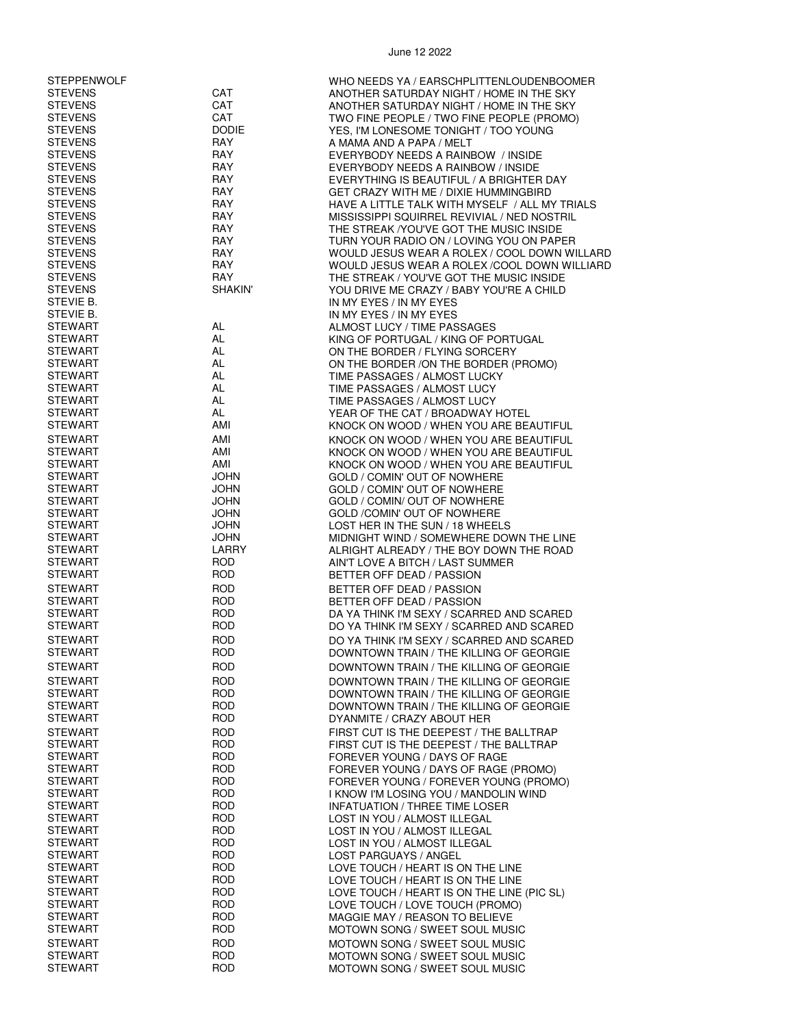| | | |
|---|---|---|
| STEPPENWOLF | | WHO NEEDS YA / EARSCHPLITTENLOUDENBOOMER |
| STEVENS | CAT | ANOTHER SATURDAY NIGHT / HOME IN THE SKY |
| STEVENS | CAT | ANOTHER SATURDAY NIGHT / HOME IN THE SKY |
| STEVENS | CAT | TWO FINE PEOPLE / TWO FINE PEOPLE (PROMO) |
| STEVENS | DODIE | YES, I'M LONESOME TONIGHT / TOO YOUNG |
| STEVENS | RAY | A MAMA AND A PAPA / MELT |
| STEVENS | RAY | EVERYBODY NEEDS A RAINBOW / INSIDE |
| STEVENS | RAY | EVERYBODY NEEDS A RAINBOW / INSIDE |
| STEVENS | RAY | EVERYTHING IS BEAUTIFUL / A BRIGHTER DAY |
| STEVENS | RAY | GET CRAZY WITH ME / DIXIE HUMMINGBIRD |
| STEVENS | RAY | HAVE A LITTLE TALK WITH MYSELF / ALL MY TRIALS |
| STEVENS | RAY | MISSISSIPPI SQUIRREL REVIVIAL / NED NOSTRIL |
| STEVENS | RAY | THE STREAK /YOU'VE GOT THE MUSIC INSIDE |
| STEVENS | RAY | TURN YOUR RADIO ON / LOVING YOU ON PAPER |
| STEVENS | RAY | WOULD JESUS WEAR A ROLEX / COOL DOWN WILLARD |
| STEVENS | RAY | WOULD JESUS WEAR A ROLEX /COOL DOWN WILLIARD |
| STEVENS | RAY | THE STREAK / YOU'VE GOT THE MUSIC INSIDE |
| STEVENS | SHAKIN' | YOU DRIVE ME CRAZY / BABY YOU'RE A CHILD |
| STEVIE B. | | IN MY EYES / IN MY EYES |
| STEVIE B. | | IN MY EYES / IN MY EYES |
| STEWART | AL | ALMOST LUCY / TIME PASSAGES |
| STEWART | AL | KING OF PORTUGAL / KING OF PORTUGAL |
| STEWART | AL | ON THE BORDER / FLYING SORCERY |
| STEWART | AL | ON THE BORDER /ON THE BORDER (PROMO) |
| STEWART | AL | TIME PASSAGES / ALMOST LUCKY |
| STEWART | AL | TIME PASSAGES / ALMOST LUCY |
| STEWART | AL | TIME PASSAGES / ALMOST LUCY |
| STEWART | AL | YEAR OF THE CAT / BROADWAY HOTEL |
| STEWART | AMI | KNOCK ON WOOD / WHEN YOU ARE BEAUTIFUL |
| STEWART | AMI | KNOCK ON WOOD / WHEN YOU ARE BEAUTIFUL |
| STEWART | AMI | KNOCK ON WOOD / WHEN YOU ARE BEAUTIFUL |
| STEWART | AMI | KNOCK ON WOOD / WHEN YOU ARE BEAUTIFUL |
| STEWART | JOHN | GOLD / COMIN' OUT OF NOWHERE |
| STEWART | JOHN | GOLD / COMIN' OUT OF NOWHERE |
| STEWART | JOHN | GOLD / COMIN/ OUT OF NOWHERE |
| STEWART | JOHN | GOLD /COMIN' OUT OF NOWHERE |
| STEWART | JOHN | LOST HER IN THE SUN / 18 WHEELS |
| STEWART | JOHN | MIDNIGHT WIND / SOMEWHERE DOWN THE LINE |
| STEWART | LARRY | ALRIGHT ALREADY / THE BOY DOWN THE ROAD |
| STEWART | ROD | AIN'T LOVE A BITCH / LAST SUMMER |
| STEWART | ROD | BETTER OFF DEAD / PASSION |
| STEWART | ROD | BETTER OFF DEAD / PASSION |
| STEWART | ROD | BETTER OFF DEAD / PASSION |
| STEWART | ROD | DA YA THINK I'M SEXY / SCARRED AND SCARED |
| STEWART | ROD | DO YA THINK I'M SEXY / SCARRED AND SCARED |
| STEWART | ROD | DO YA THINK I'M SEXY / SCARRED AND SCARED |
| STEWART | ROD | DOWNTOWN TRAIN / THE KILLING OF GEORGIE |
| STEWART | ROD | DOWNTOWN TRAIN / THE KILLING OF GEORGIE |
| STEWART | ROD | DOWNTOWN TRAIN / THE KILLING OF GEORGIE |
| STEWART | ROD | DOWNTOWN TRAIN / THE KILLING OF GEORGIE |
| STEWART | ROD | DOWNTOWN TRAIN / THE KILLING OF GEORGIE |
| STEWART | ROD | DYANMITE / CRAZY ABOUT HER |
| STEWART | ROD | FIRST CUT IS THE DEEPEST / THE BALLTRAP |
| STEWART | ROD | FIRST CUT IS THE DEEPEST / THE BALLTRAP |
| STEWART | ROD | FOREVER YOUNG / DAYS OF RAGE |
| STEWART | ROD | FOREVER YOUNG / DAYS OF RAGE (PROMO) |
| STEWART | ROD | FOREVER YOUNG / FOREVER YOUNG (PROMO) |
| STEWART | ROD | I KNOW I'M LOSING YOU / MANDOLIN WIND |
| STEWART | ROD | INFATUATION / THREE TIME LOSER |
| STEWART | ROD | LOST IN YOU / ALMOST ILLEGAL |
| STEWART | ROD | LOST IN YOU / ALMOST ILLEGAL |
| STEWART | ROD | LOST IN YOU / ALMOST ILLEGAL |
| STEWART | ROD | LOST PARGUAYS / ANGEL |
| STEWART | ROD | LOVE TOUCH / HEART IS ON THE LINE |
| STEWART | ROD | LOVE TOUCH / HEART IS ON THE LINE |
| STEWART | ROD | LOVE TOUCH / HEART IS ON THE LINE (PIC SL) |
| STEWART | ROD | LOVE TOUCH / LOVE TOUCH (PROMO) |
| STEWART | ROD | MAGGIE MAY / REASON TO BELIEVE |
| STEWART | ROD | MOTOWN SONG / SWEET SOUL MUSIC |
| STEWART | ROD | MOTOWN SONG / SWEET SOUL MUSIC |
| STEWART | ROD | MOTOWN SONG / SWEET SOUL MUSIC |
| STEWART | ROD | MOTOWN SONG / SWEET SOUL MUSIC |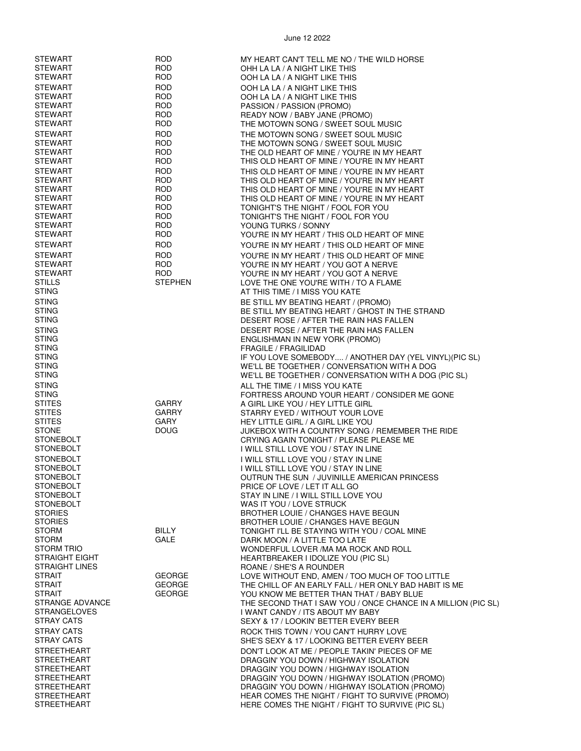June 12 2022

| | | |
|---|---|---|
| STEWART | ROD | MY HEART CAN'T TELL ME NO / THE WILD HORSE |
| STEWART | ROD | OHH LA LA / A NIGHT LIKE THIS |
| STEWART | ROD | OOH LA LA / A NIGHT LIKE THIS |
| STEWART | ROD | OOH LA LA / A NIGHT LIKE THIS |
| STEWART | ROD | OOH LA LA / A NIGHT LIKE THIS |
| STEWART | ROD | PASSION / PASSION (PROMO) |
| STEWART | ROD | READY NOW / BABY JANE (PROMO) |
| STEWART | ROD | THE MOTOWN SONG / SWEET SOUL MUSIC |
| STEWART | ROD | THE MOTOWN SONG / SWEET SOUL MUSIC |
| STEWART | ROD | THE MOTOWN SONG / SWEET SOUL MUSIC |
| STEWART | ROD | THE OLD HEART OF MINE / YOU'RE IN MY HEART |
| STEWART | ROD | THIS OLD HEART OF MINE / YOU'RE IN MY HEART |
| STEWART | ROD | THIS OLD HEART OF MINE / YOU'RE IN MY HEART |
| STEWART | ROD | THIS OLD HEART OF MINE / YOU'RE IN MY HEART |
| STEWART | ROD | THIS OLD HEART OF MINE / YOU'RE IN MY HEART |
| STEWART | ROD | THIS OLD HEART OF MINE / YOU'RE IN MY HEART |
| STEWART | ROD | TONIGHT'S THE NIGHT / FOOL FOR YOU |
| STEWART | ROD | TONIGHT'S THE NIGHT / FOOL FOR YOU |
| STEWART | ROD | YOUNG TURKS / SONNY |
| STEWART | ROD | YOU'RE IN MY HEART / THIS OLD HEART OF MINE |
| STEWART | ROD | YOU'RE IN MY HEART / THIS OLD HEART OF MINE |
| STEWART | ROD | YOU'RE IN MY HEART / THIS OLD HEART OF MINE |
| STEWART | ROD | YOU'RE IN MY HEART / YOU GOT A NERVE |
| STEWART | ROD | YOU'RE IN MY HEART / YOU GOT A NERVE |
| STILLS | STEPHEN | LOVE THE ONE YOU'RE WITH / TO A FLAME |
| STING | | AT THIS TIME / I MISS YOU KATE |
| STING | | BE STILL MY BEATING HEART / (PROMO) |
| STING | | BE STILL MY BEATING HEART / GHOST IN THE STRAND |
| STING | | DESERT ROSE / AFTER THE RAIN HAS FALLEN |
| STING | | DESERT ROSE / AFTER THE RAIN HAS FALLEN |
| STING | | ENGLISHMAN IN NEW YORK (PROMO) |
| STING | | FRAGILE / FRAGILIDAD |
| STING | | IF YOU LOVE SOMEBODY.... / ANOTHER DAY (YEL VINYL)(PIC SL) |
| STING | | WE'LL BE TOGETHER / CONVERSATION WITH A DOG |
| STING | | WE'LL BE TOGETHER / CONVERSATION WITH A DOG (PIC SL) |
| STING | | ALL THE TIME / I MISS YOU KATE |
| STING | | FORTRESS AROUND YOUR HEART / CONSIDER ME GONE |
| STITES | GARRY | A GIRL LIKE YOU / HEY LITTLE GIRL |
| STITES | GARRY | STARRY EYED / WITHOUT YOUR LOVE |
| STITES | GARY | HEY LITTLE GIRL / A GIRL LIKE YOU |
| STONE | DOUG | JUKEBOX WITH A COUNTRY SONG / REMEMBER THE RIDE |
| STONEBOLT | | CRYING AGAIN TONIGHT / PLEASE PLEASE ME |
| STONEBOLT | | I WILL STILL LOVE YOU / STAY IN LINE |
| STONEBOLT | | I WILL STILL LOVE YOU / STAY IN LINE |
| STONEBOLT | | I WILL STILL LOVE YOU / STAY IN LINE |
| STONEBOLT | | OUTRUN THE SUN / JUVINILLE AMERICAN PRINCESS |
| STONEBOLT | | PRICE OF LOVE / LET IT ALL GO |
| STONEBOLT | | STAY IN LINE / I WILL STILL LOVE YOU |
| STONEBOLT | | WAS IT YOU / LOVE STRUCK |
| STORIES | | BROTHER LOUIE / CHANGES HAVE BEGUN |
| STORIES | | BROTHER LOUIE / CHANGES HAVE BEGUN |
| STORM | BILLY | TONIGHT I'LL BE STAYING WITH YOU / COAL MINE |
| STORM | GALE | DARK MOON / A LITTLE TOO LATE |
| STORM TRIO | | WONDERFUL LOVER /MA MA ROCK AND ROLL |
| STRAIGHT EIGHT | | HEARTBREAKER I IDOLIZE YOU (PIC SL) |
| STRAIGHT LINES | | ROANE / SHE'S A ROUNDER |
| STRAIT | GEORGE | LOVE WITHOUT END, AMEN / TOO MUCH OF TOO LITTLE |
| STRAIT | GEORGE | THE CHILL OF AN EARLY FALL / HER ONLY BAD HABIT IS ME |
| STRAIT | GEORGE | YOU KNOW ME BETTER THAN THAT / BABY BLUE |
| STRANGE ADVANCE | | THE SECOND THAT I SAW YOU / ONCE CHANCE IN A MILLION (PIC SL) |
| STRANGELOVES | | I WANT CANDY / ITS ABOUT MY BABY |
| STRAY CATS | | SEXY & 17 / LOOKIN' BETTER EVERY BEER |
| STRAY CATS | | ROCK THIS TOWN / YOU CAN'T HURRY LOVE |
| STRAY CATS | | SHE'S SEXY & 17 / LOOKING BETTER EVERY BEER |
| STREETHEART | | DON'T LOOK AT ME / PEOPLE TAKIN' PIECES OF ME |
| STREETHEART | | DRAGGIN' YOU DOWN / HIGHWAY ISOLATION |
| STREETHEART | | DRAGGIN' YOU DOWN / HIGHWAY ISOLATION |
| STREETHEART | | DRAGGIN' YOU DOWN / HIGHWAY ISOLATION (PROMO) |
| STREETHEART | | DRAGGIN' YOU DOWN / HIGHWAY ISOLATION (PROMO) |
| STREETHEART | | HEAR COMES THE NIGHT / FIGHT TO SURVIVE (PROMO) |
| STREETHEART | | HERE COMES THE NIGHT / FIGHT TO SURVIVE (PIC SL) |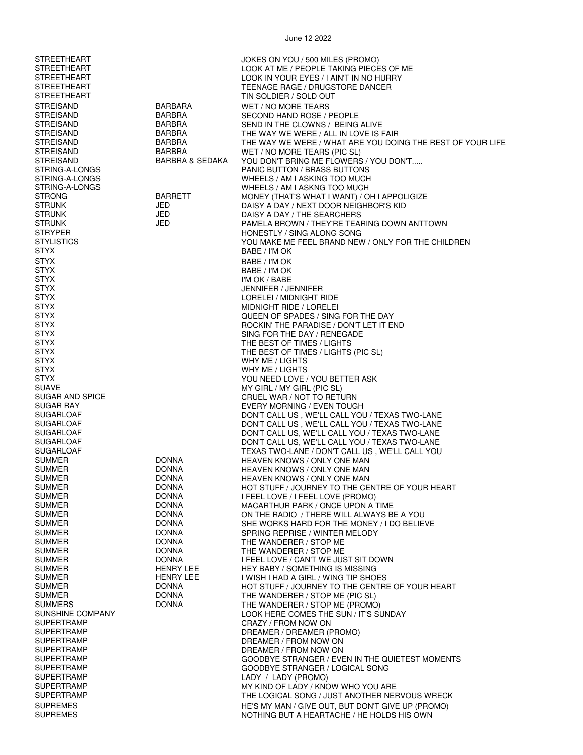June 12 2022

| | | |
|---|---|---|
| STREETHEART | | JOKES ON YOU / 500 MILES (PROMO) |
| STREETHEART | | LOOK AT ME / PEOPLE TAKING PIECES OF ME |
| STREETHEART | | LOOK IN YOUR EYES / I AIN'T IN NO HURRY |
| STREETHEART | | TEENAGE RAGE / DRUGSTORE DANCER |
| STREETHEART | | TIN SOLDIER / SOLD OUT |
| STREISAND | BARBARA | WET / NO MORE TEARS |
| STREISAND | BARBRA | SECOND HAND ROSE / PEOPLE |
| STREISAND | BARBRA | SEND IN THE CLOWNS / BEING ALIVE |
| STREISAND | BARBRA | THE WAY WE WERE / ALL IN LOVE IS FAIR |
| STREISAND | BARBRA | THE WAY WE WERE / WHAT ARE YOU DOING THE REST OF YOUR LIFE |
| STREISAND | BARBRA | WET / NO MORE TEARS (PIC SL) |
| STREISAND | BARBRA & SEDAKA | YOU DON'T BRING ME FLOWERS / YOU DON'T..... |
| STRING-A-LONGS | | PANIC BUTTON / BRASS BUTTONS |
| STRING-A-LONGS | | WHEELS / AM I ASKING TOO MUCH |
| STRING-A-LONGS | | WHEELS / AM I ASKNG TOO MUCH |
| STRONG | BARRETT | MONEY (THAT'S WHAT I WANT) / OH I APPOLIGIZE |
| STRUNK | JED | DAISY A DAY / NEXT DOOR NEIGHBOR'S KID |
| STRUNK | JED | DAISY A DAY / THE SEARCHERS |
| STRUNK | JED | PAMELA BROWN / THEY'RE TEARING DOWN ANTTOWN |
| STRYPER | | HONESTLY / SING ALONG SONG |
| STYLISTICS | | YOU MAKE ME FEEL BRAND NEW / ONLY FOR THE CHILDREN |
| STYX | | BABE / I'M OK |
| STYX | | BABE / I'M OK |
| STYX | | BABE / I'M OK |
| STYX | | I'M OK / BABE |
| STYX | | JENNIFER / JENNIFER |
| STYX | | LORELEI / MIDNIGHT RIDE |
| STYX | | MIDNIGHT RIDE / LORELEI |
| STYX | | QUEEN OF SPADES / SING FOR THE DAY |
| STYX | | ROCKIN' THE PARADISE / DON'T LET IT END |
| STYX | | SING FOR THE DAY / RENEGADE |
| STYX | | THE BEST OF TIMES / LIGHTS |
| STYX | | THE BEST OF TIMES / LIGHTS (PIC SL) |
| STYX | | WHY ME / LIGHTS |
| STYX | | WHY ME / LIGHTS |
| STYX | | YOU NEED LOVE / YOU BETTER ASK |
| SUAVE | | MY GIRL / MY GIRL (PIC SL) |
| SUGAR AND SPICE | | CRUEL WAR / NOT TO RETURN |
| SUGAR RAY | | EVERY MORNING / EVEN TOUGH |
| SUGARLOAF | | DON'T CALL US , WE'LL CALL YOU / TEXAS TWO-LANE |
| SUGARLOAF | | DON'T CALL US , WE'LL CALL YOU / TEXAS TWO-LANE |
| SUGARLOAF | | DON'T CALL US, WE'LL CALL YOU / TEXAS TWO-LANE |
| SUGARLOAF | | DON'T CALL US, WE'LL CALL YOU / TEXAS TWO-LANE |
| SUGARLOAF | | TEXAS TWO-LANE / DON'T CALL US , WE'LL CALL YOU |
| SUMMER | DONNA | HEAVEN KNOWS / ONLY ONE MAN |
| SUMMER | DONNA | HEAVEN KNOWS / ONLY ONE MAN |
| SUMMER | DONNA | HEAVEN KNOWS / ONLY ONE MAN |
| SUMMER | DONNA | HOT STUFF / JOURNEY TO THE CENTRE OF YOUR HEART |
| SUMMER | DONNA | I FEEL LOVE / I FEEL LOVE (PROMO) |
| SUMMER | DONNA | MACARTHUR PARK / ONCE UPON A TIME |
| SUMMER | DONNA | ON THE RADIO / THERE WILL ALWAYS BE A YOU |
| SUMMER | DONNA | SHE WORKS HARD FOR THE MONEY / I DO BELIEVE |
| SUMMER | DONNA | SPRING REPRISE / WINTER MELODY |
| SUMMER | DONNA | THE WANDERER / STOP ME |
| SUMMER | DONNA | THE WANDERER / STOP ME |
| SUMMER | DONNA | I FEEL LOVE / CAN'T WE JUST SIT DOWN |
| SUMMER | HENRY LEE | HEY BABY / SOMETHING IS MISSING |
| SUMMER | HENRY LEE | I WISH I HAD A GIRL / WING TIP SHOES |
| SUMMER | DONNA | HOT STUFF / JOURNEY TO THE CENTRE OF YOUR HEART |
| SUMMER | DONNA | THE WANDERER / STOP ME (PIC SL) |
| SUMMERS | DONNA | THE WANDERER / STOP ME (PROMO) |
| SUNSHINE COMPANY | | LOOK HERE COMES THE SUN / IT'S SUNDAY |
| SUPERTRAMP | | CRAZY / FROM NOW ON |
| SUPERTRAMP | | DREAMER / DREAMER (PROMO) |
| SUPERTRAMP | | DREAMER / FROM NOW ON |
| SUPERTRAMP | | DREAMER / FROM NOW ON |
| SUPERTRAMP | | GOODBYE STRANGER / EVEN IN THE QUIETEST MOMENTS |
| SUPERTRAMP | | GOODBYE STRANGER / LOGICAL SONG |
| SUPERTRAMP | | LADY / LADY (PROMO) |
| SUPERTRAMP | | MY KIND OF LADY / KNOW WHO YOU ARE |
| SUPERTRAMP | | THE LOGICAL SONG / JUST ANOTHER NERVOUS WRECK |
| SUPREMES | | HE'S MY MAN / GIVE OUT, BUT DON'T GIVE UP (PROMO) |
| SUPREMES | | NOTHING BUT A HEARTACHE / HE HOLDS HIS OWN |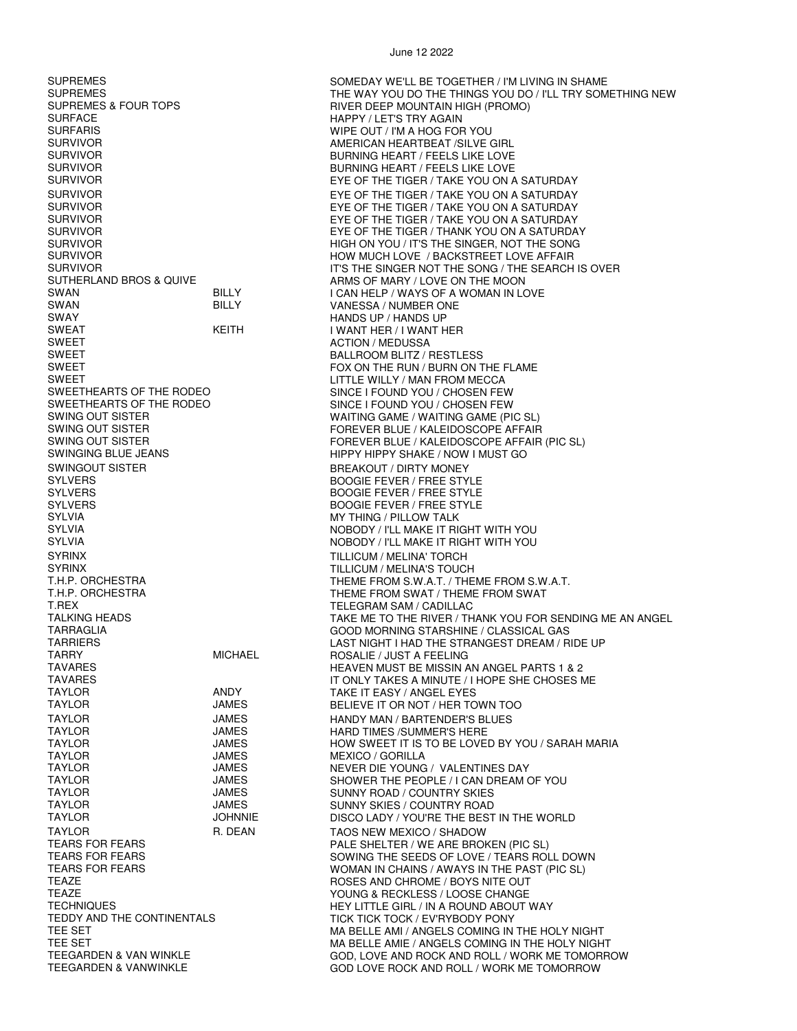June 12 2022

| | | |
|---|---|---|
| SUPREMES | | SOMEDAY WE'LL BE TOGETHER / I'M LIVING IN SHAME |
| SUPREMES | | THE WAY YOU DO THE THINGS YOU DO / I'LL TRY SOMETHING NEW |
| SUPREMES & FOUR TOPS | | RIVER DEEP MOUNTAIN HIGH (PROMO) |
| SURFACE | | HAPPY / LET'S TRY AGAIN |
| SURFARIS | | WIPE OUT / I'M A HOG FOR YOU |
| SURVIVOR | | AMERICAN HEARTBEAT /SILVE GIRL |
| SURVIVOR | | BURNING HEART / FEELS LIKE LOVE |
| SURVIVOR | | BURNING HEART / FEELS LIKE LOVE |
| SURVIVOR | | EYE OF THE TIGER / TAKE YOU ON A SATURDAY |
| SURVIVOR | | EYE OF THE TIGER / TAKE YOU ON A SATURDAY |
| SURVIVOR | | EYE OF THE TIGER / TAKE YOU ON A SATURDAY |
| SURVIVOR | | EYE OF THE TIGER / TAKE YOU ON A SATURDAY |
| SURVIVOR | | EYE OF THE TIGER / THANK YOU ON A SATURDAY |
| SURVIVOR | | HIGH ON YOU / IT'S THE SINGER, NOT THE SONG |
| SURVIVOR | | HOW MUCH LOVE / BACKSTREET LOVE AFFAIR |
| SURVIVOR | | IT'S THE SINGER NOT THE SONG / THE SEARCH IS OVER |
| SUTHERLAND BROS & QUIVE | | ARMS OF MARY / LOVE ON THE MOON |
| SWAN | BILLY | I CAN HELP / WAYS OF A WOMAN IN LOVE |
| SWAN | BILLY | VANESSA / NUMBER ONE |
| SWAY | | HANDS UP / HANDS UP |
| SWEAT | KEITH | I WANT HER / I WANT HER |
| SWEET | | ACTION / MEDUSSA |
| SWEET | | BALLROOM BLITZ / RESTLESS |
| SWEET | | FOX ON THE RUN / BURN ON THE FLAME |
| SWEET | | LITTLE WILLY / MAN FROM MECCA |
| SWEETHEARTS OF THE RODEO | | SINCE I FOUND YOU / CHOSEN FEW |
| SWEETHEARTS OF THE RODEO | | SINCE I FOUND YOU / CHOSEN FEW |
| SWING OUT SISTER | | WAITING GAME / WAITING GAME (PIC SL) |
| SWING OUT SISTER | | FOREVER BLUE / KALEIDOSCOPE AFFAIR |
| SWING OUT SISTER | | FOREVER BLUE / KALEIDOSCOPE AFFAIR (PIC SL) |
| SWINGING BLUE JEANS | | HIPPY HIPPY SHAKE / NOW I MUST GO |
| SWINGOUT SISTER | | BREAKOUT / DIRTY MONEY |
| SYLVERS | | BOOGIE FEVER / FREE STYLE |
| SYLVERS | | BOOGIE FEVER / FREE STYLE |
| SYLVERS | | BOOGIE FEVER / FREE STYLE |
| SYLVIA | | MY THING / PILLOW TALK |
| SYLVIA | | NOBODY / I'LL MAKE IT RIGHT WITH YOU |
| SYLVIA | | NOBODY / I'LL MAKE IT RIGHT WITH YOU |
| SYRINX | | TILLICUM / MELINA' TORCH |
| SYRINX | | TILLICUM / MELINA'S TOUCH |
| T.H.P. ORCHESTRA | | THEME FROM S.W.A.T. / THEME FROM S.W.A.T. |
| T.H.P. ORCHESTRA | | THEME FROM SWAT / THEME FROM SWAT |
| T.REX | | TELEGRAM SAM / CADILLAC |
| TALKING HEADS | | TAKE ME TO THE RIVER / THANK YOU FOR SENDING ME AN ANGEL |
| TARRAGLIA | | GOOD MORNING STARSHINE / CLASSICAL GAS |
| TARRIERS | | LAST NIGHT I HAD THE STRANGEST DREAM / RIDE UP |
| TARRY | MICHAEL | ROSALIE / JUST A FEELING |
| TAVARES | | HEAVEN MUST BE MISSIN AN ANGEL PARTS 1 & 2 |
| TAVARES | | IT ONLY TAKES A MINUTE / I HOPE SHE CHOSES ME |
| TAYLOR | ANDY | TAKE IT EASY / ANGEL EYES |
| TAYLOR | JAMES | BELIEVE IT OR NOT / HER TOWN TOO |
| TAYLOR | JAMES | HANDY MAN / BARTENDER'S BLUES |
| TAYLOR | JAMES | HARD TIMES /SUMMER'S HERE |
| TAYLOR | JAMES | HOW SWEET IT IS TO BE LOVED BY YOU / SARAH MARIA |
| TAYLOR | JAMES | MEXICO / GORILLA |
| TAYLOR | JAMES | NEVER DIE YOUNG / VALENTINES DAY |
| TAYLOR | JAMES | SHOWER THE PEOPLE / I CAN DREAM OF YOU |
| TAYLOR | JAMES | SUNNY ROAD / COUNTRY SKIES |
| TAYLOR | JAMES | SUNNY SKIES / COUNTRY ROAD |
| TAYLOR | JOHNNIE | DISCO LADY / YOU'RE THE BEST IN THE WORLD |
| TAYLOR | R. DEAN | TAOS NEW MEXICO / SHADOW |
| TEARS FOR FEARS | | PALE SHELTER / WE ARE BROKEN (PIC SL) |
| TEARS FOR FEARS | | SOWING THE SEEDS OF LOVE / TEARS ROLL DOWN |
| TEARS FOR FEARS | | WOMAN IN CHAINS / AWAYS IN THE PAST (PIC SL) |
| TEAZE | | ROSES AND CHROME / BOYS NITE OUT |
| TEAZE | | YOUNG & RECKLESS / LOOSE CHANGE |
| TECHNIQUES | | HEY LITTLE GIRL / IN A ROUND ABOUT WAY |
| TEDDY AND THE CONTINENTALS | | TICK TICK TOCK / EV'RYBODY PONY |
| TEE SET | | MA BELLE AMI / ANGELS COMING IN THE HOLY NIGHT |
| TEE SET | | MA BELLE AMIE / ANGELS COMING IN THE HOLY NIGHT |
| TEEGARDEN & VAN WINKLE | | GOD, LOVE AND ROCK AND ROLL / WORK ME TOMORROW |
| TEEGARDEN & VANWINKLE | | GOD LOVE ROCK AND ROLL / WORK ME TOMORROW |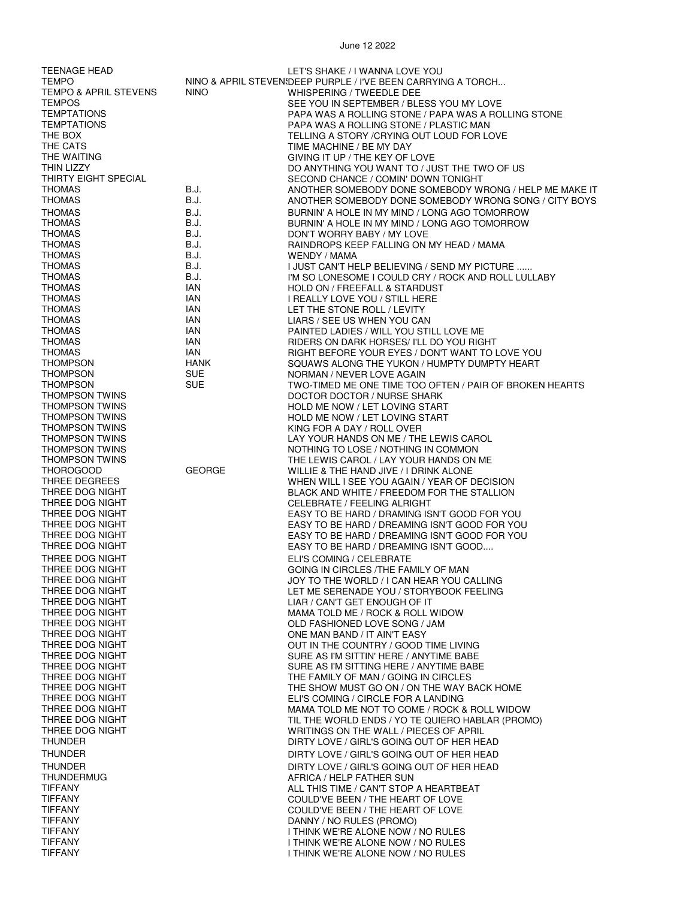| | | |
|---|---|---|
| TEENAGE HEAD | | LET'S SHAKE / I WANNA LOVE YOU |
| TEMPO | NINO & APRIL STEVENS | DEEP PURPLE / I'VE BEEN CARRYING A TORCH... |
| TEMPO & APRIL STEVENS | NINO | WHISPERING / TWEEDLE DEE |
| TEMPOS | | SEE YOU IN SEPTEMBER / BLESS YOU MY LOVE |
| TEMPTATIONS | | PAPA WAS A ROLLING STONE / PAPA WAS A ROLLING STONE |
| TEMPTATIONS | | PAPA WAS A ROLLING STONE / PLASTIC MAN |
| THE BOX | | TELLING A STORY /CRYING OUT LOUD FOR LOVE |
| THE CATS | | TIME MACHINE / BE MY DAY |
| THE WAITING | | GIVING IT UP / THE KEY OF LOVE |
| THIN LIZZY | | DO ANYTHING YOU WANT TO / JUST THE TWO OF US |
| THIRTY EIGHT SPECIAL | | SECOND CHANCE / COMIN' DOWN TONIGHT |
| THOMAS | B.J. | ANOTHER SOMEBODY DONE SOMEBODY WRONG / HELP ME MAKE IT |
| THOMAS | B.J. | ANOTHER SOMEBODY DONE SOMEBODY WRONG SONG / CITY BOYS |
| THOMAS | B.J. | BURNIN' A HOLE IN MY MIND / LONG AGO TOMORROW |
| THOMAS | B.J. | BURNIN' A HOLE IN MY MIND / LONG AGO TOMORROW |
| THOMAS | B.J. | DON'T WORRY BABY / MY LOVE |
| THOMAS | B.J. | RAINDROPS KEEP FALLING ON MY HEAD / MAMA |
| THOMAS | B.J. | WENDY / MAMA |
| THOMAS | B.J. | I JUST CAN'T HELP BELIEVING / SEND MY PICTURE ...... |
| THOMAS | B.J. | I'M SO LONESOME I COULD CRY / ROCK AND ROLL LULLABY |
| THOMAS | IAN | HOLD ON / FREEFALL & STARDUST |
| THOMAS | IAN | I REALLY LOVE YOU / STILL HERE |
| THOMAS | IAN | LET THE STONE ROLL / LEVITY |
| THOMAS | IAN | LIARS / SEE US WHEN YOU CAN |
| THOMAS | IAN | PAINTED LADIES / WILL YOU STILL LOVE ME |
| THOMAS | IAN | RIDERS ON DARK HORSES/ I'LL DO YOU RIGHT |
| THOMAS | IAN | RIGHT BEFORE YOUR EYES / DON'T WANT TO LOVE YOU |
| THOMPSON | HANK | SQUAWS ALONG THE YUKON / HUMPTY DUMPTY HEART |
| THOMPSON | SUE | NORMAN / NEVER LOVE AGAIN |
| THOMPSON | SUE | TWO-TIMED ME ONE TIME TOO OFTEN / PAIR OF BROKEN HEARTS |
| THOMPSON TWINS | | DOCTOR DOCTOR / NURSE SHARK |
| THOMPSON TWINS | | HOLD ME NOW / LET LOVING START |
| THOMPSON TWINS | | HOLD ME NOW / LET LOVING START |
| THOMPSON TWINS | | KING FOR A DAY / ROLL OVER |
| THOMPSON TWINS | | LAY YOUR HANDS ON ME / THE LEWIS CAROL |
| THOMPSON TWINS | | NOTHING TO LOSE / NOTHING IN COMMON |
| THOMPSON TWINS | | THE LEWIS CAROL / LAY YOUR HANDS ON ME |
| THOROGOOD | GEORGE | WILLIE & THE HAND JIVE / I DRINK ALONE |
| THREE DEGREES | | WHEN WILL I SEE YOU AGAIN / YEAR OF DECISION |
| THREE DOG NIGHT | | BLACK AND WHITE / FREEDOM FOR THE STALLION |
| THREE DOG NIGHT | | CELEBRATE / FEELING ALRIGHT |
| THREE DOG NIGHT | | EASY TO BE HARD / DRAMING ISN'T GOOD FOR YOU |
| THREE DOG NIGHT | | EASY TO BE HARD / DREAMING ISN'T GOOD FOR YOU |
| THREE DOG NIGHT | | EASY TO BE HARD / DREAMING ISN'T GOOD FOR YOU |
| THREE DOG NIGHT | | EASY TO BE HARD / DREAMING ISN'T GOOD.... |
| THREE DOG NIGHT | | ELI'S COMING / CELEBRATE |
| THREE DOG NIGHT | | GOING IN CIRCLES /THE FAMILY OF MAN |
| THREE DOG NIGHT | | JOY TO THE WORLD / I CAN HEAR YOU CALLING |
| THREE DOG NIGHT | | LET ME SERENADE YOU / STORYBOOK FEELING |
| THREE DOG NIGHT | | LIAR / CAN'T GET ENOUGH OF IT |
| THREE DOG NIGHT | | MAMA TOLD ME / ROCK & ROLL WIDOW |
| THREE DOG NIGHT | | OLD FASHIONED LOVE SONG / JAM |
| THREE DOG NIGHT | | ONE MAN BAND / IT AIN'T EASY |
| THREE DOG NIGHT | | OUT IN THE COUNTRY / GOOD TIME LIVING |
| THREE DOG NIGHT | | SURE AS I'M SITTIN' HERE / ANYTIME BABE |
| THREE DOG NIGHT | | SURE AS I'M SITTING HERE / ANYTIME BABE |
| THREE DOG NIGHT | | THE FAMILY OF MAN / GOING IN CIRCLES |
| THREE DOG NIGHT | | THE SHOW MUST GO ON / ON THE WAY BACK HOME |
| THREE DOG NIGHT | | ELI'S COMING / CIRCLE FOR A LANDING |
| THREE DOG NIGHT | | MAMA TOLD ME NOT TO COME / ROCK & ROLL WIDOW |
| THREE DOG NIGHT | | TIL THE WORLD ENDS / YO TE QUIERO HABLAR (PROMO) |
| THREE DOG NIGHT | | WRITINGS ON THE WALL / PIECES OF APRIL |
| THUNDER | | DIRTY LOVE / GIRL'S GOING OUT OF HER HEAD |
| THUNDER | | DIRTY LOVE / GIRL'S GOING OUT OF HER HEAD |
| THUNDER | | DIRTY LOVE / GIRL'S GOING OUT OF HER HEAD |
| THUNDERMUG | | AFRICA / HELP FATHER SUN |
| TIFFANY | | ALL THIS TIME / CAN'T STOP A HEARTBEAT |
| TIFFANY | | COULD'VE BEEN / THE HEART OF LOVE |
| TIFFANY | | COULD'VE BEEN / THE HEART OF LOVE |
| TIFFANY | | DANNY / NO RULES (PROMO) |
| TIFFANY | | I THINK WE'RE ALONE NOW / NO RULES |
| TIFFANY | | I THINK WE'RE ALONE NOW / NO RULES |
| TIFFANY | | I THINK WE'RE ALONE NOW / NO RULES |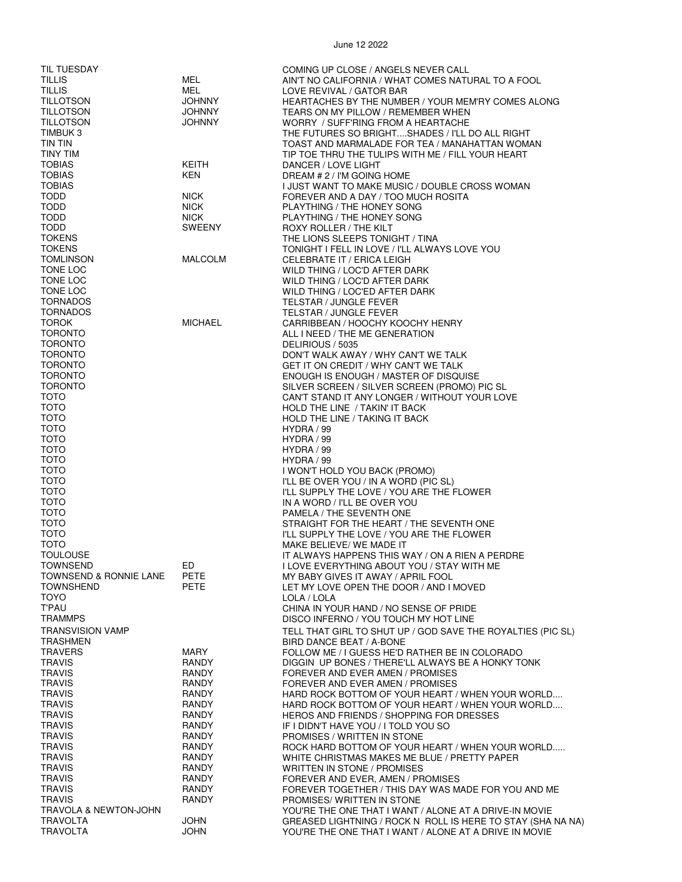June 12 2022

| | | |
|---|---|---|
| TIL TUESDAY | | COMING UP CLOSE / ANGELS NEVER CALL |
| TILLIS | MEL | AIN'T NO CALIFORNIA / WHAT COMES NATURAL TO A FOOL |
| TILLIS | MEL | LOVE REVIVAL / GATOR BAR |
| TILLOTSON | JOHNNY | HEARTACHES BY THE NUMBER / YOUR MEM'RY COMES ALONG |
| TILLOTSON | JOHNNY | TEARS ON MY PILLOW / REMEMBER WHEN |
| TILLOTSON | JOHNNY | WORRY / SUFF'RING FROM A HEARTACHE |
| TIMBUK 3 | | THE FUTURES SO BRIGHT....SHADES / I'LL DO ALL RIGHT |
| TIN TIN | | TOAST AND MARMALADE FOR TEA / MANAHATTAN WOMAN |
| TINY TIM | | TIP TOE THRU THE TULIPS WITH ME / FILL YOUR HEART |
| TOBIAS | KEITH | DANCER / LOVE LIGHT |
| TOBIAS | KEN | DREAM # 2 / I'M GOING HOME |
| TOBIAS | | I JUST WANT TO MAKE MUSIC / DOUBLE CROSS WOMAN |
| TODD | NICK | FOREVER AND A DAY / TOO MUCH ROSITA |
| TODD | NICK | PLAYTHING / THE HONEY SONG |
| TODD | NICK | PLAYTHING / THE HONEY SONG |
| TODD | SWEENY | ROXY ROLLER / THE KILT |
| TOKENS | | THE LIONS SLEEPS TONIGHT / TINA |
| TOKENS | | TONIGHT I FELL IN LOVE / I'LL ALWAYS LOVE YOU |
| TOMLINSON | MALCOLM | CELEBRATE IT / ERICA LEIGH |
| TONE LOC | | WILD THING / LOC'D AFTER DARK |
| TONE LOC | | WILD THING / LOC'D AFTER DARK |
| TONE LOC | | WILD THING / LOC'ED AFTER DARK |
| TORNADOS | | TELSTAR / JUNGLE FEVER |
| TORNADOS | | TELSTAR / JUNGLE FEVER |
| TOROK | MICHAEL | CARRIBBEAN / HOOCHY KOOCHY HENRY |
| TORONTO | | ALL I NEED / THE ME GENERATION |
| TORONTO | | DELIRIOUS / 5035 |
| TORONTO | | DON'T WALK AWAY / WHY CAN'T WE TALK |
| TORONTO | | GET IT ON CREDIT / WHY CAN'T WE TALK |
| TORONTO | | ENOUGH IS ENOUGH / MASTER OF DISQUISE |
| TORONTO | | SILVER SCREEN / SILVER SCREEN (PROMO) PIC SL |
| TOTO | | CAN'T STAND IT ANY LONGER / WITHOUT YOUR LOVE |
| TOTO | | HOLD THE LINE / TAKIN' IT BACK |
| TOTO | | HOLD THE LINE / TAKING IT BACK |
| TOTO | | HYDRA / 99 |
| TOTO | | HYDRA / 99 |
| TOTO | | HYDRA / 99 |
| TOTO | | HYDRA / 99 |
| TOTO | | I WON'T HOLD YOU BACK (PROMO) |
| TOTO | | I'LL BE OVER YOU / IN A WORD (PIC SL) |
| TOTO | | I'LL SUPPLY THE LOVE / YOU ARE THE FLOWER |
| TOTO | | IN A WORD / I'LL BE OVER YOU |
| TOTO | | PAMELA / THE SEVENTH ONE |
| TOTO | | STRAIGHT FOR THE HEART / THE SEVENTH ONE |
| TOTO | | I'LL SUPPLY THE LOVE / YOU ARE THE FLOWER |
| TOTO | | MAKE BELIEVE/ WE MADE IT |
| TOULOUSE | | IT ALWAYS HAPPENS THIS WAY / ON A RIEN A PERDRE |
| TOWNSEND | ED | I LOVE EVERYTHING ABOUT YOU / STAY WITH ME |
| TOWNSEND & RONNIE LANE | PETE | MY BABY GIVES IT AWAY / APRIL FOOL |
| TOWNSHEND | PETE | LET MY LOVE OPEN THE DOOR / AND I MOVED |
| TOYO | | LOLA / LOLA |
| T'PAU | | CHINA IN YOUR HAND / NO SENSE OF PRIDE |
| TRAMMPS | | DISCO INFERNO / YOU TOUCH MY HOT LINE |
| TRANSVISION VAMP | | TELL THAT GIRL TO SHUT UP / GOD SAVE THE ROYALTIES (PIC SL) |
| TRASHMEN | | BIRD DANCE BEAT / A-BONE |
| TRAVERS | MARY | FOLLOW ME / I GUESS HE'D RATHER BE IN COLORADO |
| TRAVIS | RANDY | DIGGIN UP BONES / THERE'LL ALWAYS BE A HONKY TONK |
| TRAVIS | RANDY | FOREVER AND EVER AMEN / PROMISES |
| TRAVIS | RANDY | FOREVER AND EVER AMEN / PROMISES |
| TRAVIS | RANDY | HARD ROCK BOTTOM OF YOUR HEART / WHEN YOUR WORLD.... |
| TRAVIS | RANDY | HARD ROCK BOTTOM OF YOUR HEART / WHEN YOUR WORLD.... |
| TRAVIS | RANDY | HEROS AND FRIENDS / SHOPPING FOR DRESSES |
| TRAVIS | RANDY | IF I DIDN'T HAVE YOU / I TOLD YOU SO |
| TRAVIS | RANDY | PROMISES / WRITTEN IN STONE |
| TRAVIS | RANDY | ROCK HARD BOTTOM OF YOUR HEART / WHEN YOUR WORLD..... |
| TRAVIS | RANDY | WHITE CHRISTMAS MAKES ME BLUE / PRETTY PAPER |
| TRAVIS | RANDY | WRITTEN IN STONE / PROMISES |
| TRAVIS | RANDY | FOREVER AND EVER, AMEN / PROMISES |
| TRAVIS | RANDY | FOREVER TOGETHER / THIS DAY WAS MADE FOR YOU AND ME |
| TRAVIS | RANDY | PROMISES/ WRITTEN IN STONE |
| TRAVOLA & NEWTON-JOHN | | YOU'RE THE ONE THAT I WANT / ALONE AT A DRIVE-IN MOVIE |
| TRAVOLTA | JOHN | GREASED LIGHTNING / ROCK N ROLL IS HERE TO STAY (SHA NA NA) |
| TRAVOLTA | JOHN | YOU'RE THE ONE THAT I WANT / ALONE AT A DRIVE IN MOVIE |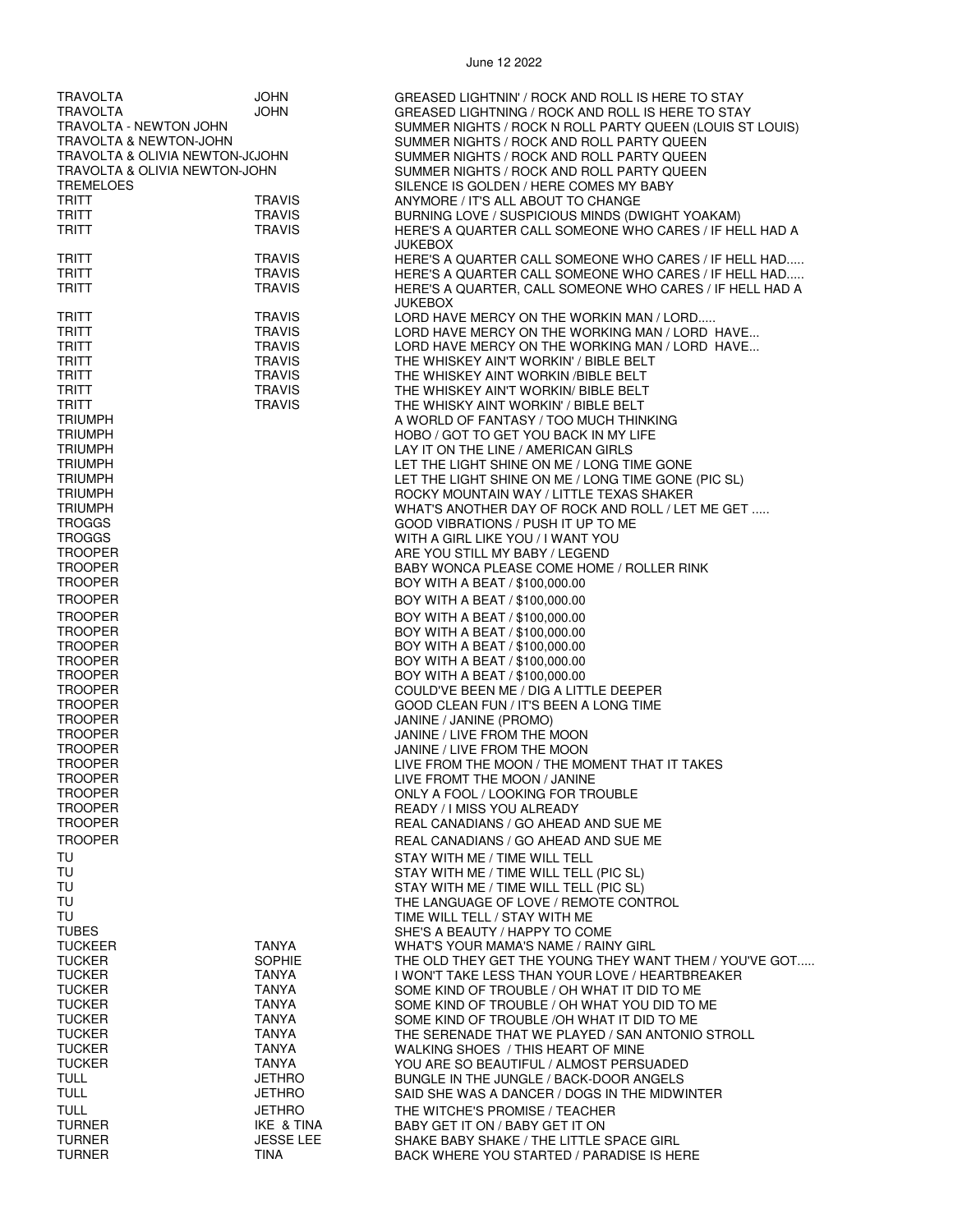June 12 2022

| | | |
|---|---|---|
| TRAVOLTA | JOHN | GREASED LIGHTNIN' / ROCK AND ROLL IS HERE TO STAY |
| TRAVOLTA | JOHN | GREASED LIGHTNING / ROCK AND ROLL IS HERE TO STAY |
| TRAVOLTA - NEWTON JOHN | | SUMMER NIGHTS / ROCK N ROLL PARTY QUEEN (LOUIS ST LOUIS) |
| TRAVOLTA & NEWTON-JOHN | | SUMMER NIGHTS / ROCK AND ROLL PARTY QUEEN |
| TRAVOLTA & OLIVIA NEWTON-J(JOHN | | SUMMER NIGHTS / ROCK AND ROLL PARTY QUEEN |
| TRAVOLTA & OLIVIA NEWTON-JOHN | | SUMMER NIGHTS / ROCK AND ROLL PARTY QUEEN |
| TREMELOES | | SILENCE IS GOLDEN / HERE COMES MY BABY |
| TRITT | TRAVIS | ANYMORE / IT'S ALL ABOUT TO CHANGE |
| TRITT | TRAVIS | BURNING LOVE / SUSPICIOUS MINDS (DWIGHT YOAKAM) |
| TRITT | TRAVIS | HERE'S A QUARTER CALL SOMEONE WHO CARES / IF HELL HAD A JUKEBOX |
| TRITT | TRAVIS | HERE'S A QUARTER CALL SOMEONE WHO CARES / IF HELL HAD..... |
| TRITT | TRAVIS | HERE'S A QUARTER CALL SOMEONE WHO CARES / IF HELL HAD..... |
| TRITT | TRAVIS | HERE'S A QUARTER, CALL SOMEONE WHO CARES / IF HELL HAD A JUKEBOX |
| TRITT | TRAVIS | LORD HAVE MERCY ON THE WORKIN MAN / LORD..... |
| TRITT | TRAVIS | LORD HAVE MERCY ON THE WORKING MAN / LORD HAVE... |
| TRITT | TRAVIS | LORD HAVE MERCY ON THE WORKING MAN / LORD HAVE... |
| TRITT | TRAVIS | THE WHISKEY AIN'T WORKIN' / BIBLE BELT |
| TRITT | TRAVIS | THE WHISKEY AINT WORKIN /BIBLE BELT |
| TRITT | TRAVIS | THE WHISKEY AIN'T WORKIN/ BIBLE BELT |
| TRITT | TRAVIS | THE WHISKY AINT WORKIN' / BIBLE BELT |
| TRIUMPH | | A WORLD OF FANTASY / TOO MUCH THINKING |
| TRIUMPH | | HOBO / GOT TO GET YOU BACK IN MY LIFE |
| TRIUMPH | | LAY IT ON THE LINE / AMERICAN GIRLS |
| TRIUMPH | | LET THE LIGHT SHINE ON ME / LONG TIME GONE |
| TRIUMPH | | LET THE LIGHT SHINE ON ME / LONG TIME GONE (PIC SL) |
| TRIUMPH | | ROCKY MOUNTAIN WAY / LITTLE TEXAS SHAKER |
| TRIUMPH | | WHAT'S ANOTHER DAY OF ROCK AND ROLL / LET ME GET ..... |
| TROGGS | | GOOD VIBRATIONS / PUSH IT UP TO ME |
| TROGGS | | WITH A GIRL LIKE YOU / I WANT YOU |
| TROOPER | | ARE YOU STILL MY BABY / LEGEND |
| TROOPER | | BABY WONCA PLEASE COME HOME / ROLLER RINK |
| TROOPER | | BOY WITH A BEAT / $100,000.00 |
| TROOPER | | BOY WITH A BEAT / $100,000.00 |
| TROOPER | | BOY WITH A BEAT / $100,000.00 |
| TROOPER | | BOY WITH A BEAT / $100,000.00 |
| TROOPER | | BOY WITH A BEAT / $100,000.00 |
| TROOPER | | BOY WITH A BEAT / $100,000.00 |
| TROOPER | | BOY WITH A BEAT / $100,000.00 |
| TROOPER | | COULD'VE BEEN ME / DIG A LITTLE DEEPER |
| TROOPER | | GOOD CLEAN FUN / IT'S BEEN A LONG TIME |
| TROOPER | | JANINE / JANINE (PROMO) |
| TROOPER | | JANINE / LIVE FROM THE MOON |
| TROOPER | | JANINE / LIVE FROM THE MOON |
| TROOPER | | LIVE FROM THE MOON / THE MOMENT THAT IT TAKES |
| TROOPER | | LIVE FROMT THE MOON / JANINE |
| TROOPER | | ONLY A FOOL / LOOKING FOR TROUBLE |
| TROOPER | | READY / I MISS YOU ALREADY |
| TROOPER | | REAL CANADIANS / GO AHEAD AND SUE ME |
| TROOPER | | REAL CANADIANS / GO AHEAD AND SUE ME |
| TU | | STAY WITH ME / TIME WILL TELL |
| TU | | STAY WITH ME / TIME WILL TELL (PIC SL) |
| TU | | STAY WITH ME / TIME WILL TELL (PIC SL) |
| TU | | THE LANGUAGE OF LOVE / REMOTE CONTROL |
| TU | | TIME WILL TELL / STAY WITH ME |
| TUBES | | SHE'S A BEAUTY / HAPPY TO COME |
| TUCKEER | TANYA | WHAT'S YOUR MAMA'S NAME / RAINY GIRL |
| TUCKER | SOPHIE | THE OLD THEY GET THE YOUNG THEY WANT THEM / YOU'VE GOT..... |
| TUCKER | TANYA | I WON'T TAKE LESS THAN YOUR LOVE / HEARTBREAKER |
| TUCKER | TANYA | SOME KIND OF TROUBLE / OH WHAT IT DID TO ME |
| TUCKER | TANYA | SOME KIND OF TROUBLE / OH WHAT YOU DID TO ME |
| TUCKER | TANYA | SOME KIND OF TROUBLE /OH WHAT IT DID TO ME |
| TUCKER | TANYA | THE SERENADE THAT WE PLAYED / SAN ANTONIO STROLL |
| TUCKER | TANYA | WALKING SHOES / THIS HEART OF MINE |
| TUCKER | TANYA | YOU ARE SO BEAUTIFUL / ALMOST PERSUADED |
| TULL | JETHRO | BUNGLE IN THE JUNGLE / BACK-DOOR ANGELS |
| TULL | JETHRO | SAID SHE WAS A DANCER / DOGS IN THE MIDWINTER |
| TULL | JETHRO | THE WITCHE'S PROMISE / TEACHER |
| TURNER | IKE & TINA | BABY GET IT ON / BABY GET IT ON |
| TURNER | JESSE LEE | SHAKE BABY SHAKE / THE LITTLE SPACE GIRL |
| TURNER | TINA | BACK WHERE YOU STARTED / PARADISE IS HERE |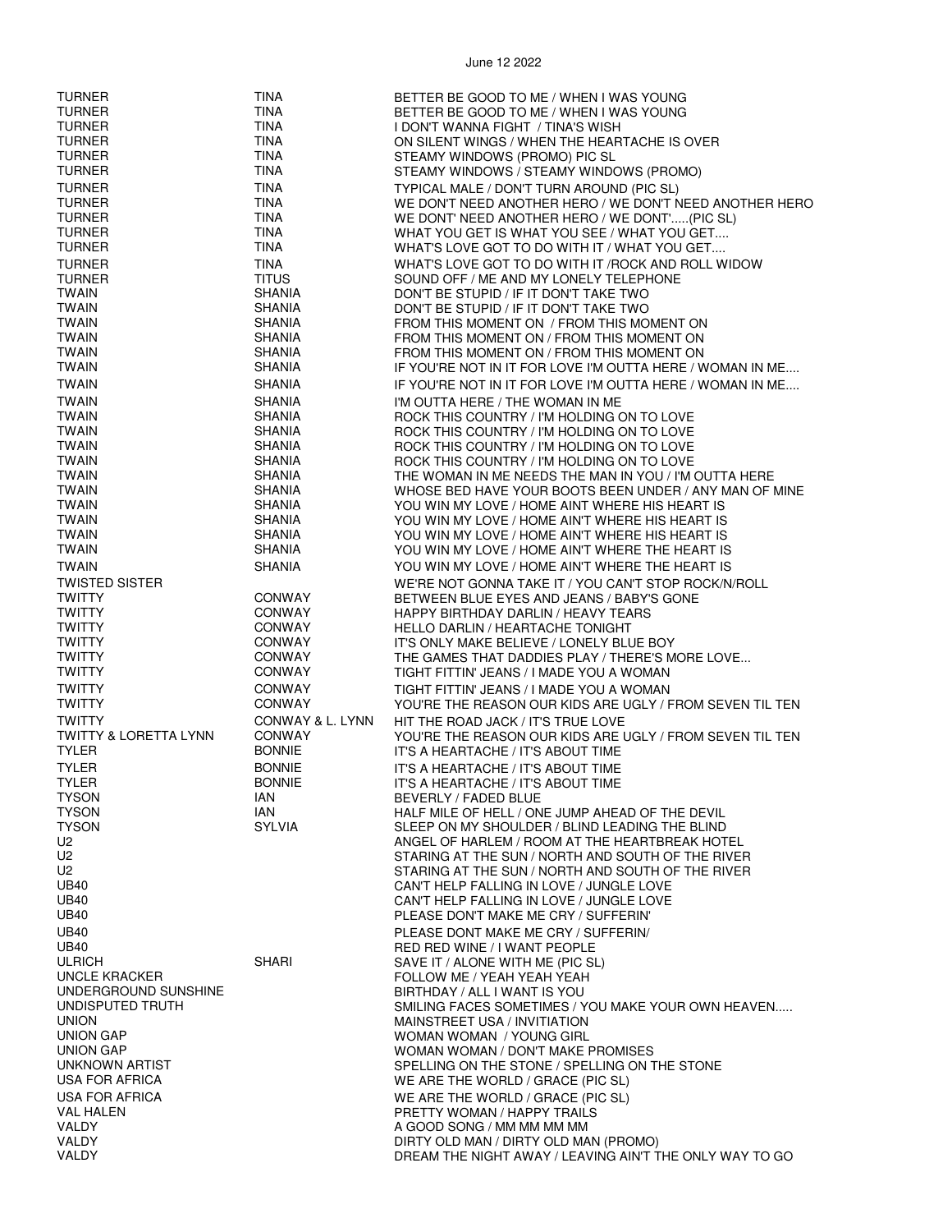| | | |
|---|---|---|
| TURNER | TINA | BETTER BE GOOD TO ME / WHEN I WAS YOUNG |
| TURNER | TINA | BETTER BE GOOD TO ME / WHEN I WAS YOUNG |
| TURNER | TINA | I DON'T WANNA FIGHT / TINA'S WISH |
| TURNER | TINA | ON SILENT WINGS / WHEN THE HEARTACHE IS OVER |
| TURNER | TINA | STEAMY WINDOWS (PROMO) PIC SL |
| TURNER | TINA | STEAMY WINDOWS / STEAMY WINDOWS (PROMO) |
| TURNER | TINA | TYPICAL MALE / DON'T TURN AROUND (PIC SL) |
| TURNER | TINA | WE DON'T NEED ANOTHER HERO / WE DON'T NEED ANOTHER HERO |
| TURNER | TINA | WE DONT' NEED ANOTHER HERO / WE DONT'.....(PIC SL) |
| TURNER | TINA | WHAT YOU GET IS WHAT YOU SEE / WHAT YOU GET.... |
| TURNER | TINA | WHAT'S LOVE GOT TO DO WITH IT / WHAT YOU GET.... |
| TURNER | TINA | WHAT'S LOVE GOT TO DO WITH IT /ROCK AND ROLL WIDOW |
| TURNER | TITUS | SOUND OFF / ME AND MY LONELY TELEPHONE |
| TWAIN | SHANIA | DON'T BE STUPID / IF IT DON'T TAKE TWO |
| TWAIN | SHANIA | DON'T BE STUPID / IF IT DON'T TAKE TWO |
| TWAIN | SHANIA | FROM THIS MOMENT ON / FROM THIS MOMENT ON |
| TWAIN | SHANIA | FROM THIS MOMENT ON / FROM THIS MOMENT ON |
| TWAIN | SHANIA | FROM THIS MOMENT ON / FROM THIS MOMENT ON |
| TWAIN | SHANIA | IF YOU'RE NOT IN IT FOR LOVE I'M OUTTA HERE / WOMAN IN ME.... |
| TWAIN | SHANIA | IF YOU'RE NOT IN IT FOR LOVE I'M OUTTA HERE / WOMAN IN ME.... |
| TWAIN | SHANIA | I'M OUTTA HERE / THE WOMAN IN ME |
| TWAIN | SHANIA | ROCK THIS COUNTRY / I'M HOLDING ON TO LOVE |
| TWAIN | SHANIA | ROCK THIS COUNTRY / I'M HOLDING ON TO LOVE |
| TWAIN | SHANIA | ROCK THIS COUNTRY / I'M HOLDING ON TO LOVE |
| TWAIN | SHANIA | ROCK THIS COUNTRY / I'M HOLDING ON TO LOVE |
| TWAIN | SHANIA | THE WOMAN IN ME NEEDS THE MAN IN YOU / I'M OUTTA HERE |
| TWAIN | SHANIA | WHOSE BED HAVE YOUR BOOTS BEEN UNDER / ANY MAN OF MINE |
| TWAIN | SHANIA | YOU WIN MY LOVE / HOME AINT WHERE HIS HEART IS |
| TWAIN | SHANIA | YOU WIN MY LOVE / HOME AIN'T WHERE HIS HEART IS |
| TWAIN | SHANIA | YOU WIN MY LOVE / HOME AIN'T WHERE HIS HEART IS |
| TWAIN | SHANIA | YOU WIN MY LOVE / HOME AIN'T WHERE THE HEART IS |
| TWAIN | SHANIA | YOU WIN MY LOVE / HOME AIN'T WHERE THE HEART IS |
| TWISTED SISTER | | WE'RE NOT GONNA TAKE IT / YOU CAN'T STOP ROCK/N/ROLL |
| TWITTY | CONWAY | BETWEEN BLUE EYES AND JEANS / BABY'S GONE |
| TWITTY | CONWAY | HAPPY BIRTHDAY DARLIN / HEAVY TEARS |
| TWITTY | CONWAY | HELLO DARLIN / HEARTACHE TONIGHT |
| TWITTY | CONWAY | IT'S ONLY MAKE BELIEVE / LONELY BLUE BOY |
| TWITTY | CONWAY | THE GAMES THAT DADDIES PLAY / THERE'S MORE LOVE... |
| TWITTY | CONWAY | TIGHT FITTIN' JEANS / I MADE YOU A WOMAN |
| TWITTY | CONWAY | TIGHT FITTIN' JEANS / I MADE YOU A WOMAN |
| TWITTY | CONWAY | YOU'RE THE REASON OUR KIDS ARE UGLY / FROM SEVEN TIL TEN |
| TWITTY | CONWAY & L. LYNN | HIT THE ROAD JACK / IT'S TRUE LOVE |
| TWITTY & LORETTA LYNN | CONWAY | YOU'RE THE REASON OUR KIDS ARE UGLY / FROM SEVEN TIL TEN |
| TYLER | BONNIE | IT'S A HEARTACHE / IT'S ABOUT TIME |
| TYLER | BONNIE | IT'S A HEARTACHE / IT'S ABOUT TIME |
| TYLER | BONNIE | IT'S A HEARTACHE / IT'S ABOUT TIME |
| TYSON | IAN | BEVERLY / FADED BLUE |
| TYSON | IAN | HALF MILE OF HELL / ONE JUMP AHEAD OF THE DEVIL |
| TYSON | SYLVIA | SLEEP ON MY SHOULDER / BLIND LEADING THE BLIND |
| U2 | | ANGEL OF HARLEM / ROOM AT THE HEARTBREAK HOTEL |
| U2 | | STARING AT THE SUN / NORTH AND SOUTH OF THE RIVER |
| U2 | | STARING AT THE SUN / NORTH AND SOUTH OF THE RIVER |
| UB40 | | CAN'T HELP FALLING IN LOVE / JUNGLE LOVE |
| UB40 | | CAN'T HELP FALLING IN LOVE / JUNGLE LOVE |
| UB40 | | PLEASE DON'T MAKE ME CRY / SUFFERIN' |
| UB40 | | PLEASE DONT MAKE ME CRY / SUFFERIN/ |
| UB40 | | RED RED WINE / I WANT PEOPLE |
| ULRICH | SHARI | SAVE IT / ALONE WITH ME (PIC SL) |
| UNCLE KRACKER | | FOLLOW ME / YEAH YEAH YEAH |
| UNDERGROUND SUNSHINE | | BIRTHDAY / ALL I WANT IS YOU |
| UNDISPUTED TRUTH | | SMILING FACES SOMETIMES / YOU MAKE YOUR OWN HEAVEN..... |
| UNION | | MAINSTREET USA / INVITIATION |
| UNION GAP | | WOMAN WOMAN / YOUNG GIRL |
| UNION GAP | | WOMAN WOMAN / DON'T MAKE PROMISES |
| UNKNOWN ARTIST | | SPELLING ON THE STONE / SPELLING ON THE STONE |
| USA FOR AFRICA | | WE ARE THE WORLD / GRACE (PIC SL) |
| USA FOR AFRICA | | WE ARE THE WORLD / GRACE (PIC SL) |
| VAL HALEN | | PRETTY WOMAN / HAPPY TRAILS |
| VALDY | | A GOOD SONG / MM MM MM MM |
| VALDY | | DIRTY OLD MAN / DIRTY OLD MAN (PROMO) |
| VALDY | | DREAM THE NIGHT AWAY / LEAVING AIN'T THE ONLY WAY TO GO |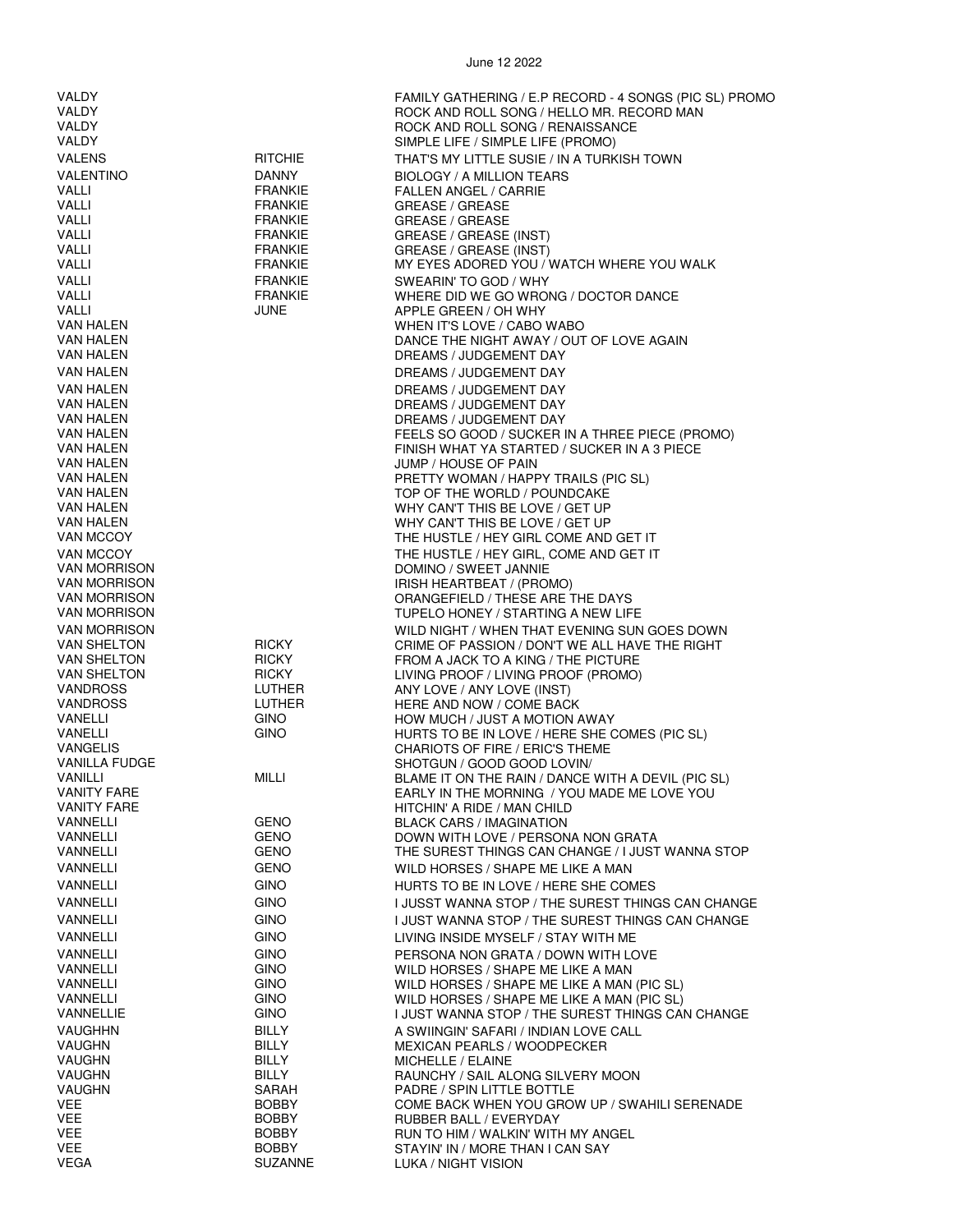| | | |
|---|---|---|
| VALDY | | FAMILY GATHERING / E.P RECORD - 4 SONGS (PIC SL) PROMO |
| VALDY | | ROCK AND ROLL SONG / HELLO MR. RECORD MAN |
| VALDY | | ROCK AND ROLL SONG / RENAISSANCE |
| VALDY | | SIMPLE LIFE / SIMPLE LIFE (PROMO) |
| VALENS | RITCHIE | THAT'S MY LITTLE SUSIE / IN A TURKISH TOWN |
| VALENTINO | DANNY | BIOLOGY / A MILLION TEARS |
| VALLI | FRANKIE | FALLEN ANGEL / CARRIE |
| VALLI | FRANKIE | GREASE / GREASE |
| VALLI | FRANKIE | GREASE / GREASE |
| VALLI | FRANKIE | GREASE / GREASE (INST) |
| VALLI | FRANKIE | GREASE / GREASE (INST) |
| VALLI | FRANKIE | MY EYES ADORED YOU / WATCH WHERE YOU WALK |
| VALLI | FRANKIE | SWEARIN' TO GOD / WHY |
| VALLI | FRANKIE | WHERE DID WE GO WRONG / DOCTOR DANCE |
| VALLI | JUNE | APPLE GREEN / OH WHY |
| VAN HALEN | | WHEN IT'S LOVE / CABO WABO |
| VAN HALEN | | DANCE THE NIGHT AWAY / OUT OF LOVE AGAIN |
| VAN HALEN | | DREAMS / JUDGEMENT DAY |
| VAN HALEN | | DREAMS / JUDGEMENT DAY |
| VAN HALEN | | DREAMS / JUDGEMENT DAY |
| VAN HALEN | | DREAMS / JUDGEMENT DAY |
| VAN HALEN | | DREAMS / JUDGEMENT DAY |
| VAN HALEN | | FEELS SO GOOD / SUCKER IN A THREE PIECE (PROMO) |
| VAN HALEN | | FINISH WHAT YA STARTED / SUCKER IN A 3 PIECE |
| VAN HALEN | | JUMP / HOUSE OF PAIN |
| VAN HALEN | | PRETTY WOMAN / HAPPY TRAILS (PIC SL) |
| VAN HALEN | | TOP OF THE WORLD / POUNDCAKE |
| VAN HALEN | | WHY CAN'T THIS BE LOVE / GET UP |
| VAN HALEN | | WHY CAN'T THIS BE LOVE / GET UP |
| VAN MCCOY | | THE HUSTLE / HEY GIRL COME AND GET IT |
| VAN MCCOY | | THE HUSTLE / HEY GIRL, COME AND GET IT |
| VAN MORRISON | | DOMINO / SWEET JANNIE |
| VAN MORRISON | | IRISH HEARTBEAT / (PROMO) |
| VAN MORRISON | | ORANGEFIELD / THESE ARE THE DAYS |
| VAN MORRISON | | TUPELO HONEY / STARTING A NEW LIFE |
| VAN MORRISON | | WILD NIGHT / WHEN THAT EVENING SUN GOES DOWN |
| VAN SHELTON | RICKY | CRIME OF PASSION / DON'T WE ALL HAVE THE RIGHT |
| VAN SHELTON | RICKY | FROM A JACK TO A KING / THE PICTURE |
| VAN SHELTON | RICKY | LIVING PROOF / LIVING PROOF (PROMO) |
| VANDROSS | LUTHER | ANY LOVE / ANY LOVE (INST) |
| VANDROSS | LUTHER | HERE AND NOW / COME BACK |
| VANELLI | GINO | HOW MUCH / JUST A MOTION AWAY |
| VANELLI | GINO | HURTS TO BE IN LOVE / HERE SHE COMES (PIC SL) |
| VANGELIS | | CHARIOTS OF FIRE / ERIC'S THEME |
| VANILLA FUDGE | | SHOTGUN / GOOD GOOD LOVIN/ |
| VANILLI | MILLI | BLAME IT ON THE RAIN / DANCE WITH A DEVIL (PIC SL) |
| VANITY FARE | | EARLY IN THE MORNING / YOU MADE ME LOVE YOU |
| VANITY FARE | | HITCHIN' A RIDE / MAN CHILD |
| VANNELLI | GENO | BLACK CARS / IMAGINATION |
| VANNELLI | GENO | DOWN WITH LOVE / PERSONA NON GRATA |
| VANNELLI | GENO | THE SUREST THINGS CAN CHANGE / I JUST WANNA STOP |
| VANNELLI | GENO | WILD HORSES / SHAPE ME LIKE A MAN |
| VANNELLI | GINO | HURTS TO BE IN LOVE / HERE SHE COMES |
| VANNELLI | GINO | I JUSST WANNA STOP / THE SUREST THINGS CAN CHANGE |
| VANNELLI | GINO | I JUST WANNA STOP / THE SUREST THINGS CAN CHANGE |
| VANNELLI | GINO | LIVING INSIDE MYSELF / STAY WITH ME |
| VANNELLI | GINO | PERSONA NON GRATA / DOWN WITH LOVE |
| VANNELLI | GINO | WILD HORSES / SHAPE ME LIKE A MAN |
| VANNELLI | GINO | WILD HORSES / SHAPE ME LIKE A MAN (PIC SL) |
| VANNELLI | GINO | WILD HORSES / SHAPE ME LIKE A MAN (PIC SL) |
| VANNELLIE | GINO | I JUST WANNA STOP / THE SUREST THINGS CAN CHANGE |
| VAUGHHN | BILLY | A SWIINGIN' SAFARI / INDIAN LOVE CALL |
| VAUGHN | BILLY | MEXICAN PEARLS / WOODPECKER |
| VAUGHN | BILLY | MICHELLE / ELAINE |
| VAUGHN | BILLY | RAUNCHY / SAIL ALONG SILVERY MOON |
| VAUGHN | SARAH | PADRE / SPIN LITTLE BOTTLE |
| VEE | BOBBY | COME BACK WHEN YOU GROW UP / SWAHILI SERENADE |
| VEE | BOBBY | RUBBER BALL / EVERYDAY |
| VEE | BOBBY | RUN TO HIM / WALKIN' WITH MY ANGEL |
| VEE | BOBBY | STAYIN' IN / MORE THAN I CAN SAY |
| VEGA | SUZANNE | LUKA / NIGHT VISION |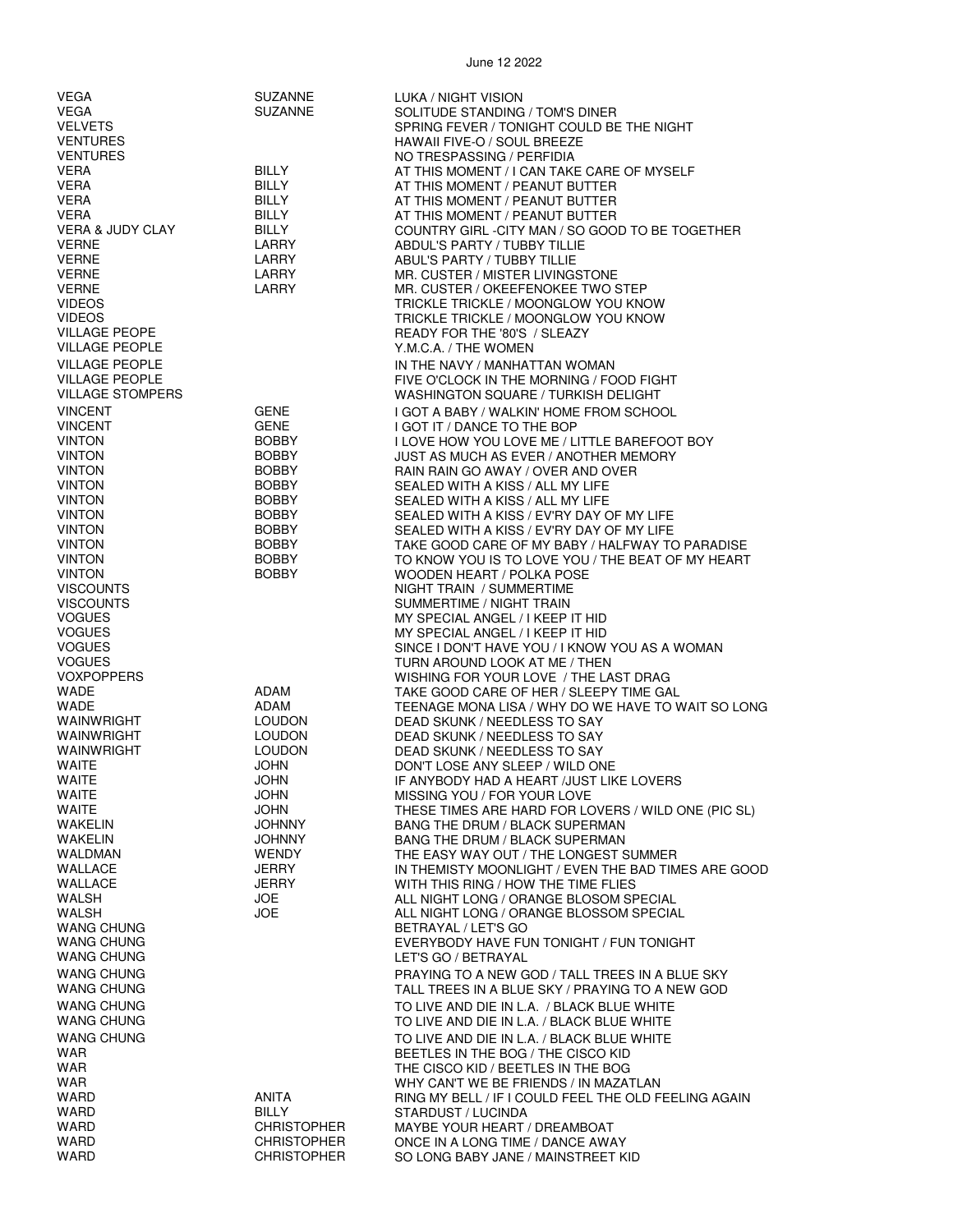June 12 2022

| | | |
|---|---|---|
| VEGA | SUZANNE | LUKA / NIGHT VISION |
| VEGA | SUZANNE | SOLITUDE STANDING / TOM'S DINER |
| VELVETS | | SPRING FEVER / TONIGHT COULD BE THE NIGHT |
| VENTURES | | HAWAII FIVE-O / SOUL BREEZE |
| VENTURES | | NO TRESPASSING / PERFIDIA |
| VERA | BILLY | AT THIS MOMENT / I CAN TAKE CARE OF MYSELF |
| VERA | BILLY | AT THIS MOMENT / PEANUT BUTTER |
| VERA | BILLY | AT THIS MOMENT / PEANUT BUTTER |
| VERA | BILLY | AT THIS MOMENT / PEANUT BUTTER |
| VERA & JUDY CLAY | BILLY | COUNTRY GIRL -CITY MAN / SO GOOD TO BE TOGETHER |
| VERNE | LARRY | ABDUL'S PARTY / TUBBY TILLIE |
| VERNE | LARRY | ABUL'S PARTY / TUBBY TILLIE |
| VERNE | LARRY | MR. CUSTER / MISTER LIVINGSTONE |
| VERNE | LARRY | MR. CUSTER / OKEEFENOKEE TWO STEP |
| VIDEOS | | TRICKLE TRICKLE / MOONGLOW YOU KNOW |
| VIDEOS | | TRICKLE TRICKLE / MOONGLOW YOU KNOW |
| VILLAGE PEOPE | | READY FOR THE '80'S / SLEAZY |
| VILLAGE PEOPLE | | Y.M.C.A. / THE WOMEN |
| VILLAGE PEOPLE | | IN THE NAVY / MANHATTAN WOMAN |
| VILLAGE PEOPLE | | FIVE O'CLOCK IN THE MORNING / FOOD FIGHT |
| VILLAGE STOMPERS | | WASHINGTON SQUARE / TURKISH DELIGHT |
| VINCENT | GENE | I GOT A BABY / WALKIN' HOME FROM SCHOOL |
| VINCENT | GENE | I GOT IT / DANCE TO THE BOP |
| VINTON | BOBBY | I LOVE HOW YOU LOVE ME / LITTLE BAREFOOT BOY |
| VINTON | BOBBY | JUST AS MUCH AS EVER / ANOTHER MEMORY |
| VINTON | BOBBY | RAIN RAIN GO AWAY / OVER AND OVER |
| VINTON | BOBBY | SEALED WITH A KISS / ALL MY LIFE |
| VINTON | BOBBY | SEALED WITH A KISS / ALL MY LIFE |
| VINTON | BOBBY | SEALED WITH A KISS / EV'RY DAY OF MY LIFE |
| VINTON | BOBBY | SEALED WITH A KISS / EV'RY DAY OF MY LIFE |
| VINTON | BOBBY | TAKE GOOD CARE OF MY BABY / HALFWAY TO PARADISE |
| VINTON | BOBBY | TO KNOW YOU IS TO LOVE YOU / THE BEAT OF MY HEART |
| VINTON | BOBBY | WOODEN HEART / POLKA POSE |
| VISCOUNTS | | NIGHT TRAIN / SUMMERTIME |
| VISCOUNTS | | SUMMERTIME / NIGHT TRAIN |
| VOGUES | | MY SPECIAL ANGEL / I KEEP IT HID |
| VOGUES | | MY SPECIAL ANGEL / I KEEP IT HID |
| VOGUES | | SINCE I DON'T HAVE YOU / I KNOW YOU AS A WOMAN |
| VOGUES | | TURN AROUND LOOK AT ME / THEN |
| VOXPOPPERS | | WISHING FOR YOUR LOVE / THE LAST DRAG |
| WADE | ADAM | TAKE GOOD CARE OF HER / SLEEPY TIME GAL |
| WADE | ADAM | TEENAGE MONA LISA / WHY DO WE HAVE TO WAIT SO LONG |
| WAINWRIGHT | LOUDON | DEAD SKUNK / NEEDLESS TO SAY |
| WAINWRIGHT | LOUDON | DEAD SKUNK / NEEDLESS TO SAY |
| WAINWRIGHT | LOUDON | DEAD SKUNK / NEEDLESS TO SAY |
| WAITE | JOHN | DON'T LOSE ANY SLEEP / WILD ONE |
| WAITE | JOHN | IF ANYBODY HAD A HEART /JUST LIKE LOVERS |
| WAITE | JOHN | MISSING YOU / FOR YOUR LOVE |
| WAITE | JOHN | THESE TIMES ARE HARD FOR LOVERS / WILD ONE (PIC SL) |
| WAKELIN | JOHNNY | BANG THE DRUM / BLACK SUPERMAN |
| WAKELIN | JOHNNY | BANG THE DRUM / BLACK SUPERMAN |
| WALDMAN | WENDY | THE EASY WAY OUT / THE LONGEST SUMMER |
| WALLACE | JERRY | IN THEMISTY MOONLIGHT / EVEN THE BAD TIMES ARE GOOD |
| WALLACE | JERRY | WITH THIS RING / HOW THE TIME FLIES |
| WALSH | JOE | ALL NIGHT LONG / ORANGE BLOSOM SPECIAL |
| WALSH | JOE | ALL NIGHT LONG / ORANGE BLOSSOM SPECIAL |
| WANG CHUNG | | BETRAYAL / LET'S GO |
| WANG CHUNG | | EVERYBODY HAVE FUN TONIGHT / FUN TONIGHT |
| WANG CHUNG | | LET'S GO / BETRAYAL |
| WANG CHUNG | | PRAYING TO A NEW GOD / TALL TREES IN A BLUE SKY |
| WANG CHUNG | | TALL TREES IN A BLUE SKY / PRAYING TO A NEW GOD |
| WANG CHUNG | | TO LIVE AND DIE IN L.A. / BLACK BLUE WHITE |
| WANG CHUNG | | TO LIVE AND DIE IN L.A. / BLACK BLUE WHITE |
| WANG CHUNG | | TO LIVE AND DIE IN L.A. / BLACK BLUE WHITE |
| WAR | | BEETLES IN THE BOG / THE CISCO KID |
| WAR | | THE CISCO KID / BEETLES IN THE BOG |
| WAR | | WHY CAN'T WE BE FRIENDS / IN MAZATLAN |
| WARD | ANITA | RING MY BELL / IF I COULD FEEL THE OLD FEELING AGAIN |
| WARD | BILLY | STARDUST / LUCINDA |
| WARD | CHRISTOPHER | MAYBE YOUR HEART / DREAMBOAT |
| WARD | CHRISTOPHER | ONCE IN A LONG TIME / DANCE AWAY |
| WARD | CHRISTOPHER | SO LONG BABY JANE / MAINSTREET KID |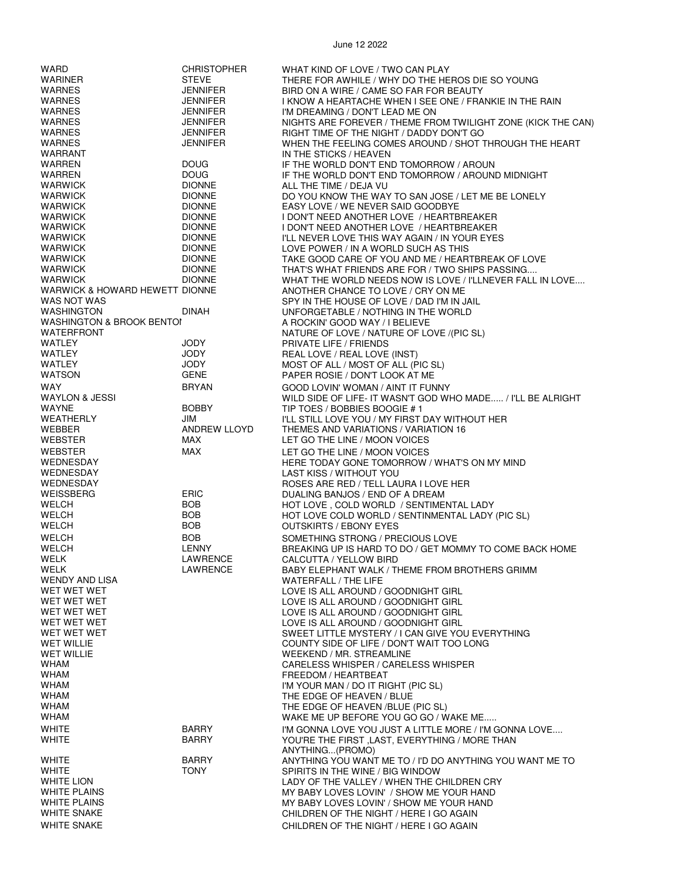June 12 2022

| | | |
|---|---|---|
| WARD | CHRISTOPHER | WHAT KIND OF LOVE / TWO CAN PLAY |
| WARINER | STEVE | THERE FOR AWHILE / WHY DO THE HEROS DIE SO YOUNG |
| WARNES | JENNIFER | BIRD ON A WIRE / CAME SO FAR FOR BEAUTY |
| WARNES | JENNIFER | I KNOW A HEARTACHE WHEN I SEE ONE / FRANKIE IN THE RAIN |
| WARNES | JENNIFER | I'M DREAMING / DON'T LEAD ME ON |
| WARNES | JENNIFER | NIGHTS ARE FOREVER / THEME FROM TWILIGHT ZONE (KICK THE CAN) |
| WARNES | JENNIFER | RIGHT TIME OF THE NIGHT / DADDY DON'T GO |
| WARNES | JENNIFER | WHEN THE FEELING COMES AROUND / SHOT THROUGH THE HEART |
| WARRANT | | IN THE STICKS / HEAVEN |
| WARREN | DOUG | IF THE WORLD DON'T END TOMORROW / AROUN |
| WARREN | DOUG | IF THE WORLD DON'T END TOMORROW / AROUND MIDNIGHT |
| WARWICK | DIONNE | ALL THE TIME / DEJA VU |
| WARWICK | DIONNE | DO YOU KNOW THE WAY TO SAN JOSE / LET ME BE LONELY |
| WARWICK | DIONNE | EASY LOVE / WE NEVER SAID GOODBYE |
| WARWICK | DIONNE | I DON'T NEED ANOTHER LOVE / HEARTBREAKER |
| WARWICK | DIONNE | I DON'T NEED ANOTHER LOVE / HEARTBREAKER |
| WARWICK | DIONNE | I'LL NEVER LOVE THIS WAY AGAIN / IN YOUR EYES |
| WARWICK | DIONNE | LOVE POWER / IN A WORLD SUCH AS THIS |
| WARWICK | DIONNE | TAKE GOOD CARE OF YOU AND ME / HEARTBREAK OF LOVE |
| WARWICK | DIONNE | THAT'S WHAT FRIENDS ARE FOR / TWO SHIPS PASSING.... |
| WARWICK | DIONNE | WHAT THE WORLD NEEDS NOW IS LOVE / I'LLNEVER FALL IN LOVE.... |
| WARWICK & HOWARD HEWETT | DIONNE | ANOTHER CHANCE TO LOVE / CRY ON ME |
| WAS NOT WAS | | SPY IN THE HOUSE OF LOVE / DAD I'M IN JAIL |
| WASHINGTON | DINAH | UNFORGETABLE / NOTHING IN THE WORLD |
| WASHINGTON & BROOK BENTOI | | A ROCKIN' GOOD WAY / I BELIEVE |
| WATERFRONT | | NATURE OF LOVE / NATURE OF LOVE /(PIC SL) |
| WATLEY | JODY | PRIVATE LIFE / FRIENDS |
| WATLEY | JODY | REAL LOVE / REAL LOVE (INST) |
| WATLEY | JODY | MOST OF ALL / MOST OF ALL (PIC SL) |
| WATSON | GENE | PAPER ROSIE / DON'T LOOK AT ME |
| WAY | BRYAN | GOOD LOVIN' WOMAN / AINT IT FUNNY |
| WAYLON & JESSI | | WILD SIDE OF LIFE- IT WASN'T GOD WHO MADE..... / I'LL BE ALRIGHT |
| WAYNE | BOBBY | TIP TOES / BOBBIES BOOGIE # 1 |
| WEATHERLY | JIM | I'LL STILL LOVE YOU / MY FIRST DAY WITHOUT HER |
| WEBBER | ANDREW LLOYD | THEMES AND VARIATIONS / VARIATION 16 |
| WEBSTER | MAX | LET GO THE LINE / MOON VOICES |
| WEBSTER | MAX | LET GO THE LINE / MOON VOICES |
| WEDNESDAY | | HERE TODAY GONE TOMORROW / WHAT'S ON MY MIND |
| WEDNESDAY | | LAST KISS / WITHOUT YOU |
| WEDNESDAY | | ROSES ARE RED / TELL LAURA I LOVE HER |
| WEISSBERG | ERIC | DUALING BANJOS / END OF A DREAM |
| WELCH | BOB | HOT LOVE , COLD WORLD / SENTIMENTAL LADY |
| WELCH | BOB | HOT LOVE COLD WORLD / SENTINMENTAL LADY (PIC SL) |
| WELCH | BOB | OUTSKIRTS / EBONY EYES |
| WELCH | BOB | SOMETHING STRONG / PRECIOUS LOVE |
| WELCH | LENNY | BREAKING UP IS HARD TO DO / GET MOMMY TO COME BACK HOME |
| WELK | LAWRENCE | CALCUTTA / YELLOW BIRD |
| WELK | LAWRENCE | BABY ELEPHANT WALK / THEME FROM BROTHERS GRIMM |
| WENDY AND LISA | | WATERFALL / THE LIFE |
| WET WET WET | | LOVE IS ALL AROUND / GOODNIGHT GIRL |
| WET WET WET | | LOVE IS ALL AROUND / GOODNIGHT GIRL |
| WET WET WET | | LOVE IS ALL AROUND / GOODNIGHT GIRL |
| WET WET WET | | LOVE IS ALL AROUND / GOODNIGHT GIRL |
| WET WET WET | | SWEET LITTLE MYSTERY / I CAN GIVE YOU EVERYTHING |
| WET WILLIE | | COUNTY SIDE OF LIFE / DON'T WAIT TOO LONG |
| WET WILLIE | | WEEKEND / MR. STREAMLINE |
| WHAM | | CARELESS WHISPER / CARELESS WHISPER |
| WHAM | | FREEDOM / HEARTBEAT |
| WHAM | | I'M YOUR MAN / DO IT RIGHT (PIC SL) |
| WHAM | | THE EDGE OF HEAVEN / BLUE |
| WHAM | | THE EDGE OF HEAVEN /BLUE (PIC SL) |
| WHAM | | WAKE ME UP BEFORE YOU GO GO / WAKE ME..... |
| WHITE | BARRY | I'M GONNA LOVE YOU JUST A LITTLE MORE / I'M GONNA LOVE.... |
| WHITE | BARRY | YOU'RE THE FIRST ,LAST, EVERYTHING / MORE THAN ANYTHING...(PROMO) |
| WHITE | BARRY | ANYTHING YOU WANT ME TO / I'D DO ANYTHING YOU WANT ME TO |
| WHITE | TONY | SPIRITS IN THE WINE / BIG WINDOW |
| WHITE LION | | LADY OF THE VALLEY / WHEN THE CHILDREN CRY |
| WHITE PLAINS | | MY BABY LOVES LOVIN' / SHOW ME YOUR HAND |
| WHITE PLAINS | | MY BABY LOVES LOVIN' / SHOW ME YOUR HAND |
| WHITE SNAKE | | CHILDREN OF THE NIGHT / HERE I GO AGAIN |
| WHITE SNAKE | | CHILDREN OF THE NIGHT / HERE I GO AGAIN |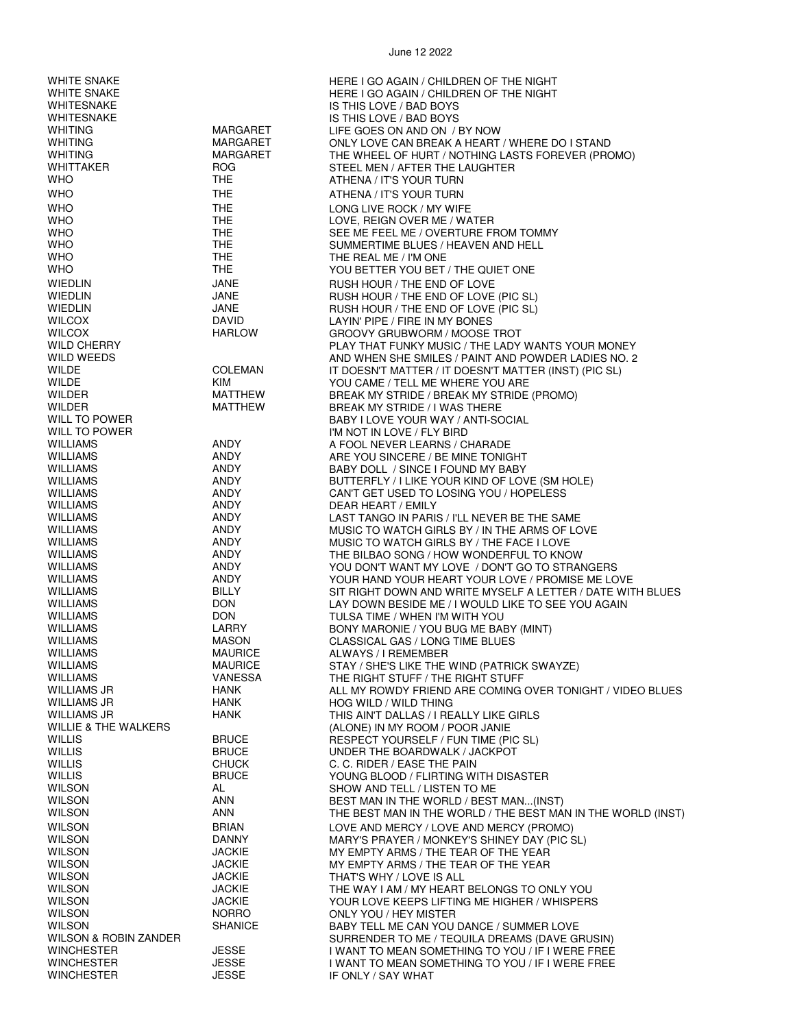| | | |
|---|---|---|
| WHITE SNAKE | | HERE I GO AGAIN / CHILDREN OF THE NIGHT |
| WHITE SNAKE | | HERE I GO AGAIN / CHILDREN OF THE NIGHT |
| WHITESNAKE | | IS THIS LOVE / BAD BOYS |
| WHITESNAKE | | IS THIS LOVE / BAD BOYS |
| WHITING | MARGARET | LIFE GOES ON AND ON / BY NOW |
| WHITING | MARGARET | ONLY LOVE CAN BREAK A HEART / WHERE DO I STAND |
| WHITING | MARGARET | THE WHEEL OF HURT / NOTHING LASTS FOREVER (PROMO) |
| WHITTAKER | ROG | STEEL MEN / AFTER THE LAUGHTER |
| WHO | THE | ATHENA / IT'S YOUR TURN |
| WHO | THE | ATHENA / IT'S YOUR TURN |
| WHO | THE | LONG LIVE ROCK / MY WIFE |
| WHO | THE | LOVE, REIGN OVER ME / WATER |
| WHO | THE | SEE ME FEEL ME / OVERTURE FROM TOMMY |
| WHO | THE | SUMMERTIME BLUES / HEAVEN AND HELL |
| WHO | THE | THE REAL ME / I'M ONE |
| WHO | THE | YOU BETTER YOU BET / THE QUIET ONE |
| WIEDLIN | JANE | RUSH HOUR / THE END OF LOVE |
| WIEDLIN | JANE | RUSH HOUR / THE END OF LOVE (PIC SL) |
| WIEDLIN | JANE | RUSH HOUR / THE END OF LOVE (PIC SL) |
| WILCOX | DAVID | LAYIN' PIPE / FIRE IN MY BONES |
| WILCOX | HARLOW | GROOVY GRUBWORM / MOOSE TROT |
| WILD CHERRY | | PLAY THAT FUNKY MUSIC / THE LADY WANTS YOUR MONEY |
| WILD WEEDS | | AND WHEN SHE SMILES / PAINT AND POWDER LADIES NO. 2 |
| WILDE | COLEMAN | IT DOESN'T MATTER / IT DOESN'T MATTER (INST) (PIC SL) |
| WILDE | KIM | YOU CAME / TELL ME WHERE YOU ARE |
| WILDER | MATTHEW | BREAK MY STRIDE / BREAK MY STRIDE (PROMO) |
| WILDER | MATTHEW | BREAK MY STRIDE / I WAS THERE |
| WILL TO POWER | | BABY I LOVE YOUR WAY / ANTI-SOCIAL |
| WILL TO POWER | | I'M NOT IN LOVE / FLY BIRD |
| WILLIAMS | ANDY | A FOOL NEVER LEARNS / CHARADE |
| WILLIAMS | ANDY | ARE YOU SINCERE / BE MINE TONIGHT |
| WILLIAMS | ANDY | BABY DOLL / SINCE I FOUND MY BABY |
| WILLIAMS | ANDY | BUTTERFLY / I LIKE YOUR KIND OF LOVE (SM HOLE) |
| WILLIAMS | ANDY | CAN'T GET USED TO LOSING YOU / HOPELESS |
| WILLIAMS | ANDY | DEAR HEART / EMILY |
| WILLIAMS | ANDY | LAST TANGO IN PARIS / I'LL NEVER BE THE SAME |
| WILLIAMS | ANDY | MUSIC TO WATCH GIRLS BY / IN THE ARMS OF LOVE |
| WILLIAMS | ANDY | MUSIC TO WATCH GIRLS BY / THE FACE I LOVE |
| WILLIAMS | ANDY | THE BILBAO SONG / HOW WONDERFUL TO KNOW |
| WILLIAMS | ANDY | YOU DON'T WANT MY LOVE / DON'T GO TO STRANGERS |
| WILLIAMS | ANDY | YOUR HAND YOUR HEART YOUR LOVE / PROMISE ME LOVE |
| WILLIAMS | BILLY | SIT RIGHT DOWN AND WRITE MYSELF A LETTER / DATE WITH BLUES |
| WILLIAMS | DON | LAY DOWN BESIDE ME / I WOULD LIKE TO SEE YOU AGAIN |
| WILLIAMS | DON | TULSA TIME / WHEN I'M WITH YOU |
| WILLIAMS | LARRY | BONY MARONIE / YOU BUG ME BABY (MINT) |
| WILLIAMS | MASON | CLASSICAL GAS / LONG TIME BLUES |
| WILLIAMS | MAURICE | ALWAYS / I REMEMBER |
| WILLIAMS | MAURICE | STAY / SHE'S LIKE THE WIND (PATRICK SWAYZE) |
| WILLIAMS | VANESSA | THE RIGHT STUFF / THE RIGHT STUFF |
| WILLIAMS JR | HANK | ALL MY ROWDY FRIEND ARE COMING OVER TONIGHT / VIDEO BLUES |
| WILLIAMS JR | HANK | HOG WILD / WILD THING |
| WILLIAMS JR | HANK | THIS AIN'T DALLAS / I REALLY LIKE GIRLS |
| WILLIE & THE WALKERS | | (ALONE) IN MY ROOM / POOR JANIE |
| WILLIS | BRUCE | RESPECT YOURSELF / FUN TIME (PIC SL) |
| WILLIS | BRUCE | UNDER THE BOARDWALK / JACKPOT |
| WILLIS | CHUCK | C. C. RIDER / EASE THE PAIN |
| WILLIS | BRUCE | YOUNG BLOOD / FLIRTING WITH DISASTER |
| WILSON | AL | SHOW AND TELL / LISTEN TO ME |
| WILSON | ANN | BEST MAN IN THE WORLD / BEST MAN...(INST) |
| WILSON | ANN | THE BEST MAN IN THE WORLD / THE BEST MAN IN THE WORLD (INST) |
| WILSON | BRIAN | LOVE AND MERCY / LOVE AND MERCY (PROMO) |
| WILSON | DANNY | MARY'S PRAYER / MONKEY'S SHINEY DAY (PIC SL) |
| WILSON | JACKIE | MY EMPTY ARMS / THE TEAR OF THE YEAR |
| WILSON | JACKIE | MY EMPTY ARMS / THE TEAR OF THE YEAR |
| WILSON | JACKIE | THAT'S WHY / LOVE IS ALL |
| WILSON | JACKIE | THE WAY I AM / MY HEART BELONGS TO ONLY YOU |
| WILSON | JACKIE | YOUR LOVE KEEPS LIFTING ME HIGHER / WHISPERS |
| WILSON | NORRO | ONLY YOU / HEY MISTER |
| WILSON | SHANICE | BABY TELL ME CAN YOU DANCE / SUMMER LOVE |
| WILSON & ROBIN ZANDER | | SURRENDER TO ME / TEQUILA DREAMS (DAVE GRUSIN) |
| WINCHESTER | JESSE | I WANT TO MEAN SOMETHING TO YOU / IF I WERE FREE |
| WINCHESTER | JESSE | I WANT TO MEAN SOMETHING TO YOU / IF I WERE FREE |
| WINCHESTER | JESSE | IF ONLY / SAY WHAT |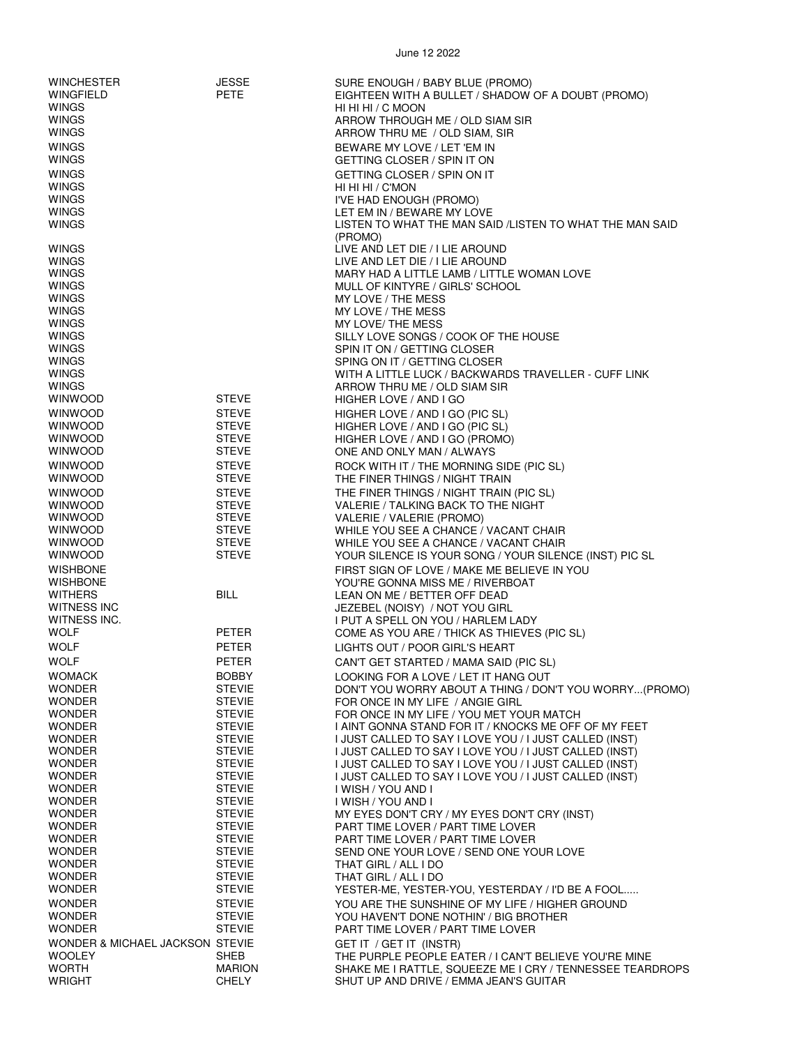| | | |
|---|---|---|
| WINCHESTER | JESSE | SURE ENOUGH / BABY BLUE (PROMO) |
| WINGFIELD | PETE | EIGHTEEN WITH A BULLET / SHADOW OF A DOUBT (PROMO) |
| WINGS | | HI HI HI / C MOON |
| WINGS | | ARROW THROUGH ME / OLD SIAM SIR |
| WINGS | | ARROW THRU ME / OLD SIAM, SIR |
| WINGS | | BEWARE MY LOVE / LET 'EM IN |
| WINGS | | GETTING CLOSER / SPIN IT ON |
| WINGS | | GETTING CLOSER / SPIN ON IT |
| WINGS | | HI HI HI / C'MON |
| WINGS | | I'VE HAD ENOUGH (PROMO) |
| WINGS | | LET EM IN / BEWARE MY LOVE |
| WINGS | | LISTEN TO WHAT THE MAN SAID /LISTEN TO WHAT THE MAN SAID (PROMO) |
| WINGS | | LIVE AND LET DIE / I LIE AROUND |
| WINGS | | LIVE AND LET DIE / I LIE AROUND |
| WINGS | | MARY HAD A LITTLE LAMB / LITTLE WOMAN LOVE |
| WINGS | | MULL OF KINTYRE / GIRLS' SCHOOL |
| WINGS | | MY LOVE / THE MESS |
| WINGS | | MY LOVE / THE MESS |
| WINGS | | MY LOVE/ THE MESS |
| WINGS | | SILLY LOVE SONGS / COOK OF THE HOUSE |
| WINGS | | SPIN IT ON / GETTING CLOSER |
| WINGS | | SPING ON IT / GETTING CLOSER |
| WINGS | | WITH A LITTLE LUCK / BACKWARDS TRAVELLER - CUFF LINK |
| WINGS | | ARROW THRU ME / OLD SIAM SIR |
| WINWOOD | STEVE | HIGHER LOVE / AND I GO |
| WINWOOD | STEVE | HIGHER LOVE / AND I GO (PIC SL) |
| WINWOOD | STEVE | HIGHER LOVE / AND I GO (PIC SL) |
| WINWOOD | STEVE | HIGHER LOVE / AND I GO (PROMO) |
| WINWOOD | STEVE | ONE AND ONLY MAN / ALWAYS |
| WINWOOD | STEVE | ROCK WITH IT / THE MORNING SIDE (PIC SL) |
| WINWOOD | STEVE | THE FINER THINGS / NIGHT TRAIN |
| WINWOOD | STEVE | THE FINER THINGS / NIGHT TRAIN (PIC SL) |
| WINWOOD | STEVE | VALERIE / TALKING BACK TO THE NIGHT |
| WINWOOD | STEVE | VALERIE / VALERIE (PROMO) |
| WINWOOD | STEVE | WHILE YOU SEE A CHANCE / VACANT CHAIR |
| WINWOOD | STEVE | WHILE YOU SEE A CHANCE / VACANT CHAIR |
| WINWOOD | STEVE | YOUR SILENCE IS YOUR SONG / YOUR SILENCE (INST) PIC SL |
| WISHBONE | | FIRST SIGN OF LOVE / MAKE ME BELIEVE IN YOU |
| WISHBONE | | YOU'RE GONNA MISS ME / RIVERBOAT |
| WITHERS | BILL | LEAN ON ME / BETTER OFF DEAD |
| WITNESS INC | | JEZEBEL (NOISY) / NOT YOU GIRL |
| WITNESS INC. | | I PUT A SPELL ON YOU / HARLEM LADY |
| WOLF | PETER | COME AS YOU ARE / THICK AS THIEVES (PIC SL) |
| WOLF | PETER | LIGHTS OUT / POOR GIRL'S HEART |
| WOLF | PETER | CAN'T GET STARTED / MAMA SAID (PIC SL) |
| WOMACK | BOBBY | LOOKING FOR A LOVE / LET IT HANG OUT |
| WONDER | STEVIE | DON'T YOU WORRY ABOUT A THING / DON'T YOU WORRY...(PROMO) |
| WONDER | STEVIE | FOR ONCE IN MY LIFE / ANGIE GIRL |
| WONDER | STEVIE | FOR ONCE IN MY LIFE / YOU MET YOUR MATCH |
| WONDER | STEVIE | I AINT GONNA STAND FOR IT / KNOCKS ME OFF OF MY FEET |
| WONDER | STEVIE | I JUST CALLED TO SAY I LOVE YOU / I JUST CALLED (INST) |
| WONDER | STEVIE | I JUST CALLED TO SAY I LOVE YOU / I JUST CALLED (INST) |
| WONDER | STEVIE | I JUST CALLED TO SAY I LOVE YOU / I JUST CALLED (INST) |
| WONDER | STEVIE | I JUST CALLED TO SAY I LOVE YOU / I JUST CALLED (INST) |
| WONDER | STEVIE | I WISH / YOU AND I |
| WONDER | STEVIE | I WISH / YOU AND I |
| WONDER | STEVIE | MY EYES DON'T CRY / MY EYES DON'T CRY (INST) |
| WONDER | STEVIE | PART TIME LOVER / PART TIME LOVER |
| WONDER | STEVIE | PART TIME LOVER / PART TIME LOVER |
| WONDER | STEVIE | SEND ONE YOUR LOVE / SEND ONE YOUR LOVE |
| WONDER | STEVIE | THAT GIRL / ALL I DO |
| WONDER | STEVIE | THAT GIRL / ALL I DO |
| WONDER | STEVIE | YESTER-ME, YESTER-YOU, YESTERDAY / I'D BE A FOOL..... |
| WONDER | STEVIE | YOU ARE THE SUNSHINE OF MY LIFE / HIGHER GROUND |
| WONDER | STEVIE | YOU HAVEN'T DONE NOTHIN' / BIG BROTHER |
| WONDER | STEVIE | PART TIME LOVER / PART TIME LOVER |
| WONDER & MICHAEL JACKSON | STEVIE | GET IT / GET IT (INSTR) |
| WOOLEY | SHEB | THE PURPLE PEOPLE EATER / I CAN'T BELIEVE YOU'RE MINE |
| WORTH | MARION | SHAKE ME I RATTLE, SQUEEZE ME I CRY / TENNESSEE TEARDROPS |
| WRIGHT | CHELY | SHUT UP AND DRIVE / EMMA JEAN'S GUITAR |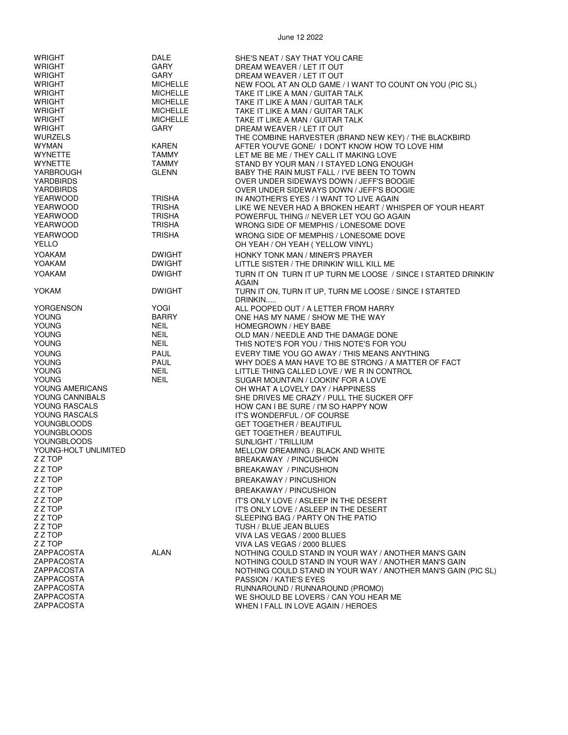| | | |
|---|---|---|
| WRIGHT | DALE | SHE'S NEAT / SAY THAT YOU CARE |
| WRIGHT | GARY | DREAM WEAVER / LET IT OUT |
| WRIGHT | GARY | DREAM WEAVER / LET IT OUT |
| WRIGHT | MICHELLE | NEW FOOL AT AN OLD GAME / I WANT TO COUNT ON YOU (PIC SL) |
| WRIGHT | MICHELLE | TAKE IT LIKE A MAN / GUITAR TALK |
| WRIGHT | MICHELLE | TAKE IT LIKE A MAN / GUITAR TALK |
| WRIGHT | MICHELLE | TAKE IT LIKE A MAN / GUITAR TALK |
| WRIGHT | MICHELLE | TAKE IT LIKE A MAN / GUITAR TALK |
| WRIGHT | GARY | DREAM WEAVER / LET IT OUT |
| WURZELS | | THE COMBINE HARVESTER (BRAND NEW KEY) / THE BLACKBIRD |
| WYMAN | KAREN | AFTER YOU'VE GONE/ I DON'T KNOW HOW TO LOVE HIM |
| WYNETTE | TAMMY | LET ME BE ME / THEY CALL IT MAKING LOVE |
| WYNETTE | TAMMY | STAND BY YOUR MAN / I STAYED LONG ENOUGH |
| YARBROUGH | GLENN | BABY THE RAIN MUST FALL / I'VE BEEN TO TOWN |
| YARDBIRDS | | OVER UNDER SIDEWAYS DOWN / JEFF'S BOOGIE |
| YARDBIRDS | | OVER UNDER SIDEWAYS DOWN / JEFF'S BOOGIE |
| YEARWOOD | TRISHA | IN ANOTHER'S EYES / I WANT TO LIVE AGAIN |
| YEARWOOD | TRISHA | LIKE WE NEVER HAD A BROKEN HEART / WHISPER OF YOUR HEART |
| YEARWOOD | TRISHA | POWERFUL THING // NEVER LET YOU GO AGAIN |
| YEARWOOD | TRISHA | WRONG SIDE OF MEMPHIS / LONESOME DOVE |
| YEARWOOD | TRISHA | WRONG SIDE OF MEMPHIS / LONESOME DOVE |
| YELLO | | OH YEAH / OH YEAH ( YELLOW VINYL) |
| YOAKAM | DWIGHT | HONKY TONK MAN / MINER'S PRAYER |
| YOAKAM | DWIGHT | LITTLE SISTER / THE DRINKIN' WILL KILL ME |
| YOAKAM | DWIGHT | TURN IT ON TURN IT UP TURN ME LOOSE / SINCE I STARTED DRINKIN' AGAIN |
| YOKAM | DWIGHT | TURN IT ON, TURN IT UP, TURN ME LOOSE / SINCE I STARTED DRINKIN..... |
| YORGENSON | YOGI | ALL POOPED OUT / A LETTER FROM HARRY |
| YOUNG | BARRY | ONE HAS MY NAME / SHOW ME THE WAY |
| YOUNG | NEIL | HOMEGROWN / HEY BABE |
| YOUNG | NEIL | OLD MAN / NEEDLE AND THE DAMAGE DONE |
| YOUNG | NEIL | THIS NOTE'S FOR YOU / THIS NOTE'S FOR YOU |
| YOUNG | PAUL | EVERY TIME YOU GO AWAY / THIS MEANS ANYTHING |
| YOUNG | PAUL | WHY DOES A MAN HAVE TO BE STRONG / A MATTER OF FACT |
| YOUNG | NEIL | LITTLE THING CALLED LOVE / WE R IN CONTROL |
| YOUNG | NEIL | SUGAR MOUNTAIN / LOOKIN' FOR A LOVE |
| YOUNG AMERICANS | | OH WHAT A LOVELY DAY / HAPPINESS |
| YOUNG CANNIBALS | | SHE DRIVES ME CRAZY / PULL THE SUCKER OFF |
| YOUNG RASCALS | | HOW CAN I BE SURE / I'M SO HAPPY NOW |
| YOUNG RASCALS | | IT'S WONDERFUL / OF COURSE |
| YOUNGBLOODS | | GET TOGETHER / BEAUTIFUL |
| YOUNGBLOODS | | GET TOGETHER / BEAUTIFUL |
| YOUNGBLOODS | | SUNLIGHT / TRILLIUM |
| YOUNG-HOLT UNLIMITED | | MELLOW DREAMING / BLACK AND WHITE |
| Z Z TOP | | BREAKAWAY / PINCUSHION |
| Z Z TOP | | BREAKAWAY / PINCUSHION |
| Z Z TOP | | BREAKAWAY / PINCUSHION |
| Z Z TOP | | BREAKAWAY / PINCUSHION |
| Z Z TOP | | IT'S ONLY LOVE / ASLEEP IN THE DESERT |
| Z Z TOP | | IT'S ONLY LOVE / ASLEEP IN THE DESERT |
| Z Z TOP | | SLEEPING BAG / PARTY ON THE PATIO |
| Z Z TOP | | TUSH / BLUE JEAN BLUES |
| Z Z TOP | | VIVA LAS VEGAS / 2000 BLUES |
| Z Z TOP | | VIVA LAS VEGAS / 2000 BLUES |
| ZAPPACOSTA | ALAN | NOTHING COULD STAND IN YOUR WAY / ANOTHER MAN'S GAIN |
| ZAPPACOSTA | | NOTHING COULD STAND IN YOUR WAY / ANOTHER MAN'S GAIN |
| ZAPPACOSTA | | NOTHING COULD STAND IN YOUR WAY / ANOTHER MAN'S GAIN (PIC SL) |
| ZAPPACOSTA | | PASSION / KATIE'S EYES |
| ZAPPACOSTA | | RUNNAROUND / RUNNAROUND (PROMO) |
| ZAPPACOSTA | | WE SHOULD BE LOVERS / CAN YOU HEAR ME |
| ZAPPACOSTA | | WHEN I FALL IN LOVE AGAIN / HEROES |